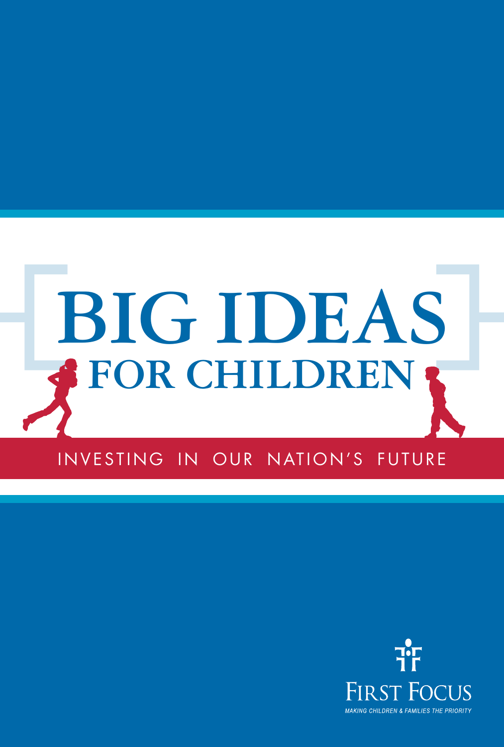# BIG IDEAS FOR CHILDREN

## INVESTING IN OUR NATION'S FUTURE

FIRST FOCUS

MAKING CHILDREN & FAMILIES THE PRIORITY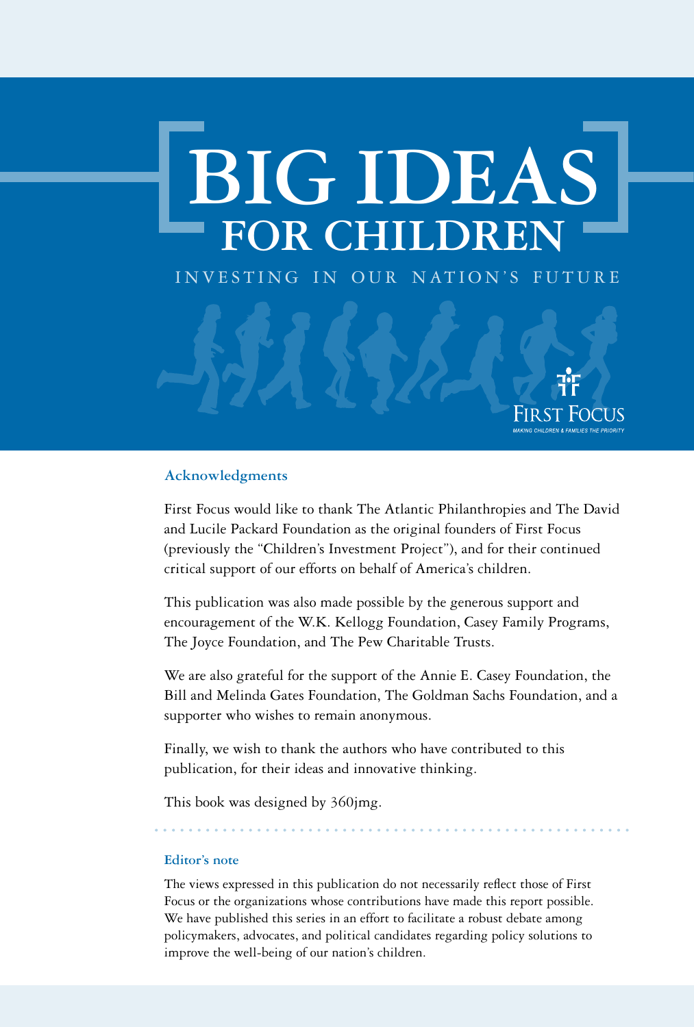# BIG IDEAS FOR CHILDREN

INVESTING IN OUR NATION'S FUTURE

FIRST FOCUS

MAKING CHILDREN & FAMILIES THE PRIORITY

### Acknowledgments

First Focus would like to thank The Atlantic Philanthropies and The David and Lucile Packard Foundation as the original founders of First Focus (previously the "Children's Investment Project"), and for their continued critical support of our efforts on behalf of America's children.

This publication was also made possible by the generous support and encouragement of the W.K. Kellogg Foundation, Casey Family Programs, The Joyce Foundation, and The Pew Charitable Trusts.

We are also grateful for the support of the Annie E. Casey Foundation, the Bill and Melinda Gates Foundation, The Goldman Sachs Foundation, and a supporter who wishes to remain anonymous.

Finally, we wish to thank the authors who have contributed to this publication, for their ideas and innovative thinking.

This book was designed by 360jmg.

### Editor's note

The views expressed in this publication do not necessarily reflect those of First Focus or the organizations whose contributions have made this report possible. We have published this series in an effort to facilitate a robust debate among policymakers, advocates, and political candidates regarding policy solutions to improve the well-being of our nation's children.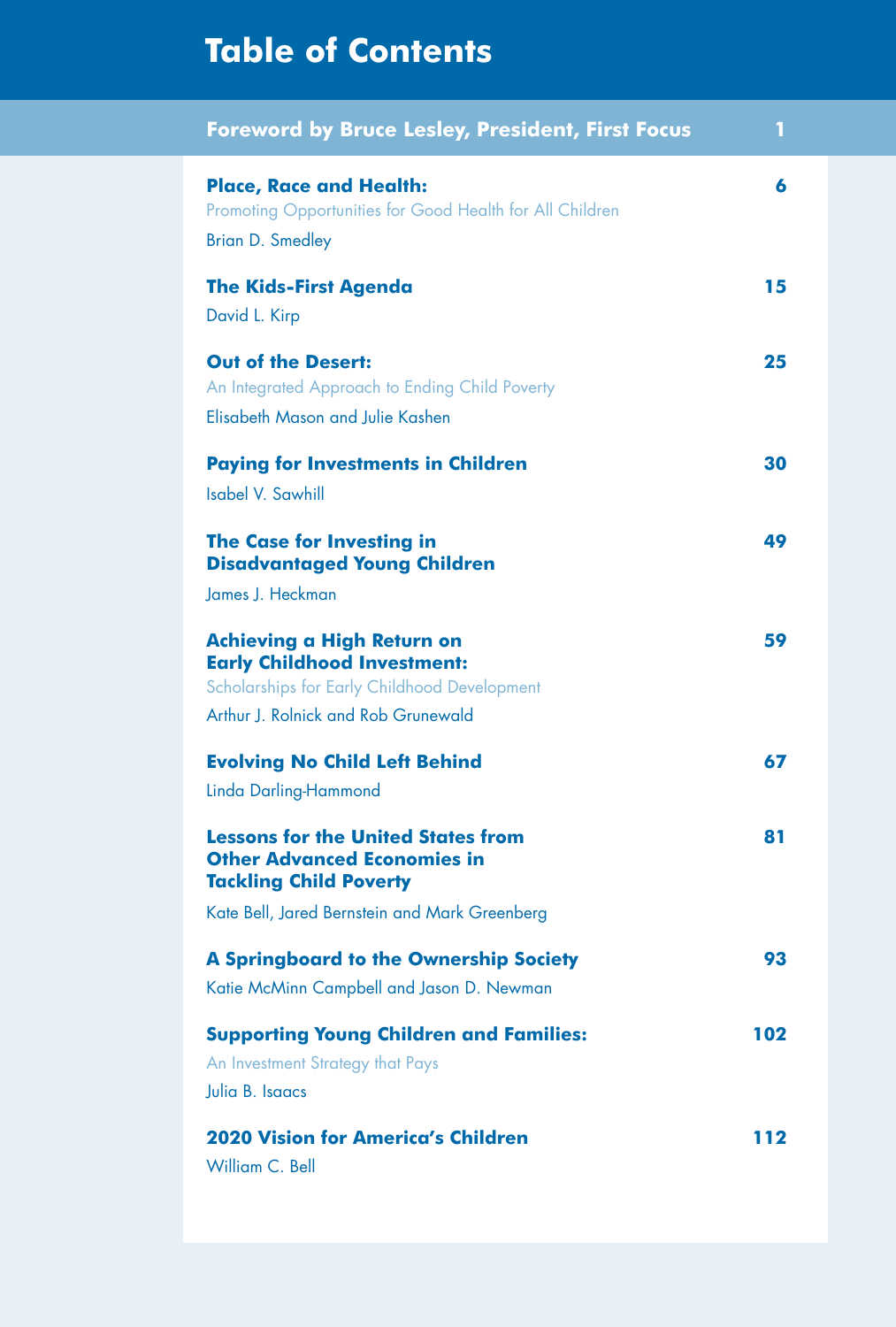# Table of Contents

| | |
|---|---|
| **Foreword by Bruce Lesley, President, First Focus** | **1** |
| **Place, Race and Health:** Promoting Opportunities for Good Health for All Children<br>Brian D. Smedley | **6** |
| **The Kids-First Agenda**<br>David L. Kirp | **15** |
| **Out of the Desert:** An Integrated Approach to Ending Child Poverty<br>Elisabeth Mason and Julie Kashen | **25** |
| **Paying for Investments in Children**<br>Isabel V. Sawhill | **30** |
| **The Case for Investing in Disadvantaged Young Children**<br>James J. Heckman | **49** |
| **Achieving a High Return on Early Childhood Investment:** Scholarships for Early Childhood Development<br>Arthur J. Rolnick and Rob Grunewald | **59** |
| **Evolving No Child Left Behind**<br>Linda Darling-Hammond | **67** |
| **Lessons for the United States from Other Advanced Economies in Tackling Child Poverty**<br>Kate Bell, Jared Bernstein and Mark Greenberg | **81** |
| **A Springboard to the Ownership Society**<br>Katie McMinn Campbell and Jason D. Newman | **93** |
| **Supporting Young Children and Families:** An Investment Strategy that Pays<br>Julia B. Isaacs | **102** |
| **2020 Vision for America's Children**<br>William C. Bell | **112** |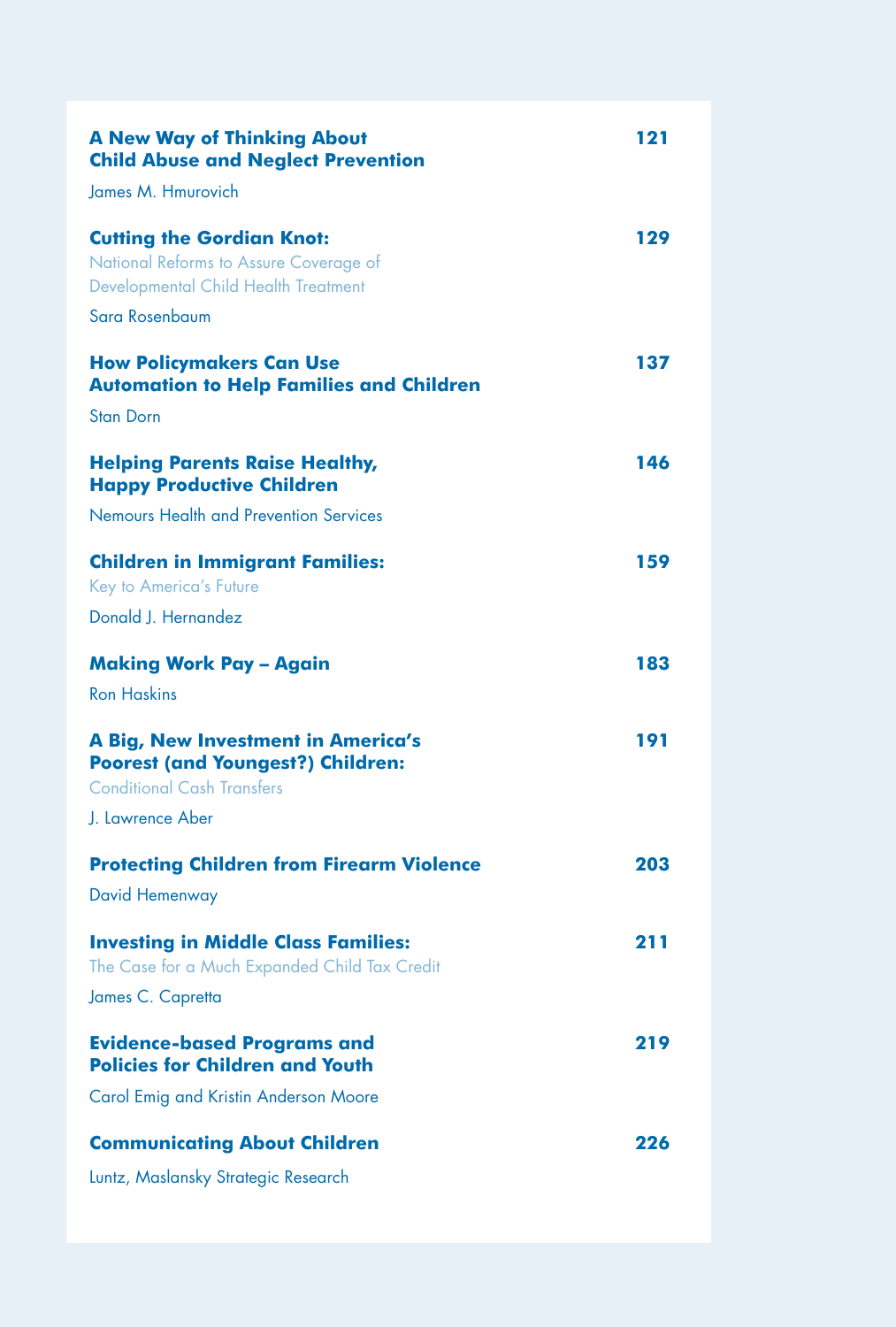**A New Way of Thinking About Child Abuse and Neglect Prevention** 121

James M. Hmurovich

**Cutting the Gordian Knot:** 129
National Reforms to Assure Coverage of Developmental Child Health Treatment

Sara Rosenbaum

**How Policymakers Can Use Automation to Help Families and Children** 137

Stan Dorn

**Helping Parents Raise Healthy, Happy Productive Children** 146

Nemours Health and Prevention Services

**Children in Immigrant Families:** 159
Key to America's Future

Donald J. Hernandez

**Making Work Pay – Again** 183

Ron Haskins

**A Big, New Investment in America's Poorest (and Youngest?) Children:** 191
Conditional Cash Transfers

J. Lawrence Aber

**Protecting Children from Firearm Violence** 203

David Hemenway

**Investing in Middle Class Families:** 211
The Case for a Much Expanded Child Tax Credit

James C. Capretta

**Evidence-based Programs and Policies for Children and Youth** 219

Carol Emig and Kristin Anderson Moore

**Communicating About Children** 226

Luntz, Maslansky Strategic Research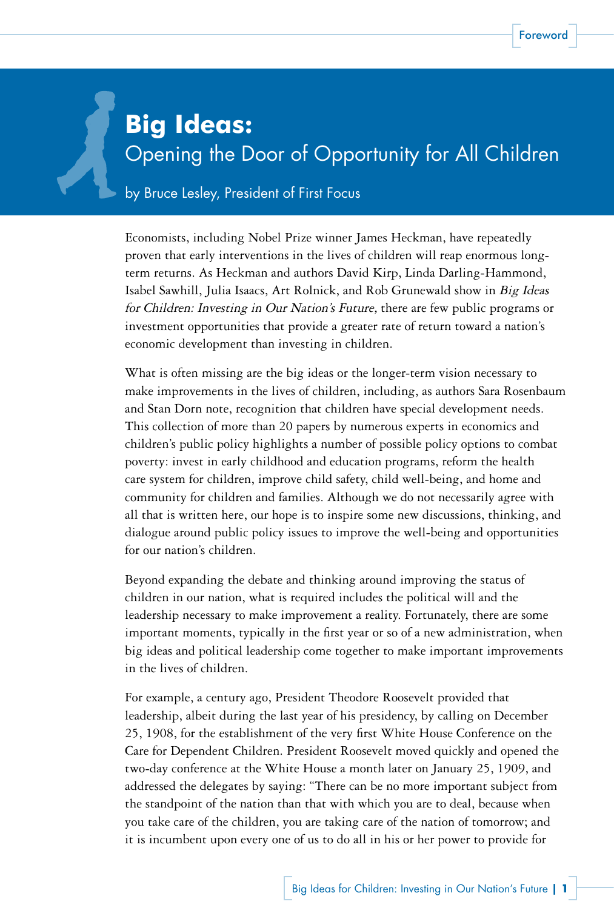# Big Ideas:

## Opening the Door of Opportunity for All Children

by Bruce Lesley, President of First Focus

Economists, including Nobel Prize winner James Heckman, have repeatedly proven that early interventions in the lives of children will reap enormous long-term returns. As Heckman and authors David Kirp, Linda Darling-Hammond, Isabel Sawhill, Julia Isaacs, Art Rolnick, and Rob Grunewald show in *Big Ideas for Children: Investing in Our Nation's Future,* there are few public programs or investment opportunities that provide a greater rate of return toward a nation's economic development than investing in children.

What is often missing are the big ideas or the longer-term vision necessary to make improvements in the lives of children, including, as authors Sara Rosenbaum and Stan Dorn note, recognition that children have special development needs. This collection of more than 20 papers by numerous experts in economics and children's public policy highlights a number of possible policy options to combat poverty: invest in early childhood and education programs, reform the health care system for children, improve child safety, child well-being, and home and community for children and families. Although we do not necessarily agree with all that is written here, our hope is to inspire some new discussions, thinking, and dialogue around public policy issues to improve the well-being and opportunities for our nation's children.

Beyond expanding the debate and thinking around improving the status of children in our nation, what is required includes the political will and the leadership necessary to make improvement a reality. Fortunately, there are some important moments, typically in the first year or so of a new administration, when big ideas and political leadership come together to make important improvements in the lives of children.

For example, a century ago, President Theodore Roosevelt provided that leadership, albeit during the last year of his presidency, by calling on December 25, 1908, for the establishment of the very first White House Conference on the Care for Dependent Children. President Roosevelt moved quickly and opened the two-day conference at the White House a month later on January 25, 1909, and addressed the delegates by saying: "There can be no more important subject from the standpoint of the nation than that with which you are to deal, because when you take care of the children, you are taking care of the nation of tomorrow; and it is incumbent upon every one of us to do all in his or her power to provide for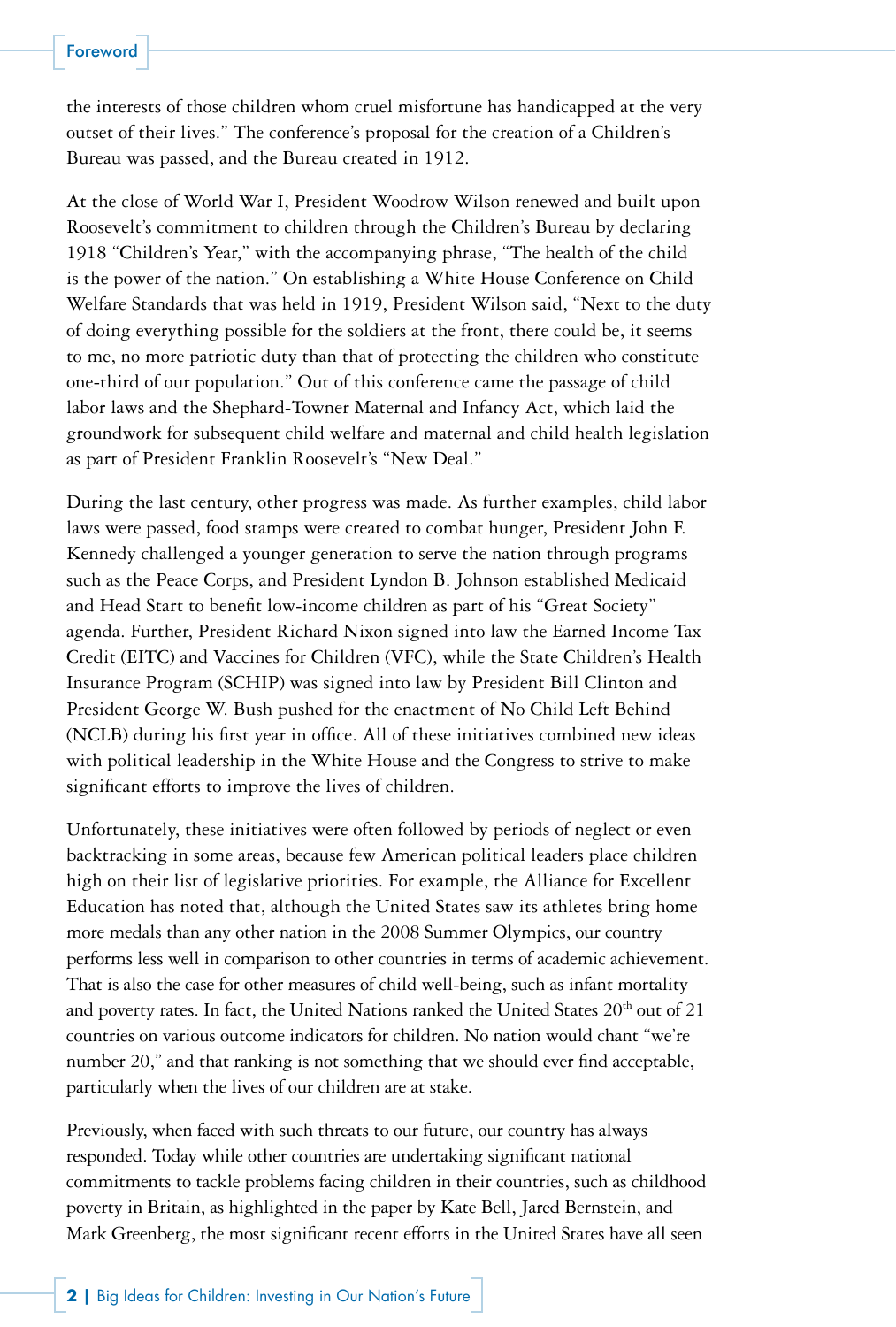the interests of those children whom cruel misfortune has handicapped at the very outset of their lives." The conference's proposal for the creation of a Children's Bureau was passed, and the Bureau created in 1912.

At the close of World War I, President Woodrow Wilson renewed and built upon Roosevelt's commitment to children through the Children's Bureau by declaring 1918 "Children's Year," with the accompanying phrase, "The health of the child is the power of the nation." On establishing a White House Conference on Child Welfare Standards that was held in 1919, President Wilson said, "Next to the duty of doing everything possible for the soldiers at the front, there could be, it seems to me, no more patriotic duty than that of protecting the children who constitute one-third of our population." Out of this conference came the passage of child labor laws and the Shephard-Towner Maternal and Infancy Act, which laid the groundwork for subsequent child welfare and maternal and child health legislation as part of President Franklin Roosevelt's "New Deal."

During the last century, other progress was made. As further examples, child labor laws were passed, food stamps were created to combat hunger, President John F. Kennedy challenged a younger generation to serve the nation through programs such as the Peace Corps, and President Lyndon B. Johnson established Medicaid and Head Start to benefit low-income children as part of his "Great Society" agenda. Further, President Richard Nixon signed into law the Earned Income Tax Credit (EITC) and Vaccines for Children (VFC), while the State Children's Health Insurance Program (SCHIP) was signed into law by President Bill Clinton and President George W. Bush pushed for the enactment of No Child Left Behind (NCLB) during his first year in office. All of these initiatives combined new ideas with political leadership in the White House and the Congress to strive to make significant efforts to improve the lives of children.

Unfortunately, these initiatives were often followed by periods of neglect or even backtracking in some areas, because few American political leaders place children high on their list of legislative priorities. For example, the Alliance for Excellent Education has noted that, although the United States saw its athletes bring home more medals than any other nation in the 2008 Summer Olympics, our country performs less well in comparison to other countries in terms of academic achievement. That is also the case for other measures of child well-being, such as infant mortality and poverty rates. In fact, the United Nations ranked the United States 20th out of 21 countries on various outcome indicators for children. No nation would chant "we're number 20," and that ranking is not something that we should ever find acceptable, particularly when the lives of our children are at stake.

Previously, when faced with such threats to our future, our country has always responded. Today while other countries are undertaking significant national commitments to tackle problems facing children in their countries, such as childhood poverty in Britain, as highlighted in the paper by Kate Bell, Jared Bernstein, and Mark Greenberg, the most significant recent efforts in the United States have all seen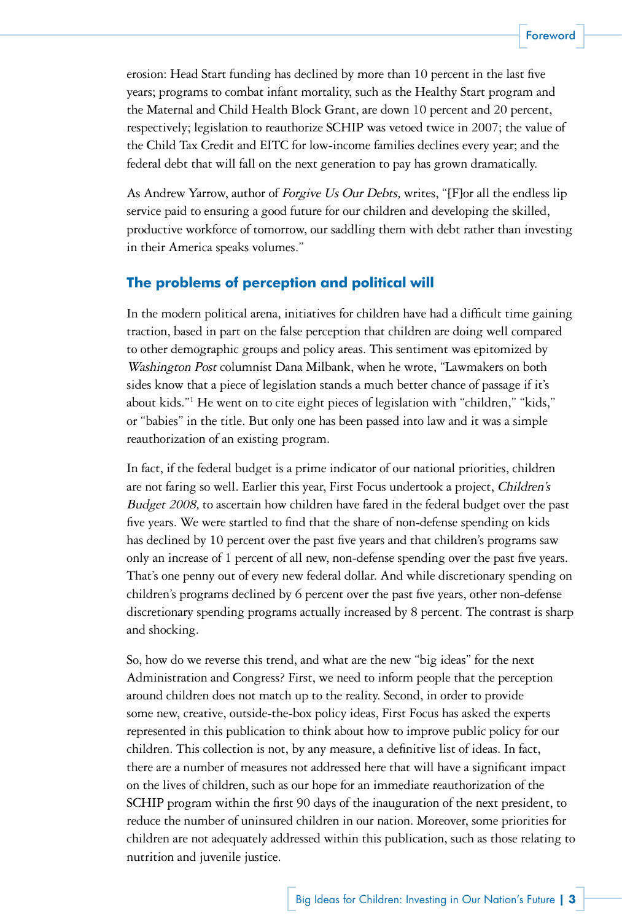erosion: Head Start funding has declined by more than 10 percent in the last five years; programs to combat infant mortality, such as the Healthy Start program and the Maternal and Child Health Block Grant, are down 10 percent and 20 percent, respectively; legislation to reauthorize SCHIP was vetoed twice in 2007; the value of the Child Tax Credit and EITC for low-income families declines every year; and the federal debt that will fall on the next generation to pay has grown dramatically.

As Andrew Yarrow, author of *Forgive Us Our Debts,* writes, "[F]or all the endless lip service paid to ensuring a good future for our children and developing the skilled, productive workforce of tomorrow, our saddling them with debt rather than investing in their America speaks volumes."

## The problems of perception and political will

In the modern political arena, initiatives for children have had a difficult time gaining traction, based in part on the false perception that children are doing well compared to other demographic groups and policy areas. This sentiment was epitomized by *Washington Post* columnist Dana Milbank, when he wrote, "Lawmakers on both sides know that a piece of legislation stands a much better chance of passage if it's about kids."[1] He went on to cite eight pieces of legislation with "children," "kids," or "babies" in the title. But only one has been passed into law and it was a simple reauthorization of an existing program.

In fact, if the federal budget is a prime indicator of our national priorities, children are not faring so well. Earlier this year, First Focus undertook a project, *Children's Budget 2008,* to ascertain how children have fared in the federal budget over the past five years. We were startled to find that the share of non-defense spending on kids has declined by 10 percent over the past five years and that children's programs saw only an increase of 1 percent of all new, non-defense spending over the past five years. That's one penny out of every new federal dollar. And while discretionary spending on children's programs declined by 6 percent over the past five years, other non-defense discretionary spending programs actually increased by 8 percent. The contrast is sharp and shocking.

So, how do we reverse this trend, and what are the new "big ideas" for the next Administration and Congress? First, we need to inform people that the perception around children does not match up to the reality. Second, in order to provide some new, creative, outside-the-box policy ideas, First Focus has asked the experts represented in this publication to think about how to improve public policy for our children. This collection is not, by any measure, a definitive list of ideas. In fact, there are a number of measures not addressed here that will have a significant impact on the lives of children, such as our hope for an immediate reauthorization of the SCHIP program within the first 90 days of the inauguration of the next president, to reduce the number of uninsured children in our nation. Moreover, some priorities for children are not adequately addressed within this publication, such as those relating to nutrition and juvenile justice.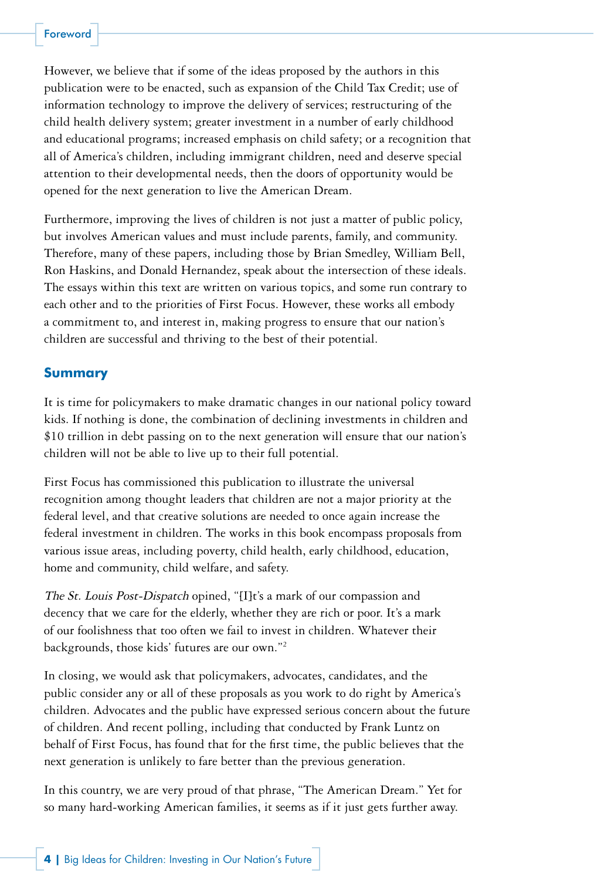However, we believe that if some of the ideas proposed by the authors in this publication were to be enacted, such as expansion of the Child Tax Credit; use of information technology to improve the delivery of services; restructuring of the child health delivery system; greater investment in a number of early childhood and educational programs; increased emphasis on child safety; or a recognition that all of America's children, including immigrant children, need and deserve special attention to their developmental needs, then the doors of opportunity would be opened for the next generation to live the American Dream.

Furthermore, improving the lives of children is not just a matter of public policy, but involves American values and must include parents, family, and community. Therefore, many of these papers, including those by Brian Smedley, William Bell, Ron Haskins, and Donald Hernandez, speak about the intersection of these ideals. The essays within this text are written on various topics, and some run contrary to each other and to the priorities of First Focus. However, these works all embody a commitment to, and interest in, making progress to ensure that our nation's children are successful and thriving to the best of their potential.

## Summary

It is time for policymakers to make dramatic changes in our national policy toward kids. If nothing is done, the combination of declining investments in children and $10 trillion in debt passing on to the next generation will ensure that our nation's children will not be able to live up to their full potential.

First Focus has commissioned this publication to illustrate the universal recognition among thought leaders that children are not a major priority at the federal level, and that creative solutions are needed to once again increase the federal investment in children. The works in this book encompass proposals from various issue areas, including poverty, child health, early childhood, education, home and community, child welfare, and safety.

*The St. Louis Post-Dispatch* opined, "[I]t's a mark of our compassion and decency that we care for the elderly, whether they are rich or poor. It's a mark of our foolishness that too often we fail to invest in children. Whatever their backgrounds, those kids' futures are our own."[2]

In closing, we would ask that policymakers, advocates, candidates, and the public consider any or all of these proposals as you work to do right by America's children. Advocates and the public have expressed serious concern about the future of children. And recent polling, including that conducted by Frank Luntz on behalf of First Focus, has found that for the first time, the public believes that the next generation is unlikely to fare better than the previous generation.

In this country, we are very proud of that phrase, "The American Dream." Yet for so many hard-working American families, it seems as if it just gets further away.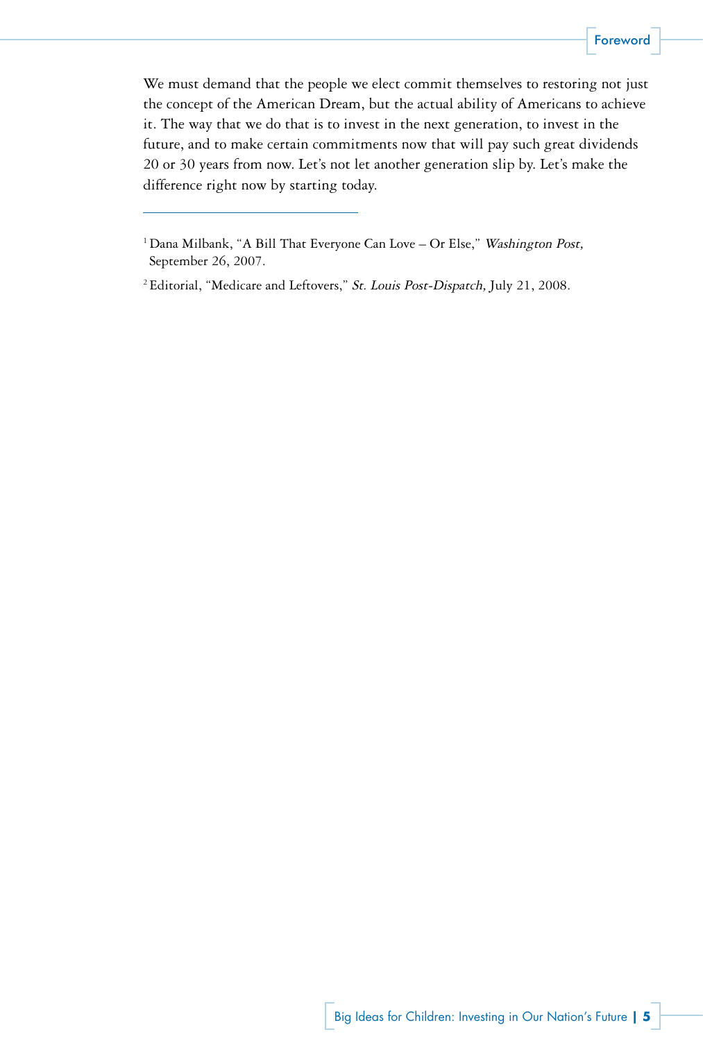We must demand that the people we elect commit themselves to restoring not just the concept of the American Dream, but the actual ability of Americans to achieve it. The way that we do that is to invest in the next generation, to invest in the future, and to make certain commitments now that will pay such great dividends 20 or 30 years from now. Let's not let another generation slip by. Let's make the difference right now by starting today.

---

[1] Dana Milbank, "A Bill That Everyone Can Love – Or Else," *Washington Post,* September 26, 2007.

[2] Editorial, "Medicare and Leftovers," *St. Louis Post-Dispatch,* July 21, 2008.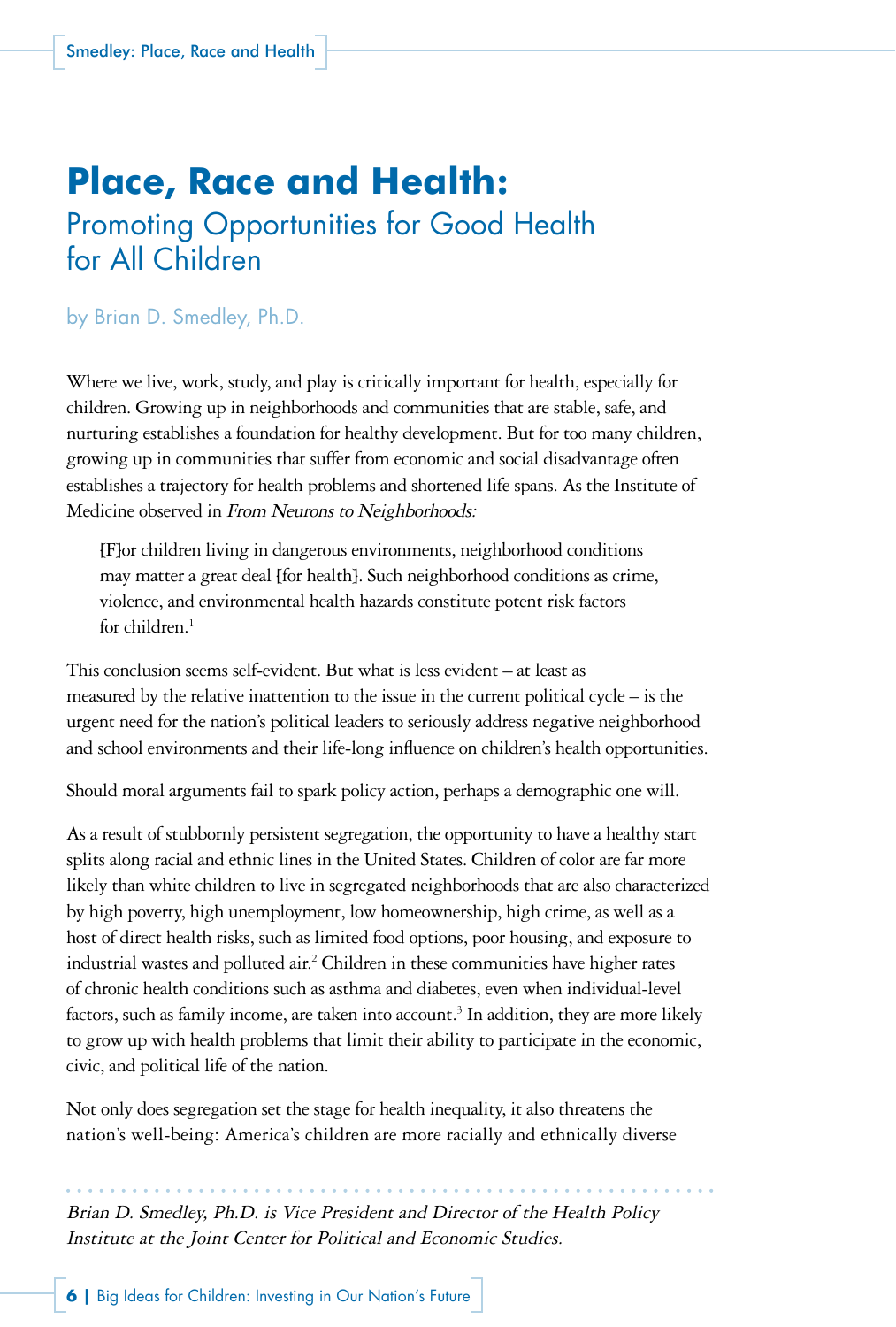# Place, Race and Health:

## Promoting Opportunities for Good Health for All Children

by Brian D. Smedley, Ph.D.

Where we live, work, study, and play is critically important for health, especially for children. Growing up in neighborhoods and communities that are stable, safe, and nurturing establishes a foundation for healthy development. But for too many children, growing up in communities that suffer from economic and social disadvantage often establishes a trajectory for health problems and shortened life spans. As the Institute of Medicine observed in *From Neurons to Neighborhoods:*

> [F]or children living in dangerous environments, neighborhood conditions may matter a great deal [for health]. Such neighborhood conditions as crime, violence, and environmental health hazards constitute potent risk factors for children.[1]

This conclusion seems self-evident. But what is less evident – at least as measured by the relative inattention to the issue in the current political cycle – is the urgent need for the nation's political leaders to seriously address negative neighborhood and school environments and their life-long influence on children's health opportunities.

Should moral arguments fail to spark policy action, perhaps a demographic one will.

As a result of stubbornly persistent segregation, the opportunity to have a healthy start splits along racial and ethnic lines in the United States. Children of color are far more likely than white children to live in segregated neighborhoods that are also characterized by high poverty, high unemployment, low homeownership, high crime, as well as a host of direct health risks, such as limited food options, poor housing, and exposure to industrial wastes and polluted air.[2] Children in these communities have higher rates of chronic health conditions such as asthma and diabetes, even when individual-level factors, such as family income, are taken into account.[3] In addition, they are more likely to grow up with health problems that limit their ability to participate in the economic, civic, and political life of the nation.

Not only does segregation set the stage for health inequality, it also threatens the nation's well-being: America's children are more racially and ethnically diverse

---

*Brian D. Smedley, Ph.D. is Vice President and Director of the Health Policy Institute at the Joint Center for Political and Economic Studies.*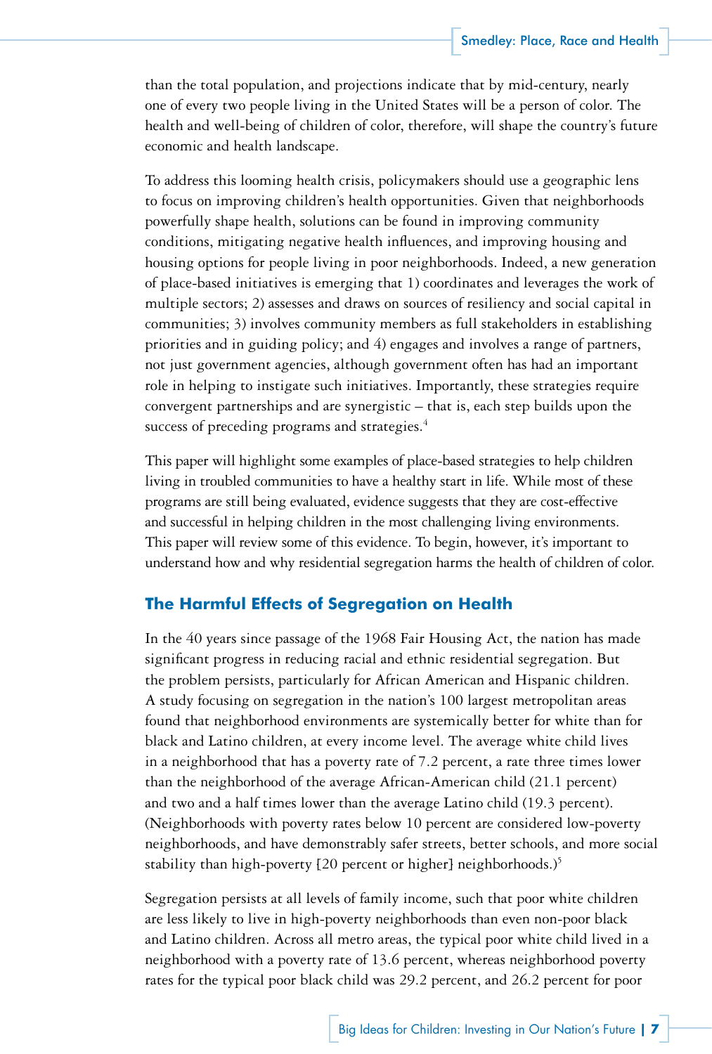than the total population, and projections indicate that by mid-century, nearly one of every two people living in the United States will be a person of color. The health and well-being of children of color, therefore, will shape the country's future economic and health landscape.

To address this looming health crisis, policymakers should use a geographic lens to focus on improving children's health opportunities. Given that neighborhoods powerfully shape health, solutions can be found in improving community conditions, mitigating negative health influences, and improving housing and housing options for people living in poor neighborhoods. Indeed, a new generation of place-based initiatives is emerging that 1) coordinates and leverages the work of multiple sectors; 2) assesses and draws on sources of resiliency and social capital in communities; 3) involves community members as full stakeholders in establishing priorities and in guiding policy; and 4) engages and involves a range of partners, not just government agencies, although government often has had an important role in helping to instigate such initiatives. Importantly, these strategies require convergent partnerships and are synergistic – that is, each step builds upon the success of preceding programs and strategies.[4]

This paper will highlight some examples of place-based strategies to help children living in troubled communities to have a healthy start in life. While most of these programs are still being evaluated, evidence suggests that they are cost-effective and successful in helping children in the most challenging living environments. This paper will review some of this evidence. To begin, however, it's important to understand how and why residential segregation harms the health of children of color.

## The Harmful Effects of Segregation on Health

In the 40 years since passage of the 1968 Fair Housing Act, the nation has made significant progress in reducing racial and ethnic residential segregation. But the problem persists, particularly for African American and Hispanic children. A study focusing on segregation in the nation's 100 largest metropolitan areas found that neighborhood environments are systemically better for white than for black and Latino children, at every income level. The average white child lives in a neighborhood that has a poverty rate of 7.2 percent, a rate three times lower than the neighborhood of the average African-American child (21.1 percent) and two and a half times lower than the average Latino child (19.3 percent). (Neighborhoods with poverty rates below 10 percent are considered low-poverty neighborhoods, and have demonstrably safer streets, better schools, and more social stability than high-poverty [20 percent or higher] neighborhoods.)[5]

Segregation persists at all levels of family income, such that poor white children are less likely to live in high-poverty neighborhoods than even non-poor black and Latino children. Across all metro areas, the typical poor white child lived in a neighborhood with a poverty rate of 13.6 percent, whereas neighborhood poverty rates for the typical poor black child was 29.2 percent, and 26.2 percent for poor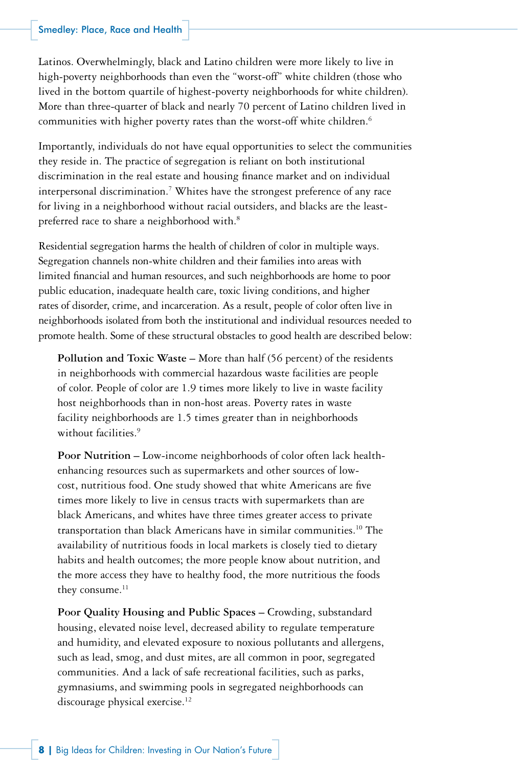Latinos. Overwhelmingly, black and Latino children were more likely to live in high-poverty neighborhoods than even the "worst-off" white children (those who lived in the bottom quartile of highest-poverty neighborhoods for white children). More than three-quarter of black and nearly 70 percent of Latino children lived in communities with higher poverty rates than the worst-off white children.[6]

Importantly, individuals do not have equal opportunities to select the communities they reside in. The practice of segregation is reliant on both institutional discrimination in the real estate and housing finance market and on individual interpersonal discrimination.[7] Whites have the strongest preference of any race for living in a neighborhood without racial outsiders, and blacks are the least-preferred race to share a neighborhood with.[8]

Residential segregation harms the health of children of color in multiple ways. Segregation channels non-white children and their families into areas with limited financial and human resources, and such neighborhoods are home to poor public education, inadequate health care, toxic living conditions, and higher rates of disorder, crime, and incarceration. As a result, people of color often live in neighborhoods isolated from both the institutional and individual resources needed to promote health. Some of these structural obstacles to good health are described below:

**Pollution and Toxic Waste** – More than half (56 percent) of the residents in neighborhoods with commercial hazardous waste facilities are people of color. People of color are 1.9 times more likely to live in waste facility host neighborhoods than in non-host areas. Poverty rates in waste facility neighborhoods are 1.5 times greater than in neighborhoods without facilities.[9]

**Poor Nutrition** – Low-income neighborhoods of color often lack health-enhancing resources such as supermarkets and other sources of low-cost, nutritious food. One study showed that white Americans are five times more likely to live in census tracts with supermarkets than are black Americans, and whites have three times greater access to private transportation than black Americans have in similar communities.[10] The availability of nutritious foods in local markets is closely tied to dietary habits and health outcomes; the more people know about nutrition, and the more access they have to healthy food, the more nutritious the foods they consume.[11]

**Poor Quality Housing and Public Spaces** – Crowding, substandard housing, elevated noise level, decreased ability to regulate temperature and humidity, and elevated exposure to noxious pollutants and allergens, such as lead, smog, and dust mites, are all common in poor, segregated communities. And a lack of safe recreational facilities, such as parks, gymnasiums, and swimming pools in segregated neighborhoods can discourage physical exercise.[12]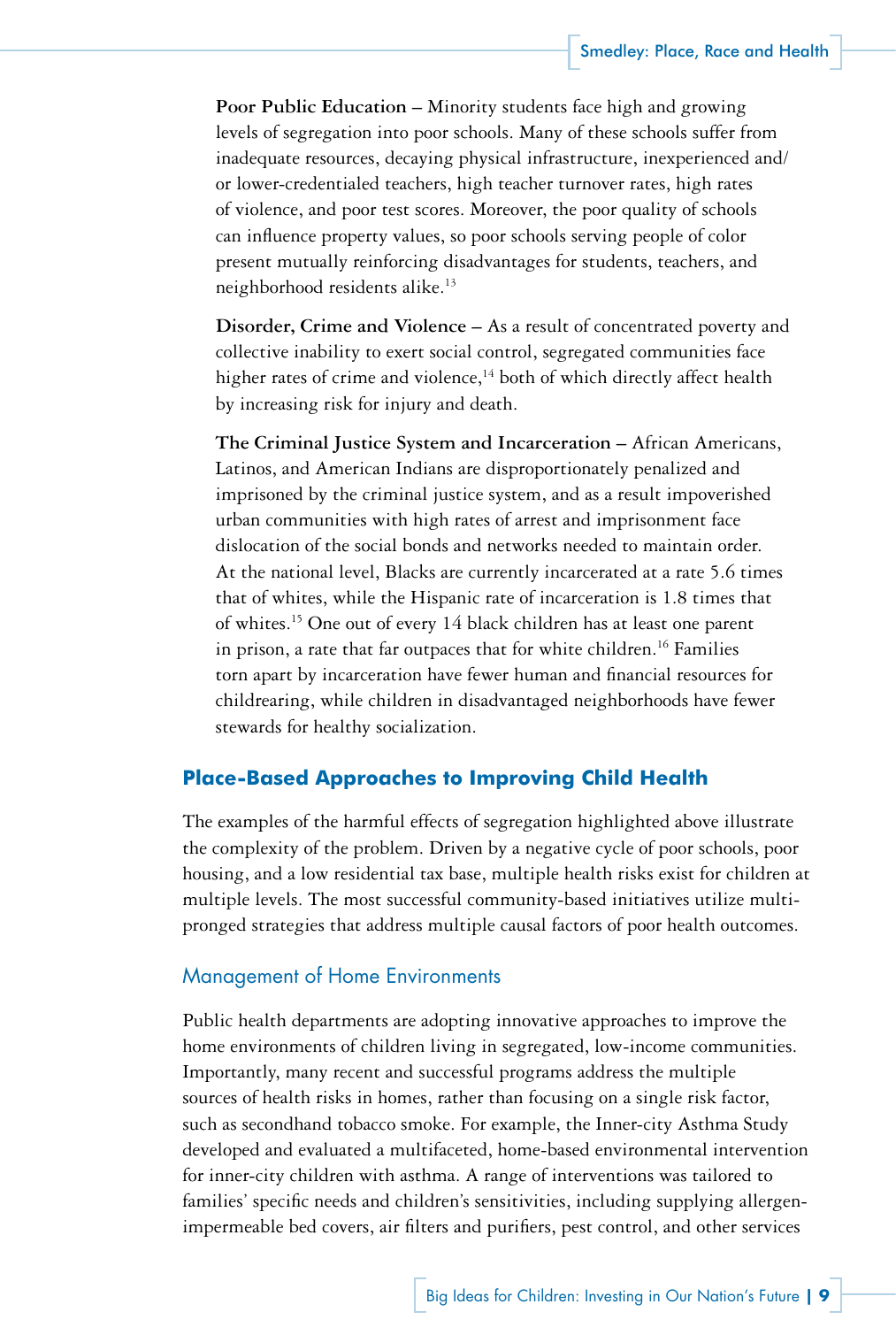**Poor Public Education** – Minority students face high and growing levels of segregation into poor schools. Many of these schools suffer from inadequate resources, decaying physical infrastructure, inexperienced and/or lower-credentialed teachers, high teacher turnover rates, high rates of violence, and poor test scores. Moreover, the poor quality of schools can influence property values, so poor schools serving people of color present mutually reinforcing disadvantages for students, teachers, and neighborhood residents alike.[13]

**Disorder, Crime and Violence** – As a result of concentrated poverty and collective inability to exert social control, segregated communities face higher rates of crime and violence,[14] both of which directly affect health by increasing risk for injury and death.

**The Criminal Justice System and Incarceration** – African Americans, Latinos, and American Indians are disproportionately penalized and imprisoned by the criminal justice system, and as a result impoverished urban communities with high rates of arrest and imprisonment face dislocation of the social bonds and networks needed to maintain order. At the national level, Blacks are currently incarcerated at a rate 5.6 times that of whites, while the Hispanic rate of incarceration is 1.8 times that of whites.[15] One out of every 14 black children has at least one parent in prison, a rate that far outpaces that for white children.[16] Families torn apart by incarceration have fewer human and financial resources for childrearing, while children in disadvantaged neighborhoods have fewer stewards for healthy socialization.

## Place-Based Approaches to Improving Child Health

The examples of the harmful effects of segregation highlighted above illustrate the complexity of the problem. Driven by a negative cycle of poor schools, poor housing, and a low residential tax base, multiple health risks exist for children at multiple levels. The most successful community-based initiatives utilize multi-pronged strategies that address multiple causal factors of poor health outcomes.

### Management of Home Environments

Public health departments are adopting innovative approaches to improve the home environments of children living in segregated, low-income communities. Importantly, many recent and successful programs address the multiple sources of health risks in homes, rather than focusing on a single risk factor, such as secondhand tobacco smoke. For example, the Inner-city Asthma Study developed and evaluated a multifaceted, home-based environmental intervention for inner-city children with asthma. A range of interventions was tailored to families' specific needs and children's sensitivities, including supplying allergen-impermeable bed covers, air filters and purifiers, pest control, and other services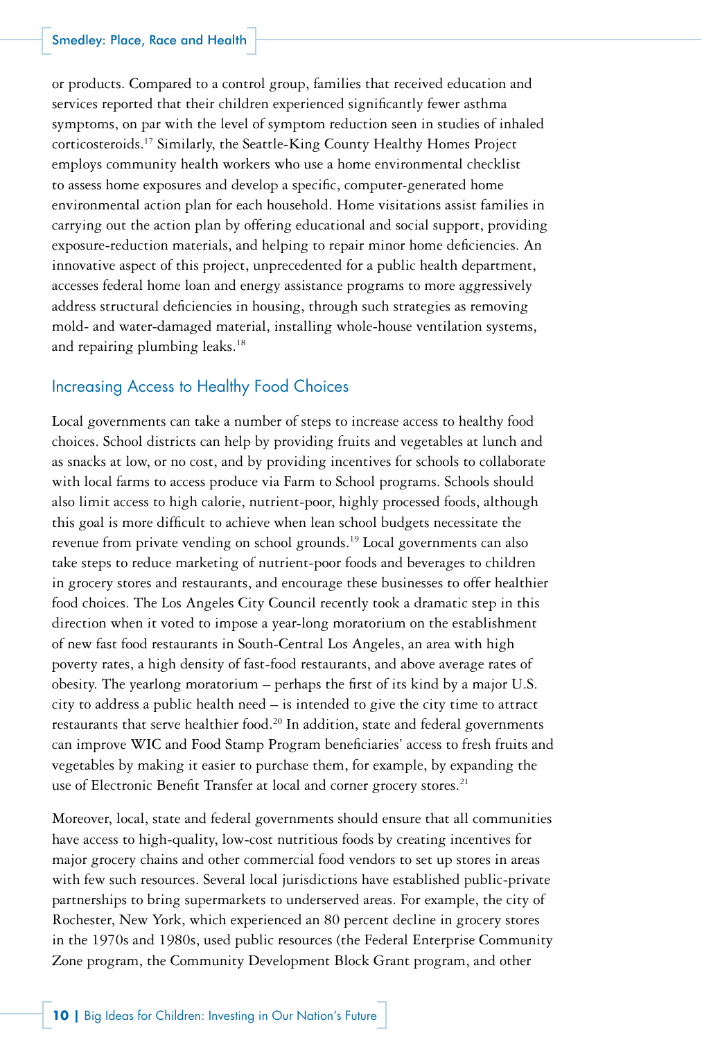or products. Compared to a control group, families that received education and services reported that their children experienced significantly fewer asthma symptoms, on par with the level of symptom reduction seen in studies of inhaled corticosteroids.[17] Similarly, the Seattle-King County Healthy Homes Project employs community health workers who use a home environmental checklist to assess home exposures and develop a specific, computer-generated home environmental action plan for each household. Home visitations assist families in carrying out the action plan by offering educational and social support, providing exposure-reduction materials, and helping to repair minor home deficiencies. An innovative aspect of this project, unprecedented for a public health department, accesses federal home loan and energy assistance programs to more aggressively address structural deficiencies in housing, through such strategies as removing mold- and water-damaged material, installing whole-house ventilation systems, and repairing plumbing leaks.[18]

## Increasing Access to Healthy Food Choices

Local governments can take a number of steps to increase access to healthy food choices. School districts can help by providing fruits and vegetables at lunch and as snacks at low, or no cost, and by providing incentives for schools to collaborate with local farms to access produce via Farm to School programs. Schools should also limit access to high calorie, nutrient-poor, highly processed foods, although this goal is more difficult to achieve when lean school budgets necessitate the revenue from private vending on school grounds.[19] Local governments can also take steps to reduce marketing of nutrient-poor foods and beverages to children in grocery stores and restaurants, and encourage these businesses to offer healthier food choices. The Los Angeles City Council recently took a dramatic step in this direction when it voted to impose a year-long moratorium on the establishment of new fast food restaurants in South-Central Los Angeles, an area with high poverty rates, a high density of fast-food restaurants, and above average rates of obesity. The yearlong moratorium – perhaps the first of its kind by a major U.S. city to address a public health need – is intended to give the city time to attract restaurants that serve healthier food.[20] In addition, state and federal governments can improve WIC and Food Stamp Program beneficiaries' access to fresh fruits and vegetables by making it easier to purchase them, for example, by expanding the use of Electronic Benefit Transfer at local and corner grocery stores.[21]

Moreover, local, state and federal governments should ensure that all communities have access to high-quality, low-cost nutritious foods by creating incentives for major grocery chains and other commercial food vendors to set up stores in areas with few such resources. Several local jurisdictions have established public-private partnerships to bring supermarkets to underserved areas. For example, the city of Rochester, New York, which experienced an 80 percent decline in grocery stores in the 1970s and 1980s, used public resources (the Federal Enterprise Community Zone program, the Community Development Block Grant program, and other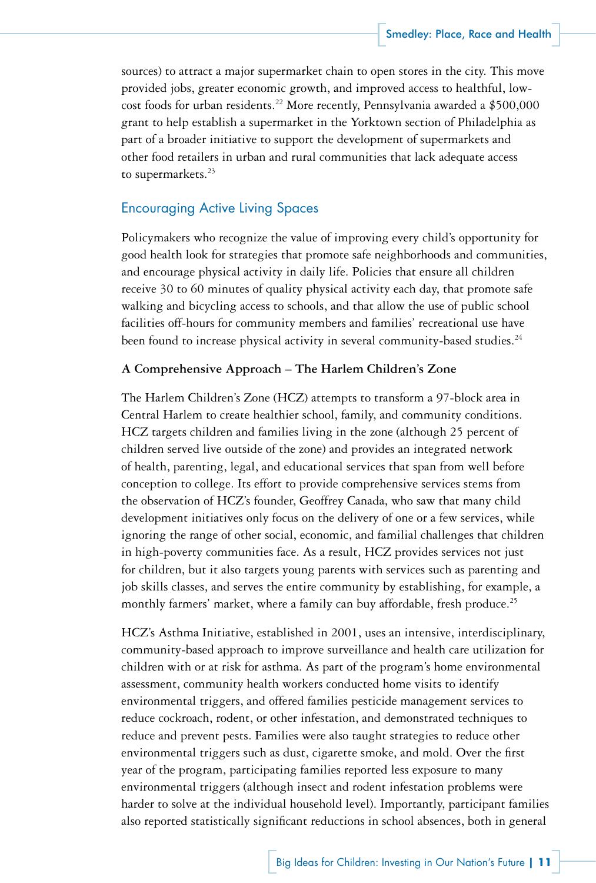sources) to attract a major supermarket chain to open stores in the city. This move provided jobs, greater economic growth, and improved access to healthful, low-cost foods for urban residents.[22] More recently, Pennsylvania awarded a $500,000 grant to help establish a supermarket in the Yorktown section of Philadelphia as part of a broader initiative to support the development of supermarkets and other food retailers in urban and rural communities that lack adequate access to supermarkets.[23]

## Encouraging Active Living Spaces

Policymakers who recognize the value of improving every child's opportunity for good health look for strategies that promote safe neighborhoods and communities, and encourage physical activity in daily life. Policies that ensure all children receive 30 to 60 minutes of quality physical activity each day, that promote safe walking and bicycling access to schools, and that allow the use of public school facilities off-hours for community members and families' recreational use have been found to increase physical activity in several community-based studies.[24]

### A Comprehensive Approach – The Harlem Children's Zone

The Harlem Children's Zone (HCZ) attempts to transform a 97-block area in Central Harlem to create healthier school, family, and community conditions. HCZ targets children and families living in the zone (although 25 percent of children served live outside of the zone) and provides an integrated network of health, parenting, legal, and educational services that span from well before conception to college. Its effort to provide comprehensive services stems from the observation of HCZ's founder, Geoffrey Canada, who saw that many child development initiatives only focus on the delivery of one or a few services, while ignoring the range of other social, economic, and familial challenges that children in high-poverty communities face. As a result, HCZ provides services not just for children, but it also targets young parents with services such as parenting and job skills classes, and serves the entire community by establishing, for example, a monthly farmers' market, where a family can buy affordable, fresh produce.[25]

HCZ's Asthma Initiative, established in 2001, uses an intensive, interdisciplinary, community-based approach to improve surveillance and health care utilization for children with or at risk for asthma. As part of the program's home environmental assessment, community health workers conducted home visits to identify environmental triggers, and offered families pesticide management services to reduce cockroach, rodent, or other infestation, and demonstrated techniques to reduce and prevent pests. Families were also taught strategies to reduce other environmental triggers such as dust, cigarette smoke, and mold. Over the first year of the program, participating families reported less exposure to many environmental triggers (although insect and rodent infestation problems were harder to solve at the individual household level). Importantly, participant families also reported statistically significant reductions in school absences, both in general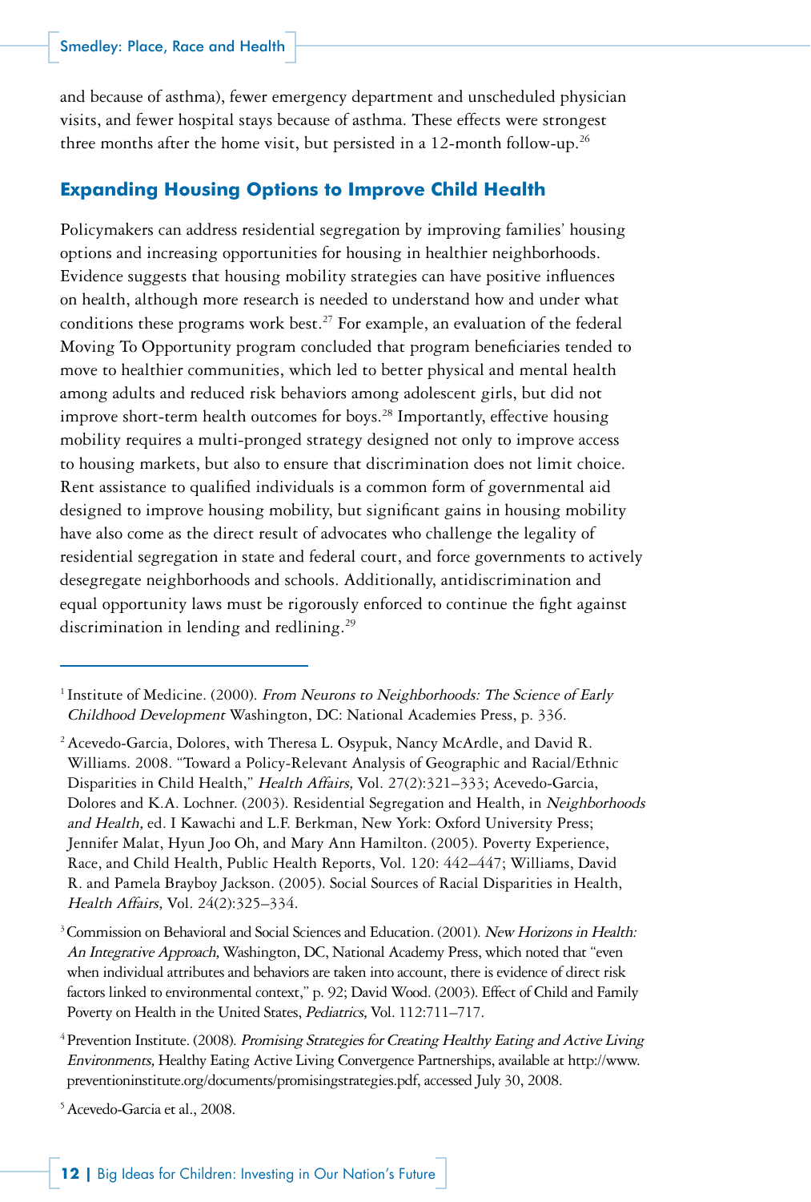and because of asthma), fewer emergency department and unscheduled physician visits, and fewer hospital stays because of asthma. These effects were strongest three months after the home visit, but persisted in a 12-month follow-up.[26]

## Expanding Housing Options to Improve Child Health

Policymakers can address residential segregation by improving families' housing options and increasing opportunities for housing in healthier neighborhoods. Evidence suggests that housing mobility strategies can have positive influences on health, although more research is needed to understand how and under what conditions these programs work best.[27] For example, an evaluation of the federal Moving To Opportunity program concluded that program beneficiaries tended to move to healthier communities, which led to better physical and mental health among adults and reduced risk behaviors among adolescent girls, but did not improve short-term health outcomes for boys.[28] Importantly, effective housing mobility requires a multi-pronged strategy designed not only to improve access to housing markets, but also to ensure that discrimination does not limit choice. Rent assistance to qualified individuals is a common form of governmental aid designed to improve housing mobility, but significant gains in housing mobility have also come as the direct result of advocates who challenge the legality of residential segregation in state and federal court, and force governments to actively desegregate neighborhoods and schools. Additionally, antidiscrimination and equal opportunity laws must be rigorously enforced to continue the fight against discrimination in lending and redlining.[29]

---

[1] Institute of Medicine. (2000). *From Neurons to Neighborhoods: The Science of Early Childhood Development* Washington, DC: National Academies Press, p. 336.

[2] Acevedo-Garcia, Dolores, with Theresa L. Osypuk, Nancy McArdle, and David R. Williams. 2008. "Toward a Policy-Relevant Analysis of Geographic and Racial/Ethnic Disparities in Child Health," *Health Affairs,* Vol. 27(2):321–333; Acevedo-Garcia, Dolores and K.A. Lochner. (2003). Residential Segregation and Health, in *Neighborhoods and Health,* ed. I Kawachi and L.F. Berkman, New York: Oxford University Press; Jennifer Malat, Hyun Joo Oh, and Mary Ann Hamilton. (2005). Poverty Experience, Race, and Child Health, Public Health Reports, Vol. 120: 442–447; Williams, David R. and Pamela Brayboy Jackson. (2005). Social Sources of Racial Disparities in Health, *Health Affairs,* Vol. 24(2):325–334.

[3] Commission on Behavioral and Social Sciences and Education. (2001). *New Horizons in Health: An Integrative Approach,* Washington, DC, National Academy Press, which noted that "even when individual attributes and behaviors are taken into account, there is evidence of direct risk factors linked to environmental context," p. 92; David Wood. (2003). Effect of Child and Family Poverty on Health in the United States, *Pediatrics,* Vol. 112:711–717.

[4] Prevention Institute. (2008). *Promising Strategies for Creating Healthy Eating and Active Living Environments,* Healthy Eating Active Living Convergence Partnerships, available at http://www.preventioninstitute.org/documents/promisingstrategies.pdf, accessed July 30, 2008.

[5] Acevedo-Garcia et al., 2008.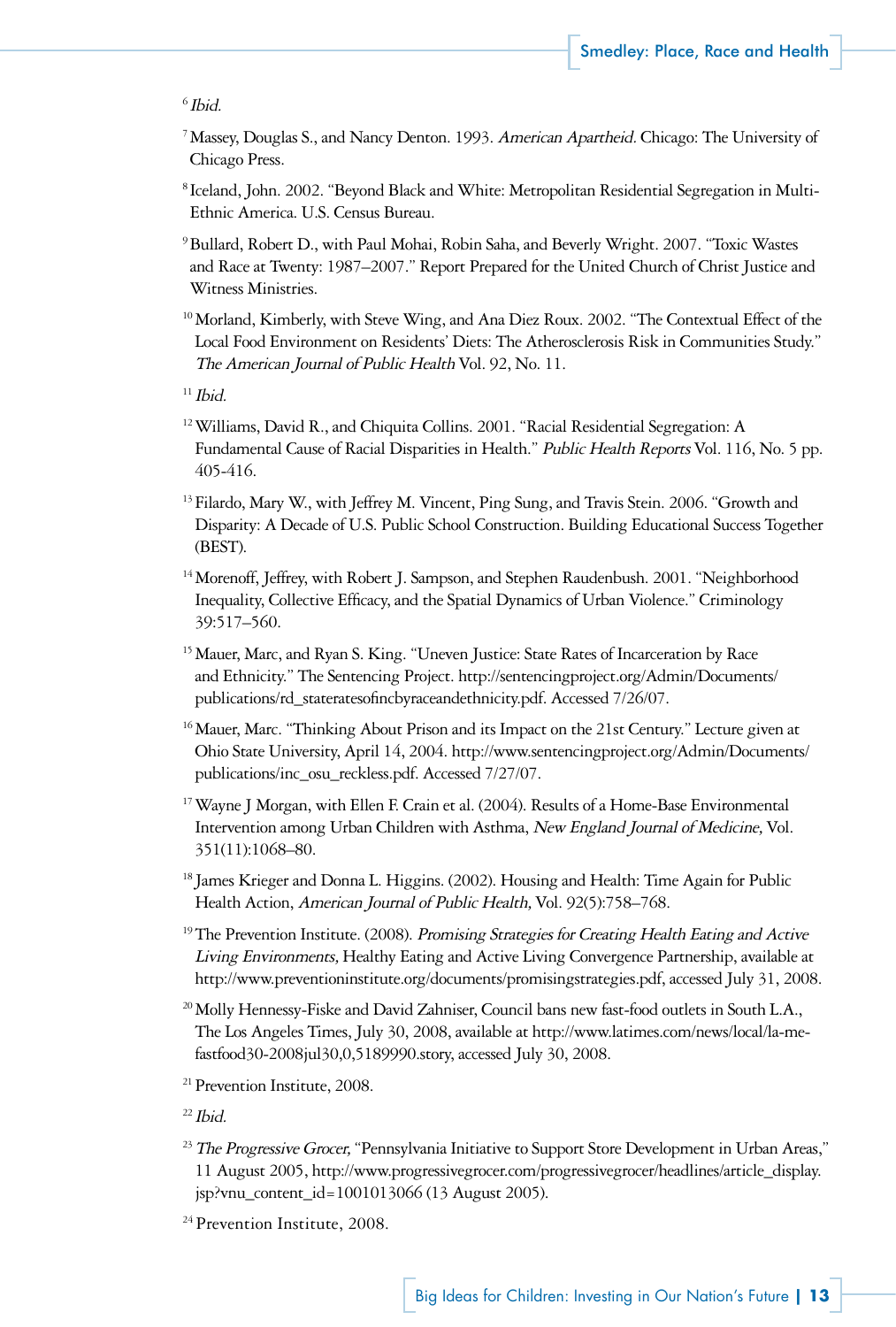[6] *Ibid.*

[7] Massey, Douglas S., and Nancy Denton. 1993. *American Apartheid.* Chicago: The University of Chicago Press.

[8] Iceland, John. 2002. "Beyond Black and White: Metropolitan Residential Segregation in Multi-Ethnic America. U.S. Census Bureau.

[9] Bullard, Robert D., with Paul Mohai, Robin Saha, and Beverly Wright. 2007. "Toxic Wastes and Race at Twenty: 1987–2007." Report Prepared for the United Church of Christ Justice and Witness Ministries.

[10] Morland, Kimberly, with Steve Wing, and Ana Diez Roux. 2002. "The Contextual Effect of the Local Food Environment on Residents' Diets: The Atherosclerosis Risk in Communities Study." *The American Journal of Public Health* Vol. 92, No. 11.

[11] *Ibid.*

[12] Williams, David R., and Chiquita Collins. 2001. "Racial Residential Segregation: A Fundamental Cause of Racial Disparities in Health." *Public Health Reports* Vol. 116, No. 5 pp. 405-416.

[13] Filardo, Mary W., with Jeffrey M. Vincent, Ping Sung, and Travis Stein. 2006. "Growth and Disparity: A Decade of U.S. Public School Construction. Building Educational Success Together (BEST).

[14] Morenoff, Jeffrey, with Robert J. Sampson, and Stephen Raudenbush. 2001. "Neighborhood Inequality, Collective Efficacy, and the Spatial Dynamics of Urban Violence." Criminology 39:517–560.

[15] Mauer, Marc, and Ryan S. King. "Uneven Justice: State Rates of Incarceration by Race and Ethnicity." The Sentencing Project. http://sentencingproject.org/Admin/Documents/publications/rd_stateratesofincbyraceandethnicity.pdf. Accessed 7/26/07.

[16] Mauer, Marc. "Thinking About Prison and its Impact on the 21st Century." Lecture given at Ohio State University, April 14, 2004. http://www.sentencingproject.org/Admin/Documents/publications/inc_osu_reckless.pdf. Accessed 7/27/07.

[17] Wayne J Morgan, with Ellen F. Crain et al. (2004). Results of a Home-Base Environmental Intervention among Urban Children with Asthma, *New England Journal of Medicine,* Vol. 351(11):1068–80.

[18] James Krieger and Donna L. Higgins. (2002). Housing and Health: Time Again for Public Health Action, *American Journal of Public Health,* Vol. 92(5):758–768.

[19] The Prevention Institute. (2008). *Promising Strategies for Creating Health Eating and Active Living Environments,* Healthy Eating and Active Living Convergence Partnership, available at http://www.preventioninstitute.org/documents/promisingstrategies.pdf, accessed July 31, 2008.

[20] Molly Hennessy-Fiske and David Zahniser, Council bans new fast-food outlets in South L.A., The Los Angeles Times, July 30, 2008, available at http://www.latimes.com/news/local/la-me-fastfood30-2008jul30,0,5189990.story, accessed July 30, 2008.

[21] Prevention Institute, 2008.

[22] *Ibid.*

[23] *The Progressive Grocer,* "Pennsylvania Initiative to Support Store Development in Urban Areas," 11 August 2005, http://www.progressivegrocer.com/progressivegrocer/headlines/article_display.jsp?vnu_content_id=1001013066 (13 August 2005).

[24] Prevention Institute, 2008.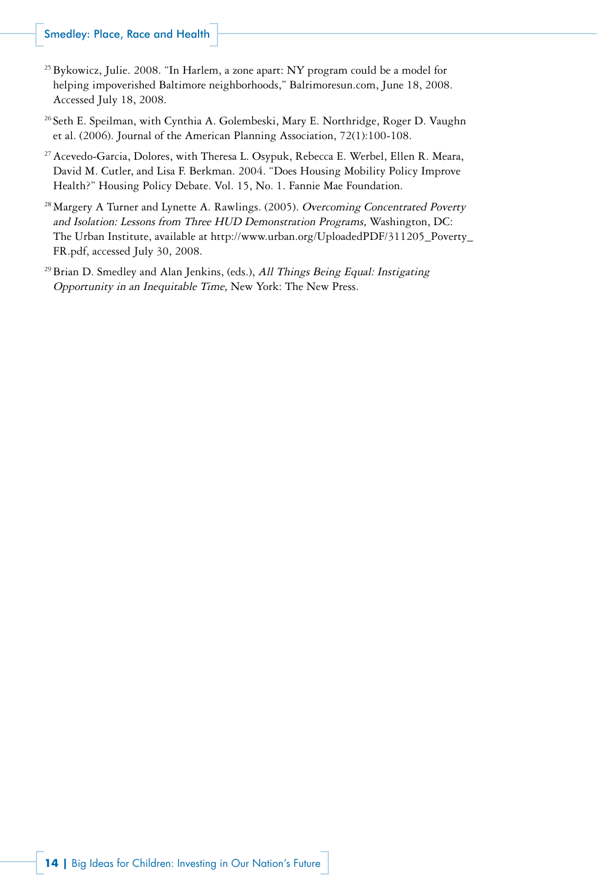[25] Bykowicz, Julie. 2008. "In Harlem, a zone apart: NY program could be a model for helping impoverished Baltimore neighborhoods," Balrimoresun.com, June 18, 2008. Accessed July 18, 2008.

[26] Seth E. Speilman, with Cynthia A. Golembeski, Mary E. Northridge, Roger D. Vaughn et al. (2006). Journal of the American Planning Association, 72(1):100-108.

[27] Acevedo-Garcia, Dolores, with Theresa L. Osypuk, Rebecca E. Werbel, Ellen R. Meara, David M. Cutler, and Lisa F. Berkman. 2004. "Does Housing Mobility Policy Improve Health?" Housing Policy Debate. Vol. 15, No. 1. Fannie Mae Foundation.

[28] Margery A Turner and Lynette A. Rawlings. (2005). *Overcoming Concentrated Poverty and Isolation: Lessons from Three HUD Demonstration Programs,* Washington, DC: The Urban Institute, available at http://www.urban.org/UploadedPDF/311205_Poverty_FR.pdf, accessed July 30, 2008.

[29] Brian D. Smedley and Alan Jenkins, (eds.), *All Things Being Equal: Instigating Opportunity in an Inequitable Time,* New York: The New Press.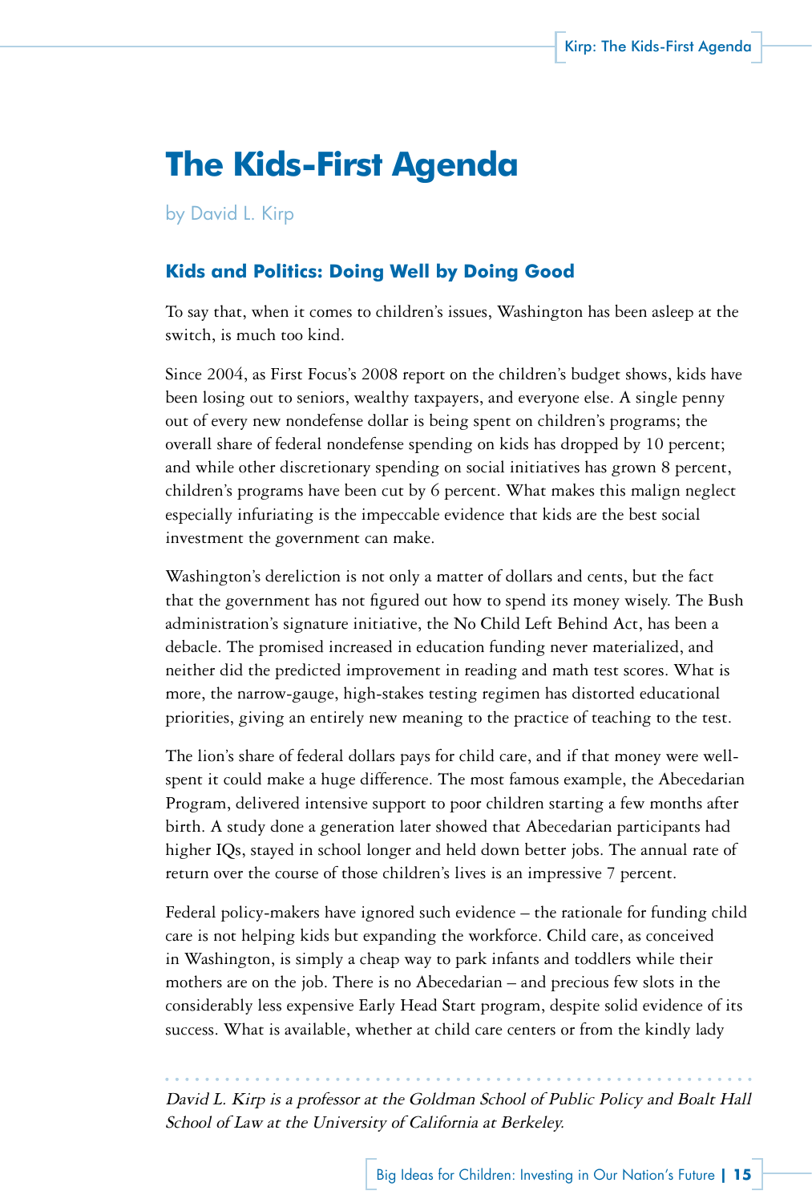# The Kids-First Agenda

by David L. Kirp

## Kids and Politics: Doing Well by Doing Good

To say that, when it comes to children's issues, Washington has been asleep at the switch, is much too kind.

Since 2004, as First Focus's 2008 report on the children's budget shows, kids have been losing out to seniors, wealthy taxpayers, and everyone else. A single penny out of every new nondefense dollar is being spent on children's programs; the overall share of federal nondefense spending on kids has dropped by 10 percent; and while other discretionary spending on social initiatives has grown 8 percent, children's programs have been cut by 6 percent. What makes this malign neglect especially infuriating is the impeccable evidence that kids are the best social investment the government can make.

Washington's dereliction is not only a matter of dollars and cents, but the fact that the government has not figured out how to spend its money wisely. The Bush administration's signature initiative, the No Child Left Behind Act, has been a debacle. The promised increased in education funding never materialized, and neither did the predicted improvement in reading and math test scores. What is more, the narrow-gauge, high-stakes testing regimen has distorted educational priorities, giving an entirely new meaning to the practice of teaching to the test.

The lion's share of federal dollars pays for child care, and if that money were well-spent it could make a huge difference. The most famous example, the Abecedarian Program, delivered intensive support to poor children starting a few months after birth. A study done a generation later showed that Abecedarian participants had higher IQs, stayed in school longer and held down better jobs. The annual rate of return over the course of those children's lives is an impressive 7 percent.

Federal policy-makers have ignored such evidence – the rationale for funding child care is not helping kids but expanding the workforce. Child care, as conceived in Washington, is simply a cheap way to park infants and toddlers while their mothers are on the job. There is no Abecedarian – and precious few slots in the considerably less expensive Early Head Start program, despite solid evidence of its success. What is available, whether at child care centers or from the kindly lady

*David L. Kirp is a professor at the Goldman School of Public Policy and Boalt Hall School of Law at the University of California at Berkeley.*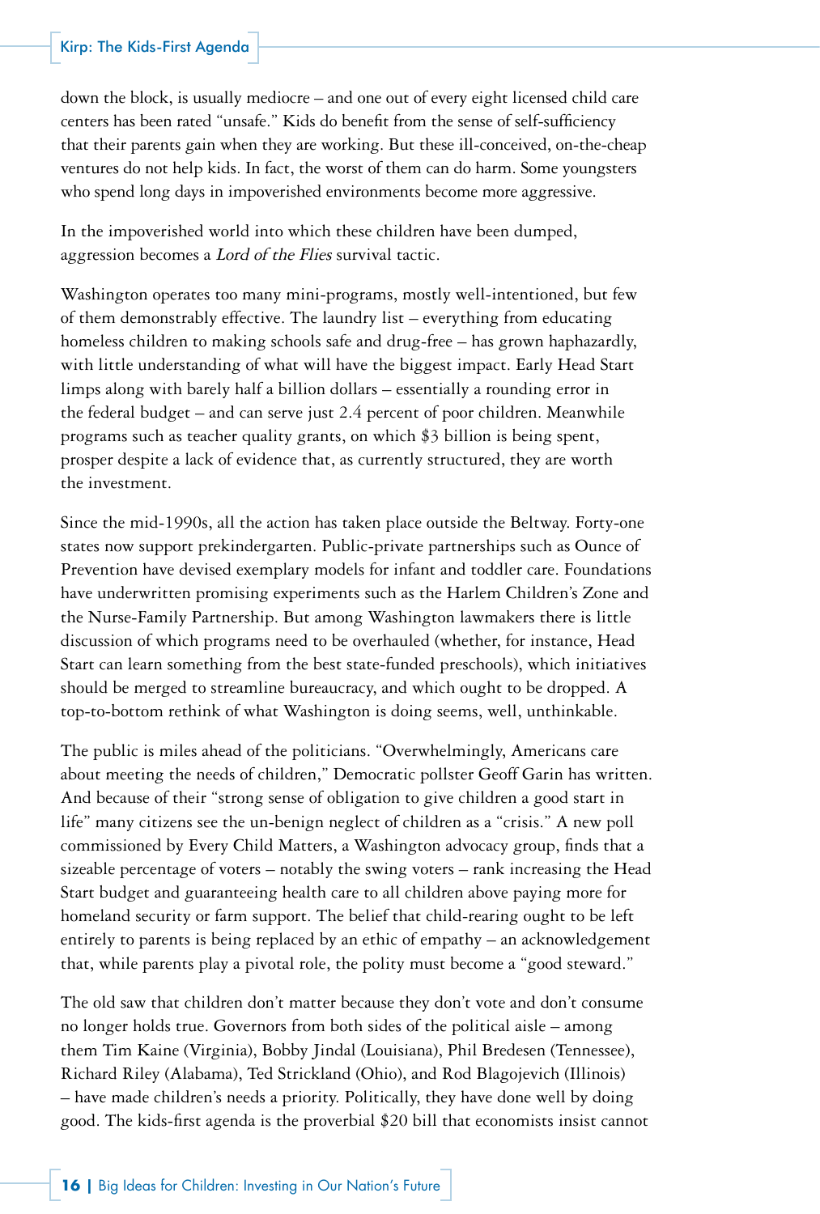down the block, is usually mediocre – and one out of every eight licensed child care centers has been rated "unsafe." Kids do benefit from the sense of self-sufficiency that their parents gain when they are working. But these ill-conceived, on-the-cheap ventures do not help kids. In fact, the worst of them can do harm. Some youngsters who spend long days in impoverished environments become more aggressive.

In the impoverished world into which these children have been dumped, aggression becomes a *Lord of the Flies* survival tactic.

Washington operates too many mini-programs, mostly well-intentioned, but few of them demonstrably effective. The laundry list – everything from educating homeless children to making schools safe and drug-free – has grown haphazardly, with little understanding of what will have the biggest impact. Early Head Start limps along with barely half a billion dollars – essentially a rounding error in the federal budget – and can serve just 2.4 percent of poor children. Meanwhile programs such as teacher quality grants, on which $3 billion is being spent, prosper despite a lack of evidence that, as currently structured, they are worth the investment.

Since the mid-1990s, all the action has taken place outside the Beltway. Forty-one states now support prekindergarten. Public-private partnerships such as Ounce of Prevention have devised exemplary models for infant and toddler care. Foundations have underwritten promising experiments such as the Harlem Children's Zone and the Nurse-Family Partnership. But among Washington lawmakers there is little discussion of which programs need to be overhauled (whether, for instance, Head Start can learn something from the best state-funded preschools), which initiatives should be merged to streamline bureaucracy, and which ought to be dropped. A top-to-bottom rethink of what Washington is doing seems, well, unthinkable.

The public is miles ahead of the politicians. "Overwhelmingly, Americans care about meeting the needs of children," Democratic pollster Geoff Garin has written. And because of their "strong sense of obligation to give children a good start in life" many citizens see the un-benign neglect of children as a "crisis." A new poll commissioned by Every Child Matters, a Washington advocacy group, finds that a sizeable percentage of voters – notably the swing voters – rank increasing the Head Start budget and guaranteeing health care to all children above paying more for homeland security or farm support. The belief that child-rearing ought to be left entirely to parents is being replaced by an ethic of empathy – an acknowledgement that, while parents play a pivotal role, the polity must become a "good steward."

The old saw that children don't matter because they don't vote and don't consume no longer holds true. Governors from both sides of the political aisle – among them Tim Kaine (Virginia), Bobby Jindal (Louisiana), Phil Bredesen (Tennessee), Richard Riley (Alabama), Ted Strickland (Ohio), and Rod Blagojevich (Illinois) – have made children's needs a priority. Politically, they have done well by doing good. The kids-first agenda is the proverbial $20 bill that economists insist cannot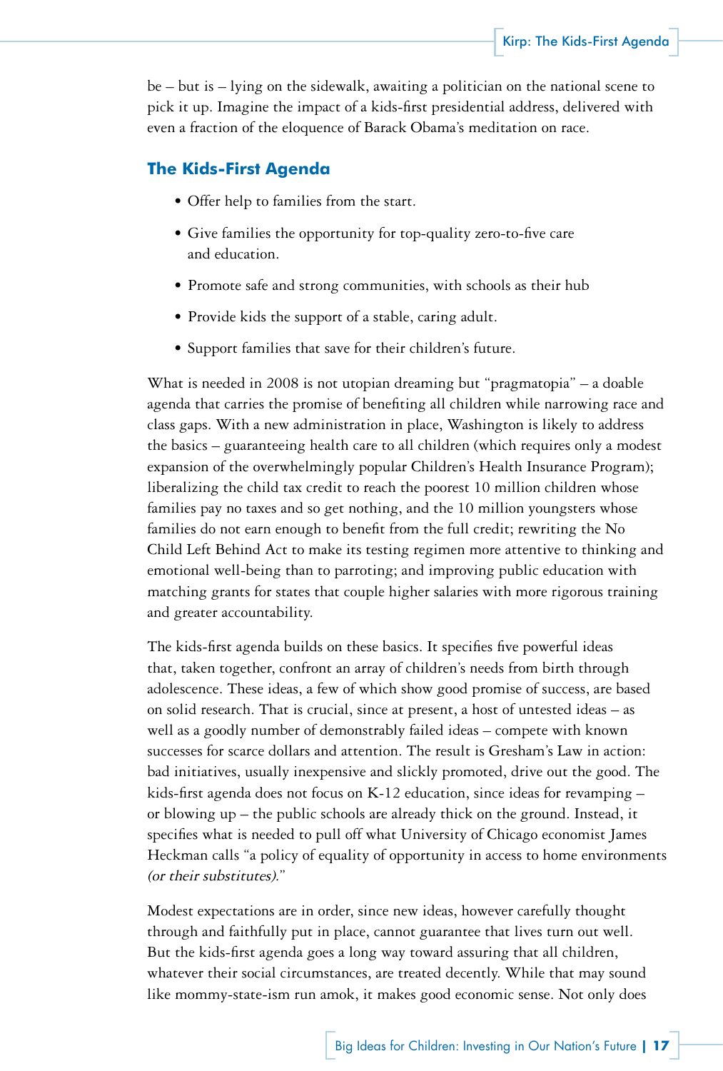be – but is – lying on the sidewalk, awaiting a politician on the national scene to pick it up. Imagine the impact of a kids-first presidential address, delivered with even a fraction of the eloquence of Barack Obama's meditation on race.

## The Kids-First Agenda

- Offer help to families from the start.
- Give families the opportunity for top-quality zero-to-five care and education.
- Promote safe and strong communities, with schools as their hub
- Provide kids the support of a stable, caring adult.
- Support families that save for their children's future.

What is needed in 2008 is not utopian dreaming but "pragmatopia" – a doable agenda that carries the promise of benefiting all children while narrowing race and class gaps. With a new administration in place, Washington is likely to address the basics – guaranteeing health care to all children (which requires only a modest expansion of the overwhelmingly popular Children's Health Insurance Program); liberalizing the child tax credit to reach the poorest 10 million children whose families pay no taxes and so get nothing, and the 10 million youngsters whose families do not earn enough to benefit from the full credit; rewriting the No Child Left Behind Act to make its testing regimen more attentive to thinking and emotional well-being than to parroting; and improving public education with matching grants for states that couple higher salaries with more rigorous training and greater accountability.

The kids-first agenda builds on these basics. It specifies five powerful ideas that, taken together, confront an array of children's needs from birth through adolescence. These ideas, a few of which show good promise of success, are based on solid research. That is crucial, since at present, a host of untested ideas – as well as a goodly number of demonstrably failed ideas – compete with known successes for scarce dollars and attention. The result is Gresham's Law in action: bad initiatives, usually inexpensive and slickly promoted, drive out the good. The kids-first agenda does not focus on K-12 education, since ideas for revamping – or blowing up – the public schools are already thick on the ground. Instead, it specifies what is needed to pull off what University of Chicago economist James Heckman calls "a policy of equality of opportunity in access to home environments *(or their substitutes)*."

Modest expectations are in order, since new ideas, however carefully thought through and faithfully put in place, cannot guarantee that lives turn out well. But the kids-first agenda goes a long way toward assuring that all children, whatever their social circumstances, are treated decently. While that may sound like mommy-state-ism run amok, it makes good economic sense. Not only does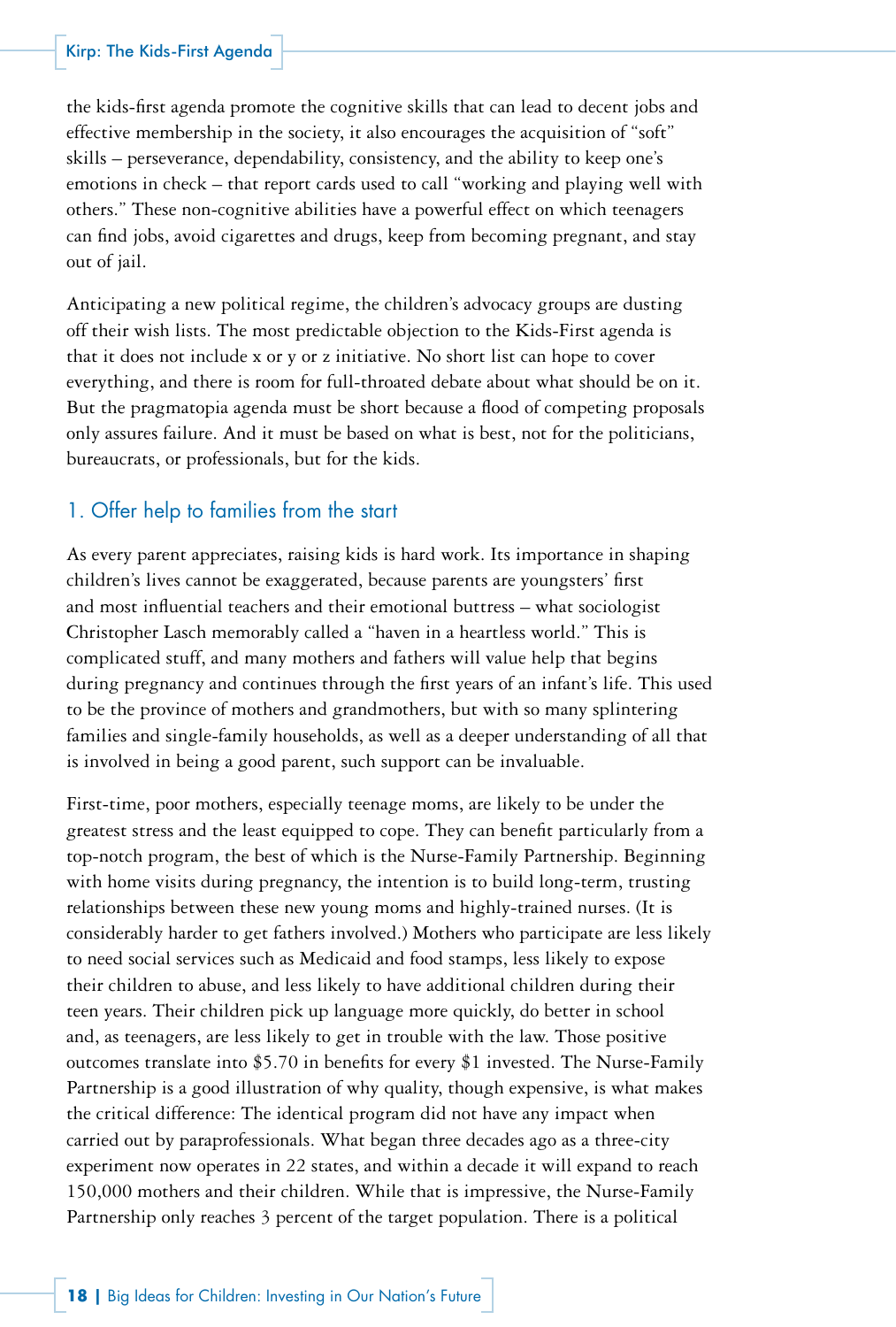the kids-first agenda promote the cognitive skills that can lead to decent jobs and effective membership in the society, it also encourages the acquisition of "soft" skills – perseverance, dependability, consistency, and the ability to keep one's emotions in check – that report cards used to call "working and playing well with others." These non-cognitive abilities have a powerful effect on which teenagers can find jobs, avoid cigarettes and drugs, keep from becoming pregnant, and stay out of jail.

Anticipating a new political regime, the children's advocacy groups are dusting off their wish lists. The most predictable objection to the Kids-First agenda is that it does not include x or y or z initiative. No short list can hope to cover everything, and there is room for full-throated debate about what should be on it. But the pragmatopia agenda must be short because a flood of competing proposals only assures failure. And it must be based on what is best, not for the politicians, bureaucrats, or professionals, but for the kids.

## 1. Offer help to families from the start

As every parent appreciates, raising kids is hard work. Its importance in shaping children's lives cannot be exaggerated, because parents are youngsters' first and most influential teachers and their emotional buttress – what sociologist Christopher Lasch memorably called a "haven in a heartless world." This is complicated stuff, and many mothers and fathers will value help that begins during pregnancy and continues through the first years of an infant's life. This used to be the province of mothers and grandmothers, but with so many splintering families and single-family households, as well as a deeper understanding of all that is involved in being a good parent, such support can be invaluable.

First-time, poor mothers, especially teenage moms, are likely to be under the greatest stress and the least equipped to cope. They can benefit particularly from a top-notch program, the best of which is the Nurse-Family Partnership. Beginning with home visits during pregnancy, the intention is to build long-term, trusting relationships between these new young moms and highly-trained nurses. (It is considerably harder to get fathers involved.) Mothers who participate are less likely to need social services such as Medicaid and food stamps, less likely to expose their children to abuse, and less likely to have additional children during their teen years. Their children pick up language more quickly, do better in school and, as teenagers, are less likely to get in trouble with the law. Those positive outcomes translate into $5.70 in benefits for every $1 invested. The Nurse-Family Partnership is a good illustration of why quality, though expensive, is what makes the critical difference: The identical program did not have any impact when carried out by paraprofessionals. What began three decades ago as a three-city experiment now operates in 22 states, and within a decade it will expand to reach 150,000 mothers and their children. While that is impressive, the Nurse-Family Partnership only reaches 3 percent of the target population. There is a political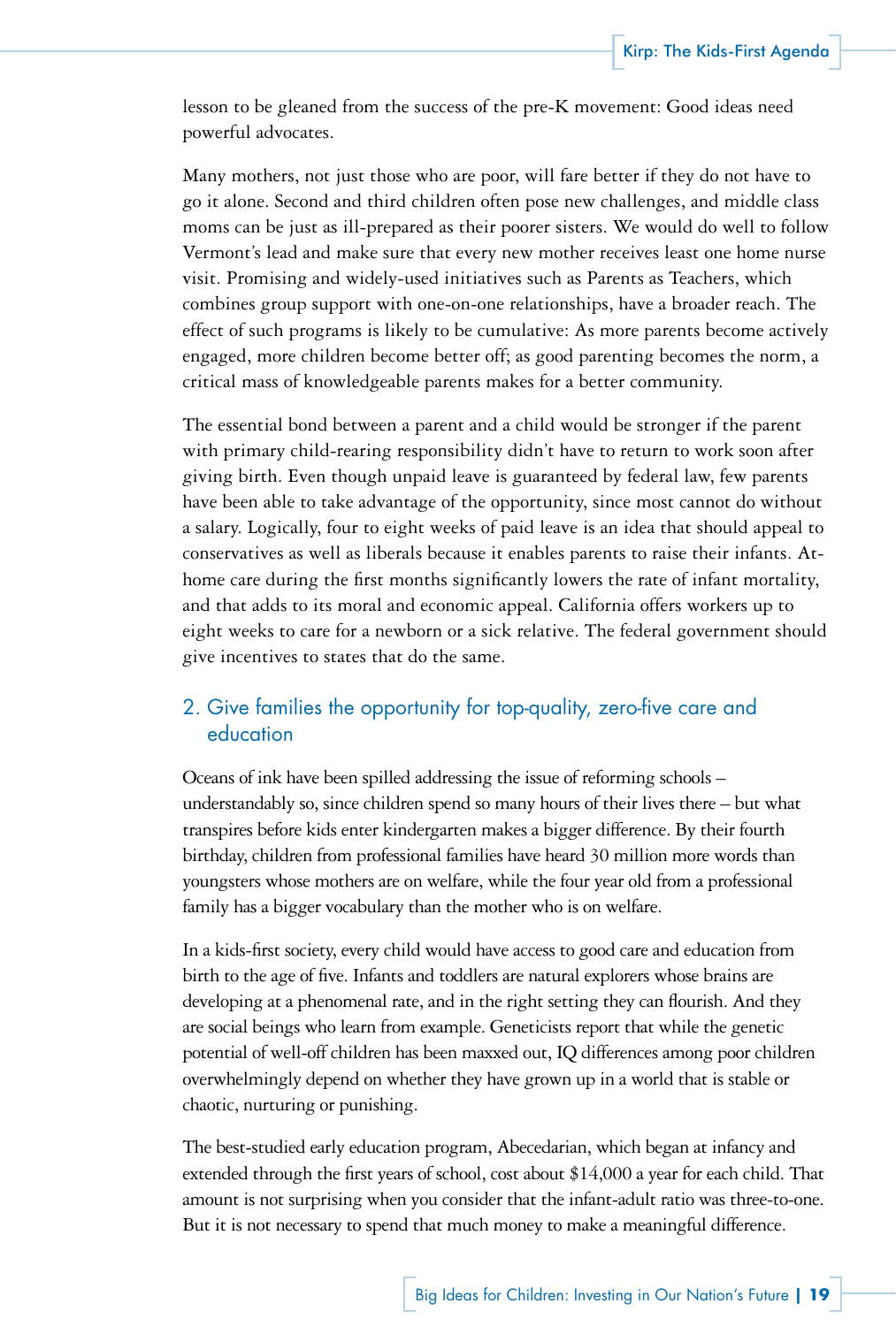lesson to be gleaned from the success of the pre-K movement: Good ideas need powerful advocates.

Many mothers, not just those who are poor, will fare better if they do not have to go it alone. Second and third children often pose new challenges, and middle class moms can be just as ill-prepared as their poorer sisters. We would do well to follow Vermont's lead and make sure that every new mother receives least one home nurse visit. Promising and widely-used initiatives such as Parents as Teachers, which combines group support with one-on-one relationships, have a broader reach. The effect of such programs is likely to be cumulative: As more parents become actively engaged, more children become better off; as good parenting becomes the norm, a critical mass of knowledgeable parents makes for a better community.

The essential bond between a parent and a child would be stronger if the parent with primary child-rearing responsibility didn't have to return to work soon after giving birth. Even though unpaid leave is guaranteed by federal law, few parents have been able to take advantage of the opportunity, since most cannot do without a salary. Logically, four to eight weeks of paid leave is an idea that should appeal to conservatives as well as liberals because it enables parents to raise their infants. At-home care during the first months significantly lowers the rate of infant mortality, and that adds to its moral and economic appeal. California offers workers up to eight weeks to care for a newborn or a sick relative. The federal government should give incentives to states that do the same.

## 2. Give families the opportunity for top-quality, zero-five care and education

Oceans of ink have been spilled addressing the issue of reforming schools – understandably so, since children spend so many hours of their lives there – but what transpires before kids enter kindergarten makes a bigger difference. By their fourth birthday, children from professional families have heard 30 million more words than youngsters whose mothers are on welfare, while the four year old from a professional family has a bigger vocabulary than the mother who is on welfare.

In a kids-first society, every child would have access to good care and education from birth to the age of five. Infants and toddlers are natural explorers whose brains are developing at a phenomenal rate, and in the right setting they can flourish. And they are social beings who learn from example. Geneticists report that while the genetic potential of well-off children has been maxxed out, IQ differences among poor children overwhelmingly depend on whether they have grown up in a world that is stable or chaotic, nurturing or punishing.

The best-studied early education program, Abecedarian, which began at infancy and extended through the first years of school, cost about $14,000 a year for each child. That amount is not surprising when you consider that the infant-adult ratio was three-to-one. But it is not necessary to spend that much money to make a meaningful difference.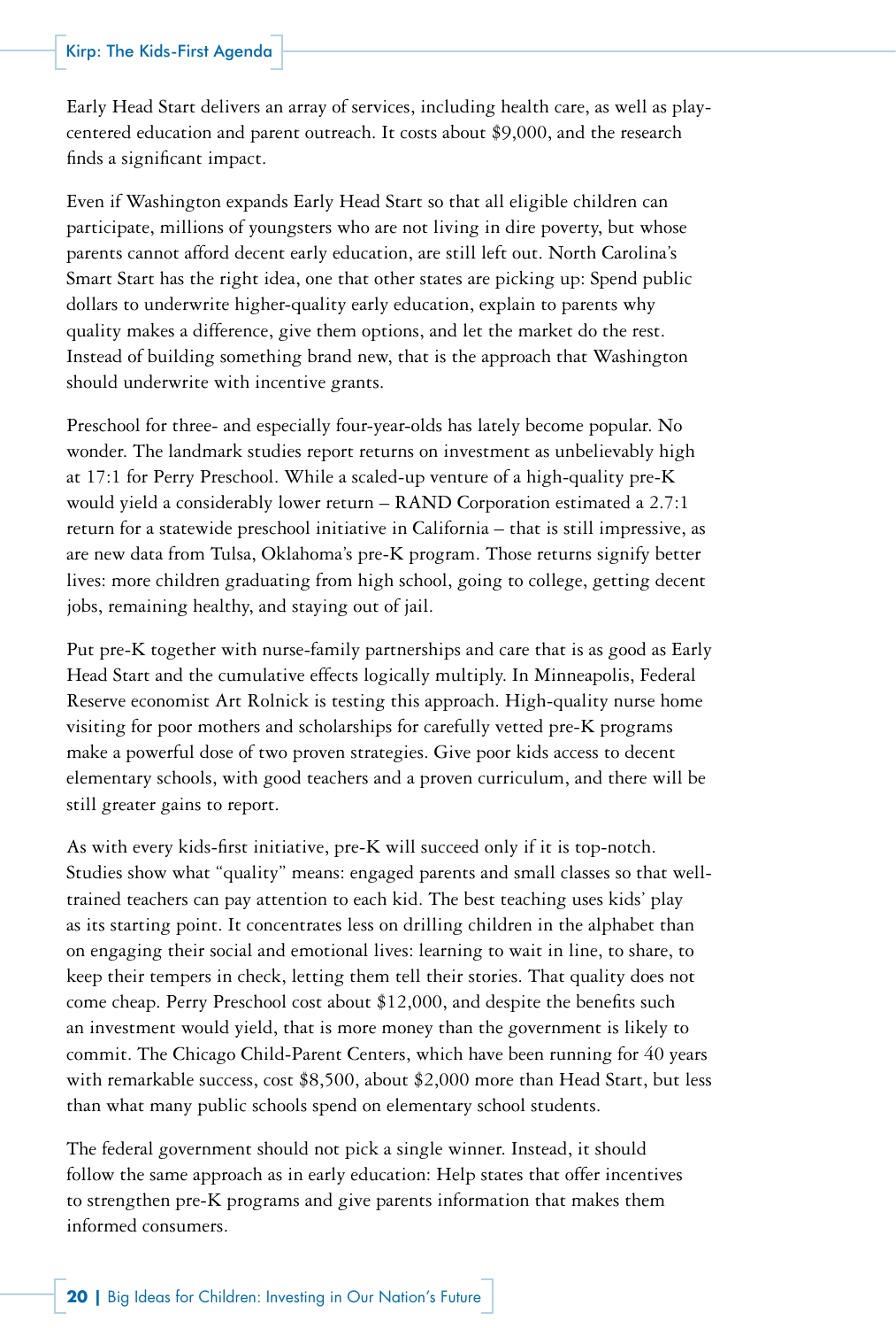Early Head Start delivers an array of services, including health care, as well as play-centered education and parent outreach. It costs about $9,000, and the research finds a significant impact.

Even if Washington expands Early Head Start so that all eligible children can participate, millions of youngsters who are not living in dire poverty, but whose parents cannot afford decent early education, are still left out. North Carolina's Smart Start has the right idea, one that other states are picking up: Spend public dollars to underwrite higher-quality early education, explain to parents why quality makes a difference, give them options, and let the market do the rest. Instead of building something brand new, that is the approach that Washington should underwrite with incentive grants.

Preschool for three- and especially four-year-olds has lately become popular. No wonder. The landmark studies report returns on investment as unbelievably high at 17:1 for Perry Preschool. While a scaled-up venture of a high-quality pre-K would yield a considerably lower return – RAND Corporation estimated a 2.7:1 return for a statewide preschool initiative in California – that is still impressive, as are new data from Tulsa, Oklahoma's pre-K program. Those returns signify better lives: more children graduating from high school, going to college, getting decent jobs, remaining healthy, and staying out of jail.

Put pre-K together with nurse-family partnerships and care that is as good as Early Head Start and the cumulative effects logically multiply. In Minneapolis, Federal Reserve economist Art Rolnick is testing this approach. High-quality nurse home visiting for poor mothers and scholarships for carefully vetted pre-K programs make a powerful dose of two proven strategies. Give poor kids access to decent elementary schools, with good teachers and a proven curriculum, and there will be still greater gains to report.

As with every kids-first initiative, pre-K will succeed only if it is top-notch. Studies show what "quality" means: engaged parents and small classes so that well-trained teachers can pay attention to each kid. The best teaching uses kids' play as its starting point. It concentrates less on drilling children in the alphabet than on engaging their social and emotional lives: learning to wait in line, to share, to keep their tempers in check, letting them tell their stories. That quality does not come cheap. Perry Preschool cost about $12,000, and despite the benefits such an investment would yield, that is more money than the government is likely to commit. The Chicago Child-Parent Centers, which have been running for 40 years with remarkable success, cost $8,500, about $2,000 more than Head Start, but less than what many public schools spend on elementary school students.

The federal government should not pick a single winner. Instead, it should follow the same approach as in early education: Help states that offer incentives to strengthen pre-K programs and give parents information that makes them informed consumers.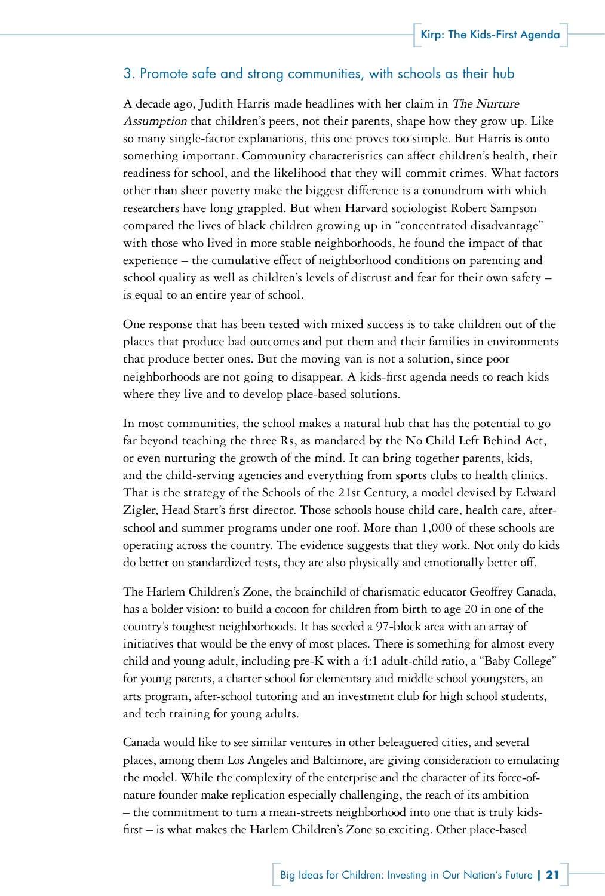### 3. Promote safe and strong communities, with schools as their hub

A decade ago, Judith Harris made headlines with her claim in *The Nurture Assumption* that children's peers, not their parents, shape how they grow up. Like so many single-factor explanations, this one proves too simple. But Harris is onto something important. Community characteristics can affect children's health, their readiness for school, and the likelihood that they will commit crimes. What factors other than sheer poverty make the biggest difference is a conundrum with which researchers have long grappled. But when Harvard sociologist Robert Sampson compared the lives of black children growing up in "concentrated disadvantage" with those who lived in more stable neighborhoods, he found the impact of that experience – the cumulative effect of neighborhood conditions on parenting and school quality as well as children's levels of distrust and fear for their own safety – is equal to an entire year of school.

One response that has been tested with mixed success is to take children out of the places that produce bad outcomes and put them and their families in environments that produce better ones. But the moving van is not a solution, since poor neighborhoods are not going to disappear. A kids-first agenda needs to reach kids where they live and to develop place-based solutions.

In most communities, the school makes a natural hub that has the potential to go far beyond teaching the three Rs, as mandated by the No Child Left Behind Act, or even nurturing the growth of the mind. It can bring together parents, kids, and the child-serving agencies and everything from sports clubs to health clinics. That is the strategy of the Schools of the 21st Century, a model devised by Edward Zigler, Head Start's first director. Those schools house child care, health care, after-school and summer programs under one roof. More than 1,000 of these schools are operating across the country. The evidence suggests that they work. Not only do kids do better on standardized tests, they are also physically and emotionally better off.

The Harlem Children's Zone, the brainchild of charismatic educator Geoffrey Canada, has a bolder vision: to build a cocoon for children from birth to age 20 in one of the country's toughest neighborhoods. It has seeded a 97-block area with an array of initiatives that would be the envy of most places. There is something for almost every child and young adult, including pre-K with a 4:1 adult-child ratio, a "Baby College" for young parents, a charter school for elementary and middle school youngsters, an arts program, after-school tutoring and an investment club for high school students, and tech training for young adults.

Canada would like to see similar ventures in other beleaguered cities, and several places, among them Los Angeles and Baltimore, are giving consideration to emulating the model. While the complexity of the enterprise and the character of its force-of-nature founder make replication especially challenging, the reach of its ambition – the commitment to turn a mean-streets neighborhood into one that is truly kids-first – is what makes the Harlem Children's Zone so exciting. Other place-based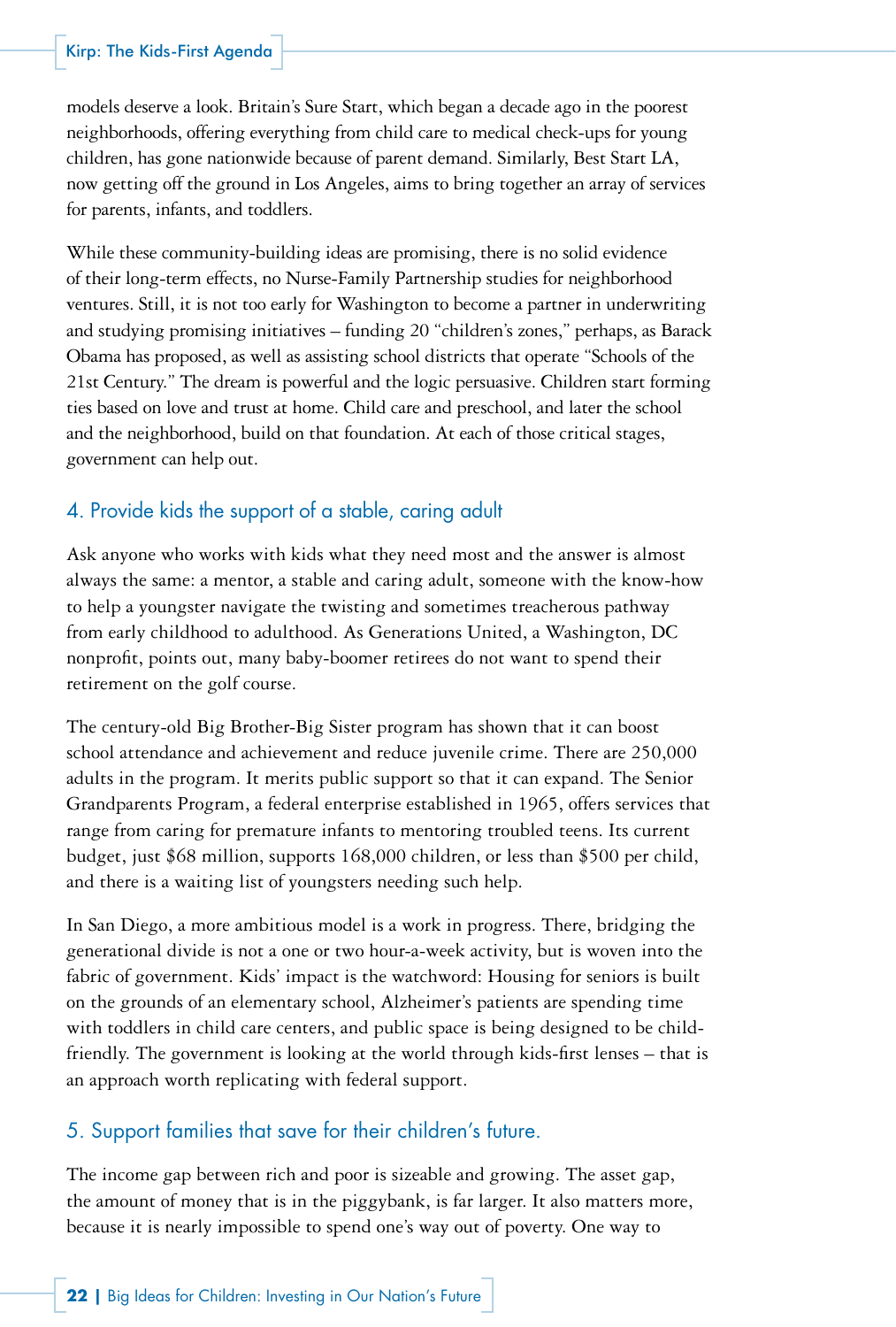models deserve a look. Britain's Sure Start, which began a decade ago in the poorest neighborhoods, offering everything from child care to medical check-ups for young children, has gone nationwide because of parent demand. Similarly, Best Start LA, now getting off the ground in Los Angeles, aims to bring together an array of services for parents, infants, and toddlers.

While these community-building ideas are promising, there is no solid evidence of their long-term effects, no Nurse-Family Partnership studies for neighborhood ventures. Still, it is not too early for Washington to become a partner in underwriting and studying promising initiatives – funding 20 "children's zones," perhaps, as Barack Obama has proposed, as well as assisting school districts that operate "Schools of the 21st Century." The dream is powerful and the logic persuasive. Children start forming ties based on love and trust at home. Child care and preschool, and later the school and the neighborhood, build on that foundation. At each of those critical stages, government can help out.

## 4. Provide kids the support of a stable, caring adult

Ask anyone who works with kids what they need most and the answer is almost always the same: a mentor, a stable and caring adult, someone with the know-how to help a youngster navigate the twisting and sometimes treacherous pathway from early childhood to adulthood. As Generations United, a Washington, DC nonprofit, points out, many baby-boomer retirees do not want to spend their retirement on the golf course.

The century-old Big Brother-Big Sister program has shown that it can boost school attendance and achievement and reduce juvenile crime. There are 250,000 adults in the program. It merits public support so that it can expand. The Senior Grandparents Program, a federal enterprise established in 1965, offers services that range from caring for premature infants to mentoring troubled teens. Its current budget, just $68 million, supports 168,000 children, or less than $500 per child, and there is a waiting list of youngsters needing such help.

In San Diego, a more ambitious model is a work in progress. There, bridging the generational divide is not a one or two hour-a-week activity, but is woven into the fabric of government. Kids' impact is the watchword: Housing for seniors is built on the grounds of an elementary school, Alzheimer's patients are spending time with toddlers in child care centers, and public space is being designed to be child-friendly. The government is looking at the world through kids-first lenses – that is an approach worth replicating with federal support.

## 5. Support families that save for their children's future.

The income gap between rich and poor is sizeable and growing. The asset gap, the amount of money that is in the piggybank, is far larger. It also matters more, because it is nearly impossible to spend one's way out of poverty. One way to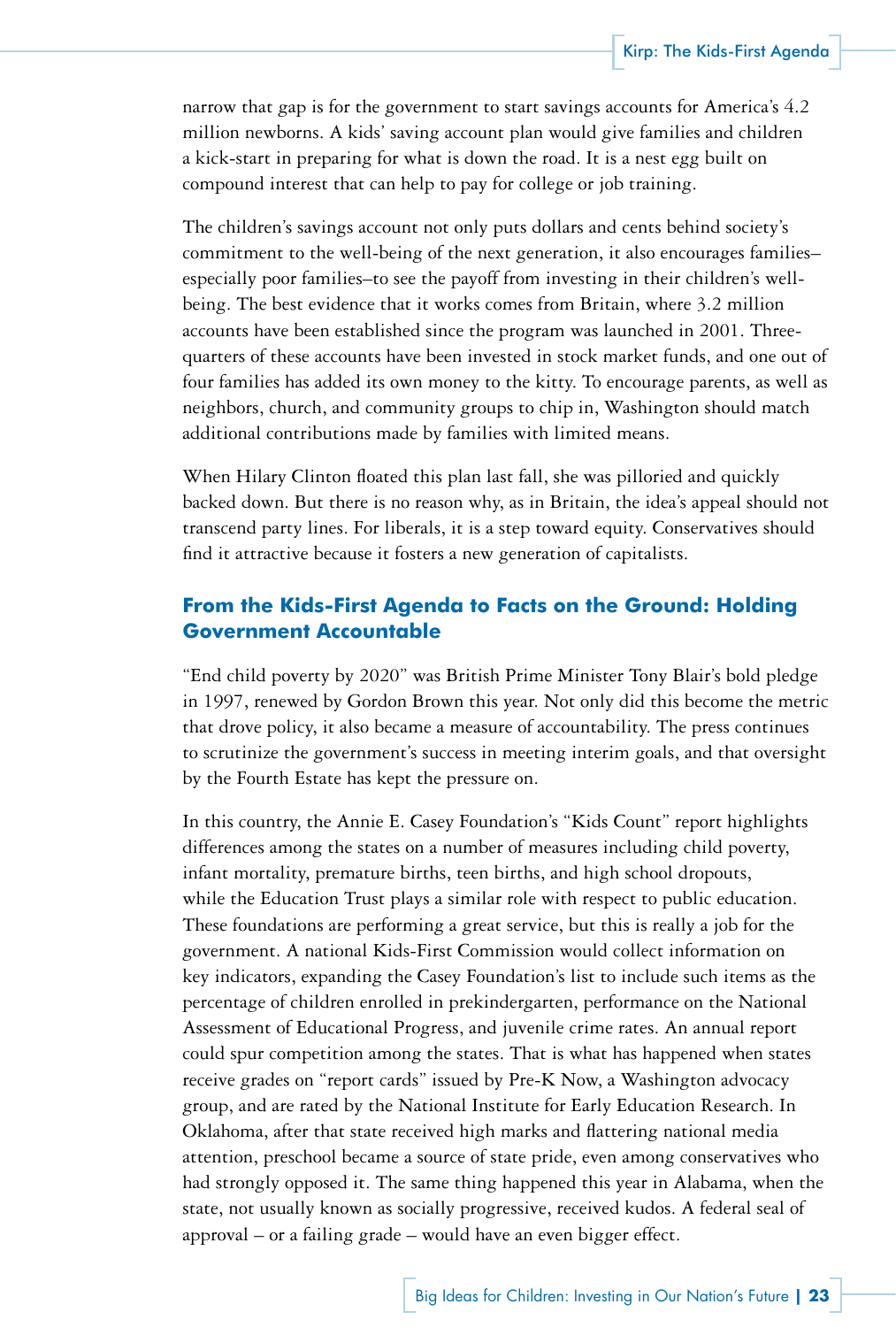narrow that gap is for the government to start savings accounts for America's 4.2 million newborns. A kids' saving account plan would give families and children a kick-start in preparing for what is down the road. It is a nest egg built on compound interest that can help to pay for college or job training.

The children's savings account not only puts dollars and cents behind society's commitment to the well-being of the next generation, it also encourages families–especially poor families–to see the payoff from investing in their children's well-being. The best evidence that it works comes from Britain, where 3.2 million accounts have been established since the program was launched in 2001. Three-quarters of these accounts have been invested in stock market funds, and one out of four families has added its own money to the kitty. To encourage parents, as well as neighbors, church, and community groups to chip in, Washington should match additional contributions made by families with limited means.

When Hilary Clinton floated this plan last fall, she was pilloried and quickly backed down. But there is no reason why, as in Britain, the idea's appeal should not transcend party lines. For liberals, it is a step toward equity. Conservatives should find it attractive because it fosters a new generation of capitalists.

### From the Kids-First Agenda to Facts on the Ground: Holding Government Accountable

"End child poverty by 2020" was British Prime Minister Tony Blair's bold pledge in 1997, renewed by Gordon Brown this year. Not only did this become the metric that drove policy, it also became a measure of accountability. The press continues to scrutinize the government's success in meeting interim goals, and that oversight by the Fourth Estate has kept the pressure on.

In this country, the Annie E. Casey Foundation's "Kids Count" report highlights differences among the states on a number of measures including child poverty, infant mortality, premature births, teen births, and high school dropouts, while the Education Trust plays a similar role with respect to public education. These foundations are performing a great service, but this is really a job for the government. A national Kids-First Commission would collect information on key indicators, expanding the Casey Foundation's list to include such items as the percentage of children enrolled in prekindergarten, performance on the National Assessment of Educational Progress, and juvenile crime rates. An annual report could spur competition among the states. That is what has happened when states receive grades on "report cards" issued by Pre-K Now, a Washington advocacy group, and are rated by the National Institute for Early Education Research. In Oklahoma, after that state received high marks and flattering national media attention, preschool became a source of state pride, even among conservatives who had strongly opposed it. The same thing happened this year in Alabama, when the state, not usually known as socially progressive, received kudos. A federal seal of approval – or a failing grade – would have an even bigger effect.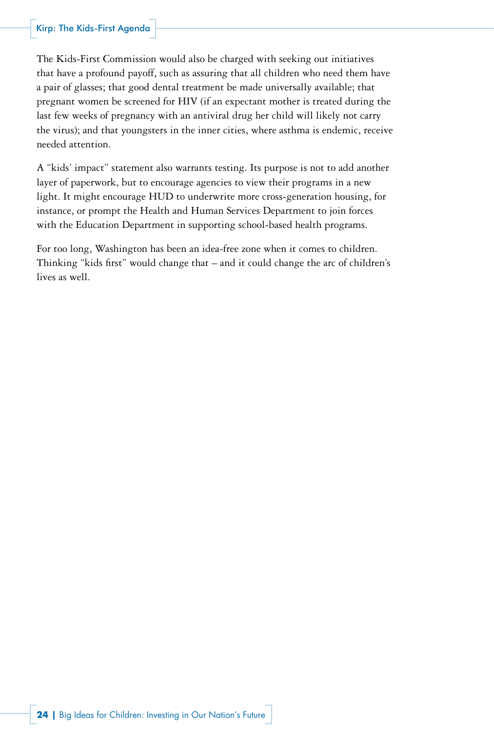The Kids-First Commission would also be charged with seeking out initiatives that have a profound payoff, such as assuring that all children who need them have a pair of glasses; that good dental treatment be made universally available; that pregnant women be screened for HIV (if an expectant mother is treated during the last few weeks of pregnancy with an antiviral drug her child will likely not carry the virus); and that youngsters in the inner cities, where asthma is endemic, receive needed attention.

A "kids' impact" statement also warrants testing. Its purpose is not to add another layer of paperwork, but to encourage agencies to view their programs in a new light. It might encourage HUD to underwrite more cross-generation housing, for instance, or prompt the Health and Human Services Department to join forces with the Education Department in supporting school-based health programs.

For too long, Washington has been an idea-free zone when it comes to children. Thinking "kids first" would change that – and it could change the arc of children's lives as well.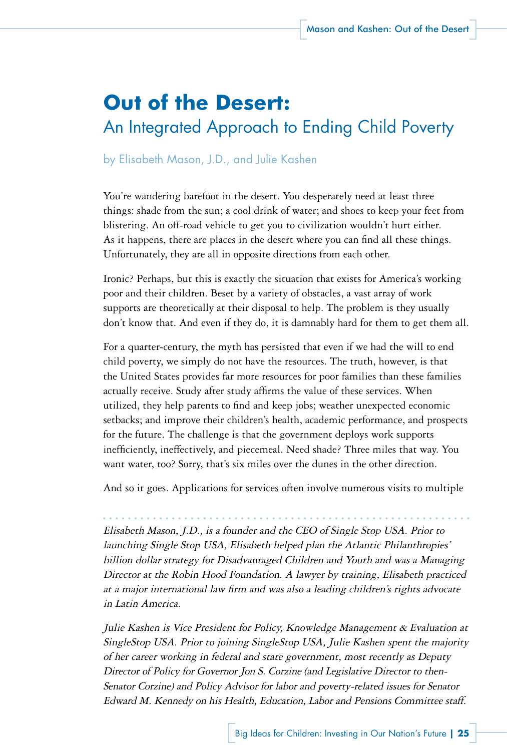# Out of the Desert:

## An Integrated Approach to Ending Child Poverty

by Elisabeth Mason, J.D., and Julie Kashen

You're wandering barefoot in the desert. You desperately need at least three things: shade from the sun; a cool drink of water; and shoes to keep your feet from blistering. An off-road vehicle to get you to civilization wouldn't hurt either. As it happens, there are places in the desert where you can find all these things. Unfortunately, they are all in opposite directions from each other.

Ironic? Perhaps, but this is exactly the situation that exists for America's working poor and their children. Beset by a variety of obstacles, a vast array of work supports are theoretically at their disposal to help. The problem is they usually don't know that. And even if they do, it is damnably hard for them to get them all.

For a quarter-century, the myth has persisted that even if we had the will to end child poverty, we simply do not have the resources. The truth, however, is that the United States provides far more resources for poor families than these families actually receive. Study after study affirms the value of these services. When utilized, they help parents to find and keep jobs; weather unexpected economic setbacks; and improve their children's health, academic performance, and prospects for the future. The challenge is that the government deploys work supports inefficiently, ineffectively, and piecemeal. Need shade? Three miles that way. You want water, too? Sorry, that's six miles over the dunes in the other direction.

And so it goes. Applications for services often involve numerous visits to multiple

---

*Elisabeth Mason, J.D., is a founder and the CEO of Single Stop USA. Prior to launching Single Stop USA, Elisabeth helped plan the Atlantic Philanthropies' billion dollar strategy for Disadvantaged Children and Youth and was a Managing Director at the Robin Hood Foundation. A lawyer by training, Elisabeth practiced at a major international law firm and was also a leading children's rights advocate in Latin America.*

*Julie Kashen is Vice President for Policy, Knowledge Management & Evaluation at SingleStop USA. Prior to joining SingleStop USA, Julie Kashen spent the majority of her career working in federal and state government, most recently as Deputy Director of Policy for Governor Jon S. Corzine (and Legislative Director to then-Senator Corzine) and Policy Advisor for labor and poverty-related issues for Senator Edward M. Kennedy on his Health, Education, Labor and Pensions Committee staff.*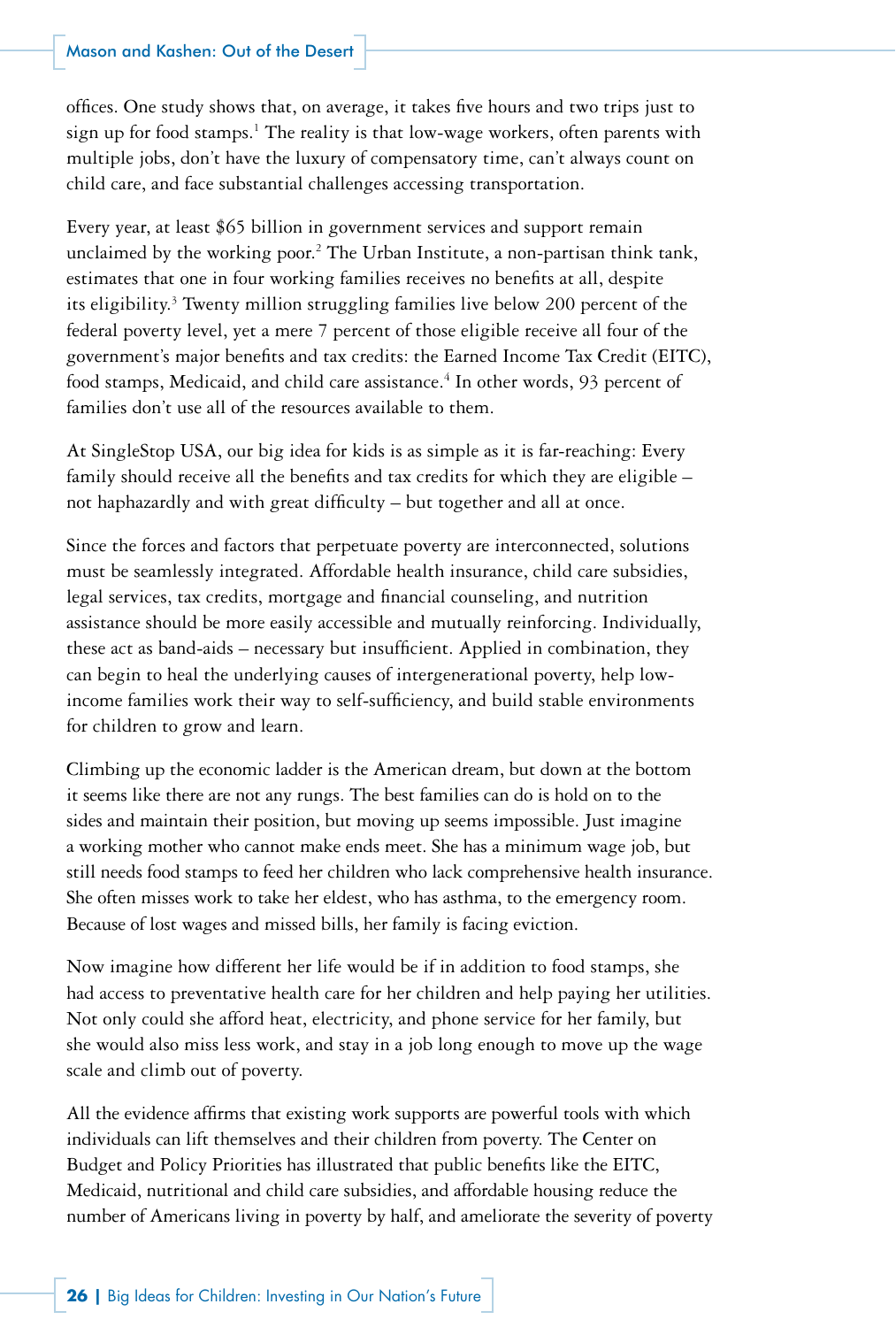offices. One study shows that, on average, it takes five hours and two trips just to sign up for food stamps.[1] The reality is that low-wage workers, often parents with multiple jobs, don't have the luxury of compensatory time, can't always count on child care, and face substantial challenges accessing transportation.

Every year, at least $65 billion in government services and support remain unclaimed by the working poor.[2] The Urban Institute, a non-partisan think tank, estimates that one in four working families receives no benefits at all, despite its eligibility.[3] Twenty million struggling families live below 200 percent of the federal poverty level, yet a mere 7 percent of those eligible receive all four of the government's major benefits and tax credits: the Earned Income Tax Credit (EITC), food stamps, Medicaid, and child care assistance.[4] In other words, 93 percent of families don't use all of the resources available to them.

At SingleStop USA, our big idea for kids is as simple as it is far-reaching: Every family should receive all the benefits and tax credits for which they are eligible – not haphazardly and with great difficulty – but together and all at once.

Since the forces and factors that perpetuate poverty are interconnected, solutions must be seamlessly integrated. Affordable health insurance, child care subsidies, legal services, tax credits, mortgage and financial counseling, and nutrition assistance should be more easily accessible and mutually reinforcing. Individually, these act as band-aids – necessary but insufficient. Applied in combination, they can begin to heal the underlying causes of intergenerational poverty, help low-income families work their way to self-sufficiency, and build stable environments for children to grow and learn.

Climbing up the economic ladder is the American dream, but down at the bottom it seems like there are not any rungs. The best families can do is hold on to the sides and maintain their position, but moving up seems impossible. Just imagine a working mother who cannot make ends meet. She has a minimum wage job, but still needs food stamps to feed her children who lack comprehensive health insurance. She often misses work to take her eldest, who has asthma, to the emergency room. Because of lost wages and missed bills, her family is facing eviction.

Now imagine how different her life would be if in addition to food stamps, she had access to preventative health care for her children and help paying her utilities. Not only could she afford heat, electricity, and phone service for her family, but she would also miss less work, and stay in a job long enough to move up the wage scale and climb out of poverty.

All the evidence affirms that existing work supports are powerful tools with which individuals can lift themselves and their children from poverty. The Center on Budget and Policy Priorities has illustrated that public benefits like the EITC, Medicaid, nutritional and child care subsidies, and affordable housing reduce the number of Americans living in poverty by half, and ameliorate the severity of poverty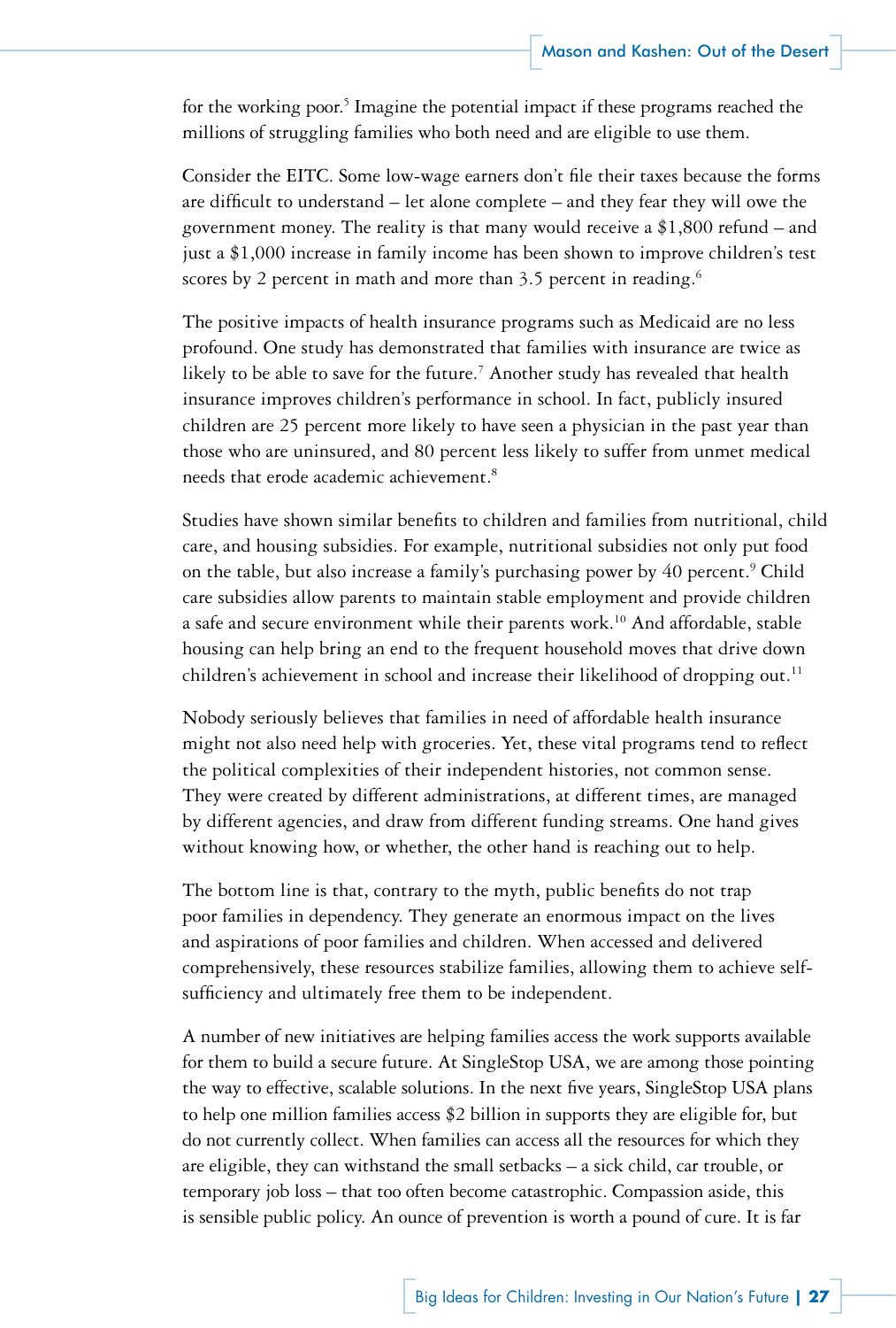for the working poor.[5] Imagine the potential impact if these programs reached the millions of struggling families who both need and are eligible to use them.

Consider the EITC. Some low-wage earners don't file their taxes because the forms are difficult to understand – let alone complete – and they fear they will owe the government money. The reality is that many would receive a $1,800 refund – and just a $1,000 increase in family income has been shown to improve children's test scores by 2 percent in math and more than 3.5 percent in reading.[6]

The positive impacts of health insurance programs such as Medicaid are no less profound. One study has demonstrated that families with insurance are twice as likely to be able to save for the future.[7] Another study has revealed that health insurance improves children's performance in school. In fact, publicly insured children are 25 percent more likely to have seen a physician in the past year than those who are uninsured, and 80 percent less likely to suffer from unmet medical needs that erode academic achievement.[8]

Studies have shown similar benefits to children and families from nutritional, child care, and housing subsidies. For example, nutritional subsidies not only put food on the table, but also increase a family's purchasing power by 40 percent.[9] Child care subsidies allow parents to maintain stable employment and provide children a safe and secure environment while their parents work.[10] And affordable, stable housing can help bring an end to the frequent household moves that drive down children's achievement in school and increase their likelihood of dropping out.[11]

Nobody seriously believes that families in need of affordable health insurance might not also need help with groceries. Yet, these vital programs tend to reflect the political complexities of their independent histories, not common sense. They were created by different administrations, at different times, are managed by different agencies, and draw from different funding streams. One hand gives without knowing how, or whether, the other hand is reaching out to help.

The bottom line is that, contrary to the myth, public benefits do not trap poor families in dependency. They generate an enormous impact on the lives and aspirations of poor families and children. When accessed and delivered comprehensively, these resources stabilize families, allowing them to achieve self-sufficiency and ultimately free them to be independent.

A number of new initiatives are helping families access the work supports available for them to build a secure future. At SingleStop USA, we are among those pointing the way to effective, scalable solutions. In the next five years, SingleStop USA plans to help one million families access $2 billion in supports they are eligible for, but do not currently collect. When families can access all the resources for which they are eligible, they can withstand the small setbacks – a sick child, car trouble, or temporary job loss – that too often become catastrophic. Compassion aside, this is sensible public policy. An ounce of prevention is worth a pound of cure. It is far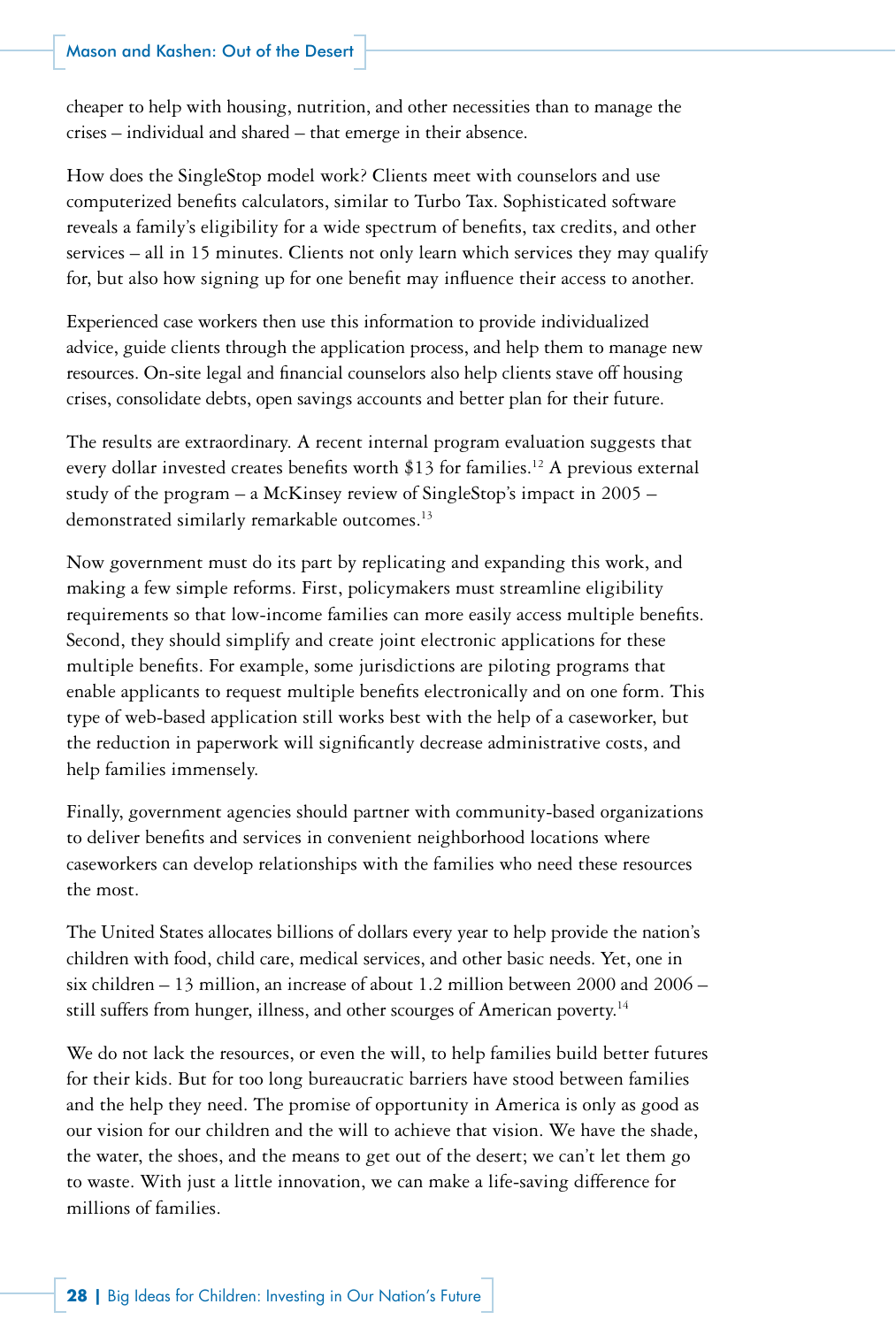cheaper to help with housing, nutrition, and other necessities than to manage the crises – individual and shared – that emerge in their absence.

How does the SingleStop model work? Clients meet with counselors and use computerized benefits calculators, similar to Turbo Tax. Sophisticated software reveals a family's eligibility for a wide spectrum of benefits, tax credits, and other services – all in 15 minutes. Clients not only learn which services they may qualify for, but also how signing up for one benefit may influence their access to another.

Experienced case workers then use this information to provide individualized advice, guide clients through the application process, and help them to manage new resources. On-site legal and financial counselors also help clients stave off housing crises, consolidate debts, open savings accounts and better plan for their future.

The results are extraordinary. A recent internal program evaluation suggests that every dollar invested creates benefits worth $13 for families.[12] A previous external study of the program – a McKinsey review of SingleStop's impact in 2005 – demonstrated similarly remarkable outcomes.[13]

Now government must do its part by replicating and expanding this work, and making a few simple reforms. First, policymakers must streamline eligibility requirements so that low-income families can more easily access multiple benefits. Second, they should simplify and create joint electronic applications for these multiple benefits. For example, some jurisdictions are piloting programs that enable applicants to request multiple benefits electronically and on one form. This type of web-based application still works best with the help of a caseworker, but the reduction in paperwork will significantly decrease administrative costs, and help families immensely.

Finally, government agencies should partner with community-based organizations to deliver benefits and services in convenient neighborhood locations where caseworkers can develop relationships with the families who need these resources the most.

The United States allocates billions of dollars every year to help provide the nation's children with food, child care, medical services, and other basic needs. Yet, one in six children – 13 million, an increase of about 1.2 million between 2000 and 2006 – still suffers from hunger, illness, and other scourges of American poverty.[14]

We do not lack the resources, or even the will, to help families build better futures for their kids. But for too long bureaucratic barriers have stood between families and the help they need. The promise of opportunity in America is only as good as our vision for our children and the will to achieve that vision. We have the shade, the water, the shoes, and the means to get out of the desert; we can't let them go to waste. With just a little innovation, we can make a life-saving difference for millions of families.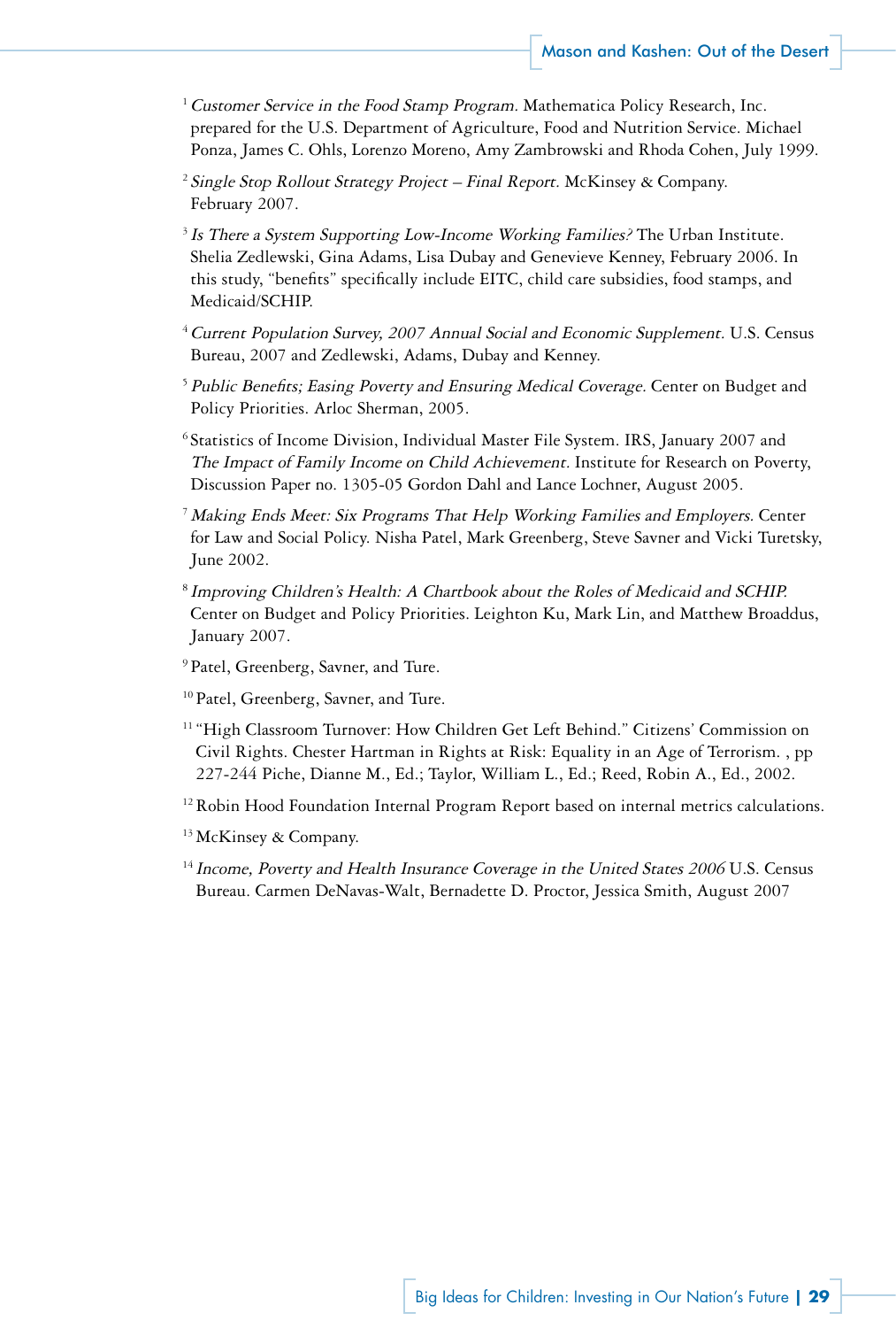[1] *Customer Service in the Food Stamp Program.* Mathematica Policy Research, Inc. prepared for the U.S. Department of Agriculture, Food and Nutrition Service. Michael Ponza, James C. Ohls, Lorenzo Moreno, Amy Zambrowski and Rhoda Cohen, July 1999.

[2] *Single Stop Rollout Strategy Project – Final Report.* McKinsey & Company. February 2007.

[3] *Is There a System Supporting Low-Income Working Families?* The Urban Institute. Shelia Zedlewski, Gina Adams, Lisa Dubay and Genevieve Kenney, February 2006. In this study, "benefits" specifically include EITC, child care subsidies, food stamps, and Medicaid/SCHIP.

[4] *Current Population Survey, 2007 Annual Social and Economic Supplement.* U.S. Census Bureau, 2007 and Zedlewski, Adams, Dubay and Kenney.

[5] *Public Benefits; Easing Poverty and Ensuring Medical Coverage.* Center on Budget and Policy Priorities. Arloc Sherman, 2005.

[6] Statistics of Income Division, Individual Master File System. IRS, January 2007 and *The Impact of Family Income on Child Achievement.* Institute for Research on Poverty, Discussion Paper no. 1305-05 Gordon Dahl and Lance Lochner, August 2005.

[7] *Making Ends Meet: Six Programs That Help Working Families and Employers.* Center for Law and Social Policy. Nisha Patel, Mark Greenberg, Steve Savner and Vicki Turetsky, June 2002.

[8] *Improving Children's Health: A Chartbook about the Roles of Medicaid and SCHIP.* Center on Budget and Policy Priorities. Leighton Ku, Mark Lin, and Matthew Broaddus, January 2007.

[9] Patel, Greenberg, Savner, and Ture.

[10] Patel, Greenberg, Savner, and Ture.

[11] "High Classroom Turnover: How Children Get Left Behind." Citizens' Commission on Civil Rights. Chester Hartman in Rights at Risk: Equality in an Age of Terrorism. , pp 227-244 Piche, Dianne M., Ed.; Taylor, William L., Ed.; Reed, Robin A., Ed., 2002.

[12] Robin Hood Foundation Internal Program Report based on internal metrics calculations.

[13] McKinsey & Company.

[14] *Income, Poverty and Health Insurance Coverage in the United States 2006* U.S. Census Bureau. Carmen DeNavas-Walt, Bernadette D. Proctor, Jessica Smith, August 2007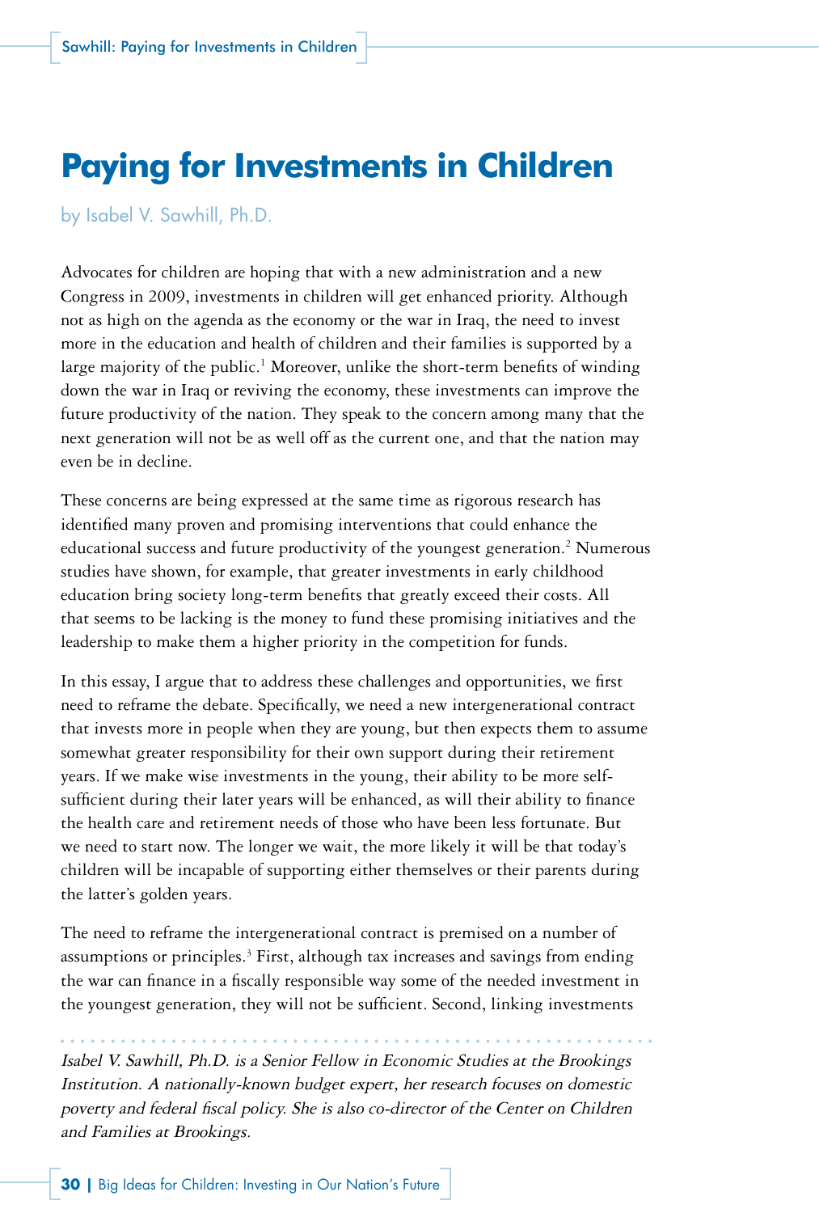# Paying for Investments in Children

by Isabel V. Sawhill, Ph.D.

Advocates for children are hoping that with a new administration and a new Congress in 2009, investments in children will get enhanced priority. Although not as high on the agenda as the economy or the war in Iraq, the need to invest more in the education and health of children and their families is supported by a large majority of the public.[1] Moreover, unlike the short-term benefits of winding down the war in Iraq or reviving the economy, these investments can improve the future productivity of the nation. They speak to the concern among many that the next generation will not be as well off as the current one, and that the nation may even be in decline.

These concerns are being expressed at the same time as rigorous research has identified many proven and promising interventions that could enhance the educational success and future productivity of the youngest generation.[2] Numerous studies have shown, for example, that greater investments in early childhood education bring society long-term benefits that greatly exceed their costs. All that seems to be lacking is the money to fund these promising initiatives and the leadership to make them a higher priority in the competition for funds.

In this essay, I argue that to address these challenges and opportunities, we first need to reframe the debate. Specifically, we need a new intergenerational contract that invests more in people when they are young, but then expects them to assume somewhat greater responsibility for their own support during their retirement years. If we make wise investments in the young, their ability to be more self-sufficient during their later years will be enhanced, as will their ability to finance the health care and retirement needs of those who have been less fortunate. But we need to start now. The longer we wait, the more likely it will be that today's children will be incapable of supporting either themselves or their parents during the latter's golden years.

The need to reframe the intergenerational contract is premised on a number of assumptions or principles.[3] First, although tax increases and savings from ending the war can finance in a fiscally responsible way some of the needed investment in the youngest generation, they will not be sufficient. Second, linking investments

*Isabel V. Sawhill, Ph.D. is a Senior Fellow in Economic Studies at the Brookings Institution. A nationally-known budget expert, her research focuses on domestic poverty and federal fiscal policy. She is also co-director of the Center on Children and Families at Brookings.*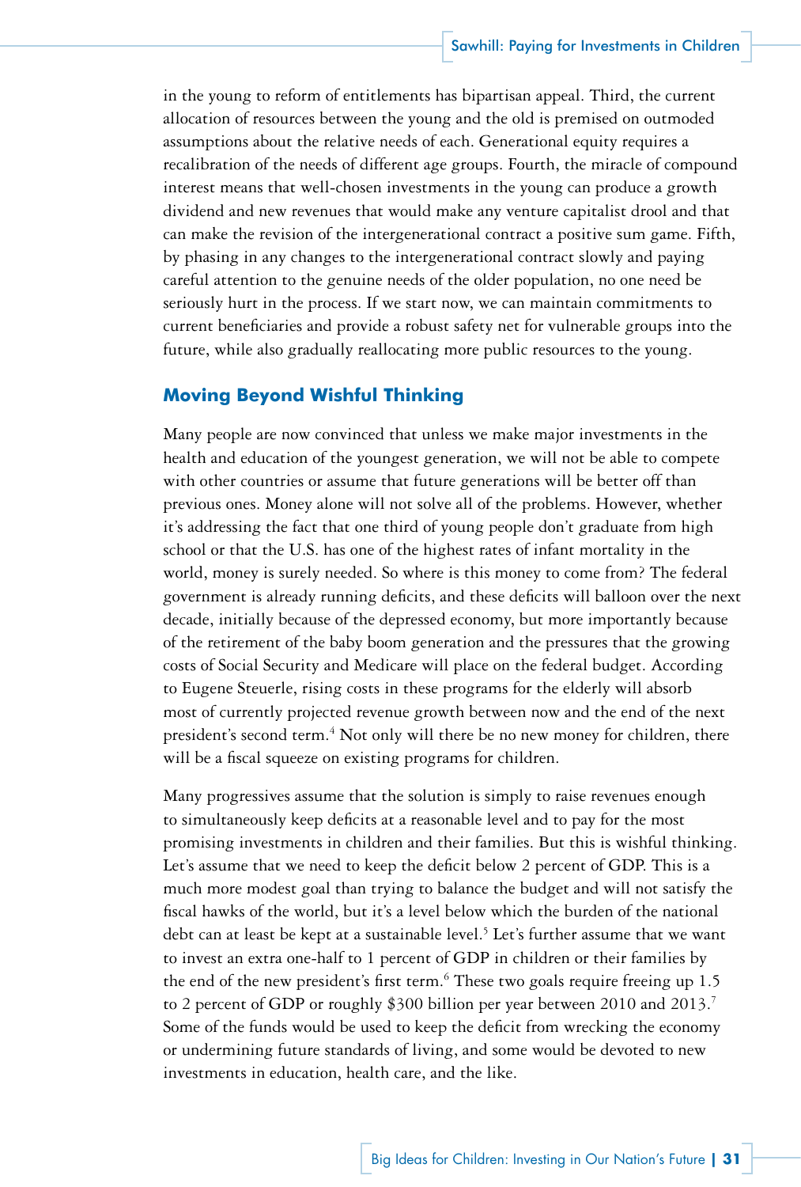in the young to reform of entitlements has bipartisan appeal. Third, the current allocation of resources between the young and the old is premised on outmoded assumptions about the relative needs of each. Generational equity requires a recalibration of the needs of different age groups. Fourth, the miracle of compound interest means that well-chosen investments in the young can produce a growth dividend and new revenues that would make any venture capitalist drool and that can make the revision of the intergenerational contract a positive sum game. Fifth, by phasing in any changes to the intergenerational contract slowly and paying careful attention to the genuine needs of the older population, no one need be seriously hurt in the process. If we start now, we can maintain commitments to current beneficiaries and provide a robust safety net for vulnerable groups into the future, while also gradually reallocating more public resources to the young.

## Moving Beyond Wishful Thinking

Many people are now convinced that unless we make major investments in the health and education of the youngest generation, we will not be able to compete with other countries or assume that future generations will be better off than previous ones. Money alone will not solve all of the problems. However, whether it's addressing the fact that one third of young people don't graduate from high school or that the U.S. has one of the highest rates of infant mortality in the world, money is surely needed. So where is this money to come from? The federal government is already running deficits, and these deficits will balloon over the next decade, initially because of the depressed economy, but more importantly because of the retirement of the baby boom generation and the pressures that the growing costs of Social Security and Medicare will place on the federal budget. According to Eugene Steuerle, rising costs in these programs for the elderly will absorb most of currently projected revenue growth between now and the end of the next president's second term.[4] Not only will there be no new money for children, there will be a fiscal squeeze on existing programs for children.

Many progressives assume that the solution is simply to raise revenues enough to simultaneously keep deficits at a reasonable level and to pay for the most promising investments in children and their families. But this is wishful thinking. Let's assume that we need to keep the deficit below 2 percent of GDP. This is a much more modest goal than trying to balance the budget and will not satisfy the fiscal hawks of the world, but it's a level below which the burden of the national debt can at least be kept at a sustainable level.[5] Let's further assume that we want to invest an extra one-half to 1 percent of GDP in children or their families by the end of the new president's first term.[6] These two goals require freeing up 1.5 to 2 percent of GDP or roughly $300 billion per year between 2010 and 2013.[7] Some of the funds would be used to keep the deficit from wrecking the economy or undermining future standards of living, and some would be devoted to new investments in education, health care, and the like.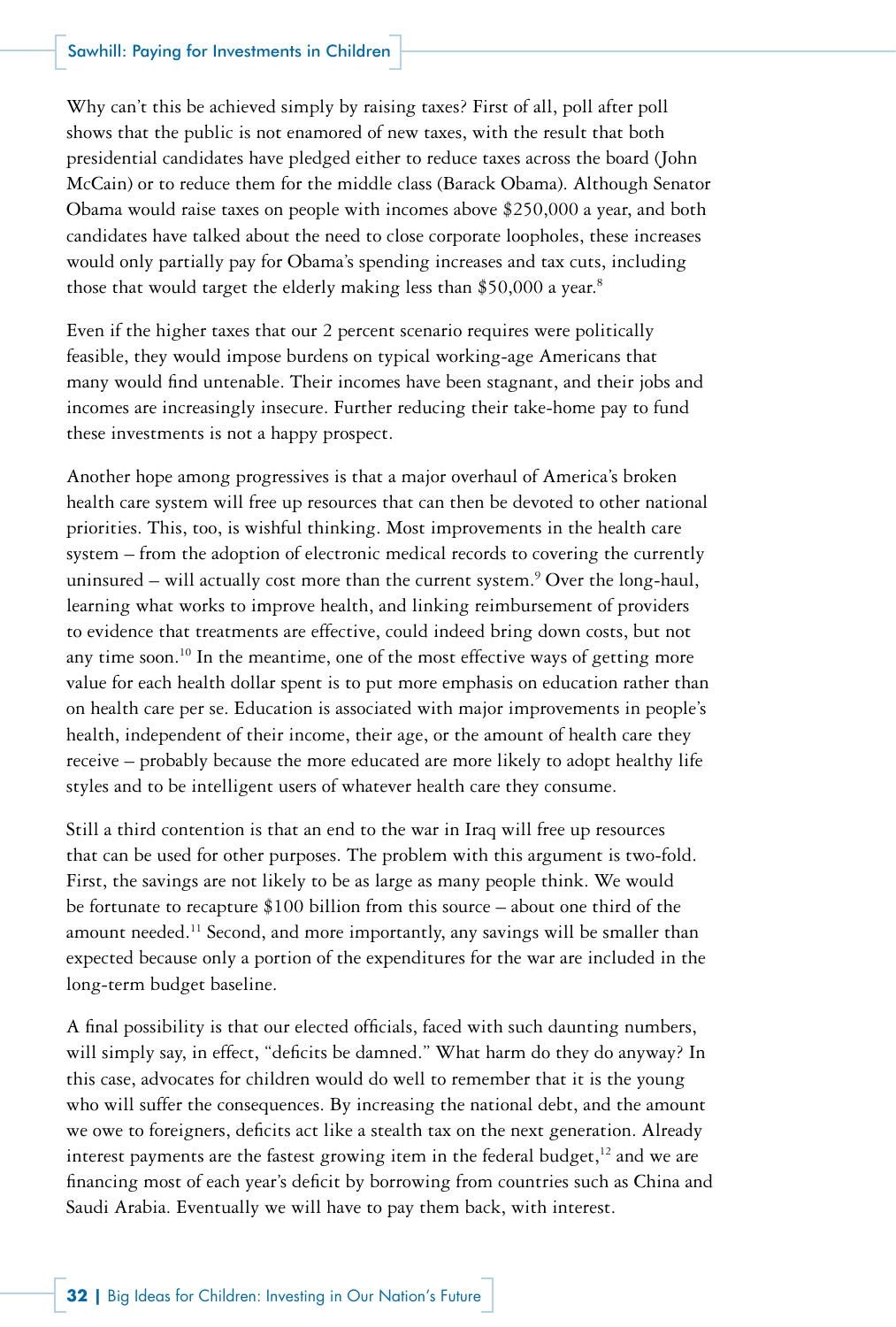Why can't this be achieved simply by raising taxes? First of all, poll after poll shows that the public is not enamored of new taxes, with the result that both presidential candidates have pledged either to reduce taxes across the board (John McCain) or to reduce them for the middle class (Barack Obama). Although Senator Obama would raise taxes on people with incomes above $250,000 a year, and both candidates have talked about the need to close corporate loopholes, these increases would only partially pay for Obama's spending increases and tax cuts, including those that would target the elderly making less than $50,000 a year.[8]

Even if the higher taxes that our 2 percent scenario requires were politically feasible, they would impose burdens on typical working-age Americans that many would find untenable. Their incomes have been stagnant, and their jobs and incomes are increasingly insecure. Further reducing their take-home pay to fund these investments is not a happy prospect.

Another hope among progressives is that a major overhaul of America's broken health care system will free up resources that can then be devoted to other national priorities. This, too, is wishful thinking. Most improvements in the health care system – from the adoption of electronic medical records to covering the currently uninsured – will actually cost more than the current system.[9] Over the long-haul, learning what works to improve health, and linking reimbursement of providers to evidence that treatments are effective, could indeed bring down costs, but not any time soon.[10] In the meantime, one of the most effective ways of getting more value for each health dollar spent is to put more emphasis on education rather than on health care per se. Education is associated with major improvements in people's health, independent of their income, their age, or the amount of health care they receive – probably because the more educated are more likely to adopt healthy life styles and to be intelligent users of whatever health care they consume.

Still a third contention is that an end to the war in Iraq will free up resources that can be used for other purposes. The problem with this argument is two-fold. First, the savings are not likely to be as large as many people think. We would be fortunate to recapture $100 billion from this source – about one third of the amount needed.[11] Second, and more importantly, any savings will be smaller than expected because only a portion of the expenditures for the war are included in the long-term budget baseline.

A final possibility is that our elected officials, faced with such daunting numbers, will simply say, in effect, "deficits be damned." What harm do they do anyway? In this case, advocates for children would do well to remember that it is the young who will suffer the consequences. By increasing the national debt, and the amount we owe to foreigners, deficits act like a stealth tax on the next generation. Already interest payments are the fastest growing item in the federal budget,[12] and we are financing most of each year's deficit by borrowing from countries such as China and Saudi Arabia. Eventually we will have to pay them back, with interest.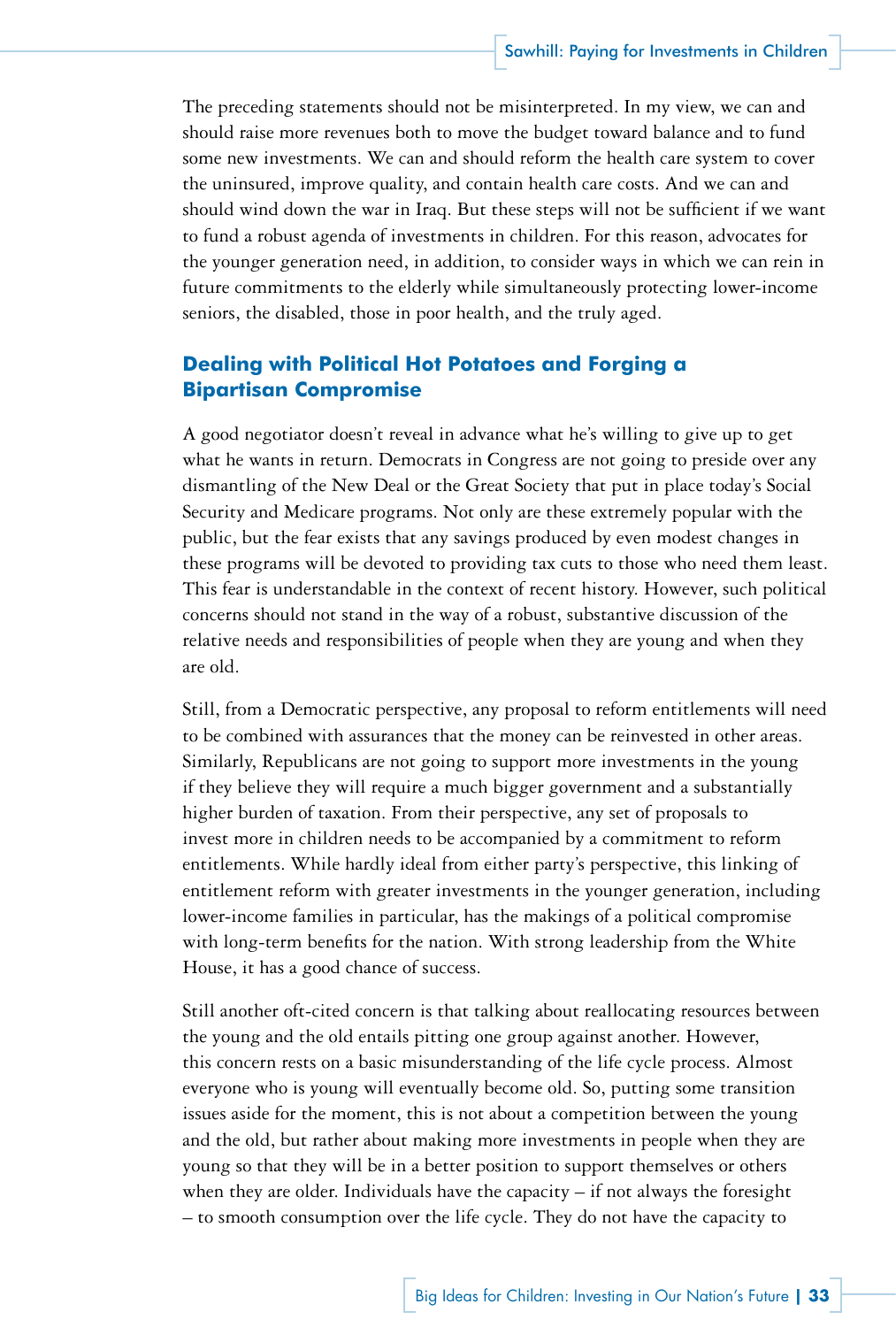The preceding statements should not be misinterpreted. In my view, we can and should raise more revenues both to move the budget toward balance and to fund some new investments. We can and should reform the health care system to cover the uninsured, improve quality, and contain health care costs. And we can and should wind down the war in Iraq. But these steps will not be sufficient if we want to fund a robust agenda of investments in children. For this reason, advocates for the younger generation need, in addition, to consider ways in which we can rein in future commitments to the elderly while simultaneously protecting lower-income seniors, the disabled, those in poor health, and the truly aged.

## Dealing with Political Hot Potatoes and Forging a Bipartisan Compromise

A good negotiator doesn't reveal in advance what he's willing to give up to get what he wants in return. Democrats in Congress are not going to preside over any dismantling of the New Deal or the Great Society that put in place today's Social Security and Medicare programs. Not only are these extremely popular with the public, but the fear exists that any savings produced by even modest changes in these programs will be devoted to providing tax cuts to those who need them least. This fear is understandable in the context of recent history. However, such political concerns should not stand in the way of a robust, substantive discussion of the relative needs and responsibilities of people when they are young and when they are old.

Still, from a Democratic perspective, any proposal to reform entitlements will need to be combined with assurances that the money can be reinvested in other areas. Similarly, Republicans are not going to support more investments in the young if they believe they will require a much bigger government and a substantially higher burden of taxation. From their perspective, any set of proposals to invest more in children needs to be accompanied by a commitment to reform entitlements. While hardly ideal from either party's perspective, this linking of entitlement reform with greater investments in the younger generation, including lower-income families in particular, has the makings of a political compromise with long-term benefits for the nation. With strong leadership from the White House, it has a good chance of success.

Still another oft-cited concern is that talking about reallocating resources between the young and the old entails pitting one group against another. However, this concern rests on a basic misunderstanding of the life cycle process. Almost everyone who is young will eventually become old. So, putting some transition issues aside for the moment, this is not about a competition between the young and the old, but rather about making more investments in people when they are young so that they will be in a better position to support themselves or others when they are older. Individuals have the capacity – if not always the foresight – to smooth consumption over the life cycle. They do not have the capacity to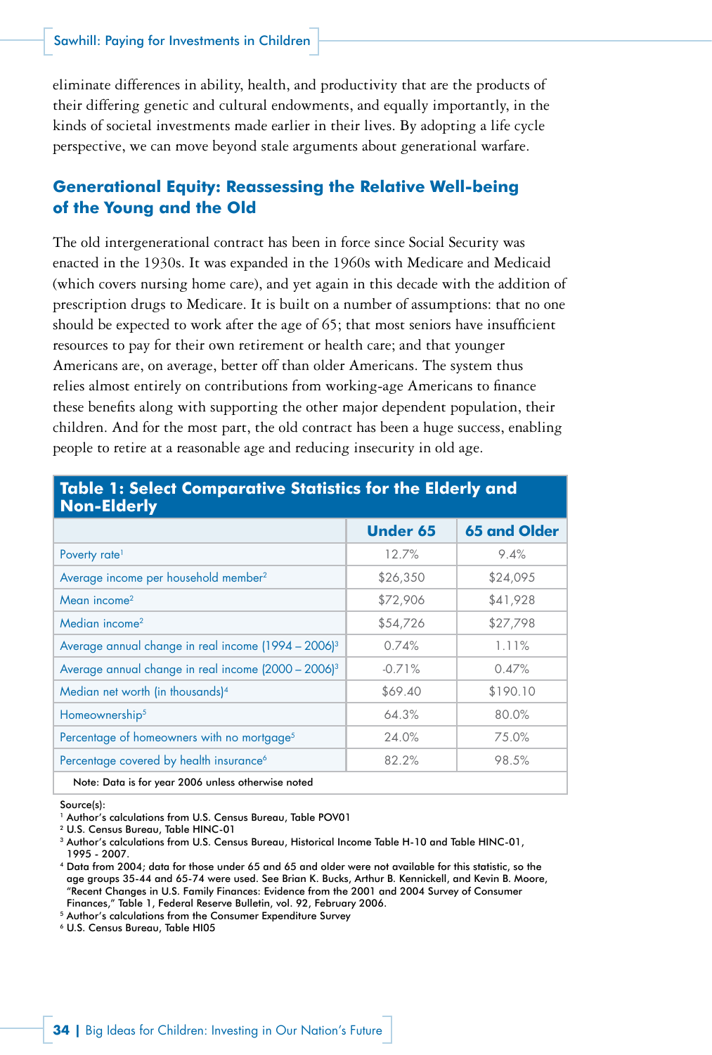eliminate differences in ability, health, and productivity that are the products of their differing genetic and cultural endowments, and equally importantly, in the kinds of societal investments made earlier in their lives. By adopting a life cycle perspective, we can move beyond stale arguments about generational warfare.

## Generational Equity: Reassessing the Relative Well-being of the Young and the Old

The old intergenerational contract has been in force since Social Security was enacted in the 1930s. It was expanded in the 1960s with Medicare and Medicaid (which covers nursing home care), and yet again in this decade with the addition of prescription drugs to Medicare. It is built on a number of assumptions: that no one should be expected to work after the age of 65; that most seniors have insufficient resources to pay for their own retirement or health care; and that younger Americans are, on average, better off than older Americans. The system thus relies almost entirely on contributions from working-age Americans to finance these benefits along with supporting the other major dependent population, their children. And for the most part, the old contract has been a huge success, enabling people to retire at a reasonable age and reducing insecurity in old age.

**Table 1: Select Comparative Statistics for the Elderly and Non-Elderly**

| | Under 65 | 65 and Older |
|---|---|---|
| Poverty rate[1] | 12.7% | 9.4% |
| Average income per household member[2] | $26,350 | $24,095 |
| Mean income[2] | $72,906 | $41,928 |
| Median income[2] | $54,726 | $27,798 |
| Average annual change in real income (1994 – 2006)[3] | 0.74% | 1.11% |
| Average annual change in real income (2000 – 2006)[3] | -0.71% | 0.47% |
| Median net worth (in thousands)[4] | $69.40 | $190.10 |
| Homeownership[5] | 64.3% | 80.0% |
| Percentage of homeowners with no mortgage[5] | 24.0% | 75.0% |
| Percentage covered by health insurance[6] | 82.2% | 98.5% |

Note: Data is for year 2006 unless otherwise noted

Source(s):
[1] Author's calculations from U.S. Census Bureau, Table POV01
[2] U.S. Census Bureau, Table HINC-01
[3] Author's calculations from U.S. Census Bureau, Historical Income Table H-10 and Table HINC-01, 1995 - 2007.
[4] Data from 2004; data for those under 65 and 65 and older were not available for this statistic, so the age groups 35-44 and 65-74 were used. See Brian K. Bucks, Arthur B. Kennickell, and Kevin B. Moore, "Recent Changes in U.S. Family Finances: Evidence from the 2001 and 2004 Survey of Consumer Finances," Table 1, Federal Reserve Bulletin, vol. 92, February 2006.
[5] Author's calculations from the Consumer Expenditure Survey
[6] U.S. Census Bureau, Table HI05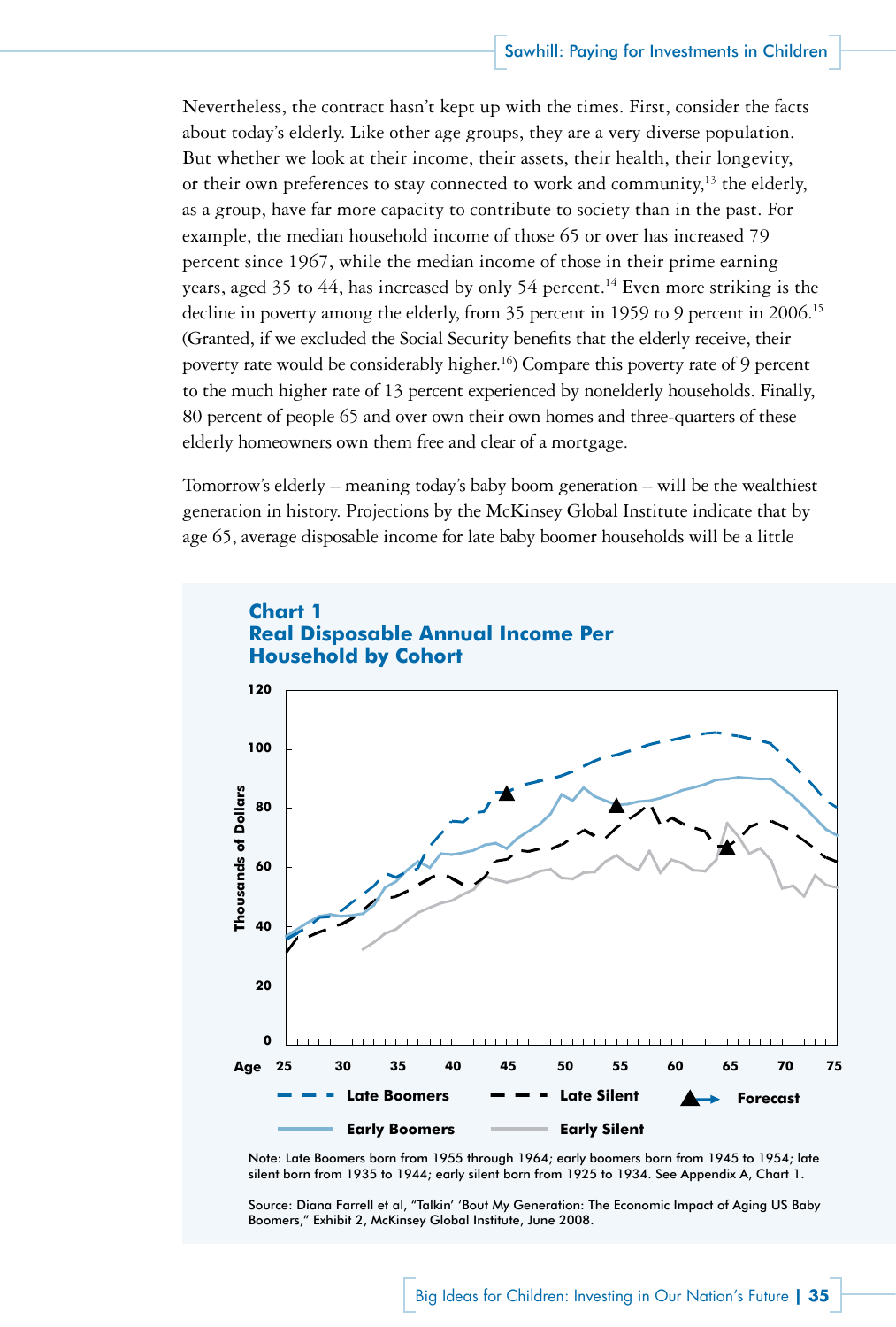Nevertheless, the contract hasn't kept up with the times. First, consider the facts about today's elderly. Like other age groups, they are a very diverse population. But whether we look at their income, their assets, their health, their longevity, or their own preferences to stay connected to work and community,[13] the elderly, as a group, have far more capacity to contribute to society than in the past. For example, the median household income of those 65 or over has increased 79 percent since 1967, while the median income of those in their prime earning years, aged 35 to 44, has increased by only 54 percent.[14] Even more striking is the decline in poverty among the elderly, from 35 percent in 1959 to 9 percent in 2006.[15] (Granted, if we excluded the Social Security benefits that the elderly receive, their poverty rate would be considerably higher.[16]) Compare this poverty rate of 9 percent to the much higher rate of 13 percent experienced by nonelderly households. Finally, 80 percent of people 65 and over own their own homes and three-quarters of these elderly homeowners own them free and clear of a mortgage.

Tomorrow's elderly – meaning today's baby boom generation – will be the wealthiest generation in history. Projections by the McKinsey Global Institute indicate that by age 65, average disposable income for late baby boomer households will be a little

**Chart 1**
**Real Disposable Annual Income Per Household by Cohort**

Note: Late Boomers born from 1955 through 1964; early boomers born from 1945 to 1954; late silent born from 1935 to 1944; early silent born from 1925 to 1934. See Appendix A, Chart 1.

Source: Diana Farrell et al, "Talkin' 'Bout My Generation: The Economic Impact of Aging US Baby Boomers," Exhibit 2, McKinsey Global Institute, June 2008.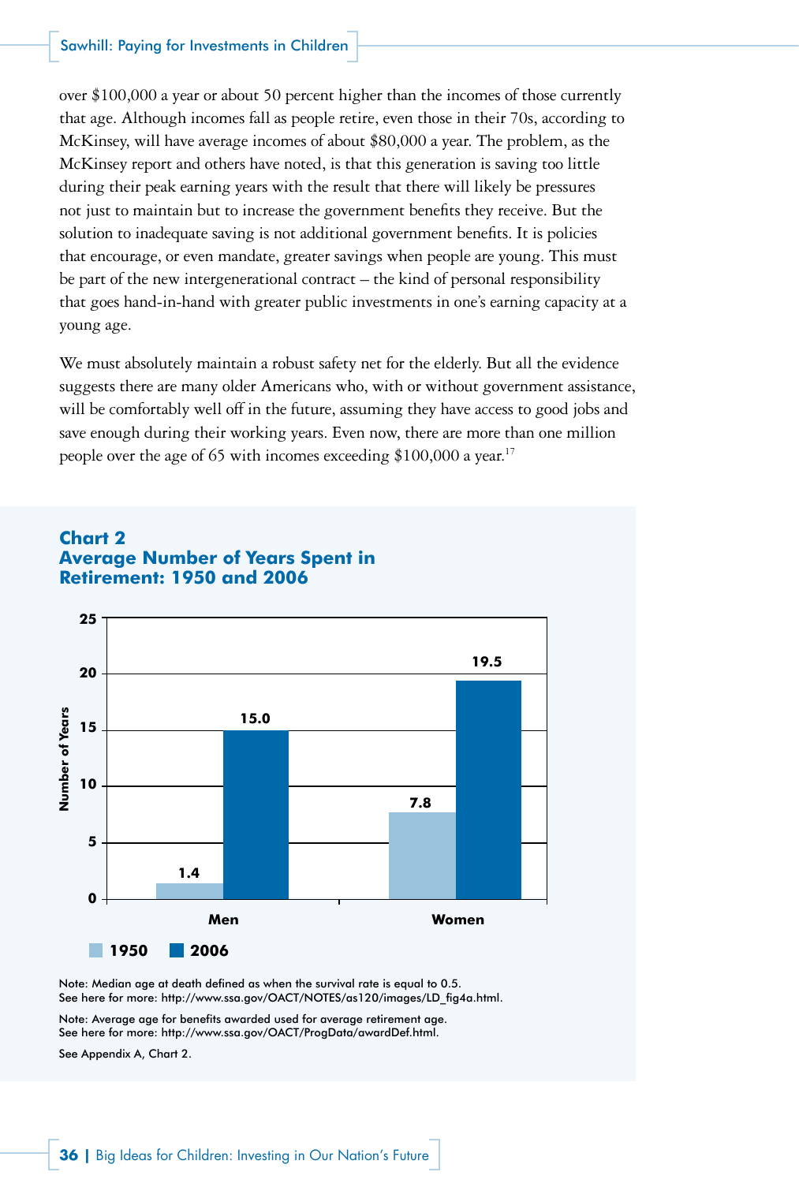over $100,000 a year or about 50 percent higher than the incomes of those currently that age. Although incomes fall as people retire, even those in their 70s, according to McKinsey, will have average incomes of about $80,000 a year. The problem, as the McKinsey report and others have noted, is that this generation is saving too little during their peak earning years with the result that there will likely be pressures not just to maintain but to increase the government benefits they receive. But the solution to inadequate saving is not additional government benefits. It is policies that encourage, or even mandate, greater savings when people are young. This must be part of the new intergenerational contract – the kind of personal responsibility that goes hand-in-hand with greater public investments in one's earning capacity at a young age.

We must absolutely maintain a robust safety net for the elderly. But all the evidence suggests there are many older Americans who, with or without government assistance, will be comfortably well off in the future, assuming they have access to good jobs and save enough during their working years. Even now, there are more than one million people over the age of 65 with incomes exceeding $100,000 a year.[17]

## Chart 2
## Average Number of Years Spent in Retirement: 1950 and 2006

| | 1950 | 2006 |
|---|---|---|
| Men | 1.4 | 15.0 |
| Women | 7.8 | 19.5 |

Note: Median age at death defined as when the survival rate is equal to 0.5.
See here for more: http://www.ssa.gov/OACT/NOTES/as120/images/LD_fig4a.html.

Note: Average age for benefits awarded used for average retirement age.
See here for more: http://www.ssa.gov/OACT/ProgData/awardDef.html.

See Appendix A, Chart 2.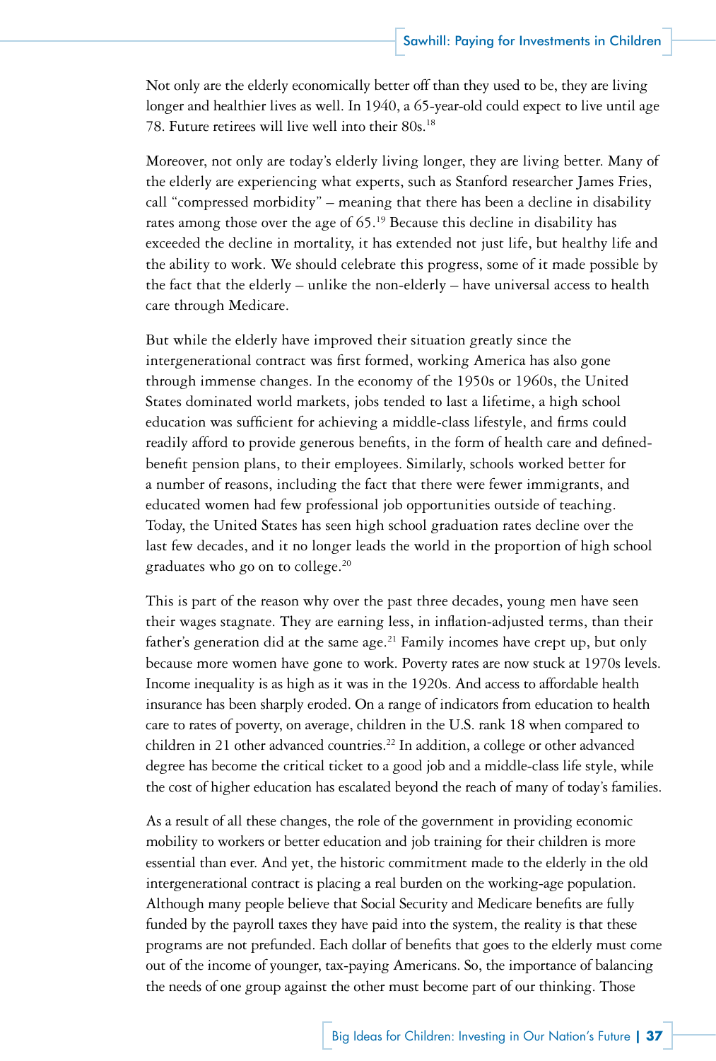Not only are the elderly economically better off than they used to be, they are living longer and healthier lives as well. In 1940, a 65-year-old could expect to live until age 78. Future retirees will live well into their 80s.[18]

Moreover, not only are today's elderly living longer, they are living better. Many of the elderly are experiencing what experts, such as Stanford researcher James Fries, call "compressed morbidity" – meaning that there has been a decline in disability rates among those over the age of 65.[19] Because this decline in disability has exceeded the decline in mortality, it has extended not just life, but healthy life and the ability to work. We should celebrate this progress, some of it made possible by the fact that the elderly – unlike the non-elderly – have universal access to health care through Medicare.

But while the elderly have improved their situation greatly since the intergenerational contract was first formed, working America has also gone through immense changes. In the economy of the 1950s or 1960s, the United States dominated world markets, jobs tended to last a lifetime, a high school education was sufficient for achieving a middle-class lifestyle, and firms could readily afford to provide generous benefits, in the form of health care and defined-benefit pension plans, to their employees. Similarly, schools worked better for a number of reasons, including the fact that there were fewer immigrants, and educated women had few professional job opportunities outside of teaching. Today, the United States has seen high school graduation rates decline over the last few decades, and it no longer leads the world in the proportion of high school graduates who go on to college.[20]

This is part of the reason why over the past three decades, young men have seen their wages stagnate. They are earning less, in inflation-adjusted terms, than their father's generation did at the same age.[21] Family incomes have crept up, but only because more women have gone to work. Poverty rates are now stuck at 1970s levels. Income inequality is as high as it was in the 1920s. And access to affordable health insurance has been sharply eroded. On a range of indicators from education to health care to rates of poverty, on average, children in the U.S. rank 18 when compared to children in 21 other advanced countries.[22] In addition, a college or other advanced degree has become the critical ticket to a good job and a middle-class life style, while the cost of higher education has escalated beyond the reach of many of today's families.

As a result of all these changes, the role of the government in providing economic mobility to workers or better education and job training for their children is more essential than ever. And yet, the historic commitment made to the elderly in the old intergenerational contract is placing a real burden on the working-age population. Although many people believe that Social Security and Medicare benefits are fully funded by the payroll taxes they have paid into the system, the reality is that these programs are not prefunded. Each dollar of benefits that goes to the elderly must come out of the income of younger, tax-paying Americans. So, the importance of balancing the needs of one group against the other must become part of our thinking. Those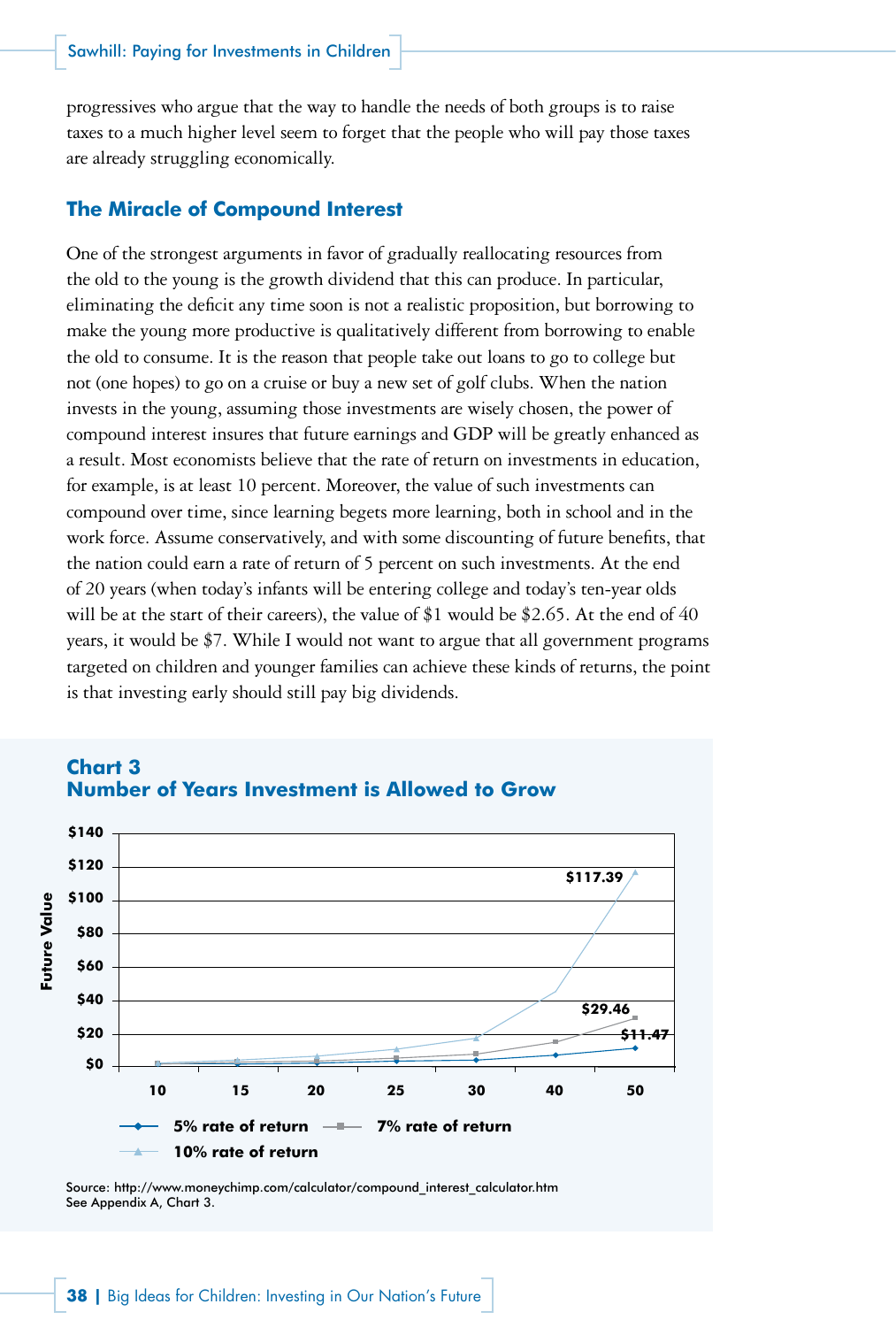progressives who argue that the way to handle the needs of both groups is to raise taxes to a much higher level seem to forget that the people who will pay those taxes are already struggling economically.

## The Miracle of Compound Interest

One of the strongest arguments in favor of gradually reallocating resources from the old to the young is the growth dividend that this can produce. In particular, eliminating the deficit any time soon is not a realistic proposition, but borrowing to make the young more productive is qualitatively different from borrowing to enable the old to consume. It is the reason that people take out loans to go to college but not (one hopes) to go on a cruise or buy a new set of golf clubs. When the nation invests in the young, assuming those investments are wisely chosen, the power of compound interest insures that future earnings and GDP will be greatly enhanced as a result. Most economists believe that the rate of return on investments in education, for example, is at least 10 percent. Moreover, the value of such investments can compound over time, since learning begets more learning, both in school and in the work force. Assume conservatively, and with some discounting of future benefits, that the nation could earn a rate of return of 5 percent on such investments. At the end of 20 years (when today's infants will be entering college and today's ten-year olds will be at the start of their careers), the value of $1 would be $2.65. At the end of 40 years, it would be $7. While I would not want to argue that all government programs targeted on children and younger families can achieve these kinds of returns, the point is that investing early should still pay big dividends.

**Chart 3**
**Number of Years Investment is Allowed to Grow**

Future Value ($0–$140) by years (10, 15, 20, 25, 30, 40, 50). Labeled values at 50 years: $117.39 (10% rate of return), $29.46 (7% rate of return), $11.47 (5% rate of return).

Legend: 5% rate of return; 7% rate of return; 10% rate of return

Source: http://www.moneychimp.com/calculator/compound_interest_calculator.htm
See Appendix A, Chart 3.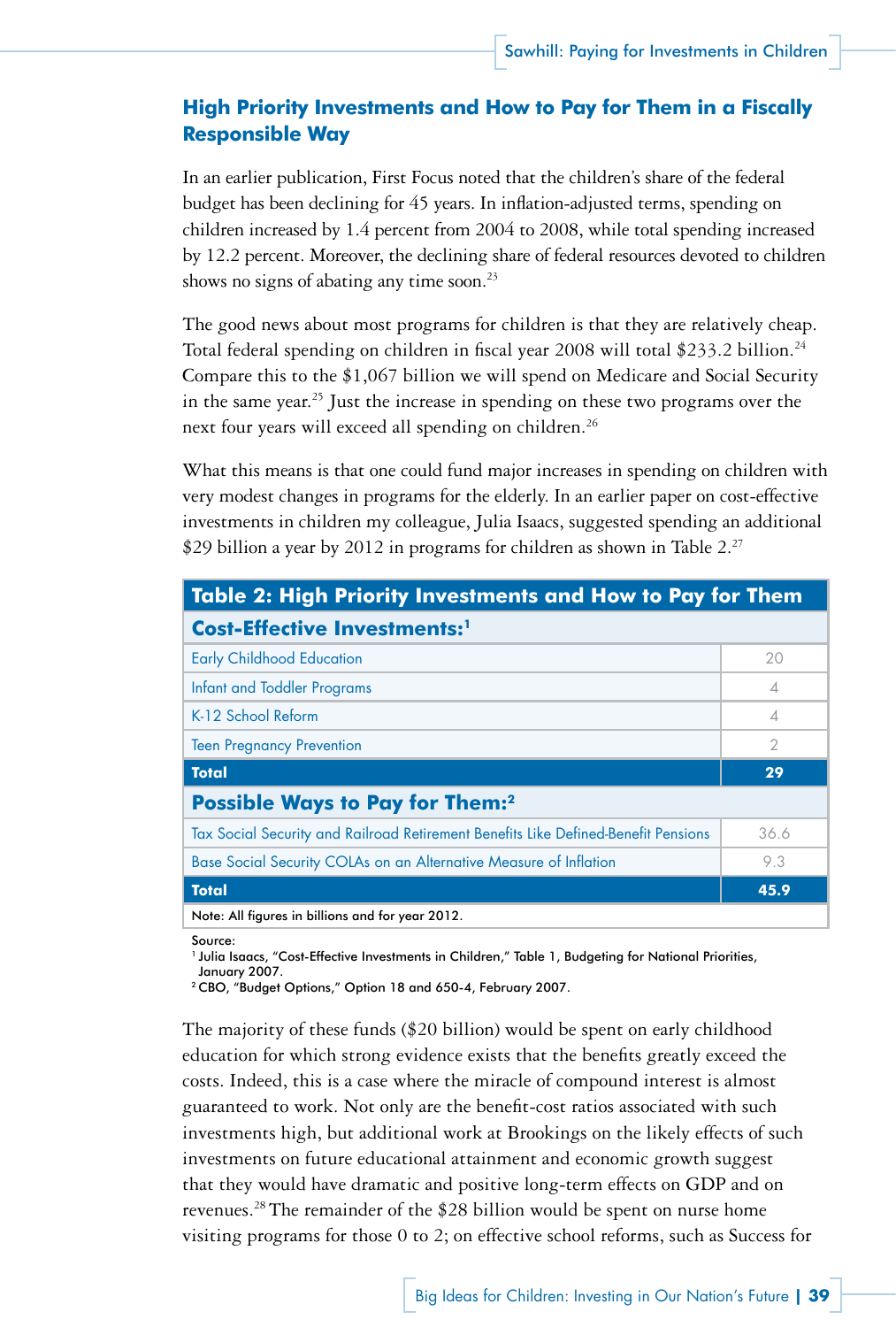## High Priority Investments and How to Pay for Them in a Fiscally Responsible Way

In an earlier publication, First Focus noted that the children's share of the federal budget has been declining for 45 years. In inflation-adjusted terms, spending on children increased by 1.4 percent from 2004 to 2008, while total spending increased by 12.2 percent. Moreover, the declining share of federal resources devoted to children shows no signs of abating any time soon.[23]

The good news about most programs for children is that they are relatively cheap. Total federal spending on children in fiscal year 2008 will total $233.2 billion.[24] Compare this to the $1,067 billion we will spend on Medicare and Social Security in the same year.[25] Just the increase in spending on these two programs over the next four years will exceed all spending on children.[26]

What this means is that one could fund major increases in spending on children with very modest changes in programs for the elderly. In an earlier paper on cost-effective investments in children my colleague, Julia Isaacs, suggested spending an additional $29 billion a year by 2012 in programs for children as shown in Table 2.[27]

| Table 2: High Priority Investments and How to Pay for Them | |
|---|---|
| **Cost-Effective Investments:[1]** | |
| Early Childhood Education | 20 |
| Infant and Toddler Programs | 4 |
| K-12 School Reform | 4 |
| Teen Pregnancy Prevention | 2 |
| **Total** | **29** |
| **Possible Ways to Pay for Them:[2]** | |
| Tax Social Security and Railroad Retirement Benefits Like Defined-Benefit Pensions | 36.6 |
| Base Social Security COLAs on an Alternative Measure of Inflation | 9.3 |
| **Total** | **45.9** |
| Note: All figures in billions and for year 2012. | |

Source:
[1] Julia Isaacs, "Cost-Effective Investments in Children," Table 1, Budgeting for National Priorities, January 2007.
[2] CBO, "Budget Options," Option 18 and 650-4, February 2007.

The majority of these funds ($20 billion) would be spent on early childhood education for which strong evidence exists that the benefits greatly exceed the costs. Indeed, this is a case where the miracle of compound interest is almost guaranteed to work. Not only are the benefit-cost ratios associated with such investments high, but additional work at Brookings on the likely effects of such investments on future educational attainment and economic growth suggest that they would have dramatic and positive long-term effects on GDP and on revenues.[28] The remainder of the $28 billion would be spent on nurse home visiting programs for those 0 to 2; on effective school reforms, such as Success for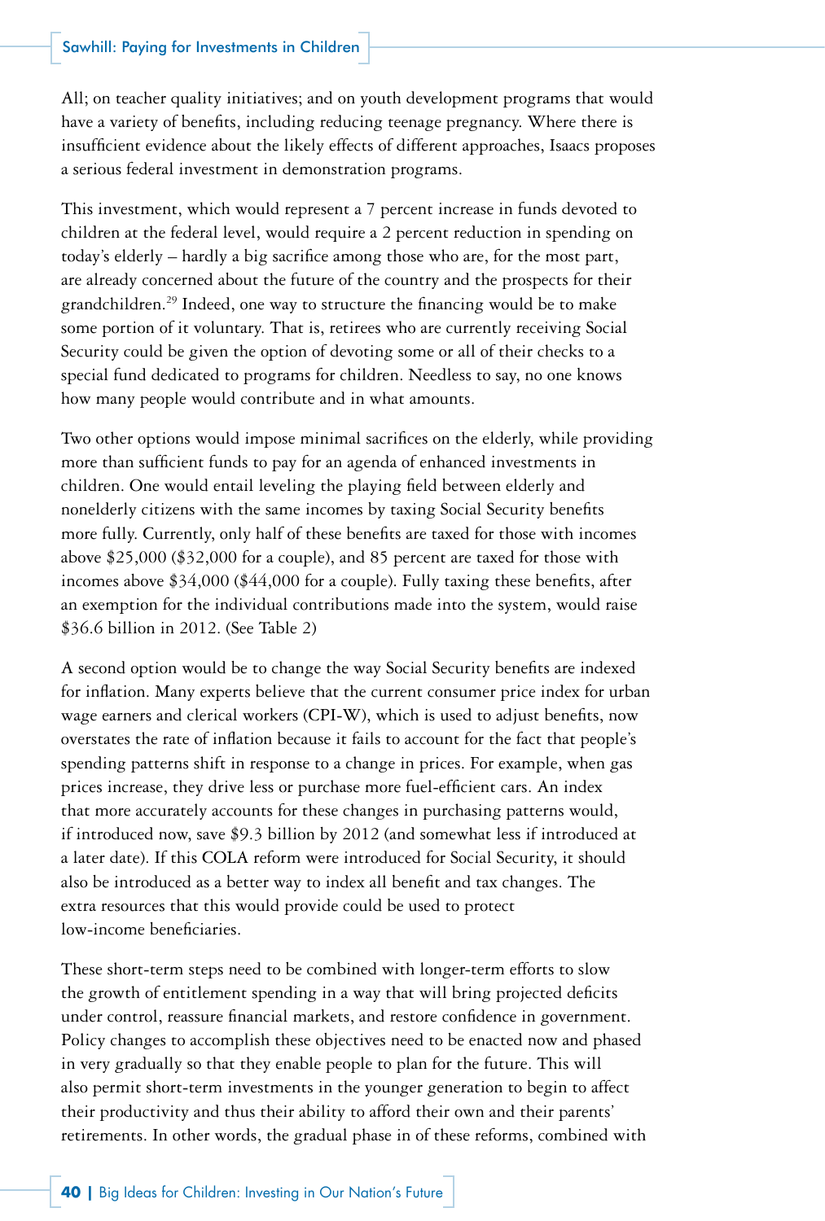All; on teacher quality initiatives; and on youth development programs that would have a variety of benefits, including reducing teenage pregnancy. Where there is insufficient evidence about the likely effects of different approaches, Isaacs proposes a serious federal investment in demonstration programs.

This investment, which would represent a 7 percent increase in funds devoted to children at the federal level, would require a 2 percent reduction in spending on today's elderly – hardly a big sacrifice among those who are, for the most part, are already concerned about the future of the country and the prospects for their grandchildren.[29] Indeed, one way to structure the financing would be to make some portion of it voluntary. That is, retirees who are currently receiving Social Security could be given the option of devoting some or all of their checks to a special fund dedicated to programs for children. Needless to say, no one knows how many people would contribute and in what amounts.

Two other options would impose minimal sacrifices on the elderly, while providing more than sufficient funds to pay for an agenda of enhanced investments in children. One would entail leveling the playing field between elderly and nonelderly citizens with the same incomes by taxing Social Security benefits more fully. Currently, only half of these benefits are taxed for those with incomes above $25,000 ($32,000 for a couple), and 85 percent are taxed for those with incomes above $34,000 ($44,000 for a couple). Fully taxing these benefits, after an exemption for the individual contributions made into the system, would raise $36.6 billion in 2012. (See Table 2)

A second option would be to change the way Social Security benefits are indexed for inflation. Many experts believe that the current consumer price index for urban wage earners and clerical workers (CPI-W), which is used to adjust benefits, now overstates the rate of inflation because it fails to account for the fact that people's spending patterns shift in response to a change in prices. For example, when gas prices increase, they drive less or purchase more fuel-efficient cars. An index that more accurately accounts for these changes in purchasing patterns would, if introduced now, save $9.3 billion by 2012 (and somewhat less if introduced at a later date). If this COLA reform were introduced for Social Security, it should also be introduced as a better way to index all benefit and tax changes. The extra resources that this would provide could be used to protect low-income beneficiaries.

These short-term steps need to be combined with longer-term efforts to slow the growth of entitlement spending in a way that will bring projected deficits under control, reassure financial markets, and restore confidence in government. Policy changes to accomplish these objectives need to be enacted now and phased in very gradually so that they enable people to plan for the future. This will also permit short-term investments in the younger generation to begin to affect their productivity and thus their ability to afford their own and their parents' retirements. In other words, the gradual phase in of these reforms, combined with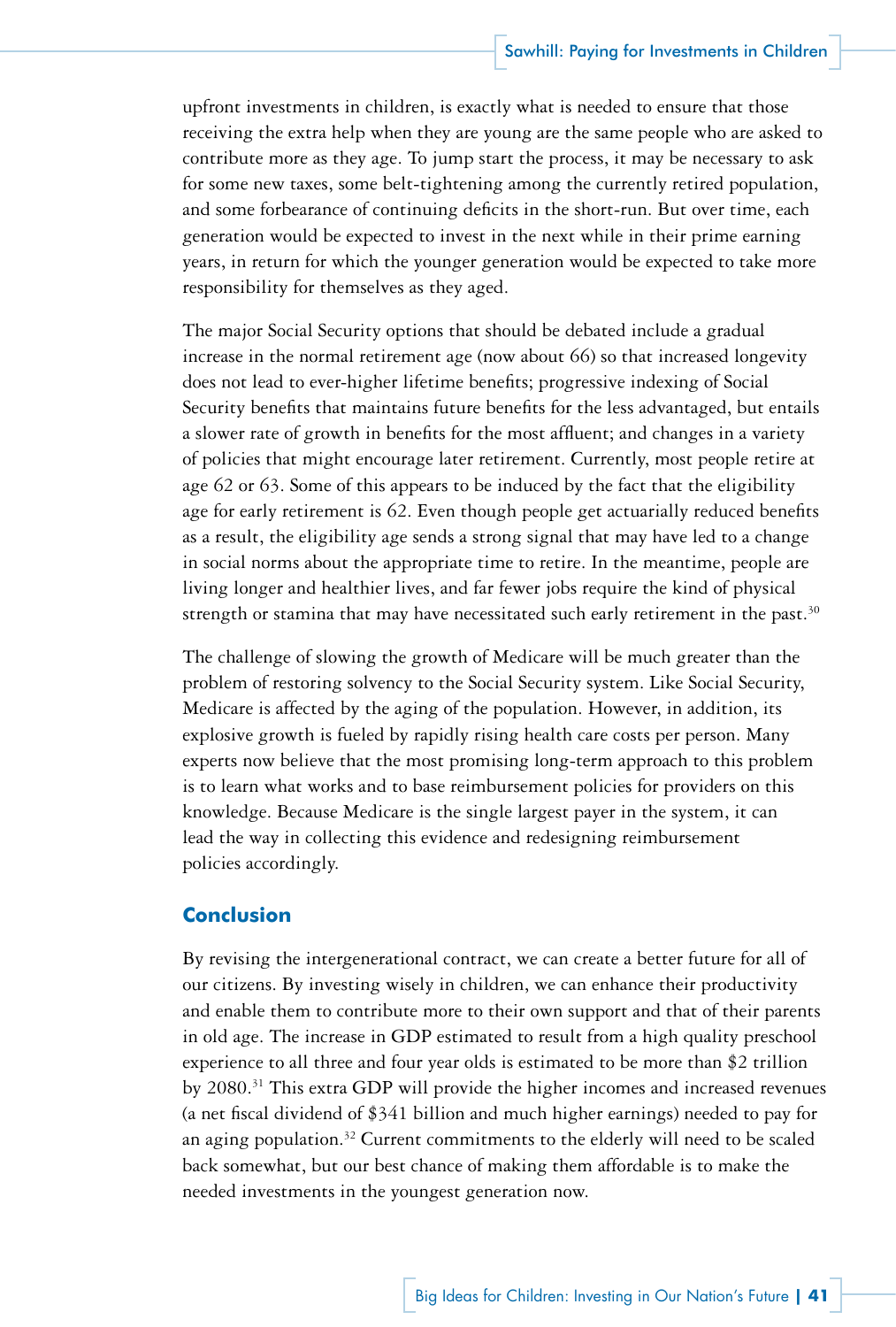upfront investments in children, is exactly what is needed to ensure that those receiving the extra help when they are young are the same people who are asked to contribute more as they age. To jump start the process, it may be necessary to ask for some new taxes, some belt-tightening among the currently retired population, and some forbearance of continuing deficits in the short-run. But over time, each generation would be expected to invest in the next while in their prime earning years, in return for which the younger generation would be expected to take more responsibility for themselves as they aged.

The major Social Security options that should be debated include a gradual increase in the normal retirement age (now about 66) so that increased longevity does not lead to ever-higher lifetime benefits; progressive indexing of Social Security benefits that maintains future benefits for the less advantaged, but entails a slower rate of growth in benefits for the most affluent; and changes in a variety of policies that might encourage later retirement. Currently, most people retire at age 62 or 63. Some of this appears to be induced by the fact that the eligibility age for early retirement is 62. Even though people get actuarially reduced benefits as a result, the eligibility age sends a strong signal that may have led to a change in social norms about the appropriate time to retire. In the meantime, people are living longer and healthier lives, and far fewer jobs require the kind of physical strength or stamina that may have necessitated such early retirement in the past.[30]

The challenge of slowing the growth of Medicare will be much greater than the problem of restoring solvency to the Social Security system. Like Social Security, Medicare is affected by the aging of the population. However, in addition, its explosive growth is fueled by rapidly rising health care costs per person. Many experts now believe that the most promising long-term approach to this problem is to learn what works and to base reimbursement policies for providers on this knowledge. Because Medicare is the single largest payer in the system, it can lead the way in collecting this evidence and redesigning reimbursement policies accordingly.

## Conclusion

By revising the intergenerational contract, we can create a better future for all of our citizens. By investing wisely in children, we can enhance their productivity and enable them to contribute more to their own support and that of their parents in old age. The increase in GDP estimated to result from a high quality preschool experience to all three and four year olds is estimated to be more than $2 trillion by 2080.[31] This extra GDP will provide the higher incomes and increased revenues (a net fiscal dividend of $341 billion and much higher earnings) needed to pay for an aging population.[32] Current commitments to the elderly will need to be scaled back somewhat, but our best chance of making them affordable is to make the needed investments in the youngest generation now.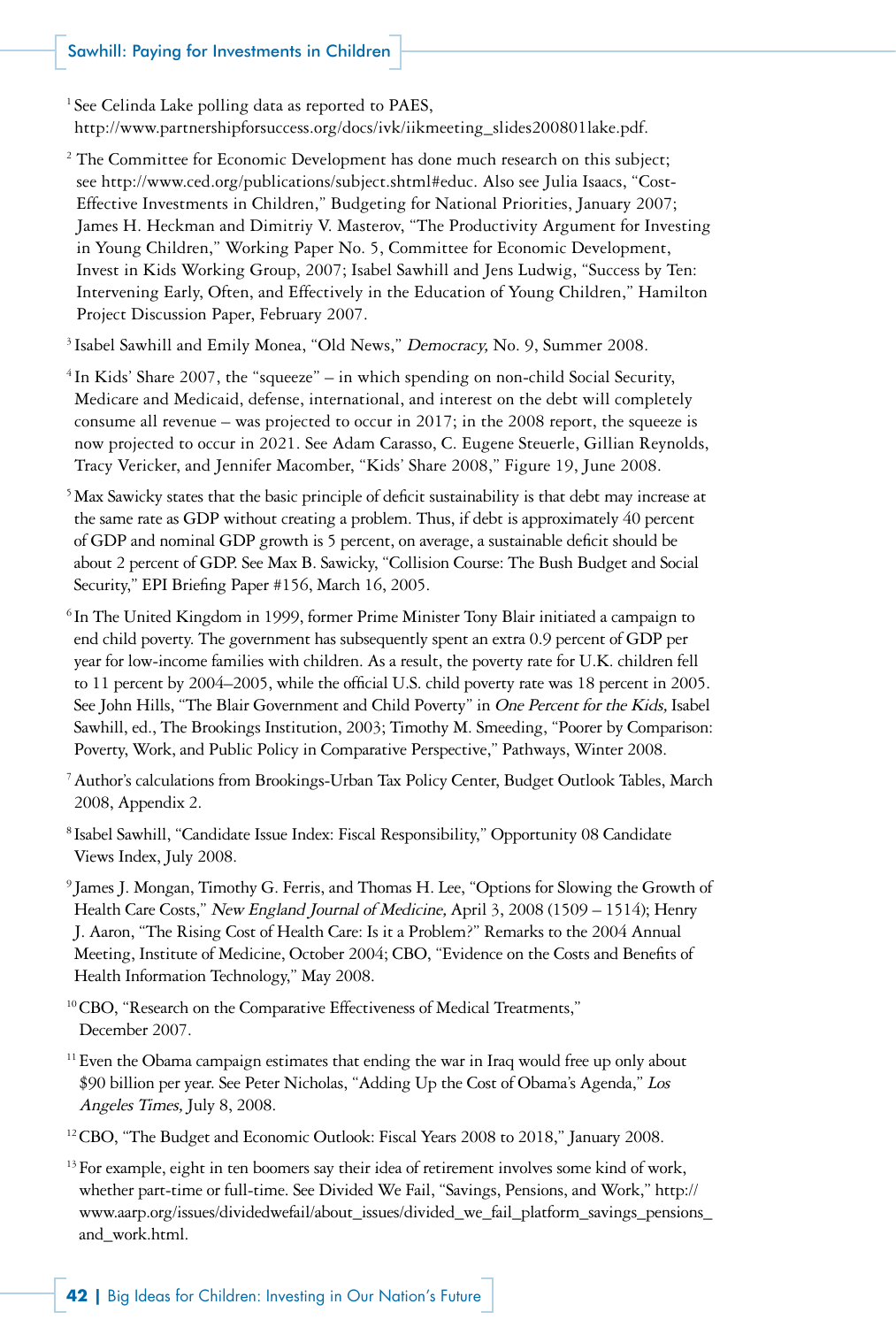[1] See Celinda Lake polling data as reported to PAES, http://www.partnershipforsuccess.org/docs/ivk/iikmeeting_slides200801lake.pdf.

[2] The Committee for Economic Development has done much research on this subject; see http://www.ced.org/publications/subject.shtml#educ. Also see Julia Isaacs, "Cost-Effective Investments in Children," Budgeting for National Priorities, January 2007; James H. Heckman and Dimitriy V. Masterov, "The Productivity Argument for Investing in Young Children," Working Paper No. 5, Committee for Economic Development, Invest in Kids Working Group, 2007; Isabel Sawhill and Jens Ludwig, "Success by Ten: Intervening Early, Often, and Effectively in the Education of Young Children," Hamilton Project Discussion Paper, February 2007.

[3] Isabel Sawhill and Emily Monea, "Old News," *Democracy,* No. 9, Summer 2008.

[4] In Kids' Share 2007, the "squeeze" – in which spending on non-child Social Security, Medicare and Medicaid, defense, international, and interest on the debt will completely consume all revenue – was projected to occur in 2017; in the 2008 report, the squeeze is now projected to occur in 2021. See Adam Carasso, C. Eugene Steuerle, Gillian Reynolds, Tracy Vericker, and Jennifer Macomber, "Kids' Share 2008," Figure 19, June 2008.

[5] Max Sawicky states that the basic principle of deficit sustainability is that debt may increase at the same rate as GDP without creating a problem. Thus, if debt is approximately 40 percent of GDP and nominal GDP growth is 5 percent, on average, a sustainable deficit should be about 2 percent of GDP. See Max B. Sawicky, "Collision Course: The Bush Budget and Social Security," EPI Briefing Paper #156, March 16, 2005.

[6] In The United Kingdom in 1999, former Prime Minister Tony Blair initiated a campaign to end child poverty. The government has subsequently spent an extra 0.9 percent of GDP per year for low-income families with children. As a result, the poverty rate for U.K. children fell to 11 percent by 2004–2005, while the official U.S. child poverty rate was 18 percent in 2005. See John Hills, "The Blair Government and Child Poverty" in *One Percent for the Kids,* Isabel Sawhill, ed., The Brookings Institution, 2003; Timothy M. Smeeding, "Poorer by Comparison: Poverty, Work, and Public Policy in Comparative Perspective," Pathways, Winter 2008.

[7] Author's calculations from Brookings-Urban Tax Policy Center, Budget Outlook Tables, March 2008, Appendix 2.

[8] Isabel Sawhill, "Candidate Issue Index: Fiscal Responsibility," Opportunity 08 Candidate Views Index, July 2008.

[9] James J. Mongan, Timothy G. Ferris, and Thomas H. Lee, "Options for Slowing the Growth of Health Care Costs," *New England Journal of Medicine,* April 3, 2008 (1509 – 1514); Henry J. Aaron, "The Rising Cost of Health Care: Is it a Problem?" Remarks to the 2004 Annual Meeting, Institute of Medicine, October 2004; CBO, "Evidence on the Costs and Benefits of Health Information Technology," May 2008.

[10] CBO, "Research on the Comparative Effectiveness of Medical Treatments," December 2007.

[11] Even the Obama campaign estimates that ending the war in Iraq would free up only about $90 billion per year. See Peter Nicholas, "Adding Up the Cost of Obama's Agenda," *Los Angeles Times,* July 8, 2008.

[12] CBO, "The Budget and Economic Outlook: Fiscal Years 2008 to 2018," January 2008.

[13] For example, eight in ten boomers say their idea of retirement involves some kind of work, whether part-time or full-time. See Divided We Fail, "Savings, Pensions, and Work," http://www.aarp.org/issues/dividedwefail/about_issues/divided_we_fail_platform_savings_pensions_and_work.html.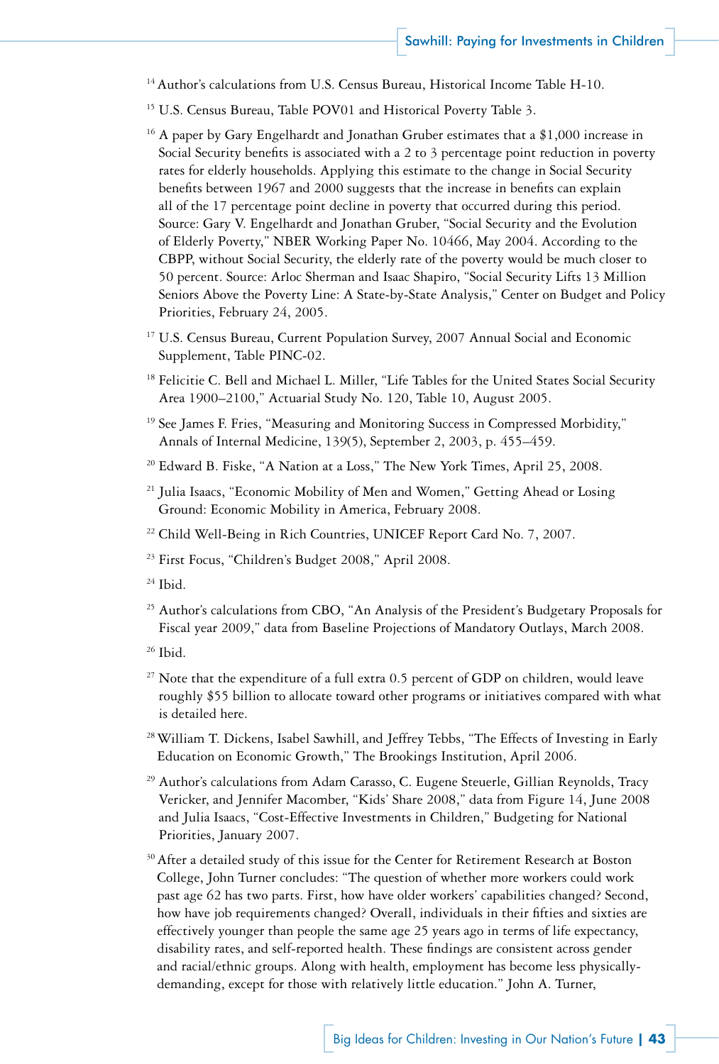[14] Author's calculations from U.S. Census Bureau, Historical Income Table H-10.

[15] U.S. Census Bureau, Table POV01 and Historical Poverty Table 3.

[16] A paper by Gary Engelhardt and Jonathan Gruber estimates that a $1,000 increase in Social Security benefits is associated with a 2 to 3 percentage point reduction in poverty rates for elderly households. Applying this estimate to the change in Social Security benefits between 1967 and 2000 suggests that the increase in benefits can explain all of the 17 percentage point decline in poverty that occurred during this period. Source: Gary V. Engelhardt and Jonathan Gruber, "Social Security and the Evolution of Elderly Poverty," NBER Working Paper No. 10466, May 2004. According to the CBPP, without Social Security, the elderly rate of the poverty would be much closer to 50 percent. Source: Arloc Sherman and Isaac Shapiro, "Social Security Lifts 13 Million Seniors Above the Poverty Line: A State-by-State Analysis," Center on Budget and Policy Priorities, February 24, 2005.

[17] U.S. Census Bureau, Current Population Survey, 2007 Annual Social and Economic Supplement, Table PINC-02.

[18] Felicitie C. Bell and Michael L. Miller, "Life Tables for the United States Social Security Area 1900–2100," Actuarial Study No. 120, Table 10, August 2005.

[19] See James F. Fries, "Measuring and Monitoring Success in Compressed Morbidity," Annals of Internal Medicine, 139(5), September 2, 2003, p. 455–459.

[20] Edward B. Fiske, "A Nation at a Loss," The New York Times, April 25, 2008.

[21] Julia Isaacs, "Economic Mobility of Men and Women," Getting Ahead or Losing Ground: Economic Mobility in America, February 2008.

[22] Child Well-Being in Rich Countries, UNICEF Report Card No. 7, 2007.

[23] First Focus, "Children's Budget 2008," April 2008.

[24] Ibid.

[25] Author's calculations from CBO, "An Analysis of the President's Budgetary Proposals for Fiscal year 2009," data from Baseline Projections of Mandatory Outlays, March 2008.

[26] Ibid.

[27] Note that the expenditure of a full extra 0.5 percent of GDP on children, would leave roughly $55 billion to allocate toward other programs or initiatives compared with what is detailed here.

[28] William T. Dickens, Isabel Sawhill, and Jeffrey Tebbs, "The Effects of Investing in Early Education on Economic Growth," The Brookings Institution, April 2006.

[29] Author's calculations from Adam Carasso, C. Eugene Steuerle, Gillian Reynolds, Tracy Vericker, and Jennifer Macomber, "Kids' Share 2008," data from Figure 14, June 2008 and Julia Isaacs, "Cost-Effective Investments in Children," Budgeting for National Priorities, January 2007.

[30] After a detailed study of this issue for the Center for Retirement Research at Boston College, John Turner concludes: "The question of whether more workers could work past age 62 has two parts. First, how have older workers' capabilities changed? Second, how have job requirements changed? Overall, individuals in their fifties and sixties are effectively younger than people the same age 25 years ago in terms of life expectancy, disability rates, and self-reported health. These findings are consistent across gender and racial/ethnic groups. Along with health, employment has become less physically-demanding, except for those with relatively little education." John A. Turner,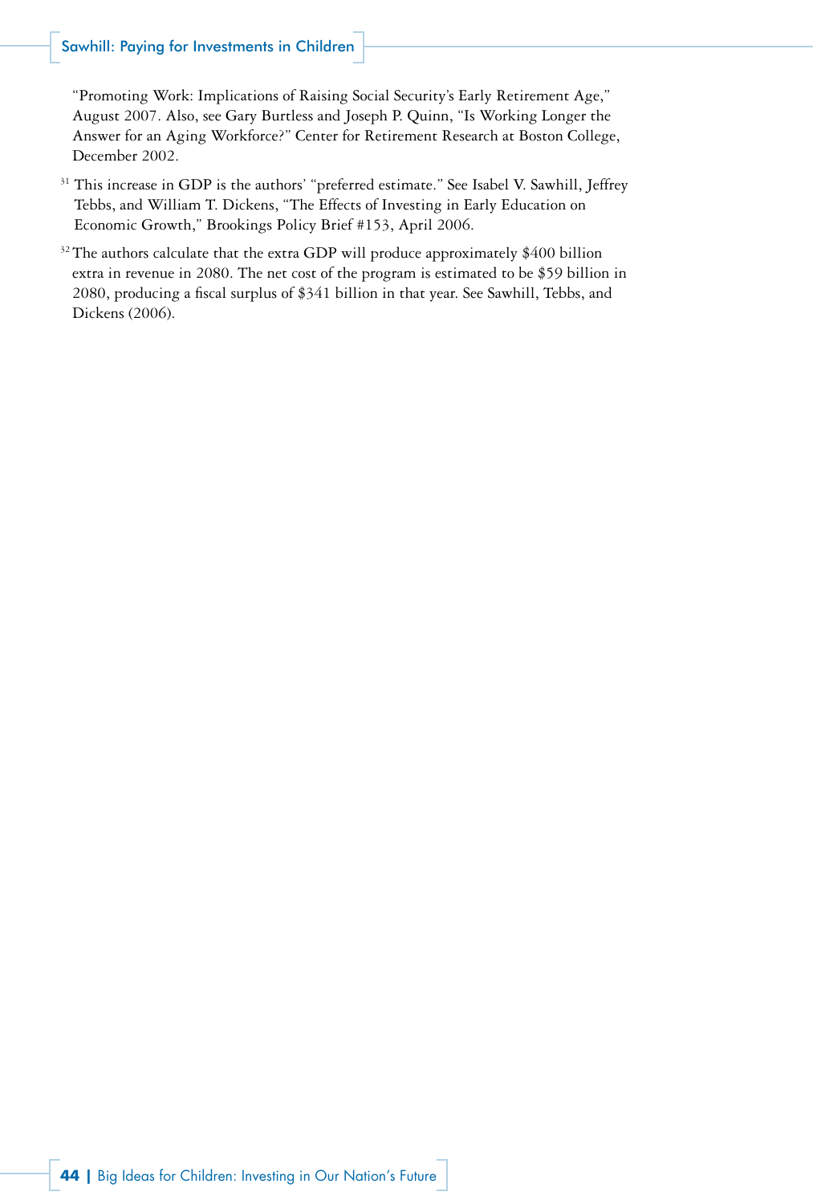"Promoting Work: Implications of Raising Social Security's Early Retirement Age," August 2007. Also, see Gary Burtless and Joseph P. Quinn, "Is Working Longer the Answer for an Aging Workforce?" Center for Retirement Research at Boston College, December 2002.

[31] This increase in GDP is the authors' "preferred estimate." See Isabel V. Sawhill, Jeffrey Tebbs, and William T. Dickens, "The Effects of Investing in Early Education on Economic Growth," Brookings Policy Brief #153, April 2006.

[32] The authors calculate that the extra GDP will produce approximately $400 billion extra in revenue in 2080. The net cost of the program is estimated to be $59 billion in 2080, producing a fiscal surplus of $341 billion in that year. See Sawhill, Tebbs, and Dickens (2006).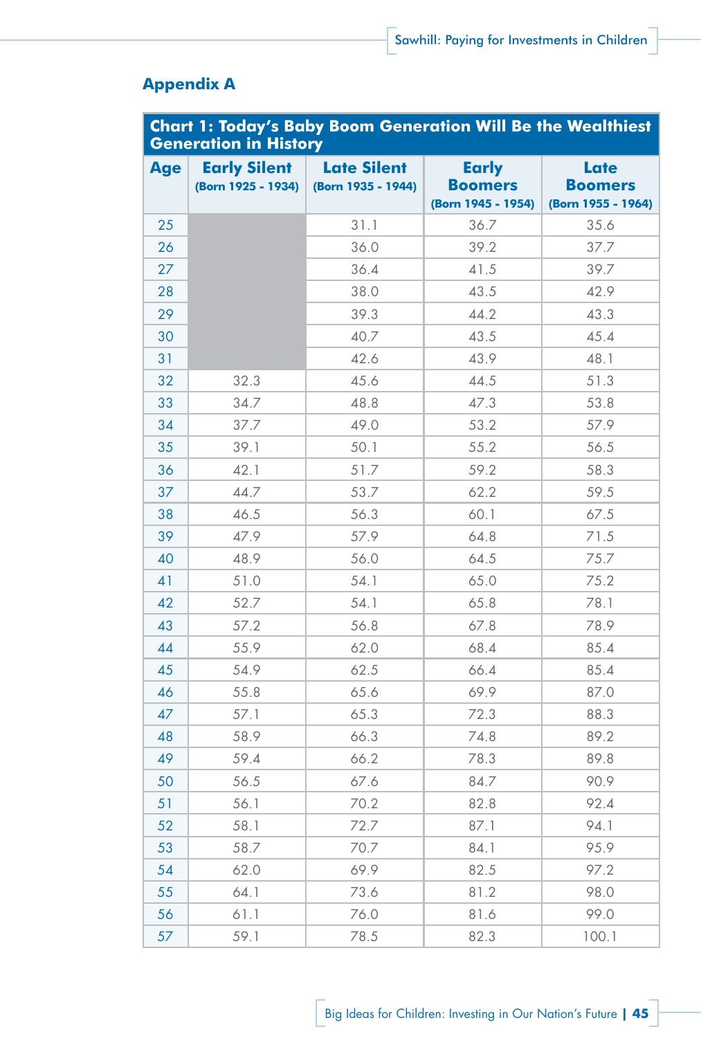## Appendix A

| Chart 1: Today's Baby Boom Generation Will Be the Wealthiest Generation in History | | | | |
|---|---|---|---|---|
| Age | Early Silent (Born 1925 - 1934) | Late Silent (Born 1935 - 1944) | Early Boomers (Born 1945 - 1954) | Late Boomers (Born 1955 - 1964) |
| 25 | | 31.1 | 36.7 | 35.6 |
| 26 | | 36.0 | 39.2 | 37.7 |
| 27 | | 36.4 | 41.5 | 39.7 |
| 28 | | 38.0 | 43.5 | 42.9 |
| 29 | | 39.3 | 44.2 | 43.3 |
| 30 | | 40.7 | 43.5 | 45.4 |
| 31 | | 42.6 | 43.9 | 48.1 |
| 32 | 32.3 | 45.6 | 44.5 | 51.3 |
| 33 | 34.7 | 48.8 | 47.3 | 53.8 |
| 34 | 37.7 | 49.0 | 53.2 | 57.9 |
| 35 | 39.1 | 50.1 | 55.2 | 56.5 |
| 36 | 42.1 | 51.7 | 59.2 | 58.3 |
| 37 | 44.7 | 53.7 | 62.2 | 59.5 |
| 38 | 46.5 | 56.3 | 60.1 | 67.5 |
| 39 | 47.9 | 57.9 | 64.8 | 71.5 |
| 40 | 48.9 | 56.0 | 64.5 | 75.7 |
| 41 | 51.0 | 54.1 | 65.0 | 75.2 |
| 42 | 52.7 | 54.1 | 65.8 | 78.1 |
| 43 | 57.2 | 56.8 | 67.8 | 78.9 |
| 44 | 55.9 | 62.0 | 68.4 | 85.4 |
| 45 | 54.9 | 62.5 | 66.4 | 85.4 |
| 46 | 55.8 | 65.6 | 69.9 | 87.0 |
| 47 | 57.1 | 65.3 | 72.3 | 88.3 |
| 48 | 58.9 | 66.3 | 74.8 | 89.2 |
| 49 | 59.4 | 66.2 | 78.3 | 89.8 |
| 50 | 56.5 | 67.6 | 84.7 | 90.9 |
| 51 | 56.1 | 70.2 | 82.8 | 92.4 |
| 52 | 58.1 | 72.7 | 87.1 | 94.1 |
| 53 | 58.7 | 70.7 | 84.1 | 95.9 |
| 54 | 62.0 | 69.9 | 82.5 | 97.2 |
| 55 | 64.1 | 73.6 | 81.2 | 98.0 |
| 56 | 61.1 | 76.0 | 81.6 | 99.0 |
| 57 | 59.1 | 78.5 | 82.3 | 100.1 |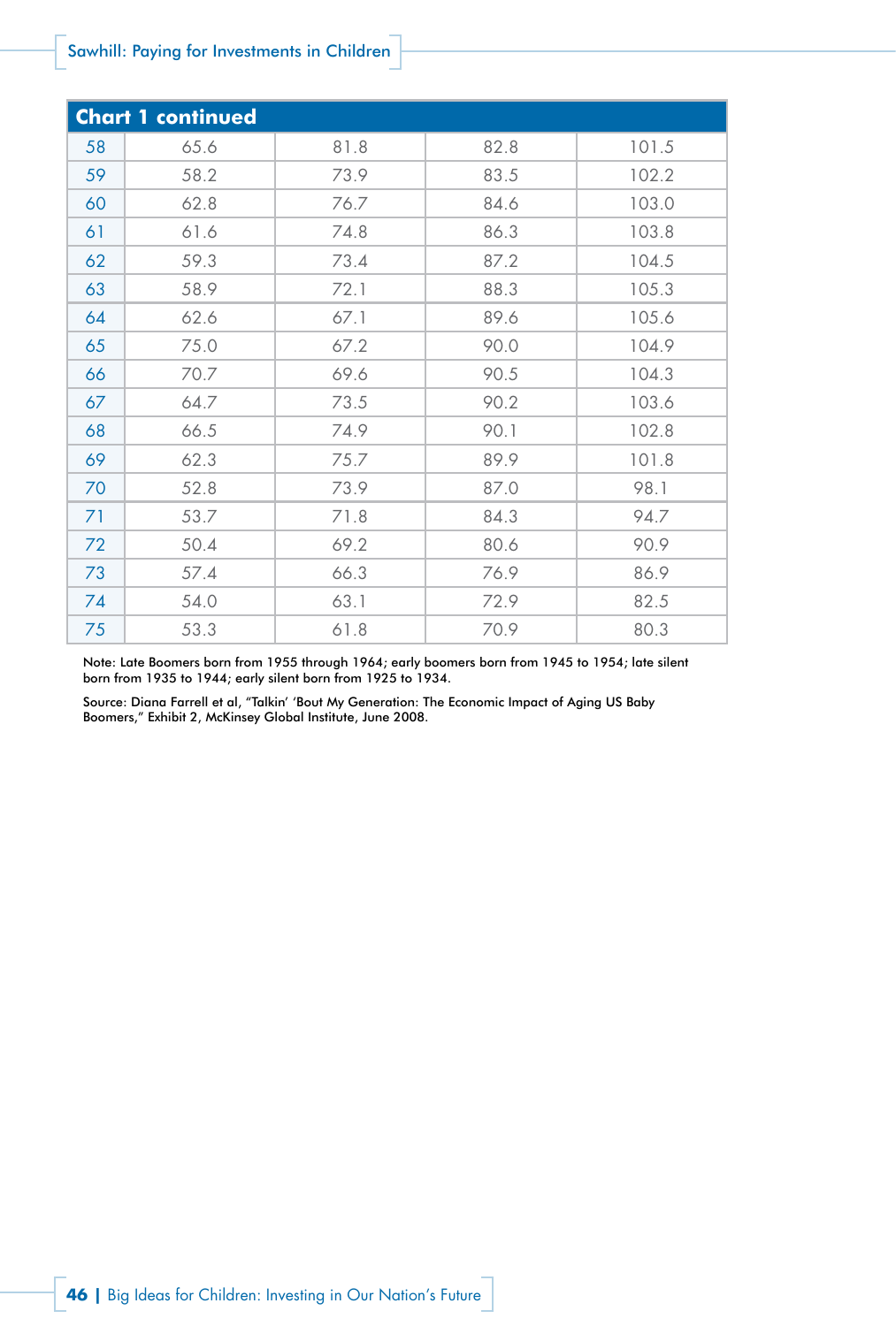**Chart 1 continued**

| | | | | |
|---|---|---|---|---|
| 58 | 65.6 | 81.8 | 82.8 | 101.5 |
| 59 | 58.2 | 73.9 | 83.5 | 102.2 |
| 60 | 62.8 | 76.7 | 84.6 | 103.0 |
| 61 | 61.6 | 74.8 | 86.3 | 103.8 |
| 62 | 59.3 | 73.4 | 87.2 | 104.5 |
| 63 | 58.9 | 72.1 | 88.3 | 105.3 |
| 64 | 62.6 | 67.1 | 89.6 | 105.6 |
| 65 | 75.0 | 67.2 | 90.0 | 104.9 |
| 66 | 70.7 | 69.6 | 90.5 | 104.3 |
| 67 | 64.7 | 73.5 | 90.2 | 103.6 |
| 68 | 66.5 | 74.9 | 90.1 | 102.8 |
| 69 | 62.3 | 75.7 | 89.9 | 101.8 |
| 70 | 52.8 | 73.9 | 87.0 | 98.1 |
| 71 | 53.7 | 71.8 | 84.3 | 94.7 |
| 72 | 50.4 | 69.2 | 80.6 | 90.9 |
| 73 | 57.4 | 66.3 | 76.9 | 86.9 |
| 74 | 54.0 | 63.1 | 72.9 | 82.5 |
| 75 | 53.3 | 61.8 | 70.9 | 80.3 |

Note: Late Boomers born from 1955 through 1964; early boomers born from 1945 to 1954; late silent born from 1935 to 1944; early silent born from 1925 to 1934.

Source: Diana Farrell et al, "Talkin' 'Bout My Generation: The Economic Impact of Aging US Baby Boomers," Exhibit 2, McKinsey Global Institute, June 2008.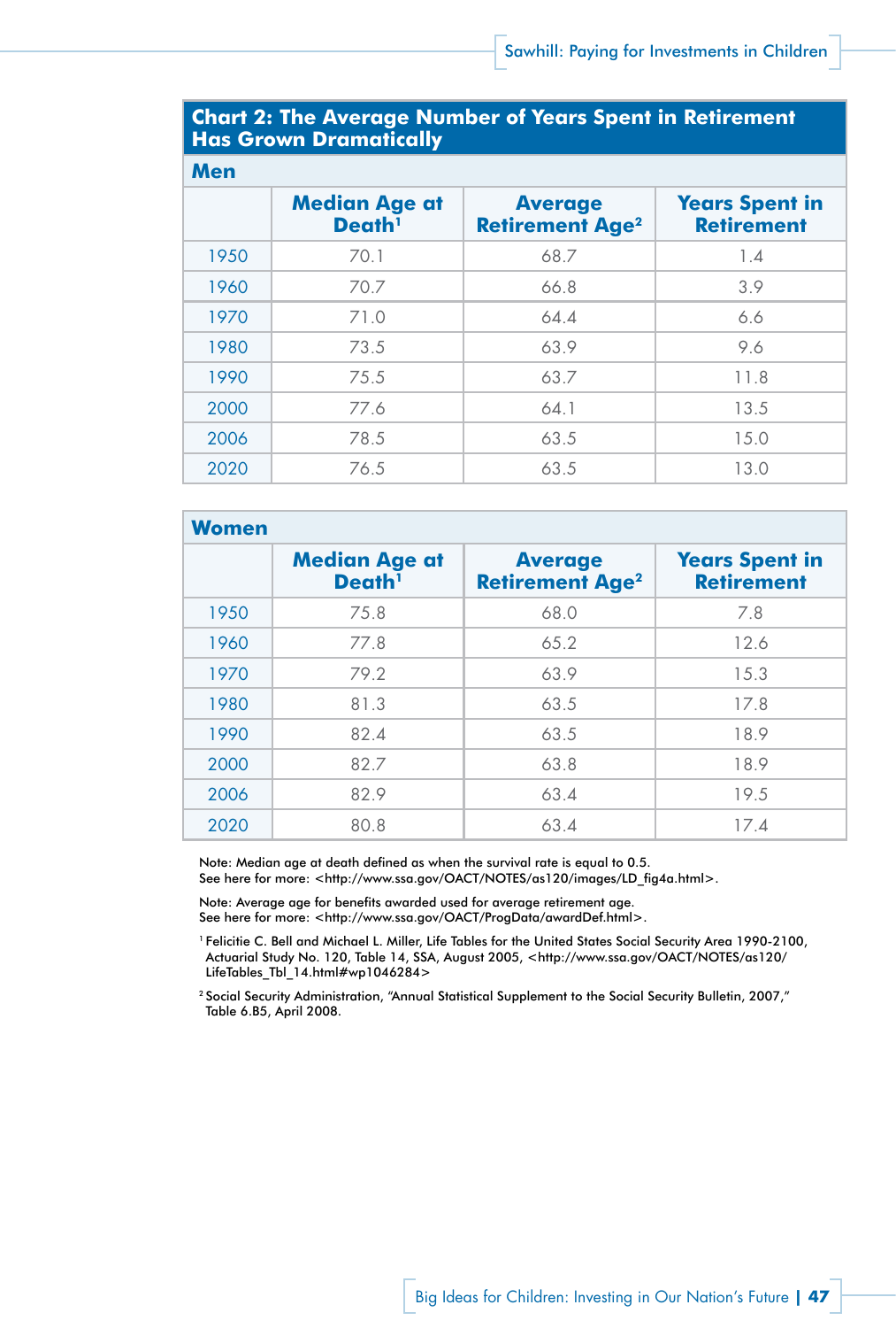## Chart 2: The Average Number of Years Spent in Retirement Has Grown Dramatically

**Men**

| | Median Age at Death[1] | Average Retirement Age[2] | Years Spent in Retirement |
|---|---|---|---|
| 1950 | 70.1 | 68.7 | 1.4 |
| 1960 | 70.7 | 66.8 | 3.9 |
| 1970 | 71.0 | 64.4 | 6.6 |
| 1980 | 73.5 | 63.9 | 9.6 |
| 1990 | 75.5 | 63.7 | 11.8 |
| 2000 | 77.6 | 64.1 | 13.5 |
| 2006 | 78.5 | 63.5 | 15.0 |
| 2020 | 76.5 | 63.5 | 13.0 |

**Women**

| | Median Age at Death[1] | Average Retirement Age[2] | Years Spent in Retirement |
|---|---|---|---|
| 1950 | 75.8 | 68.0 | 7.8 |
| 1960 | 77.8 | 65.2 | 12.6 |
| 1970 | 79.2 | 63.9 | 15.3 |
| 1980 | 81.3 | 63.5 | 17.8 |
| 1990 | 82.4 | 63.5 | 18.9 |
| 2000 | 82.7 | 63.8 | 18.9 |
| 2006 | 82.9 | 63.4 | 19.5 |
| 2020 | 80.8 | 63.4 | 17.4 |

Note: Median age at death defined as when the survival rate is equal to 0.5.
See here for more: <http://www.ssa.gov/OACT/NOTES/as120/images/LD_fig4a.html>.

Note: Average age for benefits awarded used for average retirement age.
See here for more: <http://www.ssa.gov/OACT/ProgData/awardDef.html>.

[1] Felicitie C. Bell and Michael L. Miller, Life Tables for the United States Social Security Area 1990-2100, Actuarial Study No. 120, Table 14, SSA, August 2005, <http://www.ssa.gov/OACT/NOTES/as120/LifeTables_Tbl_14.html#wp1046284>

[2] Social Security Administration, "Annual Statistical Supplement to the Social Security Bulletin, 2007," Table 6.B5, April 2008.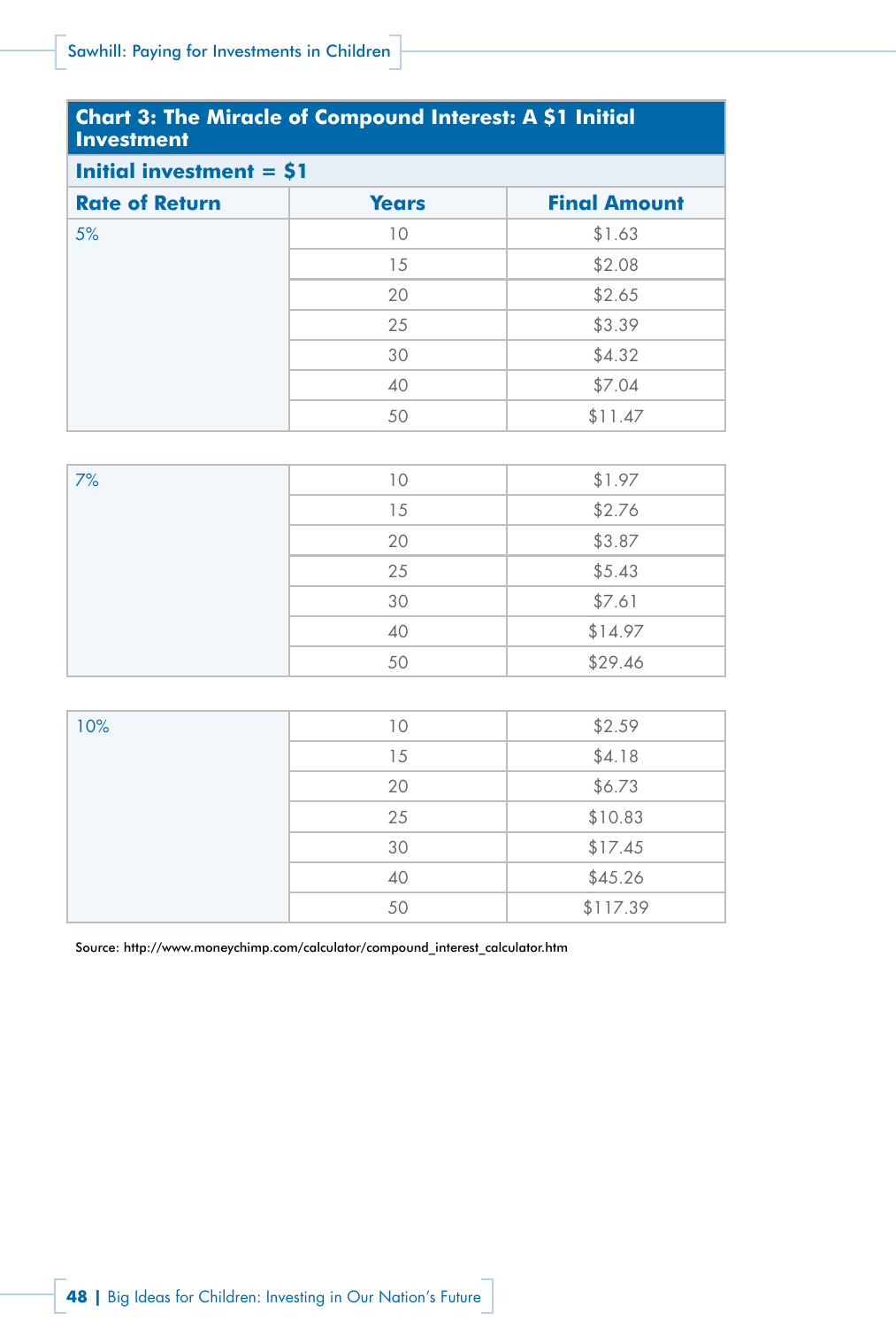**Chart 3: The Miracle of Compound Interest: A $1 Initial Investment**

**Initial investment = $1**

| Rate of Return | Years | Final Amount |
|---|---|---|
| 5% | 10 | $1.63 |
| | 15 | $2.08 |
| | 20 | $2.65 |
| | 25 | $3.39 |
| | 30 | $4.32 |
| | 40 | $7.04 |
| | 50 | $11.47 |
| 7% | 10 | $1.97 |
| | 15 | $2.76 |
| | 20 | $3.87 |
| | 25 | $5.43 |
| | 30 | $7.61 |
| | 40 | $14.97 |
| | 50 | $29.46 |
| 10% | 10 | $2.59 |
| | 15 | $4.18 |
| | 20 | $6.73 |
| | 25 | $10.83 |
| | 30 | $17.45 |
| | 40 | $45.26 |
| | 50 | $117.39 |

Source: http://www.moneychimp.com/calculator/compound_interest_calculator.htm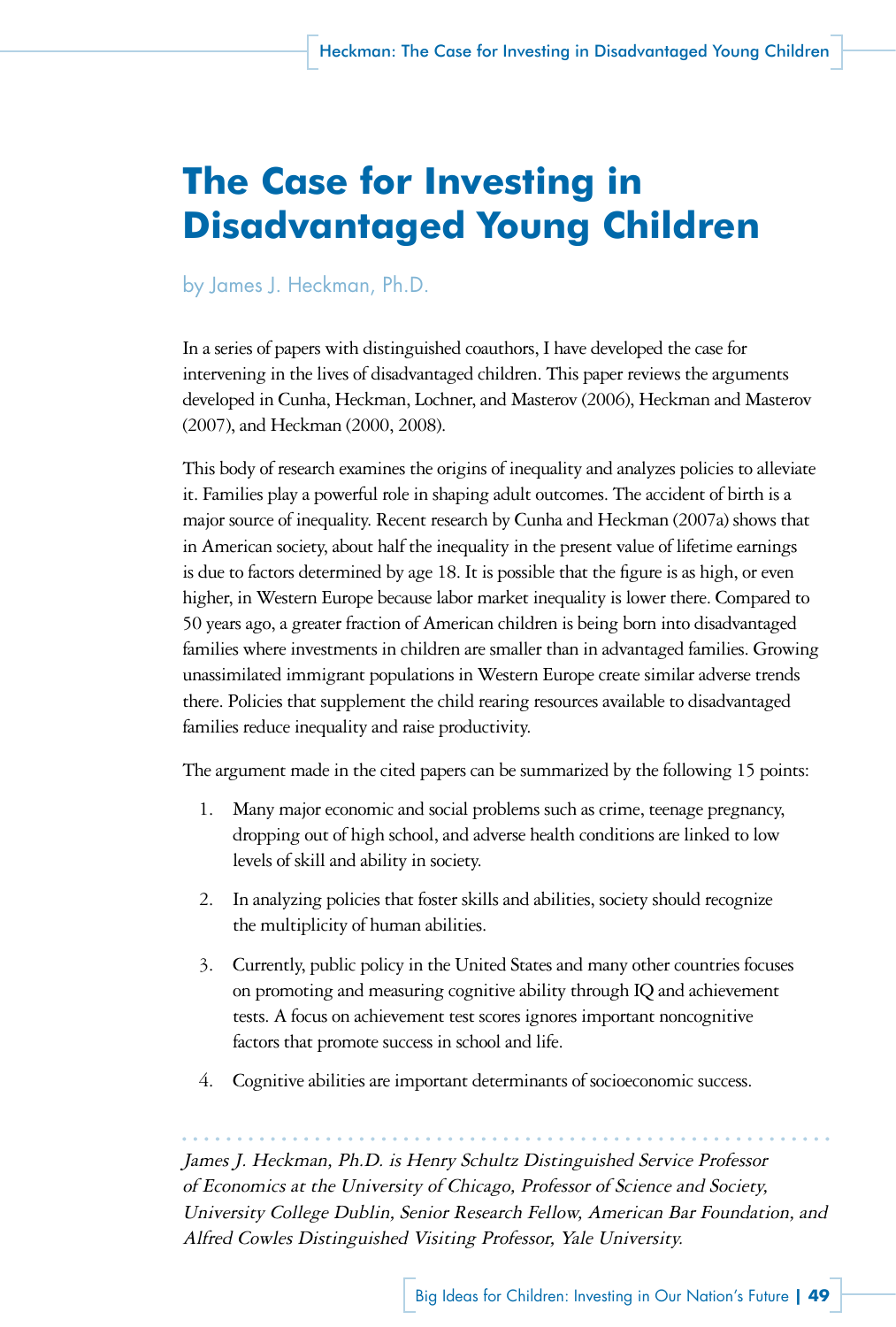# The Case for Investing in Disadvantaged Young Children

by James J. Heckman, Ph.D.

In a series of papers with distinguished coauthors, I have developed the case for intervening in the lives of disadvantaged children. This paper reviews the arguments developed in Cunha, Heckman, Lochner, and Masterov (2006), Heckman and Masterov (2007), and Heckman (2000, 2008).

This body of research examines the origins of inequality and analyzes policies to alleviate it. Families play a powerful role in shaping adult outcomes. The accident of birth is a major source of inequality. Recent research by Cunha and Heckman (2007a) shows that in American society, about half the inequality in the present value of lifetime earnings is due to factors determined by age 18. It is possible that the figure is as high, or even higher, in Western Europe because labor market inequality is lower there. Compared to 50 years ago, a greater fraction of American children is being born into disadvantaged families where investments in children are smaller than in advantaged families. Growing unassimilated immigrant populations in Western Europe create similar adverse trends there. Policies that supplement the child rearing resources available to disadvantaged families reduce inequality and raise productivity.

The argument made in the cited papers can be summarized by the following 15 points:

1. Many major economic and social problems such as crime, teenage pregnancy, dropping out of high school, and adverse health conditions are linked to low levels of skill and ability in society.
2. In analyzing policies that foster skills and abilities, society should recognize the multiplicity of human abilities.
3. Currently, public policy in the United States and many other countries focuses on promoting and measuring cognitive ability through IQ and achievement tests. A focus on achievement test scores ignores important noncognitive factors that promote success in school and life.
4. Cognitive abilities are important determinants of socioeconomic success.

*James J. Heckman, Ph.D. is Henry Schultz Distinguished Service Professor of Economics at the University of Chicago, Professor of Science and Society, University College Dublin, Senior Research Fellow, American Bar Foundation, and Alfred Cowles Distinguished Visiting Professor, Yale University.*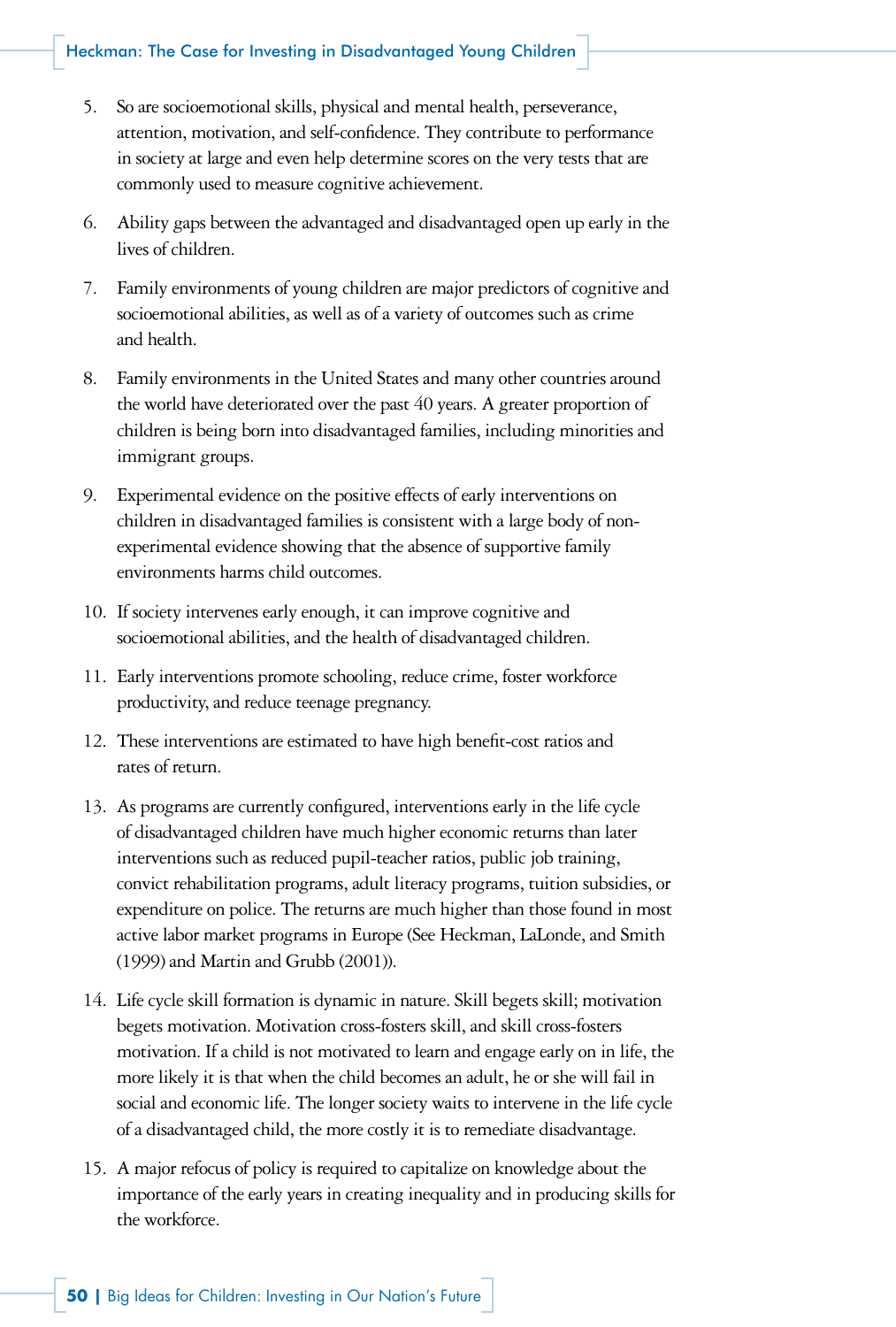5. So are socioemotional skills, physical and mental health, perseverance, attention, motivation, and self-confidence. They contribute to performance in society at large and even help determine scores on the very tests that are commonly used to measure cognitive achievement.

6. Ability gaps between the advantaged and disadvantaged open up early in the lives of children.

7. Family environments of young children are major predictors of cognitive and socioemotional abilities, as well as of a variety of outcomes such as crime and health.

8. Family environments in the United States and many other countries around the world have deteriorated over the past 40 years. A greater proportion of children is being born into disadvantaged families, including minorities and immigrant groups.

9. Experimental evidence on the positive effects of early interventions on children in disadvantaged families is consistent with a large body of non-experimental evidence showing that the absence of supportive family environments harms child outcomes.

10. If society intervenes early enough, it can improve cognitive and socioemotional abilities, and the health of disadvantaged children.

11. Early interventions promote schooling, reduce crime, foster workforce productivity, and reduce teenage pregnancy.

12. These interventions are estimated to have high benefit-cost ratios and rates of return.

13. As programs are currently configured, interventions early in the life cycle of disadvantaged children have much higher economic returns than later interventions such as reduced pupil-teacher ratios, public job training, convict rehabilitation programs, adult literacy programs, tuition subsidies, or expenditure on police. The returns are much higher than those found in most active labor market programs in Europe (See Heckman, LaLonde, and Smith (1999) and Martin and Grubb (2001)).

14. Life cycle skill formation is dynamic in nature. Skill begets skill; motivation begets motivation. Motivation cross-fosters skill, and skill cross-fosters motivation. If a child is not motivated to learn and engage early on in life, the more likely it is that when the child becomes an adult, he or she will fail in social and economic life. The longer society waits to intervene in the life cycle of a disadvantaged child, the more costly it is to remediate disadvantage.

15. A major refocus of policy is required to capitalize on knowledge about the importance of the early years in creating inequality and in producing skills for the workforce.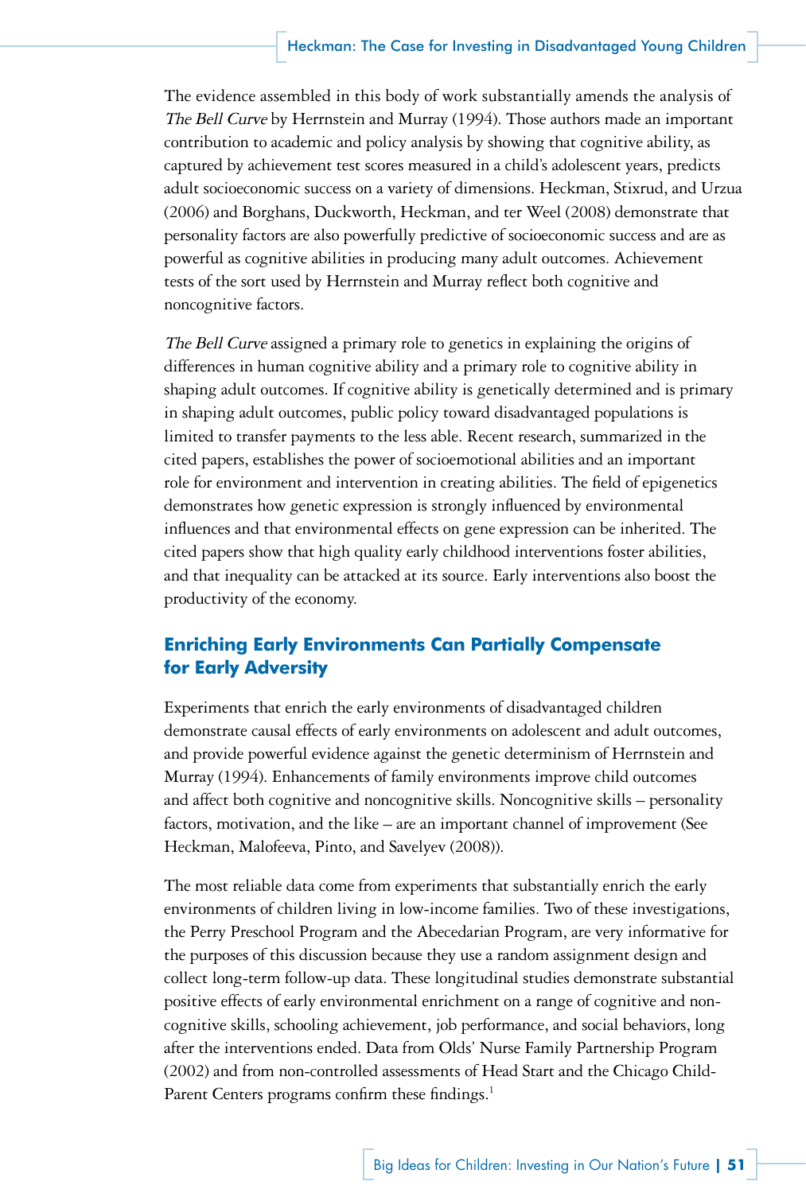The evidence assembled in this body of work substantially amends the analysis of *The Bell Curve* by Herrnstein and Murray (1994). Those authors made an important contribution to academic and policy analysis by showing that cognitive ability, as captured by achievement test scores measured in a child's adolescent years, predicts adult socioeconomic success on a variety of dimensions. Heckman, Stixrud, and Urzua (2006) and Borghans, Duckworth, Heckman, and ter Weel (2008) demonstrate that personality factors are also powerfully predictive of socioeconomic success and are as powerful as cognitive abilities in producing many adult outcomes. Achievement tests of the sort used by Herrnstein and Murray reflect both cognitive and noncognitive factors.

*The Bell Curve* assigned a primary role to genetics in explaining the origins of differences in human cognitive ability and a primary role to cognitive ability in shaping adult outcomes. If cognitive ability is genetically determined and is primary in shaping adult outcomes, public policy toward disadvantaged populations is limited to transfer payments to the less able. Recent research, summarized in the cited papers, establishes the power of socioemotional abilities and an important role for environment and intervention in creating abilities. The field of epigenetics demonstrates how genetic expression is strongly influenced by environmental influences and that environmental effects on gene expression can be inherited. The cited papers show that high quality early childhood interventions foster abilities, and that inequality can be attacked at its source. Early interventions also boost the productivity of the economy.

## Enriching Early Environments Can Partially Compensate for Early Adversity

Experiments that enrich the early environments of disadvantaged children demonstrate causal effects of early environments on adolescent and adult outcomes, and provide powerful evidence against the genetic determinism of Herrnstein and Murray (1994). Enhancements of family environments improve child outcomes and affect both cognitive and noncognitive skills. Noncognitive skills – personality factors, motivation, and the like – are an important channel of improvement (See Heckman, Malofeeva, Pinto, and Savelyev (2008)).

The most reliable data come from experiments that substantially enrich the early environments of children living in low-income families. Two of these investigations, the Perry Preschool Program and the Abecedarian Program, are very informative for the purposes of this discussion because they use a random assignment design and collect long-term follow-up data. These longitudinal studies demonstrate substantial positive effects of early environmental enrichment on a range of cognitive and non-cognitive skills, schooling achievement, job performance, and social behaviors, long after the interventions ended. Data from Olds' Nurse Family Partnership Program (2002) and from non-controlled assessments of Head Start and the Chicago Child-Parent Centers programs confirm these findings.[1]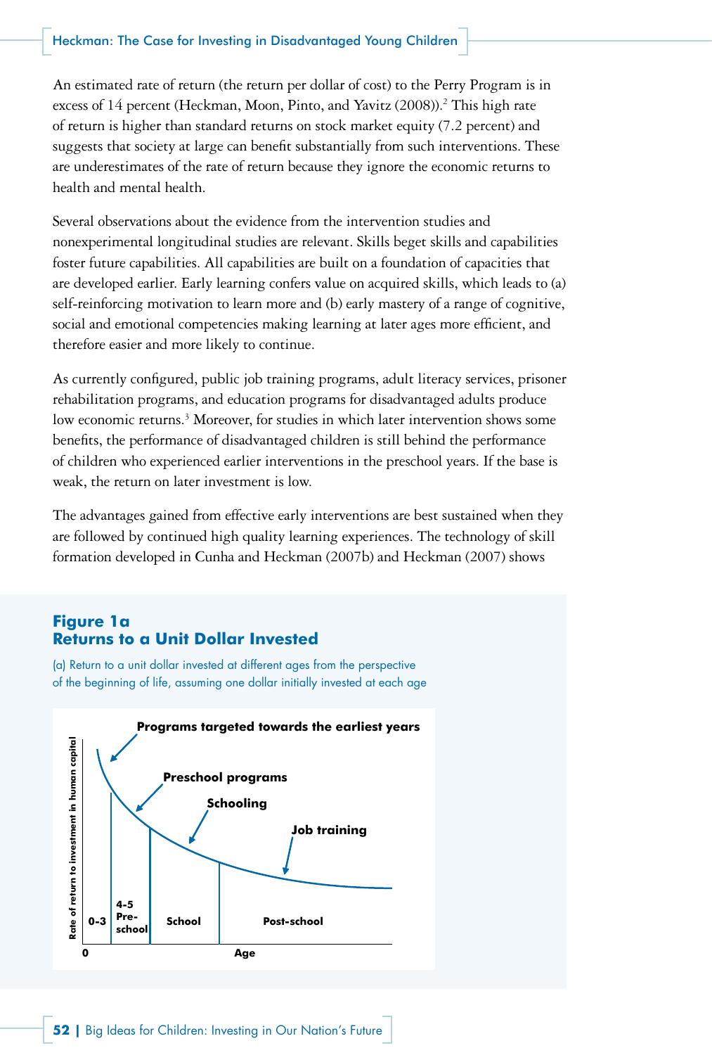An estimated rate of return (the return per dollar of cost) to the Perry Program is in excess of 14 percent (Heckman, Moon, Pinto, and Yavitz (2008)).[2] This high rate of return is higher than standard returns on stock market equity (7.2 percent) and suggests that society at large can benefit substantially from such interventions. These are underestimates of the rate of return because they ignore the economic returns to health and mental health.

Several observations about the evidence from the intervention studies and nonexperimental longitudinal studies are relevant. Skills beget skills and capabilities foster future capabilities. All capabilities are built on a foundation of capacities that are developed earlier. Early learning confers value on acquired skills, which leads to (a) self-reinforcing motivation to learn more and (b) early mastery of a range of cognitive, social and emotional competencies making learning at later ages more efficient, and therefore easier and more likely to continue.

As currently configured, public job training programs, adult literacy services, prisoner rehabilitation programs, and education programs for disadvantaged adults produce low economic returns.[3] Moreover, for studies in which later intervention shows some benefits, the performance of disadvantaged children is still behind the performance of children who experienced earlier interventions in the preschool years. If the base is weak, the return on later investment is low.

The advantages gained from effective early interventions are best sustained when they are followed by continued high quality learning experiences. The technology of skill formation developed in Cunha and Heckman (2007b) and Heckman (2007) shows

**Figure 1a**
**Returns to a Unit Dollar Invested**

(a) Return to a unit dollar invested at different ages from the perspective of the beginning of life, assuming one dollar initially invested at each age

Rate of return to investment in human capital

Programs targeted towards the earliest years

Preschool programs

Schooling

Job training

0-3 | 4-5 Pre-school | School | Post-school

0

Age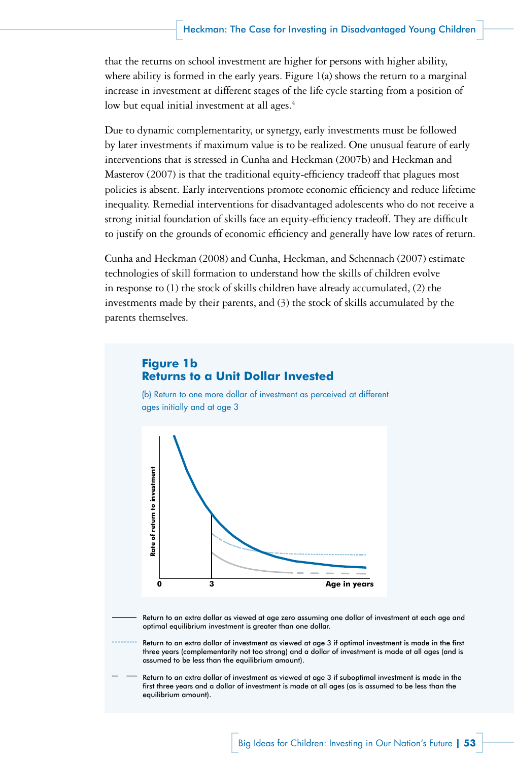that the returns on school investment are higher for persons with higher ability, where ability is formed in the early years. Figure 1(a) shows the return to a marginal increase in investment at different stages of the life cycle starting from a position of low but equal initial investment at all ages.[4]

Due to dynamic complementarity, or synergy, early investments must be followed by later investments if maximum value is to be realized. One unusual feature of early interventions that is stressed in Cunha and Heckman (2007b) and Heckman and Masterov (2007) is that the traditional equity-efficiency tradeoff that plagues most policies is absent. Early interventions promote economic efficiency and reduce lifetime inequality. Remedial interventions for disadvantaged adolescents who do not receive a strong initial foundation of skills face an equity-efficiency tradeoff. They are difficult to justify on the grounds of economic efficiency and generally have low rates of return.

Cunha and Heckman (2008) and Cunha, Heckman, and Schennach (2007) estimate technologies of skill formation to understand how the skills of children evolve in response to (1) the stock of skills children have already accumulated, (2) the investments made by their parents, and (3) the stock of skills accumulated by the parents themselves.

**Figure 1b**
**Returns to a Unit Dollar Invested**

(b) Return to one more dollar of investment as perceived at different ages initially and at age 3

Rate of return to investment

0 3 Age in years

Return to an extra dollar as viewed at age zero assuming one dollar of investment at each age and optimal equilibrium investment is greater than one dollar.

Return to an extra dollar of investment as viewed at age 3 if optimal investment is made in the first three years (complementarity not too strong) and a dollar of investment is made at all ages (and is assumed to be less than the equilibrium amount).

Return to an extra dollar of investment as viewed at age 3 if suboptimal investment is made in the first three years and a dollar of investment is made at all ages (as is assumed to be less than the equilibrium amount).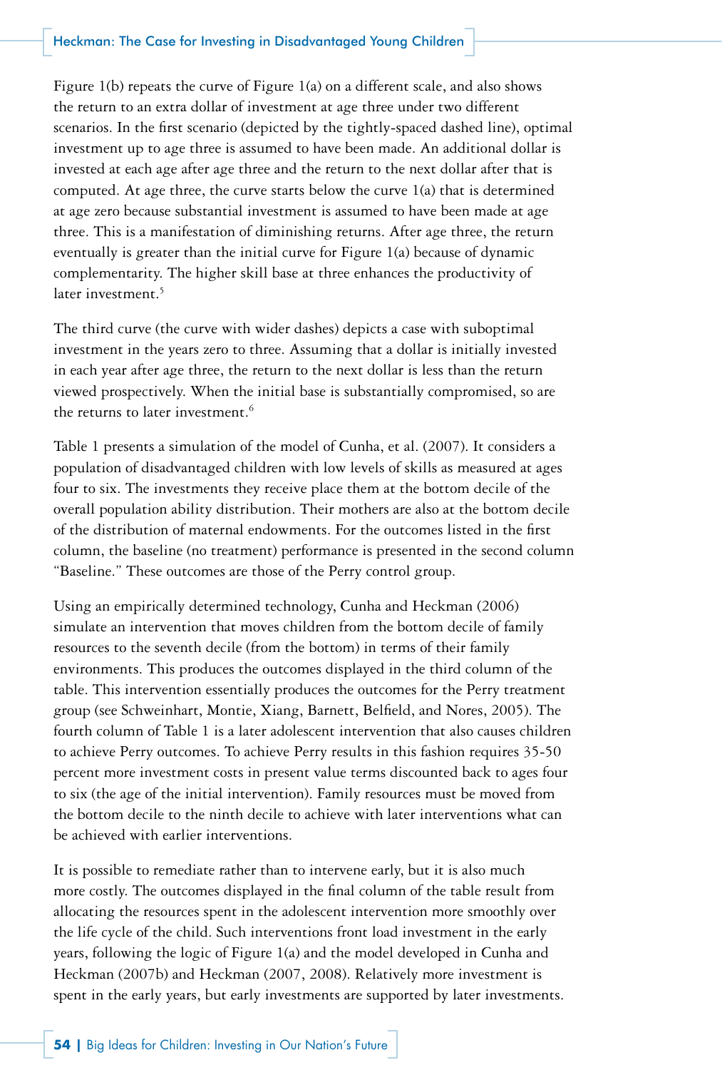Figure 1(b) repeats the curve of Figure 1(a) on a different scale, and also shows the return to an extra dollar of investment at age three under two different scenarios. In the first scenario (depicted by the tightly-spaced dashed line), optimal investment up to age three is assumed to have been made. An additional dollar is invested at each age after age three and the return to the next dollar after that is computed. At age three, the curve starts below the curve 1(a) that is determined at age zero because substantial investment is assumed to have been made at age three. This is a manifestation of diminishing returns. After age three, the return eventually is greater than the initial curve for Figure 1(a) because of dynamic complementarity. The higher skill base at three enhances the productivity of later investment.[5]

The third curve (the curve with wider dashes) depicts a case with suboptimal investment in the years zero to three. Assuming that a dollar is initially invested in each year after age three, the return to the next dollar is less than the return viewed prospectively. When the initial base is substantially compromised, so are the returns to later investment.[6]

Table 1 presents a simulation of the model of Cunha, et al. (2007). It considers a population of disadvantaged children with low levels of skills as measured at ages four to six. The investments they receive place them at the bottom decile of the overall population ability distribution. Their mothers are also at the bottom decile of the distribution of maternal endowments. For the outcomes listed in the first column, the baseline (no treatment) performance is presented in the second column "Baseline." These outcomes are those of the Perry control group.

Using an empirically determined technology, Cunha and Heckman (2006) simulate an intervention that moves children from the bottom decile of family resources to the seventh decile (from the bottom) in terms of their family environments. This produces the outcomes displayed in the third column of the table. This intervention essentially produces the outcomes for the Perry treatment group (see Schweinhart, Montie, Xiang, Barnett, Belfield, and Nores, 2005). The fourth column of Table 1 is a later adolescent intervention that also causes children to achieve Perry outcomes. To achieve Perry results in this fashion requires 35-50 percent more investment costs in present value terms discounted back to ages four to six (the age of the initial intervention). Family resources must be moved from the bottom decile to the ninth decile to achieve with later interventions what can be achieved with earlier interventions.

It is possible to remediate rather than to intervene early, but it is also much more costly. The outcomes displayed in the final column of the table result from allocating the resources spent in the adolescent intervention more smoothly over the life cycle of the child. Such interventions front load investment in the early years, following the logic of Figure 1(a) and the model developed in Cunha and Heckman (2007b) and Heckman (2007, 2008). Relatively more investment is spent in the early years, but early investments are supported by later investments.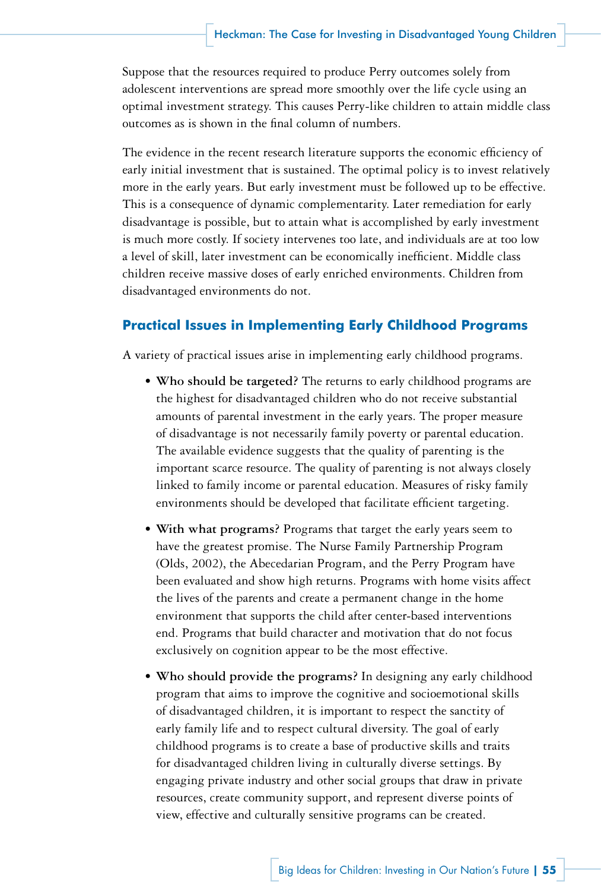Suppose that the resources required to produce Perry outcomes solely from adolescent interventions are spread more smoothly over the life cycle using an optimal investment strategy. This causes Perry-like children to attain middle class outcomes as is shown in the final column of numbers.

The evidence in the recent research literature supports the economic efficiency of early initial investment that is sustained. The optimal policy is to invest relatively more in the early years. But early investment must be followed up to be effective. This is a consequence of dynamic complementarity. Later remediation for early disadvantage is possible, but to attain what is accomplished by early investment is much more costly. If society intervenes too late, and individuals are at too low a level of skill, later investment can be economically inefficient. Middle class children receive massive doses of early enriched environments. Children from disadvantaged environments do not.

## Practical Issues in Implementing Early Childhood Programs

A variety of practical issues arise in implementing early childhood programs.

- **Who should be targeted?** The returns to early childhood programs are the highest for disadvantaged children who do not receive substantial amounts of parental investment in the early years. The proper measure of disadvantage is not necessarily family poverty or parental education. The available evidence suggests that the quality of parenting is the important scarce resource. The quality of parenting is not always closely linked to family income or parental education. Measures of risky family environments should be developed that facilitate efficient targeting.

- **With what programs?** Programs that target the early years seem to have the greatest promise. The Nurse Family Partnership Program (Olds, 2002), the Abecedarian Program, and the Perry Program have been evaluated and show high returns. Programs with home visits affect the lives of the parents and create a permanent change in the home environment that supports the child after center-based interventions end. Programs that build character and motivation that do not focus exclusively on cognition appear to be the most effective.

- **Who should provide the programs?** In designing any early childhood program that aims to improve the cognitive and socioemotional skills of disadvantaged children, it is important to respect the sanctity of early family life and to respect cultural diversity. The goal of early childhood programs is to create a base of productive skills and traits for disadvantaged children living in culturally diverse settings. By engaging private industry and other social groups that draw in private resources, create community support, and represent diverse points of view, effective and culturally sensitive programs can be created.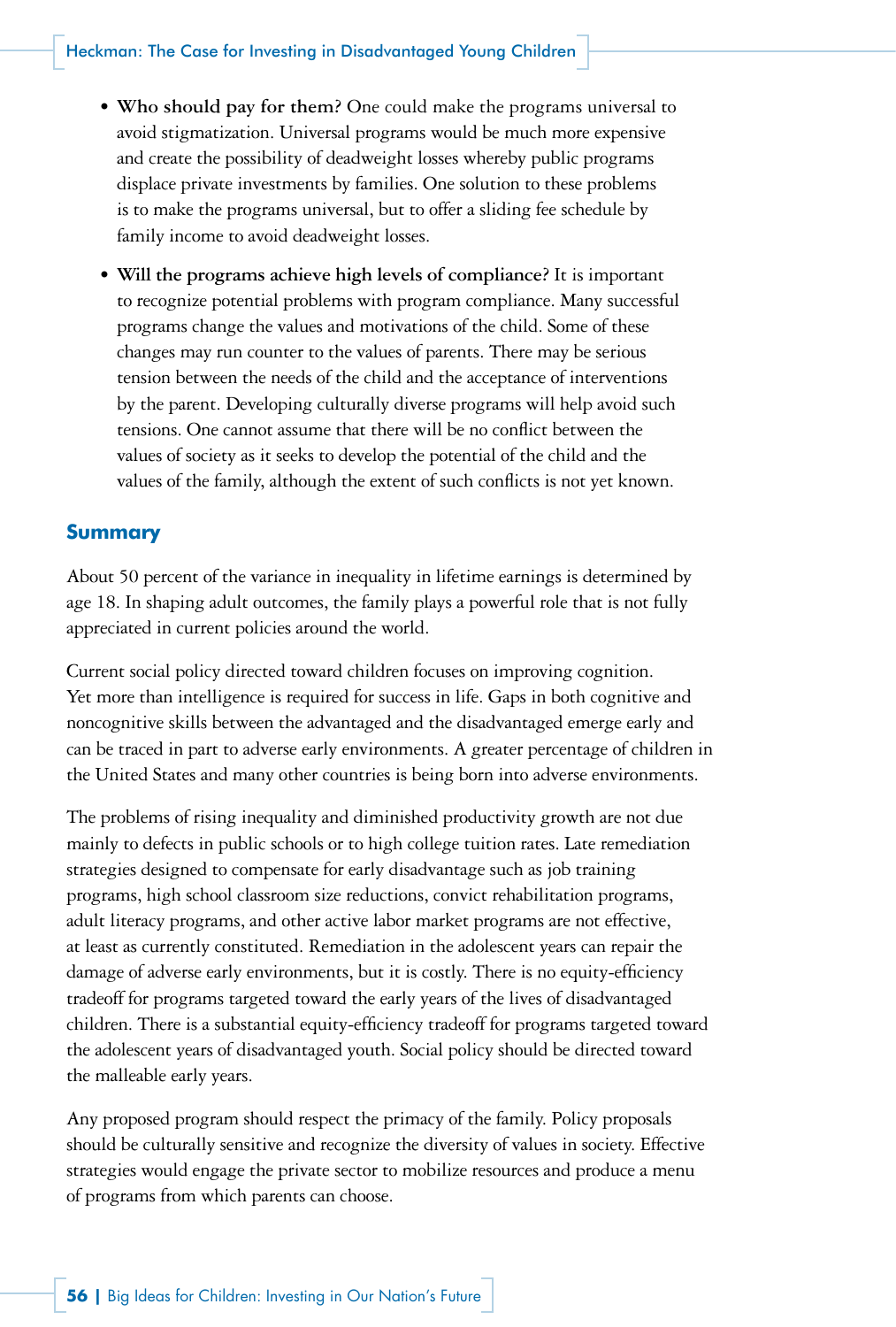- **Who should pay for them?** One could make the programs universal to avoid stigmatization. Universal programs would be much more expensive and create the possibility of deadweight losses whereby public programs displace private investments by families. One solution to these problems is to make the programs universal, but to offer a sliding fee schedule by family income to avoid deadweight losses.

- **Will the programs achieve high levels of compliance?** It is important to recognize potential problems with program compliance. Many successful programs change the values and motivations of the child. Some of these changes may run counter to the values of parents. There may be serious tension between the needs of the child and the acceptance of interventions by the parent. Developing culturally diverse programs will help avoid such tensions. One cannot assume that there will be no conflict between the values of society as it seeks to develop the potential of the child and the values of the family, although the extent of such conflicts is not yet known.

## Summary

About 50 percent of the variance in inequality in lifetime earnings is determined by age 18. In shaping adult outcomes, the family plays a powerful role that is not fully appreciated in current policies around the world.

Current social policy directed toward children focuses on improving cognition. Yet more than intelligence is required for success in life. Gaps in both cognitive and noncognitive skills between the advantaged and the disadvantaged emerge early and can be traced in part to adverse early environments. A greater percentage of children in the United States and many other countries is being born into adverse environments.

The problems of rising inequality and diminished productivity growth are not due mainly to defects in public schools or to high college tuition rates. Late remediation strategies designed to compensate for early disadvantage such as job training programs, high school classroom size reductions, convict rehabilitation programs, adult literacy programs, and other active labor market programs are not effective, at least as currently constituted. Remediation in the adolescent years can repair the damage of adverse early environments, but it is costly. There is no equity-efficiency tradeoff for programs targeted toward the early years of the lives of disadvantaged children. There is a substantial equity-efficiency tradeoff for programs targeted toward the adolescent years of disadvantaged youth. Social policy should be directed toward the malleable early years.

Any proposed program should respect the primacy of the family. Policy proposals should be culturally sensitive and recognize the diversity of values in society. Effective strategies would engage the private sector to mobilize resources and produce a menu of programs from which parents can choose.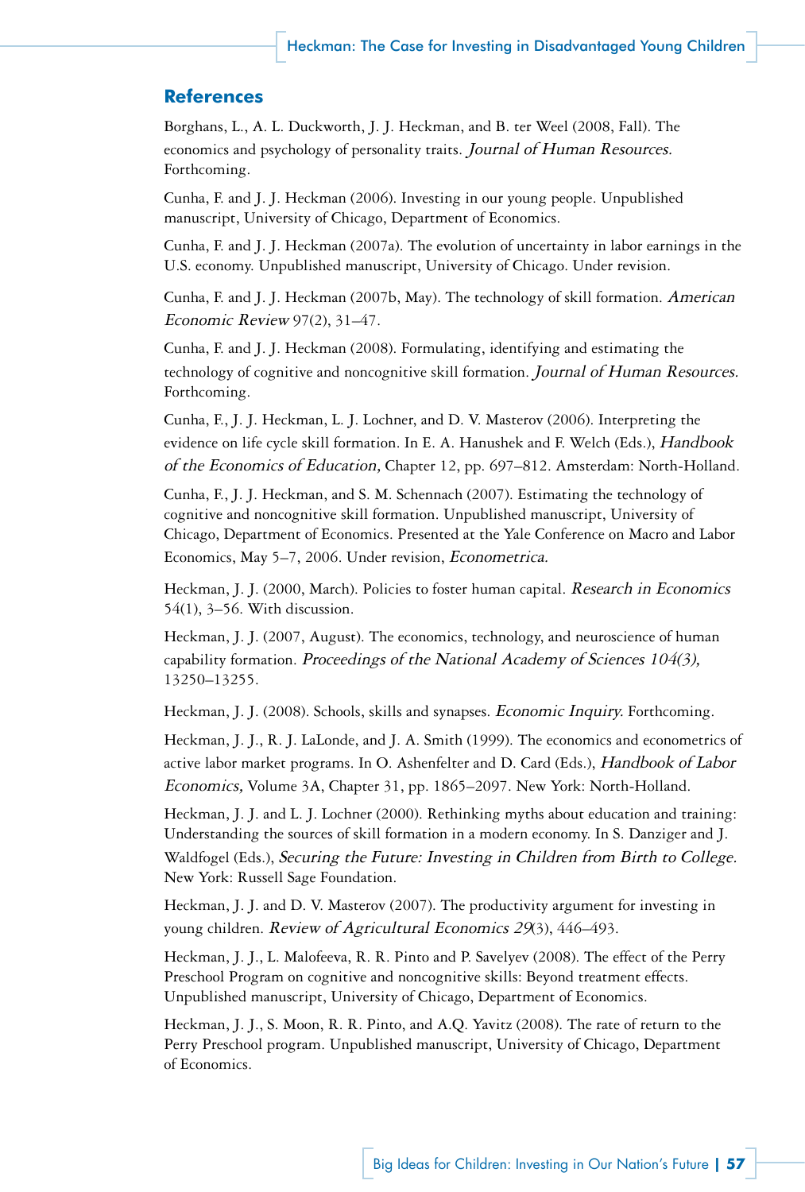## References

Borghans, L., A. L. Duckworth, J. J. Heckman, and B. ter Weel (2008, Fall). The economics and psychology of personality traits. *Journal of Human Resources.* Forthcoming.

Cunha, F. and J. J. Heckman (2006). Investing in our young people. Unpublished manuscript, University of Chicago, Department of Economics.

Cunha, F. and J. J. Heckman (2007a). The evolution of uncertainty in labor earnings in the U.S. economy. Unpublished manuscript, University of Chicago. Under revision.

Cunha, F. and J. J. Heckman (2007b, May). The technology of skill formation. *American Economic Review* 97(2), 31–47.

Cunha, F. and J. J. Heckman (2008). Formulating, identifying and estimating the technology of cognitive and noncognitive skill formation. *Journal of Human Resources.* Forthcoming.

Cunha, F., J. J. Heckman, L. J. Lochner, and D. V. Masterov (2006). Interpreting the evidence on life cycle skill formation. In E. A. Hanushek and F. Welch (Eds.), *Handbook of the Economics of Education,* Chapter 12, pp. 697–812. Amsterdam: North-Holland.

Cunha, F., J. J. Heckman, and S. M. Schennach (2007). Estimating the technology of cognitive and noncognitive skill formation. Unpublished manuscript, University of Chicago, Department of Economics. Presented at the Yale Conference on Macro and Labor Economics, May 5–7, 2006. Under revision, *Econometrica.*

Heckman, J. J. (2000, March). Policies to foster human capital. *Research in Economics* 54(1), 3–56. With discussion.

Heckman, J. J. (2007, August). The economics, technology, and neuroscience of human capability formation. *Proceedings of the National Academy of Sciences 104(3),* 13250–13255.

Heckman, J. J. (2008). Schools, skills and synapses. *Economic Inquiry.* Forthcoming.

Heckman, J. J., R. J. LaLonde, and J. A. Smith (1999). The economics and econometrics of active labor market programs. In O. Ashenfelter and D. Card (Eds.), *Handbook of Labor Economics,* Volume 3A, Chapter 31, pp. 1865–2097. New York: North-Holland.

Heckman, J. J. and L. J. Lochner (2000). Rethinking myths about education and training: Understanding the sources of skill formation in a modern economy. In S. Danziger and J. Waldfogel (Eds.), *Securing the Future: Investing in Children from Birth to College.* New York: Russell Sage Foundation.

Heckman, J. J. and D. V. Masterov (2007). The productivity argument for investing in young children. *Review of Agricultural Economics 29*(3), 446–493.

Heckman, J. J., L. Malofeeva, R. R. Pinto and P. Savelyev (2008). The effect of the Perry Preschool Program on cognitive and noncognitive skills: Beyond treatment effects. Unpublished manuscript, University of Chicago, Department of Economics.

Heckman, J. J., S. Moon, R. R. Pinto, and A.Q. Yavitz (2008). The rate of return to the Perry Preschool program. Unpublished manuscript, University of Chicago, Department of Economics.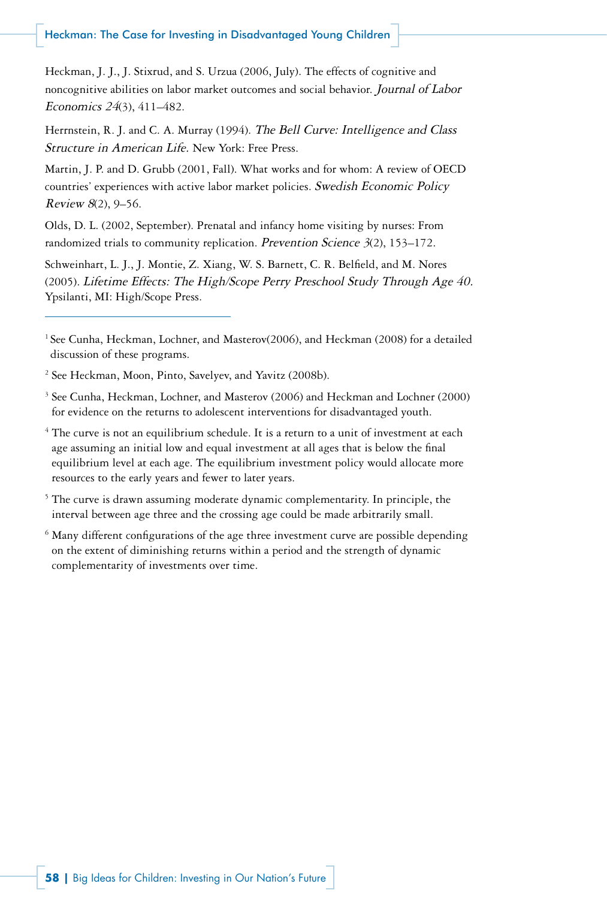Heckman, J. J., J. Stixrud, and S. Urzua (2006, July). The effects of cognitive and noncognitive abilities on labor market outcomes and social behavior. *Journal of Labor Economics 24*(3), 411–482.

Herrnstein, R. J. and C. A. Murray (1994). *The Bell Curve: Intelligence and Class Structure in American Life.* New York: Free Press.

Martin, J. P. and D. Grubb (2001, Fall). What works and for whom: A review of OECD countries' experiences with active labor market policies. *Swedish Economic Policy Review 8*(2), 9–56.

Olds, D. L. (2002, September). Prenatal and infancy home visiting by nurses: From randomized trials to community replication. *Prevention Science 3*(2), 153–172.

Schweinhart, L. J., J. Montie, Z. Xiang, W. S. Barnett, C. R. Belfield, and M. Nores (2005). *Lifetime Effects: The High/Scope Perry Preschool Study Through Age 40.* Ypsilanti, MI: High/Scope Press.

---

[1] See Cunha, Heckman, Lochner, and Masterov(2006), and Heckman (2008) for a detailed discussion of these programs.

[2] See Heckman, Moon, Pinto, Savelyev, and Yavitz (2008b).

[3] See Cunha, Heckman, Lochner, and Masterov (2006) and Heckman and Lochner (2000) for evidence on the returns to adolescent interventions for disadvantaged youth.

[4] The curve is not an equilibrium schedule. It is a return to a unit of investment at each age assuming an initial low and equal investment at all ages that is below the final equilibrium level at each age. The equilibrium investment policy would allocate more resources to the early years and fewer to later years.

[5] The curve is drawn assuming moderate dynamic complementarity. In principle, the interval between age three and the crossing age could be made arbitrarily small.

[6] Many different configurations of the age three investment curve are possible depending on the extent of diminishing returns within a period and the strength of dynamic complementarity of investments over time.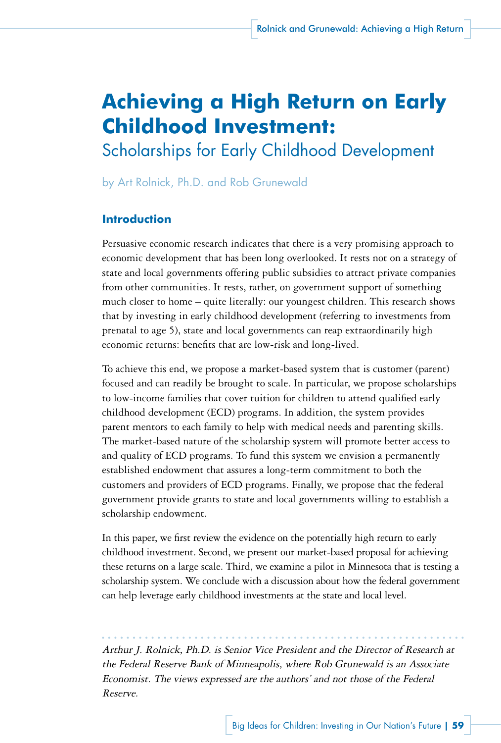# Achieving a High Return on Early Childhood Investment:

## Scholarships for Early Childhood Development

by Art Rolnick, Ph.D. and Rob Grunewald

### Introduction

Persuasive economic research indicates that there is a very promising approach to economic development that has been long overlooked. It rests not on a strategy of state and local governments offering public subsidies to attract private companies from other communities. It rests, rather, on government support of something much closer to home – quite literally: our youngest children. This research shows that by investing in early childhood development (referring to investments from prenatal to age 5), state and local governments can reap extraordinarily high economic returns: benefits that are low-risk and long-lived.

To achieve this end, we propose a market-based system that is customer (parent) focused and can readily be brought to scale. In particular, we propose scholarships to low-income families that cover tuition for children to attend qualified early childhood development (ECD) programs. In addition, the system provides parent mentors to each family to help with medical needs and parenting skills. The market-based nature of the scholarship system will promote better access to and quality of ECD programs. To fund this system we envision a permanently established endowment that assures a long-term commitment to both the customers and providers of ECD programs. Finally, we propose that the federal government provide grants to state and local governments willing to establish a scholarship endowment.

In this paper, we first review the evidence on the potentially high return to early childhood investment. Second, we present our market-based proposal for achieving these returns on a large scale. Third, we examine a pilot in Minnesota that is testing a scholarship system. We conclude with a discussion about how the federal government can help leverage early childhood investments at the state and local level.

---

*Arthur J. Rolnick, Ph.D. is Senior Vice President and the Director of Research at the Federal Reserve Bank of Minneapolis, where Rob Grunewald is an Associate Economist. The views expressed are the authors' and not those of the Federal Reserve.*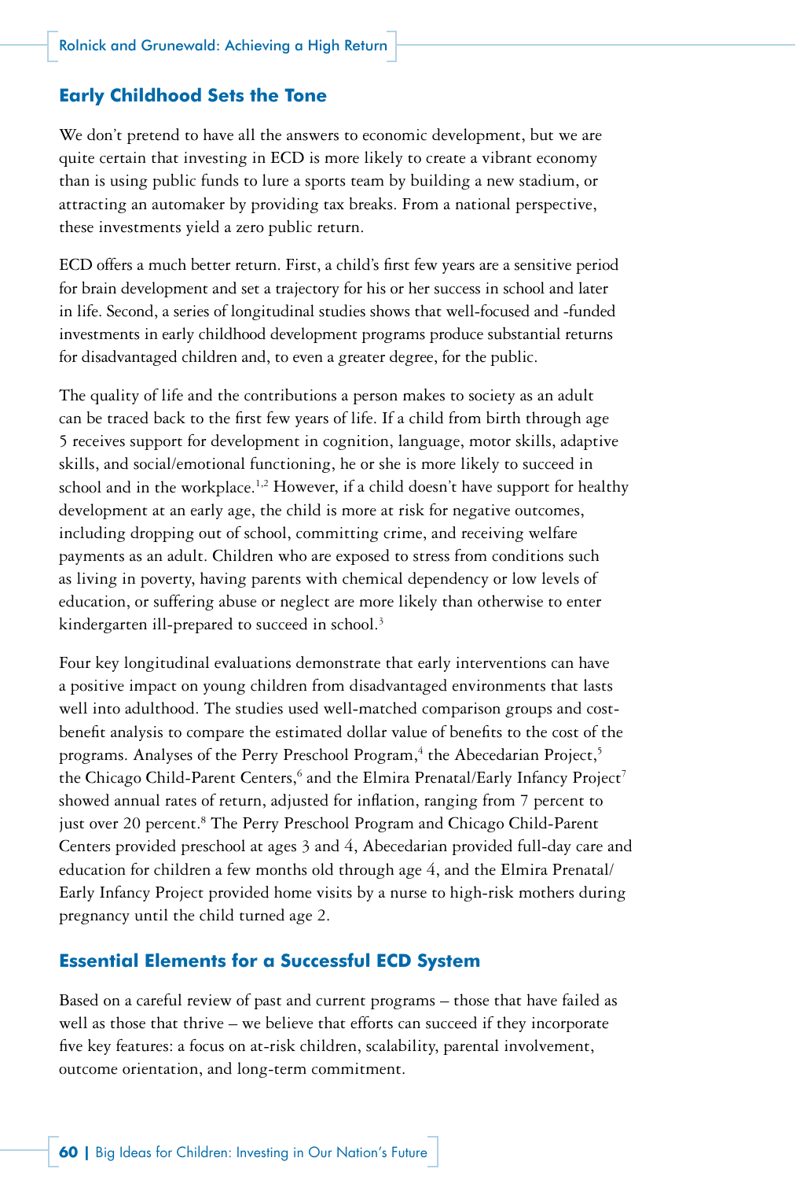## Early Childhood Sets the Tone

We don't pretend to have all the answers to economic development, but we are quite certain that investing in ECD is more likely to create a vibrant economy than is using public funds to lure a sports team by building a new stadium, or attracting an automaker by providing tax breaks. From a national perspective, these investments yield a zero public return.

ECD offers a much better return. First, a child's first few years are a sensitive period for brain development and set a trajectory for his or her success in school and later in life. Second, a series of longitudinal studies shows that well-focused and -funded investments in early childhood development programs produce substantial returns for disadvantaged children and, to even a greater degree, for the public.

The quality of life and the contributions a person makes to society as an adult can be traced back to the first few years of life. If a child from birth through age 5 receives support for development in cognition, language, motor skills, adaptive skills, and social/emotional functioning, he or she is more likely to succeed in school and in the workplace.[1,2] However, if a child doesn't have support for healthy development at an early age, the child is more at risk for negative outcomes, including dropping out of school, committing crime, and receiving welfare payments as an adult. Children who are exposed to stress from conditions such as living in poverty, having parents with chemical dependency or low levels of education, or suffering abuse or neglect are more likely than otherwise to enter kindergarten ill-prepared to succeed in school.[3]

Four key longitudinal evaluations demonstrate that early interventions can have a positive impact on young children from disadvantaged environments that lasts well into adulthood. The studies used well-matched comparison groups and cost-benefit analysis to compare the estimated dollar value of benefits to the cost of the programs. Analyses of the Perry Preschool Program,[4] the Abecedarian Project,[5] the Chicago Child-Parent Centers,[6] and the Elmira Prenatal/Early Infancy Project[7] showed annual rates of return, adjusted for inflation, ranging from 7 percent to just over 20 percent.[8] The Perry Preschool Program and Chicago Child-Parent Centers provided preschool at ages 3 and 4, Abecedarian provided full-day care and education for children a few months old through age 4, and the Elmira Prenatal/Early Infancy Project provided home visits by a nurse to high-risk mothers during pregnancy until the child turned age 2.

## Essential Elements for a Successful ECD System

Based on a careful review of past and current programs – those that have failed as well as those that thrive – we believe that efforts can succeed if they incorporate five key features: a focus on at-risk children, scalability, parental involvement, outcome orientation, and long-term commitment.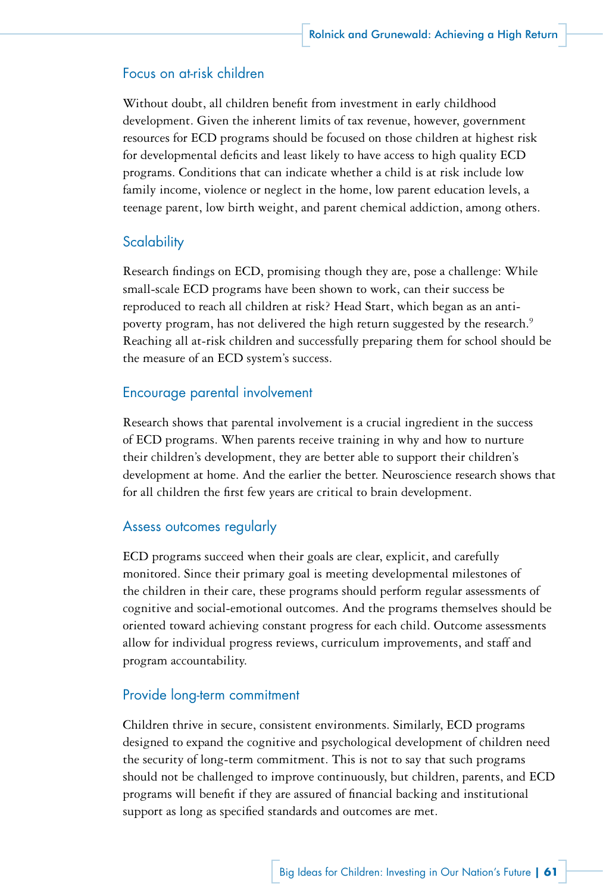## Focus on at-risk children

Without doubt, all children benefit from investment in early childhood development. Given the inherent limits of tax revenue, however, government resources for ECD programs should be focused on those children at highest risk for developmental deficits and least likely to have access to high quality ECD programs. Conditions that can indicate whether a child is at risk include low family income, violence or neglect in the home, low parent education levels, a teenage parent, low birth weight, and parent chemical addiction, among others.

## Scalability

Research findings on ECD, promising though they are, pose a challenge: While small-scale ECD programs have been shown to work, can their success be reproduced to reach all children at risk? Head Start, which began as an anti-poverty program, has not delivered the high return suggested by the research.[9] Reaching all at-risk children and successfully preparing them for school should be the measure of an ECD system's success.

## Encourage parental involvement

Research shows that parental involvement is a crucial ingredient in the success of ECD programs. When parents receive training in why and how to nurture their children's development, they are better able to support their children's development at home. And the earlier the better. Neuroscience research shows that for all children the first few years are critical to brain development.

## Assess outcomes regularly

ECD programs succeed when their goals are clear, explicit, and carefully monitored. Since their primary goal is meeting developmental milestones of the children in their care, these programs should perform regular assessments of cognitive and social-emotional outcomes. And the programs themselves should be oriented toward achieving constant progress for each child. Outcome assessments allow for individual progress reviews, curriculum improvements, and staff and program accountability.

## Provide long-term commitment

Children thrive in secure, consistent environments. Similarly, ECD programs designed to expand the cognitive and psychological development of children need the security of long-term commitment. This is not to say that such programs should not be challenged to improve continuously, but children, parents, and ECD programs will benefit if they are assured of financial backing and institutional support as long as specified standards and outcomes are met.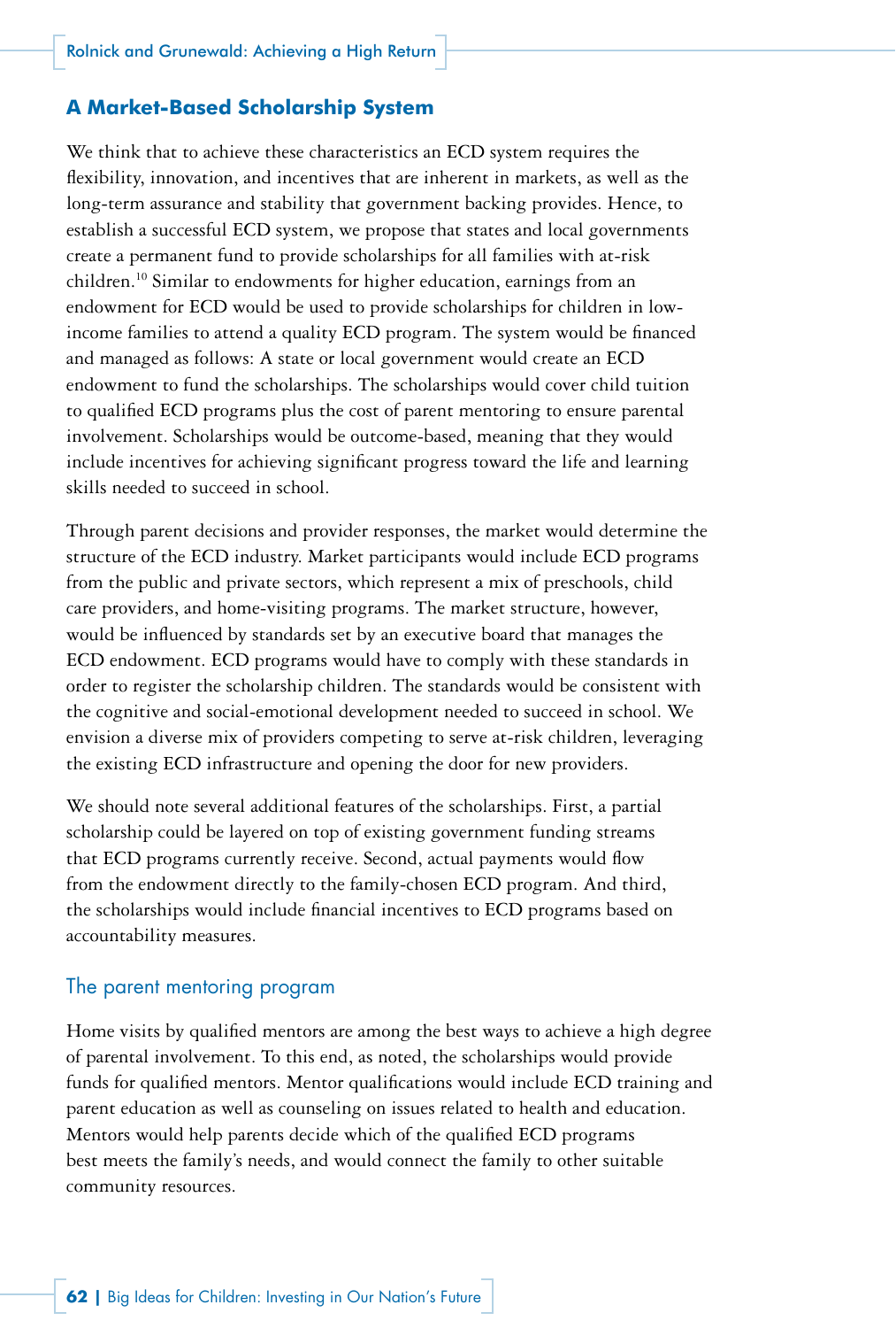## A Market-Based Scholarship System

We think that to achieve these characteristics an ECD system requires the flexibility, innovation, and incentives that are inherent in markets, as well as the long-term assurance and stability that government backing provides. Hence, to establish a successful ECD system, we propose that states and local governments create a permanent fund to provide scholarships for all families with at-risk children.[10] Similar to endowments for higher education, earnings from an endowment for ECD would be used to provide scholarships for children in low-income families to attend a quality ECD program. The system would be financed and managed as follows: A state or local government would create an ECD endowment to fund the scholarships. The scholarships would cover child tuition to qualified ECD programs plus the cost of parent mentoring to ensure parental involvement. Scholarships would be outcome-based, meaning that they would include incentives for achieving significant progress toward the life and learning skills needed to succeed in school.

Through parent decisions and provider responses, the market would determine the structure of the ECD industry. Market participants would include ECD programs from the public and private sectors, which represent a mix of preschools, child care providers, and home-visiting programs. The market structure, however, would be influenced by standards set by an executive board that manages the ECD endowment. ECD programs would have to comply with these standards in order to register the scholarship children. The standards would be consistent with the cognitive and social-emotional development needed to succeed in school. We envision a diverse mix of providers competing to serve at-risk children, leveraging the existing ECD infrastructure and opening the door for new providers.

We should note several additional features of the scholarships. First, a partial scholarship could be layered on top of existing government funding streams that ECD programs currently receive. Second, actual payments would flow from the endowment directly to the family-chosen ECD program. And third, the scholarships would include financial incentives to ECD programs based on accountability measures.

### The parent mentoring program

Home visits by qualified mentors are among the best ways to achieve a high degree of parental involvement. To this end, as noted, the scholarships would provide funds for qualified mentors. Mentor qualifications would include ECD training and parent education as well as counseling on issues related to health and education. Mentors would help parents decide which of the qualified ECD programs best meets the family's needs, and would connect the family to other suitable community resources.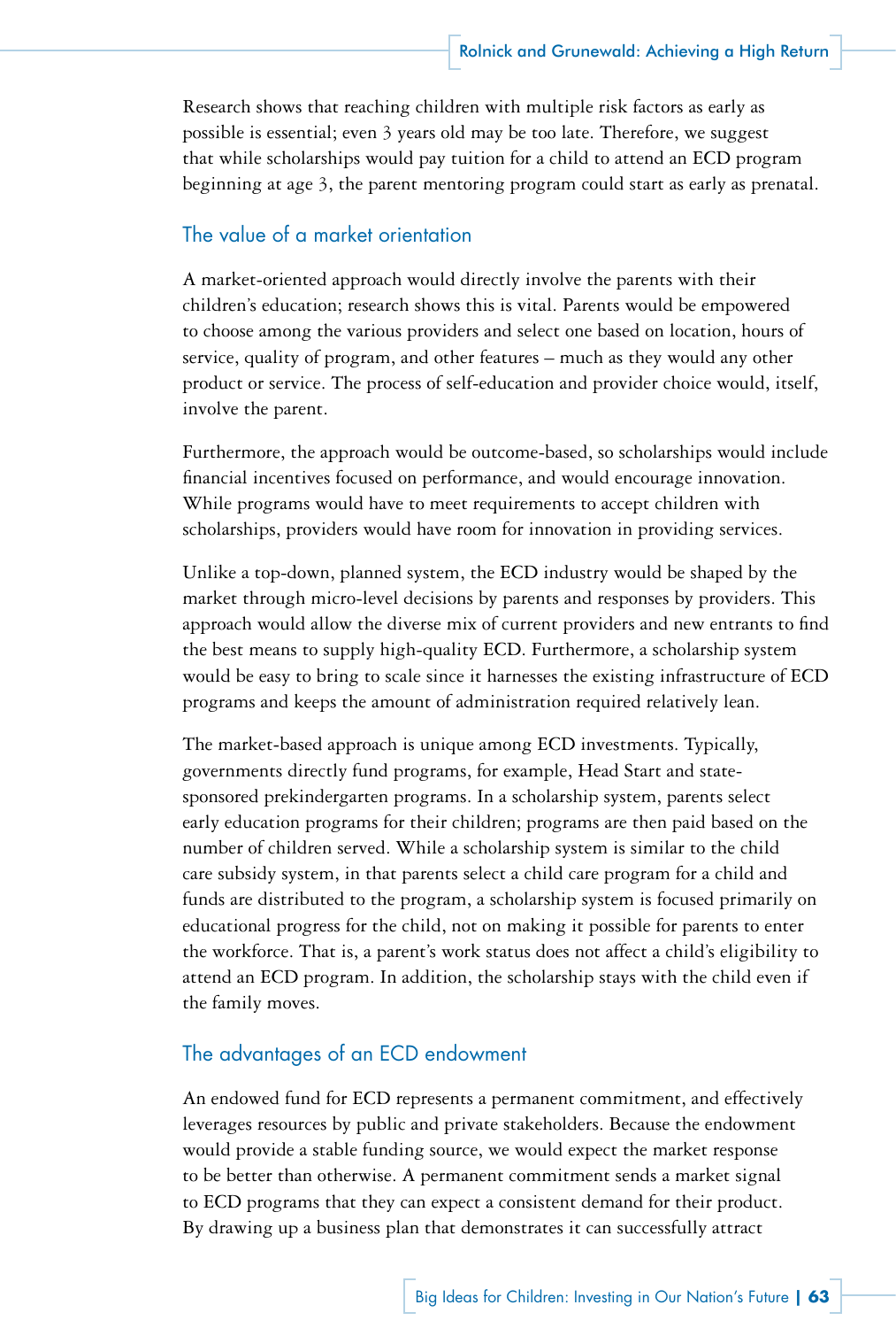Research shows that reaching children with multiple risk factors as early as possible is essential; even 3 years old may be too late. Therefore, we suggest that while scholarships would pay tuition for a child to attend an ECD program beginning at age 3, the parent mentoring program could start as early as prenatal.

## The value of a market orientation

A market-oriented approach would directly involve the parents with their children's education; research shows this is vital. Parents would be empowered to choose among the various providers and select one based on location, hours of service, quality of program, and other features – much as they would any other product or service. The process of self-education and provider choice would, itself, involve the parent.

Furthermore, the approach would be outcome-based, so scholarships would include financial incentives focused on performance, and would encourage innovation. While programs would have to meet requirements to accept children with scholarships, providers would have room for innovation in providing services.

Unlike a top-down, planned system, the ECD industry would be shaped by the market through micro-level decisions by parents and responses by providers. This approach would allow the diverse mix of current providers and new entrants to find the best means to supply high-quality ECD. Furthermore, a scholarship system would be easy to bring to scale since it harnesses the existing infrastructure of ECD programs and keeps the amount of administration required relatively lean.

The market-based approach is unique among ECD investments. Typically, governments directly fund programs, for example, Head Start and state-sponsored prekindergarten programs. In a scholarship system, parents select early education programs for their children; programs are then paid based on the number of children served. While a scholarship system is similar to the child care subsidy system, in that parents select a child care program for a child and funds are distributed to the program, a scholarship system is focused primarily on educational progress for the child, not on making it possible for parents to enter the workforce. That is, a parent's work status does not affect a child's eligibility to attend an ECD program. In addition, the scholarship stays with the child even if the family moves.

## The advantages of an ECD endowment

An endowed fund for ECD represents a permanent commitment, and effectively leverages resources by public and private stakeholders. Because the endowment would provide a stable funding source, we would expect the market response to be better than otherwise. A permanent commitment sends a market signal to ECD programs that they can expect a consistent demand for their product. By drawing up a business plan that demonstrates it can successfully attract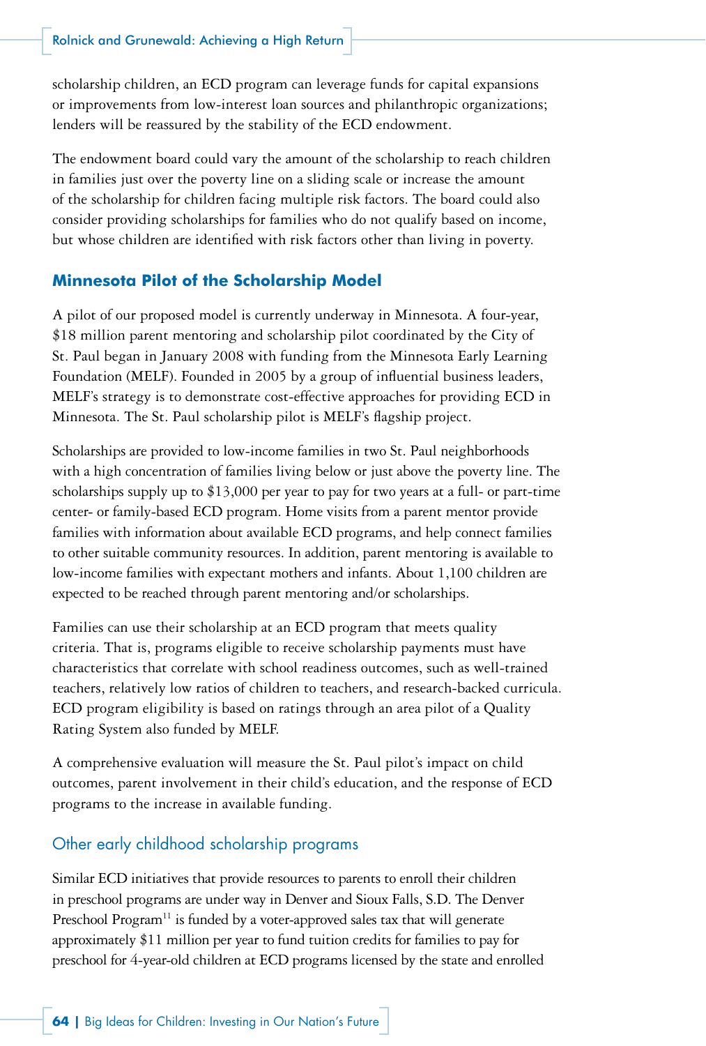scholarship children, an ECD program can leverage funds for capital expansions or improvements from low-interest loan sources and philanthropic organizations; lenders will be reassured by the stability of the ECD endowment.

The endowment board could vary the amount of the scholarship to reach children in families just over the poverty line on a sliding scale or increase the amount of the scholarship for children facing multiple risk factors. The board could also consider providing scholarships for families who do not qualify based on income, but whose children are identified with risk factors other than living in poverty.

## Minnesota Pilot of the Scholarship Model

A pilot of our proposed model is currently underway in Minnesota. A four-year, $18 million parent mentoring and scholarship pilot coordinated by the City of St. Paul began in January 2008 with funding from the Minnesota Early Learning Foundation (MELF). Founded in 2005 by a group of influential business leaders, MELF's strategy is to demonstrate cost-effective approaches for providing ECD in Minnesota. The St. Paul scholarship pilot is MELF's flagship project.

Scholarships are provided to low-income families in two St. Paul neighborhoods with a high concentration of families living below or just above the poverty line. The scholarships supply up to $13,000 per year to pay for two years at a full- or part-time center- or family-based ECD program. Home visits from a parent mentor provide families with information about available ECD programs, and help connect families to other suitable community resources. In addition, parent mentoring is available to low-income families with expectant mothers and infants. About 1,100 children are expected to be reached through parent mentoring and/or scholarships.

Families can use their scholarship at an ECD program that meets quality criteria. That is, programs eligible to receive scholarship payments must have characteristics that correlate with school readiness outcomes, such as well-trained teachers, relatively low ratios of children to teachers, and research-backed curricula. ECD program eligibility is based on ratings through an area pilot of a Quality Rating System also funded by MELF.

A comprehensive evaluation will measure the St. Paul pilot's impact on child outcomes, parent involvement in their child's education, and the response of ECD programs to the increase in available funding.

### Other early childhood scholarship programs

Similar ECD initiatives that provide resources to parents to enroll their children in preschool programs are under way in Denver and Sioux Falls, S.D. The Denver Preschool Program[11] is funded by a voter-approved sales tax that will generate approximately $11 million per year to fund tuition credits for families to pay for preschool for 4-year-old children at ECD programs licensed by the state and enrolled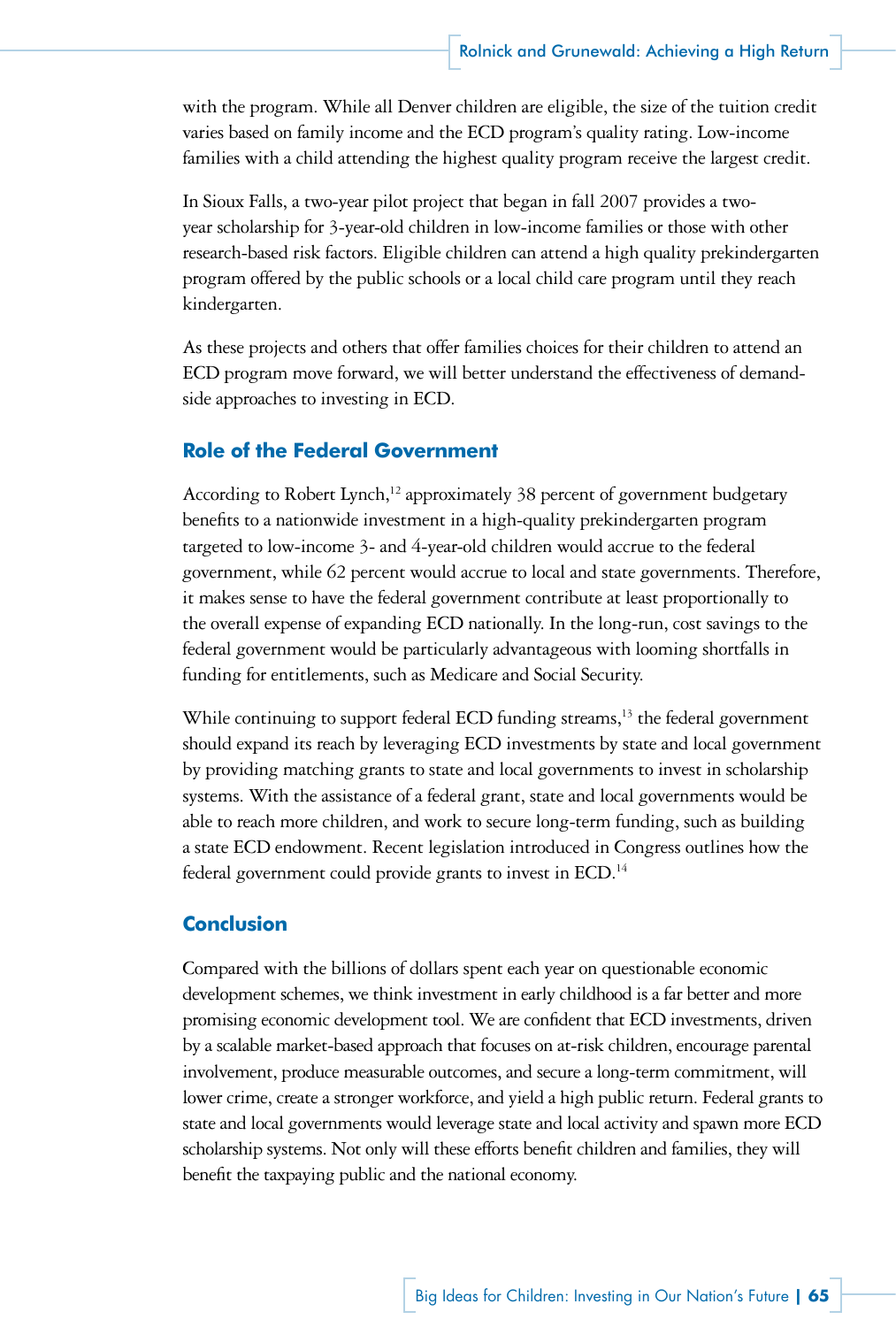with the program. While all Denver children are eligible, the size of the tuition credit varies based on family income and the ECD program's quality rating. Low-income families with a child attending the highest quality program receive the largest credit.

In Sioux Falls, a two-year pilot project that began in fall 2007 provides a two-year scholarship for 3-year-old children in low-income families or those with other research-based risk factors. Eligible children can attend a high quality prekindergarten program offered by the public schools or a local child care program until they reach kindergarten.

As these projects and others that offer families choices for their children to attend an ECD program move forward, we will better understand the effectiveness of demand-side approaches to investing in ECD.

## Role of the Federal Government

According to Robert Lynch,[12] approximately 38 percent of government budgetary benefits to a nationwide investment in a high-quality prekindergarten program targeted to low-income 3- and 4-year-old children would accrue to the federal government, while 62 percent would accrue to local and state governments. Therefore, it makes sense to have the federal government contribute at least proportionally to the overall expense of expanding ECD nationally. In the long-run, cost savings to the federal government would be particularly advantageous with looming shortfalls in funding for entitlements, such as Medicare and Social Security.

While continuing to support federal ECD funding streams,[13] the federal government should expand its reach by leveraging ECD investments by state and local government by providing matching grants to state and local governments to invest in scholarship systems. With the assistance of a federal grant, state and local governments would be able to reach more children, and work to secure long-term funding, such as building a state ECD endowment. Recent legislation introduced in Congress outlines how the federal government could provide grants to invest in ECD.[14]

## Conclusion

Compared with the billions of dollars spent each year on questionable economic development schemes, we think investment in early childhood is a far better and more promising economic development tool. We are confident that ECD investments, driven by a scalable market-based approach that focuses on at-risk children, encourage parental involvement, produce measurable outcomes, and secure a long-term commitment, will lower crime, create a stronger workforce, and yield a high public return. Federal grants to state and local governments would leverage state and local activity and spawn more ECD scholarship systems. Not only will these efforts benefit children and families, they will benefit the taxpaying public and the national economy.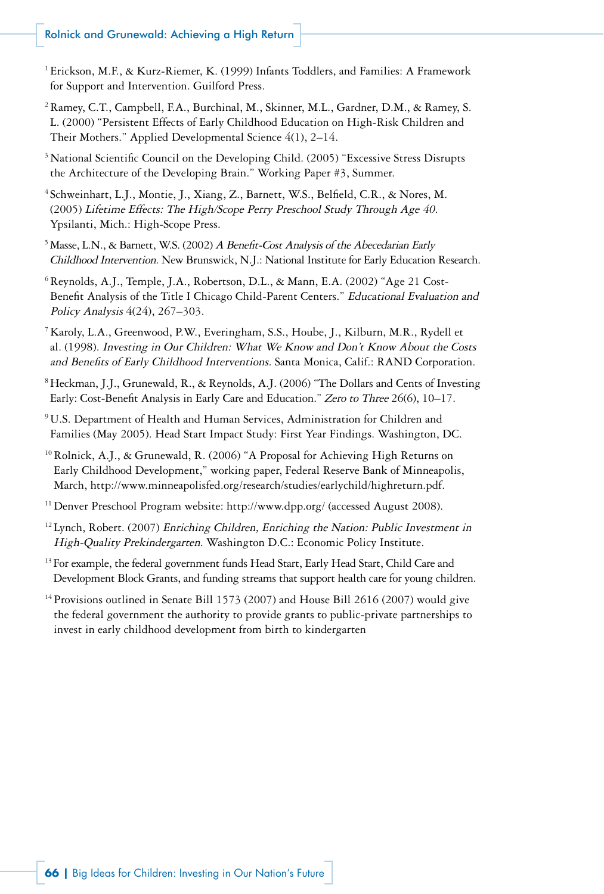[1] Erickson, M.F., & Kurz-Riemer, K. (1999) Infants Toddlers, and Families: A Framework for Support and Intervention. Guilford Press.

[2] Ramey, C.T., Campbell, F.A., Burchinal, M., Skinner, M.L., Gardner, D.M., & Ramey, S. L. (2000) "Persistent Effects of Early Childhood Education on High-Risk Children and Their Mothers." Applied Developmental Science 4(1), 2–14.

[3] National Scientific Council on the Developing Child. (2005) "Excessive Stress Disrupts the Architecture of the Developing Brain." Working Paper #3, Summer.

[4] Schweinhart, L.J., Montie, J., Xiang, Z., Barnett, W.S., Belfield, C.R., & Nores, M. (2005) *Lifetime Effects: The High/Scope Perry Preschool Study Through Age 40.* Ypsilanti, Mich.: High-Scope Press.

[5] Masse, L.N., & Barnett, W.S. (2002) *A Benefit-Cost Analysis of the Abecedarian Early Childhood Intervention.* New Brunswick, N.J.: National Institute for Early Education Research.

[6] Reynolds, A.J., Temple, J.A., Robertson, D.L., & Mann, E.A. (2002) "Age 21 Cost-Benefit Analysis of the Title I Chicago Child-Parent Centers." *Educational Evaluation and Policy Analysis* 4(24), 267–303.

[7] Karoly, L.A., Greenwood, P.W., Everingham, S.S., Hoube, J., Kilburn, M.R., Rydell et al. (1998). *Investing in Our Children: What We Know and Don't Know About the Costs and Benefits of Early Childhood Interventions.* Santa Monica, Calif.: RAND Corporation.

[8] Heckman, J.J., Grunewald, R., & Reynolds, A.J. (2006) "The Dollars and Cents of Investing Early: Cost-Benefit Analysis in Early Care and Education." *Zero to Three* 26(6), 10–17.

[9] U.S. Department of Health and Human Services, Administration for Children and Families (May 2005). Head Start Impact Study: First Year Findings. Washington, DC.

[10] Rolnick, A.J., & Grunewald, R. (2006) "A Proposal for Achieving High Returns on Early Childhood Development," working paper, Federal Reserve Bank of Minneapolis, March, http://www.minneapolisfed.org/research/studies/earlychild/highreturn.pdf.

[11] Denver Preschool Program website: http://www.dpp.org/ (accessed August 2008).

[12] Lynch, Robert. (2007) *Enriching Children, Enriching the Nation: Public Investment in High-Quality Prekindergarten.* Washington D.C.: Economic Policy Institute.

[13] For example, the federal government funds Head Start, Early Head Start, Child Care and Development Block Grants, and funding streams that support health care for young children.

[14] Provisions outlined in Senate Bill 1573 (2007) and House Bill 2616 (2007) would give the federal government the authority to provide grants to public-private partnerships to invest in early childhood development from birth to kindergarten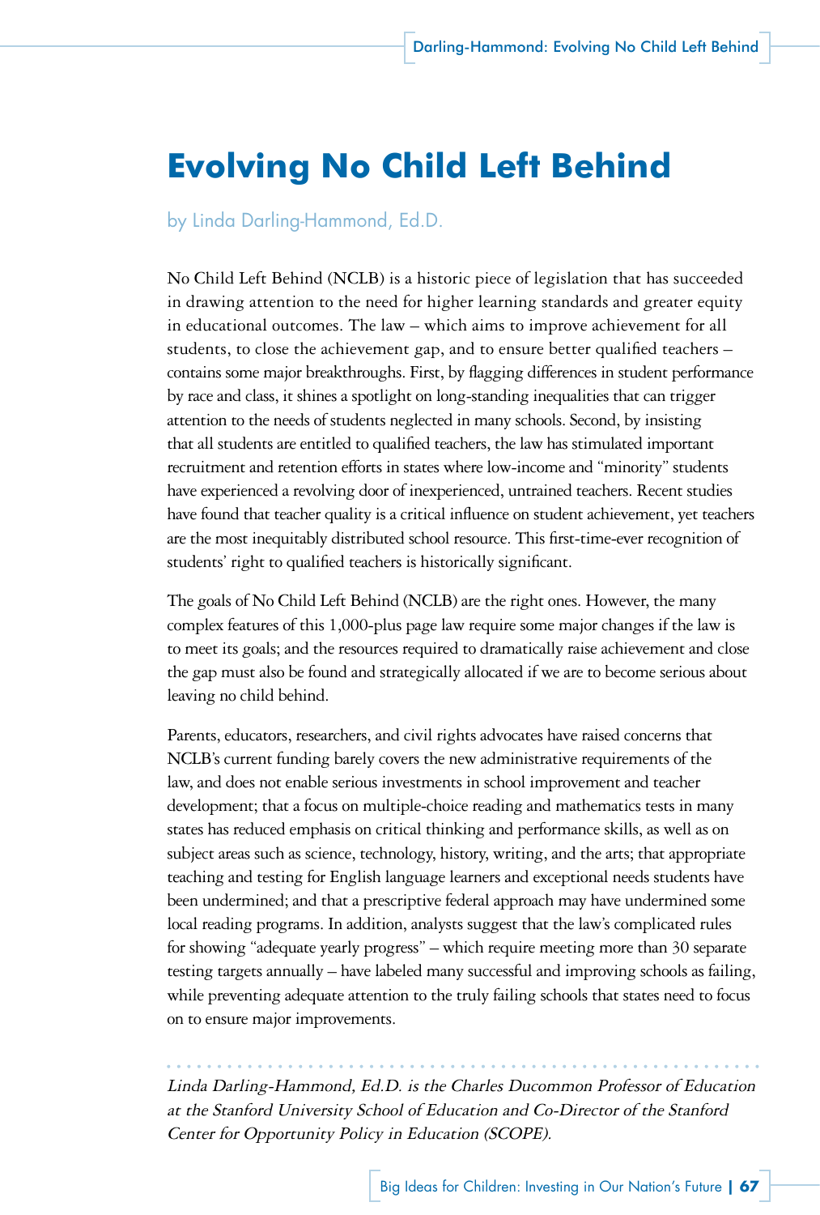# Evolving No Child Left Behind

by Linda Darling-Hammond, Ed.D.

No Child Left Behind (NCLB) is a historic piece of legislation that has succeeded in drawing attention to the need for higher learning standards and greater equity in educational outcomes. The law – which aims to improve achievement for all students, to close the achievement gap, and to ensure better qualified teachers – contains some major breakthroughs. First, by flagging differences in student performance by race and class, it shines a spotlight on long-standing inequalities that can trigger attention to the needs of students neglected in many schools. Second, by insisting that all students are entitled to qualified teachers, the law has stimulated important recruitment and retention efforts in states where low-income and "minority" students have experienced a revolving door of inexperienced, untrained teachers. Recent studies have found that teacher quality is a critical influence on student achievement, yet teachers are the most inequitably distributed school resource. This first-time-ever recognition of students' right to qualified teachers is historically significant.

The goals of No Child Left Behind (NCLB) are the right ones. However, the many complex features of this 1,000-plus page law require some major changes if the law is to meet its goals; and the resources required to dramatically raise achievement and close the gap must also be found and strategically allocated if we are to become serious about leaving no child behind.

Parents, educators, researchers, and civil rights advocates have raised concerns that NCLB's current funding barely covers the new administrative requirements of the law, and does not enable serious investments in school improvement and teacher development; that a focus on multiple-choice reading and mathematics tests in many states has reduced emphasis on critical thinking and performance skills, as well as on subject areas such as science, technology, history, writing, and the arts; that appropriate teaching and testing for English language learners and exceptional needs students have been undermined; and that a prescriptive federal approach may have undermined some local reading programs. In addition, analysts suggest that the law's complicated rules for showing "adequate yearly progress" – which require meeting more than 30 separate testing targets annually – have labeled many successful and improving schools as failing, while preventing adequate attention to the truly failing schools that states need to focus on to ensure major improvements.

*Linda Darling-Hammond, Ed.D. is the Charles Ducommon Professor of Education at the Stanford University School of Education and Co-Director of the Stanford Center for Opportunity Policy in Education (SCOPE).*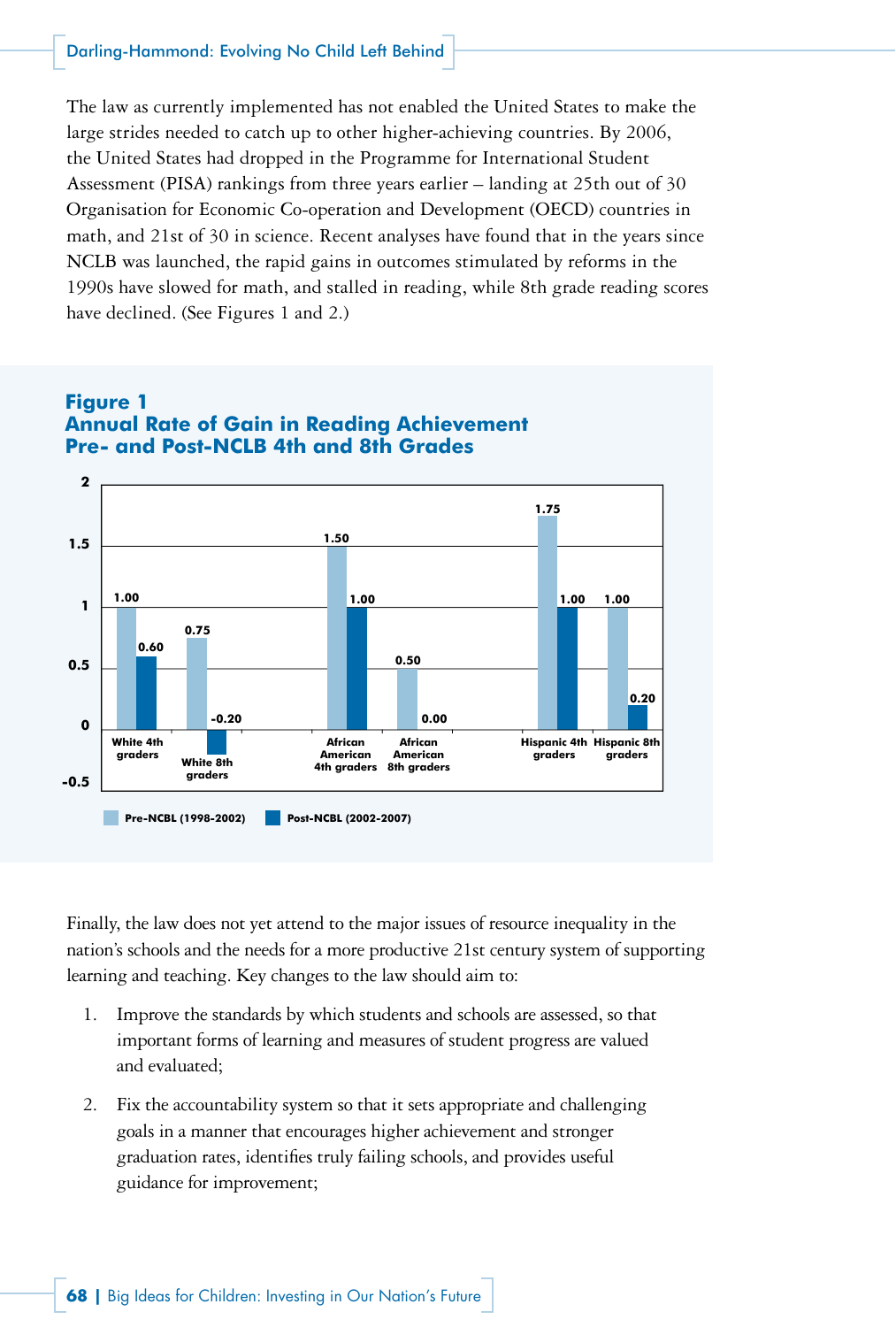The law as currently implemented has not enabled the United States to make the large strides needed to catch up to other higher-achieving countries. By 2006, the United States had dropped in the Programme for International Student Assessment (PISA) rankings from three years earlier – landing at 25th out of 30 Organisation for Economic Co-operation and Development (OECD) countries in math, and 21st of 30 in science. Recent analyses have found that in the years since NCLB was launched, the rapid gains in outcomes stimulated by reforms in the 1990s have slowed for math, and stalled in reading, while 8th grade reading scores have declined. (See Figures 1 and 2.)

## Figure 1
## Annual Rate of Gain in Reading Achievement Pre- and Post-NCLB 4th and 8th Grades

| | Pre-NCBL (1998-2002) | Post-NCBL (2002-2007) |
|---|---|---|
| White 4th graders | 1.00 | 0.60 |
| White 8th graders | 0.75 | -0.20 |
| African American 4th graders | 1.50 | 1.00 |
| African American 8th graders | 0.50 | 0.00 |
| Hispanic 4th graders | 1.75 | 1.00 |
| Hispanic 8th graders | 1.00 | 0.20 |

Finally, the law does not yet attend to the major issues of resource inequality in the nation's schools and the needs for a more productive 21st century system of supporting learning and teaching. Key changes to the law should aim to:

1. Improve the standards by which students and schools are assessed, so that important forms of learning and measures of student progress are valued and evaluated;

2. Fix the accountability system so that it sets appropriate and challenging goals in a manner that encourages higher achievement and stronger graduation rates, identifies truly failing schools, and provides useful guidance for improvement;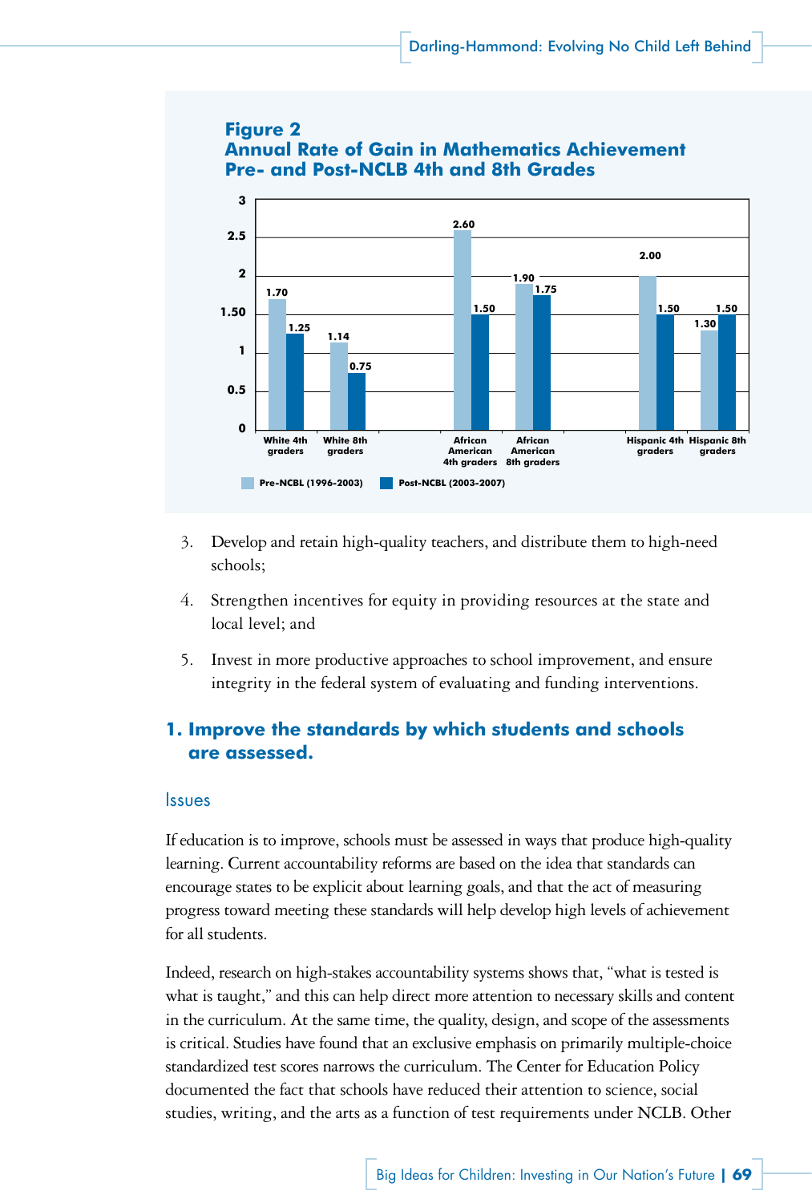**Figure 2**
**Annual Rate of Gain in Mathematics Achievement Pre- and Post-NCLB 4th and 8th Grades**

| | Pre-NCBL (1996-2003) | Post-NCBL (2003-2007) |
|---|---|---|
| White 4th graders | 1.70 | 1.25 |
| White 8th graders | 1.14 | 0.75 |
| African American 4th graders | 2.60 | 1.50 |
| African American 8th graders | 1.90 | 1.75 |
| Hispanic 4th graders | 2.00 | 1.50 |
| Hispanic 8th graders | 1.30 | 1.50 |

3. Develop and retain high-quality teachers, and distribute them to high-need schools;

4. Strengthen incentives for equity in providing resources at the state and local level; and

5. Invest in more productive approaches to school improvement, and ensure integrity in the federal system of evaluating and funding interventions.

## 1. Improve the standards by which students and schools are assessed.

### Issues

If education is to improve, schools must be assessed in ways that produce high-quality learning. Current accountability reforms are based on the idea that standards can encourage states to be explicit about learning goals, and that the act of measuring progress toward meeting these standards will help develop high levels of achievement for all students.

Indeed, research on high-stakes accountability systems shows that, "what is tested is what is taught," and this can help direct more attention to necessary skills and content in the curriculum. At the same time, the quality, design, and scope of the assessments is critical. Studies have found that an exclusive emphasis on primarily multiple-choice standardized test scores narrows the curriculum. The Center for Education Policy documented the fact that schools have reduced their attention to science, social studies, writing, and the arts as a function of test requirements under NCLB. Other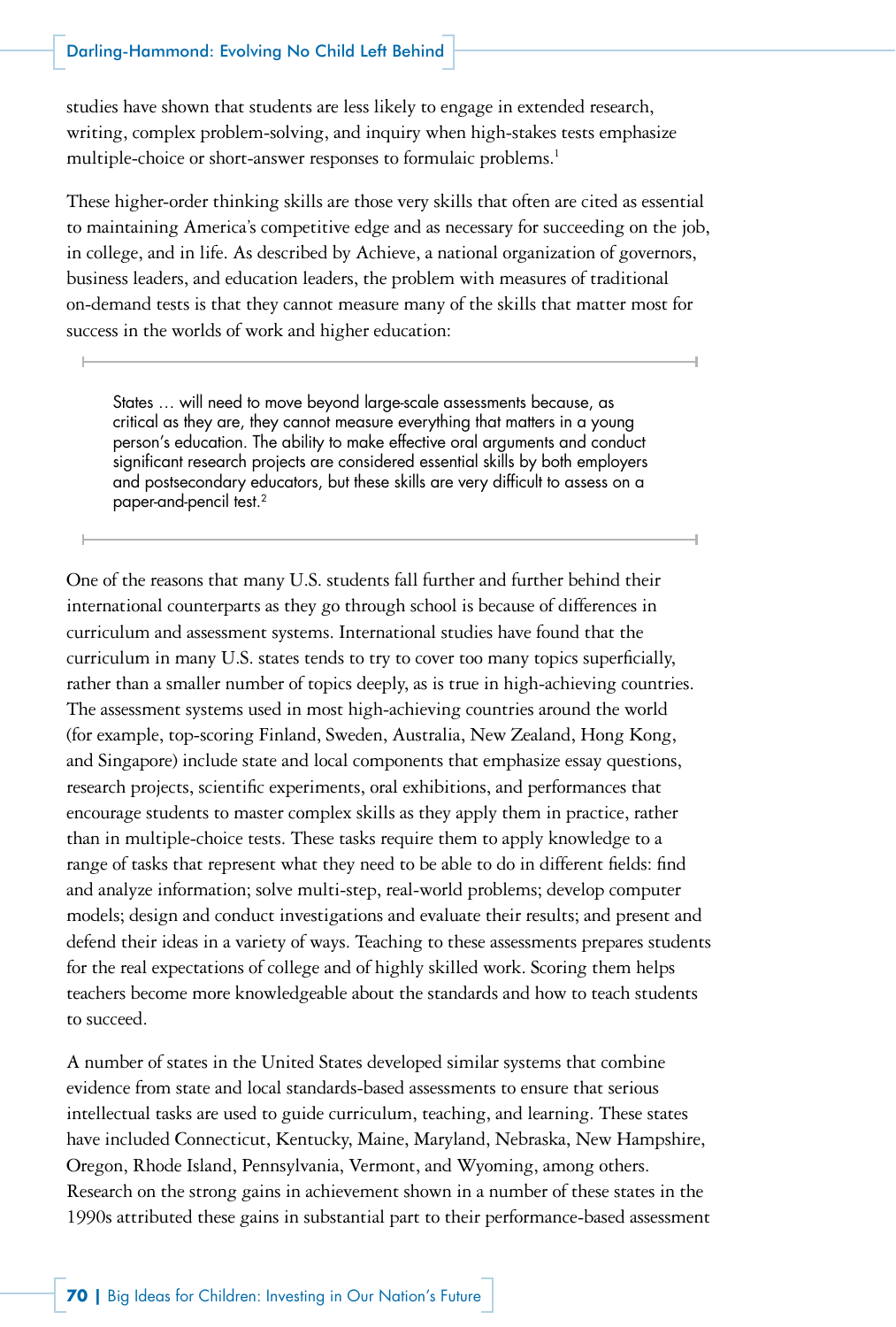studies have shown that students are less likely to engage in extended research, writing, complex problem-solving, and inquiry when high-stakes tests emphasize multiple-choice or short-answer responses to formulaic problems.[1]

These higher-order thinking skills are those very skills that often are cited as essential to maintaining America's competitive edge and as necessary for succeeding on the job, in college, and in life. As described by Achieve, a national organization of governors, business leaders, and education leaders, the problem with measures of traditional on-demand tests is that they cannot measure many of the skills that matter most for success in the worlds of work and higher education:

> States … will need to move beyond large-scale assessments because, as critical as they are, they cannot measure everything that matters in a young person's education. The ability to make effective oral arguments and conduct significant research projects are considered essential skills by both employers and postsecondary educators, but these skills are very difficult to assess on a paper-and-pencil test.[2]

One of the reasons that many U.S. students fall further and further behind their international counterparts as they go through school is because of differences in curriculum and assessment systems. International studies have found that the curriculum in many U.S. states tends to try to cover too many topics superficially, rather than a smaller number of topics deeply, as is true in high-achieving countries. The assessment systems used in most high-achieving countries around the world (for example, top-scoring Finland, Sweden, Australia, New Zealand, Hong Kong, and Singapore) include state and local components that emphasize essay questions, research projects, scientific experiments, oral exhibitions, and performances that encourage students to master complex skills as they apply them in practice, rather than in multiple-choice tests. These tasks require them to apply knowledge to a range of tasks that represent what they need to be able to do in different fields: find and analyze information; solve multi-step, real-world problems; develop computer models; design and conduct investigations and evaluate their results; and present and defend their ideas in a variety of ways. Teaching to these assessments prepares students for the real expectations of college and of highly skilled work. Scoring them helps teachers become more knowledgeable about the standards and how to teach students to succeed.

A number of states in the United States developed similar systems that combine evidence from state and local standards-based assessments to ensure that serious intellectual tasks are used to guide curriculum, teaching, and learning. These states have included Connecticut, Kentucky, Maine, Maryland, Nebraska, New Hampshire, Oregon, Rhode Island, Pennsylvania, Vermont, and Wyoming, among others. Research on the strong gains in achievement shown in a number of these states in the 1990s attributed these gains in substantial part to their performance-based assessment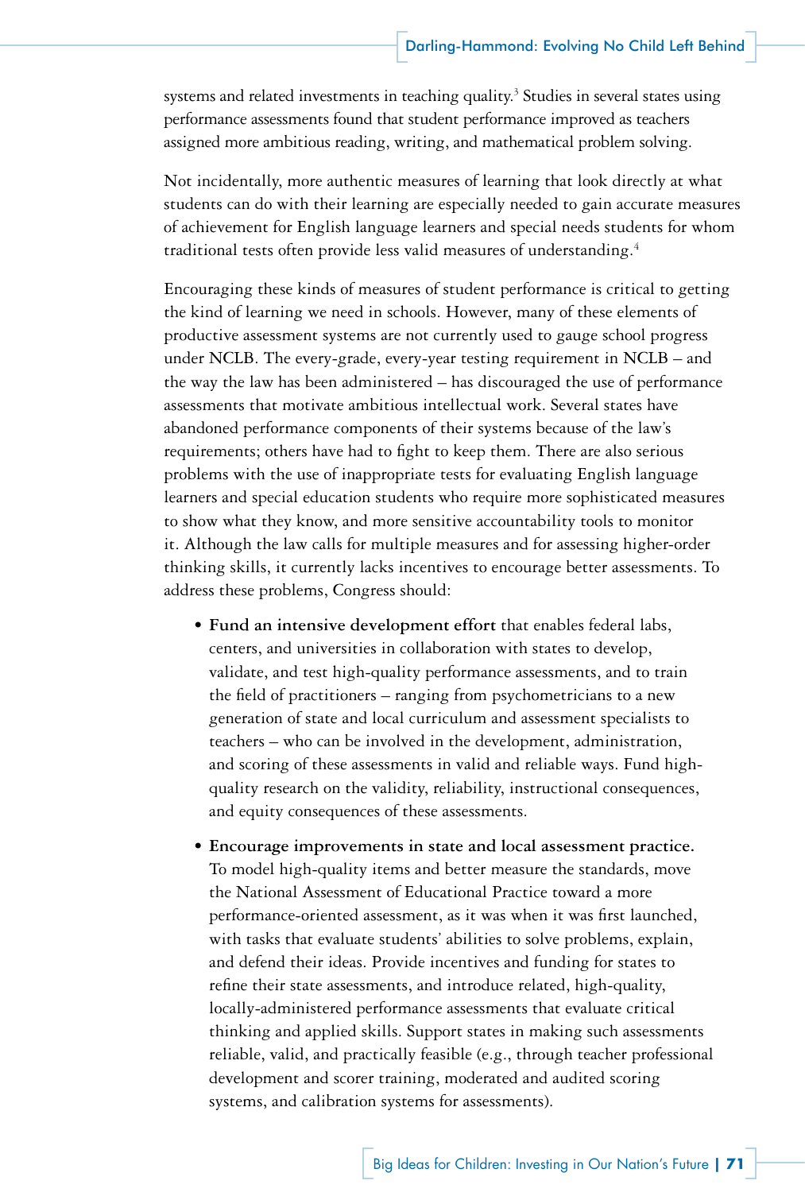systems and related investments in teaching quality.[3] Studies in several states using performance assessments found that student performance improved as teachers assigned more ambitious reading, writing, and mathematical problem solving.

Not incidentally, more authentic measures of learning that look directly at what students can do with their learning are especially needed to gain accurate measures of achievement for English language learners and special needs students for whom traditional tests often provide less valid measures of understanding.[4]

Encouraging these kinds of measures of student performance is critical to getting the kind of learning we need in schools. However, many of these elements of productive assessment systems are not currently used to gauge school progress under NCLB. The every-grade, every-year testing requirement in NCLB – and the way the law has been administered – has discouraged the use of performance assessments that motivate ambitious intellectual work. Several states have abandoned performance components of their systems because of the law's requirements; others have had to fight to keep them. There are also serious problems with the use of inappropriate tests for evaluating English language learners and special education students who require more sophisticated measures to show what they know, and more sensitive accountability tools to monitor it. Although the law calls for multiple measures and for assessing higher-order thinking skills, it currently lacks incentives to encourage better assessments. To address these problems, Congress should:

- **Fund an intensive development effort** that enables federal labs, centers, and universities in collaboration with states to develop, validate, and test high-quality performance assessments, and to train the field of practitioners – ranging from psychometricians to a new generation of state and local curriculum and assessment specialists to teachers – who can be involved in the development, administration, and scoring of these assessments in valid and reliable ways. Fund high-quality research on the validity, reliability, instructional consequences, and equity consequences of these assessments.

- **Encourage improvements in state and local assessment practice.** To model high-quality items and better measure the standards, move the National Assessment of Educational Practice toward a more performance-oriented assessment, as it was when it was first launched, with tasks that evaluate students' abilities to solve problems, explain, and defend their ideas. Provide incentives and funding for states to refine their state assessments, and introduce related, high-quality, locally-administered performance assessments that evaluate critical thinking and applied skills. Support states in making such assessments reliable, valid, and practically feasible (e.g., through teacher professional development and scorer training, moderated and audited scoring systems, and calibration systems for assessments).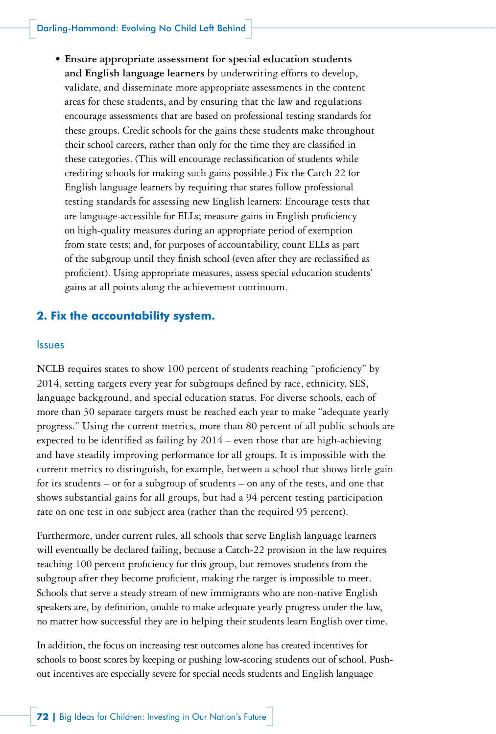- **Ensure appropriate assessment for special education students and English language learners** by underwriting efforts to develop, validate, and disseminate more appropriate assessments in the content areas for these students, and by ensuring that the law and regulations encourage assessments that are based on professional testing standards for these groups. Credit schools for the gains these students make throughout their school careers, rather than only for the time they are classified in these categories. (This will encourage reclassification of students while crediting schools for making such gains possible.) Fix the Catch 22 for English language learners by requiring that states follow professional testing standards for assessing new English learners: Encourage tests that are language-accessible for ELLs; measure gains in English proficiency on high-quality measures during an appropriate period of exemption from state tests; and, for purposes of accountability, count ELLs as part of the subgroup until they finish school (even after they are reclassified as proficient). Using appropriate measures, assess special education students' gains at all points along the achievement continuum.

## 2. Fix the accountability system.

### Issues

NCLB requires states to show 100 percent of students reaching "proficiency" by 2014, setting targets every year for subgroups defined by race, ethnicity, SES, language background, and special education status. For diverse schools, each of more than 30 separate targets must be reached each year to make "adequate yearly progress." Using the current metrics, more than 80 percent of all public schools are expected to be identified as failing by 2014 – even those that are high-achieving and have steadily improving performance for all groups. It is impossible with the current metrics to distinguish, for example, between a school that shows little gain for its students – or for a subgroup of students – on any of the tests, and one that shows substantial gains for all groups, but had a 94 percent testing participation rate on one test in one subject area (rather than the required 95 percent).

Furthermore, under current rules, all schools that serve English language learners will eventually be declared failing, because a Catch-22 provision in the law requires reaching 100 percent proficiency for this group, but removes students from the subgroup after they become proficient, making the target is impossible to meet. Schools that serve a steady stream of new immigrants who are non-native English speakers are, by definition, unable to make adequate yearly progress under the law, no matter how successful they are in helping their students learn English over time.

In addition, the focus on increasing test outcomes alone has created incentives for schools to boost scores by keeping or pushing low-scoring students out of school. Push-out incentives are especially severe for special needs students and English language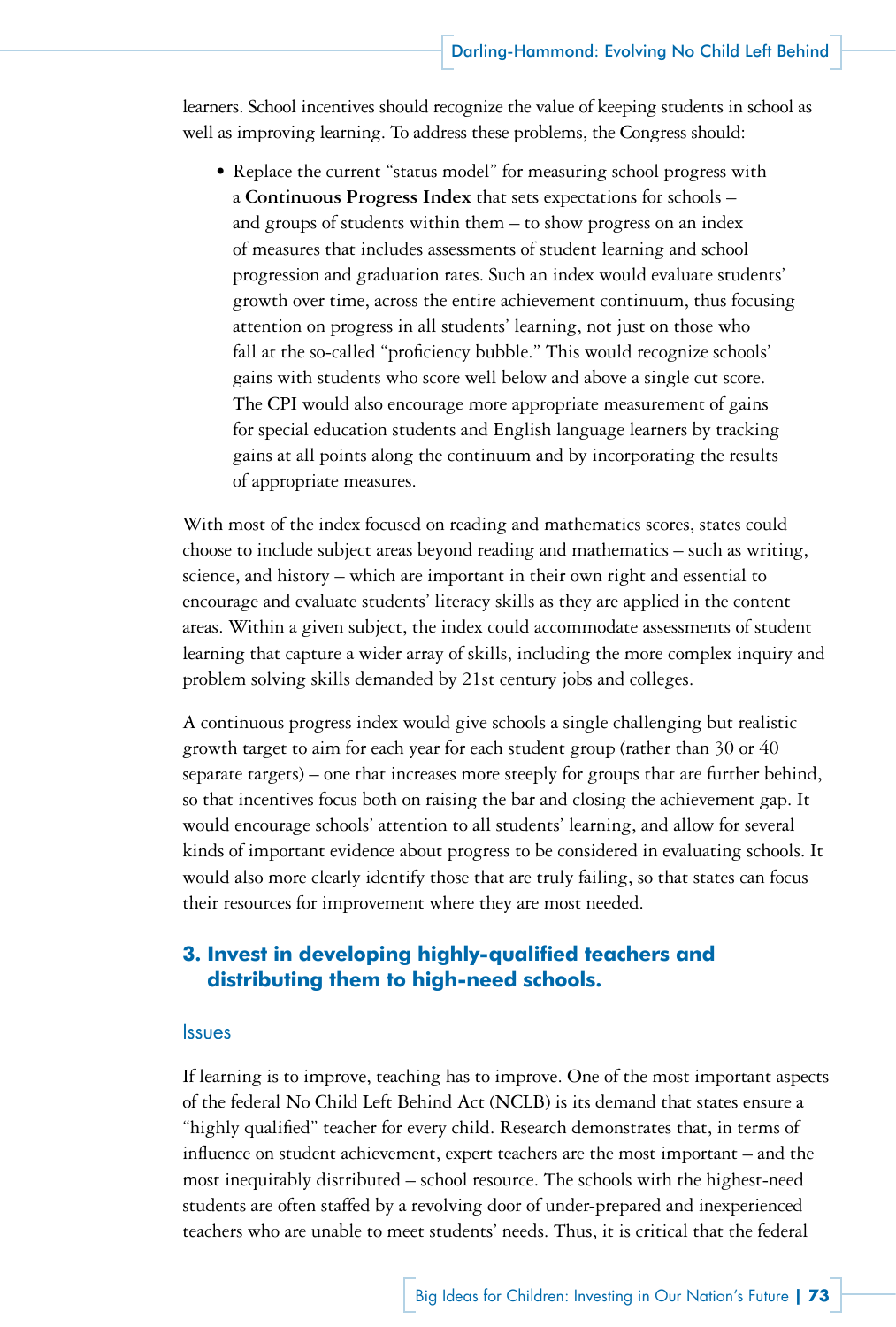learners. School incentives should recognize the value of keeping students in school as well as improving learning. To address these problems, the Congress should:

- Replace the current "status model" for measuring school progress with a **Continuous Progress Index** that sets expectations for schools – and groups of students within them – to show progress on an index of measures that includes assessments of student learning and school progression and graduation rates. Such an index would evaluate students' growth over time, across the entire achievement continuum, thus focusing attention on progress in all students' learning, not just on those who fall at the so-called "proficiency bubble." This would recognize schools' gains with students who score well below and above a single cut score. The CPI would also encourage more appropriate measurement of gains for special education students and English language learners by tracking gains at all points along the continuum and by incorporating the results of appropriate measures.

With most of the index focused on reading and mathematics scores, states could choose to include subject areas beyond reading and mathematics – such as writing, science, and history – which are important in their own right and essential to encourage and evaluate students' literacy skills as they are applied in the content areas. Within a given subject, the index could accommodate assessments of student learning that capture a wider array of skills, including the more complex inquiry and problem solving skills demanded by 21st century jobs and colleges.

A continuous progress index would give schools a single challenging but realistic growth target to aim for each year for each student group (rather than 30 or 40 separate targets) – one that increases more steeply for groups that are further behind, so that incentives focus both on raising the bar and closing the achievement gap. It would encourage schools' attention to all students' learning, and allow for several kinds of important evidence about progress to be considered in evaluating schools. It would also more clearly identify those that are truly failing, so that states can focus their resources for improvement where they are most needed.

## 3. Invest in developing highly-qualified teachers and distributing them to high-need schools.

### Issues

If learning is to improve, teaching has to improve. One of the most important aspects of the federal No Child Left Behind Act (NCLB) is its demand that states ensure a "highly qualified" teacher for every child. Research demonstrates that, in terms of influence on student achievement, expert teachers are the most important – and the most inequitably distributed – school resource. The schools with the highest-need students are often staffed by a revolving door of under-prepared and inexperienced teachers who are unable to meet students' needs. Thus, it is critical that the federal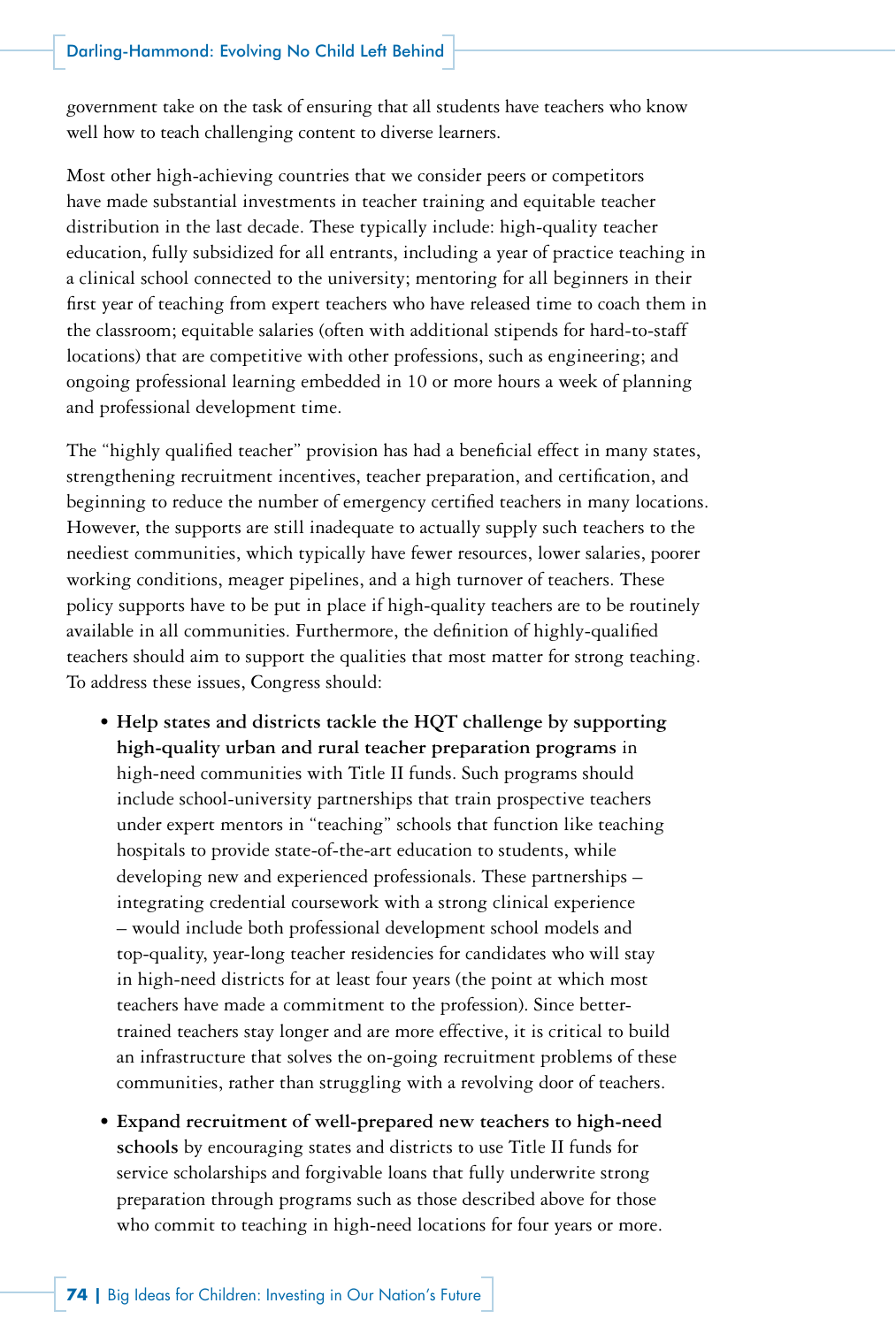government take on the task of ensuring that all students have teachers who know well how to teach challenging content to diverse learners.

Most other high-achieving countries that we consider peers or competitors have made substantial investments in teacher training and equitable teacher distribution in the last decade. These typically include: high-quality teacher education, fully subsidized for all entrants, including a year of practice teaching in a clinical school connected to the university; mentoring for all beginners in their first year of teaching from expert teachers who have released time to coach them in the classroom; equitable salaries (often with additional stipends for hard-to-staff locations) that are competitive with other professions, such as engineering; and ongoing professional learning embedded in 10 or more hours a week of planning and professional development time.

The "highly qualified teacher" provision has had a beneficial effect in many states, strengthening recruitment incentives, teacher preparation, and certification, and beginning to reduce the number of emergency certified teachers in many locations. However, the supports are still inadequate to actually supply such teachers to the neediest communities, which typically have fewer resources, lower salaries, poorer working conditions, meager pipelines, and a high turnover of teachers. These policy supports have to be put in place if high-quality teachers are to be routinely available in all communities. Furthermore, the definition of highly-qualified teachers should aim to support the qualities that most matter for strong teaching. To address these issues, Congress should:

- **Help states and districts tackle the HQT challenge by supporting high-quality urban and rural teacher preparation programs** in high-need communities with Title II funds. Such programs should include school-university partnerships that train prospective teachers under expert mentors in "teaching" schools that function like teaching hospitals to provide state-of-the-art education to students, while developing new and experienced professionals. These partnerships – integrating credential coursework with a strong clinical experience – would include both professional development school models and top-quality, year-long teacher residencies for candidates who will stay in high-need districts for at least four years (the point at which most teachers have made a commitment to the profession). Since better-trained teachers stay longer and are more effective, it is critical to build an infrastructure that solves the on-going recruitment problems of these communities, rather than struggling with a revolving door of teachers.
- **Expand recruitment of well-prepared new teachers to high-need schools** by encouraging states and districts to use Title II funds for service scholarships and forgivable loans that fully underwrite strong preparation through programs such as those described above for those who commit to teaching in high-need locations for four years or more.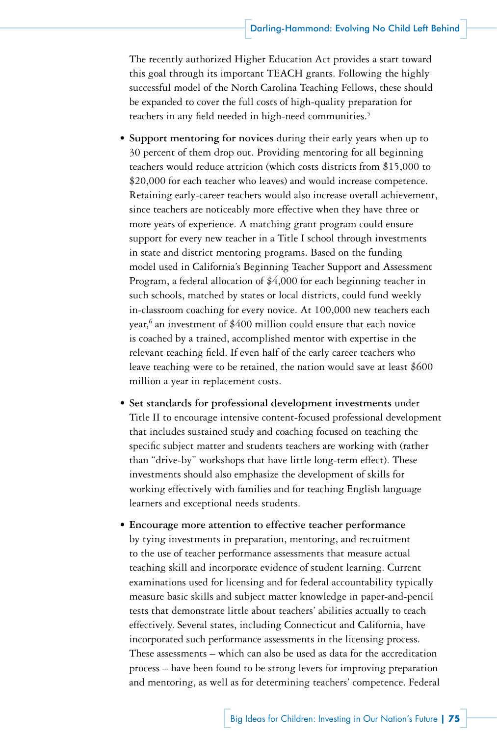The recently authorized Higher Education Act provides a start toward this goal through its important TEACH grants. Following the highly successful model of the North Carolina Teaching Fellows, these should be expanded to cover the full costs of high-quality preparation for teachers in any field needed in high-need communities.[5]

- **Support mentoring for novices** during their early years when up to 30 percent of them drop out. Providing mentoring for all beginning teachers would reduce attrition (which costs districts from $15,000 to $20,000 for each teacher who leaves) and would increase competence. Retaining early-career teachers would also increase overall achievement, since teachers are noticeably more effective when they have three or more years of experience. A matching grant program could ensure support for every new teacher in a Title I school through investments in state and district mentoring programs. Based on the funding model used in California's Beginning Teacher Support and Assessment Program, a federal allocation of $4,000 for each beginning teacher in such schools, matched by states or local districts, could fund weekly in-classroom coaching for every novice. At 100,000 new teachers each year,[6] an investment of $400 million could ensure that each novice is coached by a trained, accomplished mentor with expertise in the relevant teaching field. If even half of the early career teachers who leave teaching were to be retained, the nation would save at least $600 million a year in replacement costs.

- **Set standards for professional development investments** under Title II to encourage intensive content-focused professional development that includes sustained study and coaching focused on teaching the specific subject matter and students teachers are working with (rather than "drive-by" workshops that have little long-term effect). These investments should also emphasize the development of skills for working effectively with families and for teaching English language learners and exceptional needs students.

- **Encourage more attention to effective teacher performance** by tying investments in preparation, mentoring, and recruitment to the use of teacher performance assessments that measure actual teaching skill and incorporate evidence of student learning. Current examinations used for licensing and for federal accountability typically measure basic skills and subject matter knowledge in paper-and-pencil tests that demonstrate little about teachers' abilities actually to teach effectively. Several states, including Connecticut and California, have incorporated such performance assessments in the licensing process. These assessments – which can also be used as data for the accreditation process – have been found to be strong levers for improving preparation and mentoring, as well as for determining teachers' competence. Federal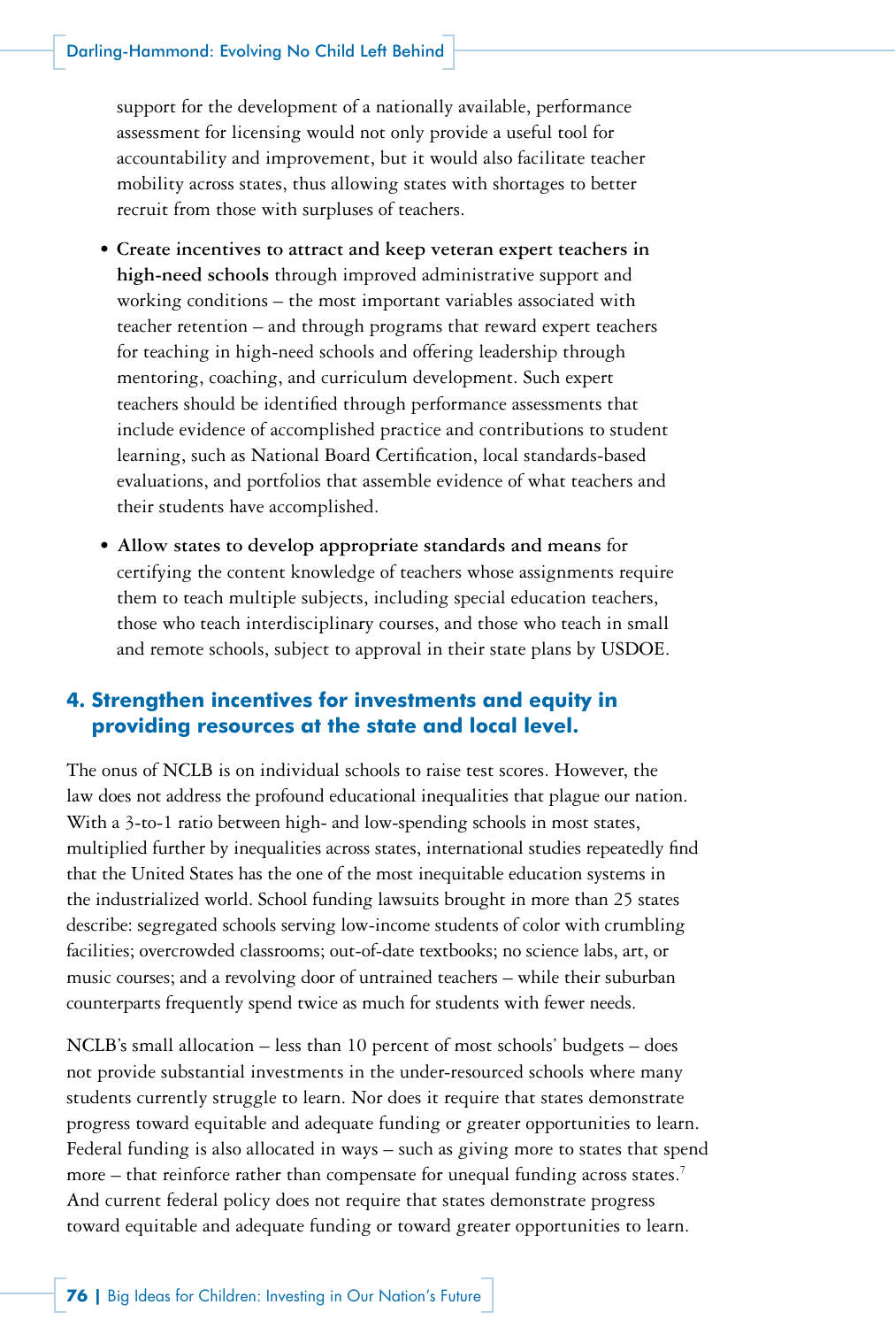support for the development of a nationally available, performance assessment for licensing would not only provide a useful tool for accountability and improvement, but it would also facilitate teacher mobility across states, thus allowing states with shortages to better recruit from those with surpluses of teachers.

- **Create incentives to attract and keep veteran expert teachers in high-need schools** through improved administrative support and working conditions – the most important variables associated with teacher retention – and through programs that reward expert teachers for teaching in high-need schools and offering leadership through mentoring, coaching, and curriculum development. Such expert teachers should be identified through performance assessments that include evidence of accomplished practice and contributions to student learning, such as National Board Certification, local standards-based evaluations, and portfolios that assemble evidence of what teachers and their students have accomplished.
- **Allow states to develop appropriate standards and means** for certifying the content knowledge of teachers whose assignments require them to teach multiple subjects, including special education teachers, those who teach interdisciplinary courses, and those who teach in small and remote schools, subject to approval in their state plans by USDOE.

## 4. Strengthen incentives for investments and equity in providing resources at the state and local level.

The onus of NCLB is on individual schools to raise test scores. However, the law does not address the profound educational inequalities that plague our nation. With a 3-to-1 ratio between high- and low-spending schools in most states, multiplied further by inequalities across states, international studies repeatedly find that the United States has the one of the most inequitable education systems in the industrialized world. School funding lawsuits brought in more than 25 states describe: segregated schools serving low-income students of color with crumbling facilities; overcrowded classrooms; out-of-date textbooks; no science labs, art, or music courses; and a revolving door of untrained teachers – while their suburban counterparts frequently spend twice as much for students with fewer needs.

NCLB's small allocation – less than 10 percent of most schools' budgets – does not provide substantial investments in the under-resourced schools where many students currently struggle to learn. Nor does it require that states demonstrate progress toward equitable and adequate funding or greater opportunities to learn. Federal funding is also allocated in ways – such as giving more to states that spend more – that reinforce rather than compensate for unequal funding across states.[7] And current federal policy does not require that states demonstrate progress toward equitable and adequate funding or toward greater opportunities to learn.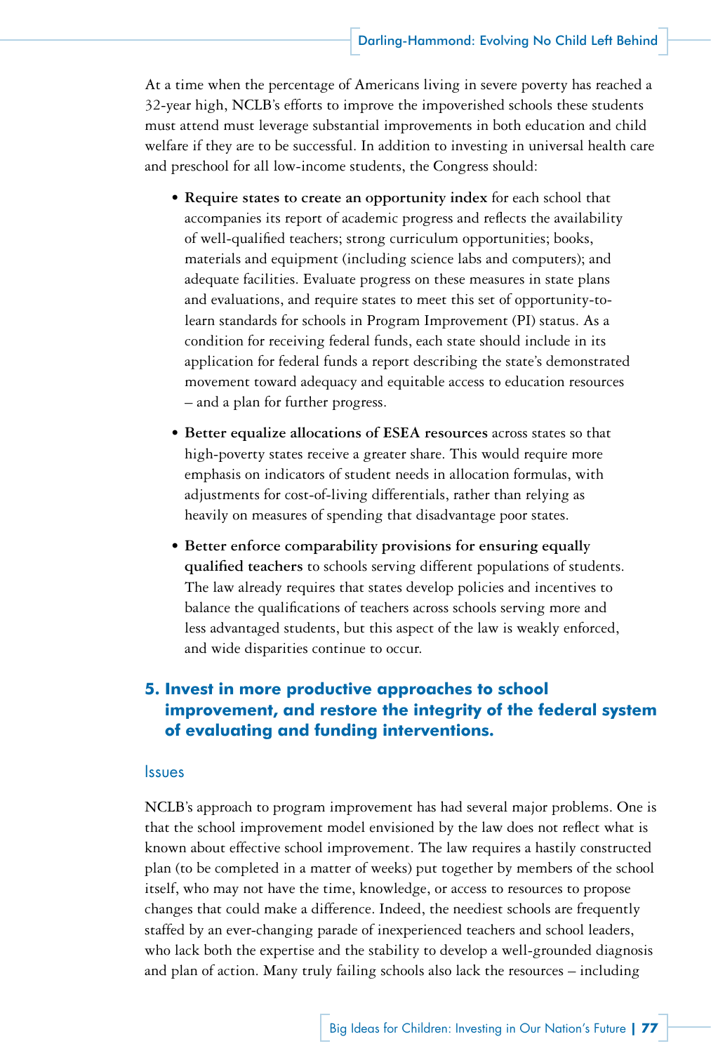At a time when the percentage of Americans living in severe poverty has reached a 32-year high, NCLB's efforts to improve the impoverished schools these students must attend must leverage substantial improvements in both education and child welfare if they are to be successful. In addition to investing in universal health care and preschool for all low-income students, the Congress should:

- **Require states to create an opportunity index** for each school that accompanies its report of academic progress and reflects the availability of well-qualified teachers; strong curriculum opportunities; books, materials and equipment (including science labs and computers); and adequate facilities. Evaluate progress on these measures in state plans and evaluations, and require states to meet this set of opportunity-to-learn standards for schools in Program Improvement (PI) status. As a condition for receiving federal funds, each state should include in its application for federal funds a report describing the state's demonstrated movement toward adequacy and equitable access to education resources – and a plan for further progress.

- **Better equalize allocations of ESEA resources** across states so that high-poverty states receive a greater share. This would require more emphasis on indicators of student needs in allocation formulas, with adjustments for cost-of-living differentials, rather than relying as heavily on measures of spending that disadvantage poor states.

- **Better enforce comparability provisions for ensuring equally qualified teachers** to schools serving different populations of students. The law already requires that states develop policies and incentives to balance the qualifications of teachers across schools serving more and less advantaged students, but this aspect of the law is weakly enforced, and wide disparities continue to occur.

## 5. Invest in more productive approaches to school improvement, and restore the integrity of the federal system of evaluating and funding interventions.

### Issues

NCLB's approach to program improvement has had several major problems. One is that the school improvement model envisioned by the law does not reflect what is known about effective school improvement. The law requires a hastily constructed plan (to be completed in a matter of weeks) put together by members of the school itself, who may not have the time, knowledge, or access to resources to propose changes that could make a difference. Indeed, the neediest schools are frequently staffed by an ever-changing parade of inexperienced teachers and school leaders, who lack both the expertise and the stability to develop a well-grounded diagnosis and plan of action. Many truly failing schools also lack the resources – including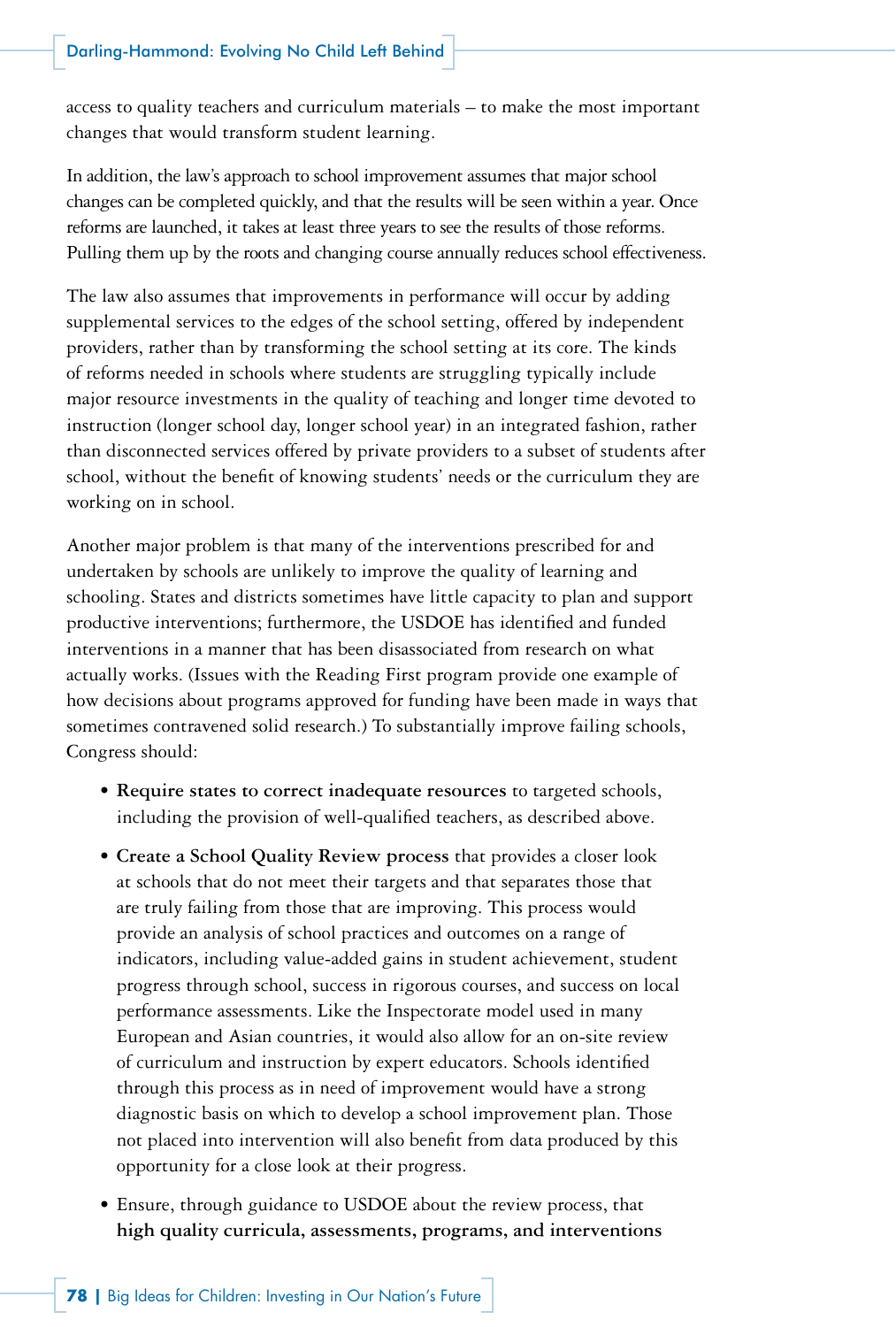access to quality teachers and curriculum materials – to make the most important changes that would transform student learning.

In addition, the law's approach to school improvement assumes that major school changes can be completed quickly, and that the results will be seen within a year. Once reforms are launched, it takes at least three years to see the results of those reforms. Pulling them up by the roots and changing course annually reduces school effectiveness.

The law also assumes that improvements in performance will occur by adding supplemental services to the edges of the school setting, offered by independent providers, rather than by transforming the school setting at its core. The kinds of reforms needed in schools where students are struggling typically include major resource investments in the quality of teaching and longer time devoted to instruction (longer school day, longer school year) in an integrated fashion, rather than disconnected services offered by private providers to a subset of students after school, without the benefit of knowing students' needs or the curriculum they are working on in school.

Another major problem is that many of the interventions prescribed for and undertaken by schools are unlikely to improve the quality of learning and schooling. States and districts sometimes have little capacity to plan and support productive interventions; furthermore, the USDOE has identified and funded interventions in a manner that has been disassociated from research on what actually works. (Issues with the Reading First program provide one example of how decisions about programs approved for funding have been made in ways that sometimes contravened solid research.) To substantially improve failing schools, Congress should:

- **Require states to correct inadequate resources** to targeted schools, including the provision of well-qualified teachers, as described above.
- **Create a School Quality Review process** that provides a closer look at schools that do not meet their targets and that separates those that are truly failing from those that are improving. This process would provide an analysis of school practices and outcomes on a range of indicators, including value-added gains in student achievement, student progress through school, success in rigorous courses, and success on local performance assessments. Like the Inspectorate model used in many European and Asian countries, it would also allow for an on-site review of curriculum and instruction by expert educators. Schools identified through this process as in need of improvement would have a strong diagnostic basis on which to develop a school improvement plan. Those not placed into intervention will also benefit from data produced by this opportunity for a close look at their progress.
- Ensure, through guidance to USDOE about the review process, that **high quality curricula, assessments, programs, and interventions**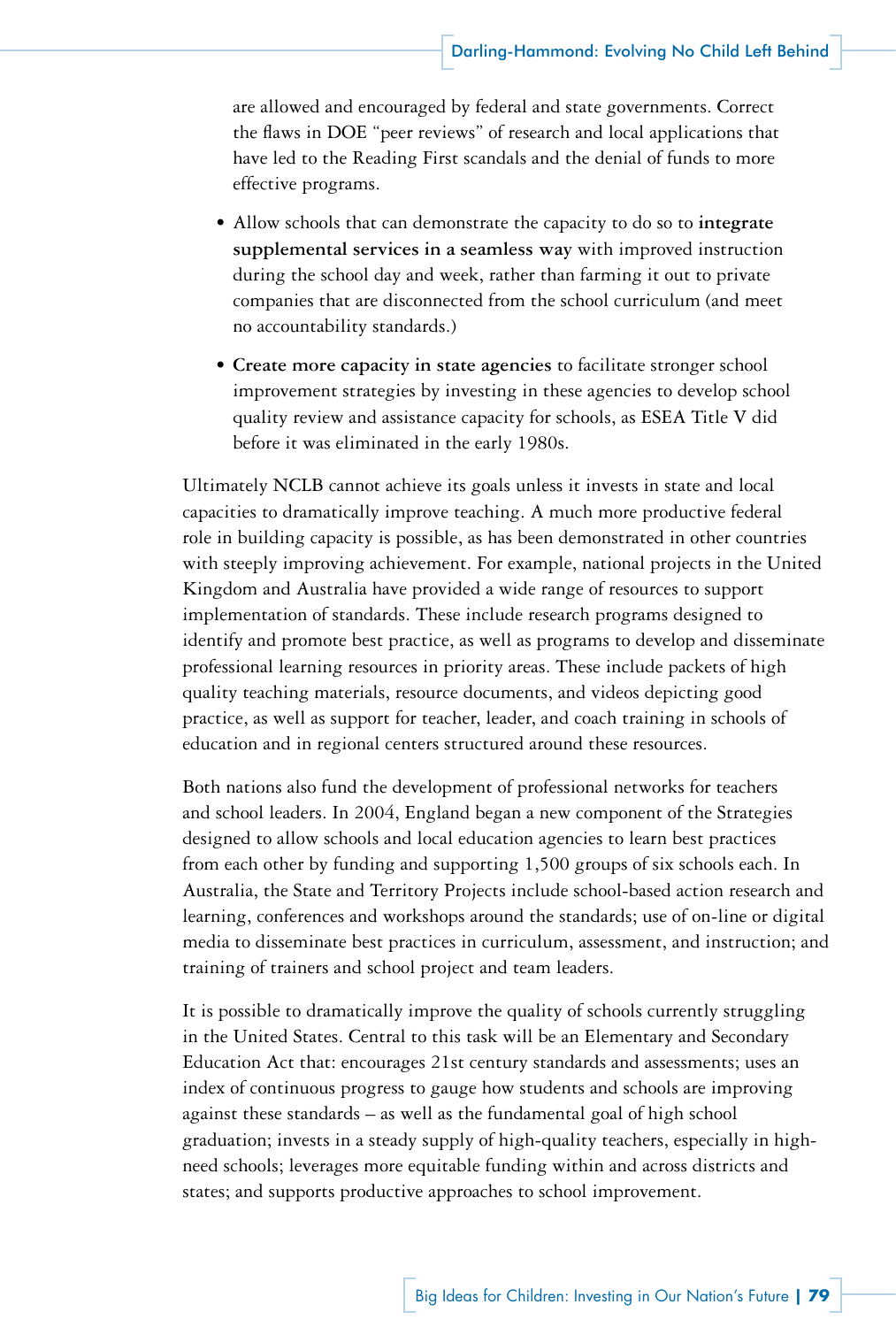are allowed and encouraged by federal and state governments. Correct the flaws in DOE "peer reviews" of research and local applications that have led to the Reading First scandals and the denial of funds to more effective programs.

- Allow schools that can demonstrate the capacity to do so to **integrate supplemental services in a seamless way** with improved instruction during the school day and week, rather than farming it out to private companies that are disconnected from the school curriculum (and meet no accountability standards.)
- **Create more capacity in state agencies** to facilitate stronger school improvement strategies by investing in these agencies to develop school quality review and assistance capacity for schools, as ESEA Title V did before it was eliminated in the early 1980s.

Ultimately NCLB cannot achieve its goals unless it invests in state and local capacities to dramatically improve teaching. A much more productive federal role in building capacity is possible, as has been demonstrated in other countries with steeply improving achievement. For example, national projects in the United Kingdom and Australia have provided a wide range of resources to support implementation of standards. These include research programs designed to identify and promote best practice, as well as programs to develop and disseminate professional learning resources in priority areas. These include packets of high quality teaching materials, resource documents, and videos depicting good practice, as well as support for teacher, leader, and coach training in schools of education and in regional centers structured around these resources.

Both nations also fund the development of professional networks for teachers and school leaders. In 2004, England began a new component of the Strategies designed to allow schools and local education agencies to learn best practices from each other by funding and supporting 1,500 groups of six schools each. In Australia, the State and Territory Projects include school-based action research and learning, conferences and workshops around the standards; use of on-line or digital media to disseminate best practices in curriculum, assessment, and instruction; and training of trainers and school project and team leaders.

It is possible to dramatically improve the quality of schools currently struggling in the United States. Central to this task will be an Elementary and Secondary Education Act that: encourages 21st century standards and assessments; uses an index of continuous progress to gauge how students and schools are improving against these standards – as well as the fundamental goal of high school graduation; invests in a steady supply of high-quality teachers, especially in high-need schools; leverages more equitable funding within and across districts and states; and supports productive approaches to school improvement.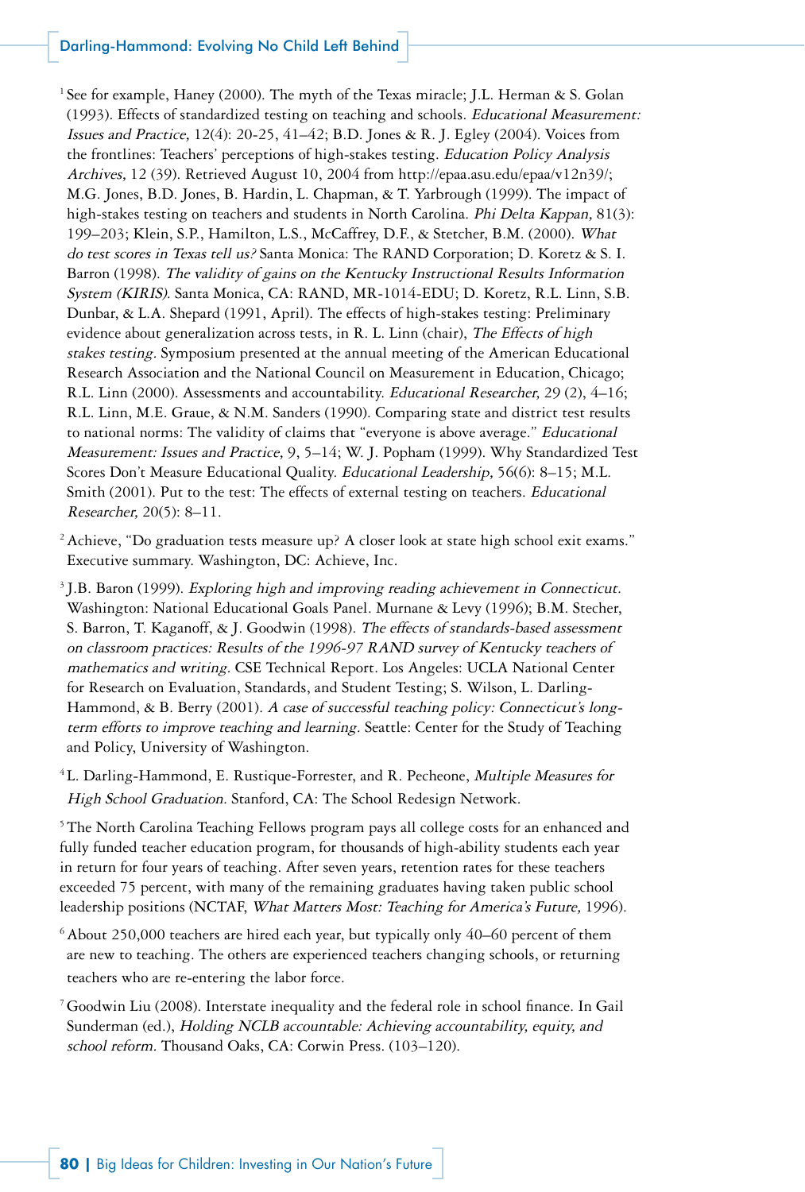[1] See for example, Haney (2000). The myth of the Texas miracle; J.L. Herman & S. Golan (1993). Effects of standardized testing on teaching and schools. *Educational Measurement: Issues and Practice,* 12(4): 20-25, 41–42; B.D. Jones & R. J. Egley (2004). Voices from the frontlines: Teachers' perceptions of high-stakes testing. *Education Policy Analysis Archives,* 12 (39). Retrieved August 10, 2004 from http://epaa.asu.edu/epaa/v12n39/; M.G. Jones, B.D. Jones, B. Hardin, L. Chapman, & T. Yarbrough (1999). The impact of high-stakes testing on teachers and students in North Carolina. *Phi Delta Kappan,* 81(3): 199–203; Klein, S.P., Hamilton, L.S., McCaffrey, D.F., & Stetcher, B.M. (2000). *What do test scores in Texas tell us?* Santa Monica: The RAND Corporation; D. Koretz & S. I. Barron (1998). *The validity of gains on the Kentucky Instructional Results Information System (KIRIS).* Santa Monica, CA: RAND, MR-1014-EDU; D. Koretz, R.L. Linn, S.B. Dunbar, & L.A. Shepard (1991, April). The effects of high-stakes testing: Preliminary evidence about generalization across tests, in R. L. Linn (chair), *The Effects of high stakes testing.* Symposium presented at the annual meeting of the American Educational Research Association and the National Council on Measurement in Education, Chicago; R.L. Linn (2000). Assessments and accountability. *Educational Researcher,* 29 (2), 4–16; R.L. Linn, M.E. Graue, & N.M. Sanders (1990). Comparing state and district test results to national norms: The validity of claims that "everyone is above average." *Educational Measurement: Issues and Practice,* 9, 5–14; W. J. Popham (1999). Why Standardized Test Scores Don't Measure Educational Quality. *Educational Leadership,* 56(6): 8–15; M.L. Smith (2001). Put to the test: The effects of external testing on teachers. *Educational Researcher,* 20(5): 8–11.

[2] Achieve, "Do graduation tests measure up? A closer look at state high school exit exams." Executive summary. Washington, DC: Achieve, Inc.

[3] J.B. Baron (1999). *Exploring high and improving reading achievement in Connecticut.* Washington: National Educational Goals Panel. Murnane & Levy (1996); B.M. Stecher, S. Barron, T. Kaganoff, & J. Goodwin (1998). *The effects of standards-based assessment on classroom practices: Results of the 1996-97 RAND survey of Kentucky teachers of mathematics and writing.* CSE Technical Report. Los Angeles: UCLA National Center for Research on Evaluation, Standards, and Student Testing; S. Wilson, L. Darling-Hammond, & B. Berry (2001). *A case of successful teaching policy: Connecticut's long-term efforts to improve teaching and learning.* Seattle: Center for the Study of Teaching and Policy, University of Washington.

[4] L. Darling-Hammond, E. Rustique-Forrester, and R. Pecheone, *Multiple Measures for High School Graduation.* Stanford, CA: The School Redesign Network.

[5] The North Carolina Teaching Fellows program pays all college costs for an enhanced and fully funded teacher education program, for thousands of high-ability students each year in return for four years of teaching. After seven years, retention rates for these teachers exceeded 75 percent, with many of the remaining graduates having taken public school leadership positions (NCTAF, *What Matters Most: Teaching for America's Future,* 1996).

[6] About 250,000 teachers are hired each year, but typically only 40–60 percent of them are new to teaching. The others are experienced teachers changing schools, or returning teachers who are re-entering the labor force.

[7] Goodwin Liu (2008). Interstate inequality and the federal role in school finance. In Gail Sunderman (ed.), *Holding NCLB accountable: Achieving accountability, equity, and school reform.* Thousand Oaks, CA: Corwin Press. (103–120).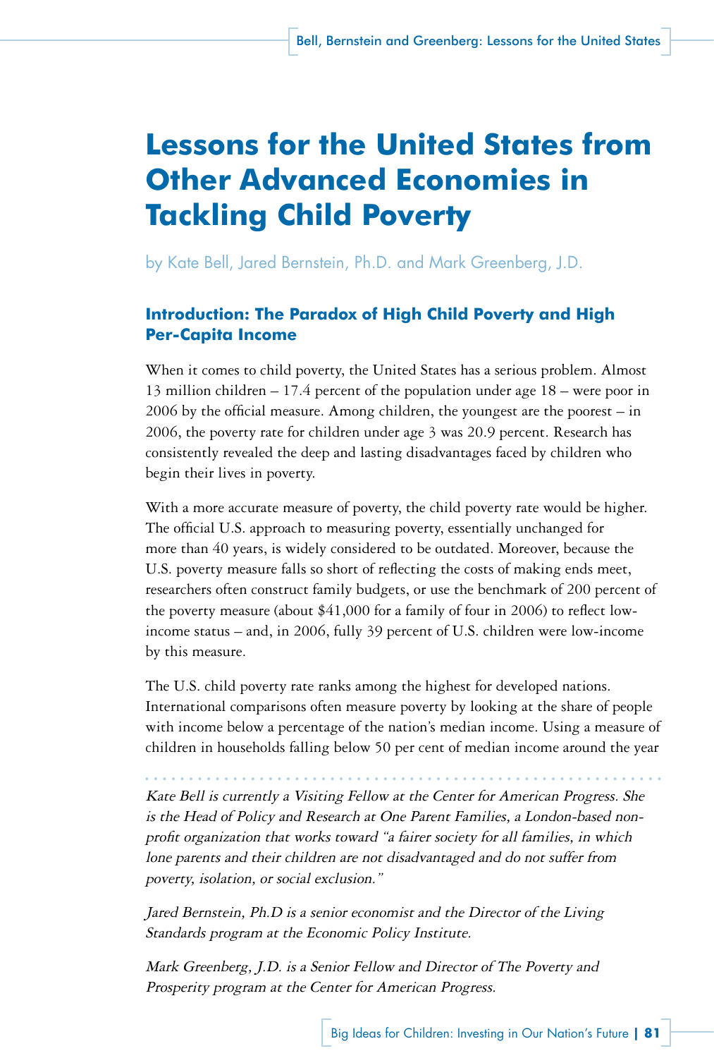# Lessons for the United States from Other Advanced Economies in Tackling Child Poverty

by Kate Bell, Jared Bernstein, Ph.D. and Mark Greenberg, J.D.

## Introduction: The Paradox of High Child Poverty and High Per-Capita Income

When it comes to child poverty, the United States has a serious problem. Almost 13 million children – 17.4 percent of the population under age 18 – were poor in 2006 by the official measure. Among children, the youngest are the poorest – in 2006, the poverty rate for children under age 3 was 20.9 percent. Research has consistently revealed the deep and lasting disadvantages faced by children who begin their lives in poverty.

With a more accurate measure of poverty, the child poverty rate would be higher. The official U.S. approach to measuring poverty, essentially unchanged for more than 40 years, is widely considered to be outdated. Moreover, because the U.S. poverty measure falls so short of reflecting the costs of making ends meet, researchers often construct family budgets, or use the benchmark of 200 percent of the poverty measure (about $41,000 for a family of four in 2006) to reflect low-income status – and, in 2006, fully 39 percent of U.S. children were low-income by this measure.

The U.S. child poverty rate ranks among the highest for developed nations. International comparisons often measure poverty by looking at the share of people with income below a percentage of the nation's median income. Using a measure of children in households falling below 50 per cent of median income around the year

---

*Kate Bell is currently a Visiting Fellow at the Center for American Progress. She is the Head of Policy and Research at One Parent Families, a London-based non-profit organization that works toward "a fairer society for all families, in which lone parents and their children are not disadvantaged and do not suffer from poverty, isolation, or social exclusion."*

*Jared Bernstein, Ph.D is a senior economist and the Director of the Living Standards program at the Economic Policy Institute.*

*Mark Greenberg, J.D. is a Senior Fellow and Director of The Poverty and Prosperity program at the Center for American Progress.*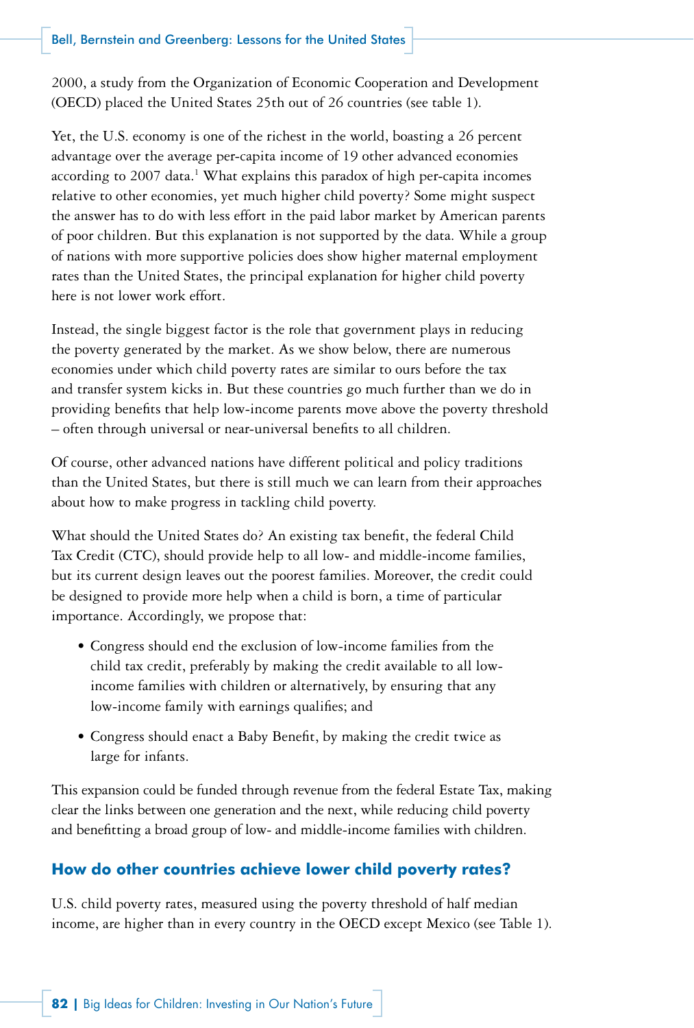2000, a study from the Organization of Economic Cooperation and Development (OECD) placed the United States 25th out of 26 countries (see table 1).

Yet, the U.S. economy is one of the richest in the world, boasting a 26 percent advantage over the average per-capita income of 19 other advanced economies according to 2007 data.[1] What explains this paradox of high per-capita incomes relative to other economies, yet much higher child poverty? Some might suspect the answer has to do with less effort in the paid labor market by American parents of poor children. But this explanation is not supported by the data. While a group of nations with more supportive policies does show higher maternal employment rates than the United States, the principal explanation for higher child poverty here is not lower work effort.

Instead, the single biggest factor is the role that government plays in reducing the poverty generated by the market. As we show below, there are numerous economies under which child poverty rates are similar to ours before the tax and transfer system kicks in. But these countries go much further than we do in providing benefits that help low-income parents move above the poverty threshold – often through universal or near-universal benefits to all children.

Of course, other advanced nations have different political and policy traditions than the United States, but there is still much we can learn from their approaches about how to make progress in tackling child poverty.

What should the United States do? An existing tax benefit, the federal Child Tax Credit (CTC), should provide help to all low- and middle-income families, but its current design leaves out the poorest families. Moreover, the credit could be designed to provide more help when a child is born, a time of particular importance. Accordingly, we propose that:

- Congress should end the exclusion of low-income families from the child tax credit, preferably by making the credit available to all low-income families with children or alternatively, by ensuring that any low-income family with earnings qualifies; and
- Congress should enact a Baby Benefit, by making the credit twice as large for infants.

This expansion could be funded through revenue from the federal Estate Tax, making clear the links between one generation and the next, while reducing child poverty and benefitting a broad group of low- and middle-income families with children.

## How do other countries achieve lower child poverty rates?

U.S. child poverty rates, measured using the poverty threshold of half median income, are higher than in every country in the OECD except Mexico (see Table 1).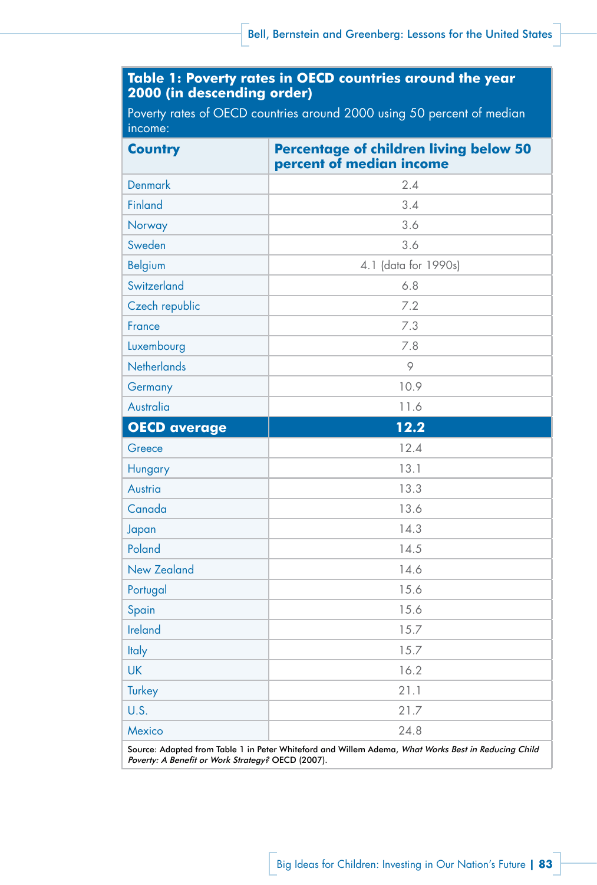**Table 1: Poverty rates in OECD countries around the year 2000 (in descending order)**

Poverty rates of OECD countries around 2000 using 50 percent of median income:

| Country | Percentage of children living below 50 percent of median income |
|---|---|
| Denmark | 2.4 |
| Finland | 3.4 |
| Norway | 3.6 |
| Sweden | 3.6 |
| Belgium | 4.1 (data for 1990s) |
| Switzerland | 6.8 |
| Czech republic | 7.2 |
| France | 7.3 |
| Luxembourg | 7.8 |
| Netherlands | 9 |
| Germany | 10.9 |
| Australia | 11.6 |
| **OECD average** | **12.2** |
| Greece | 12.4 |
| Hungary | 13.1 |
| Austria | 13.3 |
| Canada | 13.6 |
| Japan | 14.3 |
| Poland | 14.5 |
| New Zealand | 14.6 |
| Portugal | 15.6 |
| Spain | 15.6 |
| Ireland | 15.7 |
| Italy | 15.7 |
| UK | 16.2 |
| Turkey | 21.1 |
| U.S. | 21.7 |
| Mexico | 24.8 |

Source: Adapted from Table 1 in Peter Whiteford and Willem Adema, *What Works Best in Reducing Child Poverty: A Benefit or Work Strategy?* OECD (2007).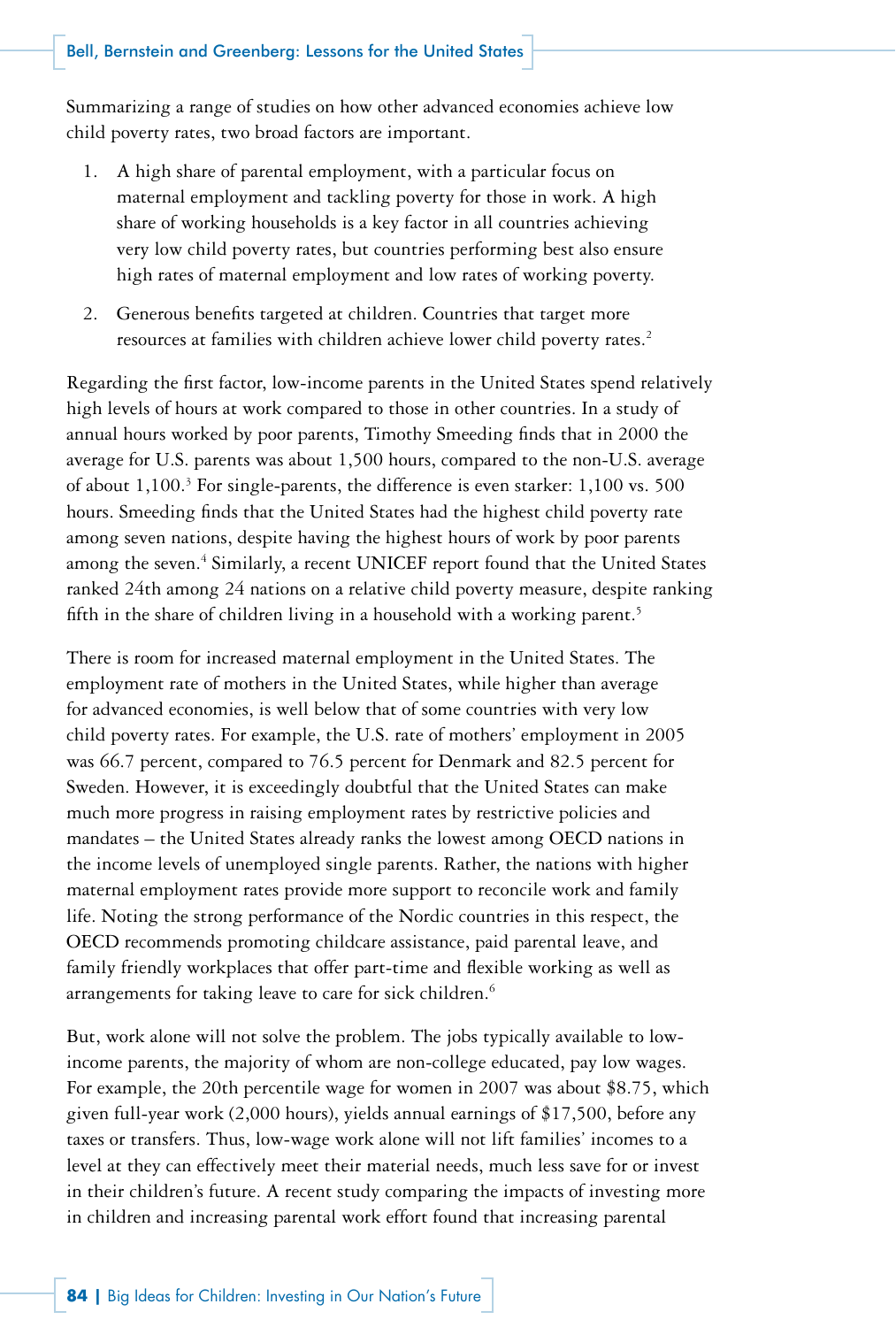Summarizing a range of studies on how other advanced economies achieve low child poverty rates, two broad factors are important.

1. A high share of parental employment, with a particular focus on maternal employment and tackling poverty for those in work. A high share of working households is a key factor in all countries achieving very low child poverty rates, but countries performing best also ensure high rates of maternal employment and low rates of working poverty.

2. Generous benefits targeted at children. Countries that target more resources at families with children achieve lower child poverty rates.[2]

Regarding the first factor, low-income parents in the United States spend relatively high levels of hours at work compared to those in other countries. In a study of annual hours worked by poor parents, Timothy Smeeding finds that in 2000 the average for U.S. parents was about 1,500 hours, compared to the non-U.S. average of about 1,100.[3] For single-parents, the difference is even starker: 1,100 vs. 500 hours. Smeeding finds that the United States had the highest child poverty rate among seven nations, despite having the highest hours of work by poor parents among the seven.[4] Similarly, a recent UNICEF report found that the United States ranked 24th among 24 nations on a relative child poverty measure, despite ranking fifth in the share of children living in a household with a working parent.[5]

There is room for increased maternal employment in the United States. The employment rate of mothers in the United States, while higher than average for advanced economies, is well below that of some countries with very low child poverty rates. For example, the U.S. rate of mothers' employment in 2005 was 66.7 percent, compared to 76.5 percent for Denmark and 82.5 percent for Sweden. However, it is exceedingly doubtful that the United States can make much more progress in raising employment rates by restrictive policies and mandates – the United States already ranks the lowest among OECD nations in the income levels of unemployed single parents. Rather, the nations with higher maternal employment rates provide more support to reconcile work and family life. Noting the strong performance of the Nordic countries in this respect, the OECD recommends promoting childcare assistance, paid parental leave, and family friendly workplaces that offer part-time and flexible working as well as arrangements for taking leave to care for sick children.[6]

But, work alone will not solve the problem. The jobs typically available to low-income parents, the majority of whom are non-college educated, pay low wages. For example, the 20th percentile wage for women in 2007 was about $8.75, which given full-year work (2,000 hours), yields annual earnings of $17,500, before any taxes or transfers. Thus, low-wage work alone will not lift families' incomes to a level at they can effectively meet their material needs, much less save for or invest in their children's future. A recent study comparing the impacts of investing more in children and increasing parental work effort found that increasing parental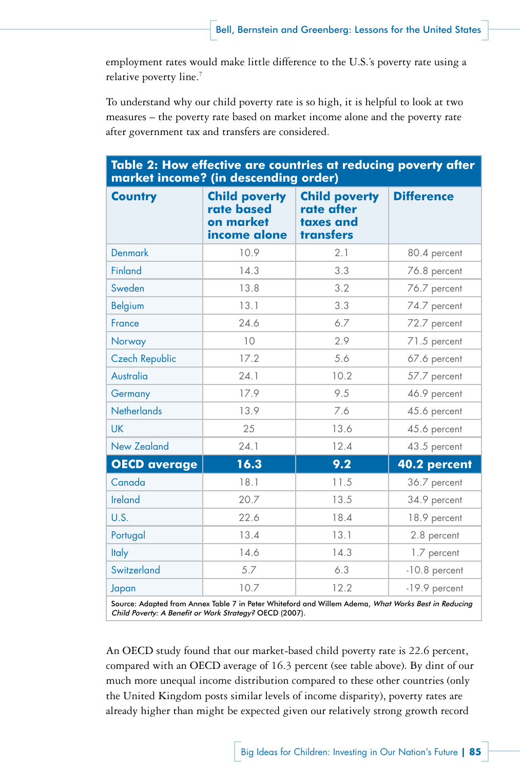employment rates would make little difference to the U.S.'s poverty rate using a relative poverty line.[7]

To understand why our child poverty rate is so high, it is helpful to look at two measures – the poverty rate based on market income alone and the poverty rate after government tax and transfers are considered.

**Table 2: How effective are countries at reducing poverty after market income? (in descending order)**

| Country | Child poverty rate based on market income alone | Child poverty rate after taxes and transfers | Difference |
|---|---|---|---|
| Denmark | 10.9 | 2.1 | 80.4 percent |
| Finland | 14.3 | 3.3 | 76.8 percent |
| Sweden | 13.8 | 3.2 | 76.7 percent |
| Belgium | 13.1 | 3.3 | 74.7 percent |
| France | 24.6 | 6.7 | 72.7 percent |
| Norway | 10 | 2.9 | 71.5 percent |
| Czech Republic | 17.2 | 5.6 | 67.6 percent |
| Australia | 24.1 | 10.2 | 57.7 percent |
| Germany | 17.9 | 9.5 | 46.9 percent |
| Netherlands | 13.9 | 7.6 | 45.6 percent |
| UK | 25 | 13.6 | 45.6 percent |
| New Zealand | 24.1 | 12.4 | 43.5 percent |
| **OECD average** | **16.3** | **9.2** | **40.2 percent** |
| Canada | 18.1 | 11.5 | 36.7 percent |
| Ireland | 20.7 | 13.5 | 34.9 percent |
| U.S. | 22.6 | 18.4 | 18.9 percent |
| Portugal | 13.4 | 13.1 | 2.8 percent |
| Italy | 14.6 | 14.3 | 1.7 percent |
| Switzerland | 5.7 | 6.3 | -10.8 percent |
| Japan | 10.7 | 12.2 | -19.9 percent |

Source: Adapted from Annex Table 7 in Peter Whiteford and Willem Adema, *What Works Best in Reducing Child Poverty: A Benefit or Work Strategy?* OECD (2007).

An OECD study found that our market-based child poverty rate is 22.6 percent, compared with an OECD average of 16.3 percent (see table above). By dint of our much more unequal income distribution compared to these other countries (only the United Kingdom posts similar levels of income disparity), poverty rates are already higher than might be expected given our relatively strong growth record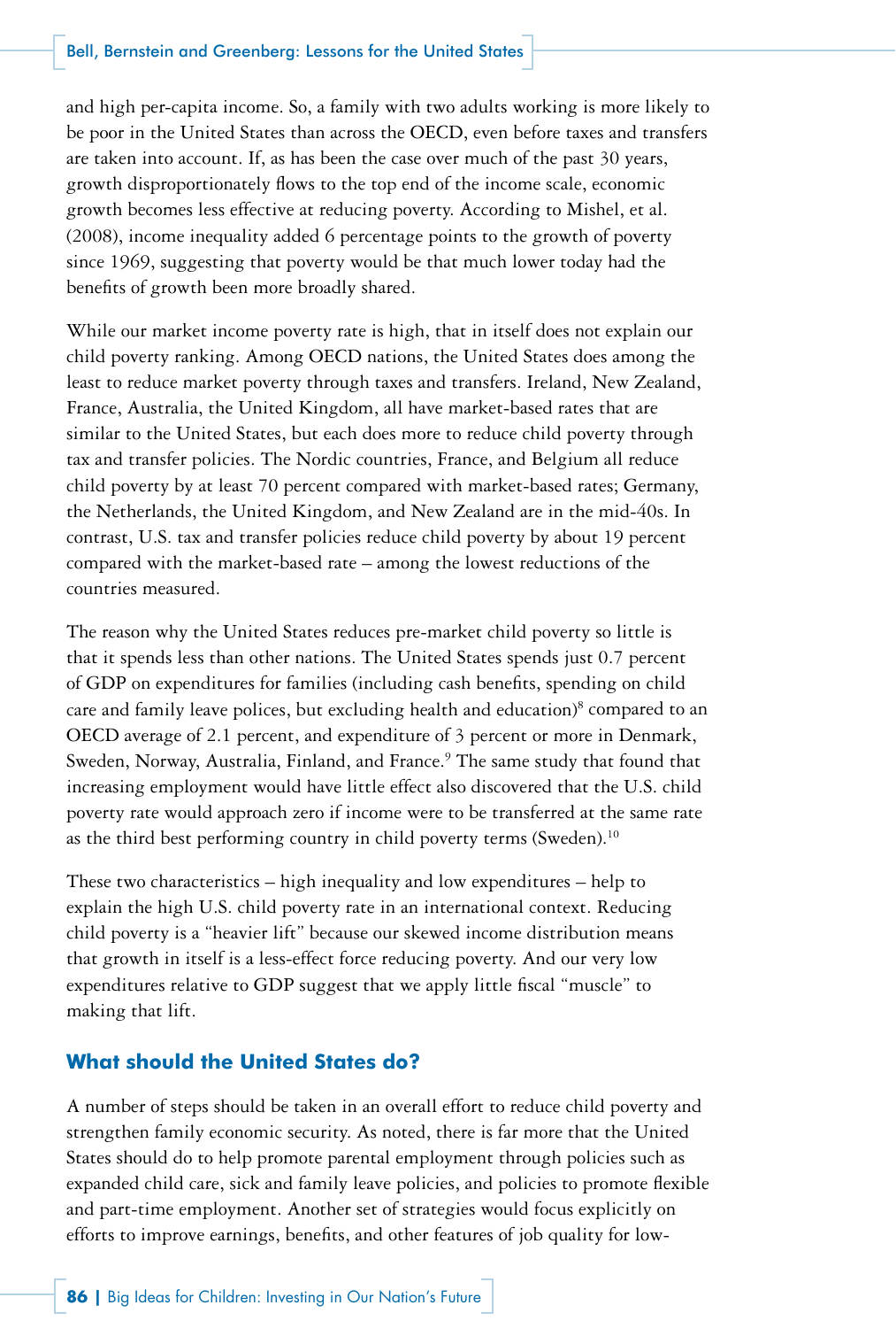and high per-capita income. So, a family with two adults working is more likely to be poor in the United States than across the OECD, even before taxes and transfers are taken into account. If, as has been the case over much of the past 30 years, growth disproportionately flows to the top end of the income scale, economic growth becomes less effective at reducing poverty. According to Mishel, et al. (2008), income inequality added 6 percentage points to the growth of poverty since 1969, suggesting that poverty would be that much lower today had the benefits of growth been more broadly shared.

While our market income poverty rate is high, that in itself does not explain our child poverty ranking. Among OECD nations, the United States does among the least to reduce market poverty through taxes and transfers. Ireland, New Zealand, France, Australia, the United Kingdom, all have market-based rates that are similar to the United States, but each does more to reduce child poverty through tax and transfer policies. The Nordic countries, France, and Belgium all reduce child poverty by at least 70 percent compared with market-based rates; Germany, the Netherlands, the United Kingdom, and New Zealand are in the mid-40s. In contrast, U.S. tax and transfer policies reduce child poverty by about 19 percent compared with the market-based rate – among the lowest reductions of the countries measured.

The reason why the United States reduces pre-market child poverty so little is that it spends less than other nations. The United States spends just 0.7 percent of GDP on expenditures for families (including cash benefits, spending on child care and family leave polices, but excluding health and education)[8] compared to an OECD average of 2.1 percent, and expenditure of 3 percent or more in Denmark, Sweden, Norway, Australia, Finland, and France.[9] The same study that found that increasing employment would have little effect also discovered that the U.S. child poverty rate would approach zero if income were to be transferred at the same rate as the third best performing country in child poverty terms (Sweden).[10]

These two characteristics – high inequality and low expenditures – help to explain the high U.S. child poverty rate in an international context. Reducing child poverty is a "heavier lift" because our skewed income distribution means that growth in itself is a less-effect force reducing poverty. And our very low expenditures relative to GDP suggest that we apply little fiscal "muscle" to making that lift.

## What should the United States do?

A number of steps should be taken in an overall effort to reduce child poverty and strengthen family economic security. As noted, there is far more that the United States should do to help promote parental employment through policies such as expanded child care, sick and family leave policies, and policies to promote flexible and part-time employment. Another set of strategies would focus explicitly on efforts to improve earnings, benefits, and other features of job quality for low-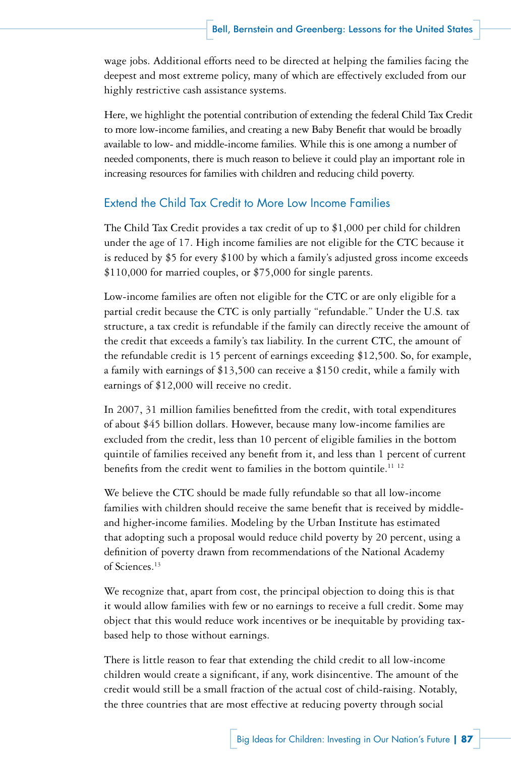wage jobs. Additional efforts need to be directed at helping the families facing the deepest and most extreme policy, many of which are effectively excluded from our highly restrictive cash assistance systems.

Here, we highlight the potential contribution of extending the federal Child Tax Credit to more low-income families, and creating a new Baby Benefit that would be broadly available to low- and middle-income families. While this is one among a number of needed components, there is much reason to believe it could play an important role in increasing resources for families with children and reducing child poverty.

## Extend the Child Tax Credit to More Low Income Families

The Child Tax Credit provides a tax credit of up to $1,000 per child for children under the age of 17. High income families are not eligible for the CTC because it is reduced by $5 for every $100 by which a family's adjusted gross income exceeds $110,000 for married couples, or $75,000 for single parents.

Low-income families are often not eligible for the CTC or are only eligible for a partial credit because the CTC is only partially "refundable." Under the U.S. tax structure, a tax credit is refundable if the family can directly receive the amount of the credit that exceeds a family's tax liability. In the current CTC, the amount of the refundable credit is 15 percent of earnings exceeding $12,500. So, for example, a family with earnings of $13,500 can receive a $150 credit, while a family with earnings of $12,000 will receive no credit.

In 2007, 31 million families benefitted from the credit, with total expenditures of about $45 billion dollars. However, because many low-income families are excluded from the credit, less than 10 percent of eligible families in the bottom quintile of families received any benefit from it, and less than 1 percent of current benefits from the credit went to families in the bottom quintile.[11] [12]

We believe the CTC should be made fully refundable so that all low-income families with children should receive the same benefit that is received by middle- and higher-income families. Modeling by the Urban Institute has estimated that adopting such a proposal would reduce child poverty by 20 percent, using a definition of poverty drawn from recommendations of the National Academy of Sciences.[13]

We recognize that, apart from cost, the principal objection to doing this is that it would allow families with few or no earnings to receive a full credit. Some may object that this would reduce work incentives or be inequitable by providing tax-based help to those without earnings.

There is little reason to fear that extending the child credit to all low-income children would create a significant, if any, work disincentive. The amount of the credit would still be a small fraction of the actual cost of child-raising. Notably, the three countries that are most effective at reducing poverty through social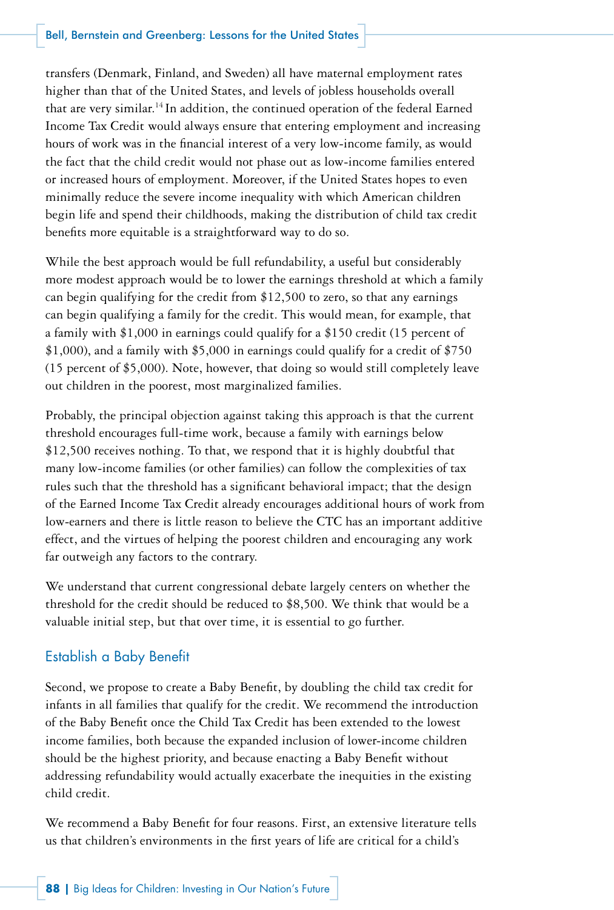transfers (Denmark, Finland, and Sweden) all have maternal employment rates higher than that of the United States, and levels of jobless households overall that are very similar.[14] In addition, the continued operation of the federal Earned Income Tax Credit would always ensure that entering employment and increasing hours of work was in the financial interest of a very low-income family, as would the fact that the child credit would not phase out as low-income families entered or increased hours of employment. Moreover, if the United States hopes to even minimally reduce the severe income inequality with which American children begin life and spend their childhoods, making the distribution of child tax credit benefits more equitable is a straightforward way to do so.

While the best approach would be full refundability, a useful but considerably more modest approach would be to lower the earnings threshold at which a family can begin qualifying for the credit from $12,500 to zero, so that any earnings can begin qualifying a family for the credit. This would mean, for example, that a family with $1,000 in earnings could qualify for a $150 credit (15 percent of $1,000), and a family with $5,000 in earnings could qualify for a credit of $750 (15 percent of $5,000). Note, however, that doing so would still completely leave out children in the poorest, most marginalized families.

Probably, the principal objection against taking this approach is that the current threshold encourages full-time work, because a family with earnings below $12,500 receives nothing. To that, we respond that it is highly doubtful that many low-income families (or other families) can follow the complexities of tax rules such that the threshold has a significant behavioral impact; that the design of the Earned Income Tax Credit already encourages additional hours of work from low-earners and there is little reason to believe the CTC has an important additive effect, and the virtues of helping the poorest children and encouraging any work far outweigh any factors to the contrary.

We understand that current congressional debate largely centers on whether the threshold for the credit should be reduced to $8,500. We think that would be a valuable initial step, but that over time, it is essential to go further.

## Establish a Baby Benefit

Second, we propose to create a Baby Benefit, by doubling the child tax credit for infants in all families that qualify for the credit. We recommend the introduction of the Baby Benefit once the Child Tax Credit has been extended to the lowest income families, both because the expanded inclusion of lower-income children should be the highest priority, and because enacting a Baby Benefit without addressing refundability would actually exacerbate the inequities in the existing child credit.

We recommend a Baby Benefit for four reasons. First, an extensive literature tells us that children's environments in the first years of life are critical for a child's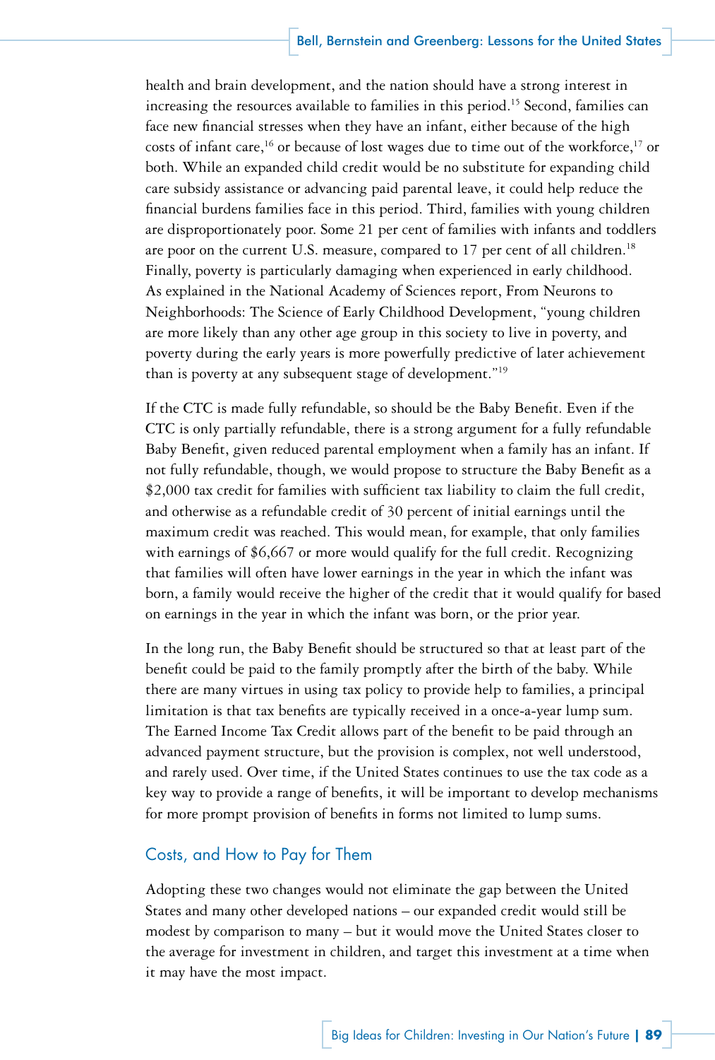health and brain development, and the nation should have a strong interest in increasing the resources available to families in this period.[15] Second, families can face new financial stresses when they have an infant, either because of the high costs of infant care,[16] or because of lost wages due to time out of the workforce,[17] or both. While an expanded child credit would be no substitute for expanding child care subsidy assistance or advancing paid parental leave, it could help reduce the financial burdens families face in this period. Third, families with young children are disproportionately poor. Some 21 per cent of families with infants and toddlers are poor on the current U.S. measure, compared to 17 per cent of all children.[18] Finally, poverty is particularly damaging when experienced in early childhood. As explained in the National Academy of Sciences report, From Neurons to Neighborhoods: The Science of Early Childhood Development, "young children are more likely than any other age group in this society to live in poverty, and poverty during the early years is more powerfully predictive of later achievement than is poverty at any subsequent stage of development."[19]

If the CTC is made fully refundable, so should be the Baby Benefit. Even if the CTC is only partially refundable, there is a strong argument for a fully refundable Baby Benefit, given reduced parental employment when a family has an infant. If not fully refundable, though, we would propose to structure the Baby Benefit as a $2,000 tax credit for families with sufficient tax liability to claim the full credit, and otherwise as a refundable credit of 30 percent of initial earnings until the maximum credit was reached. This would mean, for example, that only families with earnings of $6,667 or more would qualify for the full credit. Recognizing that families will often have lower earnings in the year in which the infant was born, a family would receive the higher of the credit that it would qualify for based on earnings in the year in which the infant was born, or the prior year.

In the long run, the Baby Benefit should be structured so that at least part of the benefit could be paid to the family promptly after the birth of the baby. While there are many virtues in using tax policy to provide help to families, a principal limitation is that tax benefits are typically received in a once-a-year lump sum. The Earned Income Tax Credit allows part of the benefit to be paid through an advanced payment structure, but the provision is complex, not well understood, and rarely used. Over time, if the United States continues to use the tax code as a key way to provide a range of benefits, it will be important to develop mechanisms for more prompt provision of benefits in forms not limited to lump sums.

## Costs, and How to Pay for Them

Adopting these two changes would not eliminate the gap between the United States and many other developed nations – our expanded credit would still be modest by comparison to many – but it would move the United States closer to the average for investment in children, and target this investment at a time when it may have the most impact.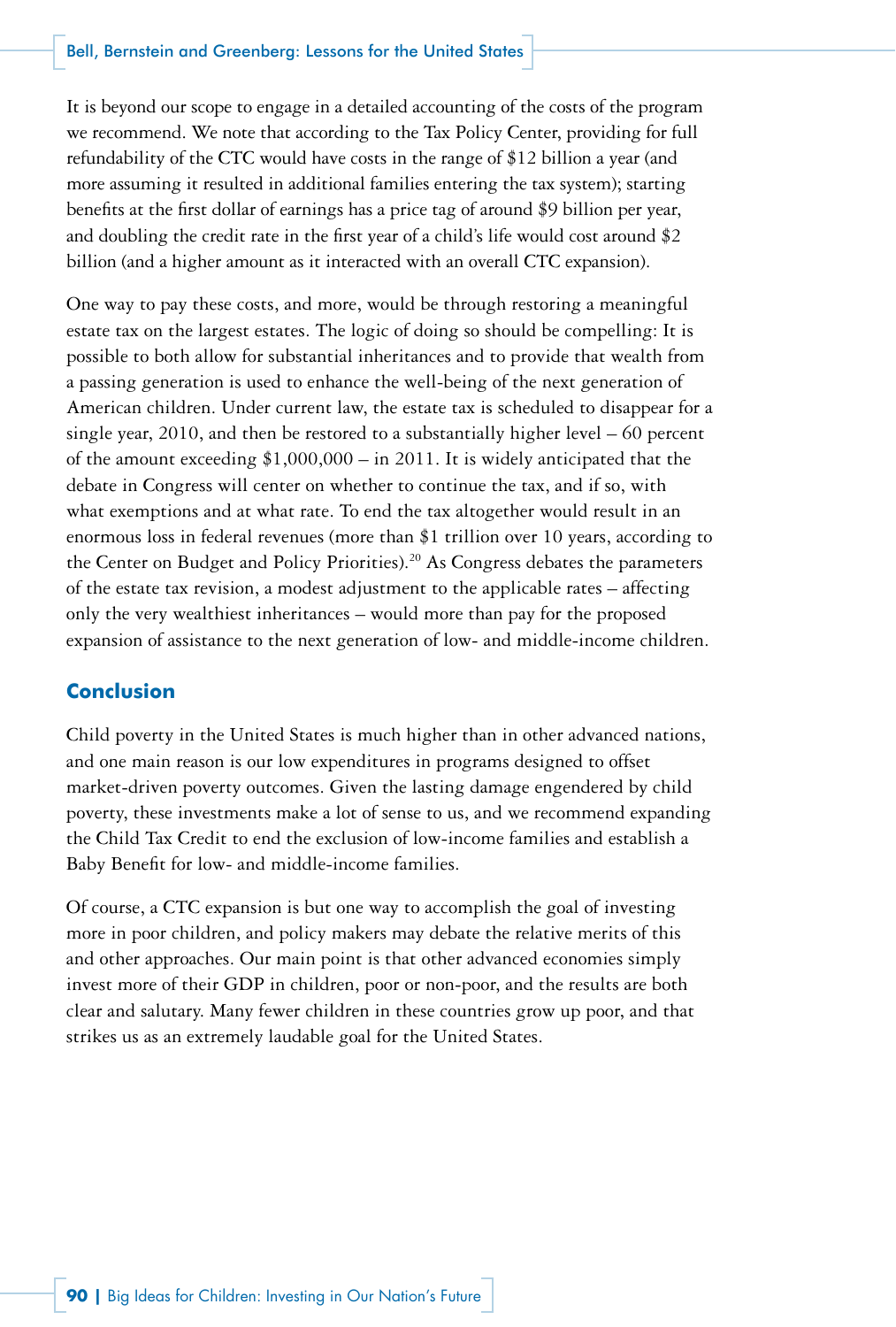It is beyond our scope to engage in a detailed accounting of the costs of the program we recommend. We note that according to the Tax Policy Center, providing for full refundability of the CTC would have costs in the range of $12 billion a year (and more assuming it resulted in additional families entering the tax system); starting benefits at the first dollar of earnings has a price tag of around $9 billion per year, and doubling the credit rate in the first year of a child's life would cost around $2 billion (and a higher amount as it interacted with an overall CTC expansion).

One way to pay these costs, and more, would be through restoring a meaningful estate tax on the largest estates. The logic of doing so should be compelling: It is possible to both allow for substantial inheritances and to provide that wealth from a passing generation is used to enhance the well-being of the next generation of American children. Under current law, the estate tax is scheduled to disappear for a single year, 2010, and then be restored to a substantially higher level – 60 percent of the amount exceeding $1,000,000 – in 2011. It is widely anticipated that the debate in Congress will center on whether to continue the tax, and if so, with what exemptions and at what rate. To end the tax altogether would result in an enormous loss in federal revenues (more than $1 trillion over 10 years, according to the Center on Budget and Policy Priorities).[20] As Congress debates the parameters of the estate tax revision, a modest adjustment to the applicable rates – affecting only the very wealthiest inheritances – would more than pay for the proposed expansion of assistance to the next generation of low- and middle-income children.

## Conclusion

Child poverty in the United States is much higher than in other advanced nations, and one main reason is our low expenditures in programs designed to offset market-driven poverty outcomes. Given the lasting damage engendered by child poverty, these investments make a lot of sense to us, and we recommend expanding the Child Tax Credit to end the exclusion of low-income families and establish a Baby Benefit for low- and middle-income families.

Of course, a CTC expansion is but one way to accomplish the goal of investing more in poor children, and policy makers may debate the relative merits of this and other approaches. Our main point is that other advanced economies simply invest more of their GDP in children, poor or non-poor, and the results are both clear and salutary. Many fewer children in these countries grow up poor, and that strikes us as an extremely laudable goal for the United States.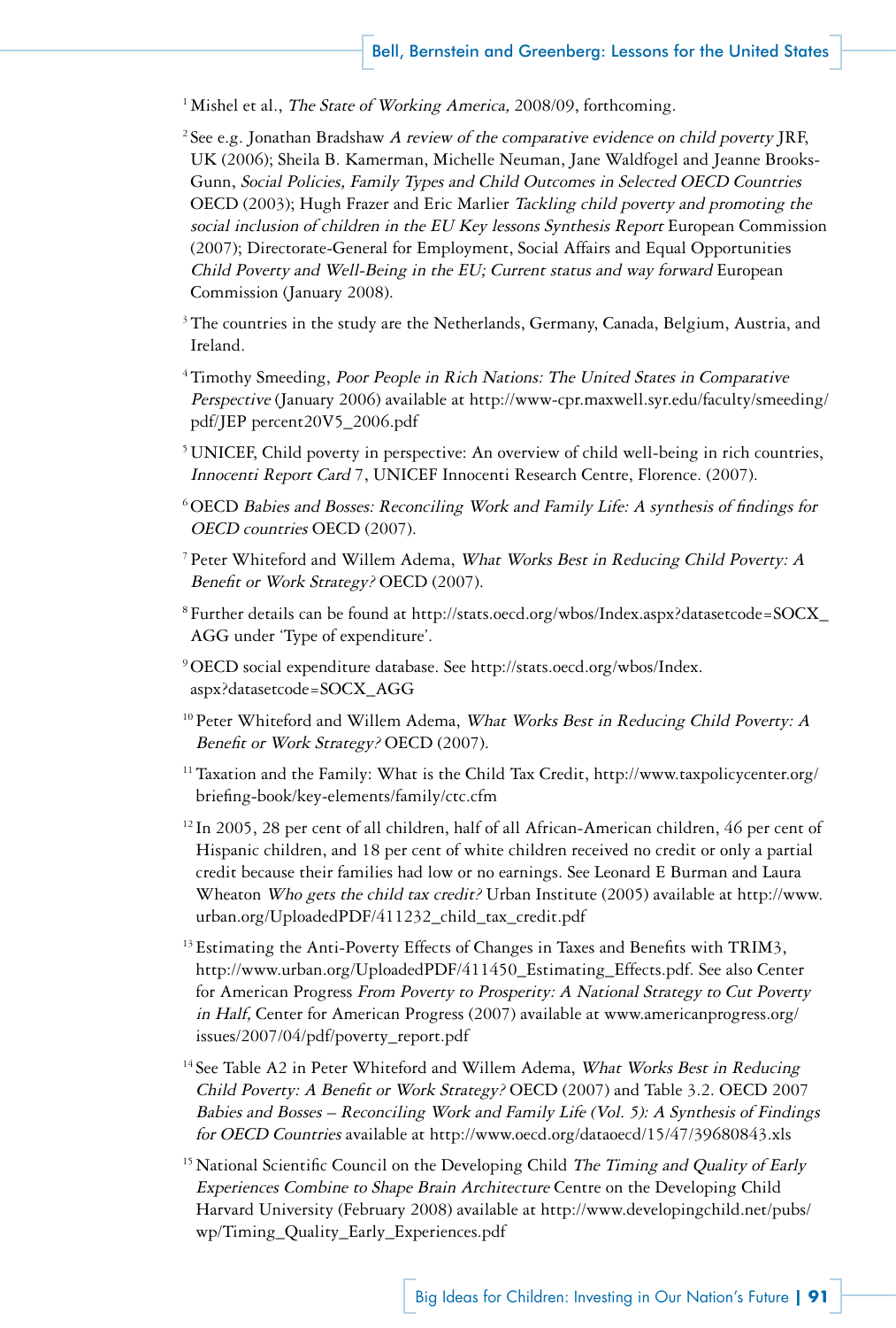[1] Mishel et al., *The State of Working America,* 2008/09, forthcoming.

[2] See e.g. Jonathan Bradshaw *A review of the comparative evidence on child poverty* JRF, UK (2006); Sheila B. Kamerman, Michelle Neuman, Jane Waldfogel and Jeanne Brooks-Gunn, *Social Policies, Family Types and Child Outcomes in Selected OECD Countries* OECD (2003); Hugh Frazer and Eric Marlier *Tackling child poverty and promoting the social inclusion of children in the EU Key lessons Synthesis Report* European Commission (2007); Directorate-General for Employment, Social Affairs and Equal Opportunities *Child Poverty and Well-Being in the EU; Current status and way forward* European Commission (January 2008).

[3] The countries in the study are the Netherlands, Germany, Canada, Belgium, Austria, and Ireland.

[4] Timothy Smeeding, *Poor People in Rich Nations: The United States in Comparative Perspective* (January 2006) available at http://www-cpr.maxwell.syr.edu/faculty/smeeding/pdf/JEP percent20V5_2006.pdf

[5] UNICEF, Child poverty in perspective: An overview of child well-being in rich countries, *Innocenti Report Card* 7, UNICEF Innocenti Research Centre, Florence. (2007).

[6] OECD *Babies and Bosses: Reconciling Work and Family Life: A synthesis of findings for OECD countries* OECD (2007).

[7] Peter Whiteford and Willem Adema, *What Works Best in Reducing Child Poverty: A Benefit or Work Strategy?* OECD (2007).

[8] Further details can be found at http://stats.oecd.org/wbos/Index.aspx?datasetcode=SOCX_AGG under 'Type of expenditure'.

[9] OECD social expenditure database. See http://stats.oecd.org/wbos/Index.aspx?datasetcode=SOCX_AGG

[10] Peter Whiteford and Willem Adema, *What Works Best in Reducing Child Poverty: A Benefit or Work Strategy?* OECD (2007).

[11] Taxation and the Family: What is the Child Tax Credit, http://www.taxpolicycenter.org/briefing-book/key-elements/family/ctc.cfm

[12] In 2005, 28 per cent of all children, half of all African-American children, 46 per cent of Hispanic children, and 18 per cent of white children received no credit or only a partial credit because their families had low or no earnings. See Leonard E Burman and Laura Wheaton *Who gets the child tax credit?* Urban Institute (2005) available at http://www.urban.org/UploadedPDF/411232_child_tax_credit.pdf

[13] Estimating the Anti-Poverty Effects of Changes in Taxes and Benefits with TRIM3, http://www.urban.org/UploadedPDF/411450_Estimating_Effects.pdf. See also Center for American Progress *From Poverty to Prosperity: A National Strategy to Cut Poverty in Half,* Center for American Progress (2007) available at www.americanprogress.org/issues/2007/04/pdf/poverty_report.pdf

[14] See Table A2 in Peter Whiteford and Willem Adema, *What Works Best in Reducing Child Poverty: A Benefit or Work Strategy?* OECD (2007) and Table 3.2. OECD 2007 *Babies and Bosses – Reconciling Work and Family Life (Vol. 5): A Synthesis of Findings for OECD Countries* available at http://www.oecd.org/dataoecd/15/47/39680843.xls

[15] National Scientific Council on the Developing Child *The Timing and Quality of Early Experiences Combine to Shape Brain Architecture* Centre on the Developing Child Harvard University (February 2008) available at http://www.developingchild.net/pubs/wp/Timing_Quality_Early_Experiences.pdf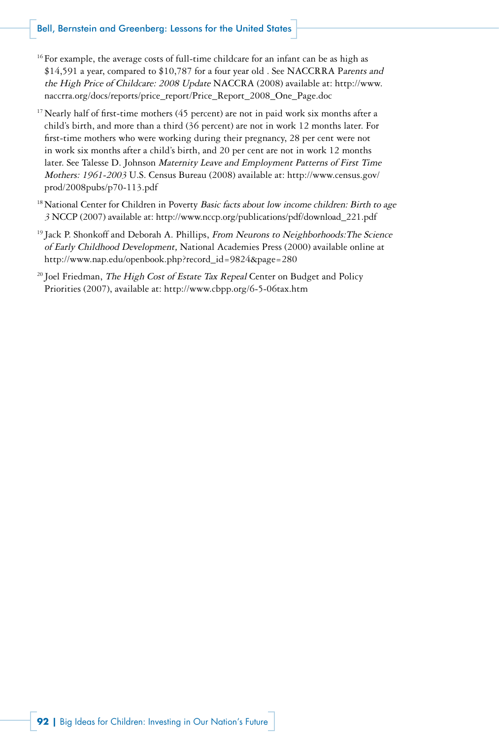[16] For example, the average costs of full-time childcare for an infant can be as high as $14,591 a year, compared to $10,787 for a four year old . See NACCRRA P*arents and the High Price of Childcare: 2008 Update* NACCRA (2008) available at: http://www.naccrra.org/docs/reports/price_report/Price_Report_2008_One_Page.doc

[17] Nearly half of first-time mothers (45 percent) are not in paid work six months after a child's birth, and more than a third (36 percent) are not in work 12 months later. For first-time mothers who were working during their pregnancy, 28 per cent were not in work six months after a child's birth, and 20 per cent are not in work 12 months later. See Talesse D. Johnson *Maternity Leave and Employment Patterns of First Time Mothers: 1961-2003* U.S. Census Bureau (2008) available at: http://www.census.gov/prod/2008pubs/p70-113.pdf

[18] National Center for Children in Poverty *Basic facts about low income children: Birth to age 3* NCCP (2007) available at: http://www.nccp.org/publications/pdf/download_221.pdf

[19] Jack P. Shonkoff and Deborah A. Phillips, *From Neurons to Neighborhoods:The Science of Early Childhood Development,* National Academies Press (2000) available online at http://www.nap.edu/openbook.php?record_id=9824&page=280

[20] Joel Friedman, *The High Cost of Estate Tax Repeal* Center on Budget and Policy Priorities (2007), available at: http://www.cbpp.org/6-5-06tax.htm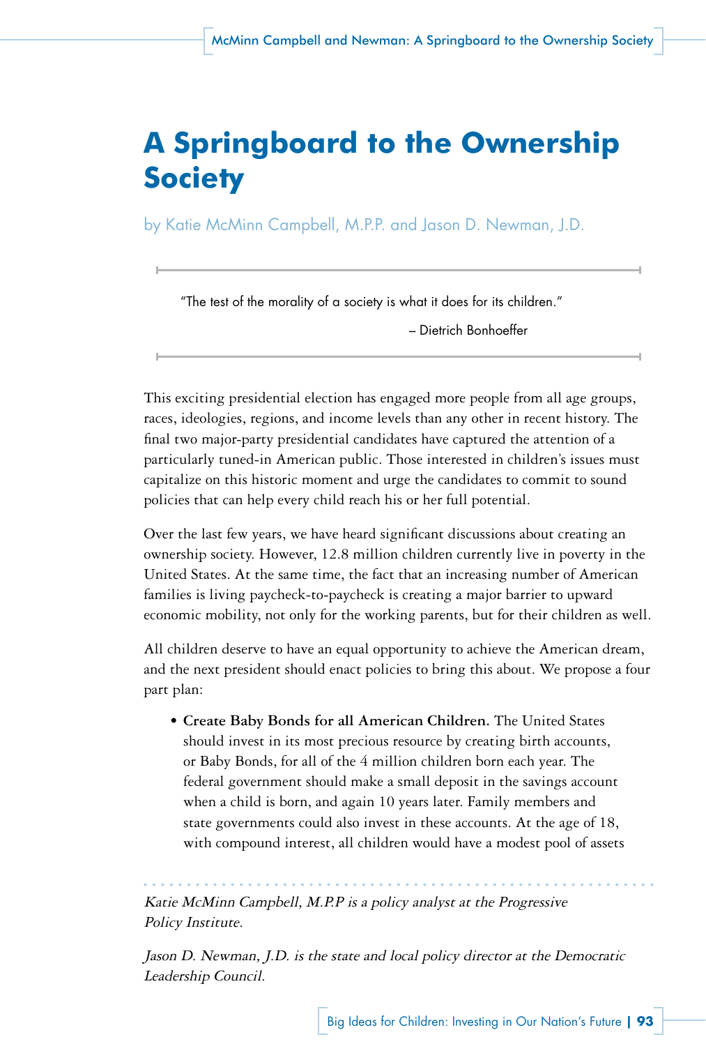# A Springboard to the Ownership Society

by Katie McMinn Campbell, M.P.P. and Jason D. Newman, J.D.

> "The test of the morality of a society is what it does for its children."
>
> – Dietrich Bonhoeffer

This exciting presidential election has engaged more people from all age groups, races, ideologies, regions, and income levels than any other in recent history. The final two major-party presidential candidates have captured the attention of a particularly tuned-in American public. Those interested in children's issues must capitalize on this historic moment and urge the candidates to commit to sound policies that can help every child reach his or her full potential.

Over the last few years, we have heard significant discussions about creating an ownership society. However, 12.8 million children currently live in poverty in the United States. At the same time, the fact that an increasing number of American families is living paycheck-to-paycheck is creating a major barrier to upward economic mobility, not only for the working parents, but for their children as well.

All children deserve to have an equal opportunity to achieve the American dream, and the next president should enact policies to bring this about. We propose a four part plan:

- **Create Baby Bonds for all American Children.** The United States should invest in its most precious resource by creating birth accounts, or Baby Bonds, for all of the 4 million children born each year. The federal government should make a small deposit in the savings account when a child is born, and again 10 years later. Family members and state governments could also invest in these accounts. At the age of 18, with compound interest, all children would have a modest pool of assets

---

*Katie McMinn Campbell, M.P.P is a policy analyst at the Progressive Policy Institute.*

*Jason D. Newman, J.D. is the state and local policy director at the Democratic Leadership Council.*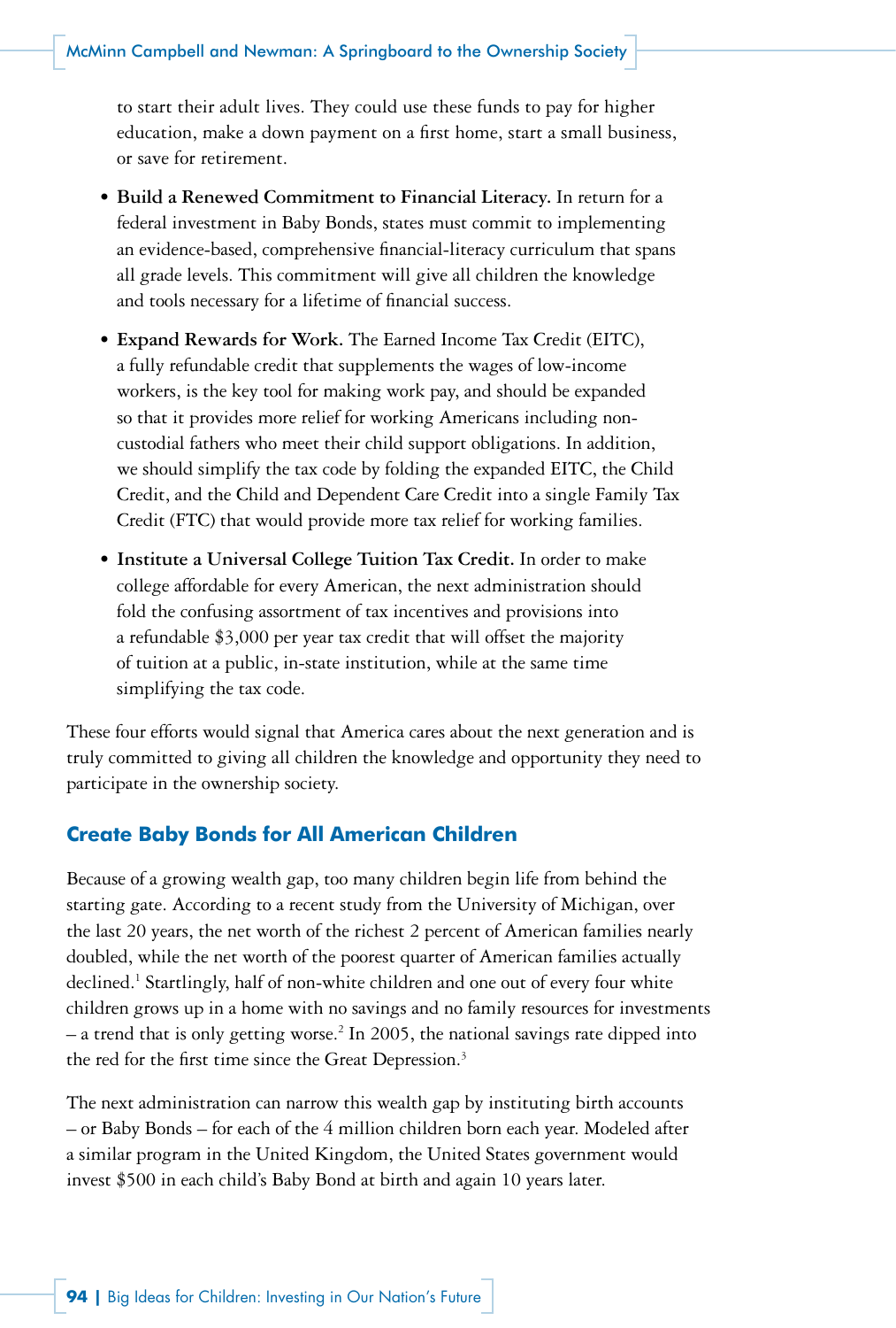to start their adult lives. They could use these funds to pay for higher education, make a down payment on a first home, start a small business, or save for retirement.

- **Build a Renewed Commitment to Financial Literacy.** In return for a federal investment in Baby Bonds, states must commit to implementing an evidence-based, comprehensive financial-literacy curriculum that spans all grade levels. This commitment will give all children the knowledge and tools necessary for a lifetime of financial success.
- **Expand Rewards for Work.** The Earned Income Tax Credit (EITC), a fully refundable credit that supplements the wages of low-income workers, is the key tool for making work pay, and should be expanded so that it provides more relief for working Americans including non-custodial fathers who meet their child support obligations. In addition, we should simplify the tax code by folding the expanded EITC, the Child Credit, and the Child and Dependent Care Credit into a single Family Tax Credit (FTC) that would provide more tax relief for working families.
- **Institute a Universal College Tuition Tax Credit.** In order to make college affordable for every American, the next administration should fold the confusing assortment of tax incentives and provisions into a refundable $3,000 per year tax credit that will offset the majority of tuition at a public, in-state institution, while at the same time simplifying the tax code.

These four efforts would signal that America cares about the next generation and is truly committed to giving all children the knowledge and opportunity they need to participate in the ownership society.

## Create Baby Bonds for All American Children

Because of a growing wealth gap, too many children begin life from behind the starting gate. According to a recent study from the University of Michigan, over the last 20 years, the net worth of the richest 2 percent of American families nearly doubled, while the net worth of the poorest quarter of American families actually declined.[1] Startlingly, half of non-white children and one out of every four white children grows up in a home with no savings and no family resources for investments – a trend that is only getting worse.[2] In 2005, the national savings rate dipped into the red for the first time since the Great Depression.[3]

The next administration can narrow this wealth gap by instituting birth accounts – or Baby Bonds – for each of the 4 million children born each year. Modeled after a similar program in the United Kingdom, the United States government would invest $500 in each child's Baby Bond at birth and again 10 years later.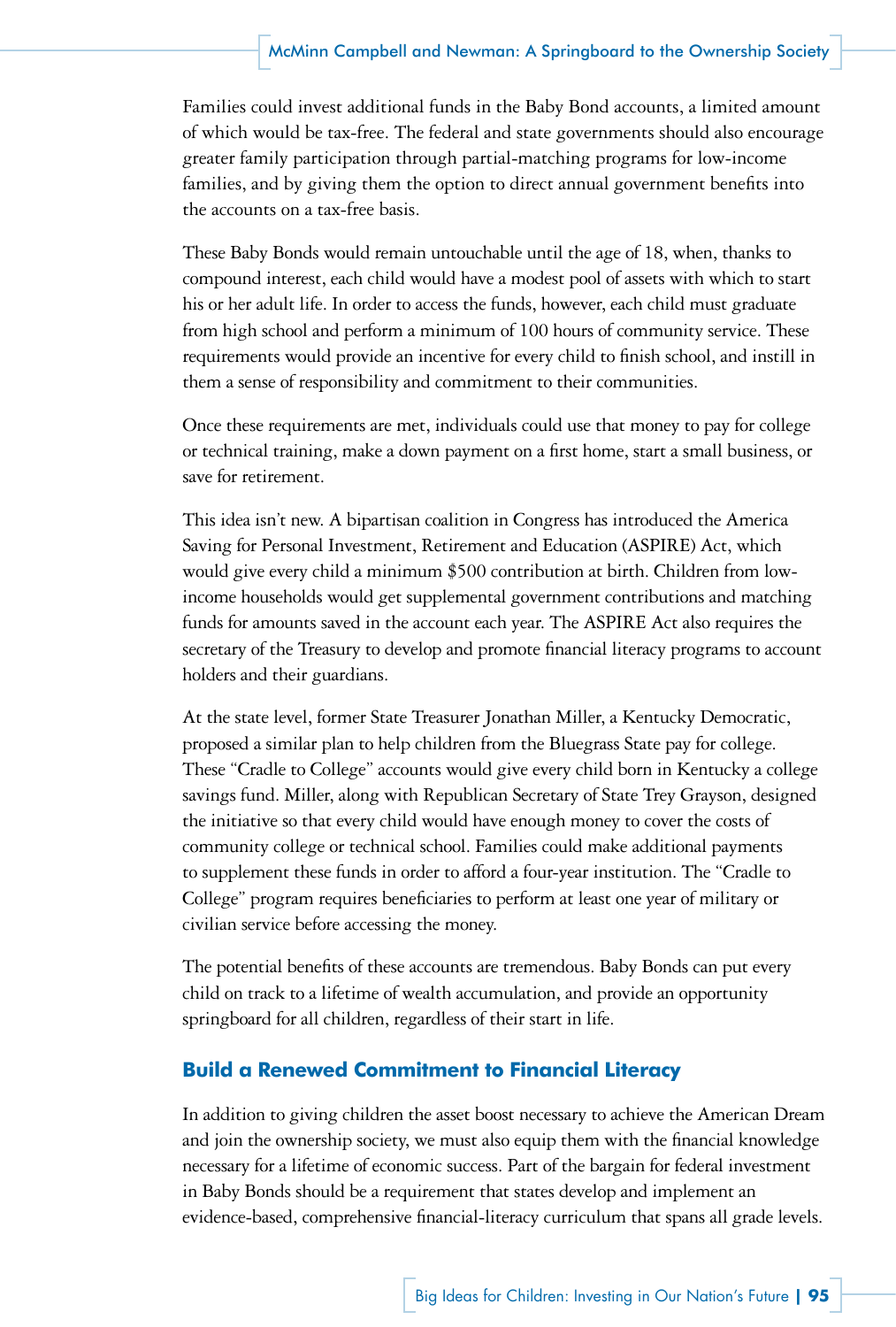Families could invest additional funds in the Baby Bond accounts, a limited amount of which would be tax-free. The federal and state governments should also encourage greater family participation through partial-matching programs for low-income families, and by giving them the option to direct annual government benefits into the accounts on a tax-free basis.

These Baby Bonds would remain untouchable until the age of 18, when, thanks to compound interest, each child would have a modest pool of assets with which to start his or her adult life. In order to access the funds, however, each child must graduate from high school and perform a minimum of 100 hours of community service. These requirements would provide an incentive for every child to finish school, and instill in them a sense of responsibility and commitment to their communities.

Once these requirements are met, individuals could use that money to pay for college or technical training, make a down payment on a first home, start a small business, or save for retirement.

This idea isn't new. A bipartisan coalition in Congress has introduced the America Saving for Personal Investment, Retirement and Education (ASPIRE) Act, which would give every child a minimum $500 contribution at birth. Children from low-income households would get supplemental government contributions and matching funds for amounts saved in the account each year. The ASPIRE Act also requires the secretary of the Treasury to develop and promote financial literacy programs to account holders and their guardians.

At the state level, former State Treasurer Jonathan Miller, a Kentucky Democratic, proposed a similar plan to help children from the Bluegrass State pay for college. These "Cradle to College" accounts would give every child born in Kentucky a college savings fund. Miller, along with Republican Secretary of State Trey Grayson, designed the initiative so that every child would have enough money to cover the costs of community college or technical school. Families could make additional payments to supplement these funds in order to afford a four-year institution. The "Cradle to College" program requires beneficiaries to perform at least one year of military or civilian service before accessing the money.

The potential benefits of these accounts are tremendous. Baby Bonds can put every child on track to a lifetime of wealth accumulation, and provide an opportunity springboard for all children, regardless of their start in life.

## Build a Renewed Commitment to Financial Literacy

In addition to giving children the asset boost necessary to achieve the American Dream and join the ownership society, we must also equip them with the financial knowledge necessary for a lifetime of economic success. Part of the bargain for federal investment in Baby Bonds should be a requirement that states develop and implement an evidence-based, comprehensive financial-literacy curriculum that spans all grade levels.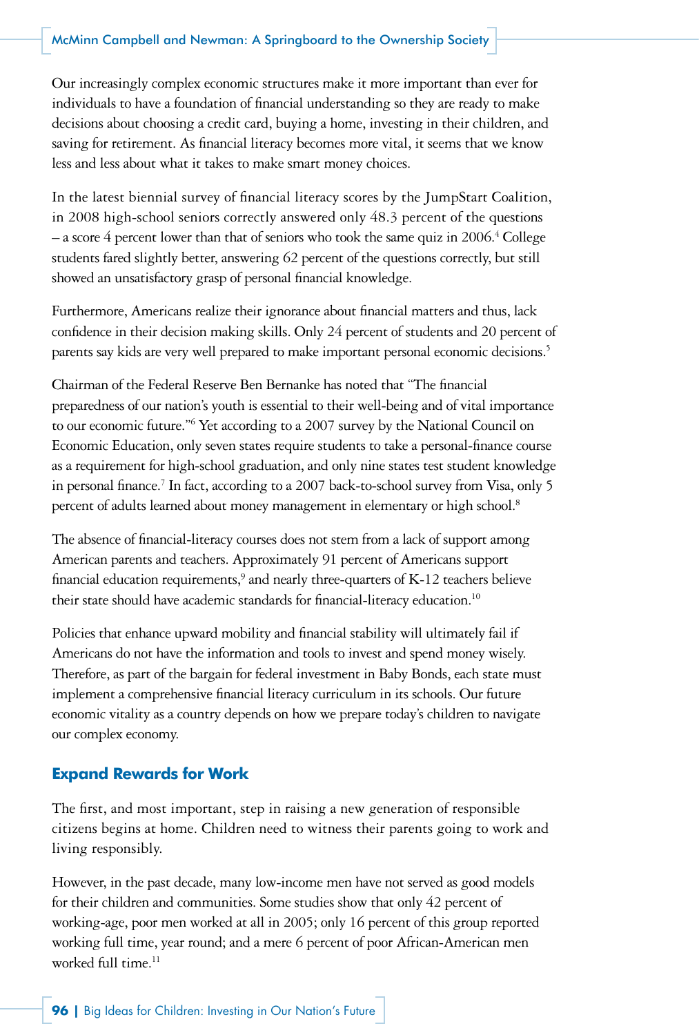Our increasingly complex economic structures make it more important than ever for individuals to have a foundation of financial understanding so they are ready to make decisions about choosing a credit card, buying a home, investing in their children, and saving for retirement. As financial literacy becomes more vital, it seems that we know less and less about what it takes to make smart money choices.

In the latest biennial survey of financial literacy scores by the JumpStart Coalition, in 2008 high-school seniors correctly answered only 48.3 percent of the questions – a score 4 percent lower than that of seniors who took the same quiz in 2006.[4] College students fared slightly better, answering 62 percent of the questions correctly, but still showed an unsatisfactory grasp of personal financial knowledge.

Furthermore, Americans realize their ignorance about financial matters and thus, lack confidence in their decision making skills. Only 24 percent of students and 20 percent of parents say kids are very well prepared to make important personal economic decisions.[5]

Chairman of the Federal Reserve Ben Bernanke has noted that "The financial preparedness of our nation's youth is essential to their well-being and of vital importance to our economic future."[6] Yet according to a 2007 survey by the National Council on Economic Education, only seven states require students to take a personal-finance course as a requirement for high-school graduation, and only nine states test student knowledge in personal finance.[7] In fact, according to a 2007 back-to-school survey from Visa, only 5 percent of adults learned about money management in elementary or high school.[8]

The absence of financial-literacy courses does not stem from a lack of support among American parents and teachers. Approximately 91 percent of Americans support financial education requirements,[9] and nearly three-quarters of K-12 teachers believe their state should have academic standards for financial-literacy education.[10]

Policies that enhance upward mobility and financial stability will ultimately fail if Americans do not have the information and tools to invest and spend money wisely. Therefore, as part of the bargain for federal investment in Baby Bonds, each state must implement a comprehensive financial literacy curriculum in its schools. Our future economic vitality as a country depends on how we prepare today's children to navigate our complex economy.

## Expand Rewards for Work

The first, and most important, step in raising a new generation of responsible citizens begins at home. Children need to witness their parents going to work and living responsibly.

However, in the past decade, many low-income men have not served as good models for their children and communities. Some studies show that only 42 percent of working-age, poor men worked at all in 2005; only 16 percent of this group reported working full time, year round; and a mere 6 percent of poor African-American men worked full time.[11]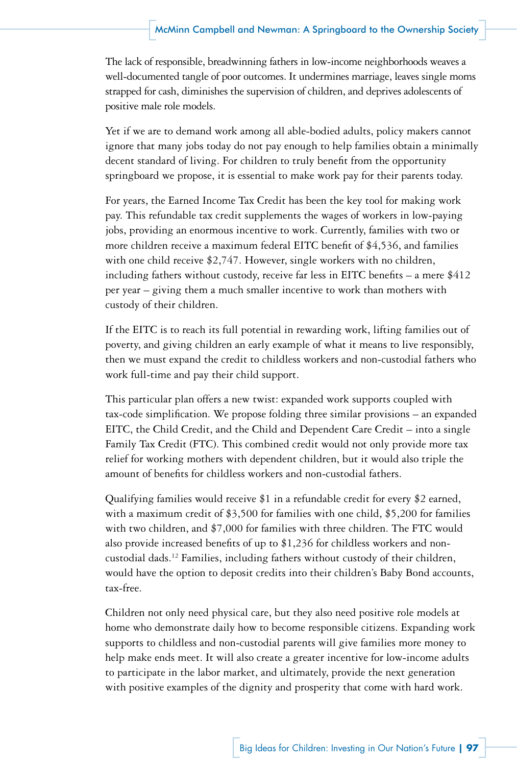The lack of responsible, breadwinning fathers in low-income neighborhoods weaves a well-documented tangle of poor outcomes. It undermines marriage, leaves single moms strapped for cash, diminishes the supervision of children, and deprives adolescents of positive male role models.

Yet if we are to demand work among all able-bodied adults, policy makers cannot ignore that many jobs today do not pay enough to help families obtain a minimally decent standard of living. For children to truly benefit from the opportunity springboard we propose, it is essential to make work pay for their parents today.

For years, the Earned Income Tax Credit has been the key tool for making work pay. This refundable tax credit supplements the wages of workers in low-paying jobs, providing an enormous incentive to work. Currently, families with two or more children receive a maximum federal EITC benefit of $4,536, and families with one child receive $2,747. However, single workers with no children, including fathers without custody, receive far less in EITC benefits – a mere $412 per year – giving them a much smaller incentive to work than mothers with custody of their children.

If the EITC is to reach its full potential in rewarding work, lifting families out of poverty, and giving children an early example of what it means to live responsibly, then we must expand the credit to childless workers and non-custodial fathers who work full-time and pay their child support.

This particular plan offers a new twist: expanded work supports coupled with tax-code simplification. We propose folding three similar provisions – an expanded EITC, the Child Credit, and the Child and Dependent Care Credit – into a single Family Tax Credit (FTC). This combined credit would not only provide more tax relief for working mothers with dependent children, but it would also triple the amount of benefits for childless workers and non-custodial fathers.

Qualifying families would receive $1 in a refundable credit for every $2 earned, with a maximum credit of $3,500 for families with one child, $5,200 for families with two children, and $7,000 for families with three children. The FTC would also provide increased benefits of up to $1,236 for childless workers and non-custodial dads.[12] Families, including fathers without custody of their children, would have the option to deposit credits into their children's Baby Bond accounts, tax-free.

Children not only need physical care, but they also need positive role models at home who demonstrate daily how to become responsible citizens. Expanding work supports to childless and non-custodial parents will give families more money to help make ends meet. It will also create a greater incentive for low-income adults to participate in the labor market, and ultimately, provide the next generation with positive examples of the dignity and prosperity that come with hard work.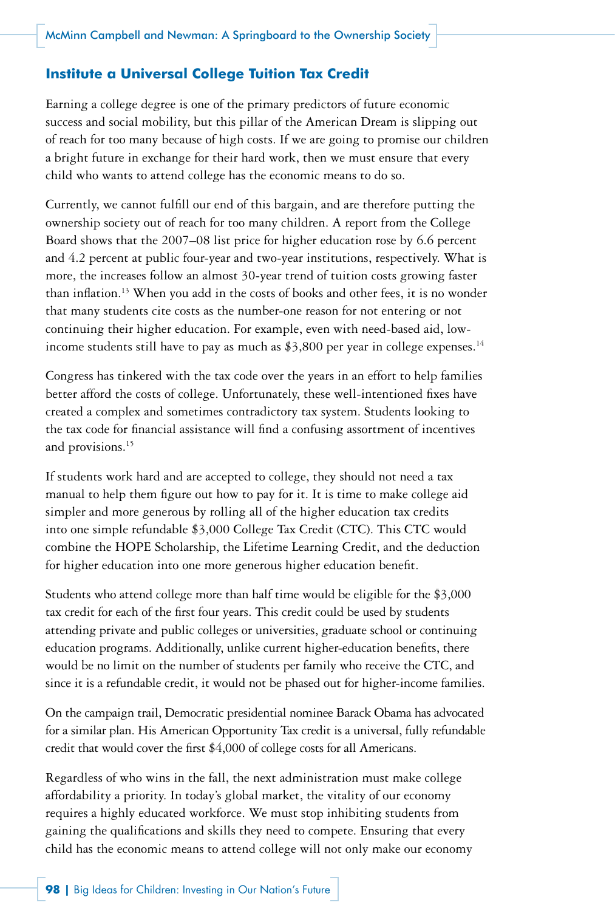## Institute a Universal College Tuition Tax Credit

Earning a college degree is one of the primary predictors of future economic success and social mobility, but this pillar of the American Dream is slipping out of reach for too many because of high costs. If we are going to promise our children a bright future in exchange for their hard work, then we must ensure that every child who wants to attend college has the economic means to do so.

Currently, we cannot fulfill our end of this bargain, and are therefore putting the ownership society out of reach for too many children. A report from the College Board shows that the 2007–08 list price for higher education rose by 6.6 percent and 4.2 percent at public four-year and two-year institutions, respectively. What is more, the increases follow an almost 30-year trend of tuition costs growing faster than inflation.[13] When you add in the costs of books and other fees, it is no wonder that many students cite costs as the number-one reason for not entering or not continuing their higher education. For example, even with need-based aid, low-income students still have to pay as much as $3,800 per year in college expenses.[14]

Congress has tinkered with the tax code over the years in an effort to help families better afford the costs of college. Unfortunately, these well-intentioned fixes have created a complex and sometimes contradictory tax system. Students looking to the tax code for financial assistance will find a confusing assortment of incentives and provisions.[15]

If students work hard and are accepted to college, they should not need a tax manual to help them figure out how to pay for it. It is time to make college aid simpler and more generous by rolling all of the higher education tax credits into one simple refundable $3,000 College Tax Credit (CTC). This CTC would combine the HOPE Scholarship, the Lifetime Learning Credit, and the deduction for higher education into one more generous higher education benefit.

Students who attend college more than half time would be eligible for the $3,000 tax credit for each of the first four years. This credit could be used by students attending private and public colleges or universities, graduate school or continuing education programs. Additionally, unlike current higher-education benefits, there would be no limit on the number of students per family who receive the CTC, and since it is a refundable credit, it would not be phased out for higher-income families.

On the campaign trail, Democratic presidential nominee Barack Obama has advocated for a similar plan. His American Opportunity Tax credit is a universal, fully refundable credit that would cover the first $4,000 of college costs for all Americans.

Regardless of who wins in the fall, the next administration must make college affordability a priority. In today's global market, the vitality of our economy requires a highly educated workforce. We must stop inhibiting students from gaining the qualifications and skills they need to compete. Ensuring that every child has the economic means to attend college will not only make our economy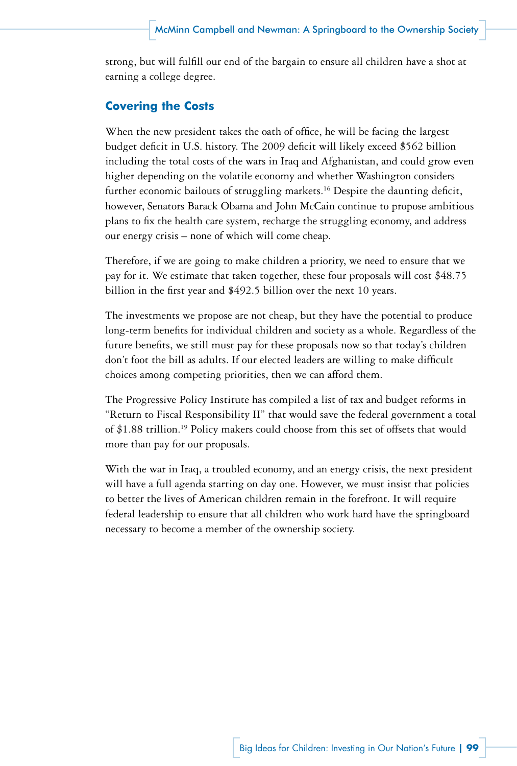strong, but will fulfill our end of the bargain to ensure all children have a shot at earning a college degree.

## Covering the Costs

When the new president takes the oath of office, he will be facing the largest budget deficit in U.S. history. The 2009 deficit will likely exceed $562 billion including the total costs of the wars in Iraq and Afghanistan, and could grow even higher depending on the volatile economy and whether Washington considers further economic bailouts of struggling markets.[16] Despite the daunting deficit, however, Senators Barack Obama and John McCain continue to propose ambitious plans to fix the health care system, recharge the struggling economy, and address our energy crisis – none of which will come cheap.

Therefore, if we are going to make children a priority, we need to ensure that we pay for it. We estimate that taken together, these four proposals will cost $48.75 billion in the first year and $492.5 billion over the next 10 years.

The investments we propose are not cheap, but they have the potential to produce long-term benefits for individual children and society as a whole. Regardless of the future benefits, we still must pay for these proposals now so that today's children don't foot the bill as adults. If our elected leaders are willing to make difficult choices among competing priorities, then we can afford them.

The Progressive Policy Institute has compiled a list of tax and budget reforms in "Return to Fiscal Responsibility II" that would save the federal government a total of $1.88 trillion.[19] Policy makers could choose from this set of offsets that would more than pay for our proposals.

With the war in Iraq, a troubled economy, and an energy crisis, the next president will have a full agenda starting on day one. However, we must insist that policies to better the lives of American children remain in the forefront. It will require federal leadership to ensure that all children who work hard have the springboard necessary to become a member of the ownership society.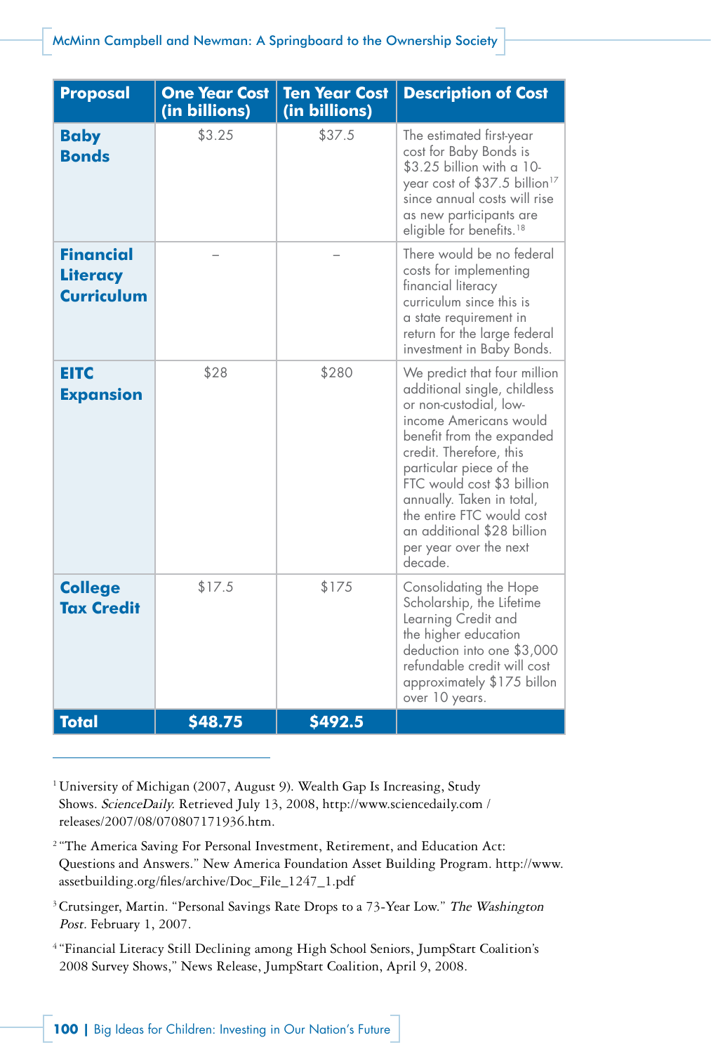| Proposal | One Year Cost (in billions) | Ten Year Cost (in billions) | Description of Cost |
|---|---|---|---|
| **Baby Bonds** | $3.25 | $37.5 | The estimated first-year cost for Baby Bonds is $3.25 billion with a 10-year cost of $37.5 billion[17] since annual costs will rise as new participants are eligible for benefits.[18] |
| **Financial Literacy Curriculum** | – | – | There would be no federal costs for implementing financial literacy curriculum since this is a state requirement in return for the large federal investment in Baby Bonds. |
| **EITC Expansion** | $28 | $280 | We predict that four million additional single, childless or non-custodial, low-income Americans would benefit from the expanded credit. Therefore, this particular piece of the FTC would cost $3 billion annually. Taken in total, the entire FTC would cost an additional $28 billion per year over the next decade. |
| **College Tax Credit** | $17.5 | $175 | Consolidating the Hope Scholarship, the Lifetime Learning Credit and the higher education deduction into one $3,000 refundable credit will cost approximately $175 billon over 10 years. |
| **Total** | **$48.75** | **$492.5** | |

---

[1] University of Michigan (2007, August 9). Wealth Gap Is Increasing, Study Shows. *ScienceDaily*. Retrieved July 13, 2008, http://www.sciencedaily.com / releases/2007/08/070807171936.htm.

[2] "The America Saving For Personal Investment, Retirement, and Education Act: Questions and Answers." New America Foundation Asset Building Program. http://www.assetbuilding.org/files/archive/Doc_File_1247_1.pdf

[3] Crutsinger, Martin. "Personal Savings Rate Drops to a 73-Year Low." *The Washington Post*. February 1, 2007.

[4] "Financial Literacy Still Declining among High School Seniors, JumpStart Coalition's 2008 Survey Shows," News Release, JumpStart Coalition, April 9, 2008.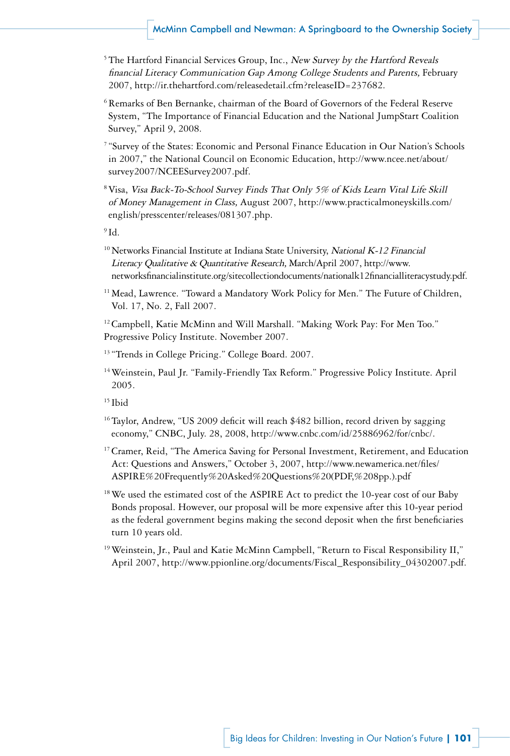[5] The Hartford Financial Services Group, Inc., *New Survey by the Hartford Reveals financial Literacy Communication Gap Among College Students and Parents,* February 2007, http://ir.thehartford.com/releasedetail.cfm?releaseID=237682.

[6] Remarks of Ben Bernanke, chairman of the Board of Governors of the Federal Reserve System, "The Importance of Financial Education and the National JumpStart Coalition Survey," April 9, 2008.

[7] "Survey of the States: Economic and Personal Finance Education in Our Nation's Schools in 2007," the National Council on Economic Education, http://www.ncee.net/about/survey2007/NCEESurvey2007.pdf.

[8] Visa, *Visa Back-To-School Survey Finds That Only 5% of Kids Learn Vital Life Skill of Money Management in Class*, August 2007, http://www.practicalmoneyskills.com/english/presscenter/releases/081307.php.

[9] Id.

[10] Networks Financial Institute at Indiana State University, *National K-12 Financial Literacy Qualitative & Quantitative Research,* March/April 2007, http://www.networksfinancialinstitute.org/sitecollectiondocuments/nationalk12financialliteracystudy.pdf.

[11] Mead, Lawrence. "Toward a Mandatory Work Policy for Men." The Future of Children, Vol. 17, No. 2, Fall 2007.

[12] Campbell, Katie McMinn and Will Marshall. "Making Work Pay: For Men Too." Progressive Policy Institute. November 2007.

[13] "Trends in College Pricing." College Board. 2007.

[14] Weinstein, Paul Jr. "Family-Friendly Tax Reform." Progressive Policy Institute. April 2005.

[15] Ibid

[16] Taylor, Andrew, "US 2009 deficit will reach $482 billion, record driven by sagging economy," CNBC, July. 28, 2008, http://www.cnbc.com/id/25886962/for/cnbc/.

[17] Cramer, Reid, "The America Saving for Personal Investment, Retirement, and Education Act: Questions and Answers," October 3, 2007, http://www.newamerica.net/files/ASPIRE%20Frequently%20Asked%20Questions%20(PDF,%208pp.).pdf

[18] We used the estimated cost of the ASPIRE Act to predict the 10-year cost of our Baby Bonds proposal. However, our proposal will be more expensive after this 10-year period as the federal government begins making the second deposit when the first beneficiaries turn 10 years old.

[19] Weinstein, Jr., Paul and Katie McMinn Campbell, "Return to Fiscal Responsibility II," April 2007, http://www.ppionline.org/documents/Fiscal_Responsibility_04302007.pdf.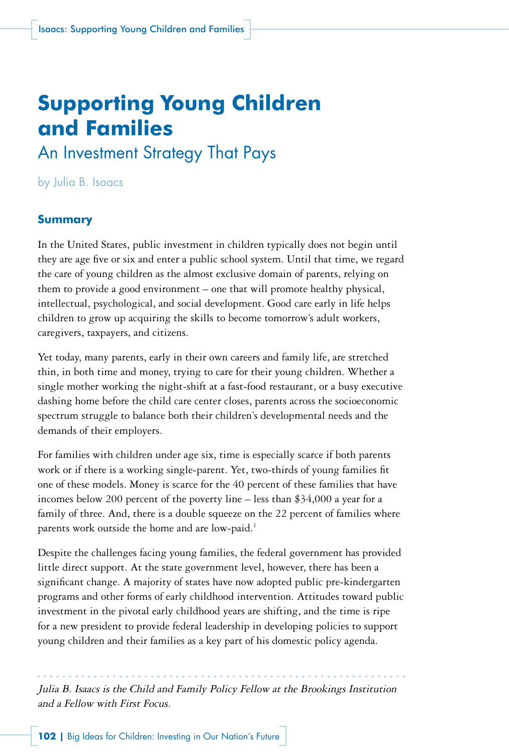# Supporting Young Children and Families

## An Investment Strategy That Pays

by Julia B. Isaacs

### Summary

In the United States, public investment in children typically does not begin until they are age five or six and enter a public school system. Until that time, we regard the care of young children as the almost exclusive domain of parents, relying on them to provide a good environment – one that will promote healthy physical, intellectual, psychological, and social development. Good care early in life helps children to grow up acquiring the skills to become tomorrow's adult workers, caregivers, taxpayers, and citizens.

Yet today, many parents, early in their own careers and family life, are stretched thin, in both time and money, trying to care for their young children. Whether a single mother working the night-shift at a fast-food restaurant, or a busy executive dashing home before the child care center closes, parents across the socioeconomic spectrum struggle to balance both their children's developmental needs and the demands of their employers.

For families with children under age six, time is especially scarce if both parents work or if there is a working single-parent. Yet, two-thirds of young families fit one of these models. Money is scarce for the 40 percent of these families that have incomes below 200 percent of the poverty line – less than $34,000 a year for a family of three. And, there is a double squeeze on the 22 percent of families where parents work outside the home and are low-paid.[1]

Despite the challenges facing young families, the federal government has provided little direct support. At the state government level, however, there has been a significant change. A majority of states have now adopted public pre-kindergarten programs and other forms of early childhood intervention. Attitudes toward public investment in the pivotal early childhood years are shifting, and the time is ripe for a new president to provide federal leadership in developing policies to support young children and their families as a key part of his domestic policy agenda.

---

*Julia B. Isaacs is the Child and Family Policy Fellow at the Brookings Institution and a Fellow with First Focus.*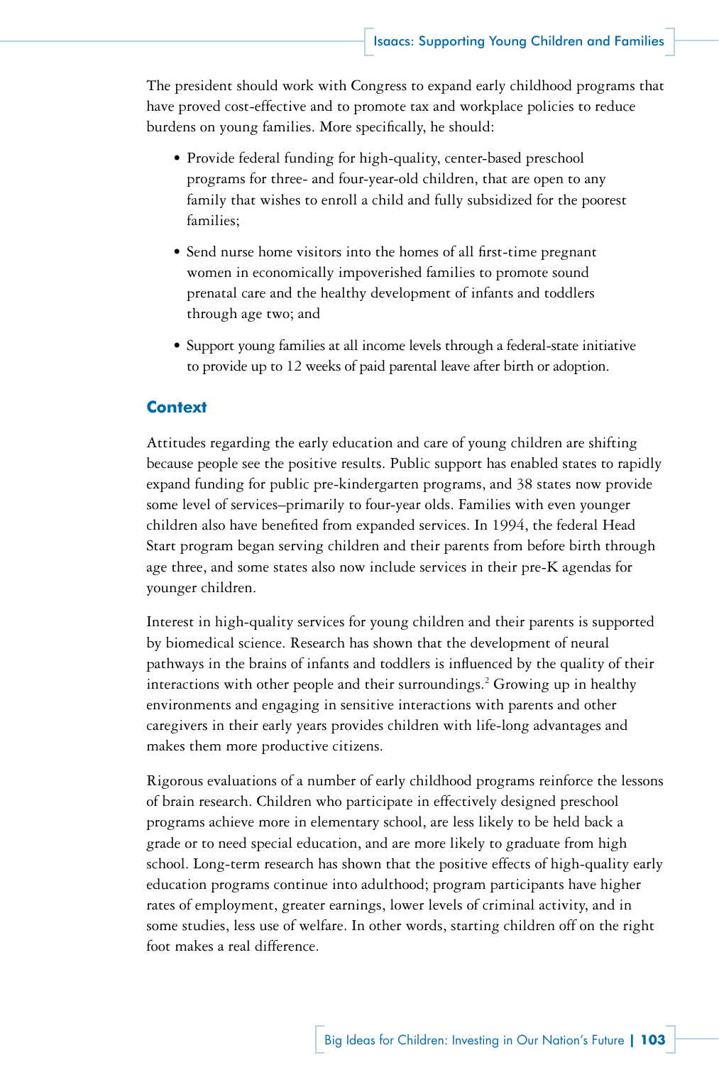The president should work with Congress to expand early childhood programs that have proved cost-effective and to promote tax and workplace policies to reduce burdens on young families. More specifically, he should:

- Provide federal funding for high-quality, center-based preschool programs for three- and four-year-old children, that are open to any family that wishes to enroll a child and fully subsidized for the poorest families;
- Send nurse home visitors into the homes of all first-time pregnant women in economically impoverished families to promote sound prenatal care and the healthy development of infants and toddlers through age two; and
- Support young families at all income levels through a federal-state initiative to provide up to 12 weeks of paid parental leave after birth or adoption.

## Context

Attitudes regarding the early education and care of young children are shifting because people see the positive results. Public support has enabled states to rapidly expand funding for public pre-kindergarten programs, and 38 states now provide some level of services–primarily to four-year olds. Families with even younger children also have benefited from expanded services. In 1994, the federal Head Start program began serving children and their parents from before birth through age three, and some states also now include services in their pre-K agendas for younger children.

Interest in high-quality services for young children and their parents is supported by biomedical science. Research has shown that the development of neural pathways in the brains of infants and toddlers is influenced by the quality of their interactions with other people and their surroundings.[2] Growing up in healthy environments and engaging in sensitive interactions with parents and other caregivers in their early years provides children with life-long advantages and makes them more productive citizens.

Rigorous evaluations of a number of early childhood programs reinforce the lessons of brain research. Children who participate in effectively designed preschool programs achieve more in elementary school, are less likely to be held back a grade or to need special education, and are more likely to graduate from high school. Long-term research has shown that the positive effects of high-quality early education programs continue into adulthood; program participants have higher rates of employment, greater earnings, lower levels of criminal activity, and in some studies, less use of welfare. In other words, starting children off on the right foot makes a real difference.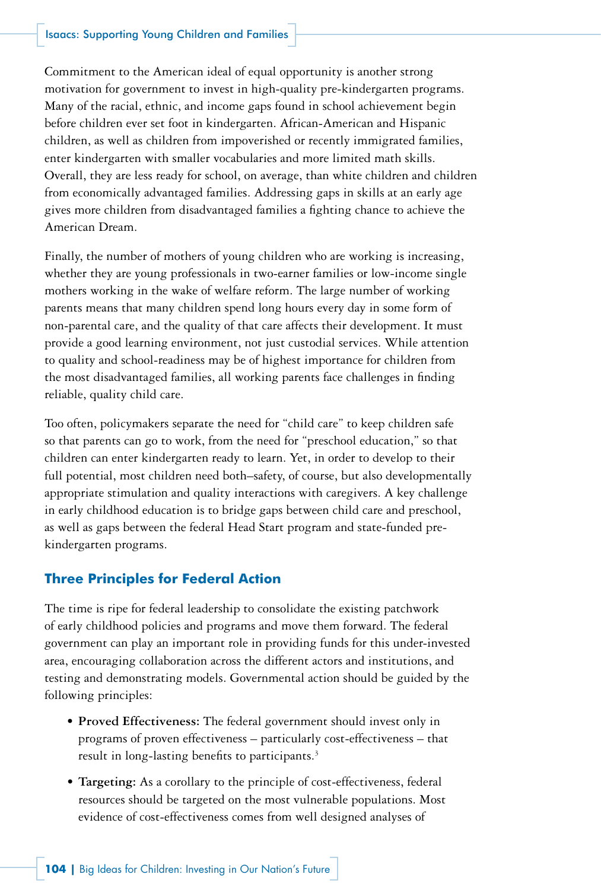Commitment to the American ideal of equal opportunity is another strong motivation for government to invest in high-quality pre-kindergarten programs. Many of the racial, ethnic, and income gaps found in school achievement begin before children ever set foot in kindergarten. African-American and Hispanic children, as well as children from impoverished or recently immigrated families, enter kindergarten with smaller vocabularies and more limited math skills. Overall, they are less ready for school, on average, than white children and children from economically advantaged families. Addressing gaps in skills at an early age gives more children from disadvantaged families a fighting chance to achieve the American Dream.

Finally, the number of mothers of young children who are working is increasing, whether they are young professionals in two-earner families or low-income single mothers working in the wake of welfare reform. The large number of working parents means that many children spend long hours every day in some form of non-parental care, and the quality of that care affects their development. It must provide a good learning environment, not just custodial services. While attention to quality and school-readiness may be of highest importance for children from the most disadvantaged families, all working parents face challenges in finding reliable, quality child care.

Too often, policymakers separate the need for "child care" to keep children safe so that parents can go to work, from the need for "preschool education," so that children can enter kindergarten ready to learn. Yet, in order to develop to their full potential, most children need both–safety, of course, but also developmentally appropriate stimulation and quality interactions with caregivers. A key challenge in early childhood education is to bridge gaps between child care and preschool, as well as gaps between the federal Head Start program and state-funded pre-kindergarten programs.

## Three Principles for Federal Action

The time is ripe for federal leadership to consolidate the existing patchwork of early childhood policies and programs and move them forward. The federal government can play an important role in providing funds for this under-invested area, encouraging collaboration across the different actors and institutions, and testing and demonstrating models. Governmental action should be guided by the following principles:

- **Proved Effectiveness:** The federal government should invest only in programs of proven effectiveness – particularly cost-effectiveness – that result in long-lasting benefits to participants.[3]
- **Targeting:** As a corollary to the principle of cost-effectiveness, federal resources should be targeted on the most vulnerable populations. Most evidence of cost-effectiveness comes from well designed analyses of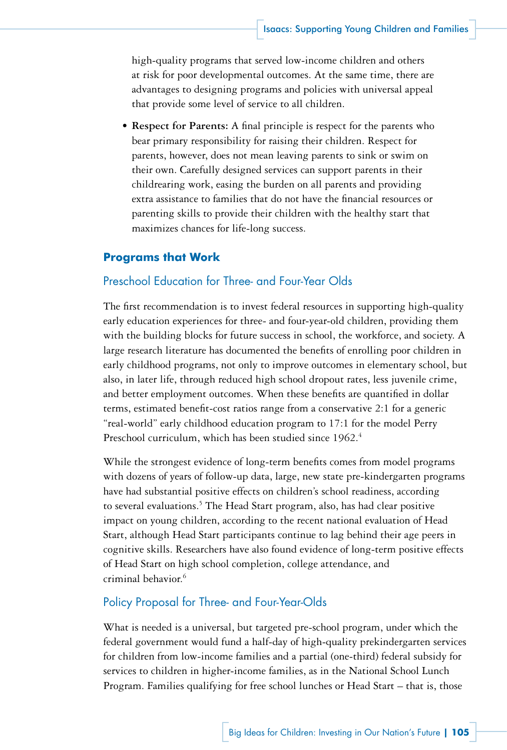high-quality programs that served low-income children and others at risk for poor developmental outcomes. At the same time, there are advantages to designing programs and policies with universal appeal that provide some level of service to all children.

- **Respect for Parents:** A final principle is respect for the parents who bear primary responsibility for raising their children. Respect for parents, however, does not mean leaving parents to sink or swim on their own. Carefully designed services can support parents in their childrearing work, easing the burden on all parents and providing extra assistance to families that do not have the financial resources or parenting skills to provide their children with the healthy start that maximizes chances for life-long success.

## Programs that Work

### Preschool Education for Three- and Four-Year Olds

The first recommendation is to invest federal resources in supporting high-quality early education experiences for three- and four-year-old children, providing them with the building blocks for future success in school, the workforce, and society. A large research literature has documented the benefits of enrolling poor children in early childhood programs, not only to improve outcomes in elementary school, but also, in later life, through reduced high school dropout rates, less juvenile crime, and better employment outcomes. When these benefits are quantified in dollar terms, estimated benefit-cost ratios range from a conservative 2:1 for a generic "real-world" early childhood education program to 17:1 for the model Perry Preschool curriculum, which has been studied since 1962.[4]

While the strongest evidence of long-term benefits comes from model programs with dozens of years of follow-up data, large, new state pre-kindergarten programs have had substantial positive effects on children's school readiness, according to several evaluations.[5] The Head Start program, also, has had clear positive impact on young children, according to the recent national evaluation of Head Start, although Head Start participants continue to lag behind their age peers in cognitive skills. Researchers have also found evidence of long-term positive effects of Head Start on high school completion, college attendance, and criminal behavior.[6]

### Policy Proposal for Three- and Four-Year-Olds

What is needed is a universal, but targeted pre-school program, under which the federal government would fund a half-day of high-quality prekindergarten services for children from low-income families and a partial (one-third) federal subsidy for services to children in higher-income families, as in the National School Lunch Program. Families qualifying for free school lunches or Head Start – that is, those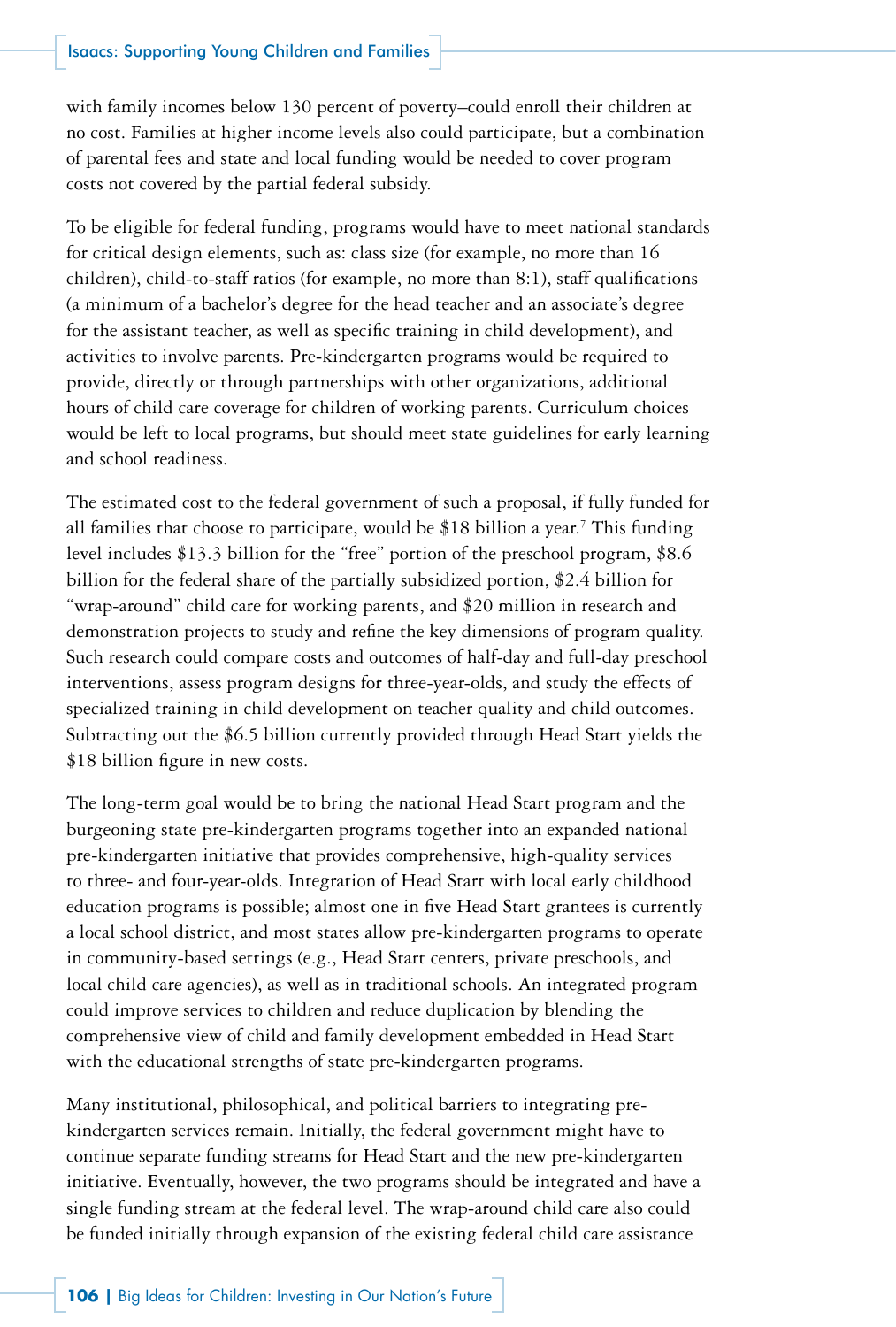with family incomes below 130 percent of poverty–could enroll their children at no cost. Families at higher income levels also could participate, but a combination of parental fees and state and local funding would be needed to cover program costs not covered by the partial federal subsidy.

To be eligible for federal funding, programs would have to meet national standards for critical design elements, such as: class size (for example, no more than 16 children), child-to-staff ratios (for example, no more than 8:1), staff qualifications (a minimum of a bachelor's degree for the head teacher and an associate's degree for the assistant teacher, as well as specific training in child development), and activities to involve parents. Pre-kindergarten programs would be required to provide, directly or through partnerships with other organizations, additional hours of child care coverage for children of working parents. Curriculum choices would be left to local programs, but should meet state guidelines for early learning and school readiness.

The estimated cost to the federal government of such a proposal, if fully funded for all families that choose to participate, would be $18 billion a year.[7] This funding level includes $13.3 billion for the "free" portion of the preschool program, $8.6 billion for the federal share of the partially subsidized portion, $2.4 billion for "wrap-around" child care for working parents, and $20 million in research and demonstration projects to study and refine the key dimensions of program quality. Such research could compare costs and outcomes of half-day and full-day preschool interventions, assess program designs for three-year-olds, and study the effects of specialized training in child development on teacher quality and child outcomes. Subtracting out the $6.5 billion currently provided through Head Start yields the $18 billion figure in new costs.

The long-term goal would be to bring the national Head Start program and the burgeoning state pre-kindergarten programs together into an expanded national pre-kindergarten initiative that provides comprehensive, high-quality services to three- and four-year-olds. Integration of Head Start with local early childhood education programs is possible; almost one in five Head Start grantees is currently a local school district, and most states allow pre-kindergarten programs to operate in community-based settings (e.g., Head Start centers, private preschools, and local child care agencies), as well as in traditional schools. An integrated program could improve services to children and reduce duplication by blending the comprehensive view of child and family development embedded in Head Start with the educational strengths of state pre-kindergarten programs.

Many institutional, philosophical, and political barriers to integrating pre-kindergarten services remain. Initially, the federal government might have to continue separate funding streams for Head Start and the new pre-kindergarten initiative. Eventually, however, the two programs should be integrated and have a single funding stream at the federal level. The wrap-around child care also could be funded initially through expansion of the existing federal child care assistance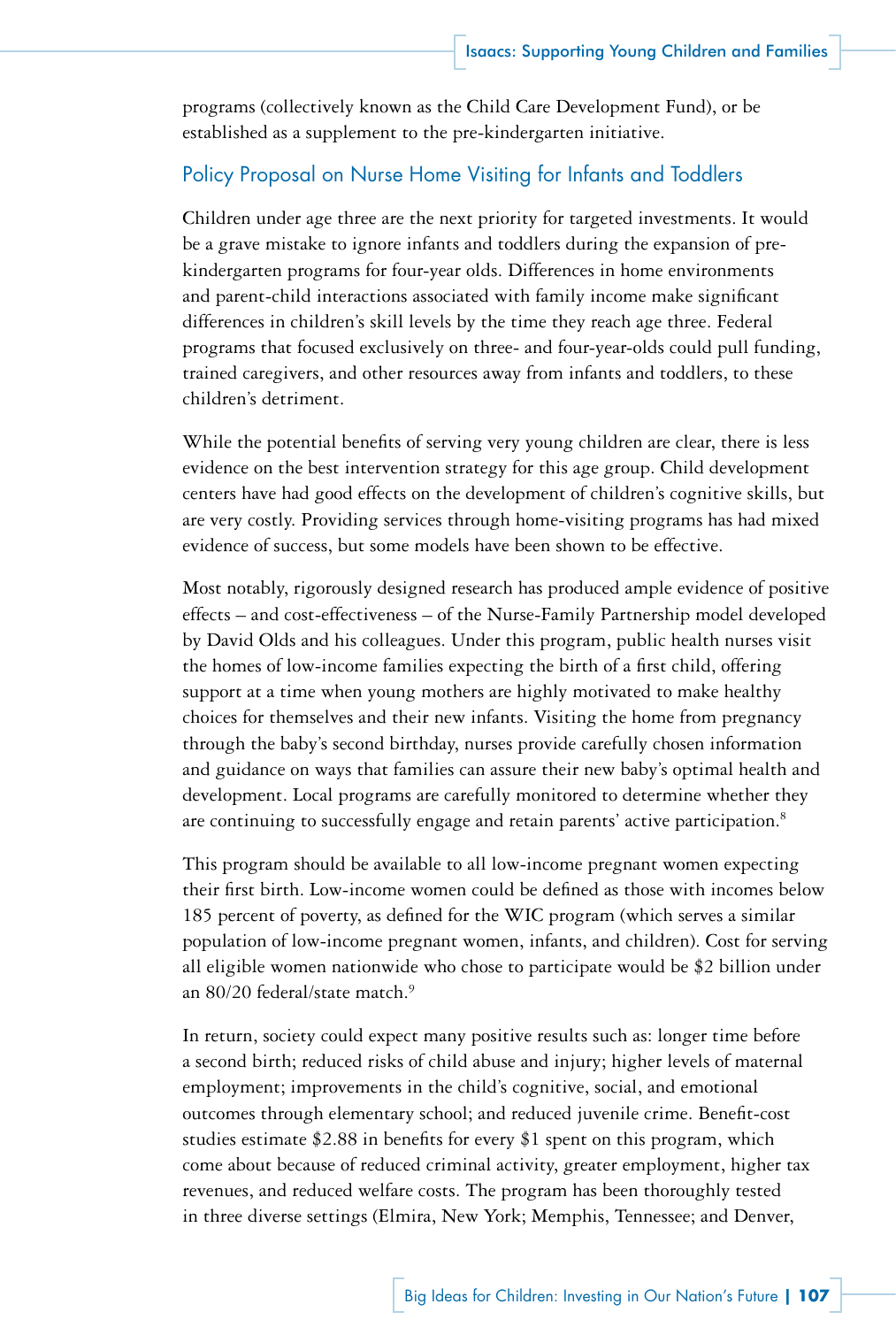programs (collectively known as the Child Care Development Fund), or be established as a supplement to the pre-kindergarten initiative.

## Policy Proposal on Nurse Home Visiting for Infants and Toddlers

Children under age three are the next priority for targeted investments. It would be a grave mistake to ignore infants and toddlers during the expansion of pre-kindergarten programs for four-year olds. Differences in home environments and parent-child interactions associated with family income make significant differences in children's skill levels by the time they reach age three. Federal programs that focused exclusively on three- and four-year-olds could pull funding, trained caregivers, and other resources away from infants and toddlers, to these children's detriment.

While the potential benefits of serving very young children are clear, there is less evidence on the best intervention strategy for this age group. Child development centers have had good effects on the development of children's cognitive skills, but are very costly. Providing services through home-visiting programs has had mixed evidence of success, but some models have been shown to be effective.

Most notably, rigorously designed research has produced ample evidence of positive effects – and cost-effectiveness – of the Nurse-Family Partnership model developed by David Olds and his colleagues. Under this program, public health nurses visit the homes of low-income families expecting the birth of a first child, offering support at a time when young mothers are highly motivated to make healthy choices for themselves and their new infants. Visiting the home from pregnancy through the baby's second birthday, nurses provide carefully chosen information and guidance on ways that families can assure their new baby's optimal health and development. Local programs are carefully monitored to determine whether they are continuing to successfully engage and retain parents' active participation.[8]

This program should be available to all low-income pregnant women expecting their first birth. Low-income women could be defined as those with incomes below 185 percent of poverty, as defined for the WIC program (which serves a similar population of low-income pregnant women, infants, and children). Cost for serving all eligible women nationwide who chose to participate would be $2 billion under an 80/20 federal/state match.[9]

In return, society could expect many positive results such as: longer time before a second birth; reduced risks of child abuse and injury; higher levels of maternal employment; improvements in the child's cognitive, social, and emotional outcomes through elementary school; and reduced juvenile crime. Benefit-cost studies estimate $2.88 in benefits for every $1 spent on this program, which come about because of reduced criminal activity, greater employment, higher tax revenues, and reduced welfare costs. The program has been thoroughly tested in three diverse settings (Elmira, New York; Memphis, Tennessee; and Denver,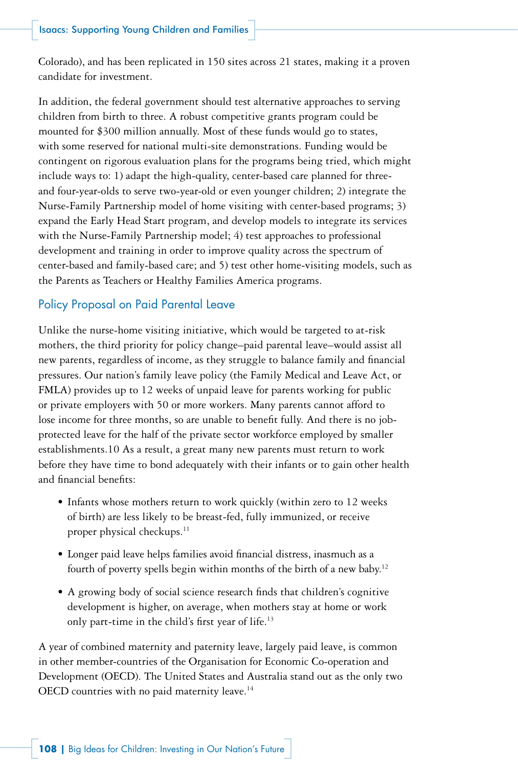Colorado), and has been replicated in 150 sites across 21 states, making it a proven candidate for investment.

In addition, the federal government should test alternative approaches to serving children from birth to three. A robust competitive grants program could be mounted for $300 million annually. Most of these funds would go to states, with some reserved for national multi-site demonstrations. Funding would be contingent on rigorous evaluation plans for the programs being tried, which might include ways to: 1) adapt the high-quality, center-based care planned for three- and four-year-olds to serve two-year-old or even younger children; 2) integrate the Nurse-Family Partnership model of home visiting with center-based programs; 3) expand the Early Head Start program, and develop models to integrate its services with the Nurse-Family Partnership model; 4) test approaches to professional development and training in order to improve quality across the spectrum of center-based and family-based care; and 5) test other home-visiting models, such as the Parents as Teachers or Healthy Families America programs.

## Policy Proposal on Paid Parental Leave

Unlike the nurse-home visiting initiative, which would be targeted to at-risk mothers, the third priority for policy change–paid parental leave–would assist all new parents, regardless of income, as they struggle to balance family and financial pressures. Our nation's family leave policy (the Family Medical and Leave Act, or FMLA) provides up to 12 weeks of unpaid leave for parents working for public or private employers with 50 or more workers. Many parents cannot afford to lose income for three months, so are unable to benefit fully. And there is no job-protected leave for the half of the private sector workforce employed by smaller establishments.10 As a result, a great many new parents must return to work before they have time to bond adequately with their infants or to gain other health and financial benefits:

- Infants whose mothers return to work quickly (within zero to 12 weeks of birth) are less likely to be breast-fed, fully immunized, or receive proper physical checkups.[11]
- Longer paid leave helps families avoid financial distress, inasmuch as a fourth of poverty spells begin within months of the birth of a new baby.[12]
- A growing body of social science research finds that children's cognitive development is higher, on average, when mothers stay at home or work only part-time in the child's first year of life.[13]

A year of combined maternity and paternity leave, largely paid leave, is common in other member-countries of the Organisation for Economic Co-operation and Development (OECD). The United States and Australia stand out as the only two OECD countries with no paid maternity leave.[14]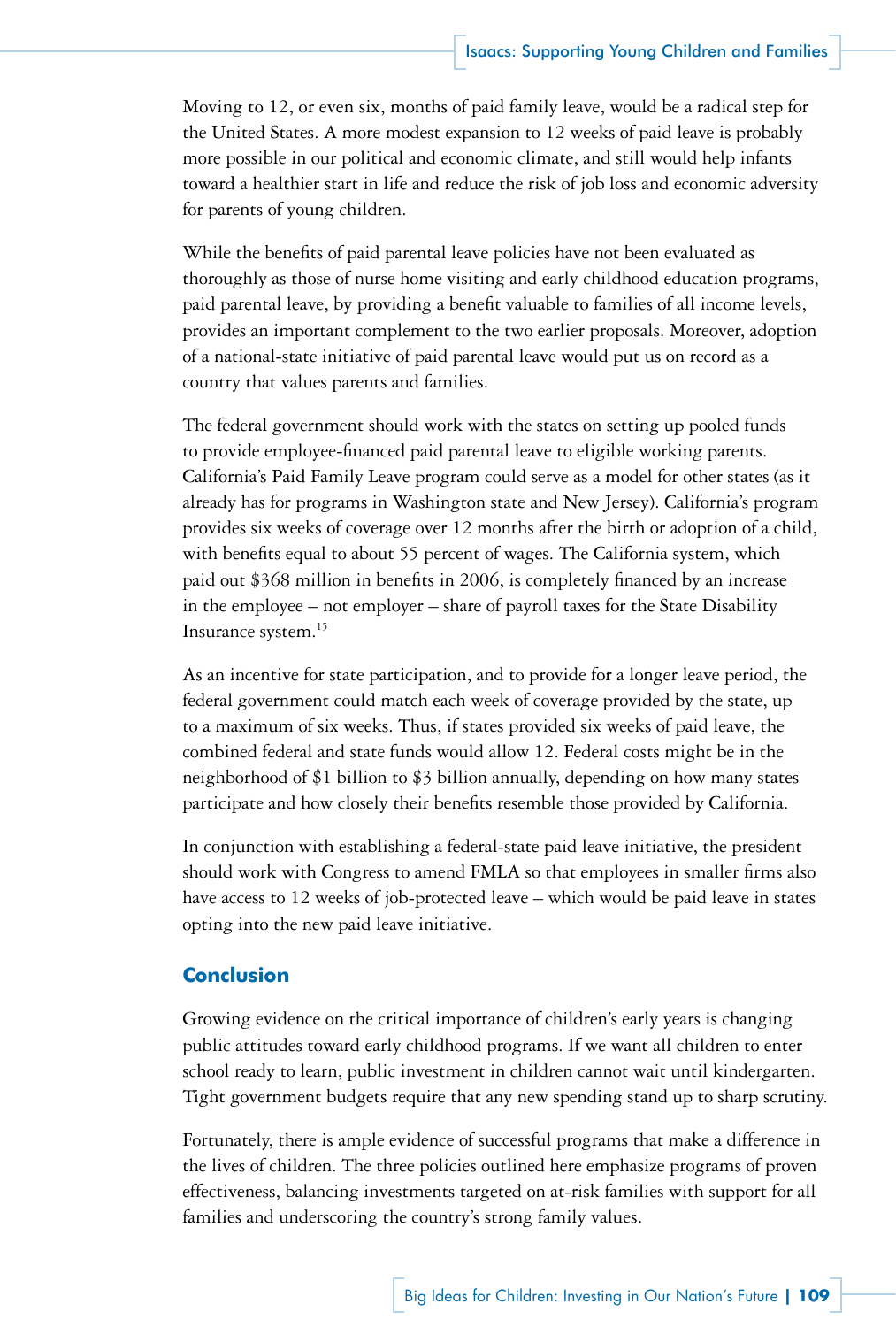Moving to 12, or even six, months of paid family leave, would be a radical step for the United States. A more modest expansion to 12 weeks of paid leave is probably more possible in our political and economic climate, and still would help infants toward a healthier start in life and reduce the risk of job loss and economic adversity for parents of young children.

While the benefits of paid parental leave policies have not been evaluated as thoroughly as those of nurse home visiting and early childhood education programs, paid parental leave, by providing a benefit valuable to families of all income levels, provides an important complement to the two earlier proposals. Moreover, adoption of a national-state initiative of paid parental leave would put us on record as a country that values parents and families.

The federal government should work with the states on setting up pooled funds to provide employee-financed paid parental leave to eligible working parents. California's Paid Family Leave program could serve as a model for other states (as it already has for programs in Washington state and New Jersey). California's program provides six weeks of coverage over 12 months after the birth or adoption of a child, with benefits equal to about 55 percent of wages. The California system, which paid out $368 million in benefits in 2006, is completely financed by an increase in the employee – not employer – share of payroll taxes for the State Disability Insurance system.[15]

As an incentive for state participation, and to provide for a longer leave period, the federal government could match each week of coverage provided by the state, up to a maximum of six weeks. Thus, if states provided six weeks of paid leave, the combined federal and state funds would allow 12. Federal costs might be in the neighborhood of $1 billion to $3 billion annually, depending on how many states participate and how closely their benefits resemble those provided by California.

In conjunction with establishing a federal-state paid leave initiative, the president should work with Congress to amend FMLA so that employees in smaller firms also have access to 12 weeks of job-protected leave – which would be paid leave in states opting into the new paid leave initiative.

## Conclusion

Growing evidence on the critical importance of children's early years is changing public attitudes toward early childhood programs. If we want all children to enter school ready to learn, public investment in children cannot wait until kindergarten. Tight government budgets require that any new spending stand up to sharp scrutiny.

Fortunately, there is ample evidence of successful programs that make a difference in the lives of children. The three policies outlined here emphasize programs of proven effectiveness, balancing investments targeted on at-risk families with support for all families and underscoring the country's strong family values.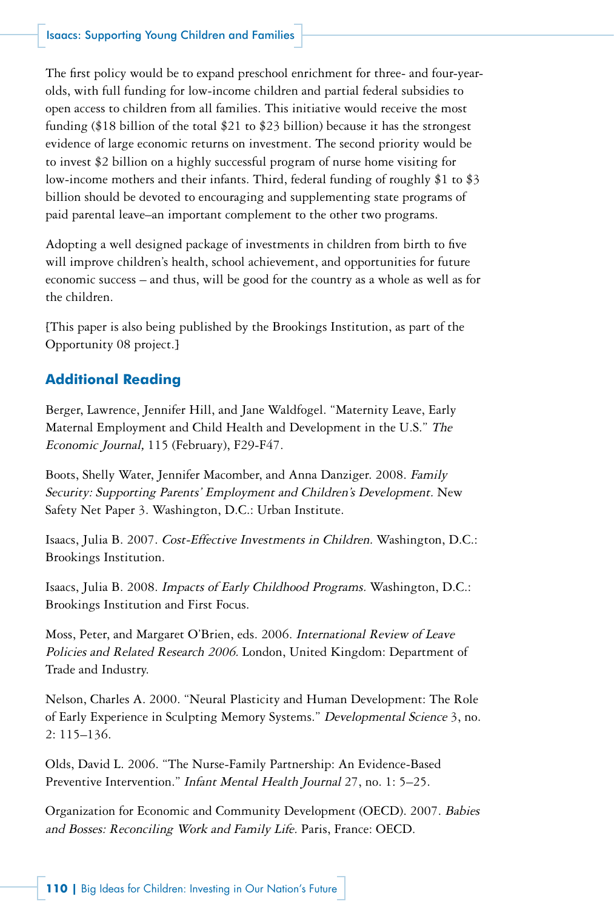The first policy would be to expand preschool enrichment for three- and four-year-olds, with full funding for low-income children and partial federal subsidies to open access to children from all families. This initiative would receive the most funding ($18 billion of the total $21 to $23 billion) because it has the strongest evidence of large economic returns on investment. The second priority would be to invest $2 billion on a highly successful program of nurse home visiting for low-income mothers and their infants. Third, federal funding of roughly $1 to $3 billion should be devoted to encouraging and supplementing state programs of paid parental leave–an important complement to the other two programs.

Adopting a well designed package of investments in children from birth to five will improve children's health, school achievement, and opportunities for future economic success – and thus, will be good for the country as a whole as well as for the children.

[This paper is also being published by the Brookings Institution, as part of the Opportunity 08 project.]

## Additional Reading

Berger, Lawrence, Jennifer Hill, and Jane Waldfogel. "Maternity Leave, Early Maternal Employment and Child Health and Development in the U.S." *The Economic Journal,* 115 (February), F29-F47.

Boots, Shelly Water, Jennifer Macomber, and Anna Danziger. 2008. *Family Security: Supporting Parents' Employment and Children's Development.* New Safety Net Paper 3. Washington, D.C.: Urban Institute.

Isaacs, Julia B. 2007. *Cost-Effective Investments in Children.* Washington, D.C.: Brookings Institution.

Isaacs, Julia B. 2008. *Impacts of Early Childhood Programs.* Washington, D.C.: Brookings Institution and First Focus.

Moss, Peter, and Margaret O'Brien, eds. 2006. *International Review of Leave Policies and Related Research 2006.* London, United Kingdom: Department of Trade and Industry.

Nelson, Charles A. 2000. "Neural Plasticity and Human Development: The Role of Early Experience in Sculpting Memory Systems." *Developmental Science* 3, no. 2: 115–136.

Olds, David L. 2006. "The Nurse-Family Partnership: An Evidence-Based Preventive Intervention." *Infant Mental Health Journal* 27, no. 1: 5–25.

Organization for Economic and Community Development (OECD). 2007. *Babies and Bosses: Reconciling Work and Family Life.* Paris, France: OECD.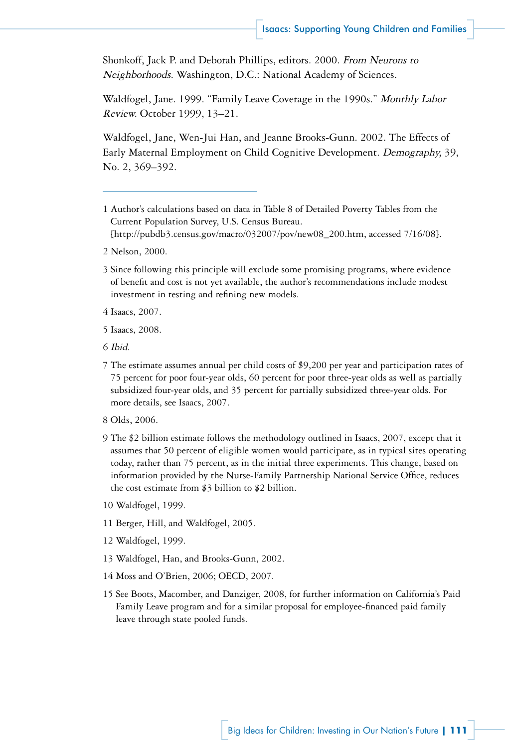Shonkoff, Jack P. and Deborah Phillips, editors. 2000. *From Neurons to Neighborhoods.* Washington, D.C.: National Academy of Sciences.

Waldfogel, Jane. 1999. "Family Leave Coverage in the 1990s." *Monthly Labor Review.* October 1999, 13–21.

Waldfogel, Jane, Wen-Jui Han, and Jeanne Brooks-Gunn. 2002. The Effects of Early Maternal Employment on Child Cognitive Development. *Demography,* 39, No. 2, 369–392.

---

1 Author's calculations based on data in Table 8 of Detailed Poverty Tables from the Current Population Survey, U.S. Census Bureau. [http://pubdb3.census.gov/macro/032007/pov/new08_200.htm, accessed 7/16/08].

2 Nelson, 2000.

3 Since following this principle will exclude some promising programs, where evidence of benefit and cost is not yet available, the author's recommendations include modest investment in testing and refining new models.

4 Isaacs, 2007.

5 Isaacs, 2008.

6 *Ibid.*

7 The estimate assumes annual per child costs of $9,200 per year and participation rates of 75 percent for poor four-year olds, 60 percent for poor three-year olds as well as partially subsidized four-year olds, and 35 percent for partially subsidized three-year olds. For more details, see Isaacs, 2007.

8 Olds, 2006.

9 The $2 billion estimate follows the methodology outlined in Isaacs, 2007, except that it assumes that 50 percent of eligible women would participate, as in typical sites operating today, rather than 75 percent, as in the initial three experiments. This change, based on information provided by the Nurse-Family Partnership National Service Office, reduces the cost estimate from $3 billion to $2 billion.

10 Waldfogel, 1999.

11 Berger, Hill, and Waldfogel, 2005.

12 Waldfogel, 1999.

13 Waldfogel, Han, and Brooks-Gunn, 2002.

14 Moss and O'Brien, 2006; OECD, 2007.

15 See Boots, Macomber, and Danziger, 2008, for further information on California's Paid Family Leave program and for a similar proposal for employee-financed paid family leave through state pooled funds.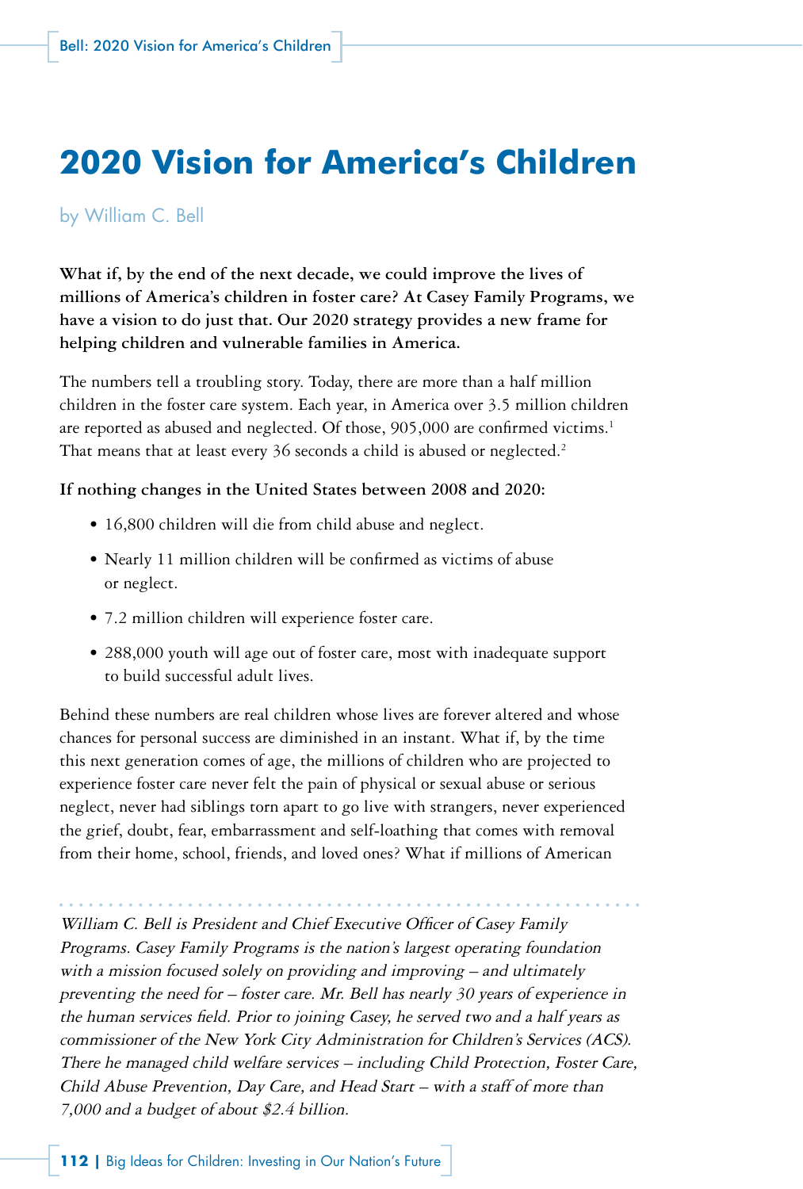# 2020 Vision for America's Children

by William C. Bell

**What if, by the end of the next decade, we could improve the lives of millions of America's children in foster care? At Casey Family Programs, we have a vision to do just that. Our 2020 strategy provides a new frame for helping children and vulnerable families in America.**

The numbers tell a troubling story. Today, there are more than a half million children in the foster care system. Each year, in America over 3.5 million children are reported as abused and neglected. Of those, 905,000 are confirmed victims.[1] That means that at least every 36 seconds a child is abused or neglected.[2]

**If nothing changes in the United States between 2008 and 2020:**

- 16,800 children will die from child abuse and neglect.
- Nearly 11 million children will be confirmed as victims of abuse or neglect.
- 7.2 million children will experience foster care.
- 288,000 youth will age out of foster care, most with inadequate support to build successful adult lives.

Behind these numbers are real children whose lives are forever altered and whose chances for personal success are diminished in an instant. What if, by the time this next generation comes of age, the millions of children who are projected to experience foster care never felt the pain of physical or sexual abuse or serious neglect, never had siblings torn apart to go live with strangers, never experienced the grief, doubt, fear, embarrassment and self-loathing that comes with removal from their home, school, friends, and loved ones? What if millions of American

---

*William C. Bell is President and Chief Executive Officer of Casey Family Programs. Casey Family Programs is the nation's largest operating foundation with a mission focused solely on providing and improving – and ultimately preventing the need for – foster care. Mr. Bell has nearly 30 years of experience in the human services field. Prior to joining Casey, he served two and a half years as commissioner of the New York City Administration for Children's Services (ACS). There he managed child welfare services – including Child Protection, Foster Care, Child Abuse Prevention, Day Care, and Head Start – with a staff of more than 7,000 and a budget of about $2.4 billion.*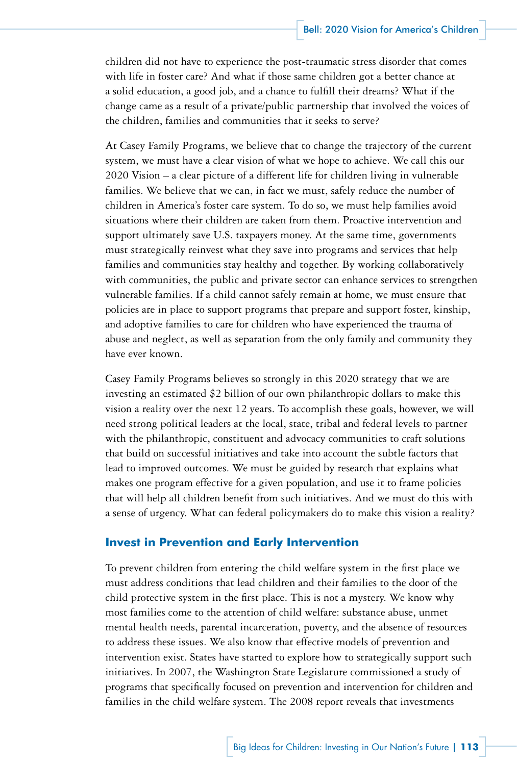children did not have to experience the post-traumatic stress disorder that comes with life in foster care? And what if those same children got a better chance at a solid education, a good job, and a chance to fulfill their dreams? What if the change came as a result of a private/public partnership that involved the voices of the children, families and communities that it seeks to serve?

At Casey Family Programs, we believe that to change the trajectory of the current system, we must have a clear vision of what we hope to achieve. We call this our 2020 Vision – a clear picture of a different life for children living in vulnerable families. We believe that we can, in fact we must, safely reduce the number of children in America's foster care system. To do so, we must help families avoid situations where their children are taken from them. Proactive intervention and support ultimately save U.S. taxpayers money. At the same time, governments must strategically reinvest what they save into programs and services that help families and communities stay healthy and together. By working collaboratively with communities, the public and private sector can enhance services to strengthen vulnerable families. If a child cannot safely remain at home, we must ensure that policies are in place to support programs that prepare and support foster, kinship, and adoptive families to care for children who have experienced the trauma of abuse and neglect, as well as separation from the only family and community they have ever known.

Casey Family Programs believes so strongly in this 2020 strategy that we are investing an estimated $2 billion of our own philanthropic dollars to make this vision a reality over the next 12 years. To accomplish these goals, however, we will need strong political leaders at the local, state, tribal and federal levels to partner with the philanthropic, constituent and advocacy communities to craft solutions that build on successful initiatives and take into account the subtle factors that lead to improved outcomes. We must be guided by research that explains what makes one program effective for a given population, and use it to frame policies that will help all children benefit from such initiatives. And we must do this with a sense of urgency. What can federal policymakers do to make this vision a reality?

## Invest in Prevention and Early Intervention

To prevent children from entering the child welfare system in the first place we must address conditions that lead children and their families to the door of the child protective system in the first place. This is not a mystery. We know why most families come to the attention of child welfare: substance abuse, unmet mental health needs, parental incarceration, poverty, and the absence of resources to address these issues. We also know that effective models of prevention and intervention exist. States have started to explore how to strategically support such initiatives. In 2007, the Washington State Legislature commissioned a study of programs that specifically focused on prevention and intervention for children and families in the child welfare system. The 2008 report reveals that investments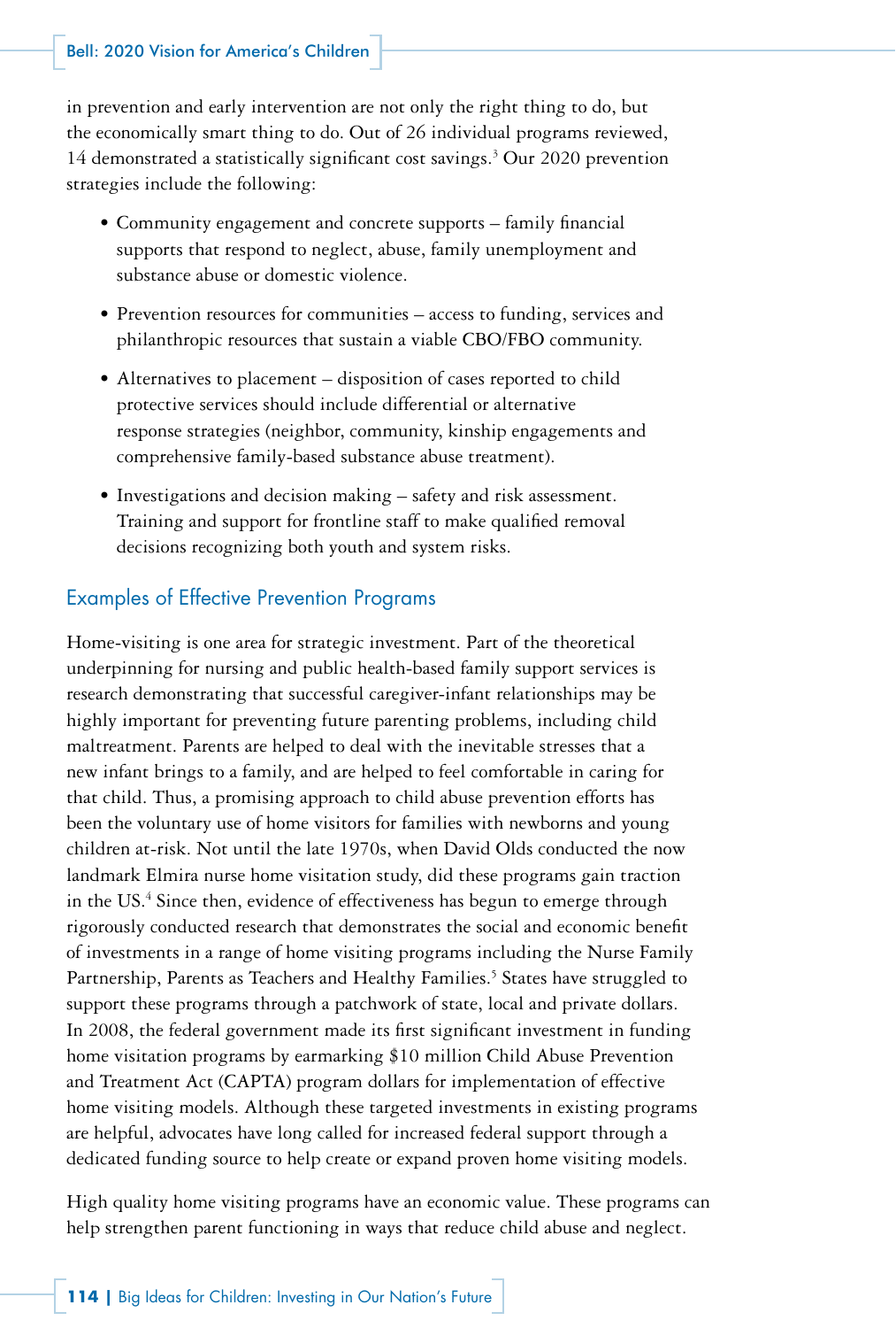in prevention and early intervention are not only the right thing to do, but the economically smart thing to do. Out of 26 individual programs reviewed, 14 demonstrated a statistically significant cost savings.[3] Our 2020 prevention strategies include the following:

- Community engagement and concrete supports – family financial supports that respond to neglect, abuse, family unemployment and substance abuse or domestic violence.
- Prevention resources for communities – access to funding, services and philanthropic resources that sustain a viable CBO/FBO community.
- Alternatives to placement – disposition of cases reported to child protective services should include differential or alternative response strategies (neighbor, community, kinship engagements and comprehensive family-based substance abuse treatment).
- Investigations and decision making – safety and risk assessment. Training and support for frontline staff to make qualified removal decisions recognizing both youth and system risks.

## Examples of Effective Prevention Programs

Home-visiting is one area for strategic investment. Part of the theoretical underpinning for nursing and public health-based family support services is research demonstrating that successful caregiver-infant relationships may be highly important for preventing future parenting problems, including child maltreatment. Parents are helped to deal with the inevitable stresses that a new infant brings to a family, and are helped to feel comfortable in caring for that child. Thus, a promising approach to child abuse prevention efforts has been the voluntary use of home visitors for families with newborns and young children at-risk. Not until the late 1970s, when David Olds conducted the now landmark Elmira nurse home visitation study, did these programs gain traction in the US.[4] Since then, evidence of effectiveness has begun to emerge through rigorously conducted research that demonstrates the social and economic benefit of investments in a range of home visiting programs including the Nurse Family Partnership, Parents as Teachers and Healthy Families.[5] States have struggled to support these programs through a patchwork of state, local and private dollars. In 2008, the federal government made its first significant investment in funding home visitation programs by earmarking $10 million Child Abuse Prevention and Treatment Act (CAPTA) program dollars for implementation of effective home visiting models. Although these targeted investments in existing programs are helpful, advocates have long called for increased federal support through a dedicated funding source to help create or expand proven home visiting models.

High quality home visiting programs have an economic value. These programs can help strengthen parent functioning in ways that reduce child abuse and neglect.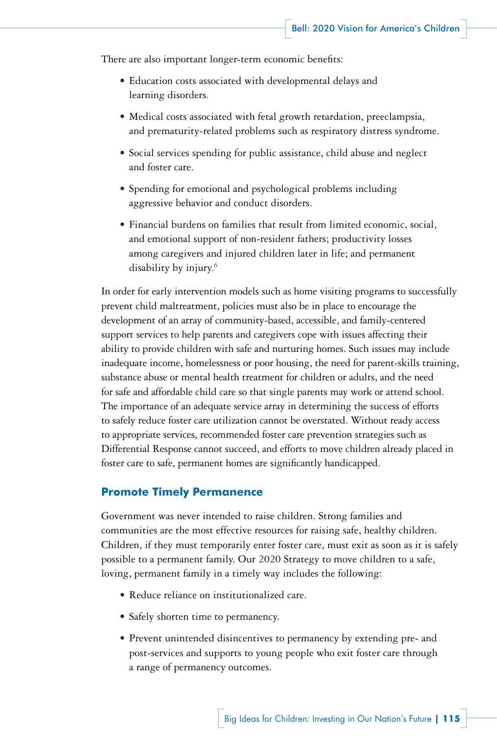There are also important longer-term economic benefits:

- Education costs associated with developmental delays and learning disorders.
- Medical costs associated with fetal growth retardation, preeclampsia, and prematurity-related problems such as respiratory distress syndrome.
- Social services spending for public assistance, child abuse and neglect and foster care.
- Spending for emotional and psychological problems including aggressive behavior and conduct disorders.
- Financial burdens on families that result from limited economic, social, and emotional support of non-resident fathers; productivity losses among caregivers and injured children later in life; and permanent disability by injury.[6]

In order for early intervention models such as home visiting programs to successfully prevent child maltreatment, policies must also be in place to encourage the development of an array of community-based, accessible, and family-centered support services to help parents and caregivers cope with issues affecting their ability to provide children with safe and nurturing homes. Such issues may include inadequate income, homelessness or poor housing, the need for parent-skills training, substance abuse or mental health treatment for children or adults, and the need for safe and affordable child care so that single parents may work or attend school. The importance of an adequate service array in determining the success of efforts to safely reduce foster care utilization cannot be overstated. Without ready access to appropriate services, recommended foster care prevention strategies such as Differential Response cannot succeed, and efforts to move children already placed in foster care to safe, permanent homes are significantly handicapped.

## Promote Timely Permanence

Government was never intended to raise children. Strong families and communities are the most effective resources for raising safe, healthy children. Children, if they must temporarily enter foster care, must exit as soon as it is safely possible to a permanent family. Our 2020 Strategy to move children to a safe, loving, permanent family in a timely way includes the following:

- Reduce reliance on institutionalized care.
- Safely shorten time to permanency.
- Prevent unintended disincentives to permanency by extending pre- and post-services and supports to young people who exit foster care through a range of permanency outcomes.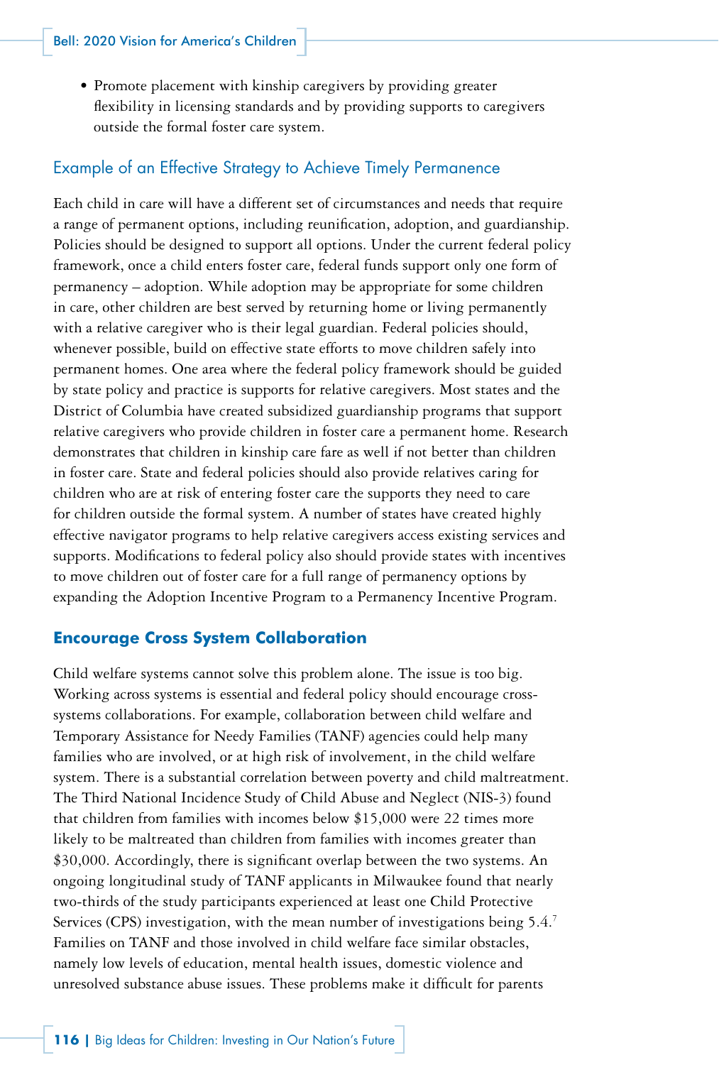- Promote placement with kinship caregivers by providing greater flexibility in licensing standards and by providing supports to caregivers outside the formal foster care system.

### Example of an Effective Strategy to Achieve Timely Permanence

Each child in care will have a different set of circumstances and needs that require a range of permanent options, including reunification, adoption, and guardianship. Policies should be designed to support all options. Under the current federal policy framework, once a child enters foster care, federal funds support only one form of permanency – adoption. While adoption may be appropriate for some children in care, other children are best served by returning home or living permanently with a relative caregiver who is their legal guardian. Federal policies should, whenever possible, build on effective state efforts to move children safely into permanent homes. One area where the federal policy framework should be guided by state policy and practice is supports for relative caregivers. Most states and the District of Columbia have created subsidized guardianship programs that support relative caregivers who provide children in foster care a permanent home. Research demonstrates that children in kinship care fare as well if not better than children in foster care. State and federal policies should also provide relatives caring for children who are at risk of entering foster care the supports they need to care for children outside the formal system. A number of states have created highly effective navigator programs to help relative caregivers access existing services and supports. Modifications to federal policy also should provide states with incentives to move children out of foster care for a full range of permanency options by expanding the Adoption Incentive Program to a Permanency Incentive Program.

### Encourage Cross System Collaboration

Child welfare systems cannot solve this problem alone. The issue is too big. Working across systems is essential and federal policy should encourage cross-systems collaborations. For example, collaboration between child welfare and Temporary Assistance for Needy Families (TANF) agencies could help many families who are involved, or at high risk of involvement, in the child welfare system. There is a substantial correlation between poverty and child maltreatment. The Third National Incidence Study of Child Abuse and Neglect (NIS-3) found that children from families with incomes below $15,000 were 22 times more likely to be maltreated than children from families with incomes greater than $30,000. Accordingly, there is significant overlap between the two systems. An ongoing longitudinal study of TANF applicants in Milwaukee found that nearly two-thirds of the study participants experienced at least one Child Protective Services (CPS) investigation, with the mean number of investigations being 5.4.[7] Families on TANF and those involved in child welfare face similar obstacles, namely low levels of education, mental health issues, domestic violence and unresolved substance abuse issues. These problems make it difficult for parents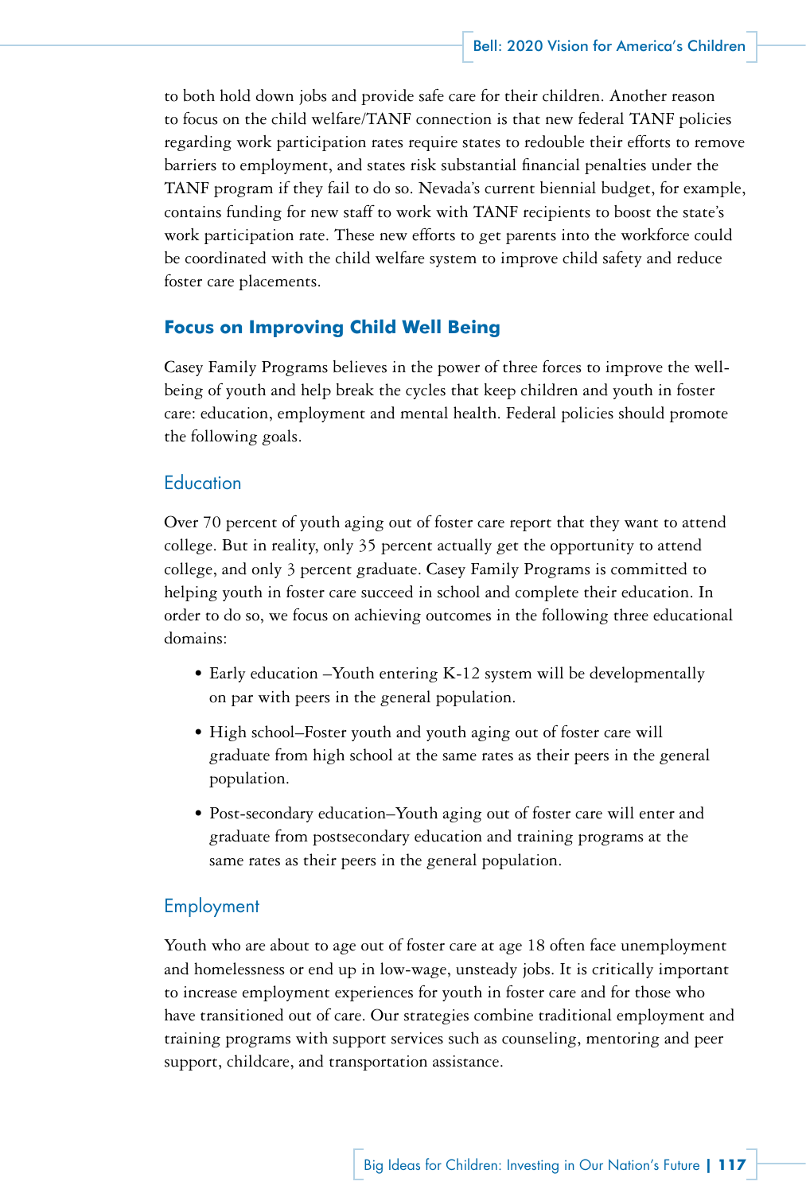to both hold down jobs and provide safe care for their children. Another reason to focus on the child welfare/TANF connection is that new federal TANF policies regarding work participation rates require states to redouble their efforts to remove barriers to employment, and states risk substantial financial penalties under the TANF program if they fail to do so. Nevada's current biennial budget, for example, contains funding for new staff to work with TANF recipients to boost the state's work participation rate. These new efforts to get parents into the workforce could be coordinated with the child welfare system to improve child safety and reduce foster care placements.

## Focus on Improving Child Well Being

Casey Family Programs believes in the power of three forces to improve the well-being of youth and help break the cycles that keep children and youth in foster care: education, employment and mental health. Federal policies should promote the following goals.

### Education

Over 70 percent of youth aging out of foster care report that they want to attend college. But in reality, only 35 percent actually get the opportunity to attend college, and only 3 percent graduate. Casey Family Programs is committed to helping youth in foster care succeed in school and complete their education. In order to do so, we focus on achieving outcomes in the following three educational domains:

- Early education –Youth entering K-12 system will be developmentally on par with peers in the general population.
- High school–Foster youth and youth aging out of foster care will graduate from high school at the same rates as their peers in the general population.
- Post-secondary education–Youth aging out of foster care will enter and graduate from postsecondary education and training programs at the same rates as their peers in the general population.

### Employment

Youth who are about to age out of foster care at age 18 often face unemployment and homelessness or end up in low-wage, unsteady jobs. It is critically important to increase employment experiences for youth in foster care and for those who have transitioned out of care. Our strategies combine traditional employment and training programs with support services such as counseling, mentoring and peer support, childcare, and transportation assistance.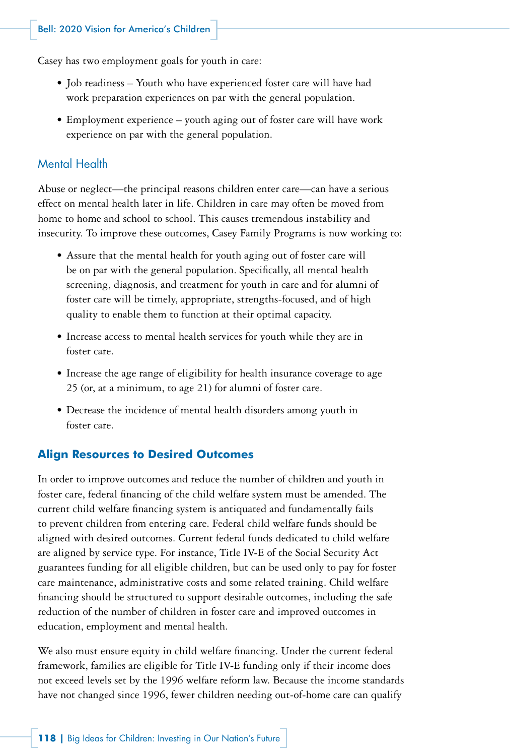Casey has two employment goals for youth in care:

- Job readiness – Youth who have experienced foster care will have had work preparation experiences on par with the general population.
- Employment experience – youth aging out of foster care will have work experience on par with the general population.

### Mental Health

Abuse or neglect—the principal reasons children enter care—can have a serious effect on mental health later in life. Children in care may often be moved from home to home and school to school. This causes tremendous instability and insecurity. To improve these outcomes, Casey Family Programs is now working to:

- Assure that the mental health for youth aging out of foster care will be on par with the general population. Specifically, all mental health screening, diagnosis, and treatment for youth in care and for alumni of foster care will be timely, appropriate, strengths-focused, and of high quality to enable them to function at their optimal capacity.
- Increase access to mental health services for youth while they are in foster care.
- Increase the age range of eligibility for health insurance coverage to age 25 (or, at a minimum, to age 21) for alumni of foster care.
- Decrease the incidence of mental health disorders among youth in foster care.

## Align Resources to Desired Outcomes

In order to improve outcomes and reduce the number of children and youth in foster care, federal financing of the child welfare system must be amended. The current child welfare financing system is antiquated and fundamentally fails to prevent children from entering care. Federal child welfare funds should be aligned with desired outcomes. Current federal funds dedicated to child welfare are aligned by service type. For instance, Title IV-E of the Social Security Act guarantees funding for all eligible children, but can be used only to pay for foster care maintenance, administrative costs and some related training. Child welfare financing should be structured to support desirable outcomes, including the safe reduction of the number of children in foster care and improved outcomes in education, employment and mental health.

We also must ensure equity in child welfare financing. Under the current federal framework, families are eligible for Title IV-E funding only if their income does not exceed levels set by the 1996 welfare reform law. Because the income standards have not changed since 1996, fewer children needing out-of-home care can qualify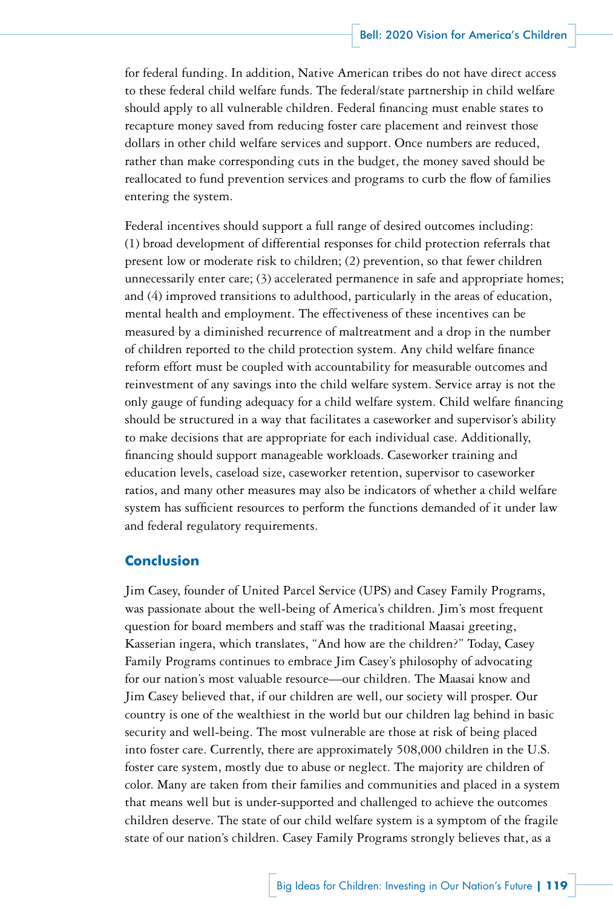for federal funding. In addition, Native American tribes do not have direct access to these federal child welfare funds. The federal/state partnership in child welfare should apply to all vulnerable children. Federal financing must enable states to recapture money saved from reducing foster care placement and reinvest those dollars in other child welfare services and support. Once numbers are reduced, rather than make corresponding cuts in the budget, the money saved should be reallocated to fund prevention services and programs to curb the flow of families entering the system.

Federal incentives should support a full range of desired outcomes including: (1) broad development of differential responses for child protection referrals that present low or moderate risk to children; (2) prevention, so that fewer children unnecessarily enter care; (3) accelerated permanence in safe and appropriate homes; and (4) improved transitions to adulthood, particularly in the areas of education, mental health and employment. The effectiveness of these incentives can be measured by a diminished recurrence of maltreatment and a drop in the number of children reported to the child protection system. Any child welfare finance reform effort must be coupled with accountability for measurable outcomes and reinvestment of any savings into the child welfare system. Service array is not the only gauge of funding adequacy for a child welfare system. Child welfare financing should be structured in a way that facilitates a caseworker and supervisor's ability to make decisions that are appropriate for each individual case. Additionally, financing should support manageable workloads. Caseworker training and education levels, caseload size, caseworker retention, supervisor to caseworker ratios, and many other measures may also be indicators of whether a child welfare system has sufficient resources to perform the functions demanded of it under law and federal regulatory requirements.

## Conclusion

Jim Casey, founder of United Parcel Service (UPS) and Casey Family Programs, was passionate about the well-being of America's children. Jim's most frequent question for board members and staff was the traditional Maasai greeting, Kasserian ingera, which translates, "And how are the children?" Today, Casey Family Programs continues to embrace Jim Casey's philosophy of advocating for our nation's most valuable resource—our children. The Maasai know and Jim Casey believed that, if our children are well, our society will prosper. Our country is one of the wealthiest in the world but our children lag behind in basic security and well-being. The most vulnerable are those at risk of being placed into foster care. Currently, there are approximately 508,000 children in the U.S. foster care system, mostly due to abuse or neglect. The majority are children of color. Many are taken from their families and communities and placed in a system that means well but is under-supported and challenged to achieve the outcomes children deserve. The state of our child welfare system is a symptom of the fragile state of our nation's children. Casey Family Programs strongly believes that, as a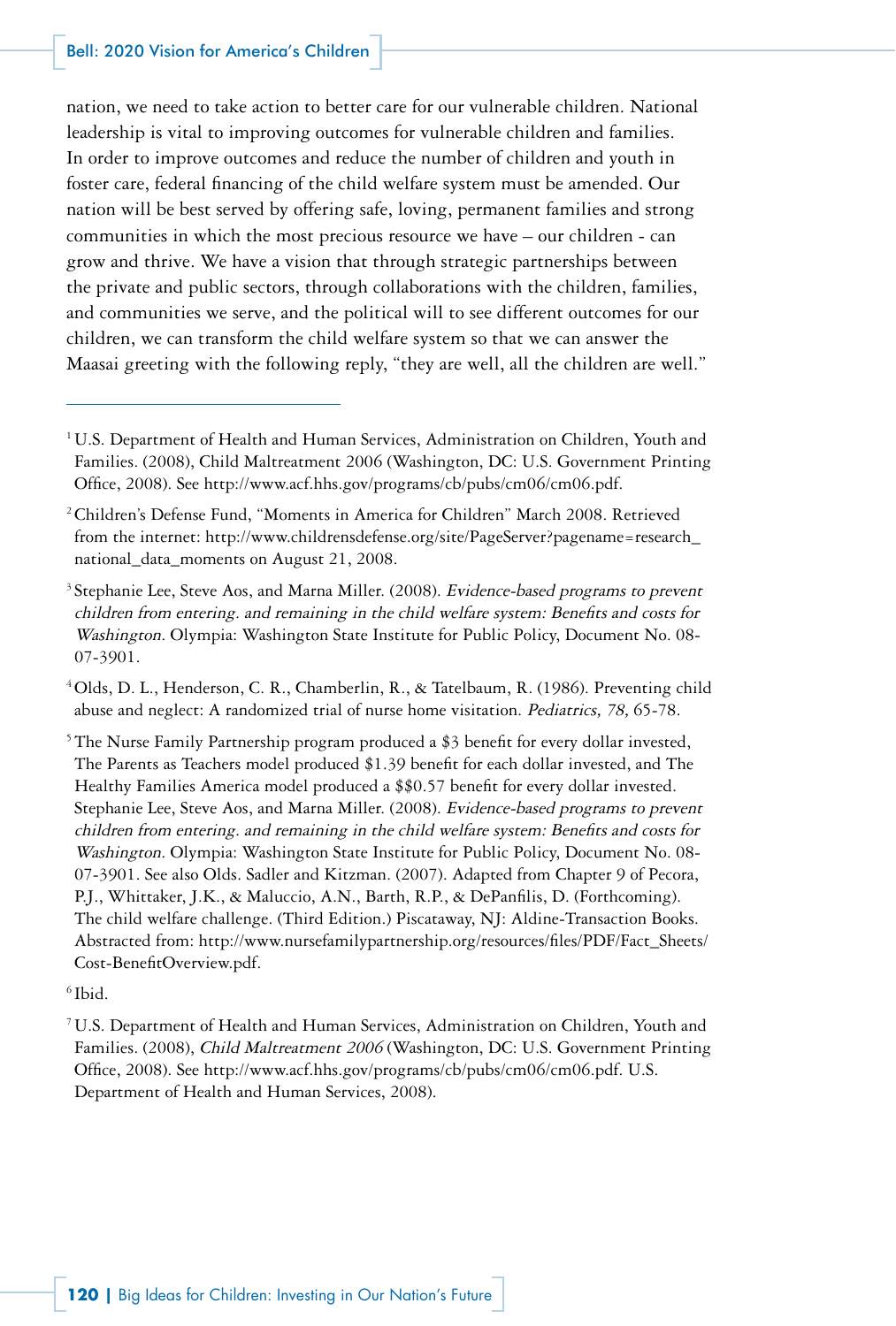nation, we need to take action to better care for our vulnerable children. National leadership is vital to improving outcomes for vulnerable children and families. In order to improve outcomes and reduce the number of children and youth in foster care, federal financing of the child welfare system must be amended. Our nation will be best served by offering safe, loving, permanent families and strong communities in which the most precious resource we have – our children - can grow and thrive. We have a vision that through strategic partnerships between the private and public sectors, through collaborations with the children, families, and communities we serve, and the political will to see different outcomes for our children, we can transform the child welfare system so that we can answer the Maasai greeting with the following reply, "they are well, all the children are well."

---

[1] U.S. Department of Health and Human Services, Administration on Children, Youth and Families. (2008), Child Maltreatment 2006 (Washington, DC: U.S. Government Printing Office, 2008). See http://www.acf.hhs.gov/programs/cb/pubs/cm06/cm06.pdf.

[2] Children's Defense Fund, "Moments in America for Children" March 2008. Retrieved from the internet: http://www.childrensdefense.org/site/PageServer?pagename=research_national_data_moments on August 21, 2008.

[3] Stephanie Lee, Steve Aos, and Marna Miller. (2008). *Evidence-based programs to prevent children from entering. and remaining in the child welfare system: Benefits and costs for Washington.* Olympia: Washington State Institute for Public Policy, Document No. 08-07-3901.

[4] Olds, D. L., Henderson, C. R., Chamberlin, R., & Tatelbaum, R. (1986). Preventing child abuse and neglect: A randomized trial of nurse home visitation. *Pediatrics, 78,* 65-78.

[5] The Nurse Family Partnership program produced a $3 benefit for every dollar invested, The Parents as Teachers model produced $1.39 benefit for each dollar invested, and The Healthy Families America model produced a $$0.57 benefit for every dollar invested. Stephanie Lee, Steve Aos, and Marna Miller. (2008). *Evidence-based programs to prevent children from entering. and remaining in the child welfare system: Benefits and costs for Washington.* Olympia: Washington State Institute for Public Policy, Document No. 08-07-3901. See also Olds. Sadler and Kitzman. (2007). Adapted from Chapter 9 of Pecora, P.J., Whittaker, J.K., & Maluccio, A.N., Barth, R.P., & DePanfilis, D. (Forthcoming). The child welfare challenge. (Third Edition.) Piscataway, NJ: Aldine-Transaction Books. Abstracted from: http://www.nursefamilypartnership.org/resources/files/PDF/Fact_Sheets/Cost-BenefitOverview.pdf.

[6] Ibid.

[7] U.S. Department of Health and Human Services, Administration on Children, Youth and Families. (2008), *Child Maltreatment 2006* (Washington, DC: U.S. Government Printing Office, 2008). See http://www.acf.hhs.gov/programs/cb/pubs/cm06/cm06.pdf. U.S. Department of Health and Human Services, 2008).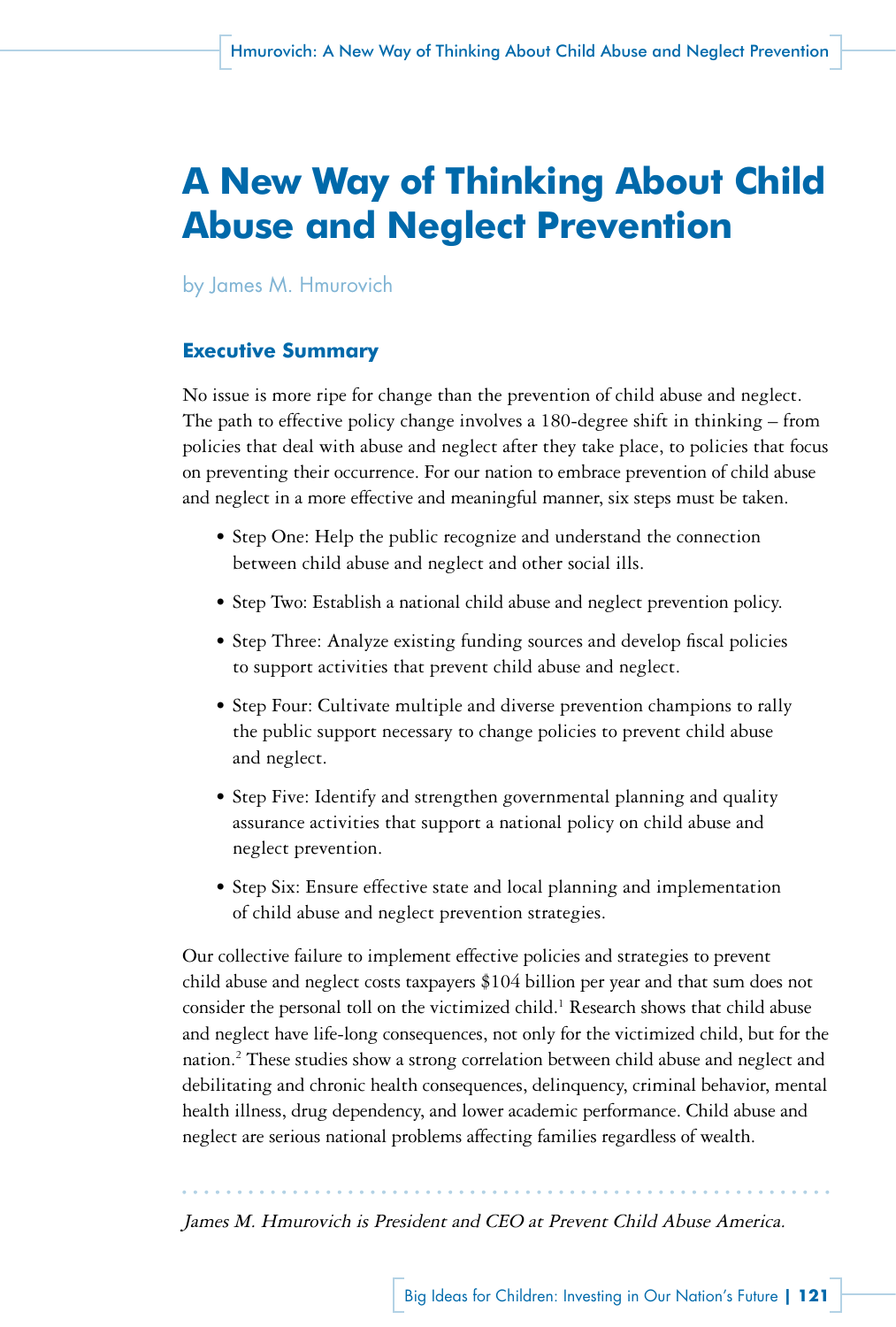# A New Way of Thinking About Child Abuse and Neglect Prevention

by James M. Hmurovich

## Executive Summary

No issue is more ripe for change than the prevention of child abuse and neglect. The path to effective policy change involves a 180-degree shift in thinking – from policies that deal with abuse and neglect after they take place, to policies that focus on preventing their occurrence. For our nation to embrace prevention of child abuse and neglect in a more effective and meaningful manner, six steps must be taken.

- Step One: Help the public recognize and understand the connection between child abuse and neglect and other social ills.
- Step Two: Establish a national child abuse and neglect prevention policy.
- Step Three: Analyze existing funding sources and develop fiscal policies to support activities that prevent child abuse and neglect.
- Step Four: Cultivate multiple and diverse prevention champions to rally the public support necessary to change policies to prevent child abuse and neglect.
- Step Five: Identify and strengthen governmental planning and quality assurance activities that support a national policy on child abuse and neglect prevention.
- Step Six: Ensure effective state and local planning and implementation of child abuse and neglect prevention strategies.

Our collective failure to implement effective policies and strategies to prevent child abuse and neglect costs taxpayers $104 billion per year and that sum does not consider the personal toll on the victimized child.[1] Research shows that child abuse and neglect have life-long consequences, not only for the victimized child, but for the nation.[2] These studies show a strong correlation between child abuse and neglect and debilitating and chronic health consequences, delinquency, criminal behavior, mental health illness, drug dependency, and lower academic performance. Child abuse and neglect are serious national problems affecting families regardless of wealth.

*James M. Hmurovich is President and CEO at Prevent Child Abuse America.*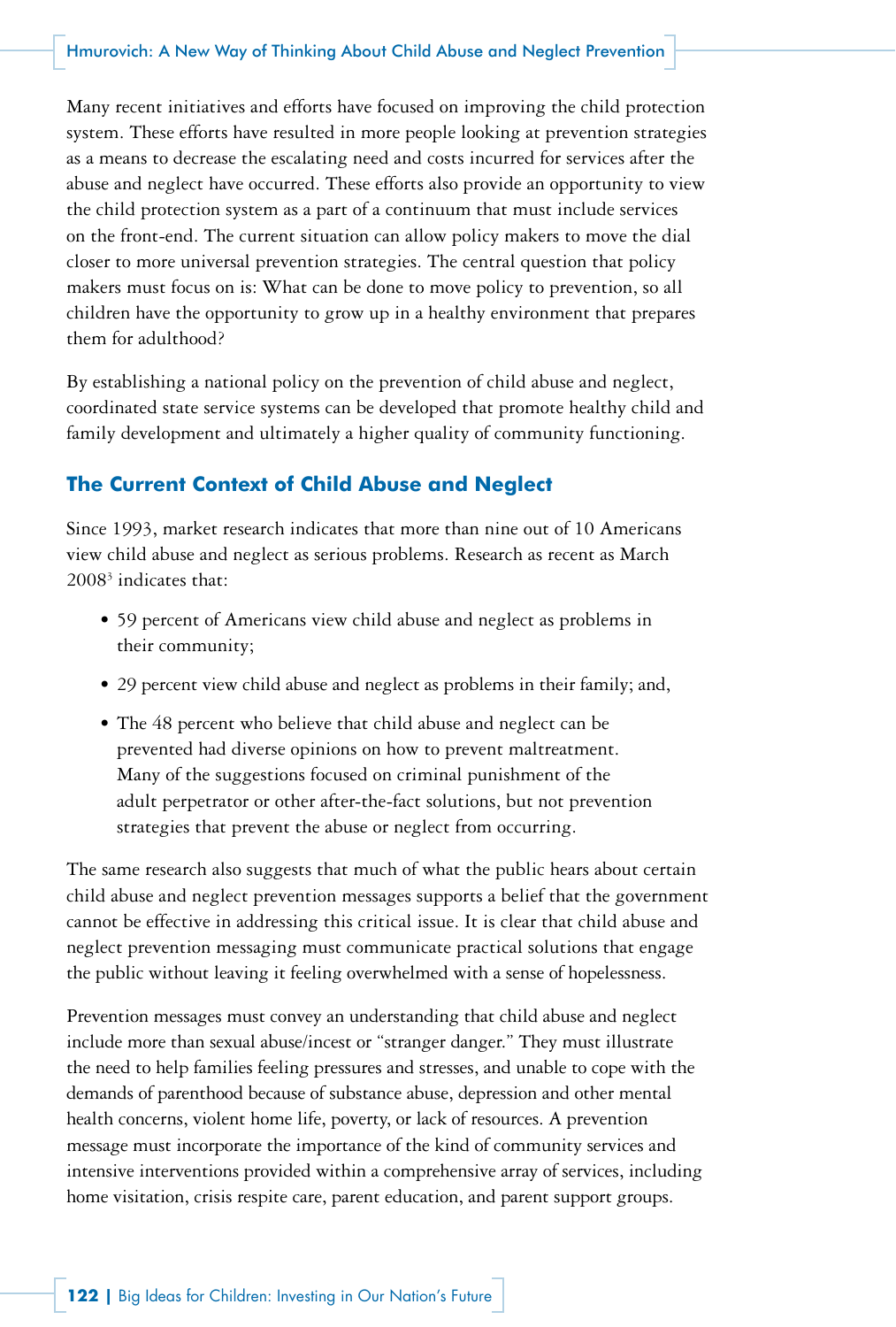Many recent initiatives and efforts have focused on improving the child protection system. These efforts have resulted in more people looking at prevention strategies as a means to decrease the escalating need and costs incurred for services after the abuse and neglect have occurred. These efforts also provide an opportunity to view the child protection system as a part of a continuum that must include services on the front-end. The current situation can allow policy makers to move the dial closer to more universal prevention strategies. The central question that policy makers must focus on is: What can be done to move policy to prevention, so all children have the opportunity to grow up in a healthy environment that prepares them for adulthood?

By establishing a national policy on the prevention of child abuse and neglect, coordinated state service systems can be developed that promote healthy child and family development and ultimately a higher quality of community functioning.

## The Current Context of Child Abuse and Neglect

Since 1993, market research indicates that more than nine out of 10 Americans view child abuse and neglect as serious problems. Research as recent as March 2008[3] indicates that:

- 59 percent of Americans view child abuse and neglect as problems in their community;
- 29 percent view child abuse and neglect as problems in their family; and,
- The 48 percent who believe that child abuse and neglect can be prevented had diverse opinions on how to prevent maltreatment. Many of the suggestions focused on criminal punishment of the adult perpetrator or other after-the-fact solutions, but not prevention strategies that prevent the abuse or neglect from occurring.

The same research also suggests that much of what the public hears about certain child abuse and neglect prevention messages supports a belief that the government cannot be effective in addressing this critical issue. It is clear that child abuse and neglect prevention messaging must communicate practical solutions that engage the public without leaving it feeling overwhelmed with a sense of hopelessness.

Prevention messages must convey an understanding that child abuse and neglect include more than sexual abuse/incest or "stranger danger." They must illustrate the need to help families feeling pressures and stresses, and unable to cope with the demands of parenthood because of substance abuse, depression and other mental health concerns, violent home life, poverty, or lack of resources. A prevention message must incorporate the importance of the kind of community services and intensive interventions provided within a comprehensive array of services, including home visitation, crisis respite care, parent education, and parent support groups.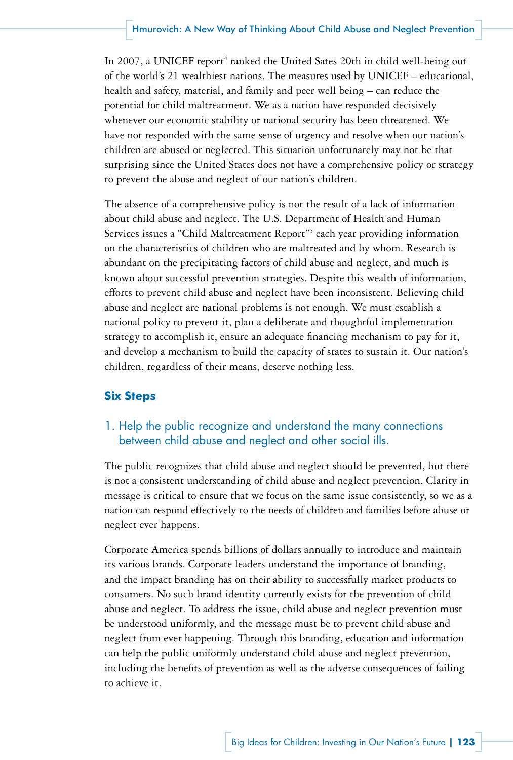In 2007, a UNICEF report[4] ranked the United Sates 20th in child well-being out of the world's 21 wealthiest nations. The measures used by UNICEF – educational, health and safety, material, and family and peer well being – can reduce the potential for child maltreatment. We as a nation have responded decisively whenever our economic stability or national security has been threatened. We have not responded with the same sense of urgency and resolve when our nation's children are abused or neglected. This situation unfortunately may not be that surprising since the United States does not have a comprehensive policy or strategy to prevent the abuse and neglect of our nation's children.

The absence of a comprehensive policy is not the result of a lack of information about child abuse and neglect. The U.S. Department of Health and Human Services issues a "Child Maltreatment Report"[5] each year providing information on the characteristics of children who are maltreated and by whom. Research is abundant on the precipitating factors of child abuse and neglect, and much is known about successful prevention strategies. Despite this wealth of information, efforts to prevent child abuse and neglect have been inconsistent. Believing child abuse and neglect are national problems is not enough. We must establish a national policy to prevent it, plan a deliberate and thoughtful implementation strategy to accomplish it, ensure an adequate financing mechanism to pay for it, and develop a mechanism to build the capacity of states to sustain it. Our nation's children, regardless of their means, deserve nothing less.

## Six Steps

### 1. Help the public recognize and understand the many connections between child abuse and neglect and other social ills.

The public recognizes that child abuse and neglect should be prevented, but there is not a consistent understanding of child abuse and neglect prevention. Clarity in message is critical to ensure that we focus on the same issue consistently, so we as a nation can respond effectively to the needs of children and families before abuse or neglect ever happens.

Corporate America spends billions of dollars annually to introduce and maintain its various brands. Corporate leaders understand the importance of branding, and the impact branding has on their ability to successfully market products to consumers. No such brand identity currently exists for the prevention of child abuse and neglect. To address the issue, child abuse and neglect prevention must be understood uniformly, and the message must be to prevent child abuse and neglect from ever happening. Through this branding, education and information can help the public uniformly understand child abuse and neglect prevention, including the benefits of prevention as well as the adverse consequences of failing to achieve it.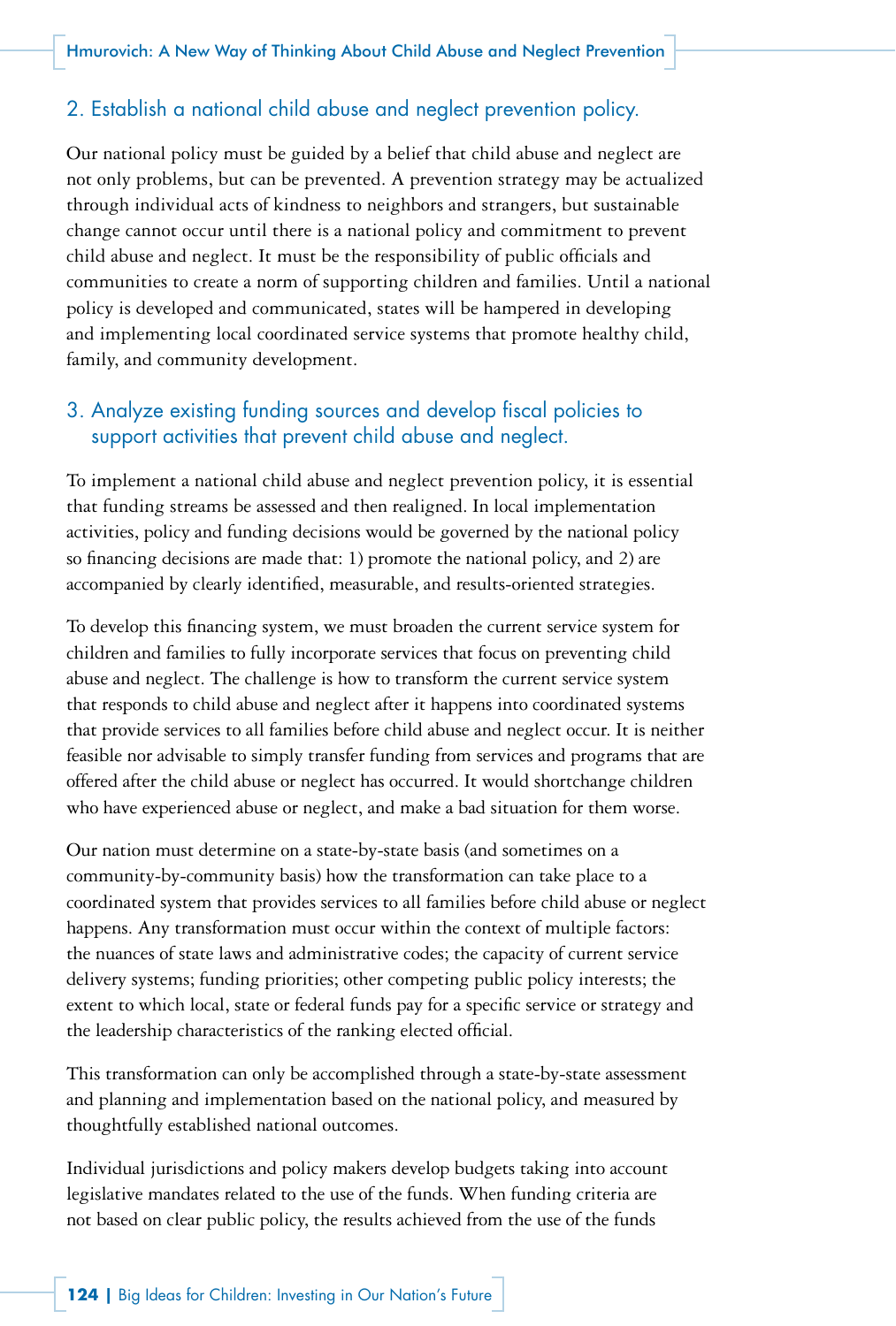## 2. Establish a national child abuse and neglect prevention policy.

Our national policy must be guided by a belief that child abuse and neglect are not only problems, but can be prevented. A prevention strategy may be actualized through individual acts of kindness to neighbors and strangers, but sustainable change cannot occur until there is a national policy and commitment to prevent child abuse and neglect. It must be the responsibility of public officials and communities to create a norm of supporting children and families. Until a national policy is developed and communicated, states will be hampered in developing and implementing local coordinated service systems that promote healthy child, family, and community development.

## 3. Analyze existing funding sources and develop fiscal policies to support activities that prevent child abuse and neglect.

To implement a national child abuse and neglect prevention policy, it is essential that funding streams be assessed and then realigned. In local implementation activities, policy and funding decisions would be governed by the national policy so financing decisions are made that: 1) promote the national policy, and 2) are accompanied by clearly identified, measurable, and results-oriented strategies.

To develop this financing system, we must broaden the current service system for children and families to fully incorporate services that focus on preventing child abuse and neglect. The challenge is how to transform the current service system that responds to child abuse and neglect after it happens into coordinated systems that provide services to all families before child abuse and neglect occur. It is neither feasible nor advisable to simply transfer funding from services and programs that are offered after the child abuse or neglect has occurred. It would shortchange children who have experienced abuse or neglect, and make a bad situation for them worse.

Our nation must determine on a state-by-state basis (and sometimes on a community-by-community basis) how the transformation can take place to a coordinated system that provides services to all families before child abuse or neglect happens. Any transformation must occur within the context of multiple factors: the nuances of state laws and administrative codes; the capacity of current service delivery systems; funding priorities; other competing public policy interests; the extent to which local, state or federal funds pay for a specific service or strategy and the leadership characteristics of the ranking elected official.

This transformation can only be accomplished through a state-by-state assessment and planning and implementation based on the national policy, and measured by thoughtfully established national outcomes.

Individual jurisdictions and policy makers develop budgets taking into account legislative mandates related to the use of the funds. When funding criteria are not based on clear public policy, the results achieved from the use of the funds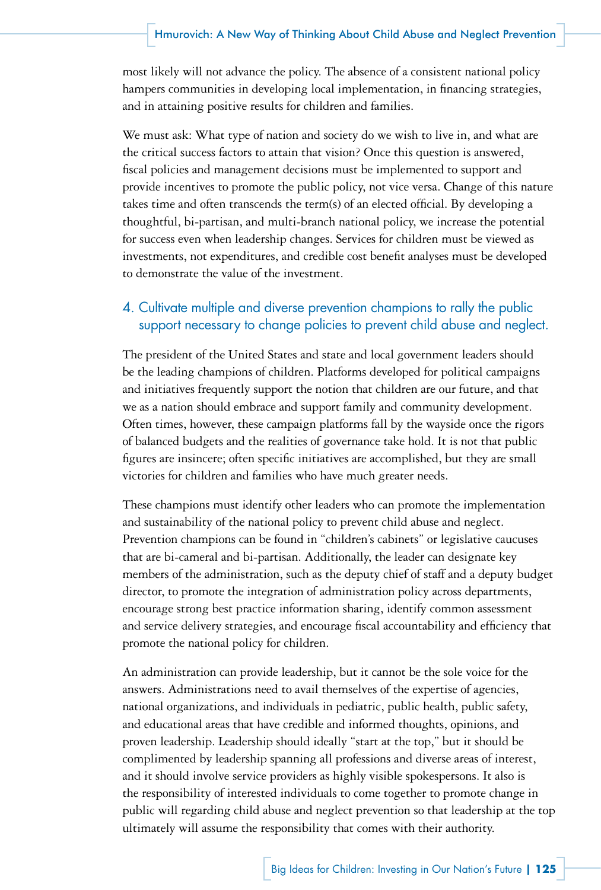most likely will not advance the policy. The absence of a consistent national policy hampers communities in developing local implementation, in financing strategies, and in attaining positive results for children and families.

We must ask: What type of nation and society do we wish to live in, and what are the critical success factors to attain that vision? Once this question is answered, fiscal policies and management decisions must be implemented to support and provide incentives to promote the public policy, not vice versa. Change of this nature takes time and often transcends the term(s) of an elected official. By developing a thoughtful, bi-partisan, and multi-branch national policy, we increase the potential for success even when leadership changes. Services for children must be viewed as investments, not expenditures, and credible cost benefit analyses must be developed to demonstrate the value of the investment.

### 4. Cultivate multiple and diverse prevention champions to rally the public support necessary to change policies to prevent child abuse and neglect.

The president of the United States and state and local government leaders should be the leading champions of children. Platforms developed for political campaigns and initiatives frequently support the notion that children are our future, and that we as a nation should embrace and support family and community development. Often times, however, these campaign platforms fall by the wayside once the rigors of balanced budgets and the realities of governance take hold. It is not that public figures are insincere; often specific initiatives are accomplished, but they are small victories for children and families who have much greater needs.

These champions must identify other leaders who can promote the implementation and sustainability of the national policy to prevent child abuse and neglect. Prevention champions can be found in "children's cabinets" or legislative caucuses that are bi-cameral and bi-partisan. Additionally, the leader can designate key members of the administration, such as the deputy chief of staff and a deputy budget director, to promote the integration of administration policy across departments, encourage strong best practice information sharing, identify common assessment and service delivery strategies, and encourage fiscal accountability and efficiency that promote the national policy for children.

An administration can provide leadership, but it cannot be the sole voice for the answers. Administrations need to avail themselves of the expertise of agencies, national organizations, and individuals in pediatric, public health, public safety, and educational areas that have credible and informed thoughts, opinions, and proven leadership. Leadership should ideally "start at the top," but it should be complimented by leadership spanning all professions and diverse areas of interest, and it should involve service providers as highly visible spokespersons. It also is the responsibility of interested individuals to come together to promote change in public will regarding child abuse and neglect prevention so that leadership at the top ultimately will assume the responsibility that comes with their authority.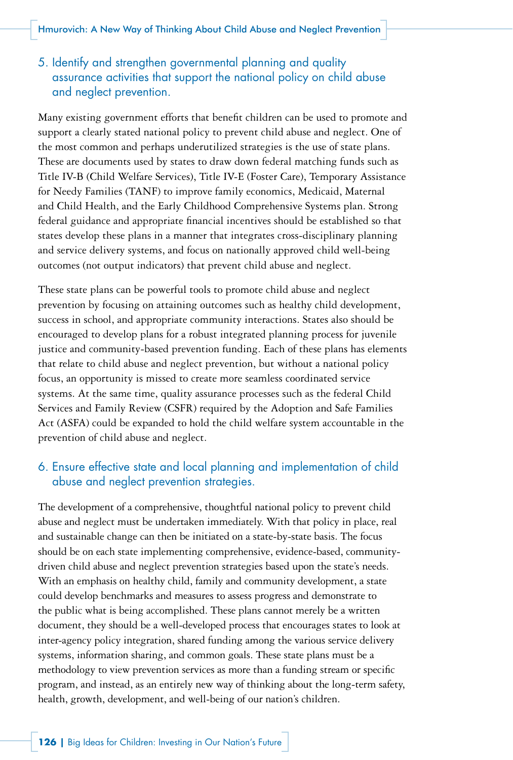## 5. Identify and strengthen governmental planning and quality assurance activities that support the national policy on child abuse and neglect prevention.

Many existing government efforts that benefit children can be used to promote and support a clearly stated national policy to prevent child abuse and neglect. One of the most common and perhaps underutilized strategies is the use of state plans. These are documents used by states to draw down federal matching funds such as Title IV-B (Child Welfare Services), Title IV-E (Foster Care), Temporary Assistance for Needy Families (TANF) to improve family economics, Medicaid, Maternal and Child Health, and the Early Childhood Comprehensive Systems plan. Strong federal guidance and appropriate financial incentives should be established so that states develop these plans in a manner that integrates cross-disciplinary planning and service delivery systems, and focus on nationally approved child well-being outcomes (not output indicators) that prevent child abuse and neglect.

These state plans can be powerful tools to promote child abuse and neglect prevention by focusing on attaining outcomes such as healthy child development, success in school, and appropriate community interactions. States also should be encouraged to develop plans for a robust integrated planning process for juvenile justice and community-based prevention funding. Each of these plans has elements that relate to child abuse and neglect prevention, but without a national policy focus, an opportunity is missed to create more seamless coordinated service systems. At the same time, quality assurance processes such as the federal Child Services and Family Review (CSFR) required by the Adoption and Safe Families Act (ASFA) could be expanded to hold the child welfare system accountable in the prevention of child abuse and neglect.

## 6. Ensure effective state and local planning and implementation of child abuse and neglect prevention strategies.

The development of a comprehensive, thoughtful national policy to prevent child abuse and neglect must be undertaken immediately. With that policy in place, real and sustainable change can then be initiated on a state-by-state basis. The focus should be on each state implementing comprehensive, evidence-based, community-driven child abuse and neglect prevention strategies based upon the state's needs. With an emphasis on healthy child, family and community development, a state could develop benchmarks and measures to assess progress and demonstrate to the public what is being accomplished. These plans cannot merely be a written document, they should be a well-developed process that encourages states to look at inter-agency policy integration, shared funding among the various service delivery systems, information sharing, and common goals. These state plans must be a methodology to view prevention services as more than a funding stream or specific program, and instead, as an entirely new way of thinking about the long-term safety, health, growth, development, and well-being of our nation's children.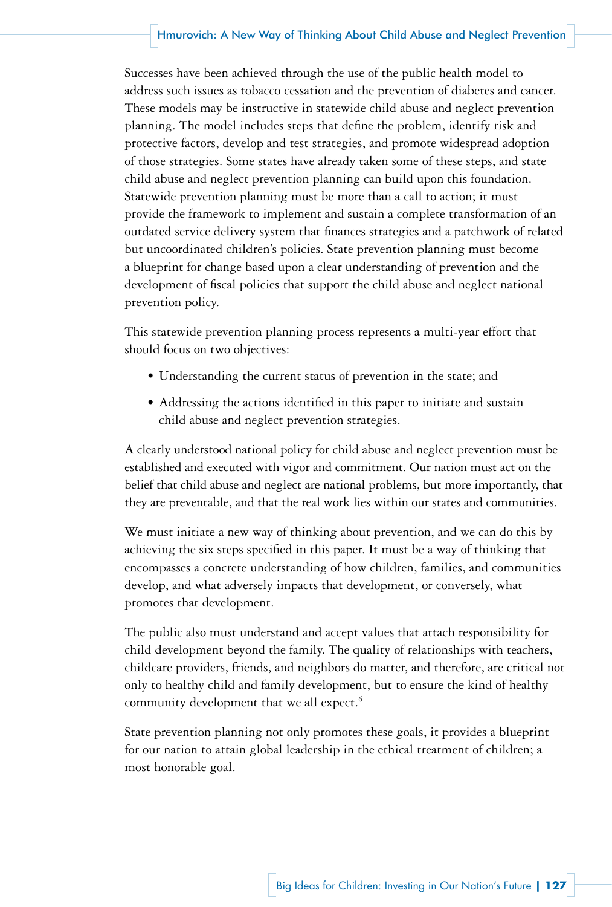Successes have been achieved through the use of the public health model to address such issues as tobacco cessation and the prevention of diabetes and cancer. These models may be instructive in statewide child abuse and neglect prevention planning. The model includes steps that define the problem, identify risk and protective factors, develop and test strategies, and promote widespread adoption of those strategies. Some states have already taken some of these steps, and state child abuse and neglect prevention planning can build upon this foundation. Statewide prevention planning must be more than a call to action; it must provide the framework to implement and sustain a complete transformation of an outdated service delivery system that finances strategies and a patchwork of related but uncoordinated children's policies. State prevention planning must become a blueprint for change based upon a clear understanding of prevention and the development of fiscal policies that support the child abuse and neglect national prevention policy.

This statewide prevention planning process represents a multi-year effort that should focus on two objectives:

- Understanding the current status of prevention in the state; and
- Addressing the actions identified in this paper to initiate and sustain child abuse and neglect prevention strategies.

A clearly understood national policy for child abuse and neglect prevention must be established and executed with vigor and commitment. Our nation must act on the belief that child abuse and neglect are national problems, but more importantly, that they are preventable, and that the real work lies within our states and communities.

We must initiate a new way of thinking about prevention, and we can do this by achieving the six steps specified in this paper. It must be a way of thinking that encompasses a concrete understanding of how children, families, and communities develop, and what adversely impacts that development, or conversely, what promotes that development.

The public also must understand and accept values that attach responsibility for child development beyond the family. The quality of relationships with teachers, childcare providers, friends, and neighbors do matter, and therefore, are critical not only to healthy child and family development, but to ensure the kind of healthy community development that we all expect.[6]

State prevention planning not only promotes these goals, it provides a blueprint for our nation to attain global leadership in the ethical treatment of children; a most honorable goal.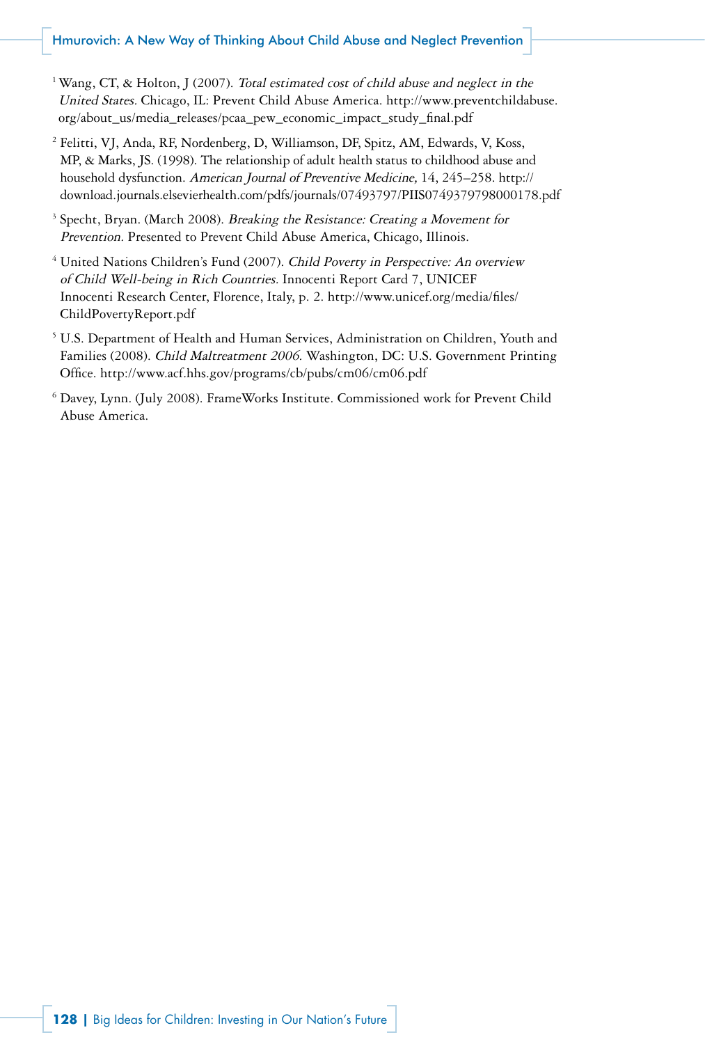[1] Wang, CT, & Holton, J (2007). *Total estimated cost of child abuse and neglect in the United States.* Chicago, IL: Prevent Child Abuse America. http://www.preventchildabuse.org/about_us/media_releases/pcaa_pew_economic_impact_study_final.pdf

[2] Felitti, VJ, Anda, RF, Nordenberg, D, Williamson, DF, Spitz, AM, Edwards, V, Koss, MP, & Marks, JS. (1998). The relationship of adult health status to childhood abuse and household dysfunction. *American Journal of Preventive Medicine,* 14, 245–258. http://download.journals.elsevierhealth.com/pdfs/journals/07493797/PIIS0749379798000178.pdf

[3] Specht, Bryan. (March 2008). *Breaking the Resistance: Creating a Movement for Prevention.* Presented to Prevent Child Abuse America, Chicago, Illinois.

[4] United Nations Children's Fund (2007). *Child Poverty in Perspective: An overview of Child Well-being in Rich Countries.* Innocenti Report Card 7, UNICEF Innocenti Research Center, Florence, Italy, p. 2. http://www.unicef.org/media/files/ChildPovertyReport.pdf

[5] U.S. Department of Health and Human Services, Administration on Children, Youth and Families (2008). *Child Maltreatment 2006.* Washington, DC: U.S. Government Printing Office. http://www.acf.hhs.gov/programs/cb/pubs/cm06/cm06.pdf

[6] Davey, Lynn. (July 2008). FrameWorks Institute. Commissioned work for Prevent Child Abuse America.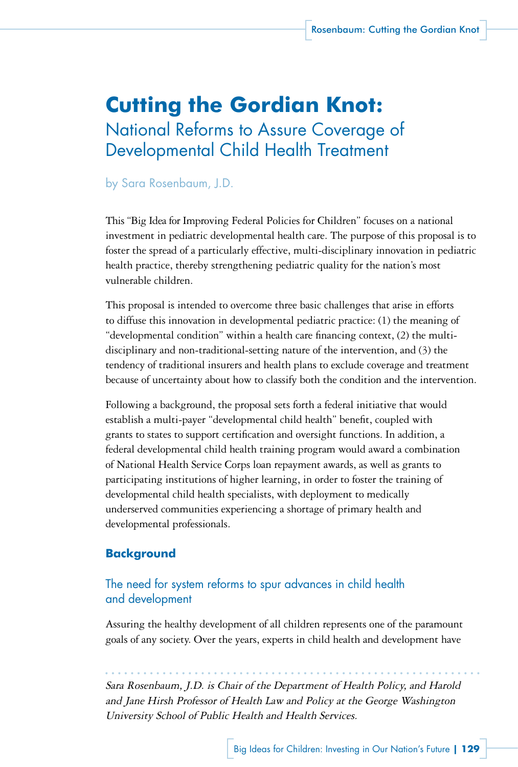# Cutting the Gordian Knot:

## National Reforms to Assure Coverage of Developmental Child Health Treatment

by Sara Rosenbaum, J.D.

This "Big Idea for Improving Federal Policies for Children" focuses on a national investment in pediatric developmental health care. The purpose of this proposal is to foster the spread of a particularly effective, multi-disciplinary innovation in pediatric health practice, thereby strengthening pediatric quality for the nation's most vulnerable children.

This proposal is intended to overcome three basic challenges that arise in efforts to diffuse this innovation in developmental pediatric practice: (1) the meaning of "developmental condition" within a health care financing context, (2) the multi-disciplinary and non-traditional-setting nature of the intervention, and (3) the tendency of traditional insurers and health plans to exclude coverage and treatment because of uncertainty about how to classify both the condition and the intervention.

Following a background, the proposal sets forth a federal initiative that would establish a multi-payer "developmental child health" benefit, coupled with grants to states to support certification and oversight functions. In addition, a federal developmental child health training program would award a combination of National Health Service Corps loan repayment awards, as well as grants to participating institutions of higher learning, in order to foster the training of developmental child health specialists, with deployment to medically underserved communities experiencing a shortage of primary health and developmental professionals.

### Background

#### The need for system reforms to spur advances in child health and development

Assuring the healthy development of all children represents one of the paramount goals of any society. Over the years, experts in child health and development have

*Sara Rosenbaum, J.D. is Chair of the Department of Health Policy, and Harold and Jane Hirsh Professor of Health Law and Policy at the George Washington University School of Public Health and Health Services.*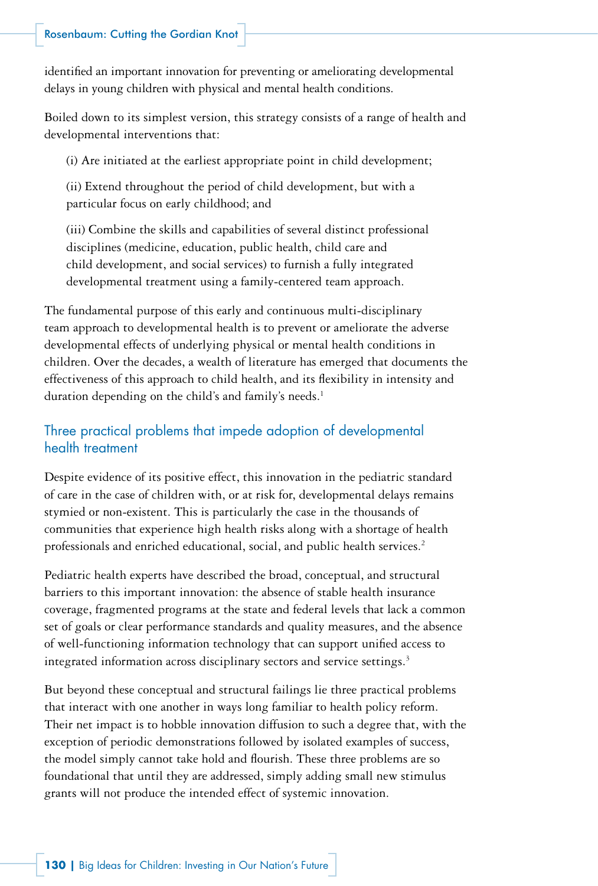identified an important innovation for preventing or ameliorating developmental delays in young children with physical and mental health conditions.

Boiled down to its simplest version, this strategy consists of a range of health and developmental interventions that:

(i) Are initiated at the earliest appropriate point in child development;

(ii) Extend throughout the period of child development, but with a particular focus on early childhood; and

(iii) Combine the skills and capabilities of several distinct professional disciplines (medicine, education, public health, child care and child development, and social services) to furnish a fully integrated developmental treatment using a family-centered team approach.

The fundamental purpose of this early and continuous multi-disciplinary team approach to developmental health is to prevent or ameliorate the adverse developmental effects of underlying physical or mental health conditions in children. Over the decades, a wealth of literature has emerged that documents the effectiveness of this approach to child health, and its flexibility in intensity and duration depending on the child's and family's needs.[1]

## Three practical problems that impede adoption of developmental health treatment

Despite evidence of its positive effect, this innovation in the pediatric standard of care in the case of children with, or at risk for, developmental delays remains stymied or non-existent. This is particularly the case in the thousands of communities that experience high health risks along with a shortage of health professionals and enriched educational, social, and public health services.[2]

Pediatric health experts have described the broad, conceptual, and structural barriers to this important innovation: the absence of stable health insurance coverage, fragmented programs at the state and federal levels that lack a common set of goals or clear performance standards and quality measures, and the absence of well-functioning information technology that can support unified access to integrated information across disciplinary sectors and service settings.[3]

But beyond these conceptual and structural failings lie three practical problems that interact with one another in ways long familiar to health policy reform. Their net impact is to hobble innovation diffusion to such a degree that, with the exception of periodic demonstrations followed by isolated examples of success, the model simply cannot take hold and flourish. These three problems are so foundational that until they are addressed, simply adding small new stimulus grants will not produce the intended effect of systemic innovation.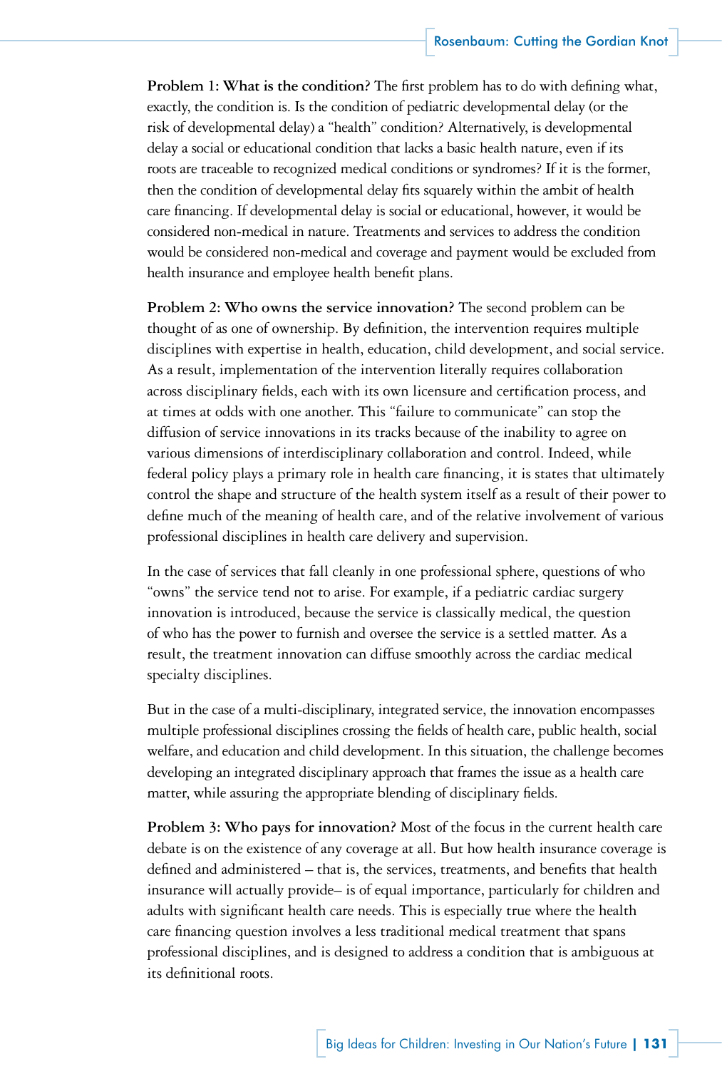**Problem 1: What is the condition?** The first problem has to do with defining what, exactly, the condition is. Is the condition of pediatric developmental delay (or the risk of developmental delay) a "health" condition? Alternatively, is developmental delay a social or educational condition that lacks a basic health nature, even if its roots are traceable to recognized medical conditions or syndromes? If it is the former, then the condition of developmental delay fits squarely within the ambit of health care financing. If developmental delay is social or educational, however, it would be considered non-medical in nature. Treatments and services to address the condition would be considered non-medical and coverage and payment would be excluded from health insurance and employee health benefit plans.

**Problem 2: Who owns the service innovation?** The second problem can be thought of as one of ownership. By definition, the intervention requires multiple disciplines with expertise in health, education, child development, and social service. As a result, implementation of the intervention literally requires collaboration across disciplinary fields, each with its own licensure and certification process, and at times at odds with one another. This "failure to communicate" can stop the diffusion of service innovations in its tracks because of the inability to agree on various dimensions of interdisciplinary collaboration and control. Indeed, while federal policy plays a primary role in health care financing, it is states that ultimately control the shape and structure of the health system itself as a result of their power to define much of the meaning of health care, and of the relative involvement of various professional disciplines in health care delivery and supervision.

In the case of services that fall cleanly in one professional sphere, questions of who "owns" the service tend not to arise. For example, if a pediatric cardiac surgery innovation is introduced, because the service is classically medical, the question of who has the power to furnish and oversee the service is a settled matter. As a result, the treatment innovation can diffuse smoothly across the cardiac medical specialty disciplines.

But in the case of a multi-disciplinary, integrated service, the innovation encompasses multiple professional disciplines crossing the fields of health care, public health, social welfare, and education and child development. In this situation, the challenge becomes developing an integrated disciplinary approach that frames the issue as a health care matter, while assuring the appropriate blending of disciplinary fields.

**Problem 3: Who pays for innovation?** Most of the focus in the current health care debate is on the existence of any coverage at all. But how health insurance coverage is defined and administered – that is, the services, treatments, and benefits that health insurance will actually provide– is of equal importance, particularly for children and adults with significant health care needs. This is especially true where the health care financing question involves a less traditional medical treatment that spans professional disciplines, and is designed to address a condition that is ambiguous at its definitional roots.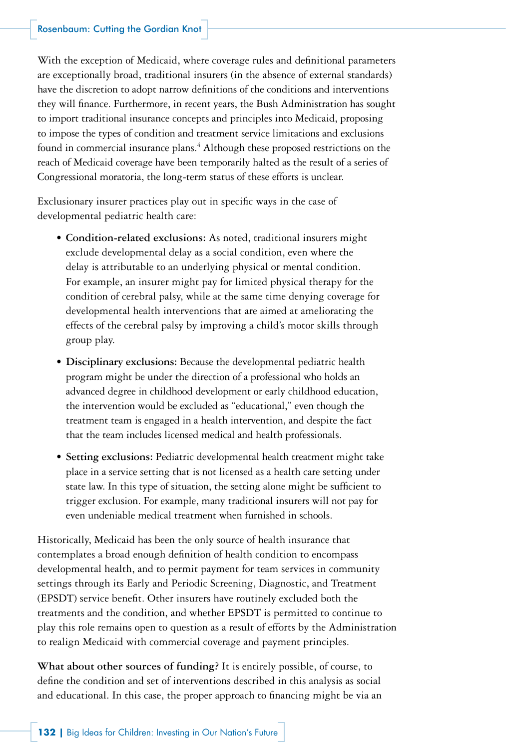With the exception of Medicaid, where coverage rules and definitional parameters are exceptionally broad, traditional insurers (in the absence of external standards) have the discretion to adopt narrow definitions of the conditions and interventions they will finance. Furthermore, in recent years, the Bush Administration has sought to import traditional insurance concepts and principles into Medicaid, proposing to impose the types of condition and treatment service limitations and exclusions found in commercial insurance plans.[4] Although these proposed restrictions on the reach of Medicaid coverage have been temporarily halted as the result of a series of Congressional moratoria, the long-term status of these efforts is unclear.

Exclusionary insurer practices play out in specific ways in the case of developmental pediatric health care:

- **Condition-related exclusions:** As noted, traditional insurers might exclude developmental delay as a social condition, even where the delay is attributable to an underlying physical or mental condition. For example, an insurer might pay for limited physical therapy for the condition of cerebral palsy, while at the same time denying coverage for developmental health interventions that are aimed at ameliorating the effects of the cerebral palsy by improving a child's motor skills through group play.
- **Disciplinary exclusions:** Because the developmental pediatric health program might be under the direction of a professional who holds an advanced degree in childhood development or early childhood education, the intervention would be excluded as "educational," even though the treatment team is engaged in a health intervention, and despite the fact that the team includes licensed medical and health professionals.
- **Setting exclusions:** Pediatric developmental health treatment might take place in a service setting that is not licensed as a health care setting under state law. In this type of situation, the setting alone might be sufficient to trigger exclusion. For example, many traditional insurers will not pay for even undeniable medical treatment when furnished in schools.

Historically, Medicaid has been the only source of health insurance that contemplates a broad enough definition of health condition to encompass developmental health, and to permit payment for team services in community settings through its Early and Periodic Screening, Diagnostic, and Treatment (EPSDT) service benefit. Other insurers have routinely excluded both the treatments and the condition, and whether EPSDT is permitted to continue to play this role remains open to question as a result of efforts by the Administration to realign Medicaid with commercial coverage and payment principles.

**What about other sources of funding?** It is entirely possible, of course, to define the condition and set of interventions described in this analysis as social and educational. In this case, the proper approach to financing might be via an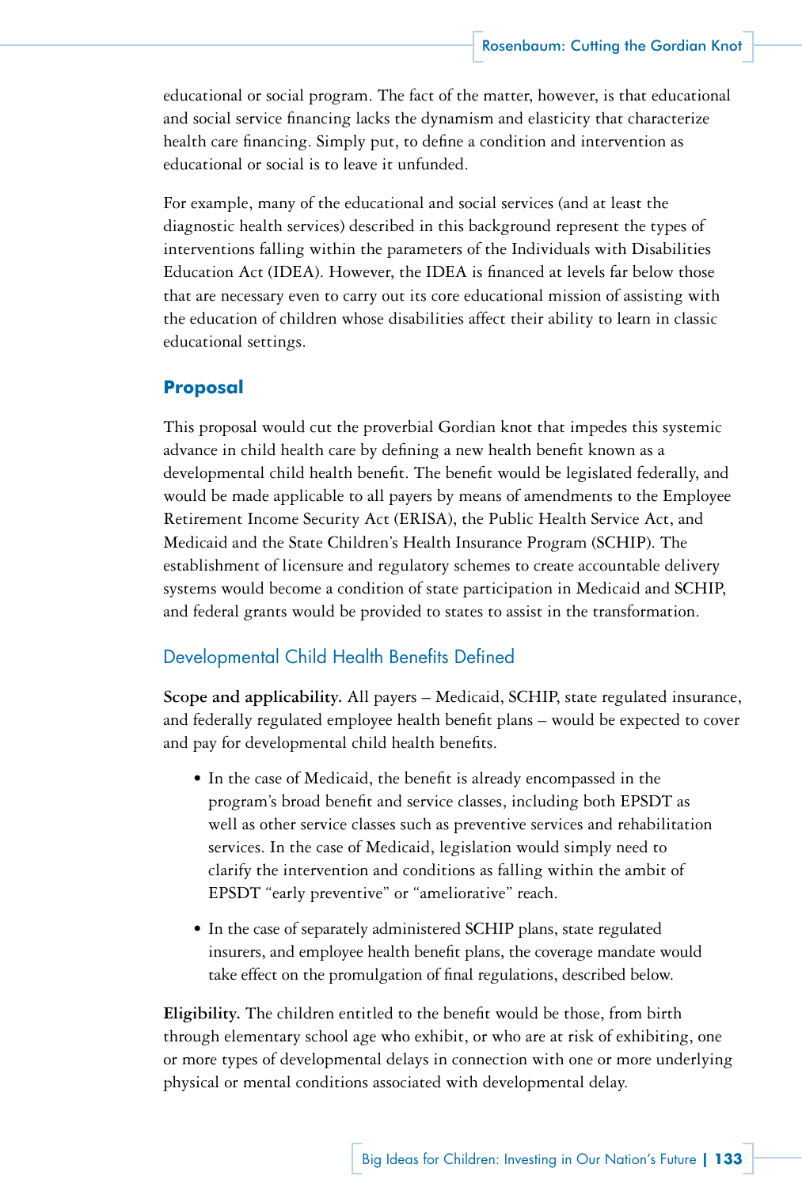educational or social program. The fact of the matter, however, is that educational and social service financing lacks the dynamism and elasticity that characterize health care financing. Simply put, to define a condition and intervention as educational or social is to leave it unfunded.

For example, many of the educational and social services (and at least the diagnostic health services) described in this background represent the types of interventions falling within the parameters of the Individuals with Disabilities Education Act (IDEA). However, the IDEA is financed at levels far below those that are necessary even to carry out its core educational mission of assisting with the education of children whose disabilities affect their ability to learn in classic educational settings.

## Proposal

This proposal would cut the proverbial Gordian knot that impedes this systemic advance in child health care by defining a new health benefit known as a developmental child health benefit. The benefit would be legislated federally, and would be made applicable to all payers by means of amendments to the Employee Retirement Income Security Act (ERISA), the Public Health Service Act, and Medicaid and the State Children's Health Insurance Program (SCHIP). The establishment of licensure and regulatory schemes to create accountable delivery systems would become a condition of state participation in Medicaid and SCHIP, and federal grants would be provided to states to assist in the transformation.

### Developmental Child Health Benefits Defined

**Scope and applicability.** All payers – Medicaid, SCHIP, state regulated insurance, and federally regulated employee health benefit plans – would be expected to cover and pay for developmental child health benefits.

- In the case of Medicaid, the benefit is already encompassed in the program's broad benefit and service classes, including both EPSDT as well as other service classes such as preventive services and rehabilitation services. In the case of Medicaid, legislation would simply need to clarify the intervention and conditions as falling within the ambit of EPSDT "early preventive" or "ameliorative" reach.
- In the case of separately administered SCHIP plans, state regulated insurers, and employee health benefit plans, the coverage mandate would take effect on the promulgation of final regulations, described below.

**Eligibility.** The children entitled to the benefit would be those, from birth through elementary school age who exhibit, or who are at risk of exhibiting, one or more types of developmental delays in connection with one or more underlying physical or mental conditions associated with developmental delay.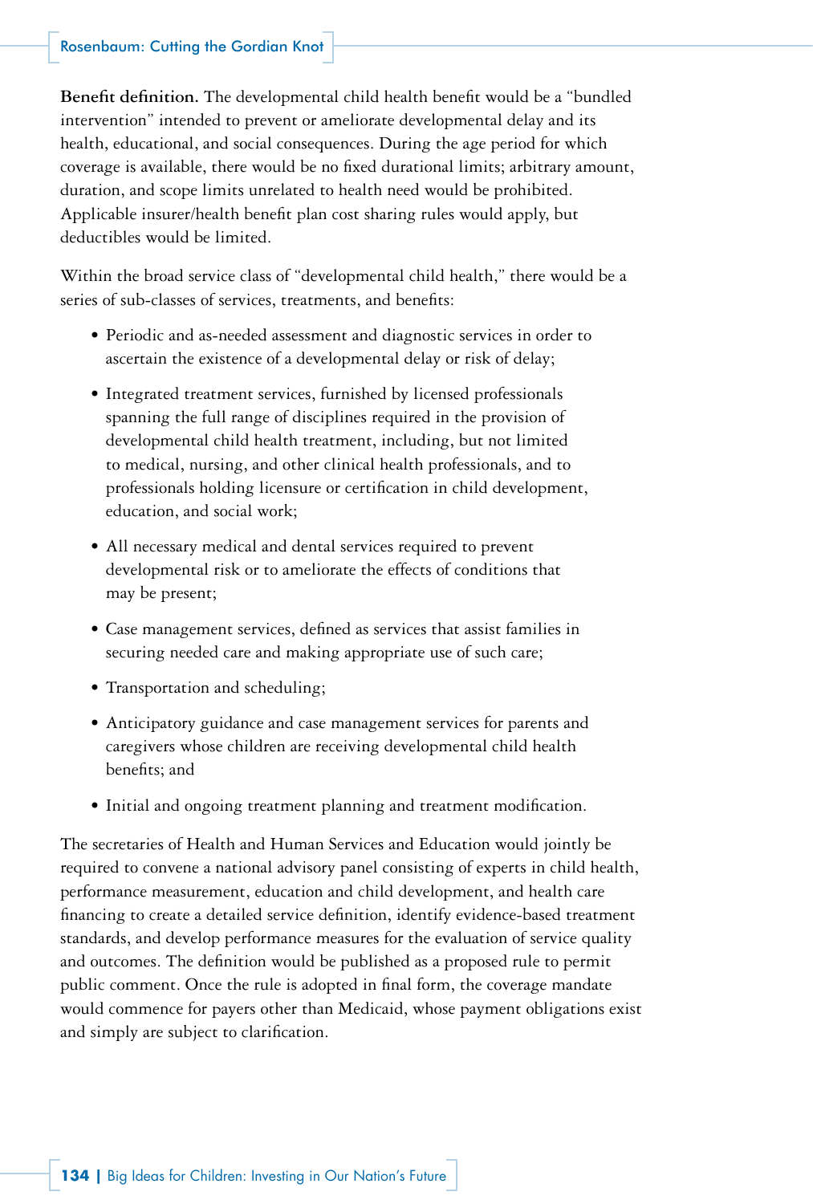**Benefit definition.** The developmental child health benefit would be a "bundled intervention" intended to prevent or ameliorate developmental delay and its health, educational, and social consequences. During the age period for which coverage is available, there would be no fixed durational limits; arbitrary amount, duration, and scope limits unrelated to health need would be prohibited. Applicable insurer/health benefit plan cost sharing rules would apply, but deductibles would be limited.

Within the broad service class of "developmental child health," there would be a series of sub-classes of services, treatments, and benefits:

- Periodic and as-needed assessment and diagnostic services in order to ascertain the existence of a developmental delay or risk of delay;
- Integrated treatment services, furnished by licensed professionals spanning the full range of disciplines required in the provision of developmental child health treatment, including, but not limited to medical, nursing, and other clinical health professionals, and to professionals holding licensure or certification in child development, education, and social work;
- All necessary medical and dental services required to prevent developmental risk or to ameliorate the effects of conditions that may be present;
- Case management services, defined as services that assist families in securing needed care and making appropriate use of such care;
- Transportation and scheduling;
- Anticipatory guidance and case management services for parents and caregivers whose children are receiving developmental child health benefits; and
- Initial and ongoing treatment planning and treatment modification.

The secretaries of Health and Human Services and Education would jointly be required to convene a national advisory panel consisting of experts in child health, performance measurement, education and child development, and health care financing to create a detailed service definition, identify evidence-based treatment standards, and develop performance measures for the evaluation of service quality and outcomes. The definition would be published as a proposed rule to permit public comment. Once the rule is adopted in final form, the coverage mandate would commence for payers other than Medicaid, whose payment obligations exist and simply are subject to clarification.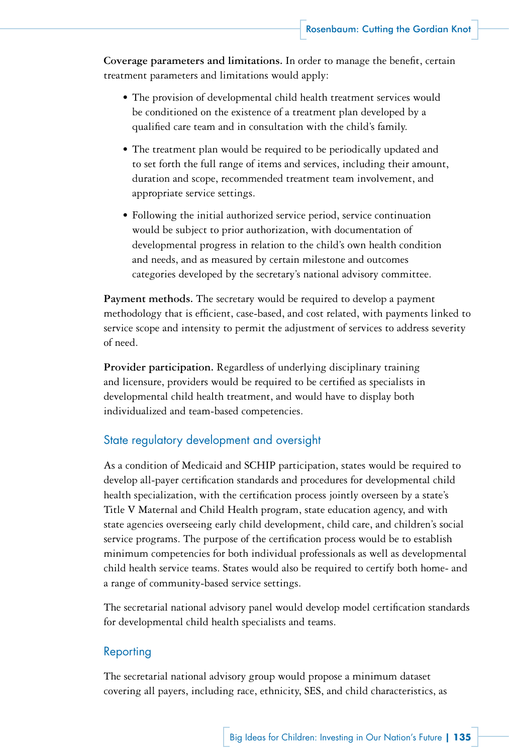**Coverage parameters and limitations.** In order to manage the benefit, certain treatment parameters and limitations would apply:

- The provision of developmental child health treatment services would be conditioned on the existence of a treatment plan developed by a qualified care team and in consultation with the child's family.
- The treatment plan would be required to be periodically updated and to set forth the full range of items and services, including their amount, duration and scope, recommended treatment team involvement, and appropriate service settings.
- Following the initial authorized service period, service continuation would be subject to prior authorization, with documentation of developmental progress in relation to the child's own health condition and needs, and as measured by certain milestone and outcomes categories developed by the secretary's national advisory committee.

**Payment methods.** The secretary would be required to develop a payment methodology that is efficient, case-based, and cost related, with payments linked to service scope and intensity to permit the adjustment of services to address severity of need.

**Provider participation.** Regardless of underlying disciplinary training and licensure, providers would be required to be certified as specialists in developmental child health treatment, and would have to display both individualized and team-based competencies.

## State regulatory development and oversight

As a condition of Medicaid and SCHIP participation, states would be required to develop all-payer certification standards and procedures for developmental child health specialization, with the certification process jointly overseen by a state's Title V Maternal and Child Health program, state education agency, and with state agencies overseeing early child development, child care, and children's social service programs. The purpose of the certification process would be to establish minimum competencies for both individual professionals as well as developmental child health service teams. States would also be required to certify both home- and a range of community-based service settings.

The secretarial national advisory panel would develop model certification standards for developmental child health specialists and teams.

## Reporting

The secretarial national advisory group would propose a minimum dataset covering all payers, including race, ethnicity, SES, and child characteristics, as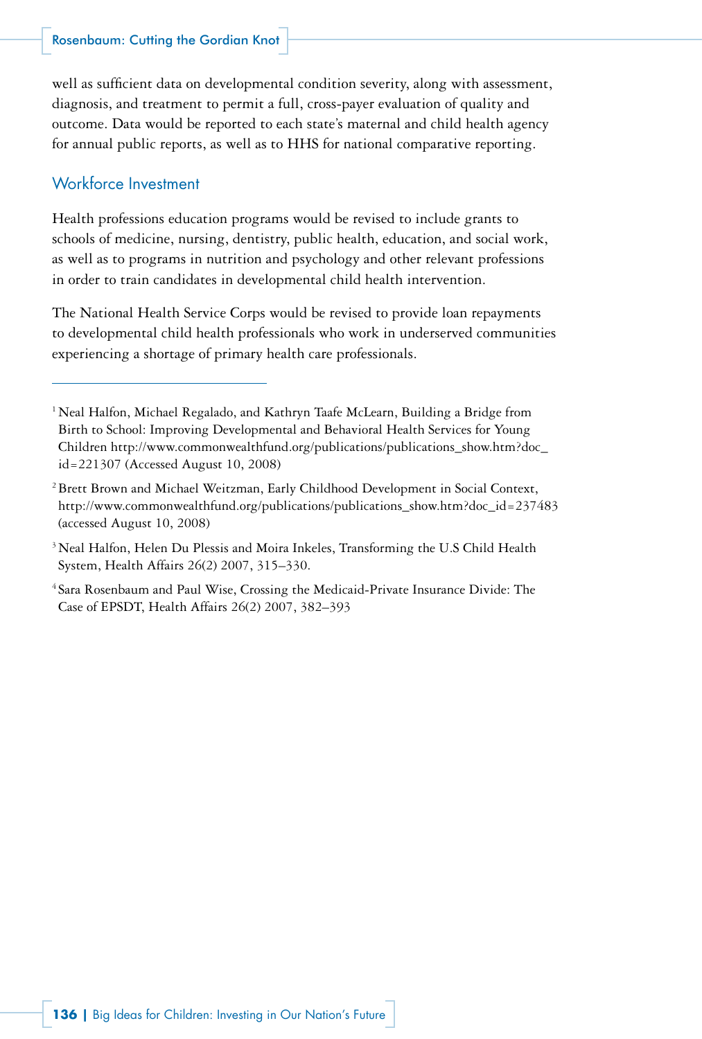well as sufficient data on developmental condition severity, along with assessment, diagnosis, and treatment to permit a full, cross-payer evaluation of quality and outcome. Data would be reported to each state's maternal and child health agency for annual public reports, as well as to HHS for national comparative reporting.

## Workforce Investment

Health professions education programs would be revised to include grants to schools of medicine, nursing, dentistry, public health, education, and social work, as well as to programs in nutrition and psychology and other relevant professions in order to train candidates in developmental child health intervention.

The National Health Service Corps would be revised to provide loan repayments to developmental child health professionals who work in underserved communities experiencing a shortage of primary health care professionals.

---

[1] Neal Halfon, Michael Regalado, and Kathryn Taafe McLearn, Building a Bridge from Birth to School: Improving Developmental and Behavioral Health Services for Young Children http://www.commonwealthfund.org/publications/publications_show.htm?doc_id=221307 (Accessed August 10, 2008)

[2] Brett Brown and Michael Weitzman, Early Childhood Development in Social Context, http://www.commonwealthfund.org/publications/publications_show.htm?doc_id=237483 (accessed August 10, 2008)

[3] Neal Halfon, Helen Du Plessis and Moira Inkeles, Transforming the U.S Child Health System, Health Affairs 26(2) 2007, 315–330.

[4] Sara Rosenbaum and Paul Wise, Crossing the Medicaid-Private Insurance Divide: The Case of EPSDT, Health Affairs 26(2) 2007, 382–393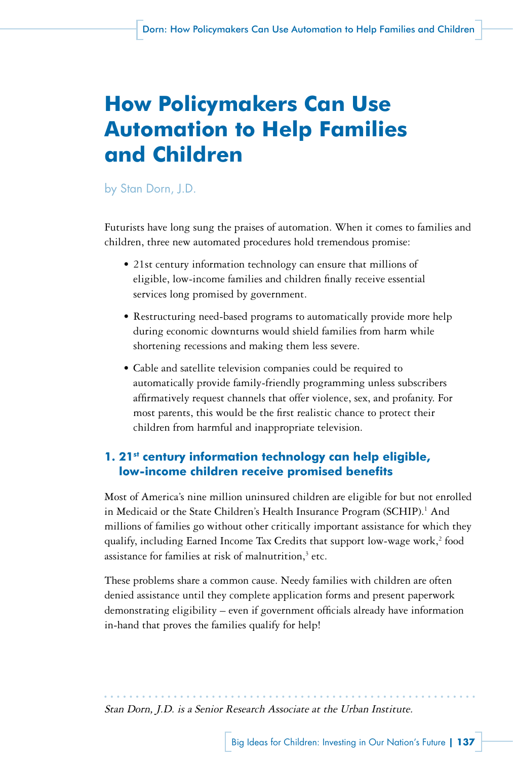# How Policymakers Can Use Automation to Help Families and Children

by Stan Dorn, J.D.

Futurists have long sung the praises of automation. When it comes to families and children, three new automated procedures hold tremendous promise:

- 21st century information technology can ensure that millions of eligible, low-income families and children finally receive essential services long promised by government.
- Restructuring need-based programs to automatically provide more help during economic downturns would shield families from harm while shortening recessions and making them less severe.
- Cable and satellite television companies could be required to automatically provide family-friendly programming unless subscribers affirmatively request channels that offer violence, sex, and profanity. For most parents, this would be the first realistic chance to protect their children from harmful and inappropriate television.

## 1. 21st century information technology can help eligible, low-income children receive promised benefits

Most of America's nine million uninsured children are eligible for but not enrolled in Medicaid or the State Children's Health Insurance Program (SCHIP).[1] And millions of families go without other critically important assistance for which they qualify, including Earned Income Tax Credits that support low-wage work,[2] food assistance for families at risk of malnutrition,[3] etc.

These problems share a common cause. Needy families with children are often denied assistance until they complete application forms and present paperwork demonstrating eligibility – even if government officials already have information in-hand that proves the families qualify for help!

*Stan Dorn, J.D. is a Senior Research Associate at the Urban Institute.*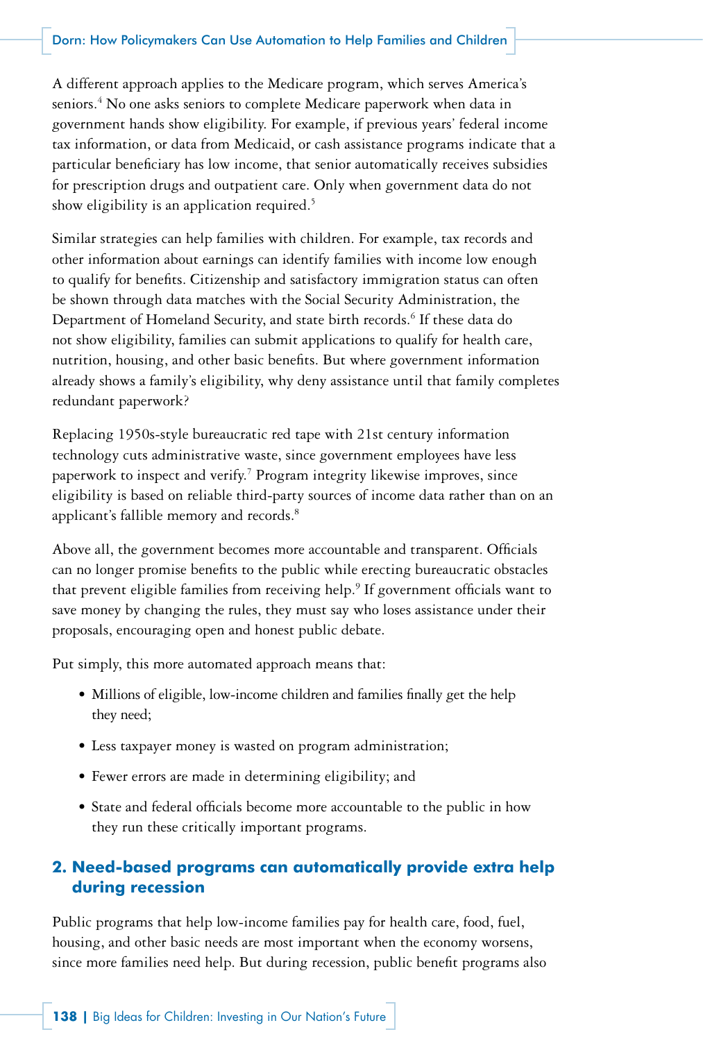A different approach applies to the Medicare program, which serves America's seniors.[4] No one asks seniors to complete Medicare paperwork when data in government hands show eligibility. For example, if previous years' federal income tax information, or data from Medicaid, or cash assistance programs indicate that a particular beneficiary has low income, that senior automatically receives subsidies for prescription drugs and outpatient care. Only when government data do not show eligibility is an application required.[5]

Similar strategies can help families with children. For example, tax records and other information about earnings can identify families with income low enough to qualify for benefits. Citizenship and satisfactory immigration status can often be shown through data matches with the Social Security Administration, the Department of Homeland Security, and state birth records.[6] If these data do not show eligibility, families can submit applications to qualify for health care, nutrition, housing, and other basic benefits. But where government information already shows a family's eligibility, why deny assistance until that family completes redundant paperwork?

Replacing 1950s-style bureaucratic red tape with 21st century information technology cuts administrative waste, since government employees have less paperwork to inspect and verify.[7] Program integrity likewise improves, since eligibility is based on reliable third-party sources of income data rather than on an applicant's fallible memory and records.[8]

Above all, the government becomes more accountable and transparent. Officials can no longer promise benefits to the public while erecting bureaucratic obstacles that prevent eligible families from receiving help.[9] If government officials want to save money by changing the rules, they must say who loses assistance under their proposals, encouraging open and honest public debate.

Put simply, this more automated approach means that:

- Millions of eligible, low-income children and families finally get the help they need;
- Less taxpayer money is wasted on program administration;
- Fewer errors are made in determining eligibility; and
- State and federal officials become more accountable to the public in how they run these critically important programs.

## 2. Need-based programs can automatically provide extra help during recession

Public programs that help low-income families pay for health care, food, fuel, housing, and other basic needs are most important when the economy worsens, since more families need help. But during recession, public benefit programs also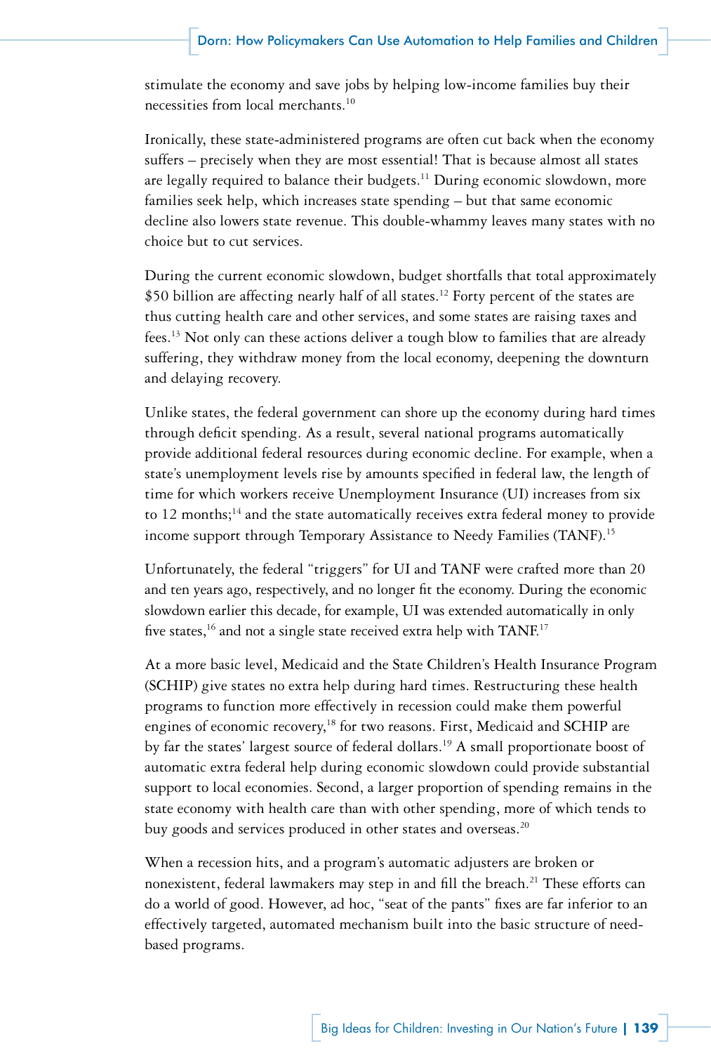stimulate the economy and save jobs by helping low-income families buy their necessities from local merchants.[10]

Ironically, these state-administered programs are often cut back when the economy suffers – precisely when they are most essential! That is because almost all states are legally required to balance their budgets.[11] During economic slowdown, more families seek help, which increases state spending – but that same economic decline also lowers state revenue. This double-whammy leaves many states with no choice but to cut services.

During the current economic slowdown, budget shortfalls that total approximately $50 billion are affecting nearly half of all states.[12] Forty percent of the states are thus cutting health care and other services, and some states are raising taxes and fees.[13] Not only can these actions deliver a tough blow to families that are already suffering, they withdraw money from the local economy, deepening the downturn and delaying recovery.

Unlike states, the federal government can shore up the economy during hard times through deficit spending. As a result, several national programs automatically provide additional federal resources during economic decline. For example, when a state's unemployment levels rise by amounts specified in federal law, the length of time for which workers receive Unemployment Insurance (UI) increases from six to 12 months;[14] and the state automatically receives extra federal money to provide income support through Temporary Assistance to Needy Families (TANF).[15]

Unfortunately, the federal "triggers" for UI and TANF were crafted more than 20 and ten years ago, respectively, and no longer fit the economy. During the economic slowdown earlier this decade, for example, UI was extended automatically in only five states,[16] and not a single state received extra help with TANF.[17]

At a more basic level, Medicaid and the State Children's Health Insurance Program (SCHIP) give states no extra help during hard times. Restructuring these health programs to function more effectively in recession could make them powerful engines of economic recovery,[18] for two reasons. First, Medicaid and SCHIP are by far the states' largest source of federal dollars.[19] A small proportionate boost of automatic extra federal help during economic slowdown could provide substantial support to local economies. Second, a larger proportion of spending remains in the state economy with health care than with other spending, more of which tends to buy goods and services produced in other states and overseas.[20]

When a recession hits, and a program's automatic adjusters are broken or nonexistent, federal lawmakers may step in and fill the breach.[21] These efforts can do a world of good. However, ad hoc, "seat of the pants" fixes are far inferior to an effectively targeted, automated mechanism built into the basic structure of need-based programs.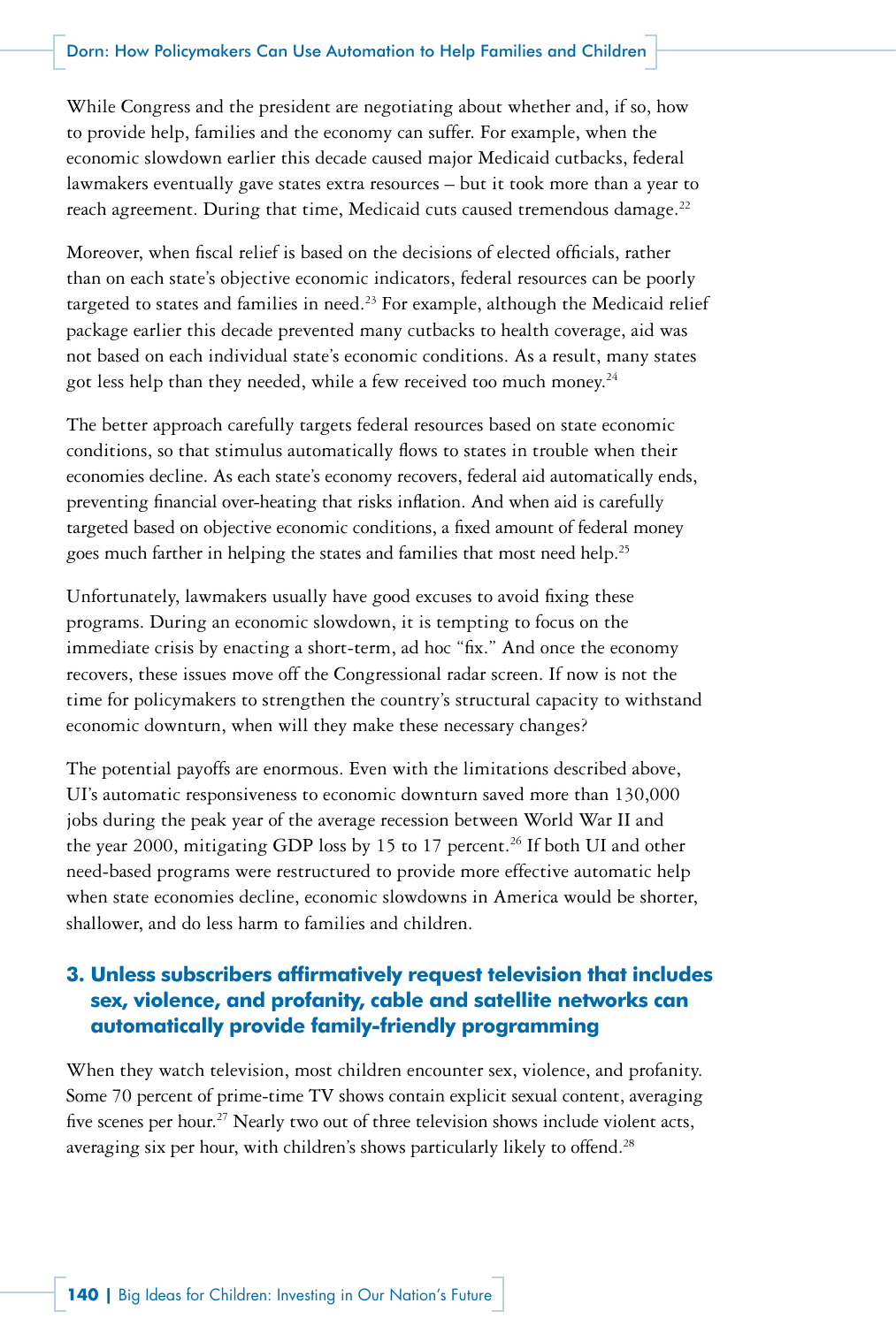While Congress and the president are negotiating about whether and, if so, how to provide help, families and the economy can suffer. For example, when the economic slowdown earlier this decade caused major Medicaid cutbacks, federal lawmakers eventually gave states extra resources – but it took more than a year to reach agreement. During that time, Medicaid cuts caused tremendous damage.[22]

Moreover, when fiscal relief is based on the decisions of elected officials, rather than on each state's objective economic indicators, federal resources can be poorly targeted to states and families in need.[23] For example, although the Medicaid relief package earlier this decade prevented many cutbacks to health coverage, aid was not based on each individual state's economic conditions. As a result, many states got less help than they needed, while a few received too much money.[24]

The better approach carefully targets federal resources based on state economic conditions, so that stimulus automatically flows to states in trouble when their economies decline. As each state's economy recovers, federal aid automatically ends, preventing financial over-heating that risks inflation. And when aid is carefully targeted based on objective economic conditions, a fixed amount of federal money goes much farther in helping the states and families that most need help.[25]

Unfortunately, lawmakers usually have good excuses to avoid fixing these programs. During an economic slowdown, it is tempting to focus on the immediate crisis by enacting a short-term, ad hoc "fix." And once the economy recovers, these issues move off the Congressional radar screen. If now is not the time for policymakers to strengthen the country's structural capacity to withstand economic downturn, when will they make these necessary changes?

The potential payoffs are enormous. Even with the limitations described above, UI's automatic responsiveness to economic downturn saved more than 130,000 jobs during the peak year of the average recession between World War II and the year 2000, mitigating GDP loss by 15 to 17 percent.[26] If both UI and other need-based programs were restructured to provide more effective automatic help when state economies decline, economic slowdowns in America would be shorter, shallower, and do less harm to families and children.

### 3. Unless subscribers affirmatively request television that includes sex, violence, and profanity, cable and satellite networks can automatically provide family-friendly programming

When they watch television, most children encounter sex, violence, and profanity. Some 70 percent of prime-time TV shows contain explicit sexual content, averaging five scenes per hour.[27] Nearly two out of three television shows include violent acts, averaging six per hour, with children's shows particularly likely to offend.[28]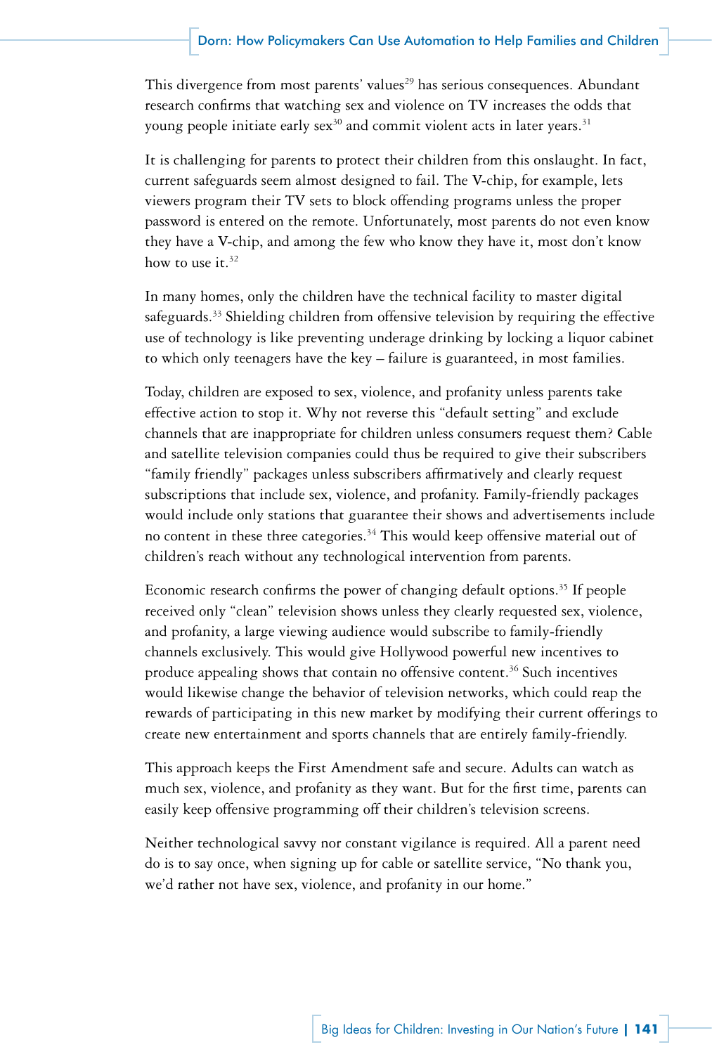This divergence from most parents' values[29] has serious consequences. Abundant research confirms that watching sex and violence on TV increases the odds that young people initiate early sex[30] and commit violent acts in later years.[31]

It is challenging for parents to protect their children from this onslaught. In fact, current safeguards seem almost designed to fail. The V-chip, for example, lets viewers program their TV sets to block offending programs unless the proper password is entered on the remote. Unfortunately, most parents do not even know they have a V-chip, and among the few who know they have it, most don't know how to use it.[32]

In many homes, only the children have the technical facility to master digital safeguards.[33] Shielding children from offensive television by requiring the effective use of technology is like preventing underage drinking by locking a liquor cabinet to which only teenagers have the key – failure is guaranteed, in most families.

Today, children are exposed to sex, violence, and profanity unless parents take effective action to stop it. Why not reverse this "default setting" and exclude channels that are inappropriate for children unless consumers request them? Cable and satellite television companies could thus be required to give their subscribers "family friendly" packages unless subscribers affirmatively and clearly request subscriptions that include sex, violence, and profanity. Family-friendly packages would include only stations that guarantee their shows and advertisements include no content in these three categories.[34] This would keep offensive material out of children's reach without any technological intervention from parents.

Economic research confirms the power of changing default options.[35] If people received only "clean" television shows unless they clearly requested sex, violence, and profanity, a large viewing audience would subscribe to family-friendly channels exclusively. This would give Hollywood powerful new incentives to produce appealing shows that contain no offensive content.[36] Such incentives would likewise change the behavior of television networks, which could reap the rewards of participating in this new market by modifying their current offerings to create new entertainment and sports channels that are entirely family-friendly.

This approach keeps the First Amendment safe and secure. Adults can watch as much sex, violence, and profanity as they want. But for the first time, parents can easily keep offensive programming off their children's television screens.

Neither technological savvy nor constant vigilance is required. All a parent need do is to say once, when signing up for cable or satellite service, "No thank you, we'd rather not have sex, violence, and profanity in our home."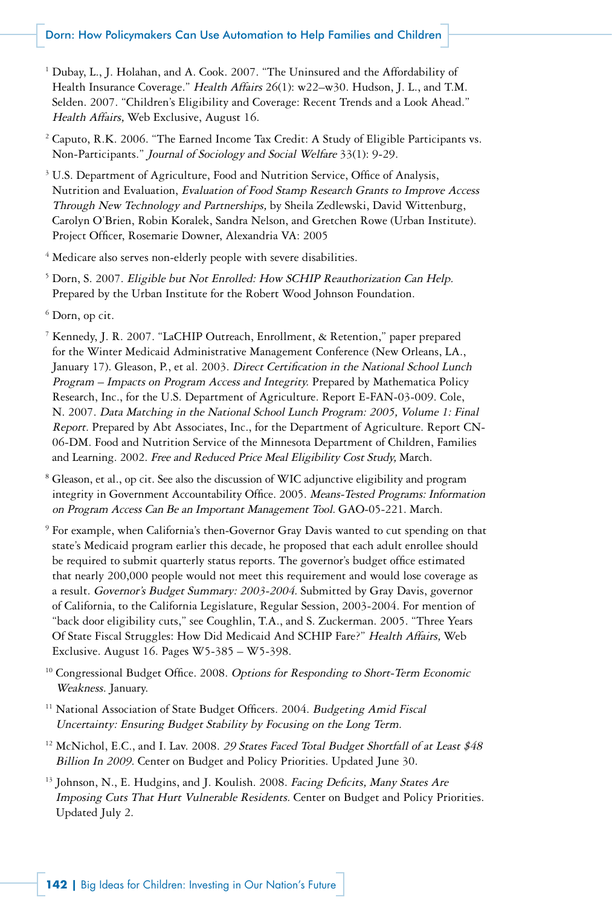1 Dubay, L., J. Holahan, and A. Cook. 2007. "The Uninsured and the Affordability of Health Insurance Coverage." *Health Affairs* 26(1): w22–w30. Hudson, J. L., and T.M. Selden. 2007. "Children's Eligibility and Coverage: Recent Trends and a Look Ahead." *Health Affairs,* Web Exclusive, August 16.

2 Caputo, R.K. 2006. "The Earned Income Tax Credit: A Study of Eligible Participants vs. Non-Participants." *Journal of Sociology and Social Welfare* 33(1): 9-29.

3 U.S. Department of Agriculture, Food and Nutrition Service, Office of Analysis, Nutrition and Evaluation, *Evaluation of Food Stamp Research Grants to Improve Access Through New Technology and Partnerships,* by Sheila Zedlewski, David Wittenburg, Carolyn O'Brien, Robin Koralek, Sandra Nelson, and Gretchen Rowe (Urban Institute). Project Officer, Rosemarie Downer, Alexandria VA: 2005

4 Medicare also serves non-elderly people with severe disabilities.

5 Dorn, S. 2007. *Eligible but Not Enrolled: How SCHIP Reauthorization Can Help.* Prepared by the Urban Institute for the Robert Wood Johnson Foundation.

6 Dorn, op cit.

7 Kennedy, J. R. 2007. "LaCHIP Outreach, Enrollment, & Retention," paper prepared for the Winter Medicaid Administrative Management Conference (New Orleans, LA., January 17). Gleason, P., et al. 2003. *Direct Certification in the National School Lunch Program – Impacts on Program Access and Integrity.* Prepared by Mathematica Policy Research, Inc., for the U.S. Department of Agriculture. Report E-FAN-03-009. Cole, N. 2007. *Data Matching in the National School Lunch Program: 2005, Volume 1: Final Report.* Prepared by Abt Associates, Inc., for the Department of Agriculture. Report CN-06-DM. Food and Nutrition Service of the Minnesota Department of Children, Families and Learning. 2002. *Free and Reduced Price Meal Eligibility Cost Study,* March.

8 Gleason, et al., op cit. See also the discussion of WIC adjunctive eligibility and program integrity in Government Accountability Office. 2005. *Means-Tested Programs: Information on Program Access Can Be an Important Management Tool.* GAO-05-221. March.

9 For example, when California's then-Governor Gray Davis wanted to cut spending on that state's Medicaid program earlier this decade, he proposed that each adult enrollee should be required to submit quarterly status reports. The governor's budget office estimated that nearly 200,000 people would not meet this requirement and would lose coverage as a result. *Governor's Budget Summary: 2003-2004.* Submitted by Gray Davis, governor of California, to the California Legislature, Regular Session, 2003-2004. For mention of "back door eligibility cuts," see Coughlin, T.A., and S. Zuckerman. 2005. "Three Years Of State Fiscal Struggles: How Did Medicaid And SCHIP Fare?" *Health Affairs,* Web Exclusive. August 16. Pages W5-385 – W5-398.

10 Congressional Budget Office. 2008. *Options for Responding to Short-Term Economic Weakness.* January.

11 National Association of State Budget Officers. 2004. *Budgeting Amid Fiscal Uncertainty: Ensuring Budget Stability by Focusing on the Long Term.*

12 McNichol, E.C., and I. Lav. 2008. *29 States Faced Total Budget Shortfall of at Least $48 Billion In 2009.* Center on Budget and Policy Priorities. Updated June 30.

13 Johnson, N., E. Hudgins, and J. Koulish. 2008. *Facing Deficits, Many States Are Imposing Cuts That Hurt Vulnerable Residents.* Center on Budget and Policy Priorities. Updated July 2.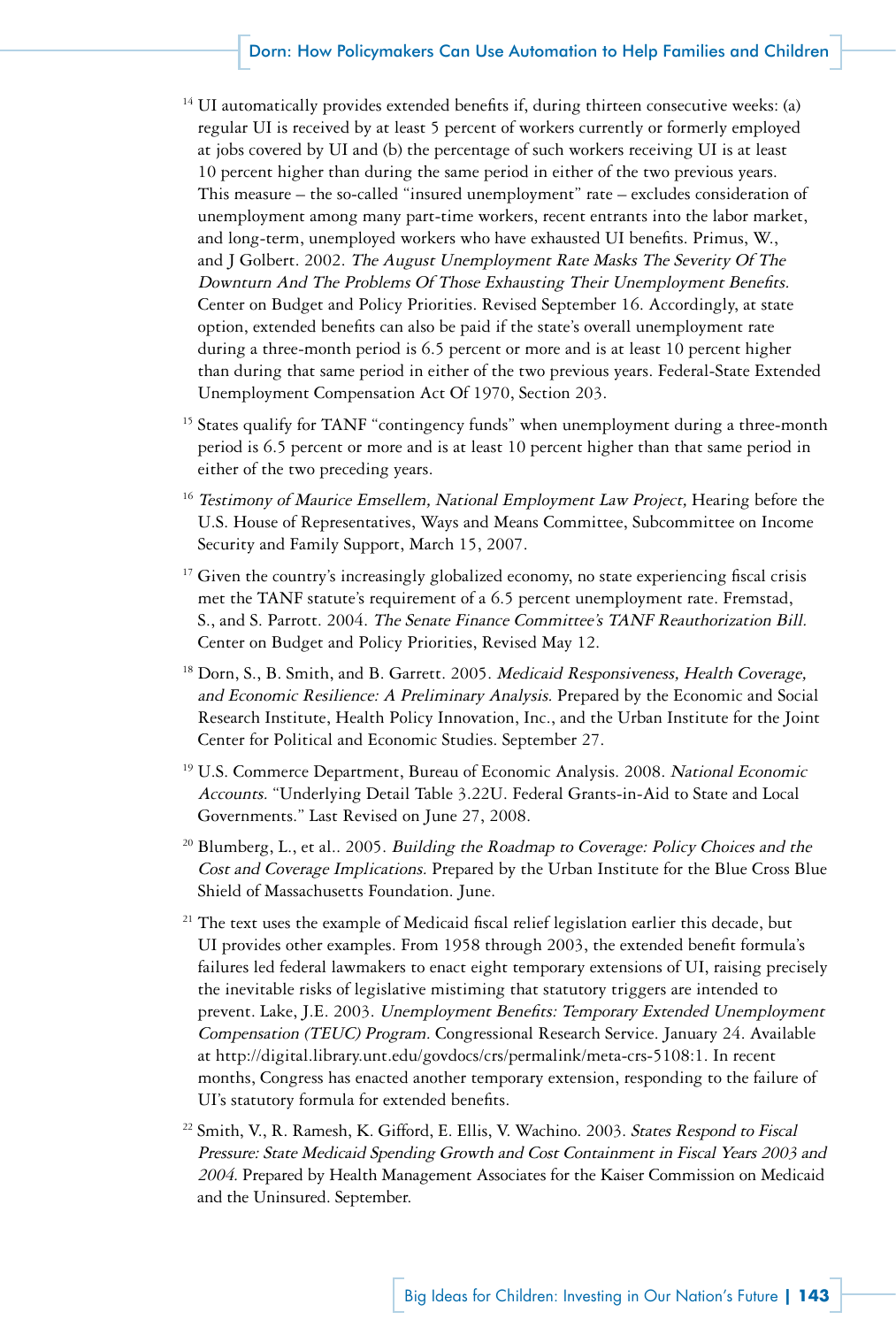[14] UI automatically provides extended benefits if, during thirteen consecutive weeks: (a) regular UI is received by at least 5 percent of workers currently or formerly employed at jobs covered by UI and (b) the percentage of such workers receiving UI is at least 10 percent higher than during the same period in either of the two previous years. This measure – the so-called "insured unemployment" rate – excludes consideration of unemployment among many part-time workers, recent entrants into the labor market, and long-term, unemployed workers who have exhausted UI benefits. Primus, W., and J Golbert. 2002. *The August Unemployment Rate Masks The Severity Of The Downturn And The Problems Of Those Exhausting Their Unemployment Benefits.* Center on Budget and Policy Priorities. Revised September 16. Accordingly, at state option, extended benefits can also be paid if the state's overall unemployment rate during a three-month period is 6.5 percent or more and is at least 10 percent higher than during that same period in either of the two previous years. Federal-State Extended Unemployment Compensation Act Of 1970, Section 203.

[15] States qualify for TANF "contingency funds" when unemployment during a three-month period is 6.5 percent or more and is at least 10 percent higher than that same period in either of the two preceding years.

[16] *Testimony of Maurice Emsellem, National Employment Law Project,* Hearing before the U.S. House of Representatives, Ways and Means Committee, Subcommittee on Income Security and Family Support, March 15, 2007.

[17] Given the country's increasingly globalized economy, no state experiencing fiscal crisis met the TANF statute's requirement of a 6.5 percent unemployment rate. Fremstad, S., and S. Parrott. 2004. *The Senate Finance Committee's TANF Reauthorization Bill.* Center on Budget and Policy Priorities, Revised May 12.

[18] Dorn, S., B. Smith, and B. Garrett. 2005. *Medicaid Responsiveness, Health Coverage, and Economic Resilience: A Preliminary Analysis.* Prepared by the Economic and Social Research Institute, Health Policy Innovation, Inc., and the Urban Institute for the Joint Center for Political and Economic Studies. September 27.

[19] U.S. Commerce Department, Bureau of Economic Analysis. 2008. *National Economic Accounts.* "Underlying Detail Table 3.22U. Federal Grants-in-Aid to State and Local Governments." Last Revised on June 27, 2008.

[20] Blumberg, L., et al.. 2005. *Building the Roadmap to Coverage: Policy Choices and the Cost and Coverage Implications.* Prepared by the Urban Institute for the Blue Cross Blue Shield of Massachusetts Foundation. June.

[21] The text uses the example of Medicaid fiscal relief legislation earlier this decade, but UI provides other examples. From 1958 through 2003, the extended benefit formula's failures led federal lawmakers to enact eight temporary extensions of UI, raising precisely the inevitable risks of legislative mistiming that statutory triggers are intended to prevent. Lake, J.E. 2003. *Unemployment Benefits: Temporary Extended Unemployment Compensation (TEUC) Program.* Congressional Research Service. January 24. Available at http://digital.library.unt.edu/govdocs/crs/permalink/meta-crs-5108:1. In recent months, Congress has enacted another temporary extension, responding to the failure of UI's statutory formula for extended benefits.

[22] Smith, V., R. Ramesh, K. Gifford, E. Ellis, V. Wachino. 2003. *States Respond to Fiscal Pressure: State Medicaid Spending Growth and Cost Containment in Fiscal Years 2003 and 2004.* Prepared by Health Management Associates for the Kaiser Commission on Medicaid and the Uninsured. September.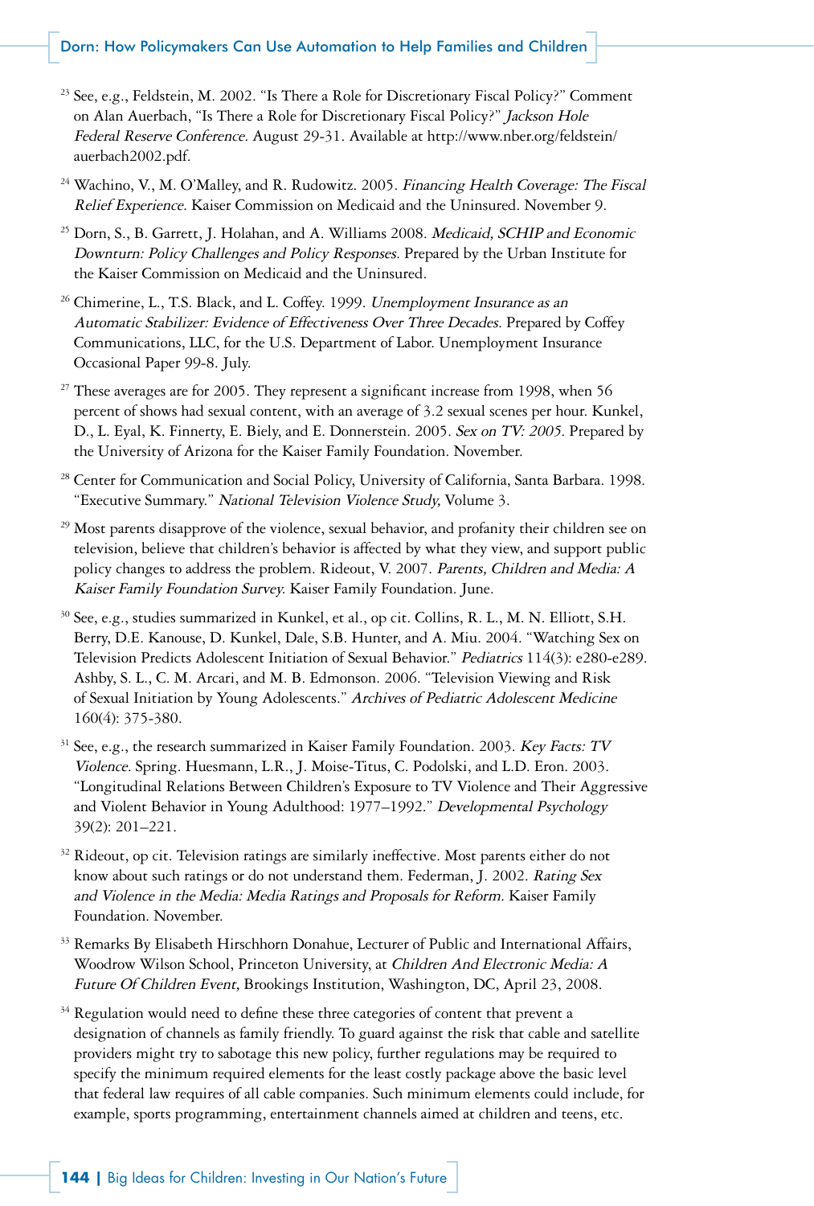[23] See, e.g., Feldstein, M. 2002. "Is There a Role for Discretionary Fiscal Policy?" Comment on Alan Auerbach, "Is There a Role for Discretionary Fiscal Policy?" *Jackson Hole Federal Reserve Conference.* August 29-31. Available at http://www.nber.org/feldstein/auerbach2002.pdf.

[24] Wachino, V., M. O'Malley, and R. Rudowitz. 2005. *Financing Health Coverage: The Fiscal Relief Experience.* Kaiser Commission on Medicaid and the Uninsured. November 9.

[25] Dorn, S., B. Garrett, J. Holahan, and A. Williams 2008. *Medicaid, SCHIP and Economic Downturn: Policy Challenges and Policy Responses.* Prepared by the Urban Institute for the Kaiser Commission on Medicaid and the Uninsured.

[26] Chimerine, L., T.S. Black, and L. Coffey. 1999. *Unemployment Insurance as an Automatic Stabilizer: Evidence of Effectiveness Over Three Decades.* Prepared by Coffey Communications, LLC, for the U.S. Department of Labor. Unemployment Insurance Occasional Paper 99-8. July.

[27] These averages are for 2005. They represent a significant increase from 1998, when 56 percent of shows had sexual content, with an average of 3.2 sexual scenes per hour. Kunkel, D., L. Eyal, K. Finnerty, E. Biely, and E. Donnerstein. 2005. *Sex on TV: 2005.* Prepared by the University of Arizona for the Kaiser Family Foundation. November.

[28] Center for Communication and Social Policy, University of California, Santa Barbara. 1998. "Executive Summary." *National Television Violence Study,* Volume 3.

[29] Most parents disapprove of the violence, sexual behavior, and profanity their children see on television, believe that children's behavior is affected by what they view, and support public policy changes to address the problem. Rideout, V. 2007. *Parents, Children and Media: A Kaiser Family Foundation Survey.* Kaiser Family Foundation. June.

[30] See, e.g., studies summarized in Kunkel, et al., op cit. Collins, R. L., M. N. Elliott, S.H. Berry, D.E. Kanouse, D. Kunkel, Dale, S.B. Hunter, and A. Miu. 2004. "Watching Sex on Television Predicts Adolescent Initiation of Sexual Behavior." *Pediatrics* 114(3): e280-e289. Ashby, S. L., C. M. Arcari, and M. B. Edmonson. 2006. "Television Viewing and Risk of Sexual Initiation by Young Adolescents." *Archives of Pediatric Adolescent Medicine* 160(4): 375-380.

[31] See, e.g., the research summarized in Kaiser Family Foundation. 2003. *Key Facts: TV Violence.* Spring. Huesmann, L.R., J. Moise-Titus, C. Podolski, and L.D. Eron. 2003. "Longitudinal Relations Between Children's Exposure to TV Violence and Their Aggressive and Violent Behavior in Young Adulthood: 1977–1992." *Developmental Psychology* 39(2): 201–221.

[32] Rideout, op cit. Television ratings are similarly ineffective. Most parents either do not know about such ratings or do not understand them. Federman, J. 2002. *Rating Sex and Violence in the Media: Media Ratings and Proposals for Reform.* Kaiser Family Foundation. November.

[33] Remarks By Elisabeth Hirschhorn Donahue, Lecturer of Public and International Affairs, Woodrow Wilson School, Princeton University, at *Children And Electronic Media: A Future Of Children Event,* Brookings Institution, Washington, DC, April 23, 2008.

[34] Regulation would need to define these three categories of content that prevent a designation of channels as family friendly. To guard against the risk that cable and satellite providers might try to sabotage this new policy, further regulations may be required to specify the minimum required elements for the least costly package above the basic level that federal law requires of all cable companies. Such minimum elements could include, for example, sports programming, entertainment channels aimed at children and teens, etc.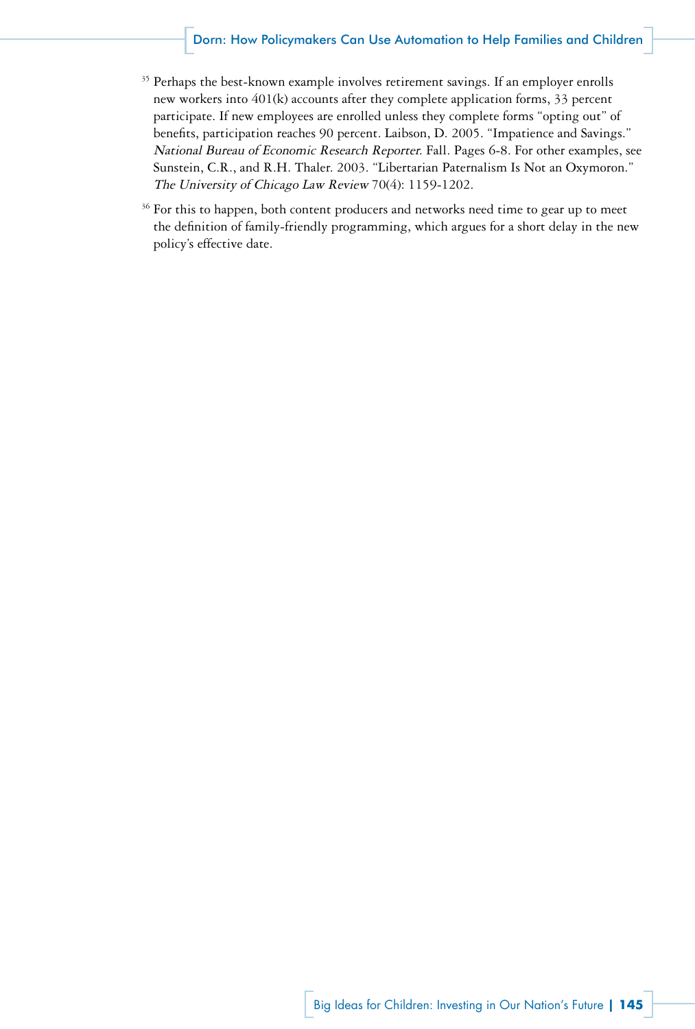[35] Perhaps the best-known example involves retirement savings. If an employer enrolls new workers into 401(k) accounts after they complete application forms, 33 percent participate. If new employees are enrolled unless they complete forms "opting out" of benefits, participation reaches 90 percent. Laibson, D. 2005. "Impatience and Savings." *National Bureau of Economic Research Reporter*. Fall. Pages 6-8. For other examples, see Sunstein, C.R., and R.H. Thaler. 2003. "Libertarian Paternalism Is Not an Oxymoron." *The University of Chicago Law Review* 70(4): 1159-1202.

[36] For this to happen, both content producers and networks need time to gear up to meet the definition of family-friendly programming, which argues for a short delay in the new policy's effective date.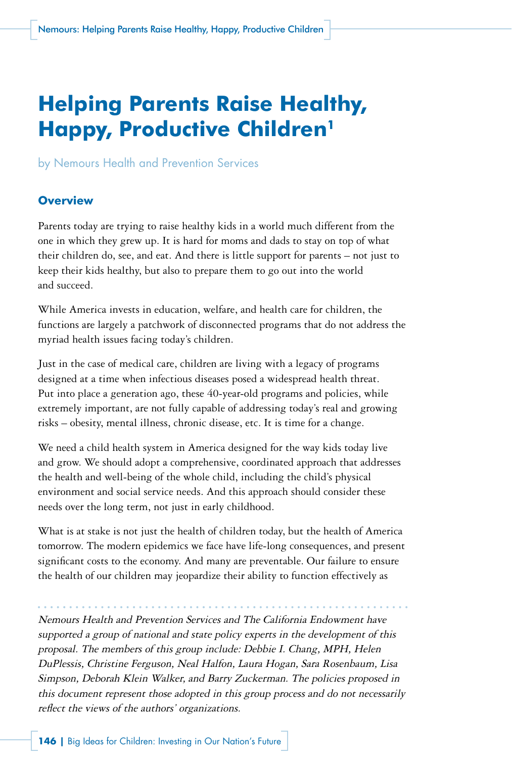# Helping Parents Raise Healthy, Happy, Productive Children[1]

by Nemours Health and Prevention Services

## Overview

Parents today are trying to raise healthy kids in a world much different from the one in which they grew up. It is hard for moms and dads to stay on top of what their children do, see, and eat. And there is little support for parents – not just to keep their kids healthy, but also to prepare them to go out into the world and succeed.

While America invests in education, welfare, and health care for children, the functions are largely a patchwork of disconnected programs that do not address the myriad health issues facing today's children.

Just in the case of medical care, children are living with a legacy of programs designed at a time when infectious diseases posed a widespread health threat. Put into place a generation ago, these 40-year-old programs and policies, while extremely important, are not fully capable of addressing today's real and growing risks – obesity, mental illness, chronic disease, etc. It is time for a change.

We need a child health system in America designed for the way kids today live and grow. We should adopt a comprehensive, coordinated approach that addresses the health and well-being of the whole child, including the child's physical environment and social service needs. And this approach should consider these needs over the long term, not just in early childhood.

What is at stake is not just the health of children today, but the health of America tomorrow. The modern epidemics we face have life-long consequences, and present significant costs to the economy. And many are preventable. Our failure to ensure the health of our children may jeopardize their ability to function effectively as

---

*Nemours Health and Prevention Services and The California Endowment have supported a group of national and state policy experts in the development of this proposal. The members of this group include: Debbie I. Chang, MPH, Helen DuPlessis, Christine Ferguson, Neal Halfon, Laura Hogan, Sara Rosenbaum, Lisa Simpson, Deborah Klein Walker, and Barry Zuckerman. The policies proposed in this document represent those adopted in this group process and do not necessarily reflect the views of the authors' organizations.*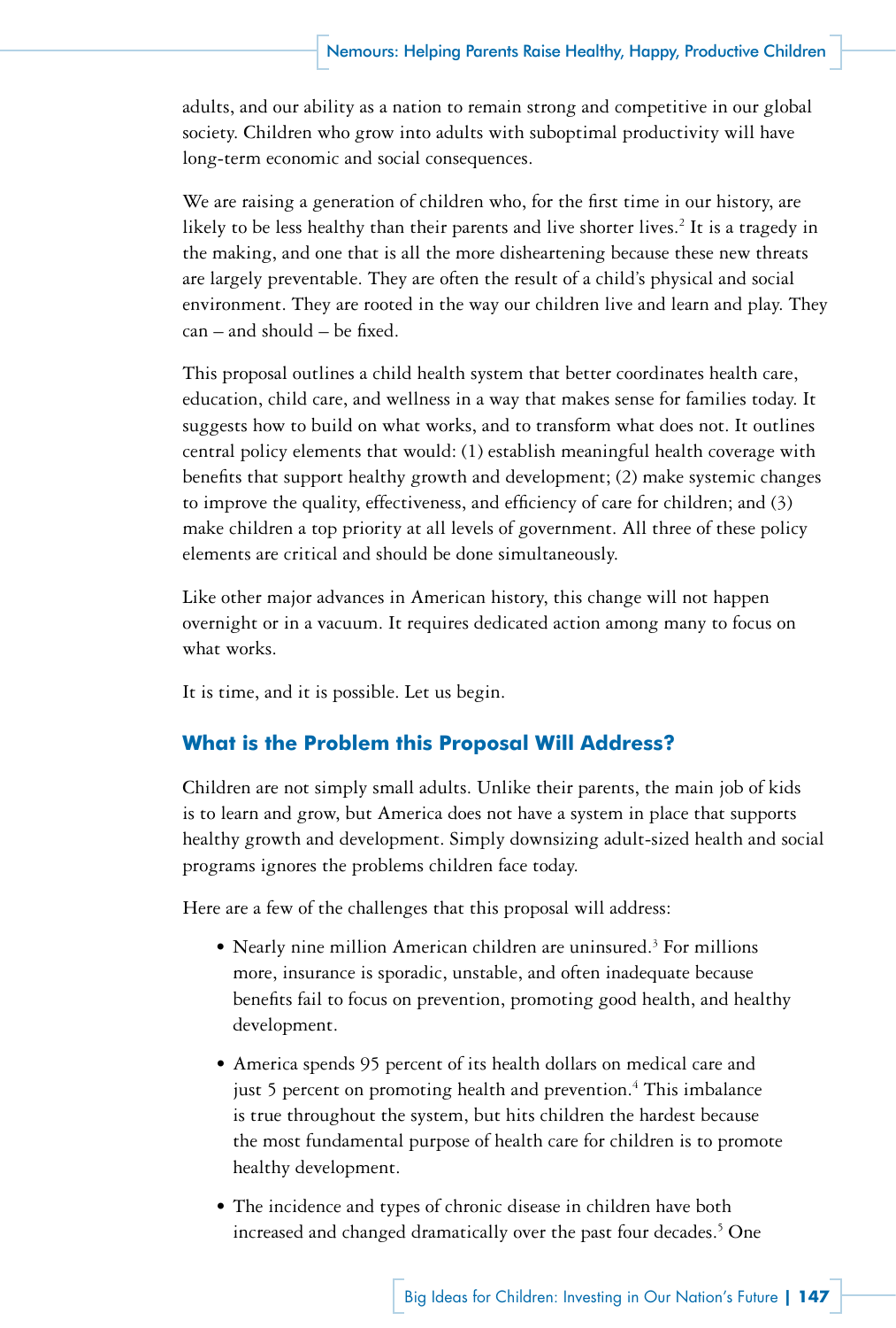adults, and our ability as a nation to remain strong and competitive in our global society. Children who grow into adults with suboptimal productivity will have long-term economic and social consequences.

We are raising a generation of children who, for the first time in our history, are likely to be less healthy than their parents and live shorter lives.[2] It is a tragedy in the making, and one that is all the more disheartening because these new threats are largely preventable. They are often the result of a child's physical and social environment. They are rooted in the way our children live and learn and play. They can – and should – be fixed.

This proposal outlines a child health system that better coordinates health care, education, child care, and wellness in a way that makes sense for families today. It suggests how to build on what works, and to transform what does not. It outlines central policy elements that would: (1) establish meaningful health coverage with benefits that support healthy growth and development; (2) make systemic changes to improve the quality, effectiveness, and efficiency of care for children; and (3) make children a top priority at all levels of government. All three of these policy elements are critical and should be done simultaneously.

Like other major advances in American history, this change will not happen overnight or in a vacuum. It requires dedicated action among many to focus on what works.

It is time, and it is possible. Let us begin.

## What is the Problem this Proposal Will Address?

Children are not simply small adults. Unlike their parents, the main job of kids is to learn and grow, but America does not have a system in place that supports healthy growth and development. Simply downsizing adult-sized health and social programs ignores the problems children face today.

Here are a few of the challenges that this proposal will address:

- Nearly nine million American children are uninsured.[3] For millions more, insurance is sporadic, unstable, and often inadequate because benefits fail to focus on prevention, promoting good health, and healthy development.
- America spends 95 percent of its health dollars on medical care and just 5 percent on promoting health and prevention.[4] This imbalance is true throughout the system, but hits children the hardest because the most fundamental purpose of health care for children is to promote healthy development.
- The incidence and types of chronic disease in children have both increased and changed dramatically over the past four decades.[5] One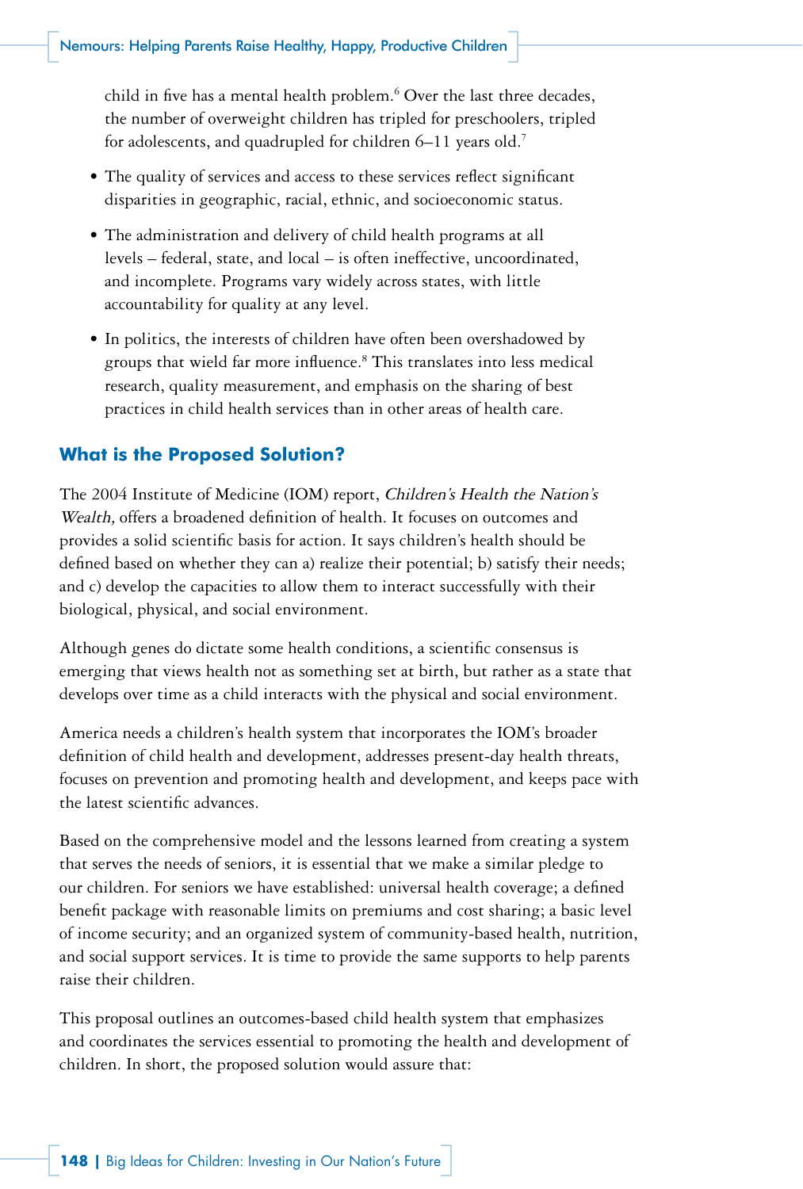child in five has a mental health problem.[6] Over the last three decades, the number of overweight children has tripled for preschoolers, tripled for adolescents, and quadrupled for children 6–11 years old.[7]

- The quality of services and access to these services reflect significant disparities in geographic, racial, ethnic, and socioeconomic status.
- The administration and delivery of child health programs at all levels – federal, state, and local – is often ineffective, uncoordinated, and incomplete. Programs vary widely across states, with little accountability for quality at any level.
- In politics, the interests of children have often been overshadowed by groups that wield far more influence.[8] This translates into less medical research, quality measurement, and emphasis on the sharing of best practices in child health services than in other areas of health care.

## What is the Proposed Solution?

The 2004 Institute of Medicine (IOM) report, *Children's Health the Nation's Wealth,* offers a broadened definition of health. It focuses on outcomes and provides a solid scientific basis for action. It says children's health should be defined based on whether they can a) realize their potential; b) satisfy their needs; and c) develop the capacities to allow them to interact successfully with their biological, physical, and social environment.

Although genes do dictate some health conditions, a scientific consensus is emerging that views health not as something set at birth, but rather as a state that develops over time as a child interacts with the physical and social environment.

America needs a children's health system that incorporates the IOM's broader definition of child health and development, addresses present-day health threats, focuses on prevention and promoting health and development, and keeps pace with the latest scientific advances.

Based on the comprehensive model and the lessons learned from creating a system that serves the needs of seniors, it is essential that we make a similar pledge to our children. For seniors we have established: universal health coverage; a defined benefit package with reasonable limits on premiums and cost sharing; a basic level of income security; and an organized system of community-based health, nutrition, and social support services. It is time to provide the same supports to help parents raise their children.

This proposal outlines an outcomes-based child health system that emphasizes and coordinates the services essential to promoting the health and development of children. In short, the proposed solution would assure that: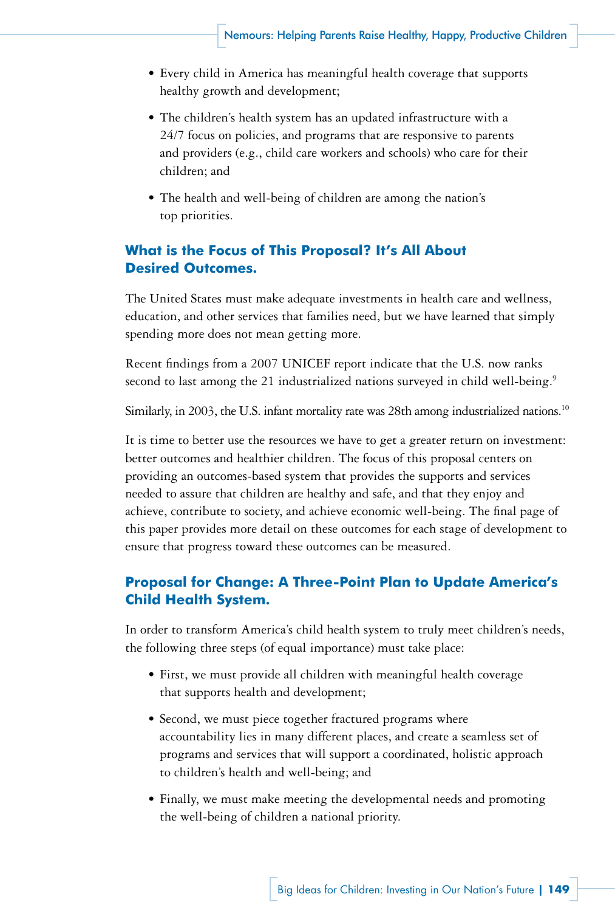- Every child in America has meaningful health coverage that supports healthy growth and development;
- The children's health system has an updated infrastructure with a 24/7 focus on policies, and programs that are responsive to parents and providers (e.g., child care workers and schools) who care for their children; and
- The health and well-being of children are among the nation's top priorities.

### What is the Focus of This Proposal? It's All About Desired Outcomes.

The United States must make adequate investments in health care and wellness, education, and other services that families need, but we have learned that simply spending more does not mean getting more.

Recent findings from a 2007 UNICEF report indicate that the U.S. now ranks second to last among the 21 industrialized nations surveyed in child well-being.[9]

Similarly, in 2003, the U.S. infant mortality rate was 28th among industrialized nations.[10]

It is time to better use the resources we have to get a greater return on investment: better outcomes and healthier children. The focus of this proposal centers on providing an outcomes-based system that provides the supports and services needed to assure that children are healthy and safe, and that they enjoy and achieve, contribute to society, and achieve economic well-being. The final page of this paper provides more detail on these outcomes for each stage of development to ensure that progress toward these outcomes can be measured.

### Proposal for Change: A Three-Point Plan to Update America's Child Health System.

In order to transform America's child health system to truly meet children's needs, the following three steps (of equal importance) must take place:

- First, we must provide all children with meaningful health coverage that supports health and development;
- Second, we must piece together fractured programs where accountability lies in many different places, and create a seamless set of programs and services that will support a coordinated, holistic approach to children's health and well-being; and
- Finally, we must make meeting the developmental needs and promoting the well-being of children a national priority.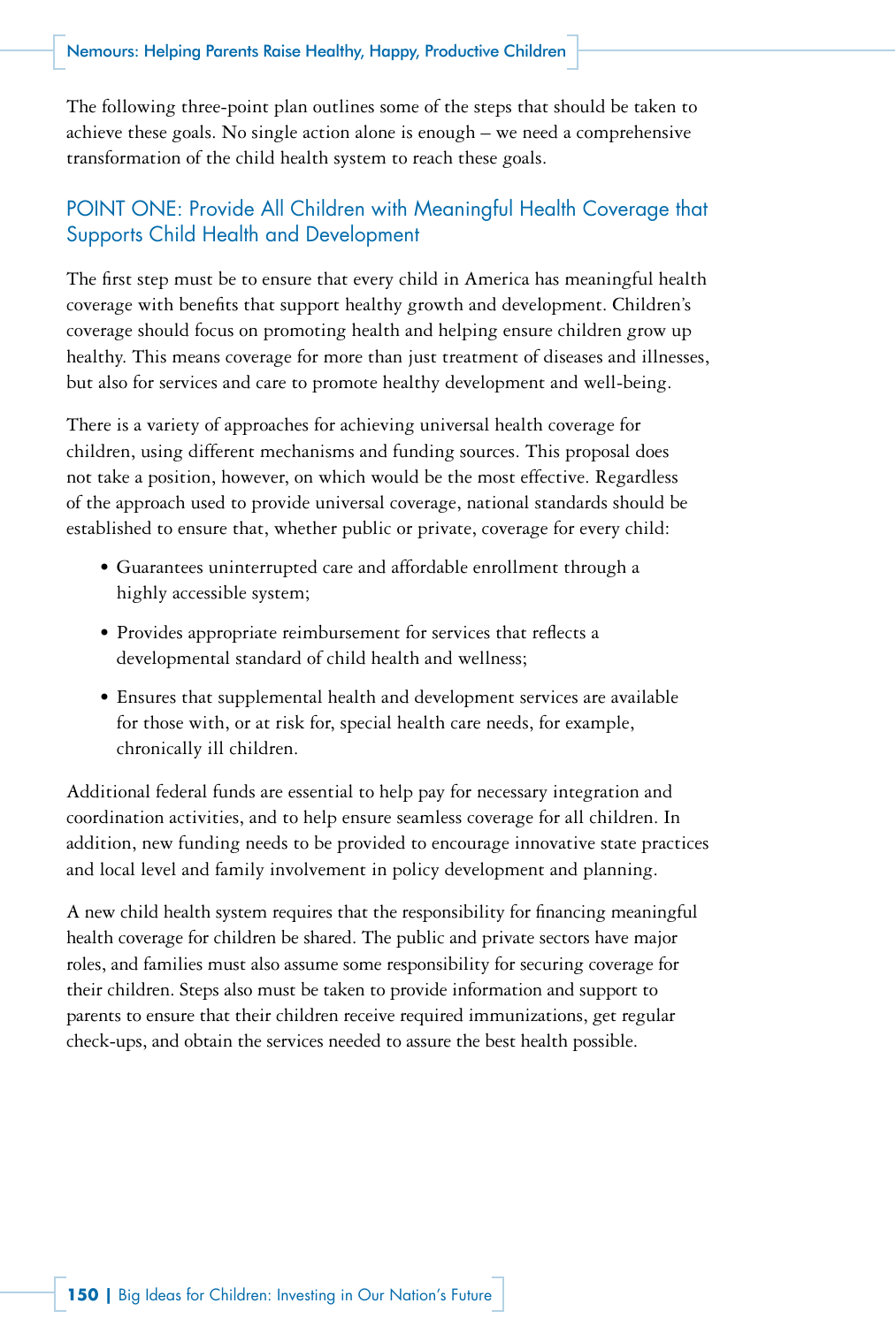The following three-point plan outlines some of the steps that should be taken to achieve these goals. No single action alone is enough – we need a comprehensive transformation of the child health system to reach these goals.

## POINT ONE: Provide All Children with Meaningful Health Coverage that Supports Child Health and Development

The first step must be to ensure that every child in America has meaningful health coverage with benefits that support healthy growth and development. Children's coverage should focus on promoting health and helping ensure children grow up healthy. This means coverage for more than just treatment of diseases and illnesses, but also for services and care to promote healthy development and well-being.

There is a variety of approaches for achieving universal health coverage for children, using different mechanisms and funding sources. This proposal does not take a position, however, on which would be the most effective. Regardless of the approach used to provide universal coverage, national standards should be established to ensure that, whether public or private, coverage for every child:

- Guarantees uninterrupted care and affordable enrollment through a highly accessible system;
- Provides appropriate reimbursement for services that reflects a developmental standard of child health and wellness;
- Ensures that supplemental health and development services are available for those with, or at risk for, special health care needs, for example, chronically ill children.

Additional federal funds are essential to help pay for necessary integration and coordination activities, and to help ensure seamless coverage for all children. In addition, new funding needs to be provided to encourage innovative state practices and local level and family involvement in policy development and planning.

A new child health system requires that the responsibility for financing meaningful health coverage for children be shared. The public and private sectors have major roles, and families must also assume some responsibility for securing coverage for their children. Steps also must be taken to provide information and support to parents to ensure that their children receive required immunizations, get regular check-ups, and obtain the services needed to assure the best health possible.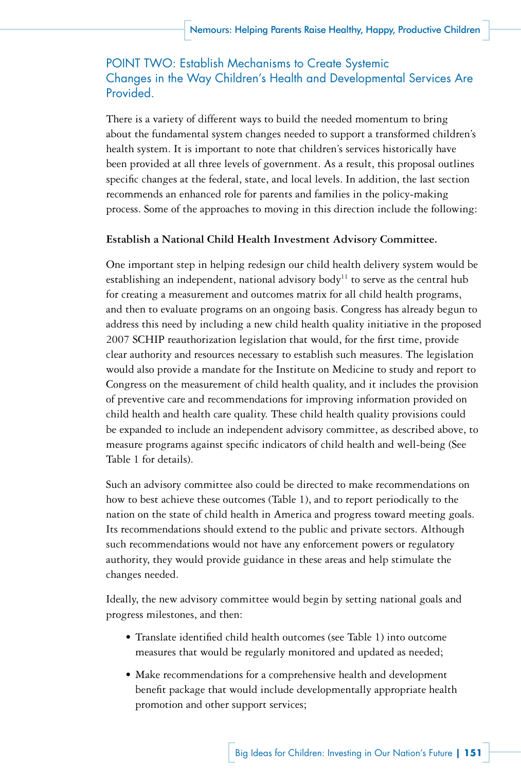## POINT TWO: Establish Mechanisms to Create Systemic Changes in the Way Children's Health and Developmental Services Are Provided.

There is a variety of different ways to build the needed momentum to bring about the fundamental system changes needed to support a transformed children's health system. It is important to note that children's services historically have been provided at all three levels of government. As a result, this proposal outlines specific changes at the federal, state, and local levels. In addition, the last section recommends an enhanced role for parents and families in the policy-making process. Some of the approaches to moving in this direction include the following:

**Establish a National Child Health Investment Advisory Committee.**

One important step in helping redesign our child health delivery system would be establishing an independent, national advisory body[11] to serve as the central hub for creating a measurement and outcomes matrix for all child health programs, and then to evaluate programs on an ongoing basis. Congress has already begun to address this need by including a new child health quality initiative in the proposed 2007 SCHIP reauthorization legislation that would, for the first time, provide clear authority and resources necessary to establish such measures. The legislation would also provide a mandate for the Institute on Medicine to study and report to Congress on the measurement of child health quality, and it includes the provision of preventive care and recommendations for improving information provided on child health and health care quality. These child health quality provisions could be expanded to include an independent advisory committee, as described above, to measure programs against specific indicators of child health and well-being (See Table 1 for details).

Such an advisory committee also could be directed to make recommendations on how to best achieve these outcomes (Table 1), and to report periodically to the nation on the state of child health in America and progress toward meeting goals. Its recommendations should extend to the public and private sectors. Although such recommendations would not have any enforcement powers or regulatory authority, they would provide guidance in these areas and help stimulate the changes needed.

Ideally, the new advisory committee would begin by setting national goals and progress milestones, and then:

- Translate identified child health outcomes (see Table 1) into outcome measures that would be regularly monitored and updated as needed;
- Make recommendations for a comprehensive health and development benefit package that would include developmentally appropriate health promotion and other support services;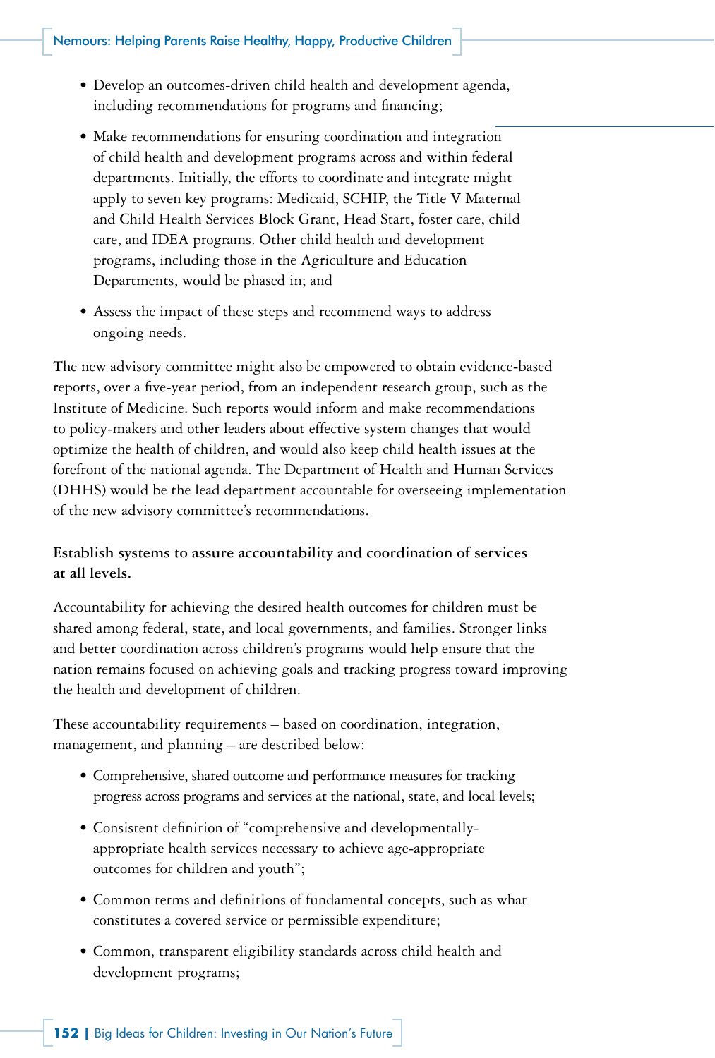- Develop an outcomes-driven child health and development agenda, including recommendations for programs and financing;
- Make recommendations for ensuring coordination and integration of child health and development programs across and within federal departments. Initially, the efforts to coordinate and integrate might apply to seven key programs: Medicaid, SCHIP, the Title V Maternal and Child Health Services Block Grant, Head Start, foster care, child care, and IDEA programs. Other child health and development programs, including those in the Agriculture and Education Departments, would be phased in; and
- Assess the impact of these steps and recommend ways to address ongoing needs.

The new advisory committee might also be empowered to obtain evidence-based reports, over a five-year period, from an independent research group, such as the Institute of Medicine. Such reports would inform and make recommendations to policy-makers and other leaders about effective system changes that would optimize the health of children, and would also keep child health issues at the forefront of the national agenda. The Department of Health and Human Services (DHHS) would be the lead department accountable for overseeing implementation of the new advisory committee's recommendations.

**Establish systems to assure accountability and coordination of services at all levels.**

Accountability for achieving the desired health outcomes for children must be shared among federal, state, and local governments, and families. Stronger links and better coordination across children's programs would help ensure that the nation remains focused on achieving goals and tracking progress toward improving the health and development of children.

These accountability requirements – based on coordination, integration, management, and planning – are described below:

- Comprehensive, shared outcome and performance measures for tracking progress across programs and services at the national, state, and local levels;
- Consistent definition of "comprehensive and developmentally-appropriate health services necessary to achieve age-appropriate outcomes for children and youth";
- Common terms and definitions of fundamental concepts, such as what constitutes a covered service or permissible expenditure;
- Common, transparent eligibility standards across child health and development programs;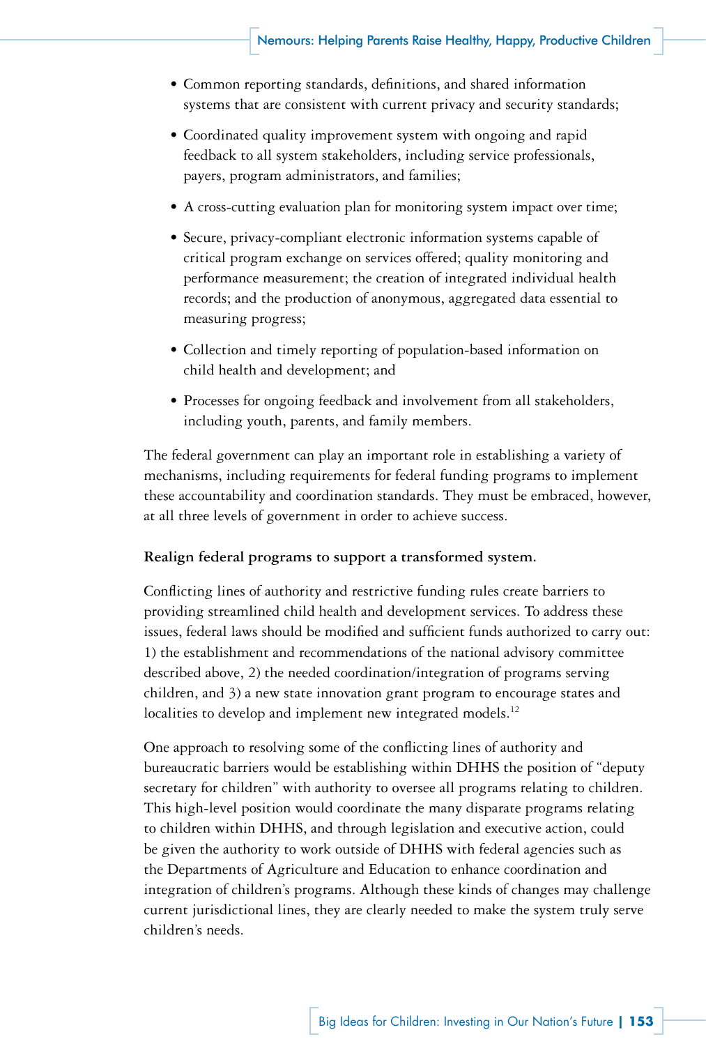- Common reporting standards, definitions, and shared information systems that are consistent with current privacy and security standards;
- Coordinated quality improvement system with ongoing and rapid feedback to all system stakeholders, including service professionals, payers, program administrators, and families;
- A cross-cutting evaluation plan for monitoring system impact over time;
- Secure, privacy-compliant electronic information systems capable of critical program exchange on services offered; quality monitoring and performance measurement; the creation of integrated individual health records; and the production of anonymous, aggregated data essential to measuring progress;
- Collection and timely reporting of population-based information on child health and development; and
- Processes for ongoing feedback and involvement from all stakeholders, including youth, parents, and family members.

The federal government can play an important role in establishing a variety of mechanisms, including requirements for federal funding programs to implement these accountability and coordination standards. They must be embraced, however, at all three levels of government in order to achieve success.

**Realign federal programs to support a transformed system.**

Conflicting lines of authority and restrictive funding rules create barriers to providing streamlined child health and development services. To address these issues, federal laws should be modified and sufficient funds authorized to carry out: 1) the establishment and recommendations of the national advisory committee described above, 2) the needed coordination/integration of programs serving children, and 3) a new state innovation grant program to encourage states and localities to develop and implement new integrated models.[12]

One approach to resolving some of the conflicting lines of authority and bureaucratic barriers would be establishing within DHHS the position of "deputy secretary for children" with authority to oversee all programs relating to children. This high-level position would coordinate the many disparate programs relating to children within DHHS, and through legislation and executive action, could be given the authority to work outside of DHHS with federal agencies such as the Departments of Agriculture and Education to enhance coordination and integration of children's programs. Although these kinds of changes may challenge current jurisdictional lines, they are clearly needed to make the system truly serve children's needs.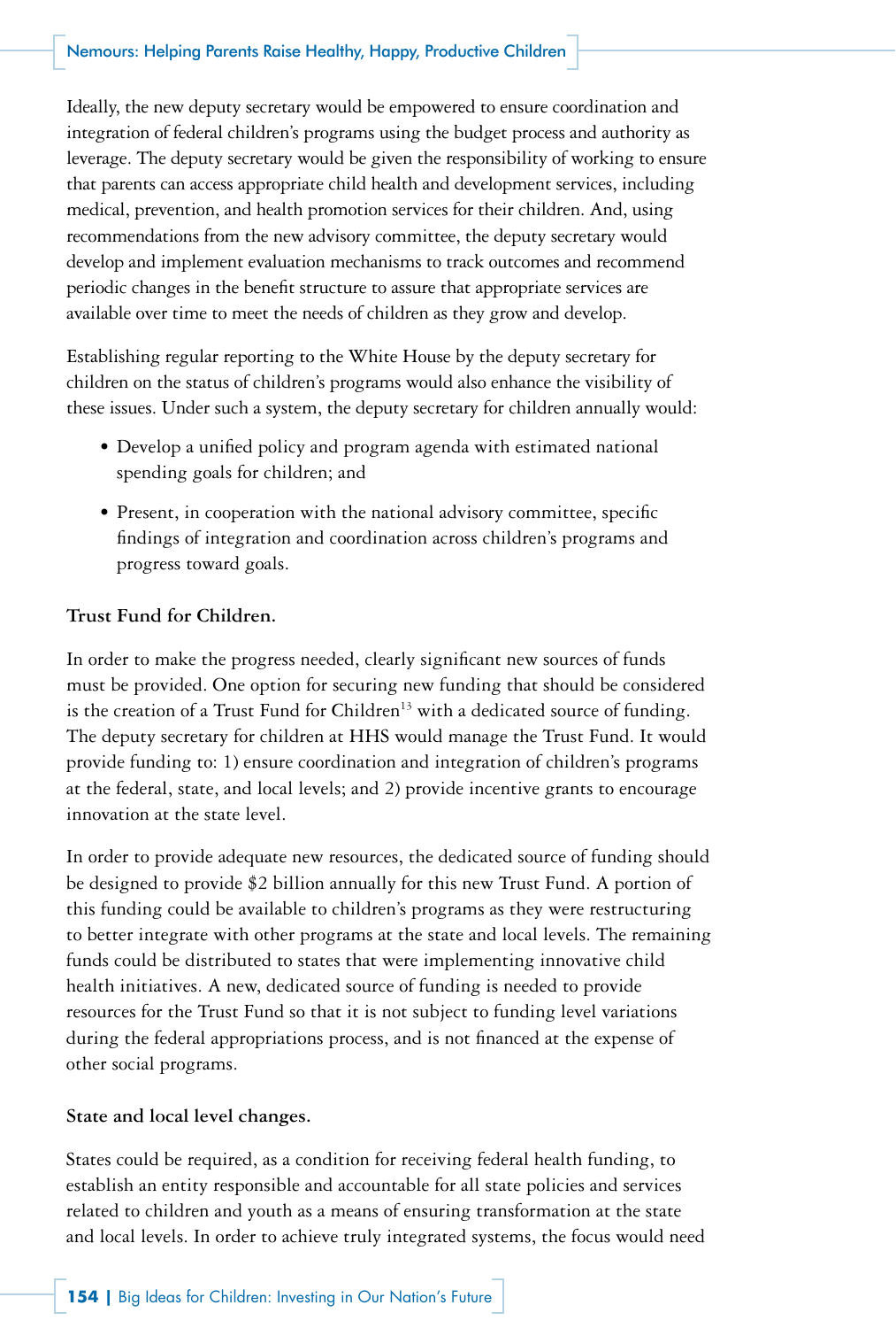Ideally, the new deputy secretary would be empowered to ensure coordination and integration of federal children's programs using the budget process and authority as leverage. The deputy secretary would be given the responsibility of working to ensure that parents can access appropriate child health and development services, including medical, prevention, and health promotion services for their children. And, using recommendations from the new advisory committee, the deputy secretary would develop and implement evaluation mechanisms to track outcomes and recommend periodic changes in the benefit structure to assure that appropriate services are available over time to meet the needs of children as they grow and develop.

Establishing regular reporting to the White House by the deputy secretary for children on the status of children's programs would also enhance the visibility of these issues. Under such a system, the deputy secretary for children annually would:

- Develop a unified policy and program agenda with estimated national spending goals for children; and
- Present, in cooperation with the national advisory committee, specific findings of integration and coordination across children's programs and progress toward goals.

**Trust Fund for Children.**

In order to make the progress needed, clearly significant new sources of funds must be provided. One option for securing new funding that should be considered is the creation of a Trust Fund for Children[13] with a dedicated source of funding. The deputy secretary for children at HHS would manage the Trust Fund. It would provide funding to: 1) ensure coordination and integration of children's programs at the federal, state, and local levels; and 2) provide incentive grants to encourage innovation at the state level.

In order to provide adequate new resources, the dedicated source of funding should be designed to provide $2 billion annually for this new Trust Fund. A portion of this funding could be available to children's programs as they were restructuring to better integrate with other programs at the state and local levels. The remaining funds could be distributed to states that were implementing innovative child health initiatives. A new, dedicated source of funding is needed to provide resources for the Trust Fund so that it is not subject to funding level variations during the federal appropriations process, and is not financed at the expense of other social programs.

**State and local level changes.**

States could be required, as a condition for receiving federal health funding, to establish an entity responsible and accountable for all state policies and services related to children and youth as a means of ensuring transformation at the state and local levels. In order to achieve truly integrated systems, the focus would need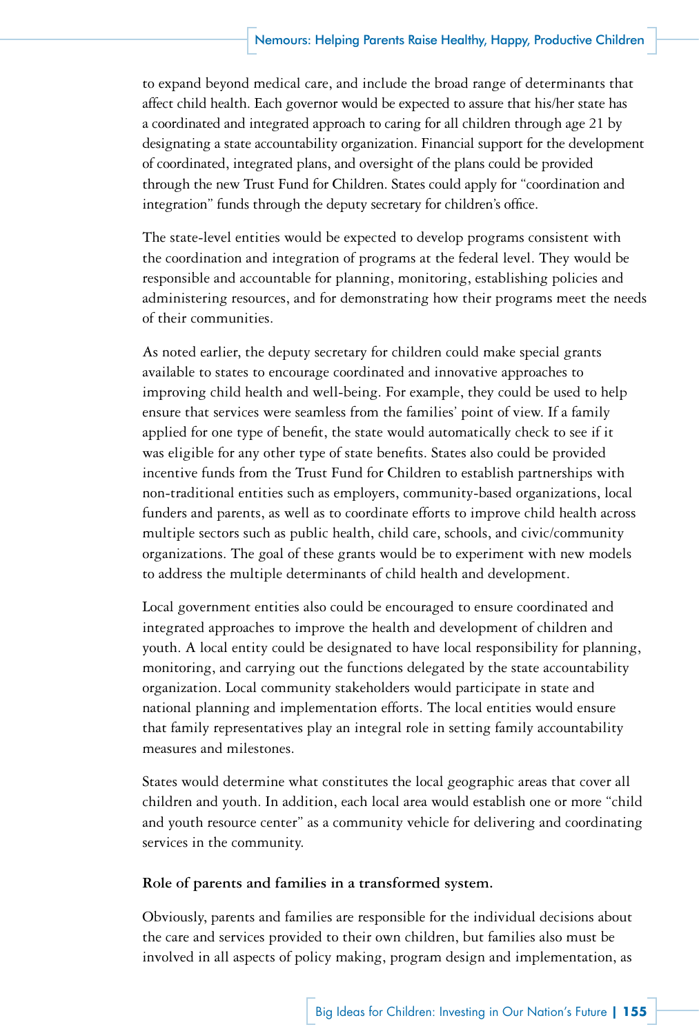to expand beyond medical care, and include the broad range of determinants that affect child health. Each governor would be expected to assure that his/her state has a coordinated and integrated approach to caring for all children through age 21 by designating a state accountability organization. Financial support for the development of coordinated, integrated plans, and oversight of the plans could be provided through the new Trust Fund for Children. States could apply for "coordination and integration" funds through the deputy secretary for children's office.

The state-level entities would be expected to develop programs consistent with the coordination and integration of programs at the federal level. They would be responsible and accountable for planning, monitoring, establishing policies and administering resources, and for demonstrating how their programs meet the needs of their communities.

As noted earlier, the deputy secretary for children could make special grants available to states to encourage coordinated and innovative approaches to improving child health and well-being. For example, they could be used to help ensure that services were seamless from the families' point of view. If a family applied for one type of benefit, the state would automatically check to see if it was eligible for any other type of state benefits. States also could be provided incentive funds from the Trust Fund for Children to establish partnerships with non-traditional entities such as employers, community-based organizations, local funders and parents, as well as to coordinate efforts to improve child health across multiple sectors such as public health, child care, schools, and civic/community organizations. The goal of these grants would be to experiment with new models to address the multiple determinants of child health and development.

Local government entities also could be encouraged to ensure coordinated and integrated approaches to improve the health and development of children and youth. A local entity could be designated to have local responsibility for planning, monitoring, and carrying out the functions delegated by the state accountability organization. Local community stakeholders would participate in state and national planning and implementation efforts. The local entities would ensure that family representatives play an integral role in setting family accountability measures and milestones.

States would determine what constitutes the local geographic areas that cover all children and youth. In addition, each local area would establish one or more "child and youth resource center" as a community vehicle for delivering and coordinating services in the community.

**Role of parents and families in a transformed system.**

Obviously, parents and families are responsible for the individual decisions about the care and services provided to their own children, but families also must be involved in all aspects of policy making, program design and implementation, as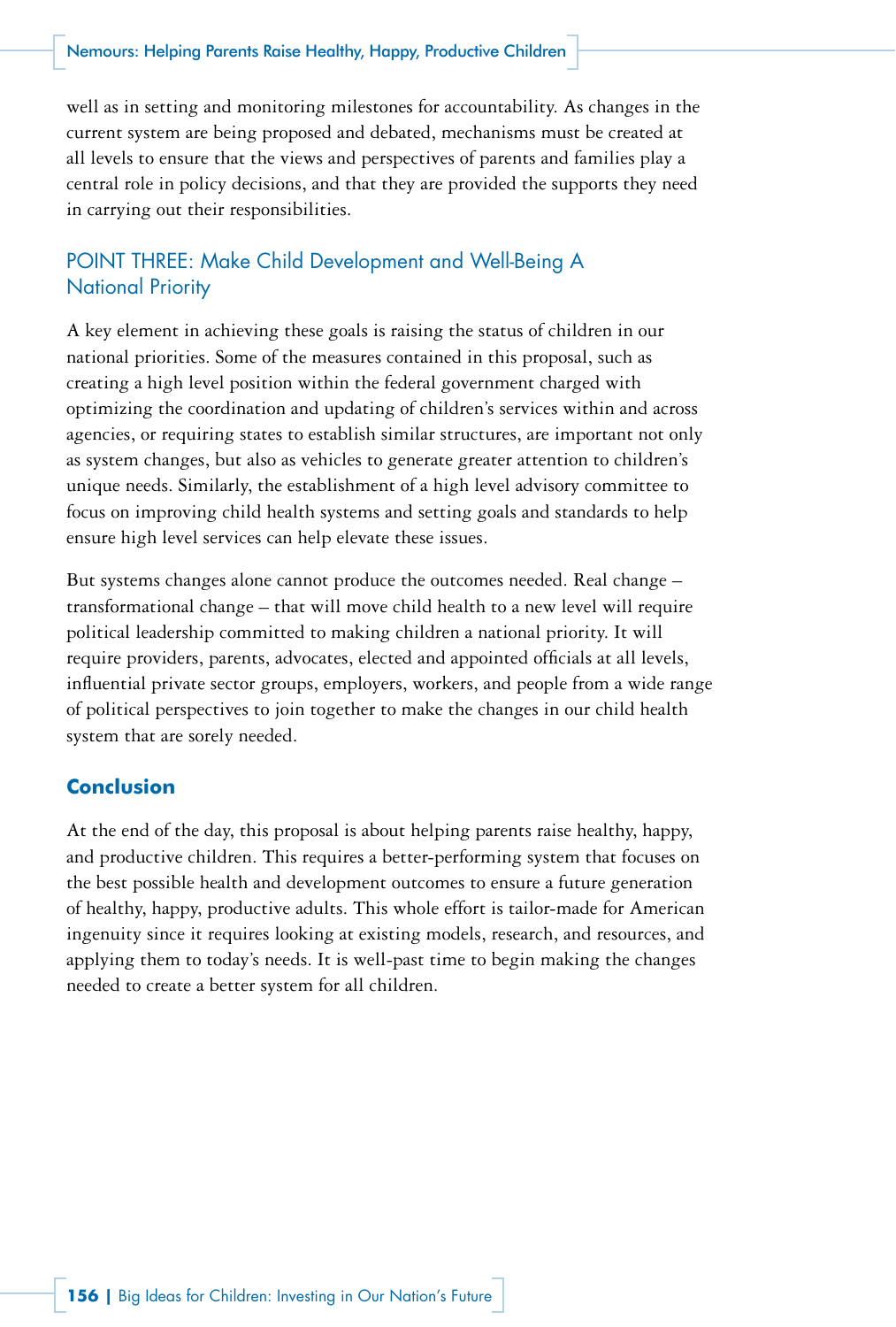well as in setting and monitoring milestones for accountability. As changes in the current system are being proposed and debated, mechanisms must be created at all levels to ensure that the views and perspectives of parents and families play a central role in policy decisions, and that they are provided the supports they need in carrying out their responsibilities.

### POINT THREE: Make Child Development and Well-Being A National Priority

A key element in achieving these goals is raising the status of children in our national priorities. Some of the measures contained in this proposal, such as creating a high level position within the federal government charged with optimizing the coordination and updating of children's services within and across agencies, or requiring states to establish similar structures, are important not only as system changes, but also as vehicles to generate greater attention to children's unique needs. Similarly, the establishment of a high level advisory committee to focus on improving child health systems and setting goals and standards to help ensure high level services can help elevate these issues.

But systems changes alone cannot produce the outcomes needed. Real change – transformational change – that will move child health to a new level will require political leadership committed to making children a national priority. It will require providers, parents, advocates, elected and appointed officials at all levels, influential private sector groups, employers, workers, and people from a wide range of political perspectives to join together to make the changes in our child health system that are sorely needed.

## Conclusion

At the end of the day, this proposal is about helping parents raise healthy, happy, and productive children. This requires a better-performing system that focuses on the best possible health and development outcomes to ensure a future generation of healthy, happy, productive adults. This whole effort is tailor-made for American ingenuity since it requires looking at existing models, research, and resources, and applying them to today's needs. It is well-past time to begin making the changes needed to create a better system for all children.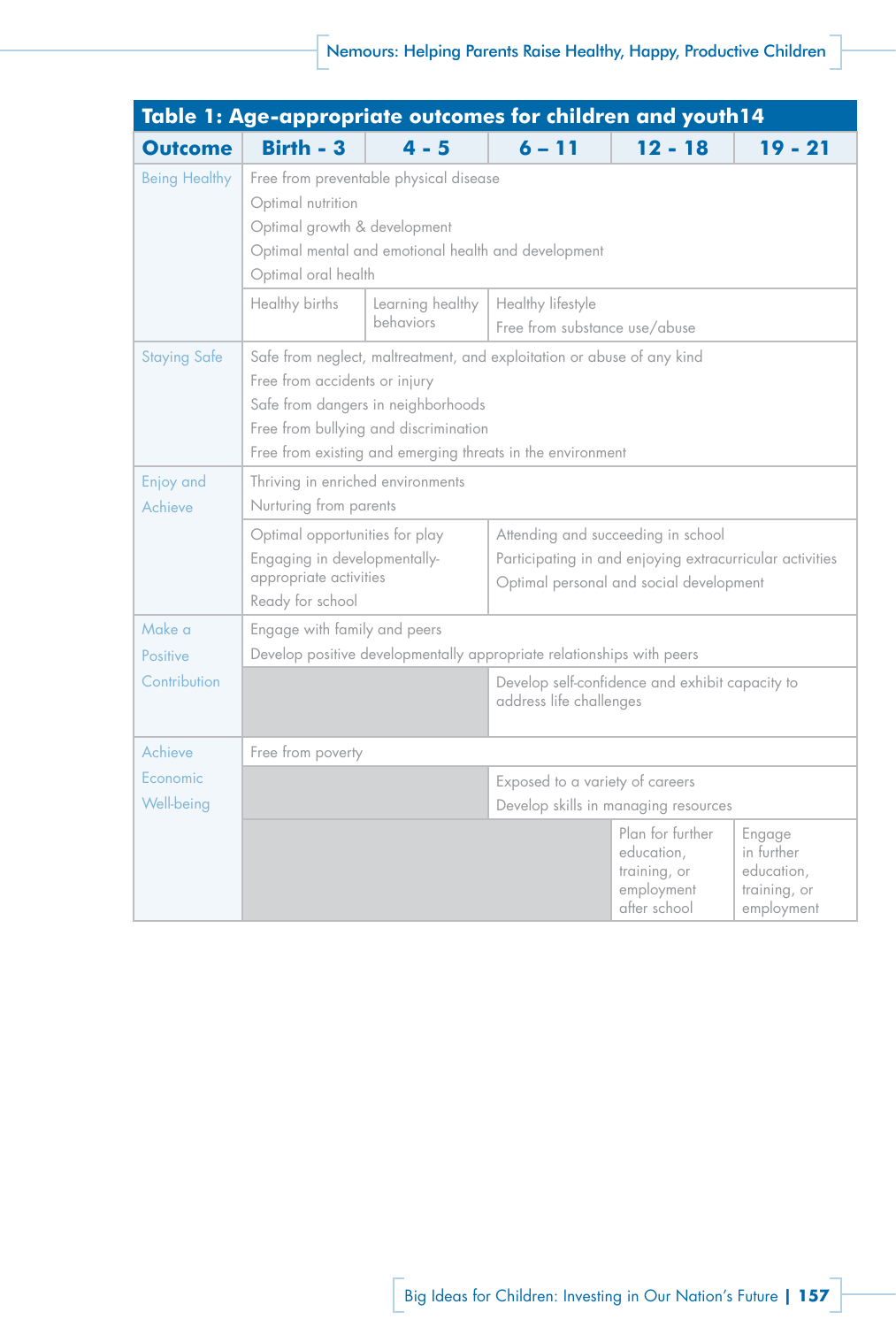**Table 1: Age-appropriate outcomes for children and youth14**

| Outcome | Birth - 3 | 4 - 5 | 6 – 11 | 12 - 18 | 19 - 21 |
|---|---|---|---|---|---|
| Being Healthy | Free from preventable physical disease<br>Optimal nutrition<br>Optimal growth & development<br>Optimal mental and emotional health and development<br>Optimal oral health | | | | |
| | Healthy births | Learning healthy behaviors | Healthy lifestyle<br>Free from substance use/abuse | | |
| Staying Safe | Safe from neglect, maltreatment, and exploitation or abuse of any kind<br>Free from accidents or injury<br>Safe from dangers in neighborhoods<br>Free from bullying and discrimination<br>Free from existing and emerging threats in the environment | | | | |
| Enjoy and Achieve | Thriving in enriched environments<br>Nurturing from parents | | | | |
| | Optimal opportunities for play<br>Engaging in developmentally-appropriate activities<br>Ready for school | | Attending and succeeding in school<br>Participating in and enjoying extracurricular activities<br>Optimal personal and social development | | |
| Make a Positive Contribution | Engage with family and peers<br>Develop positive developmentally appropriate relationships with peers | | | | |
| | | | Develop self-confidence and exhibit capacity to address life challenges | | |
| Achieve Economic Well-being | Free from poverty | | | | |
| | | | Exposed to a variety of careers<br>Develop skills in managing resources | | |
| | | | | Plan for further education, training, or employment after school | Engage in further education, training, or employment |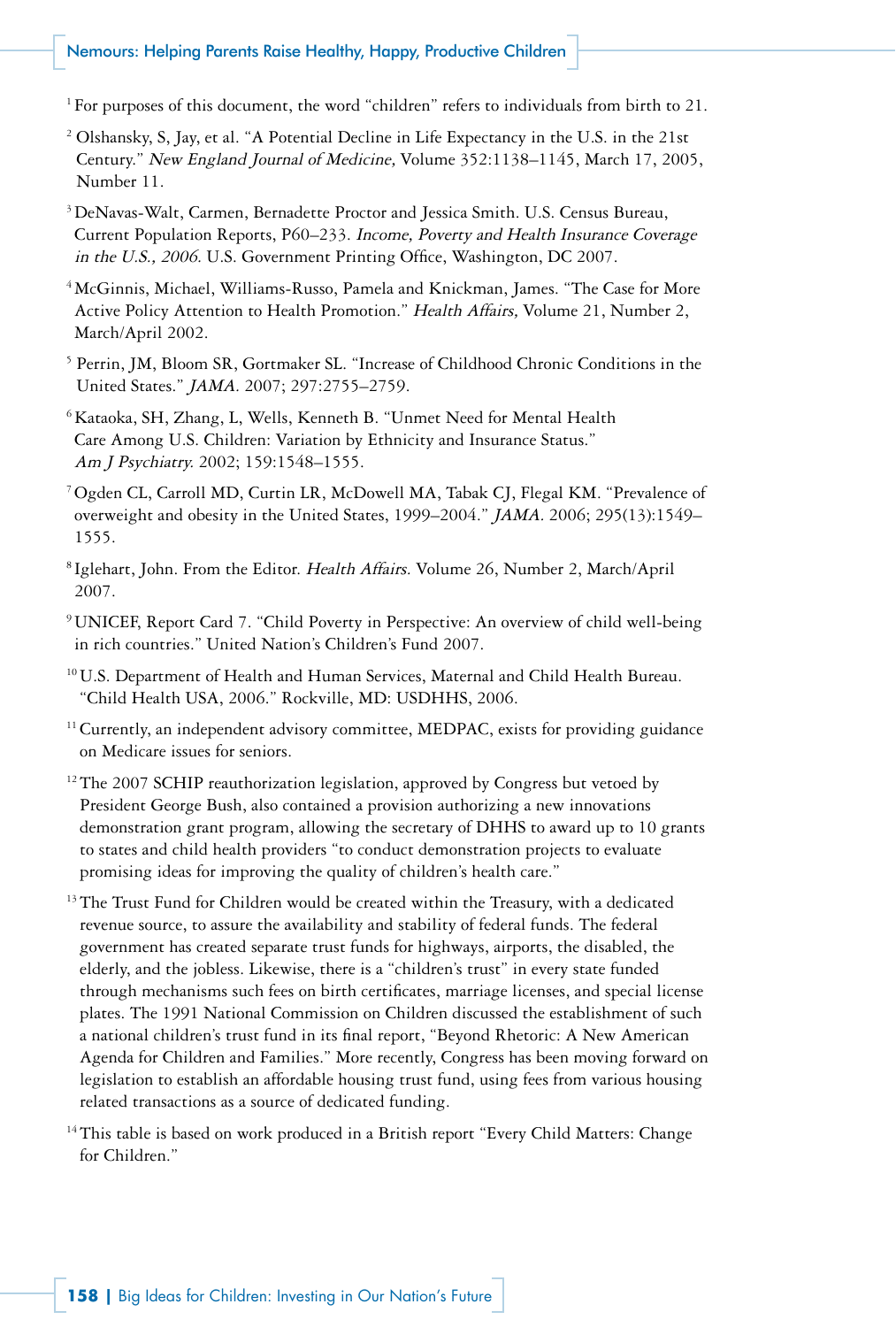[1] For purposes of this document, the word "children" refers to individuals from birth to 21.

[2] Olshansky, S, Jay, et al. "A Potential Decline in Life Expectancy in the U.S. in the 21st Century." *New England Journal of Medicine,* Volume 352:1138–1145, March 17, 2005, Number 11.

[3] DeNavas-Walt, Carmen, Bernadette Proctor and Jessica Smith. U.S. Census Bureau, Current Population Reports, P60–233. *Income, Poverty and Health Insurance Coverage in the U.S., 2006.* U.S. Government Printing Office, Washington, DC 2007.

[4] McGinnis, Michael, Williams-Russo, Pamela and Knickman, James. "The Case for More Active Policy Attention to Health Promotion." *Health Affairs,* Volume 21, Number 2, March/April 2002.

[5] Perrin, JM, Bloom SR, Gortmaker SL. "Increase of Childhood Chronic Conditions in the United States." *JAMA.* 2007; 297:2755–2759.

[6] Kataoka, SH, Zhang, L, Wells, Kenneth B. "Unmet Need for Mental Health Care Among U.S. Children: Variation by Ethnicity and Insurance Status." *Am J Psychiatry.* 2002; 159:1548–1555.

[7] Ogden CL, Carroll MD, Curtin LR, McDowell MA, Tabak CJ, Flegal KM. "Prevalence of overweight and obesity in the United States, 1999–2004." *JAMA.* 2006; 295(13):1549–1555.

[8] Iglehart, John. From the Editor. *Health Affairs.* Volume 26, Number 2, March/April 2007.

[9] UNICEF, Report Card 7. "Child Poverty in Perspective: An overview of child well-being in rich countries." United Nation's Children's Fund 2007.

[10] U.S. Department of Health and Human Services, Maternal and Child Health Bureau. "Child Health USA, 2006." Rockville, MD: USDHHS, 2006.

[11] Currently, an independent advisory committee, MEDPAC, exists for providing guidance on Medicare issues for seniors.

[12] The 2007 SCHIP reauthorization legislation, approved by Congress but vetoed by President George Bush, also contained a provision authorizing a new innovations demonstration grant program, allowing the secretary of DHHS to award up to 10 grants to states and child health providers "to conduct demonstration projects to evaluate promising ideas for improving the quality of children's health care."

[13] The Trust Fund for Children would be created within the Treasury, with a dedicated revenue source, to assure the availability and stability of federal funds. The federal government has created separate trust funds for highways, airports, the disabled, the elderly, and the jobless. Likewise, there is a "children's trust" in every state funded through mechanisms such fees on birth certificates, marriage licenses, and special license plates. The 1991 National Commission on Children discussed the establishment of such a national children's trust fund in its final report, "Beyond Rhetoric: A New American Agenda for Children and Families." More recently, Congress has been moving forward on legislation to establish an affordable housing trust fund, using fees from various housing related transactions as a source of dedicated funding.

[14] This table is based on work produced in a British report "Every Child Matters: Change for Children."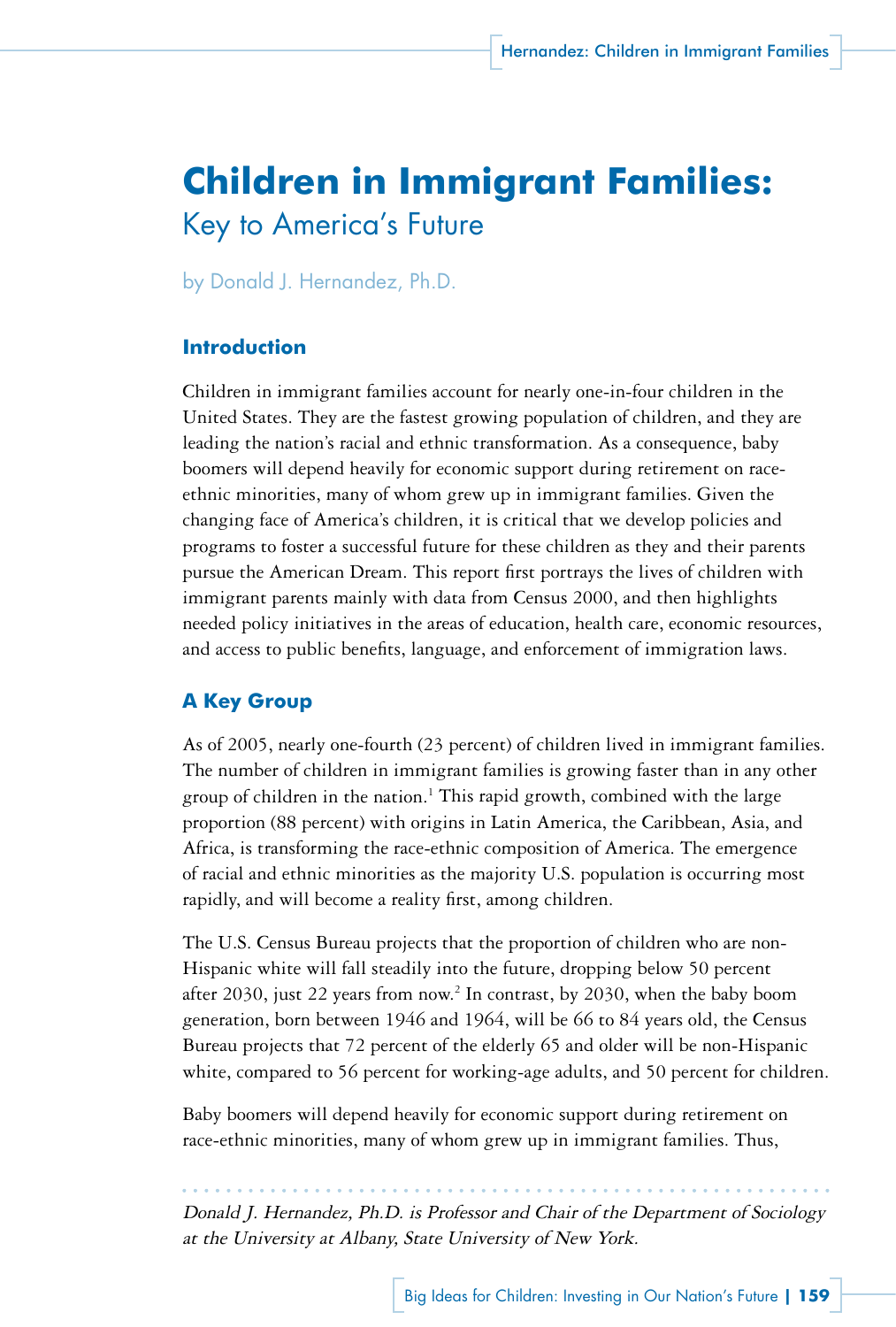# Children in Immigrant Families:

## Key to America's Future

by Donald J. Hernandez, Ph.D.

### Introduction

Children in immigrant families account for nearly one-in-four children in the United States. They are the fastest growing population of children, and they are leading the nation's racial and ethnic transformation. As a consequence, baby boomers will depend heavily for economic support during retirement on race-ethnic minorities, many of whom grew up in immigrant families. Given the changing face of America's children, it is critical that we develop policies and programs to foster a successful future for these children as they and their parents pursue the American Dream. This report first portrays the lives of children with immigrant parents mainly with data from Census 2000, and then highlights needed policy initiatives in the areas of education, health care, economic resources, and access to public benefits, language, and enforcement of immigration laws.

### A Key Group

As of 2005, nearly one-fourth (23 percent) of children lived in immigrant families. The number of children in immigrant families is growing faster than in any other group of children in the nation.[1] This rapid growth, combined with the large proportion (88 percent) with origins in Latin America, the Caribbean, Asia, and Africa, is transforming the race-ethnic composition of America. The emergence of racial and ethnic minorities as the majority U.S. population is occurring most rapidly, and will become a reality first, among children.

The U.S. Census Bureau projects that the proportion of children who are non-Hispanic white will fall steadily into the future, dropping below 50 percent after 2030, just 22 years from now.[2] In contrast, by 2030, when the baby boom generation, born between 1946 and 1964, will be 66 to 84 years old, the Census Bureau projects that 72 percent of the elderly 65 and older will be non-Hispanic white, compared to 56 percent for working-age adults, and 50 percent for children.

Baby boomers will depend heavily for economic support during retirement on race-ethnic minorities, many of whom grew up in immigrant families. Thus,

*Donald J. Hernandez, Ph.D. is Professor and Chair of the Department of Sociology at the University at Albany, State University of New York.*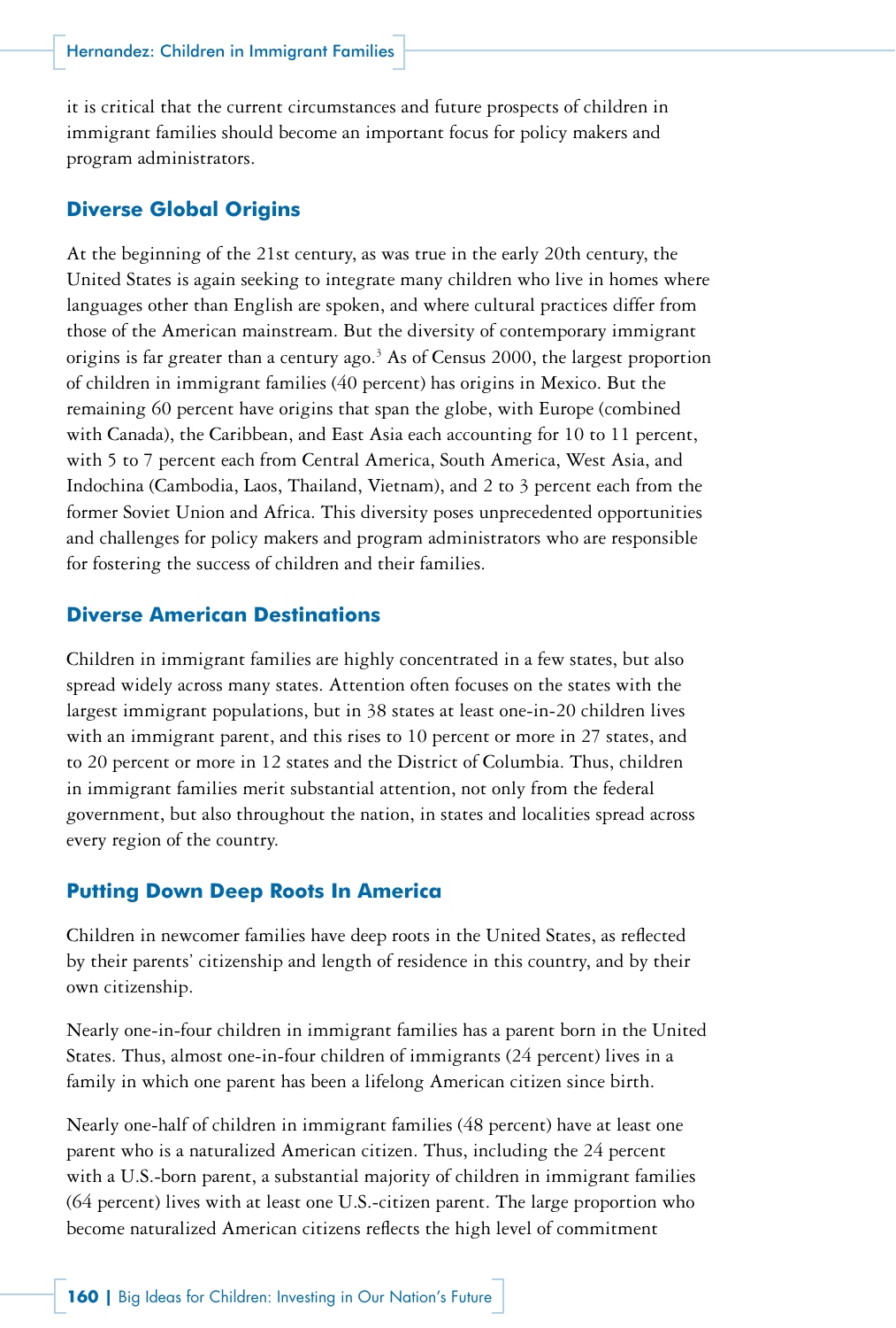it is critical that the current circumstances and future prospects of children in immigrant families should become an important focus for policy makers and program administrators.

## Diverse Global Origins

At the beginning of the 21st century, as was true in the early 20th century, the United States is again seeking to integrate many children who live in homes where languages other than English are spoken, and where cultural practices differ from those of the American mainstream. But the diversity of contemporary immigrant origins is far greater than a century ago.[3] As of Census 2000, the largest proportion of children in immigrant families (40 percent) has origins in Mexico. But the remaining 60 percent have origins that span the globe, with Europe (combined with Canada), the Caribbean, and East Asia each accounting for 10 to 11 percent, with 5 to 7 percent each from Central America, South America, West Asia, and Indochina (Cambodia, Laos, Thailand, Vietnam), and 2 to 3 percent each from the former Soviet Union and Africa. This diversity poses unprecedented opportunities and challenges for policy makers and program administrators who are responsible for fostering the success of children and their families.

## Diverse American Destinations

Children in immigrant families are highly concentrated in a few states, but also spread widely across many states. Attention often focuses on the states with the largest immigrant populations, but in 38 states at least one-in-20 children lives with an immigrant parent, and this rises to 10 percent or more in 27 states, and to 20 percent or more in 12 states and the District of Columbia. Thus, children in immigrant families merit substantial attention, not only from the federal government, but also throughout the nation, in states and localities spread across every region of the country.

## Putting Down Deep Roots In America

Children in newcomer families have deep roots in the United States, as reflected by their parents' citizenship and length of residence in this country, and by their own citizenship.

Nearly one-in-four children in immigrant families has a parent born in the United States. Thus, almost one-in-four children of immigrants (24 percent) lives in a family in which one parent has been a lifelong American citizen since birth.

Nearly one-half of children in immigrant families (48 percent) have at least one parent who is a naturalized American citizen. Thus, including the 24 percent with a U.S.-born parent, a substantial majority of children in immigrant families (64 percent) lives with at least one U.S.-citizen parent. The large proportion who become naturalized American citizens reflects the high level of commitment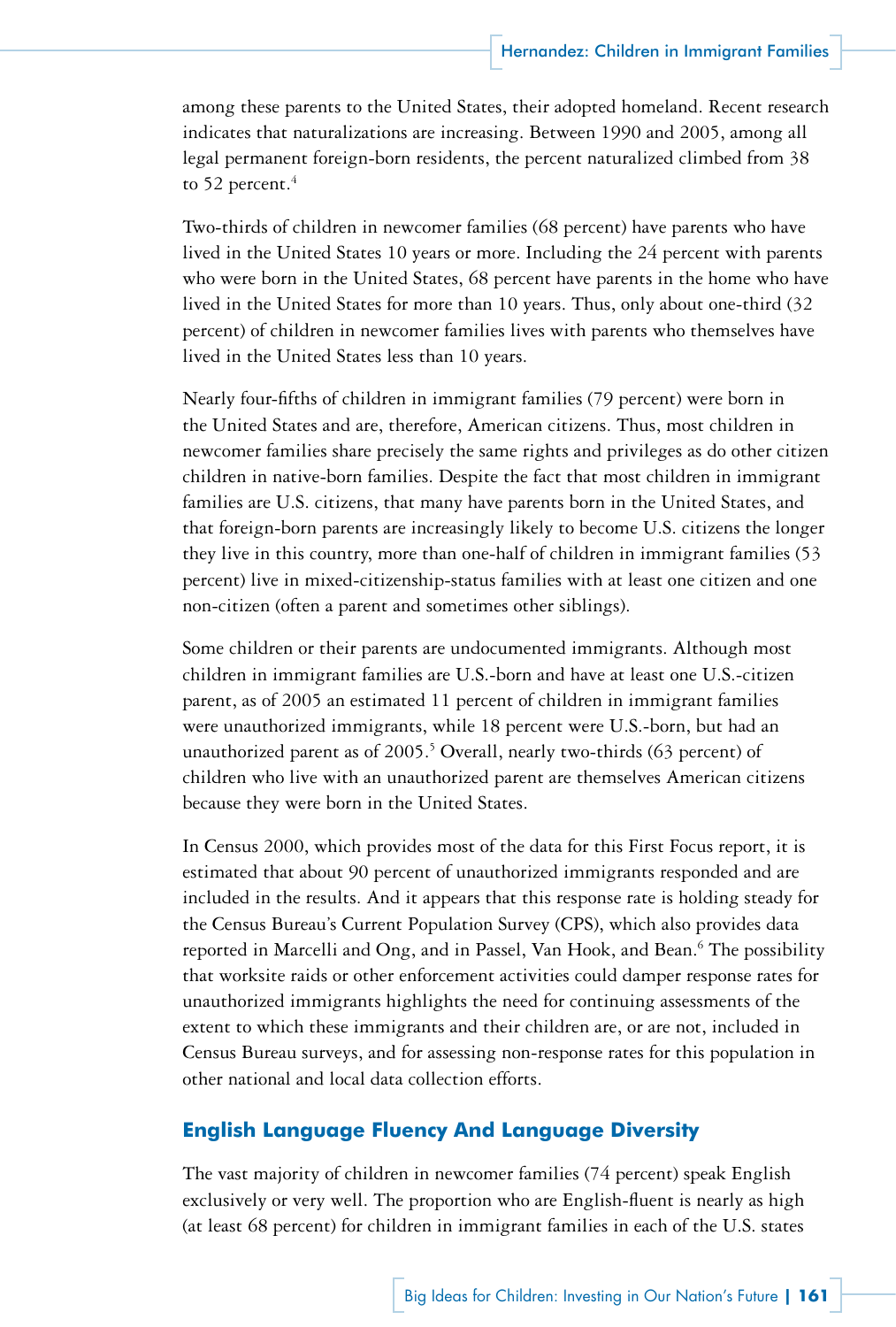among these parents to the United States, their adopted homeland. Recent research indicates that naturalizations are increasing. Between 1990 and 2005, among all legal permanent foreign-born residents, the percent naturalized climbed from 38 to 52 percent.[4]

Two-thirds of children in newcomer families (68 percent) have parents who have lived in the United States 10 years or more. Including the 24 percent with parents who were born in the United States, 68 percent have parents in the home who have lived in the United States for more than 10 years. Thus, only about one-third (32 percent) of children in newcomer families lives with parents who themselves have lived in the United States less than 10 years.

Nearly four-fifths of children in immigrant families (79 percent) were born in the United States and are, therefore, American citizens. Thus, most children in newcomer families share precisely the same rights and privileges as do other citizen children in native-born families. Despite the fact that most children in immigrant families are U.S. citizens, that many have parents born in the United States, and that foreign-born parents are increasingly likely to become U.S. citizens the longer they live in this country, more than one-half of children in immigrant families (53 percent) live in mixed-citizenship-status families with at least one citizen and one non-citizen (often a parent and sometimes other siblings).

Some children or their parents are undocumented immigrants. Although most children in immigrant families are U.S.-born and have at least one U.S.-citizen parent, as of 2005 an estimated 11 percent of children in immigrant families were unauthorized immigrants, while 18 percent were U.S.-born, but had an unauthorized parent as of 2005.[5] Overall, nearly two-thirds (63 percent) of children who live with an unauthorized parent are themselves American citizens because they were born in the United States.

In Census 2000, which provides most of the data for this First Focus report, it is estimated that about 90 percent of unauthorized immigrants responded and are included in the results. And it appears that this response rate is holding steady for the Census Bureau's Current Population Survey (CPS), which also provides data reported in Marcelli and Ong, and in Passel, Van Hook, and Bean.[6] The possibility that worksite raids or other enforcement activities could damper response rates for unauthorized immigrants highlights the need for continuing assessments of the extent to which these immigrants and their children are, or are not, included in Census Bureau surveys, and for assessing non-response rates for this population in other national and local data collection efforts.

## English Language Fluency And Language Diversity

The vast majority of children in newcomer families (74 percent) speak English exclusively or very well. The proportion who are English-fluent is nearly as high (at least 68 percent) for children in immigrant families in each of the U.S. states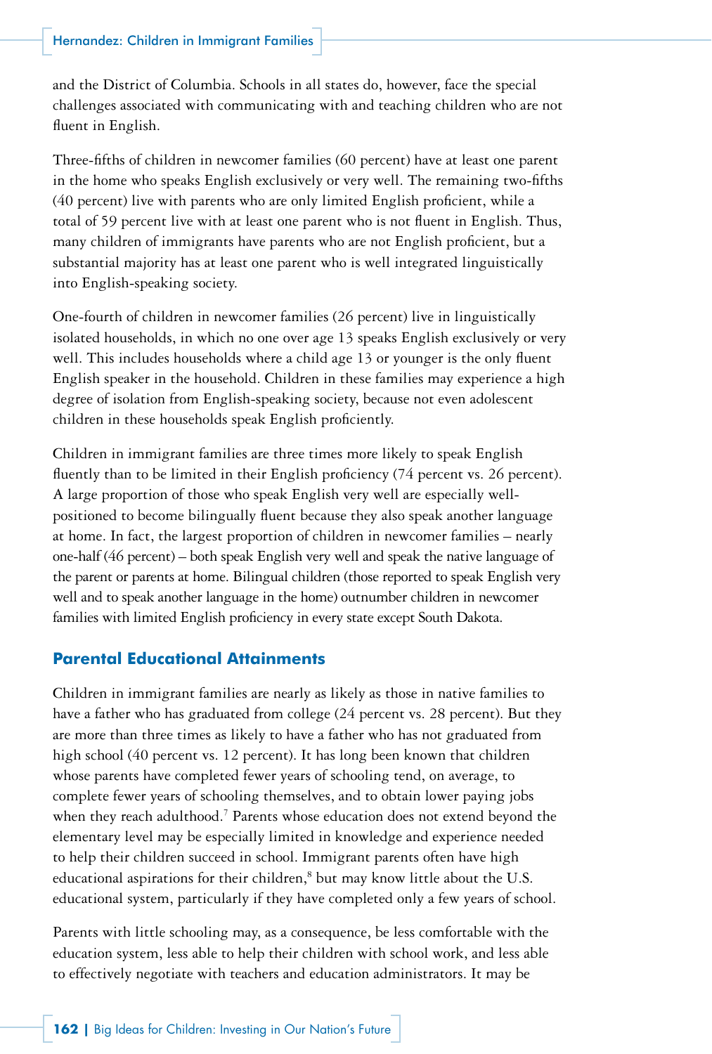and the District of Columbia. Schools in all states do, however, face the special challenges associated with communicating with and teaching children who are not fluent in English.

Three-fifths of children in newcomer families (60 percent) have at least one parent in the home who speaks English exclusively or very well. The remaining two-fifths (40 percent) live with parents who are only limited English proficient, while a total of 59 percent live with at least one parent who is not fluent in English. Thus, many children of immigrants have parents who are not English proficient, but a substantial majority has at least one parent who is well integrated linguistically into English-speaking society.

One-fourth of children in newcomer families (26 percent) live in linguistically isolated households, in which no one over age 13 speaks English exclusively or very well. This includes households where a child age 13 or younger is the only fluent English speaker in the household. Children in these families may experience a high degree of isolation from English-speaking society, because not even adolescent children in these households speak English proficiently.

Children in immigrant families are three times more likely to speak English fluently than to be limited in their English proficiency (74 percent vs. 26 percent). A large proportion of those who speak English very well are especially well-positioned to become bilingually fluent because they also speak another language at home. In fact, the largest proportion of children in newcomer families – nearly one-half (46 percent) – both speak English very well and speak the native language of the parent or parents at home. Bilingual children (those reported to speak English very well and to speak another language in the home) outnumber children in newcomer families with limited English proficiency in every state except South Dakota.

## Parental Educational Attainments

Children in immigrant families are nearly as likely as those in native families to have a father who has graduated from college (24 percent vs. 28 percent). But they are more than three times as likely to have a father who has not graduated from high school (40 percent vs. 12 percent). It has long been known that children whose parents have completed fewer years of schooling tend, on average, to complete fewer years of schooling themselves, and to obtain lower paying jobs when they reach adulthood.[7] Parents whose education does not extend beyond the elementary level may be especially limited in knowledge and experience needed to help their children succeed in school. Immigrant parents often have high educational aspirations for their children,[8] but may know little about the U.S. educational system, particularly if they have completed only a few years of school.

Parents with little schooling may, as a consequence, be less comfortable with the education system, less able to help their children with school work, and less able to effectively negotiate with teachers and education administrators. It may be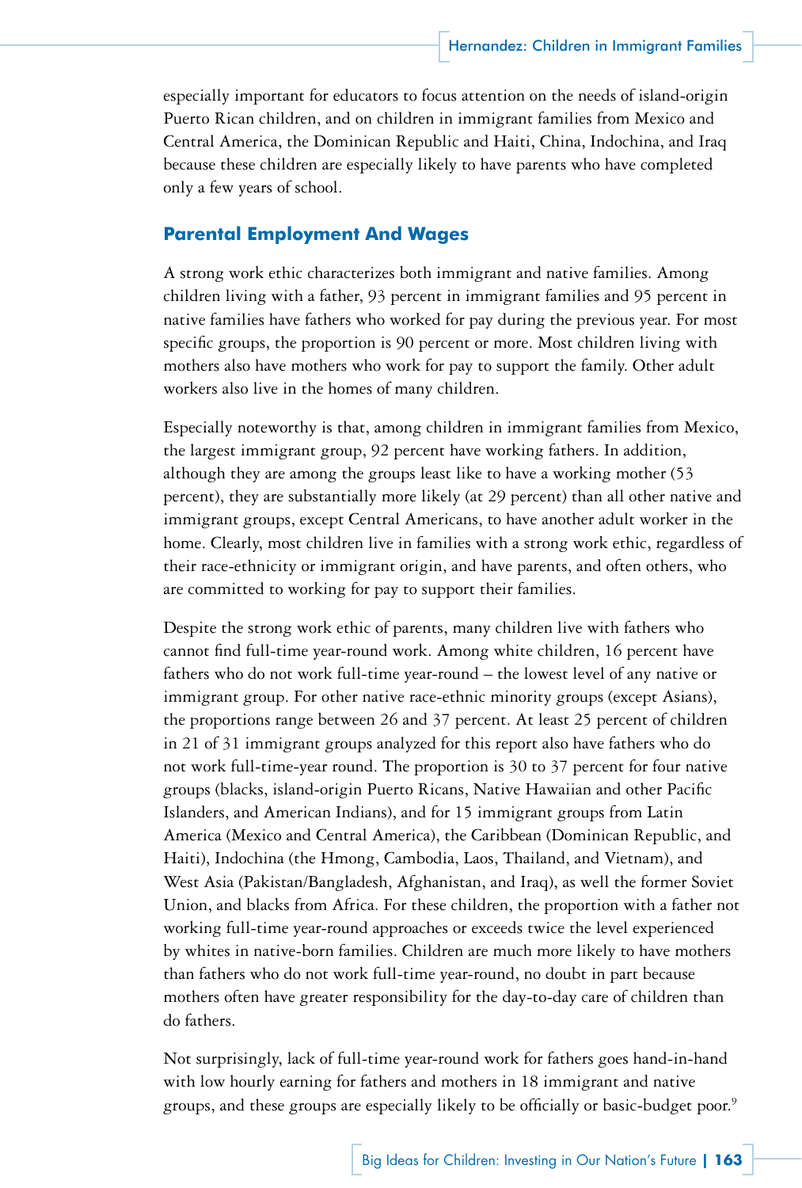especially important for educators to focus attention on the needs of island-origin Puerto Rican children, and on children in immigrant families from Mexico and Central America, the Dominican Republic and Haiti, China, Indochina, and Iraq because these children are especially likely to have parents who have completed only a few years of school.

## Parental Employment And Wages

A strong work ethic characterizes both immigrant and native families. Among children living with a father, 93 percent in immigrant families and 95 percent in native families have fathers who worked for pay during the previous year. For most specific groups, the proportion is 90 percent or more. Most children living with mothers also have mothers who work for pay to support the family. Other adult workers also live in the homes of many children.

Especially noteworthy is that, among children in immigrant families from Mexico, the largest immigrant group, 92 percent have working fathers. In addition, although they are among the groups least like to have a working mother (53 percent), they are substantially more likely (at 29 percent) than all other native and immigrant groups, except Central Americans, to have another adult worker in the home. Clearly, most children live in families with a strong work ethic, regardless of their race-ethnicity or immigrant origin, and have parents, and often others, who are committed to working for pay to support their families.

Despite the strong work ethic of parents, many children live with fathers who cannot find full-time year-round work. Among white children, 16 percent have fathers who do not work full-time year-round – the lowest level of any native or immigrant group. For other native race-ethnic minority groups (except Asians), the proportions range between 26 and 37 percent. At least 25 percent of children in 21 of 31 immigrant groups analyzed for this report also have fathers who do not work full-time-year round. The proportion is 30 to 37 percent for four native groups (blacks, island-origin Puerto Ricans, Native Hawaiian and other Pacific Islanders, and American Indians), and for 15 immigrant groups from Latin America (Mexico and Central America), the Caribbean (Dominican Republic, and Haiti), Indochina (the Hmong, Cambodia, Laos, Thailand, and Vietnam), and West Asia (Pakistan/Bangladesh, Afghanistan, and Iraq), as well the former Soviet Union, and blacks from Africa. For these children, the proportion with a father not working full-time year-round approaches or exceeds twice the level experienced by whites in native-born families. Children are much more likely to have mothers than fathers who do not work full-time year-round, no doubt in part because mothers often have greater responsibility for the day-to-day care of children than do fathers.

Not surprisingly, lack of full-time year-round work for fathers goes hand-in-hand with low hourly earning for fathers and mothers in 18 immigrant and native groups, and these groups are especially likely to be officially or basic-budget poor.[9]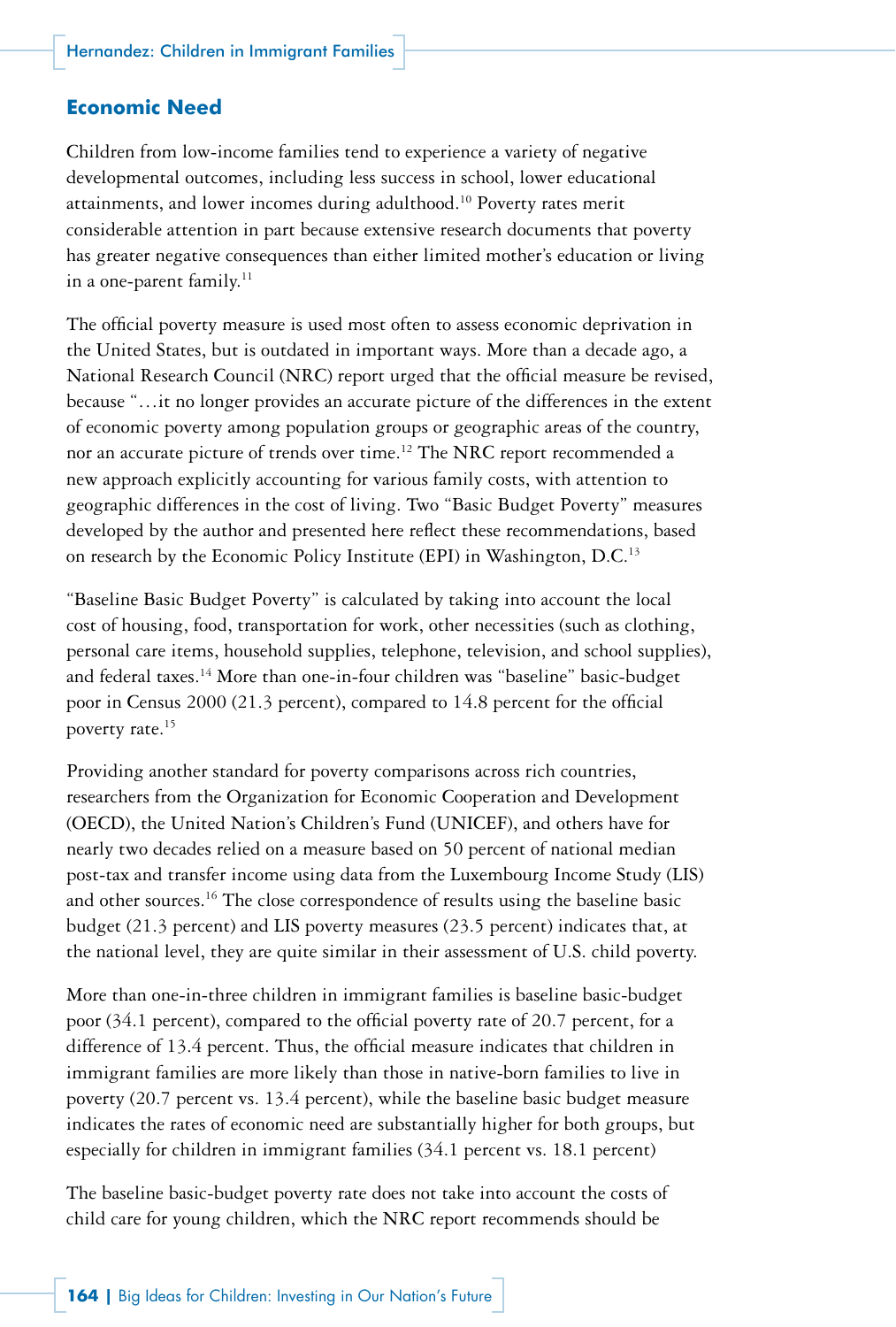## Economic Need

Children from low-income families tend to experience a variety of negative developmental outcomes, including less success in school, lower educational attainments, and lower incomes during adulthood.[10] Poverty rates merit considerable attention in part because extensive research documents that poverty has greater negative consequences than either limited mother's education or living in a one-parent family.[11]

The official poverty measure is used most often to assess economic deprivation in the United States, but is outdated in important ways. More than a decade ago, a National Research Council (NRC) report urged that the official measure be revised, because "…it no longer provides an accurate picture of the differences in the extent of economic poverty among population groups or geographic areas of the country, nor an accurate picture of trends over time.[12] The NRC report recommended a new approach explicitly accounting for various family costs, with attention to geographic differences in the cost of living. Two "Basic Budget Poverty" measures developed by the author and presented here reflect these recommendations, based on research by the Economic Policy Institute (EPI) in Washington, D.C.[13]

"Baseline Basic Budget Poverty" is calculated by taking into account the local cost of housing, food, transportation for work, other necessities (such as clothing, personal care items, household supplies, telephone, television, and school supplies), and federal taxes.[14] More than one-in-four children was "baseline" basic-budget poor in Census 2000 (21.3 percent), compared to 14.8 percent for the official poverty rate.[15]

Providing another standard for poverty comparisons across rich countries, researchers from the Organization for Economic Cooperation and Development (OECD), the United Nation's Children's Fund (UNICEF), and others have for nearly two decades relied on a measure based on 50 percent of national median post-tax and transfer income using data from the Luxembourg Income Study (LIS) and other sources.[16] The close correspondence of results using the baseline basic budget (21.3 percent) and LIS poverty measures (23.5 percent) indicates that, at the national level, they are quite similar in their assessment of U.S. child poverty.

More than one-in-three children in immigrant families is baseline basic-budget poor (34.1 percent), compared to the official poverty rate of 20.7 percent, for a difference of 13.4 percent. Thus, the official measure indicates that children in immigrant families are more likely than those in native-born families to live in poverty (20.7 percent vs. 13.4 percent), while the baseline basic budget measure indicates the rates of economic need are substantially higher for both groups, but especially for children in immigrant families (34.1 percent vs. 18.1 percent)

The baseline basic-budget poverty rate does not take into account the costs of child care for young children, which the NRC report recommends should be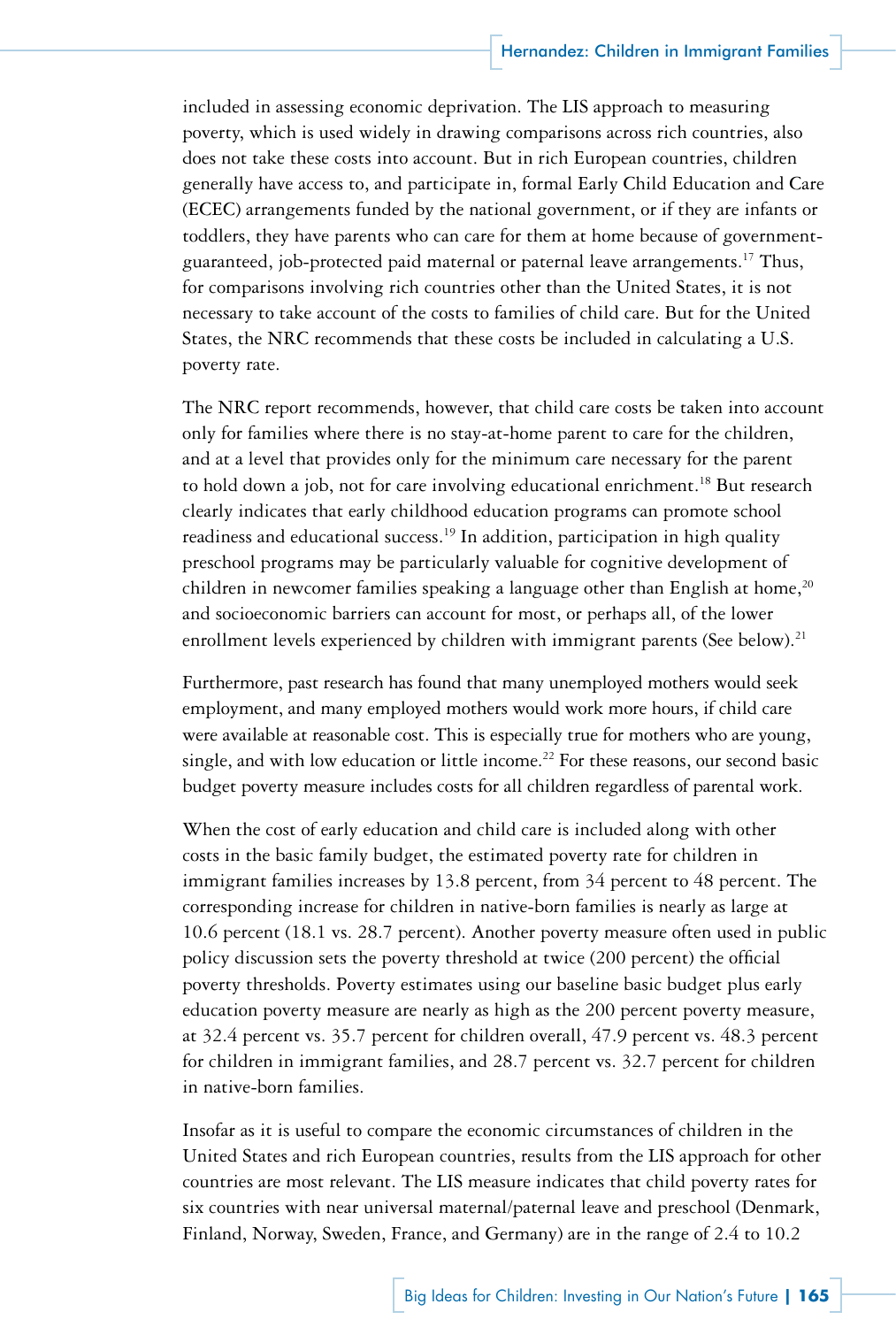included in assessing economic deprivation. The LIS approach to measuring poverty, which is used widely in drawing comparisons across rich countries, also does not take these costs into account. But in rich European countries, children generally have access to, and participate in, formal Early Child Education and Care (ECEC) arrangements funded by the national government, or if they are infants or toddlers, they have parents who can care for them at home because of government-guaranteed, job-protected paid maternal or paternal leave arrangements.[17] Thus, for comparisons involving rich countries other than the United States, it is not necessary to take account of the costs to families of child care. But for the United States, the NRC recommends that these costs be included in calculating a U.S. poverty rate.

The NRC report recommends, however, that child care costs be taken into account only for families where there is no stay-at-home parent to care for the children, and at a level that provides only for the minimum care necessary for the parent to hold down a job, not for care involving educational enrichment.[18] But research clearly indicates that early childhood education programs can promote school readiness and educational success.[19] In addition, participation in high quality preschool programs may be particularly valuable for cognitive development of children in newcomer families speaking a language other than English at home,[20] and socioeconomic barriers can account for most, or perhaps all, of the lower enrollment levels experienced by children with immigrant parents (See below).[21]

Furthermore, past research has found that many unemployed mothers would seek employment, and many employed mothers would work more hours, if child care were available at reasonable cost. This is especially true for mothers who are young, single, and with low education or little income.[22] For these reasons, our second basic budget poverty measure includes costs for all children regardless of parental work.

When the cost of early education and child care is included along with other costs in the basic family budget, the estimated poverty rate for children in immigrant families increases by 13.8 percent, from 34 percent to 48 percent. The corresponding increase for children in native-born families is nearly as large at 10.6 percent (18.1 vs. 28.7 percent). Another poverty measure often used in public policy discussion sets the poverty threshold at twice (200 percent) the official poverty thresholds. Poverty estimates using our baseline basic budget plus early education poverty measure are nearly as high as the 200 percent poverty measure, at 32.4 percent vs. 35.7 percent for children overall, 47.9 percent vs. 48.3 percent for children in immigrant families, and 28.7 percent vs. 32.7 percent for children in native-born families.

Insofar as it is useful to compare the economic circumstances of children in the United States and rich European countries, results from the LIS approach for other countries are most relevant. The LIS measure indicates that child poverty rates for six countries with near universal maternal/paternal leave and preschool (Denmark, Finland, Norway, Sweden, France, and Germany) are in the range of 2.4 to 10.2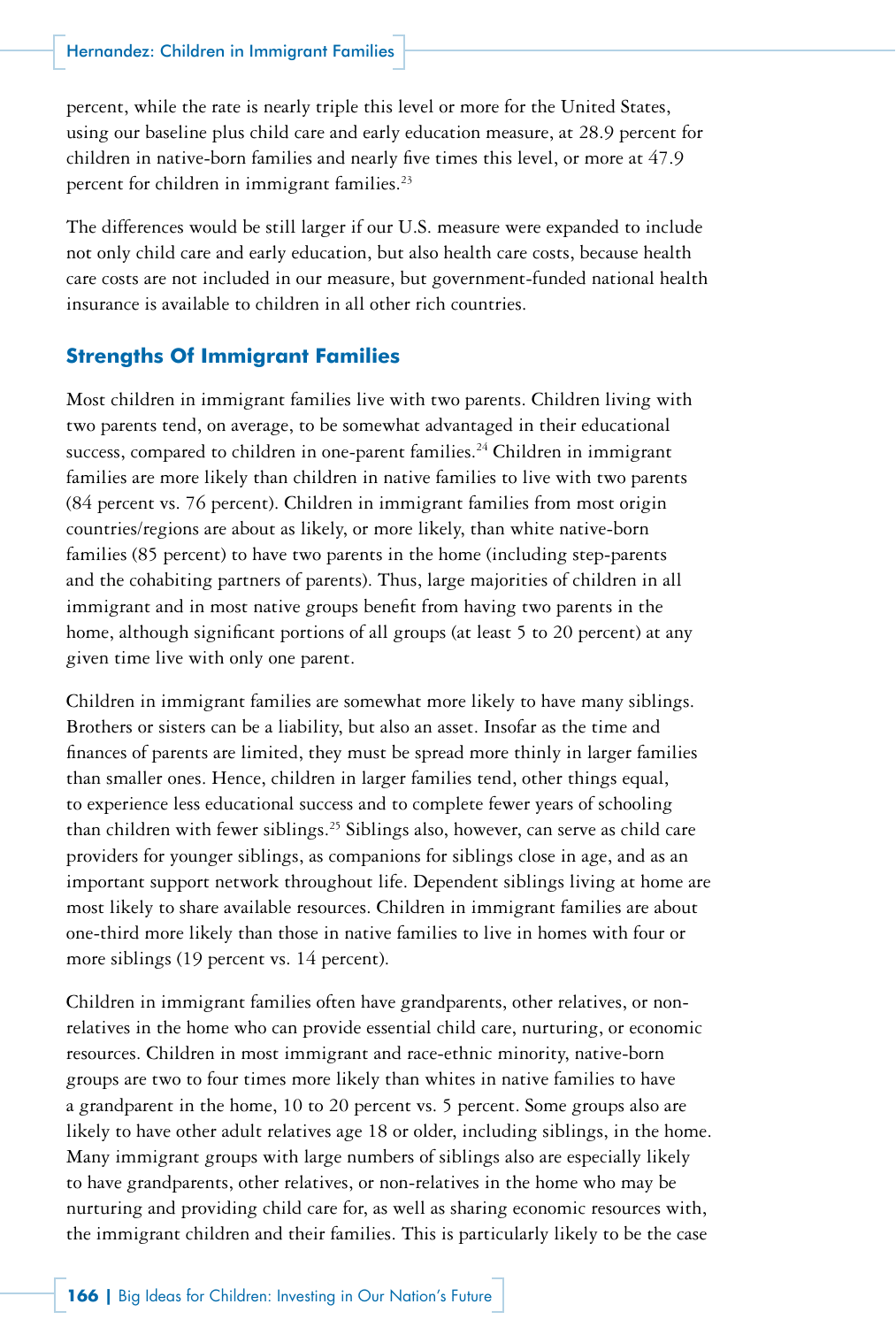percent, while the rate is nearly triple this level or more for the United States, using our baseline plus child care and early education measure, at 28.9 percent for children in native-born families and nearly five times this level, or more at 47.9 percent for children in immigrant families.[23]

The differences would be still larger if our U.S. measure were expanded to include not only child care and early education, but also health care costs, because health care costs are not included in our measure, but government-funded national health insurance is available to children in all other rich countries.

## Strengths Of Immigrant Families

Most children in immigrant families live with two parents. Children living with two parents tend, on average, to be somewhat advantaged in their educational success, compared to children in one-parent families.[24] Children in immigrant families are more likely than children in native families to live with two parents (84 percent vs. 76 percent). Children in immigrant families from most origin countries/regions are about as likely, or more likely, than white native-born families (85 percent) to have two parents in the home (including step-parents and the cohabiting partners of parents). Thus, large majorities of children in all immigrant and in most native groups benefit from having two parents in the home, although significant portions of all groups (at least 5 to 20 percent) at any given time live with only one parent.

Children in immigrant families are somewhat more likely to have many siblings. Brothers or sisters can be a liability, but also an asset. Insofar as the time and finances of parents are limited, they must be spread more thinly in larger families than smaller ones. Hence, children in larger families tend, other things equal, to experience less educational success and to complete fewer years of schooling than children with fewer siblings.[25] Siblings also, however, can serve as child care providers for younger siblings, as companions for siblings close in age, and as an important support network throughout life. Dependent siblings living at home are most likely to share available resources. Children in immigrant families are about one-third more likely than those in native families to live in homes with four or more siblings (19 percent vs. 14 percent).

Children in immigrant families often have grandparents, other relatives, or non-relatives in the home who can provide essential child care, nurturing, or economic resources. Children in most immigrant and race-ethnic minority, native-born groups are two to four times more likely than whites in native families to have a grandparent in the home, 10 to 20 percent vs. 5 percent. Some groups also are likely to have other adult relatives age 18 or older, including siblings, in the home. Many immigrant groups with large numbers of siblings also are especially likely to have grandparents, other relatives, or non-relatives in the home who may be nurturing and providing child care for, as well as sharing economic resources with, the immigrant children and their families. This is particularly likely to be the case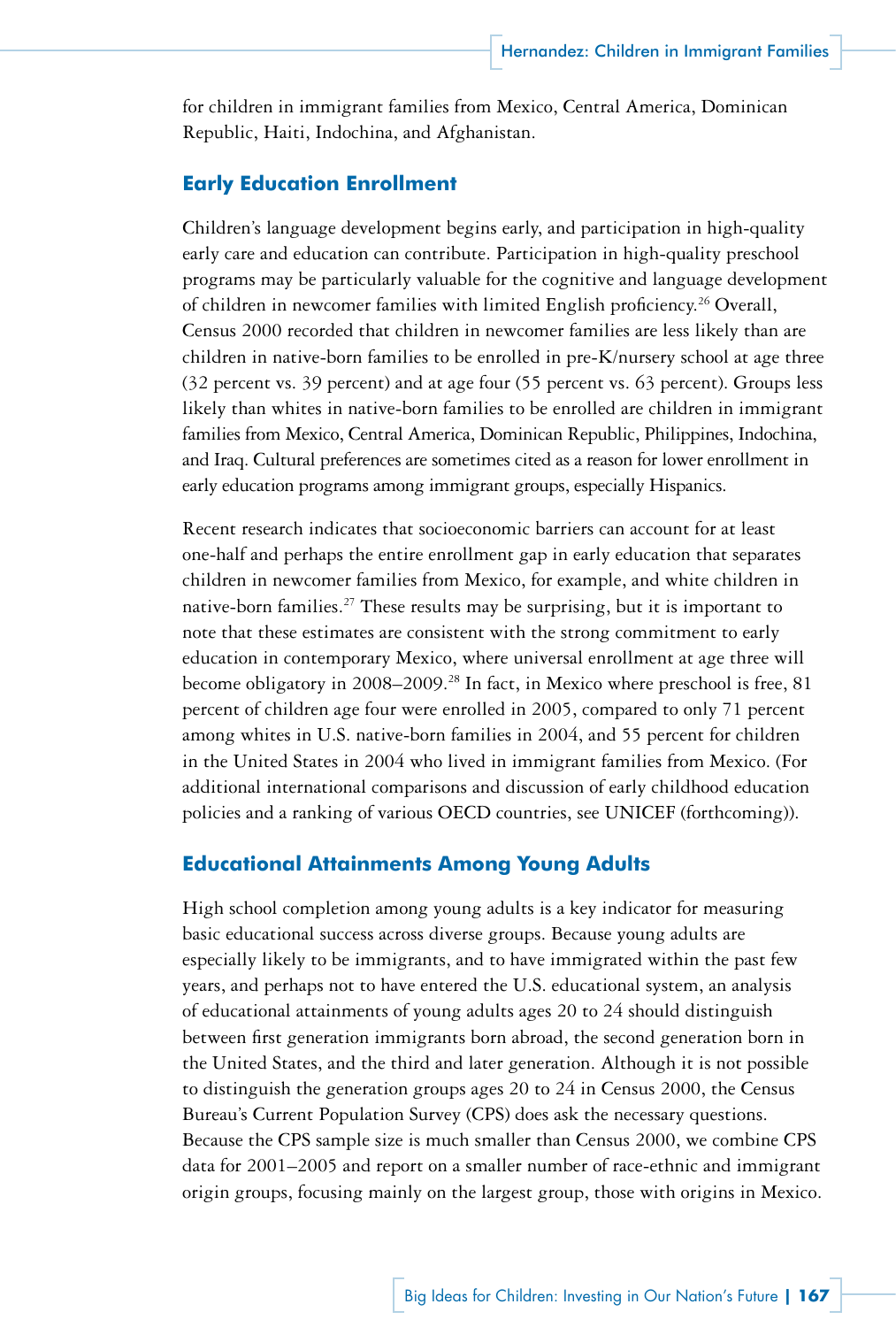for children in immigrant families from Mexico, Central America, Dominican Republic, Haiti, Indochina, and Afghanistan.

## Early Education Enrollment

Children's language development begins early, and participation in high-quality early care and education can contribute. Participation in high-quality preschool programs may be particularly valuable for the cognitive and language development of children in newcomer families with limited English proficiency.[26] Overall, Census 2000 recorded that children in newcomer families are less likely than are children in native-born families to be enrolled in pre-K/nursery school at age three (32 percent vs. 39 percent) and at age four (55 percent vs. 63 percent). Groups less likely than whites in native-born families to be enrolled are children in immigrant families from Mexico, Central America, Dominican Republic, Philippines, Indochina, and Iraq. Cultural preferences are sometimes cited as a reason for lower enrollment in early education programs among immigrant groups, especially Hispanics.

Recent research indicates that socioeconomic barriers can account for at least one-half and perhaps the entire enrollment gap in early education that separates children in newcomer families from Mexico, for example, and white children in native-born families.[27] These results may be surprising, but it is important to note that these estimates are consistent with the strong commitment to early education in contemporary Mexico, where universal enrollment at age three will become obligatory in 2008–2009.[28] In fact, in Mexico where preschool is free, 81 percent of children age four were enrolled in 2005, compared to only 71 percent among whites in U.S. native-born families in 2004, and 55 percent for children in the United States in 2004 who lived in immigrant families from Mexico. (For additional international comparisons and discussion of early childhood education policies and a ranking of various OECD countries, see UNICEF (forthcoming)).

## Educational Attainments Among Young Adults

High school completion among young adults is a key indicator for measuring basic educational success across diverse groups. Because young adults are especially likely to be immigrants, and to have immigrated within the past few years, and perhaps not to have entered the U.S. educational system, an analysis of educational attainments of young adults ages 20 to 24 should distinguish between first generation immigrants born abroad, the second generation born in the United States, and the third and later generation. Although it is not possible to distinguish the generation groups ages 20 to 24 in Census 2000, the Census Bureau's Current Population Survey (CPS) does ask the necessary questions. Because the CPS sample size is much smaller than Census 2000, we combine CPS data for 2001–2005 and report on a smaller number of race-ethnic and immigrant origin groups, focusing mainly on the largest group, those with origins in Mexico.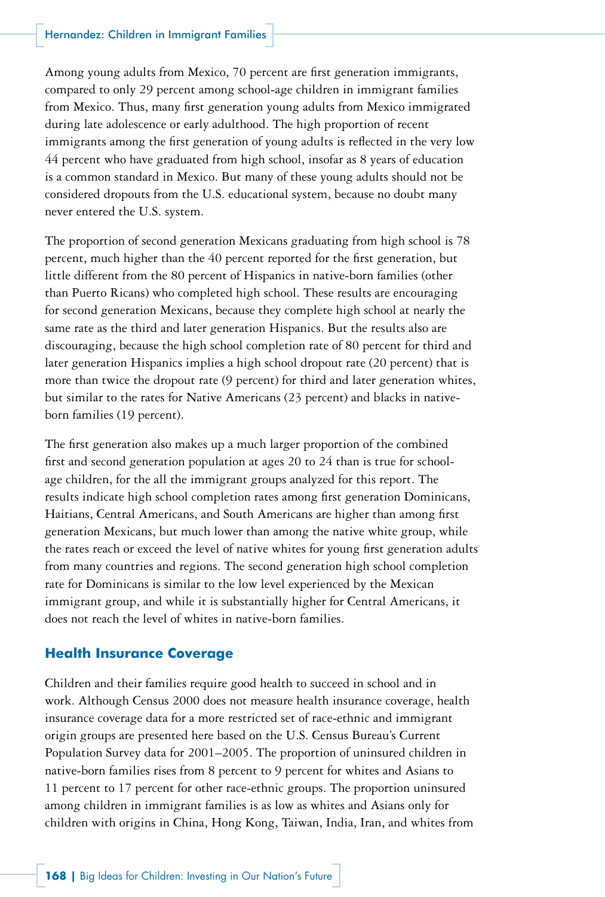Among young adults from Mexico, 70 percent are first generation immigrants, compared to only 29 percent among school-age children in immigrant families from Mexico. Thus, many first generation young adults from Mexico immigrated during late adolescence or early adulthood. The high proportion of recent immigrants among the first generation of young adults is reflected in the very low 44 percent who have graduated from high school, insofar as 8 years of education is a common standard in Mexico. But many of these young adults should not be considered dropouts from the U.S. educational system, because no doubt many never entered the U.S. system.

The proportion of second generation Mexicans graduating from high school is 78 percent, much higher than the 40 percent reported for the first generation, but little different from the 80 percent of Hispanics in native-born families (other than Puerto Ricans) who completed high school. These results are encouraging for second generation Mexicans, because they complete high school at nearly the same rate as the third and later generation Hispanics. But the results also are discouraging, because the high school completion rate of 80 percent for third and later generation Hispanics implies a high school dropout rate (20 percent) that is more than twice the dropout rate (9 percent) for third and later generation whites, but similar to the rates for Native Americans (23 percent) and blacks in native-born families (19 percent).

The first generation also makes up a much larger proportion of the combined first and second generation population at ages 20 to 24 than is true for school-age children, for the all the immigrant groups analyzed for this report. The results indicate high school completion rates among first generation Dominicans, Haitians, Central Americans, and South Americans are higher than among first generation Mexicans, but much lower than among the native white group, while the rates reach or exceed the level of native whites for young first generation adults from many countries and regions. The second generation high school completion rate for Dominicans is similar to the low level experienced by the Mexican immigrant group, and while it is substantially higher for Central Americans, it does not reach the level of whites in native-born families.

## Health Insurance Coverage

Children and their families require good health to succeed in school and in work. Although Census 2000 does not measure health insurance coverage, health insurance coverage data for a more restricted set of race-ethnic and immigrant origin groups are presented here based on the U.S. Census Bureau's Current Population Survey data for 2001–2005. The proportion of uninsured children in native-born families rises from 8 percent to 9 percent for whites and Asians to 11 percent to 17 percent for other race-ethnic groups. The proportion uninsured among children in immigrant families is as low as whites and Asians only for children with origins in China, Hong Kong, Taiwan, India, Iran, and whites from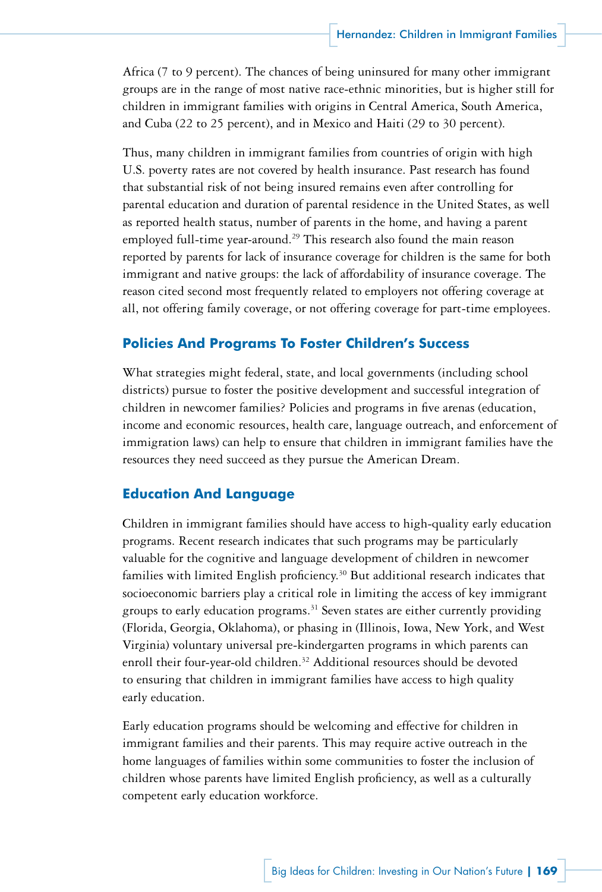Africa (7 to 9 percent). The chances of being uninsured for many other immigrant groups are in the range of most native race-ethnic minorities, but is higher still for children in immigrant families with origins in Central America, South America, and Cuba (22 to 25 percent), and in Mexico and Haiti (29 to 30 percent).

Thus, many children in immigrant families from countries of origin with high U.S. poverty rates are not covered by health insurance. Past research has found that substantial risk of not being insured remains even after controlling for parental education and duration of parental residence in the United States, as well as reported health status, number of parents in the home, and having a parent employed full-time year-around.[29] This research also found the main reason reported by parents for lack of insurance coverage for children is the same for both immigrant and native groups: the lack of affordability of insurance coverage. The reason cited second most frequently related to employers not offering coverage at all, not offering family coverage, or not offering coverage for part-time employees.

## Policies And Programs To Foster Children's Success

What strategies might federal, state, and local governments (including school districts) pursue to foster the positive development and successful integration of children in newcomer families? Policies and programs in five arenas (education, income and economic resources, health care, language outreach, and enforcement of immigration laws) can help to ensure that children in immigrant families have the resources they need succeed as they pursue the American Dream.

## Education And Language

Children in immigrant families should have access to high-quality early education programs. Recent research indicates that such programs may be particularly valuable for the cognitive and language development of children in newcomer families with limited English proficiency.[30] But additional research indicates that socioeconomic barriers play a critical role in limiting the access of key immigrant groups to early education programs.[31] Seven states are either currently providing (Florida, Georgia, Oklahoma), or phasing in (Illinois, Iowa, New York, and West Virginia) voluntary universal pre-kindergarten programs in which parents can enroll their four-year-old children.[32] Additional resources should be devoted to ensuring that children in immigrant families have access to high quality early education.

Early education programs should be welcoming and effective for children in immigrant families and their parents. This may require active outreach in the home languages of families within some communities to foster the inclusion of children whose parents have limited English proficiency, as well as a culturally competent early education workforce.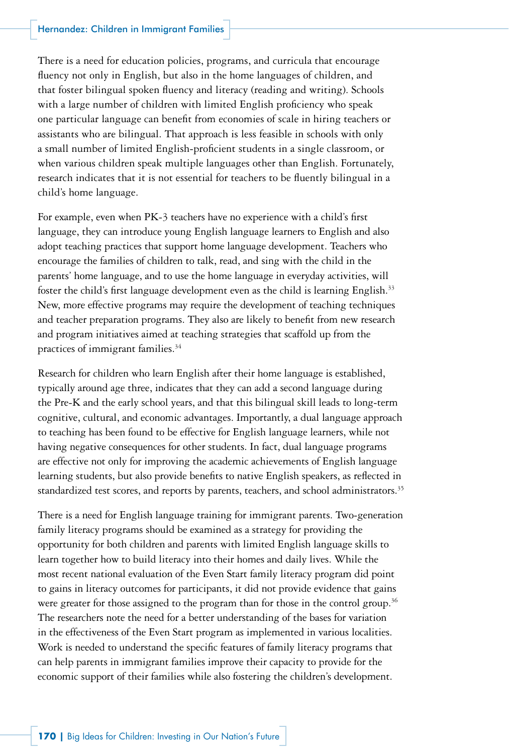There is a need for education policies, programs, and curricula that encourage fluency not only in English, but also in the home languages of children, and that foster bilingual spoken fluency and literacy (reading and writing). Schools with a large number of children with limited English proficiency who speak one particular language can benefit from economies of scale in hiring teachers or assistants who are bilingual. That approach is less feasible in schools with only a small number of limited English-proficient students in a single classroom, or when various children speak multiple languages other than English. Fortunately, research indicates that it is not essential for teachers to be fluently bilingual in a child's home language.

For example, even when PK-3 teachers have no experience with a child's first language, they can introduce young English language learners to English and also adopt teaching practices that support home language development. Teachers who encourage the families of children to talk, read, and sing with the child in the parents' home language, and to use the home language in everyday activities, will foster the child's first language development even as the child is learning English.[33] New, more effective programs may require the development of teaching techniques and teacher preparation programs. They also are likely to benefit from new research and program initiatives aimed at teaching strategies that scaffold up from the practices of immigrant families.[34]

Research for children who learn English after their home language is established, typically around age three, indicates that they can add a second language during the Pre-K and the early school years, and that this bilingual skill leads to long-term cognitive, cultural, and economic advantages. Importantly, a dual language approach to teaching has been found to be effective for English language learners, while not having negative consequences for other students. In fact, dual language programs are effective not only for improving the academic achievements of English language learning students, but also provide benefits to native English speakers, as reflected in standardized test scores, and reports by parents, teachers, and school administrators.[35]

There is a need for English language training for immigrant parents. Two-generation family literacy programs should be examined as a strategy for providing the opportunity for both children and parents with limited English language skills to learn together how to build literacy into their homes and daily lives. While the most recent national evaluation of the Even Start family literacy program did point to gains in literacy outcomes for participants, it did not provide evidence that gains were greater for those assigned to the program than for those in the control group.[36] The researchers note the need for a better understanding of the bases for variation in the effectiveness of the Even Start program as implemented in various localities. Work is needed to understand the specific features of family literacy programs that can help parents in immigrant families improve their capacity to provide for the economic support of their families while also fostering the children's development.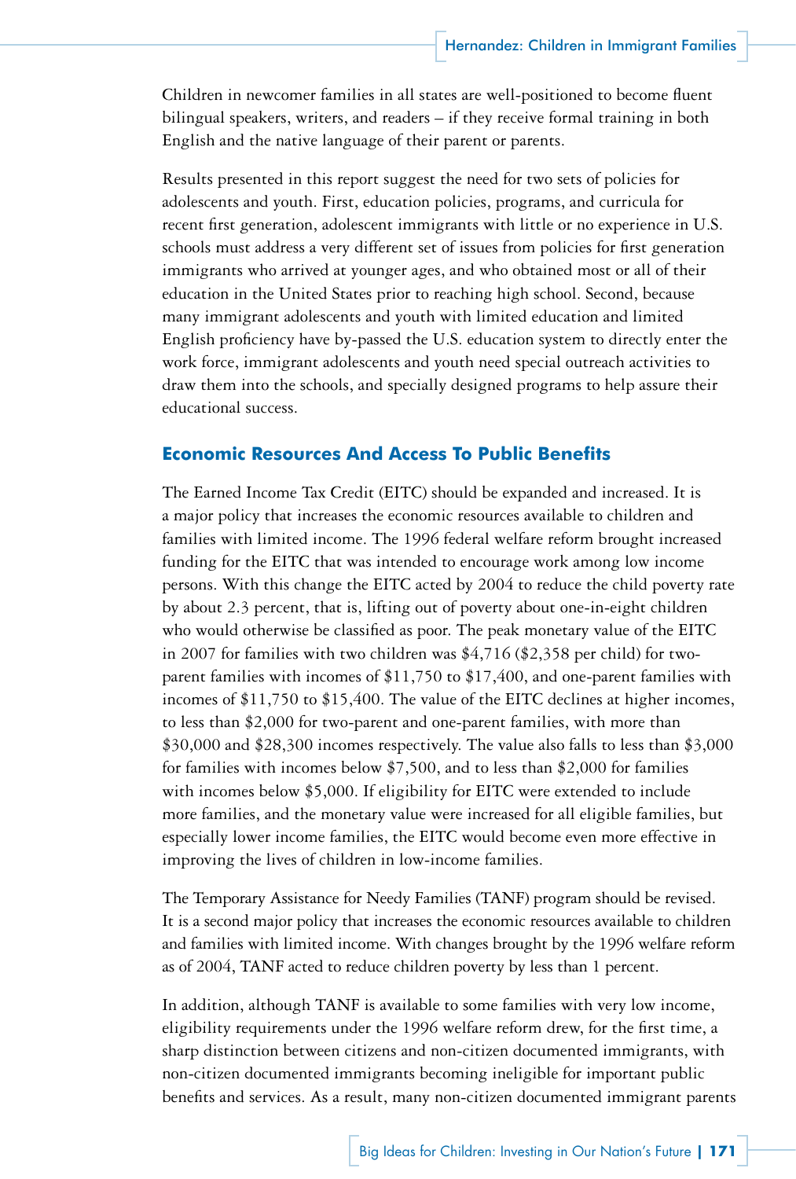Children in newcomer families in all states are well-positioned to become fluent bilingual speakers, writers, and readers – if they receive formal training in both English and the native language of their parent or parents.

Results presented in this report suggest the need for two sets of policies for adolescents and youth. First, education policies, programs, and curricula for recent first generation, adolescent immigrants with little or no experience in U.S. schools must address a very different set of issues from policies for first generation immigrants who arrived at younger ages, and who obtained most or all of their education in the United States prior to reaching high school. Second, because many immigrant adolescents and youth with limited education and limited English proficiency have by-passed the U.S. education system to directly enter the work force, immigrant adolescents and youth need special outreach activities to draw them into the schools, and specially designed programs to help assure their educational success.

## Economic Resources And Access To Public Benefits

The Earned Income Tax Credit (EITC) should be expanded and increased. It is a major policy that increases the economic resources available to children and families with limited income. The 1996 federal welfare reform brought increased funding for the EITC that was intended to encourage work among low income persons. With this change the EITC acted by 2004 to reduce the child poverty rate by about 2.3 percent, that is, lifting out of poverty about one-in-eight children who would otherwise be classified as poor. The peak monetary value of the EITC in 2007 for families with two children was $4,716 ($2,358 per child) for two-parent families with incomes of $11,750 to $17,400, and one-parent families with incomes of $11,750 to $15,400. The value of the EITC declines at higher incomes, to less than $2,000 for two-parent and one-parent families, with more than $30,000 and $28,300 incomes respectively. The value also falls to less than $3,000 for families with incomes below $7,500, and to less than $2,000 for families with incomes below $5,000. If eligibility for EITC were extended to include more families, and the monetary value were increased for all eligible families, but especially lower income families, the EITC would become even more effective in improving the lives of children in low-income families.

The Temporary Assistance for Needy Families (TANF) program should be revised. It is a second major policy that increases the economic resources available to children and families with limited income. With changes brought by the 1996 welfare reform as of 2004, TANF acted to reduce children poverty by less than 1 percent.

In addition, although TANF is available to some families with very low income, eligibility requirements under the 1996 welfare reform drew, for the first time, a sharp distinction between citizens and non-citizen documented immigrants, with non-citizen documented immigrants becoming ineligible for important public benefits and services. As a result, many non-citizen documented immigrant parents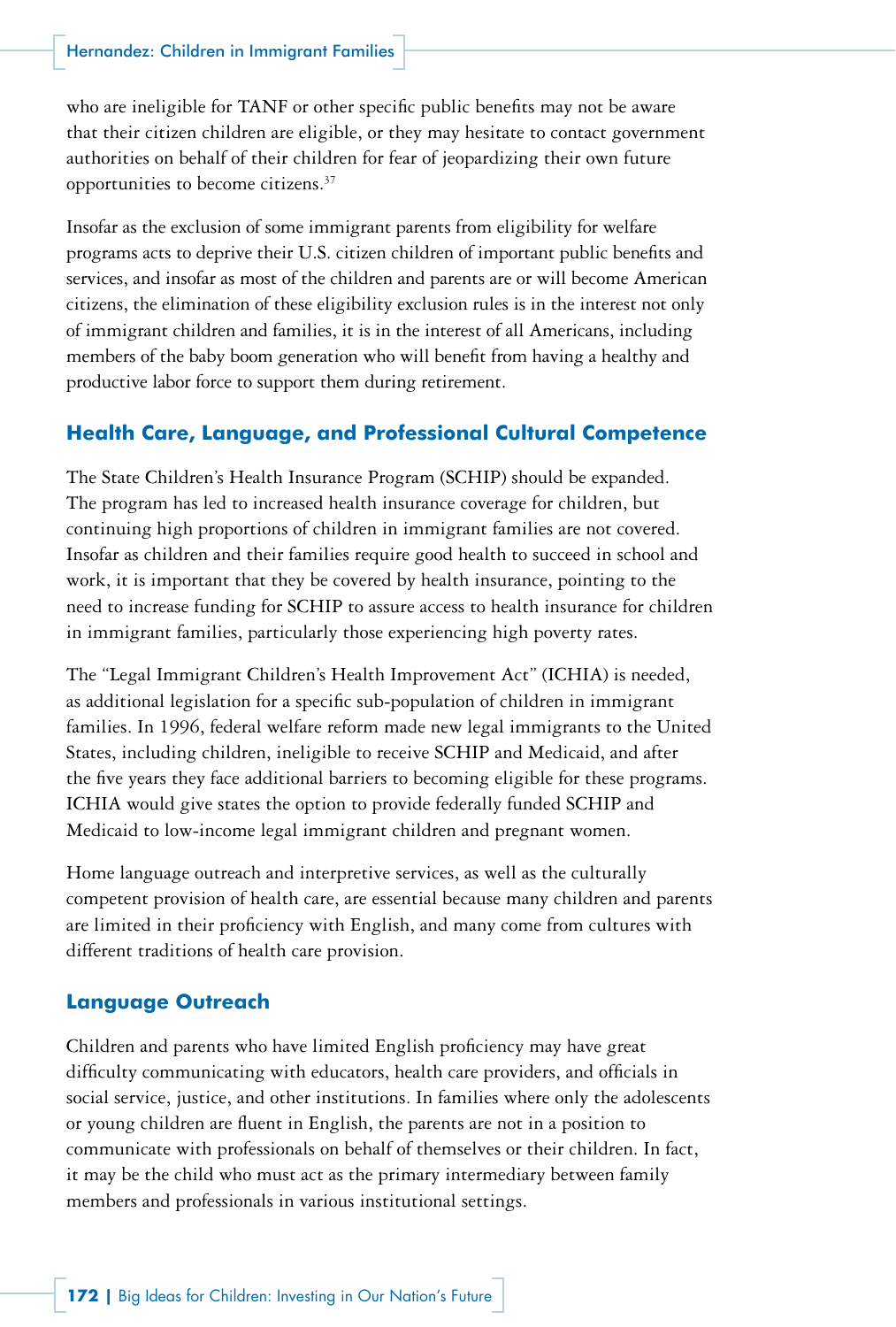who are ineligible for TANF or other specific public benefits may not be aware that their citizen children are eligible, or they may hesitate to contact government authorities on behalf of their children for fear of jeopardizing their own future opportunities to become citizens.[37]

Insofar as the exclusion of some immigrant parents from eligibility for welfare programs acts to deprive their U.S. citizen children of important public benefits and services, and insofar as most of the children and parents are or will become American citizens, the elimination of these eligibility exclusion rules is in the interest not only of immigrant children and families, it is in the interest of all Americans, including members of the baby boom generation who will benefit from having a healthy and productive labor force to support them during retirement.

## Health Care, Language, and Professional Cultural Competence

The State Children's Health Insurance Program (SCHIP) should be expanded. The program has led to increased health insurance coverage for children, but continuing high proportions of children in immigrant families are not covered. Insofar as children and their families require good health to succeed in school and work, it is important that they be covered by health insurance, pointing to the need to increase funding for SCHIP to assure access to health insurance for children in immigrant families, particularly those experiencing high poverty rates.

The "Legal Immigrant Children's Health Improvement Act" (ICHIA) is needed, as additional legislation for a specific sub-population of children in immigrant families. In 1996, federal welfare reform made new legal immigrants to the United States, including children, ineligible to receive SCHIP and Medicaid, and after the five years they face additional barriers to becoming eligible for these programs. ICHIA would give states the option to provide federally funded SCHIP and Medicaid to low-income legal immigrant children and pregnant women.

Home language outreach and interpretive services, as well as the culturally competent provision of health care, are essential because many children and parents are limited in their proficiency with English, and many come from cultures with different traditions of health care provision.

## Language Outreach

Children and parents who have limited English proficiency may have great difficulty communicating with educators, health care providers, and officials in social service, justice, and other institutions. In families where only the adolescents or young children are fluent in English, the parents are not in a position to communicate with professionals on behalf of themselves or their children. In fact, it may be the child who must act as the primary intermediary between family members and professionals in various institutional settings.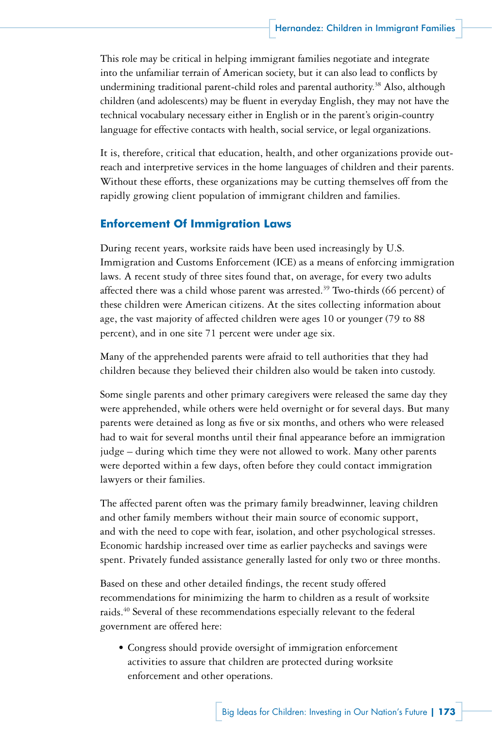This role may be critical in helping immigrant families negotiate and integrate into the unfamiliar terrain of American society, but it can also lead to conflicts by undermining traditional parent-child roles and parental authority.[38] Also, although children (and adolescents) may be fluent in everyday English, they may not have the technical vocabulary necessary either in English or in the parent's origin-country language for effective contacts with health, social service, or legal organizations.

It is, therefore, critical that education, health, and other organizations provide outreach and interpretive services in the home languages of children and their parents. Without these efforts, these organizations may be cutting themselves off from the rapidly growing client population of immigrant children and families.

## Enforcement Of Immigration Laws

During recent years, worksite raids have been used increasingly by U.S. Immigration and Customs Enforcement (ICE) as a means of enforcing immigration laws. A recent study of three sites found that, on average, for every two adults affected there was a child whose parent was arrested.[39] Two-thirds (66 percent) of these children were American citizens. At the sites collecting information about age, the vast majority of affected children were ages 10 or younger (79 to 88 percent), and in one site 71 percent were under age six.

Many of the apprehended parents were afraid to tell authorities that they had children because they believed their children also would be taken into custody.

Some single parents and other primary caregivers were released the same day they were apprehended, while others were held overnight or for several days. But many parents were detained as long as five or six months, and others who were released had to wait for several months until their final appearance before an immigration judge – during which time they were not allowed to work. Many other parents were deported within a few days, often before they could contact immigration lawyers or their families.

The affected parent often was the primary family breadwinner, leaving children and other family members without their main source of economic support, and with the need to cope with fear, isolation, and other psychological stresses. Economic hardship increased over time as earlier paychecks and savings were spent. Privately funded assistance generally lasted for only two or three months.

Based on these and other detailed findings, the recent study offered recommendations for minimizing the harm to children as a result of worksite raids.[40] Several of these recommendations especially relevant to the federal government are offered here:

- Congress should provide oversight of immigration enforcement activities to assure that children are protected during worksite enforcement and other operations.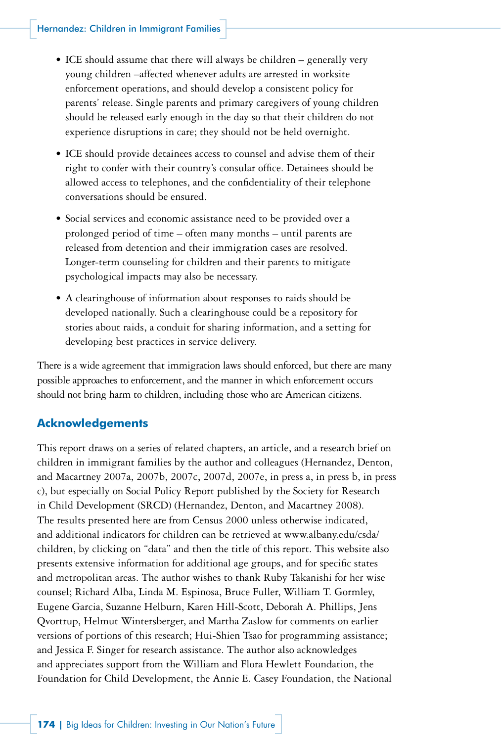- ICE should assume that there will always be children – generally very young children –affected whenever adults are arrested in worksite enforcement operations, and should develop a consistent policy for parents' release. Single parents and primary caregivers of young children should be released early enough in the day so that their children do not experience disruptions in care; they should not be held overnight.

- ICE should provide detainees access to counsel and advise them of their right to confer with their country's consular office. Detainees should be allowed access to telephones, and the confidentiality of their telephone conversations should be ensured.

- Social services and economic assistance need to be provided over a prolonged period of time – often many months – until parents are released from detention and their immigration cases are resolved. Longer-term counseling for children and their parents to mitigate psychological impacts may also be necessary.

- A clearinghouse of information about responses to raids should be developed nationally. Such a clearinghouse could be a repository for stories about raids, a conduit for sharing information, and a setting for developing best practices in service delivery.

There is a wide agreement that immigration laws should enforced, but there are many possible approaches to enforcement, and the manner in which enforcement occurs should not bring harm to children, including those who are American citizens.

## Acknowledgements

This report draws on a series of related chapters, an article, and a research brief on children in immigrant families by the author and colleagues (Hernandez, Denton, and Macartney 2007a, 2007b, 2007c, 2007d, 2007e, in press a, in press b, in press c), but especially on Social Policy Report published by the Society for Research in Child Development (SRCD) (Hernandez, Denton, and Macartney 2008). The results presented here are from Census 2000 unless otherwise indicated, and additional indicators for children can be retrieved at www.albany.edu/csda/children, by clicking on "data" and then the title of this report. This website also presents extensive information for additional age groups, and for specific states and metropolitan areas. The author wishes to thank Ruby Takanishi for her wise counsel; Richard Alba, Linda M. Espinosa, Bruce Fuller, William T. Gormley, Eugene Garcia, Suzanne Helburn, Karen Hill-Scott, Deborah A. Phillips, Jens Qvortrup, Helmut Wintersberger, and Martha Zaslow for comments on earlier versions of portions of this research; Hui-Shien Tsao for programming assistance; and Jessica F. Singer for research assistance. The author also acknowledges and appreciates support from the William and Flora Hewlett Foundation, the Foundation for Child Development, the Annie E. Casey Foundation, the National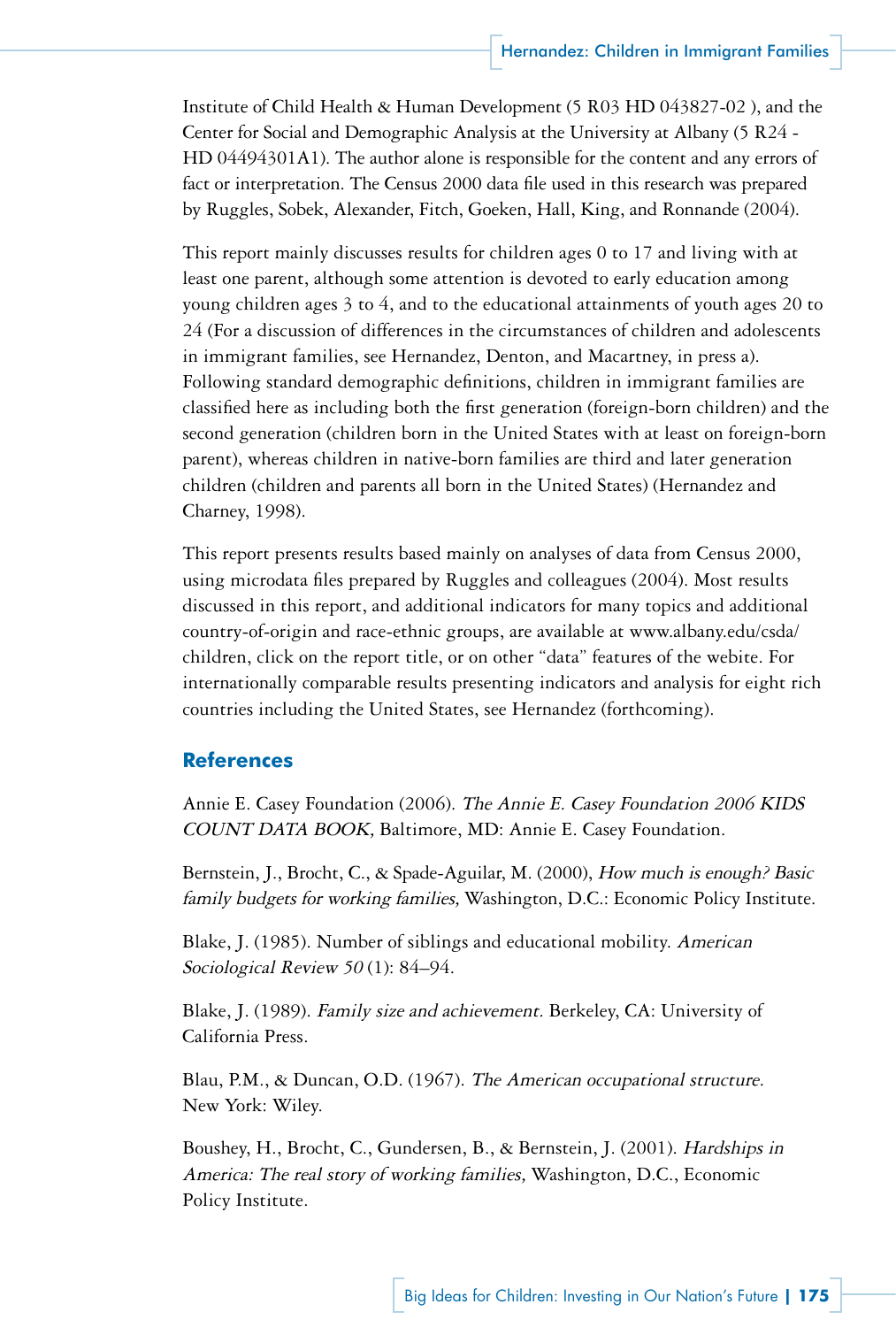Institute of Child Health & Human Development (5 R03 HD 043827-02 ), and the Center for Social and Demographic Analysis at the University at Albany (5 R24 - HD 04494301A1). The author alone is responsible for the content and any errors of fact or interpretation. The Census 2000 data file used in this research was prepared by Ruggles, Sobek, Alexander, Fitch, Goeken, Hall, King, and Ronnande (2004).

This report mainly discusses results for children ages 0 to 17 and living with at least one parent, although some attention is devoted to early education among young children ages 3 to 4, and to the educational attainments of youth ages 20 to 24 (For a discussion of differences in the circumstances of children and adolescents in immigrant families, see Hernandez, Denton, and Macartney, in press a). Following standard demographic definitions, children in immigrant families are classified here as including both the first generation (foreign-born children) and the second generation (children born in the United States with at least on foreign-born parent), whereas children in native-born families are third and later generation children (children and parents all born in the United States) (Hernandez and Charney, 1998).

This report presents results based mainly on analyses of data from Census 2000, using microdata files prepared by Ruggles and colleagues (2004). Most results discussed in this report, and additional indicators for many topics and additional country-of-origin and race-ethnic groups, are available at www.albany.edu/csda/children, click on the report title, or on other "data" features of the webite. For internationally comparable results presenting indicators and analysis for eight rich countries including the United States, see Hernandez (forthcoming).

## References

Annie E. Casey Foundation (2006). *The Annie E. Casey Foundation 2006 KIDS COUNT DATA BOOK,* Baltimore, MD: Annie E. Casey Foundation.

Bernstein, J., Brocht, C., & Spade-Aguilar, M. (2000), *How much is enough? Basic family budgets for working families,* Washington, D.C.: Economic Policy Institute.

Blake, J. (1985). Number of siblings and educational mobility. *American Sociological Review 50* (1): 84–94.

Blake, J. (1989). *Family size and achievement.* Berkeley, CA: University of California Press.

Blau, P.M., & Duncan, O.D. (1967). *The American occupational structure.* New York: Wiley.

Boushey, H., Brocht, C., Gundersen, B., & Bernstein, J. (2001). *Hardships in America: The real story of working families,* Washington, D.C., Economic Policy Institute.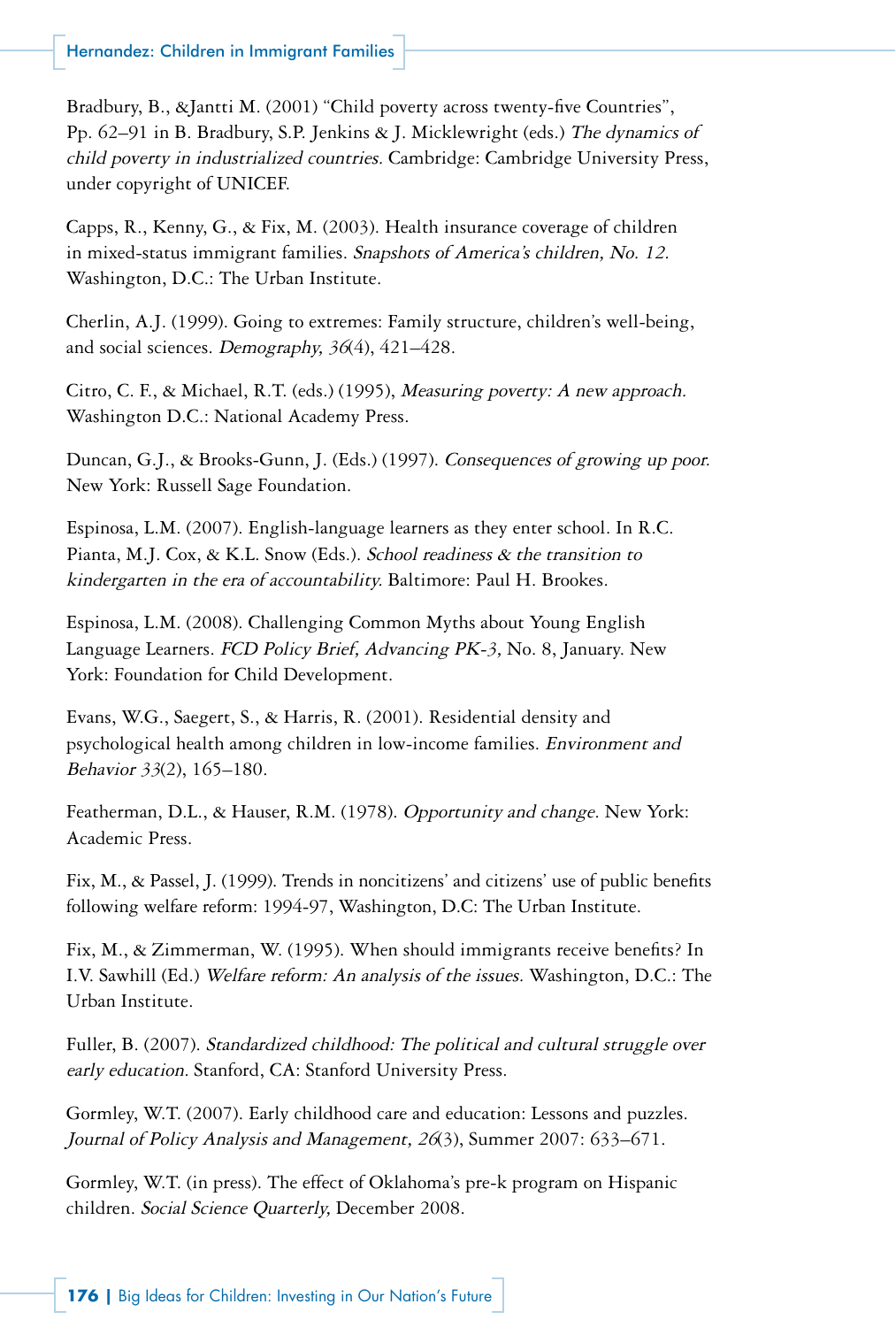Bradbury, B., &Jantti M. (2001) "Child poverty across twenty-five Countries", Pp. 62–91 in B. Bradbury, S.P. Jenkins & J. Micklewright (eds.) *The dynamics of child poverty in industrialized countries.* Cambridge: Cambridge University Press, under copyright of UNICEF.

Capps, R., Kenny, G., & Fix, M. (2003). Health insurance coverage of children in mixed-status immigrant families. *Snapshots of America's children, No. 12.* Washington, D.C.: The Urban Institute.

Cherlin, A.J. (1999). Going to extremes: Family structure, children's well-being, and social sciences. *Demography, 36*(4), 421–428.

Citro, C. F., & Michael, R.T. (eds.) (1995), *Measuring poverty: A new approach.* Washington D.C.: National Academy Press.

Duncan, G.J., & Brooks-Gunn, J. (Eds.) (1997). *Consequences of growing up poor.* New York: Russell Sage Foundation.

Espinosa, L.M. (2007). English-language learners as they enter school. In R.C. Pianta, M.J. Cox, & K.L. Snow (Eds.). *School readiness & the transition to kindergarten in the era of accountability.* Baltimore: Paul H. Brookes.

Espinosa, L.M. (2008). Challenging Common Myths about Young English Language Learners. *FCD Policy Brief, Advancing PK-3,* No. 8, January. New York: Foundation for Child Development.

Evans, W.G., Saegert, S., & Harris, R. (2001). Residential density and psychological health among children in low-income families. *Environment and Behavior 33*(2), 165–180.

Featherman, D.L., & Hauser, R.M. (1978). *Opportunity and change.* New York: Academic Press.

Fix, M., & Passel, J. (1999). Trends in noncitizens' and citizens' use of public benefits following welfare reform: 1994-97, Washington, D.C: The Urban Institute.

Fix, M., & Zimmerman, W. (1995). When should immigrants receive benefits? In I.V. Sawhill (Ed.) *Welfare reform: An analysis of the issues.* Washington, D.C.: The Urban Institute.

Fuller, B. (2007). *Standardized childhood: The political and cultural struggle over early education.* Stanford, CA: Stanford University Press.

Gormley, W.T. (2007). Early childhood care and education: Lessons and puzzles. *Journal of Policy Analysis and Management, 26*(3), Summer 2007: 633–671.

Gormley, W.T. (in press). The effect of Oklahoma's pre-k program on Hispanic children. *Social Science Quarterly,* December 2008.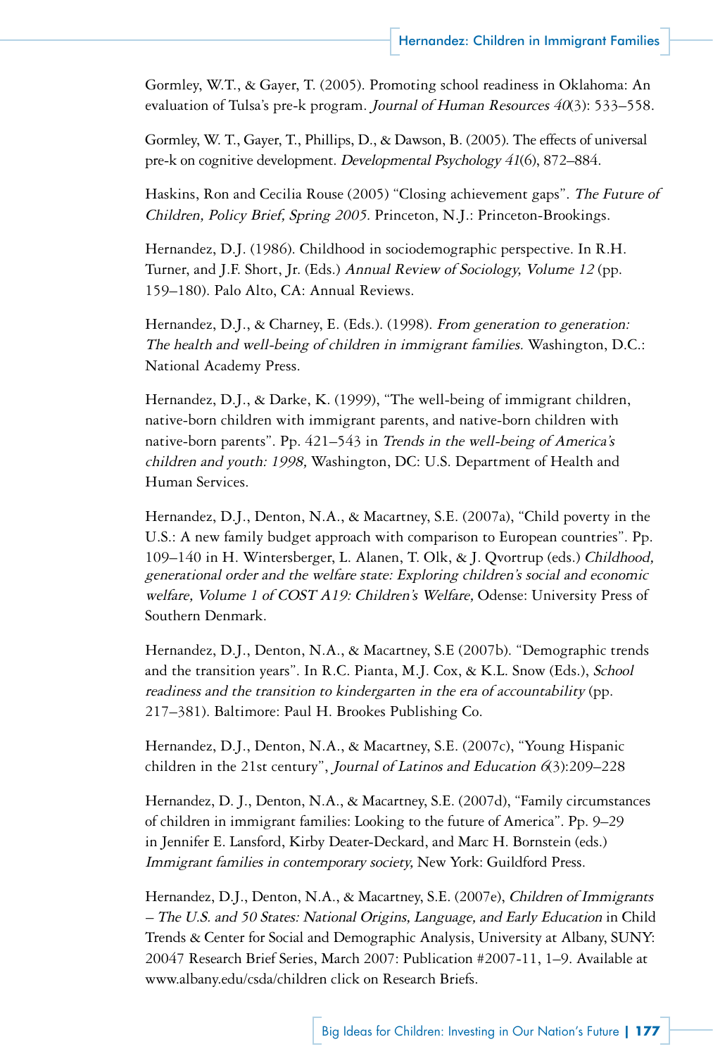Gormley, W.T., & Gayer, T. (2005). Promoting school readiness in Oklahoma: An evaluation of Tulsa's pre-k program. *Journal of Human Resources 40*(3): 533–558.

Gormley, W. T., Gayer, T., Phillips, D., & Dawson, B. (2005). The effects of universal pre-k on cognitive development. *Developmental Psychology 41*(6), 872–884.

Haskins, Ron and Cecilia Rouse (2005) "Closing achievement gaps". *The Future of Children, Policy Brief, Spring 2005.* Princeton, N.J.: Princeton-Brookings.

Hernandez, D.J. (1986). Childhood in sociodemographic perspective. In R.H. Turner, and J.F. Short, Jr. (Eds.) *Annual Review of Sociology, Volume 12* (pp. 159–180). Palo Alto, CA: Annual Reviews.

Hernandez, D.J., & Charney, E. (Eds.). (1998). *From generation to generation: The health and well-being of children in immigrant families.* Washington, D.C.: National Academy Press.

Hernandez, D.J., & Darke, K. (1999), "The well-being of immigrant children, native-born children with immigrant parents, and native-born children with native-born parents". Pp. 421–543 in *Trends in the well-being of America's children and youth: 1998,* Washington, DC: U.S. Department of Health and Human Services.

Hernandez, D.J., Denton, N.A., & Macartney, S.E. (2007a), "Child poverty in the U.S.: A new family budget approach with comparison to European countries". Pp. 109–140 in H. Wintersberger, L. Alanen, T. Olk, & J. Qvortrup (eds.) *Childhood, generational order and the welfare state: Exploring children's social and economic welfare, Volume 1 of COST A19: Children's Welfare,* Odense: University Press of Southern Denmark.

Hernandez, D.J., Denton, N.A., & Macartney, S.E (2007b). "Demographic trends and the transition years". In R.C. Pianta, M.J. Cox, & K.L. Snow (Eds.), *School readiness and the transition to kindergarten in the era of accountability* (pp. 217–381). Baltimore: Paul H. Brookes Publishing Co.

Hernandez, D.J., Denton, N.A., & Macartney, S.E. (2007c), "Young Hispanic children in the 21st century", *Journal of Latinos and Education 6*(3):209–228

Hernandez, D. J., Denton, N.A., & Macartney, S.E. (2007d), "Family circumstances of children in immigrant families: Looking to the future of America". Pp. 9–29 in Jennifer E. Lansford, Kirby Deater-Deckard, and Marc H. Bornstein (eds.) *Immigrant families in contemporary society,* New York: Guildford Press.

Hernandez, D.J., Denton, N.A., & Macartney, S.E. (2007e), *Children of Immigrants – The U.S. and 50 States: National Origins, Language, and Early Education* in Child Trends & Center for Social and Demographic Analysis, University at Albany, SUNY: 20047 Research Brief Series, March 2007: Publication #2007-11, 1–9. Available at www.albany.edu/csda/children click on Research Briefs.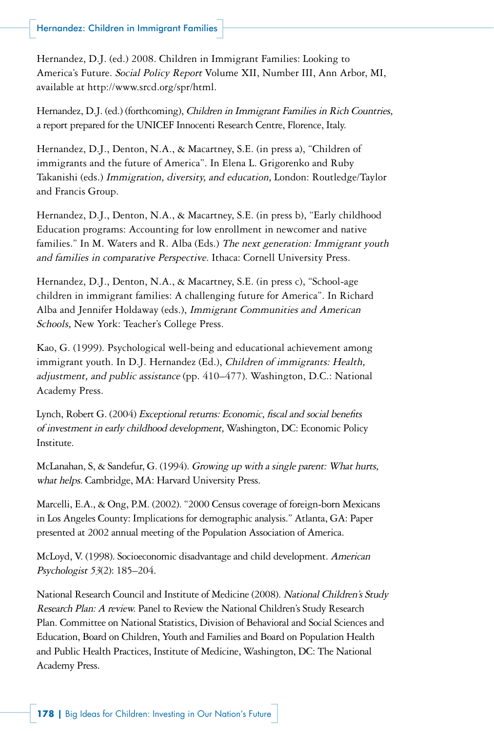Hernandez, D.J. (ed.) 2008. Children in Immigrant Families: Looking to America's Future. *Social Policy Report* Volume XII, Number III, Ann Arbor, MI, available at http://www.srcd.org/spr/html.

Hernandez, D.J. (ed.) (forthcoming), *Children in Immigrant Families in Rich Countries,* a report prepared for the UNICEF Innocenti Research Centre, Florence, Italy.

Hernandez, D.J., Denton, N.A., & Macartney, S.E. (in press a), "Children of immigrants and the future of America". In Elena L. Grigorenko and Ruby Takanishi (eds.) *Immigration, diversity, and education,* London: Routledge/Taylor and Francis Group.

Hernandez, D.J., Denton, N.A., & Macartney, S.E. (in press b), "Early childhood Education programs: Accounting for low enrollment in newcomer and native families." In M. Waters and R. Alba (Eds.) *The next generation: Immigrant youth and families in comparative Perspective.* Ithaca: Cornell University Press.

Hernandez, D.J., Denton, N.A., & Macartney, S.E. (in press c), "School-age children in immigrant families: A challenging future for America". In Richard Alba and Jennifer Holdaway (eds.), *Immigrant Communities and American Schools,* New York: Teacher's College Press.

Kao, G. (1999). Psychological well-being and educational achievement among immigrant youth. In D.J. Hernandez (Ed.), *Children of immigrants: Health, adjustment, and public assistance* (pp. 410–477). Washington, D.C.: National Academy Press.

Lynch, Robert G. (2004) *Exceptional returns: Economic, fiscal and social benefits of investment in early childhood development,* Washington, DC: Economic Policy Institute.

McLanahan, S, & Sandefur, G. (1994). *Growing up with a single parent: What hurts, what helps.* Cambridge, MA: Harvard University Press.

Marcelli, E.A., & Ong, P.M. (2002). "2000 Census coverage of foreign-born Mexicans in Los Angeles County: Implications for demographic analysis." Atlanta, GA: Paper presented at 2002 annual meeting of the Population Association of America.

McLoyd, V. (1998). Socioeconomic disadvantage and child development. *American Psychologist 53*(2): 185–204.

National Research Council and Institute of Medicine (2008). *National Children's Study Research Plan: A review.* Panel to Review the National Children's Study Research Plan. Committee on National Statistics, Division of Behavioral and Social Sciences and Education, Board on Children, Youth and Families and Board on Population Health and Public Health Practices, Institute of Medicine, Washington, DC: The National Academy Press.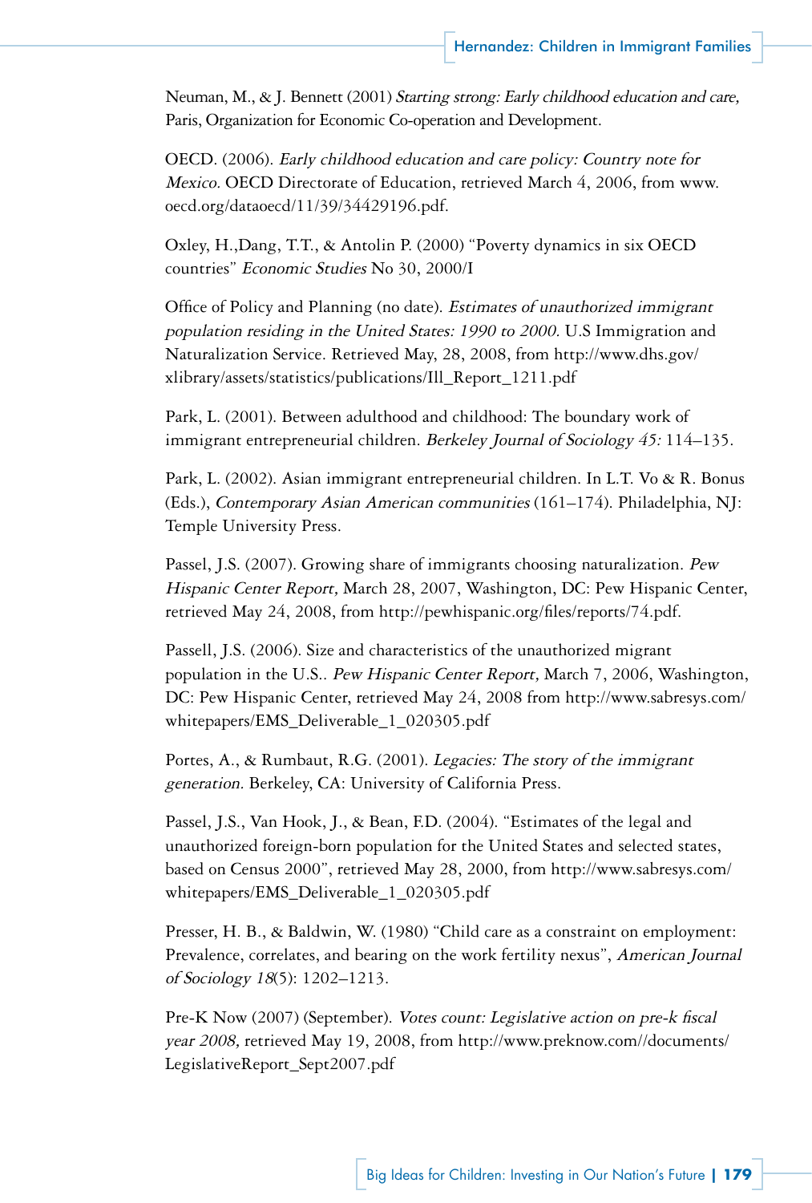Neuman, M., & J. Bennett (2001) *Starting strong: Early childhood education and care,* Paris, Organization for Economic Co-operation and Development.

OECD. (2006). *Early childhood education and care policy: Country note for Mexico.* OECD Directorate of Education, retrieved March 4, 2006, from www.oecd.org/dataoecd/11/39/34429196.pdf.

Oxley, H.,Dang, T.T., & Antolin P. (2000) "Poverty dynamics in six OECD countries" *Economic Studies* No 30, 2000/I

Office of Policy and Planning (no date). *Estimates of unauthorized immigrant population residing in the United States: 1990 to 2000.* U.S Immigration and Naturalization Service. Retrieved May, 28, 2008, from http://www.dhs.gov/xlibrary/assets/statistics/publications/Ill_Report_1211.pdf

Park, L. (2001). Between adulthood and childhood: The boundary work of immigrant entrepreneurial children. *Berkeley Journal of Sociology 45:* 114–135.

Park, L. (2002). Asian immigrant entrepreneurial children. In L.T. Vo & R. Bonus (Eds.), *Contemporary Asian American communities* (161–174). Philadelphia, NJ: Temple University Press.

Passel, J.S. (2007). Growing share of immigrants choosing naturalization. *Pew Hispanic Center Report,* March 28, 2007, Washington, DC: Pew Hispanic Center, retrieved May 24, 2008, from http://pewhispanic.org/files/reports/74.pdf.

Passell, J.S. (2006). Size and characteristics of the unauthorized migrant population in the U.S.. *Pew Hispanic Center Report,* March 7, 2006, Washington, DC: Pew Hispanic Center, retrieved May 24, 2008 from http://www.sabresys.com/whitepapers/EMS_Deliverable_1_020305.pdf

Portes, A., & Rumbaut, R.G. (2001). *Legacies: The story of the immigrant generation.* Berkeley, CA: University of California Press.

Passel, J.S., Van Hook, J., & Bean, F.D. (2004). "Estimates of the legal and unauthorized foreign-born population for the United States and selected states, based on Census 2000", retrieved May 28, 2000, from http://www.sabresys.com/whitepapers/EMS_Deliverable_1_020305.pdf

Presser, H. B., & Baldwin, W. (1980) "Child care as a constraint on employment: Prevalence, correlates, and bearing on the work fertility nexus", *American Journal of Sociology 18*(5): 1202–1213.

Pre-K Now (2007) (September). *Votes count: Legislative action on pre-k fiscal year 2008,* retrieved May 19, 2008, from http://www.preknow.com//documents/LegislativeReport_Sept2007.pdf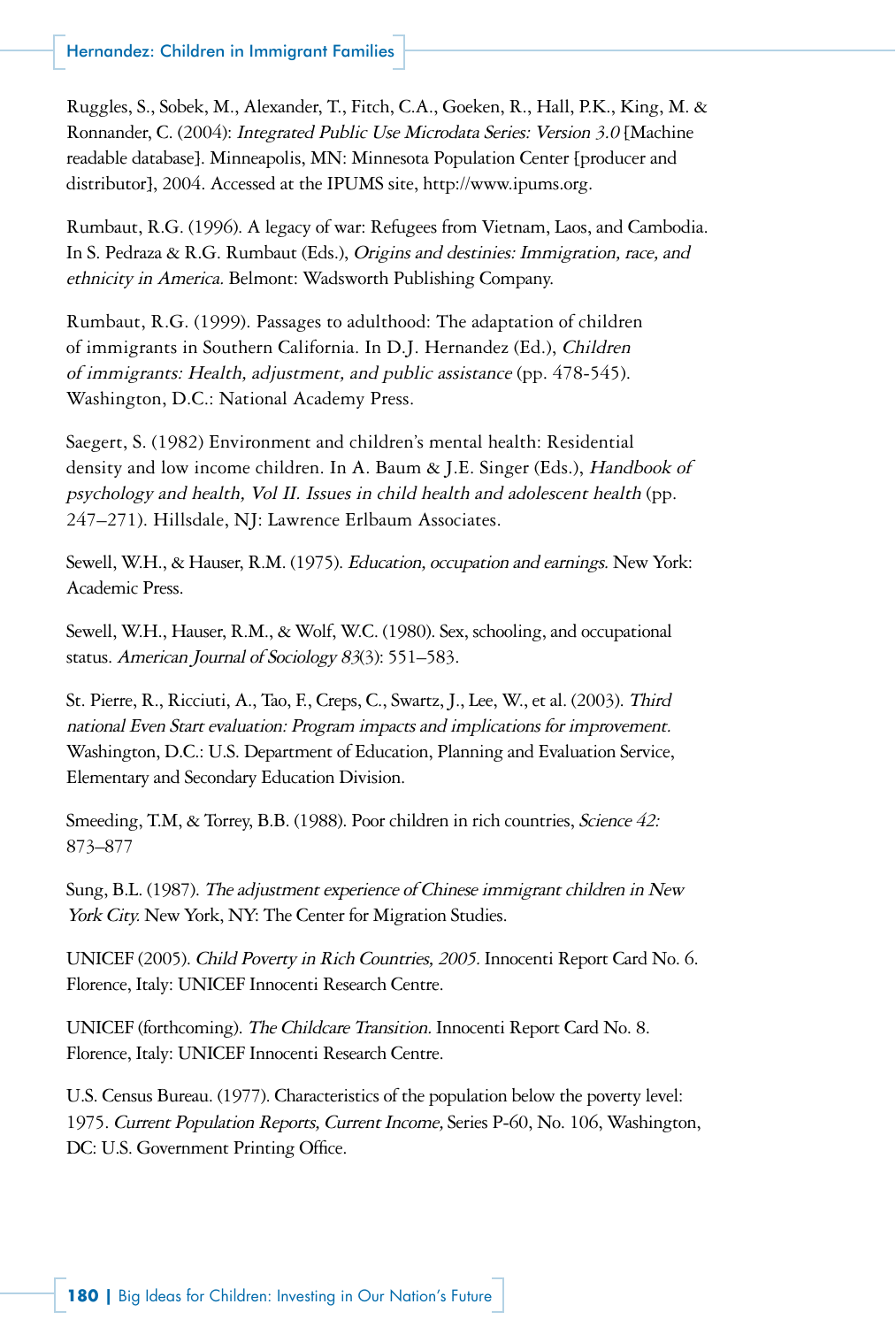Ruggles, S., Sobek, M., Alexander, T., Fitch, C.A., Goeken, R., Hall, P.K., King, M. & Ronnander, C. (2004): *Integrated Public Use Microdata Series: Version 3.0* [Machine readable database]. Minneapolis, MN: Minnesota Population Center [producer and distributor], 2004. Accessed at the IPUMS site, http://www.ipums.org.

Rumbaut, R.G. (1996). A legacy of war: Refugees from Vietnam, Laos, and Cambodia. In S. Pedraza & R.G. Rumbaut (Eds.), *Origins and destinies: Immigration, race, and ethnicity in America.* Belmont: Wadsworth Publishing Company.

Rumbaut, R.G. (1999). Passages to adulthood: The adaptation of children of immigrants in Southern California. In D.J. Hernandez (Ed.), *Children of immigrants: Health, adjustment, and public assistance* (pp. 478-545). Washington, D.C.: National Academy Press.

Saegert, S. (1982) Environment and children's mental health: Residential density and low income children. In A. Baum & J.E. Singer (Eds.), *Handbook of psychology and health, Vol II. Issues in child health and adolescent health* (pp. 247–271). Hillsdale, NJ: Lawrence Erlbaum Associates.

Sewell, W.H., & Hauser, R.M. (1975). *Education, occupation and earnings.* New York: Academic Press.

Sewell, W.H., Hauser, R.M., & Wolf, W.C. (1980). Sex, schooling, and occupational status. *American Journal of Sociology 83*(3): 551–583.

St. Pierre, R., Ricciuti, A., Tao, F., Creps, C., Swartz, J., Lee, W., et al. (2003). *Third national Even Start evaluation: Program impacts and implications for improvement.* Washington, D.C.: U.S. Department of Education, Planning and Evaluation Service, Elementary and Secondary Education Division.

Smeeding, T.M, & Torrey, B.B. (1988). Poor children in rich countries, *Science 42:* 873–877

Sung, B.L. (1987). *The adjustment experience of Chinese immigrant children in New York City.* New York, NY: The Center for Migration Studies.

UNICEF (2005). *Child Poverty in Rich Countries, 2005.* Innocenti Report Card No. 6. Florence, Italy: UNICEF Innocenti Research Centre.

UNICEF (forthcoming). *The Childcare Transition.* Innocenti Report Card No. 8. Florence, Italy: UNICEF Innocenti Research Centre.

U.S. Census Bureau. (1977). Characteristics of the population below the poverty level: 1975. *Current Population Reports, Current Income,* Series P-60, No. 106, Washington, DC: U.S. Government Printing Office.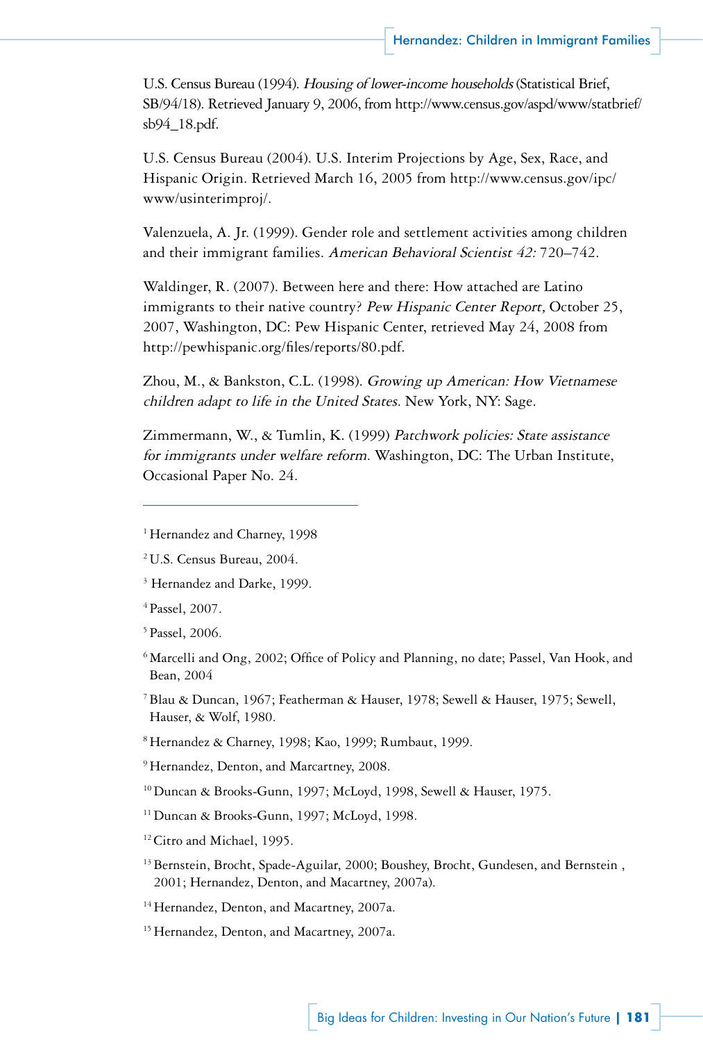U.S. Census Bureau (1994). *Housing of lower-income households* (Statistical Brief, SB/94/18). Retrieved January 9, 2006, from http://www.census.gov/aspd/www/statbrief/sb94_18.pdf.

U.S. Census Bureau (2004). U.S. Interim Projections by Age, Sex, Race, and Hispanic Origin. Retrieved March 16, 2005 from http://www.census.gov/ipc/www/usinterimproj/.

Valenzuela, A. Jr. (1999). Gender role and settlement activities among children and their immigrant families. *American Behavioral Scientist 42:* 720–742.

Waldinger, R. (2007). Between here and there: How attached are Latino immigrants to their native country? *Pew Hispanic Center Report,* October 25, 2007, Washington, DC: Pew Hispanic Center, retrieved May 24, 2008 from http://pewhispanic.org/files/reports/80.pdf.

Zhou, M., & Bankston, C.L. (1998). *Growing up American: How Vietnamese children adapt to life in the United States.* New York, NY: Sage.

Zimmermann, W., & Tumlin, K. (1999) *Patchwork policies: State assistance for immigrants under welfare reform.* Washington, DC: The Urban Institute, Occasional Paper No. 24.

---

[1] Hernandez and Charney, 1998

[2] U.S. Census Bureau, 2004.

[3] Hernandez and Darke, 1999.

[4] Passel, 2007.

[5] Passel, 2006.

[6] Marcelli and Ong, 2002; Office of Policy and Planning, no date; Passel, Van Hook, and Bean, 2004

[7] Blau & Duncan, 1967; Featherman & Hauser, 1978; Sewell & Hauser, 1975; Sewell, Hauser, & Wolf, 1980.

[8] Hernandez & Charney, 1998; Kao, 1999; Rumbaut, 1999.

[9] Hernandez, Denton, and Marcartney, 2008.

[10] Duncan & Brooks-Gunn, 1997; McLoyd, 1998, Sewell & Hauser, 1975.

[11] Duncan & Brooks-Gunn, 1997; McLoyd, 1998.

[12] Citro and Michael, 1995.

[13] Bernstein, Brocht, Spade-Aguilar, 2000; Boushey, Brocht, Gundesen, and Bernstein , 2001; Hernandez, Denton, and Macartney, 2007a).

[14] Hernandez, Denton, and Macartney, 2007a.

[15] Hernandez, Denton, and Macartney, 2007a.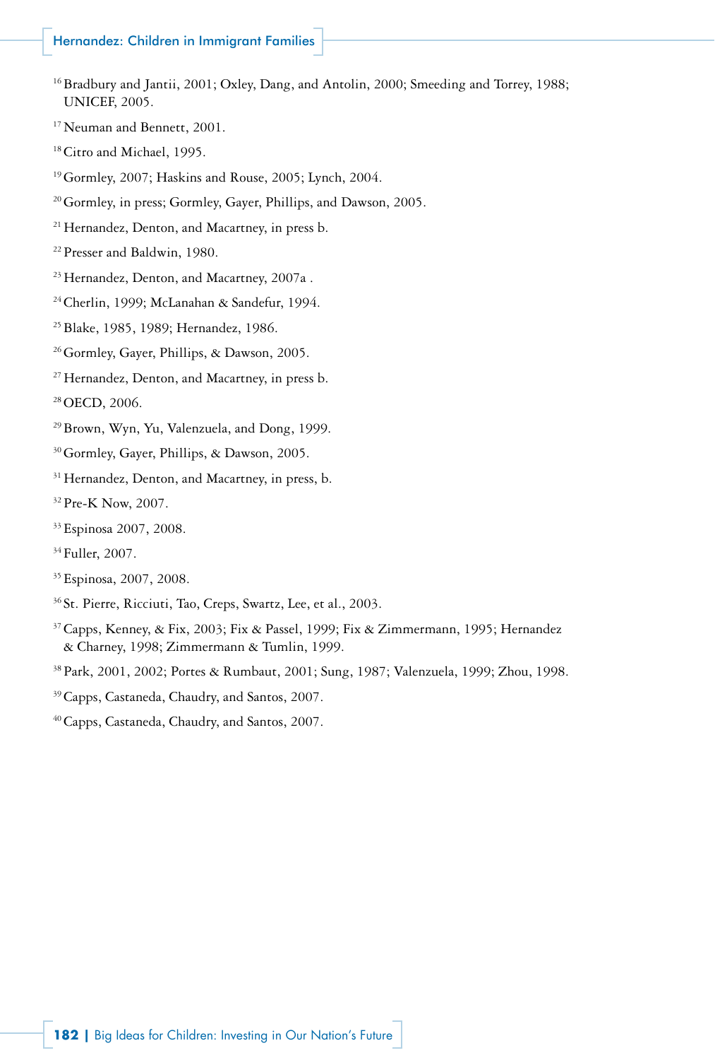[16] Bradbury and Jantii, 2001; Oxley, Dang, and Antolin, 2000; Smeeding and Torrey, 1988; UNICEF, 2005.

[17] Neuman and Bennett, 2001.

[18] Citro and Michael, 1995.

[19] Gormley, 2007; Haskins and Rouse, 2005; Lynch, 2004.

[20] Gormley, in press; Gormley, Gayer, Phillips, and Dawson, 2005.

[21] Hernandez, Denton, and Macartney, in press b.

[22] Presser and Baldwin, 1980.

[23] Hernandez, Denton, and Macartney, 2007a .

[24] Cherlin, 1999; McLanahan & Sandefur, 1994.

[25] Blake, 1985, 1989; Hernandez, 1986.

[26] Gormley, Gayer, Phillips, & Dawson, 2005.

[27] Hernandez, Denton, and Macartney, in press b.

[28] OECD, 2006.

[29] Brown, Wyn, Yu, Valenzuela, and Dong, 1999.

[30] Gormley, Gayer, Phillips, & Dawson, 2005.

[31] Hernandez, Denton, and Macartney, in press, b.

[32] Pre-K Now, 2007.

[33] Espinosa 2007, 2008.

[34] Fuller, 2007.

[35] Espinosa, 2007, 2008.

[36] St. Pierre, Ricciuti, Tao, Creps, Swartz, Lee, et al., 2003.

[37] Capps, Kenney, & Fix, 2003; Fix & Passel, 1999; Fix & Zimmermann, 1995; Hernandez & Charney, 1998; Zimmermann & Tumlin, 1999.

[38] Park, 2001, 2002; Portes & Rumbaut, 2001; Sung, 1987; Valenzuela, 1999; Zhou, 1998.

[39] Capps, Castaneda, Chaudry, and Santos, 2007.

[40] Capps, Castaneda, Chaudry, and Santos, 2007.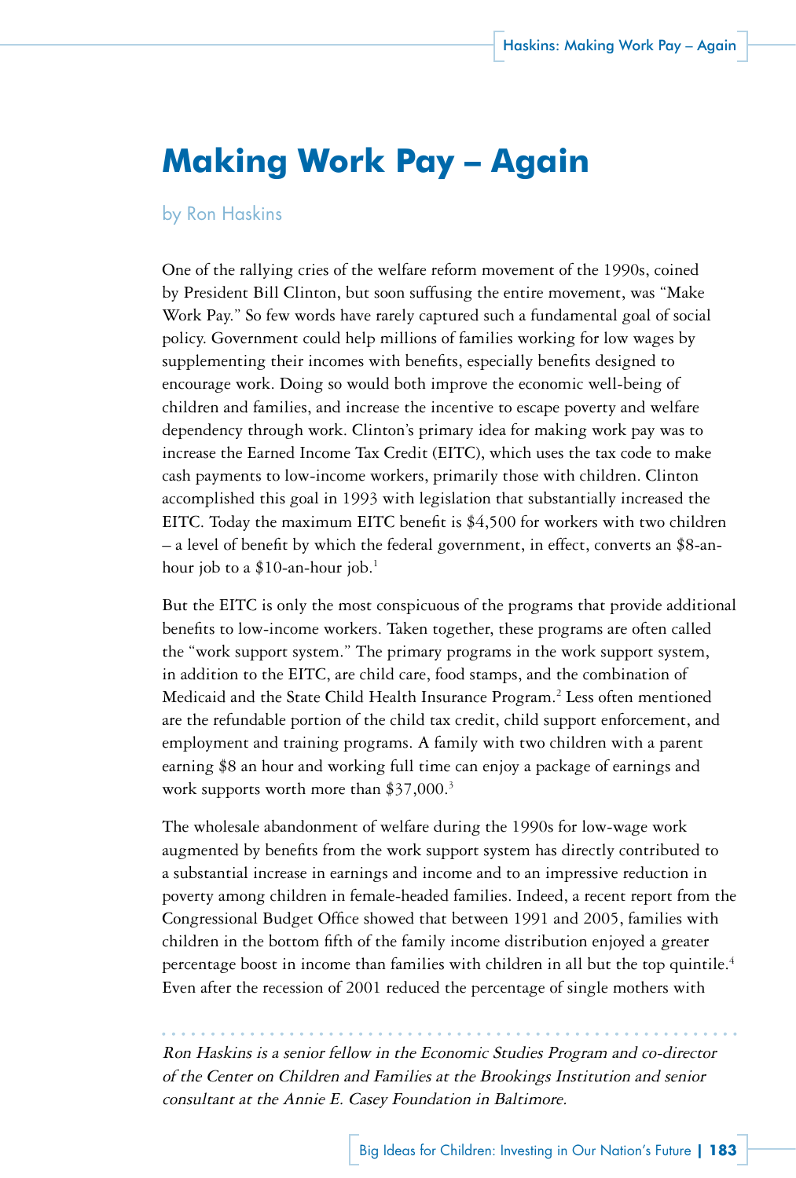# Making Work Pay – Again

by Ron Haskins

One of the rallying cries of the welfare reform movement of the 1990s, coined by President Bill Clinton, but soon suffusing the entire movement, was "Make Work Pay." So few words have rarely captured such a fundamental goal of social policy. Government could help millions of families working for low wages by supplementing their incomes with benefits, especially benefits designed to encourage work. Doing so would both improve the economic well-being of children and families, and increase the incentive to escape poverty and welfare dependency through work. Clinton's primary idea for making work pay was to increase the Earned Income Tax Credit (EITC), which uses the tax code to make cash payments to low-income workers, primarily those with children. Clinton accomplished this goal in 1993 with legislation that substantially increased the EITC. Today the maximum EITC benefit is $4,500 for workers with two children – a level of benefit by which the federal government, in effect, converts an $8-an-hour job to a $10-an-hour job.[1]

But the EITC is only the most conspicuous of the programs that provide additional benefits to low-income workers. Taken together, these programs are often called the "work support system." The primary programs in the work support system, in addition to the EITC, are child care, food stamps, and the combination of Medicaid and the State Child Health Insurance Program.[2] Less often mentioned are the refundable portion of the child tax credit, child support enforcement, and employment and training programs. A family with two children with a parent earning $8 an hour and working full time can enjoy a package of earnings and work supports worth more than $37,000.[3]

The wholesale abandonment of welfare during the 1990s for low-wage work augmented by benefits from the work support system has directly contributed to a substantial increase in earnings and income and to an impressive reduction in poverty among children in female-headed families. Indeed, a recent report from the Congressional Budget Office showed that between 1991 and 2005, families with children in the bottom fifth of the family income distribution enjoyed a greater percentage boost in income than families with children in all but the top quintile.[4] Even after the recession of 2001 reduced the percentage of single mothers with

*Ron Haskins is a senior fellow in the Economic Studies Program and co-director of the Center on Children and Families at the Brookings Institution and senior consultant at the Annie E. Casey Foundation in Baltimore.*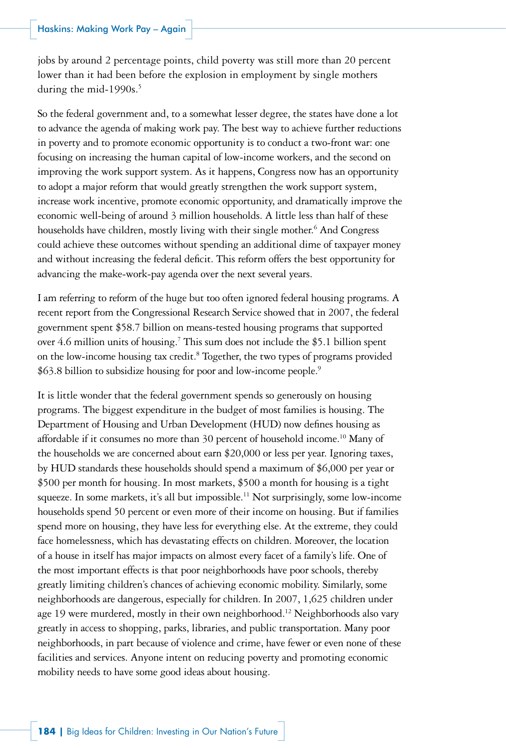jobs by around 2 percentage points, child poverty was still more than 20 percent lower than it had been before the explosion in employment by single mothers during the mid-1990s.[5]

So the federal government and, to a somewhat lesser degree, the states have done a lot to advance the agenda of making work pay. The best way to achieve further reductions in poverty and to promote economic opportunity is to conduct a two-front war: one focusing on increasing the human capital of low-income workers, and the second on improving the work support system. As it happens, Congress now has an opportunity to adopt a major reform that would greatly strengthen the work support system, increase work incentive, promote economic opportunity, and dramatically improve the economic well-being of around 3 million households. A little less than half of these households have children, mostly living with their single mother.[6] And Congress could achieve these outcomes without spending an additional dime of taxpayer money and without increasing the federal deficit. This reform offers the best opportunity for advancing the make-work-pay agenda over the next several years.

I am referring to reform of the huge but too often ignored federal housing programs. A recent report from the Congressional Research Service showed that in 2007, the federal government spent $58.7 billion on means-tested housing programs that supported over 4.6 million units of housing.[7] This sum does not include the $5.1 billion spent on the low-income housing tax credit.[8] Together, the two types of programs provided $63.8 billion to subsidize housing for poor and low-income people.[9]

It is little wonder that the federal government spends so generously on housing programs. The biggest expenditure in the budget of most families is housing. The Department of Housing and Urban Development (HUD) now defines housing as affordable if it consumes no more than 30 percent of household income.[10] Many of the households we are concerned about earn $20,000 or less per year. Ignoring taxes, by HUD standards these households should spend a maximum of $6,000 per year or $500 per month for housing. In most markets, $500 a month for housing is a tight squeeze. In some markets, it's all but impossible.[11] Not surprisingly, some low-income households spend 50 percent or even more of their income on housing. But if families spend more on housing, they have less for everything else. At the extreme, they could face homelessness, which has devastating effects on children. Moreover, the location of a house in itself has major impacts on almost every facet of a family's life. One of the most important effects is that poor neighborhoods have poor schools, thereby greatly limiting children's chances of achieving economic mobility. Similarly, some neighborhoods are dangerous, especially for children. In 2007, 1,625 children under age 19 were murdered, mostly in their own neighborhood.[12] Neighborhoods also vary greatly in access to shopping, parks, libraries, and public transportation. Many poor neighborhoods, in part because of violence and crime, have fewer or even none of these facilities and services. Anyone intent on reducing poverty and promoting economic mobility needs to have some good ideas about housing.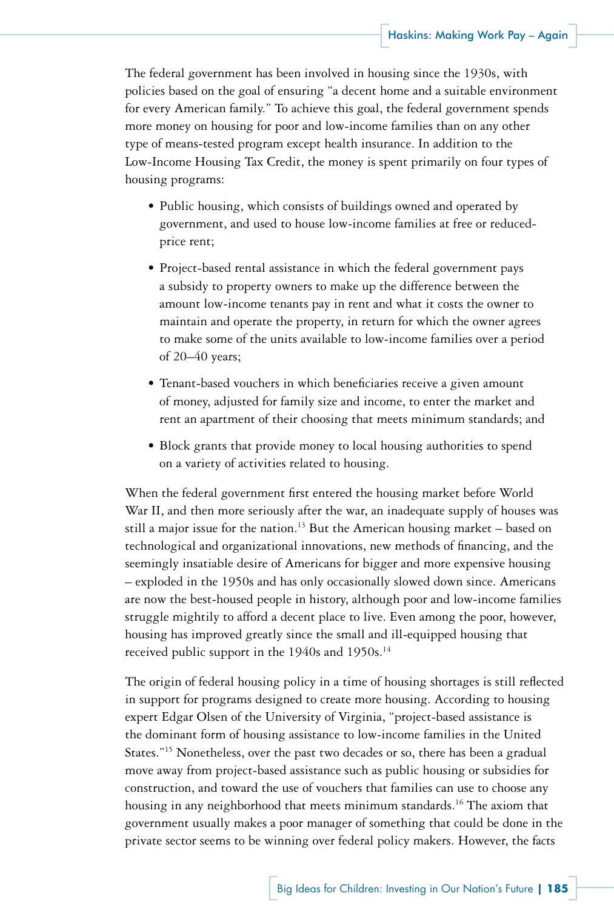The federal government has been involved in housing since the 1930s, with policies based on the goal of ensuring "a decent home and a suitable environment for every American family." To achieve this goal, the federal government spends more money on housing for poor and low-income families than on any other type of means-tested program except health insurance. In addition to the Low-Income Housing Tax Credit, the money is spent primarily on four types of housing programs:

- Public housing, which consists of buildings owned and operated by government, and used to house low-income families at free or reduced-price rent;
- Project-based rental assistance in which the federal government pays a subsidy to property owners to make up the difference between the amount low-income tenants pay in rent and what it costs the owner to maintain and operate the property, in return for which the owner agrees to make some of the units available to low-income families over a period of 20–40 years;
- Tenant-based vouchers in which beneficiaries receive a given amount of money, adjusted for family size and income, to enter the market and rent an apartment of their choosing that meets minimum standards; and
- Block grants that provide money to local housing authorities to spend on a variety of activities related to housing.

When the federal government first entered the housing market before World War II, and then more seriously after the war, an inadequate supply of houses was still a major issue for the nation.[13] But the American housing market – based on technological and organizational innovations, new methods of financing, and the seemingly insatiable desire of Americans for bigger and more expensive housing – exploded in the 1950s and has only occasionally slowed down since. Americans are now the best-housed people in history, although poor and low-income families struggle mightily to afford a decent place to live. Even among the poor, however, housing has improved greatly since the small and ill-equipped housing that received public support in the 1940s and 1950s.[14]

The origin of federal housing policy in a time of housing shortages is still reflected in support for programs designed to create more housing. According to housing expert Edgar Olsen of the University of Virginia, "project-based assistance is the dominant form of housing assistance to low-income families in the United States."[15] Nonetheless, over the past two decades or so, there has been a gradual move away from project-based assistance such as public housing or subsidies for construction, and toward the use of vouchers that families can use to choose any housing in any neighborhood that meets minimum standards.[16] The axiom that government usually makes a poor manager of something that could be done in the private sector seems to be winning over federal policy makers. However, the facts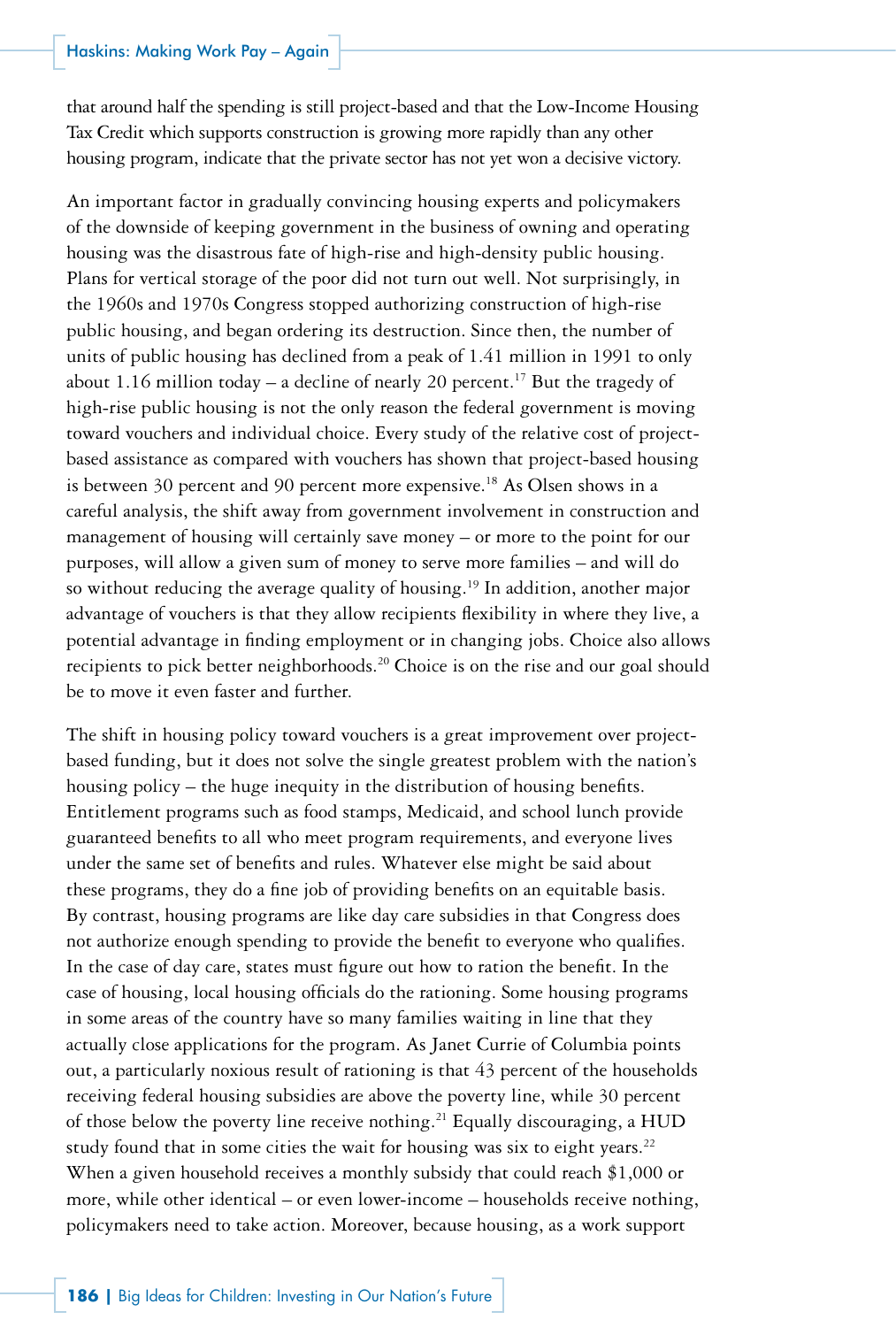that around half the spending is still project-based and that the Low-Income Housing Tax Credit which supports construction is growing more rapidly than any other housing program, indicate that the private sector has not yet won a decisive victory.

An important factor in gradually convincing housing experts and policymakers of the downside of keeping government in the business of owning and operating housing was the disastrous fate of high-rise and high-density public housing. Plans for vertical storage of the poor did not turn out well. Not surprisingly, in the 1960s and 1970s Congress stopped authorizing construction of high-rise public housing, and began ordering its destruction. Since then, the number of units of public housing has declined from a peak of 1.41 million in 1991 to only about 1.16 million today – a decline of nearly 20 percent.[17] But the tragedy of high-rise public housing is not the only reason the federal government is moving toward vouchers and individual choice. Every study of the relative cost of project-based assistance as compared with vouchers has shown that project-based housing is between 30 percent and 90 percent more expensive.[18] As Olsen shows in a careful analysis, the shift away from government involvement in construction and management of housing will certainly save money – or more to the point for our purposes, will allow a given sum of money to serve more families – and will do so without reducing the average quality of housing.[19] In addition, another major advantage of vouchers is that they allow recipients flexibility in where they live, a potential advantage in finding employment or in changing jobs. Choice also allows recipients to pick better neighborhoods.[20] Choice is on the rise and our goal should be to move it even faster and further.

The shift in housing policy toward vouchers is a great improvement over project-based funding, but it does not solve the single greatest problem with the nation's housing policy – the huge inequity in the distribution of housing benefits. Entitlement programs such as food stamps, Medicaid, and school lunch provide guaranteed benefits to all who meet program requirements, and everyone lives under the same set of benefits and rules. Whatever else might be said about these programs, they do a fine job of providing benefits on an equitable basis. By contrast, housing programs are like day care subsidies in that Congress does not authorize enough spending to provide the benefit to everyone who qualifies. In the case of day care, states must figure out how to ration the benefit. In the case of housing, local housing officials do the rationing. Some housing programs in some areas of the country have so many families waiting in line that they actually close applications for the program. As Janet Currie of Columbia points out, a particularly noxious result of rationing is that 43 percent of the households receiving federal housing subsidies are above the poverty line, while 30 percent of those below the poverty line receive nothing.[21] Equally discouraging, a HUD study found that in some cities the wait for housing was six to eight years.[22] When a given household receives a monthly subsidy that could reach $1,000 or more, while other identical – or even lower-income – households receive nothing, policymakers need to take action. Moreover, because housing, as a work support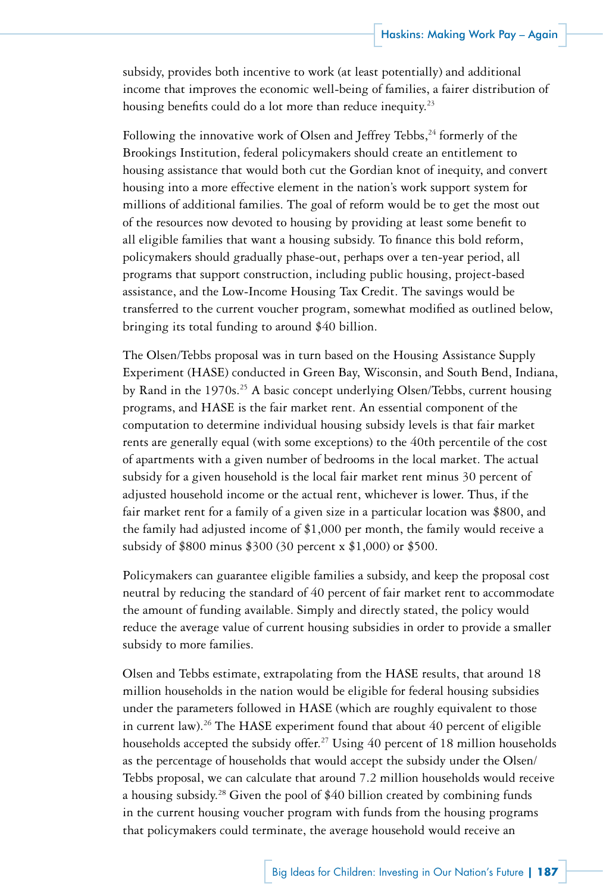subsidy, provides both incentive to work (at least potentially) and additional income that improves the economic well-being of families, a fairer distribution of housing benefits could do a lot more than reduce inequity.[23]

Following the innovative work of Olsen and Jeffrey Tebbs,[24] formerly of the Brookings Institution, federal policymakers should create an entitlement to housing assistance that would both cut the Gordian knot of inequity, and convert housing into a more effective element in the nation's work support system for millions of additional families. The goal of reform would be to get the most out of the resources now devoted to housing by providing at least some benefit to all eligible families that want a housing subsidy. To finance this bold reform, policymakers should gradually phase-out, perhaps over a ten-year period, all programs that support construction, including public housing, project-based assistance, and the Low-Income Housing Tax Credit. The savings would be transferred to the current voucher program, somewhat modified as outlined below, bringing its total funding to around $40 billion.

The Olsen/Tebbs proposal was in turn based on the Housing Assistance Supply Experiment (HASE) conducted in Green Bay, Wisconsin, and South Bend, Indiana, by Rand in the 1970s.[25] A basic concept underlying Olsen/Tebbs, current housing programs, and HASE is the fair market rent. An essential component of the computation to determine individual housing subsidy levels is that fair market rents are generally equal (with some exceptions) to the 40th percentile of the cost of apartments with a given number of bedrooms in the local market. The actual subsidy for a given household is the local fair market rent minus 30 percent of adjusted household income or the actual rent, whichever is lower. Thus, if the fair market rent for a family of a given size in a particular location was $800, and the family had adjusted income of $1,000 per month, the family would receive a subsidy of $800 minus $300 (30 percent x $1,000) or $500.

Policymakers can guarantee eligible families a subsidy, and keep the proposal cost neutral by reducing the standard of 40 percent of fair market rent to accommodate the amount of funding available. Simply and directly stated, the policy would reduce the average value of current housing subsidies in order to provide a smaller subsidy to more families.

Olsen and Tebbs estimate, extrapolating from the HASE results, that around 18 million households in the nation would be eligible for federal housing subsidies under the parameters followed in HASE (which are roughly equivalent to those in current law).[26] The HASE experiment found that about 40 percent of eligible households accepted the subsidy offer.[27] Using 40 percent of 18 million households as the percentage of households that would accept the subsidy under the Olsen/Tebbs proposal, we can calculate that around 7.2 million households would receive a housing subsidy.[28] Given the pool of $40 billion created by combining funds in the current housing voucher program with funds from the housing programs that policymakers could terminate, the average household would receive an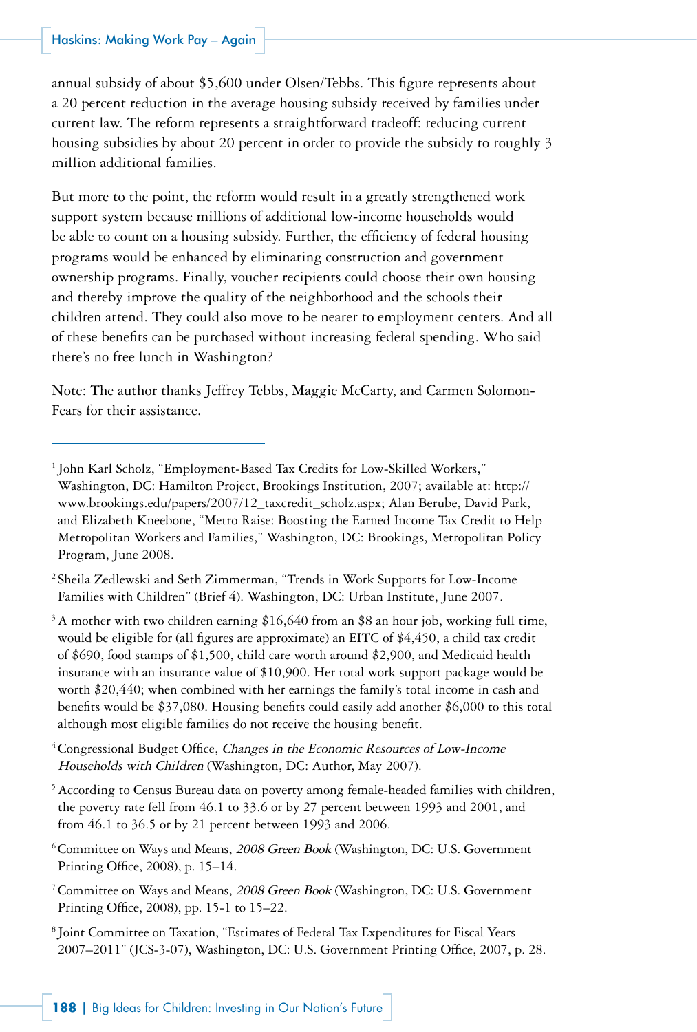annual subsidy of about $5,600 under Olsen/Tebbs. This figure represents about a 20 percent reduction in the average housing subsidy received by families under current law. The reform represents a straightforward tradeoff: reducing current housing subsidies by about 20 percent in order to provide the subsidy to roughly 3 million additional families.

But more to the point, the reform would result in a greatly strengthened work support system because millions of additional low-income households would be able to count on a housing subsidy. Further, the efficiency of federal housing programs would be enhanced by eliminating construction and government ownership programs. Finally, voucher recipients could choose their own housing and thereby improve the quality of the neighborhood and the schools their children attend. They could also move to be nearer to employment centers. And all of these benefits can be purchased without increasing federal spending. Who said there's no free lunch in Washington?

Note: The author thanks Jeffrey Tebbs, Maggie McCarty, and Carmen Solomon-Fears for their assistance.

---

[1] John Karl Scholz, "Employment-Based Tax Credits for Low-Skilled Workers," Washington, DC: Hamilton Project, Brookings Institution, 2007; available at: http://www.brookings.edu/papers/2007/12_taxcredit_scholz.aspx; Alan Berube, David Park, and Elizabeth Kneebone, "Metro Raise: Boosting the Earned Income Tax Credit to Help Metropolitan Workers and Families," Washington, DC: Brookings, Metropolitan Policy Program, June 2008.

[2] Sheila Zedlewski and Seth Zimmerman, "Trends in Work Supports for Low-Income Families with Children" (Brief 4). Washington, DC: Urban Institute, June 2007.

[3] A mother with two children earning $16,640 from an $8 an hour job, working full time, would be eligible for (all figures are approximate) an EITC of $4,450, a child tax credit of $690, food stamps of $1,500, child care worth around $2,900, and Medicaid health insurance with an insurance value of $10,900. Her total work support package would be worth $20,440; when combined with her earnings the family's total income in cash and benefits would be $37,080. Housing benefits could easily add another $6,000 to this total although most eligible families do not receive the housing benefit.

[4] Congressional Budget Office, *Changes in the Economic Resources of Low-Income Households with Children* (Washington, DC: Author, May 2007).

[5] According to Census Bureau data on poverty among female-headed families with children, the poverty rate fell from 46.1 to 33.6 or by 27 percent between 1993 and 2001, and from 46.1 to 36.5 or by 21 percent between 1993 and 2006.

[6] Committee on Ways and Means, *2008 Green Book* (Washington, DC: U.S. Government Printing Office, 2008), p. 15–14.

[7] Committee on Ways and Means, *2008 Green Book* (Washington, DC: U.S. Government Printing Office, 2008), pp. 15-1 to 15–22.

[8] Joint Committee on Taxation, "Estimates of Federal Tax Expenditures for Fiscal Years 2007–2011" (JCS-3-07), Washington, DC: U.S. Government Printing Office, 2007, p. 28.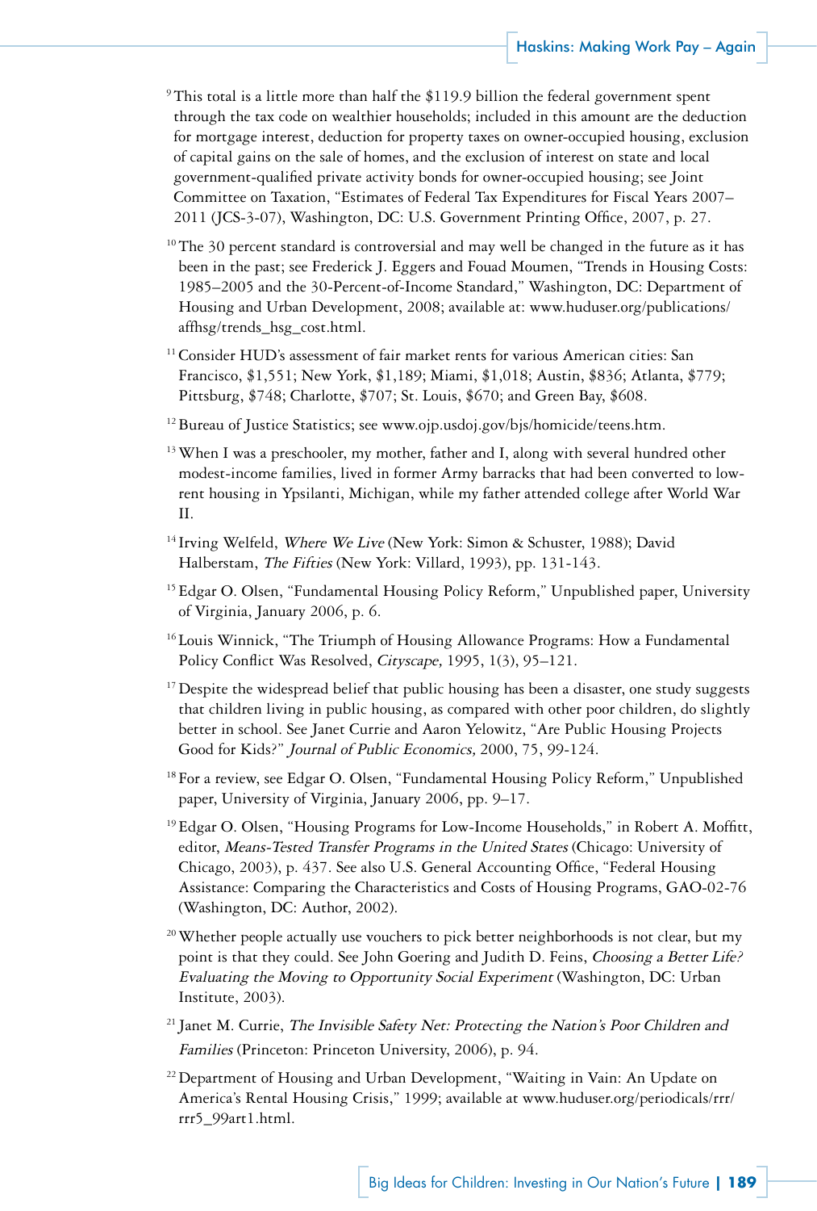[9] This total is a little more than half the $119.9 billion the federal government spent through the tax code on wealthier households; included in this amount are the deduction for mortgage interest, deduction for property taxes on owner-occupied housing, exclusion of capital gains on the sale of homes, and the exclusion of interest on state and local government-qualified private activity bonds for owner-occupied housing; see Joint Committee on Taxation, "Estimates of Federal Tax Expenditures for Fiscal Years 2007–2011 (JCS-3-07), Washington, DC: U.S. Government Printing Office, 2007, p. 27.

[10] The 30 percent standard is controversial and may well be changed in the future as it has been in the past; see Frederick J. Eggers and Fouad Moumen, "Trends in Housing Costs: 1985–2005 and the 30-Percent-of-Income Standard," Washington, DC: Department of Housing and Urban Development, 2008; available at: www.huduser.org/publications/affhsg/trends_hsg_cost.html.

[11] Consider HUD's assessment of fair market rents for various American cities: San Francisco, $1,551; New York, $1,189; Miami, $1,018; Austin, $836; Atlanta, $779; Pittsburg, $748; Charlotte, $707; St. Louis, $670; and Green Bay, $608.

[12] Bureau of Justice Statistics; see www.ojp.usdoj.gov/bjs/homicide/teens.htm.

[13] When I was a preschooler, my mother, father and I, along with several hundred other modest-income families, lived in former Army barracks that had been converted to low-rent housing in Ypsilanti, Michigan, while my father attended college after World War II.

[14] Irving Welfeld, *Where We Live* (New York: Simon & Schuster, 1988); David Halberstam, *The Fifties* (New York: Villard, 1993), pp. 131-143.

[15] Edgar O. Olsen, "Fundamental Housing Policy Reform," Unpublished paper, University of Virginia, January 2006, p. 6.

[16] Louis Winnick, "The Triumph of Housing Allowance Programs: How a Fundamental Policy Conflict Was Resolved, *Cityscape,* 1995, 1(3), 95–121.

[17] Despite the widespread belief that public housing has been a disaster, one study suggests that children living in public housing, as compared with other poor children, do slightly better in school. See Janet Currie and Aaron Yelowitz, "Are Public Housing Projects Good for Kids?" *Journal of Public Economics,* 2000, 75, 99-124.

[18] For a review, see Edgar O. Olsen, "Fundamental Housing Policy Reform," Unpublished paper, University of Virginia, January 2006, pp. 9–17.

[19] Edgar O. Olsen, "Housing Programs for Low-Income Households," in Robert A. Moffitt, editor, *Means-Tested Transfer Programs in the United States* (Chicago: University of Chicago, 2003), p. 437. See also U.S. General Accounting Office, "Federal Housing Assistance: Comparing the Characteristics and Costs of Housing Programs, GAO-02-76 (Washington, DC: Author, 2002).

[20] Whether people actually use vouchers to pick better neighborhoods is not clear, but my point is that they could. See John Goering and Judith D. Feins, *Choosing a Better Life? Evaluating the Moving to Opportunity Social Experiment* (Washington, DC: Urban Institute, 2003).

[21] Janet M. Currie, *The Invisible Safety Net: Protecting the Nation's Poor Children and Families* (Princeton: Princeton University, 2006), p. 94.

[22] Department of Housing and Urban Development, "Waiting in Vain: An Update on America's Rental Housing Crisis," 1999; available at www.huduser.org/periodicals/rrr/rrr5_99art1.html.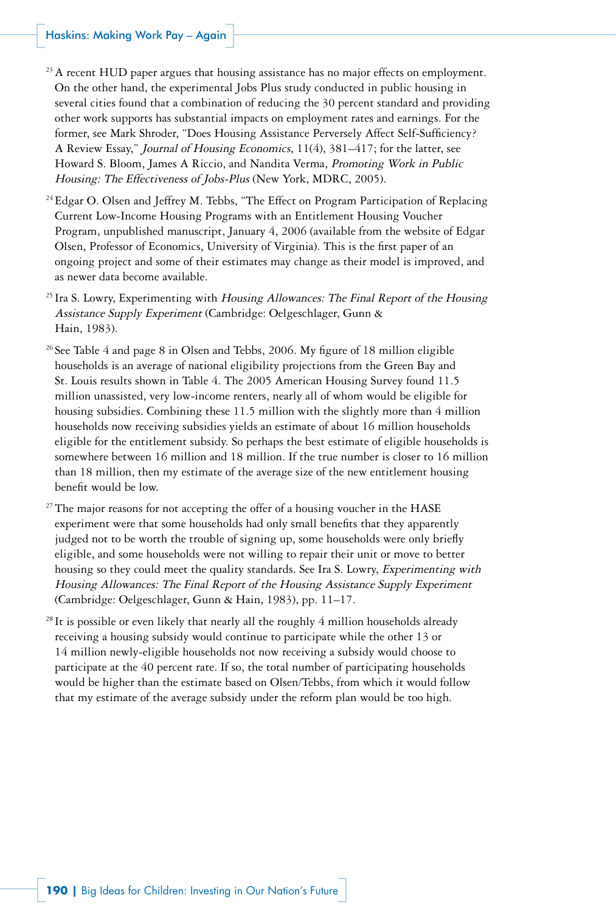[23] A recent HUD paper argues that housing assistance has no major effects on employment. On the other hand, the experimental Jobs Plus study conducted in public housing in several cities found that a combination of reducing the 30 percent standard and providing other work supports has substantial impacts on employment rates and earnings. For the former, see Mark Shroder, "Does Housing Assistance Perversely Affect Self-Sufficiency? A Review Essay," *Journal of Housing Economics,* 11(4), 381–417; for the latter, see Howard S. Bloom, James A Riccio, and Nandita Verma, *Promoting Work in Public Housing: The Effectiveness of Jobs-Plus* (New York, MDRC, 2005).

[24] Edgar O. Olsen and Jeffrey M. Tebbs, "The Effect on Program Participation of Replacing Current Low-Income Housing Programs with an Entitlement Housing Voucher Program, unpublished manuscript, January 4, 2006 (available from the website of Edgar Olsen, Professor of Economics, University of Virginia). This is the first paper of an ongoing project and some of their estimates may change as their model is improved, and as newer data become available.

[25] Ira S. Lowry, Experimenting with *Housing Allowances: The Final Report of the Housing Assistance Supply Experiment* (Cambridge: Oelgeschlager, Gunn & Hain, 1983).

[26] See Table 4 and page 8 in Olsen and Tebbs, 2006. My figure of 18 million eligible households is an average of national eligibility projections from the Green Bay and St. Louis results shown in Table 4. The 2005 American Housing Survey found 11.5 million unassisted, very low-income renters, nearly all of whom would be eligible for housing subsidies. Combining these 11.5 million with the slightly more than 4 million households now receiving subsidies yields an estimate of about 16 million households eligible for the entitlement subsidy. So perhaps the best estimate of eligible households is somewhere between 16 million and 18 million. If the true number is closer to 16 million than 18 million, then my estimate of the average size of the new entitlement housing benefit would be low.

[27] The major reasons for not accepting the offer of a housing voucher in the HASE experiment were that some households had only small benefits that they apparently judged not to be worth the trouble of signing up, some households were only briefly eligible, and some households were not willing to repair their unit or move to better housing so they could meet the quality standards. See Ira S. Lowry, *Experimenting with Housing Allowances: The Final Report of the Housing Assistance Supply Experiment* (Cambridge: Oelgeschlager, Gunn & Hain, 1983), pp. 11–17.

[28] It is possible or even likely that nearly all the roughly 4 million households already receiving a housing subsidy would continue to participate while the other 13 or 14 million newly-eligible households not now receiving a subsidy would choose to participate at the 40 percent rate. If so, the total number of participating households would be higher than the estimate based on Olsen/Tebbs, from which it would follow that my estimate of the average subsidy under the reform plan would be too high.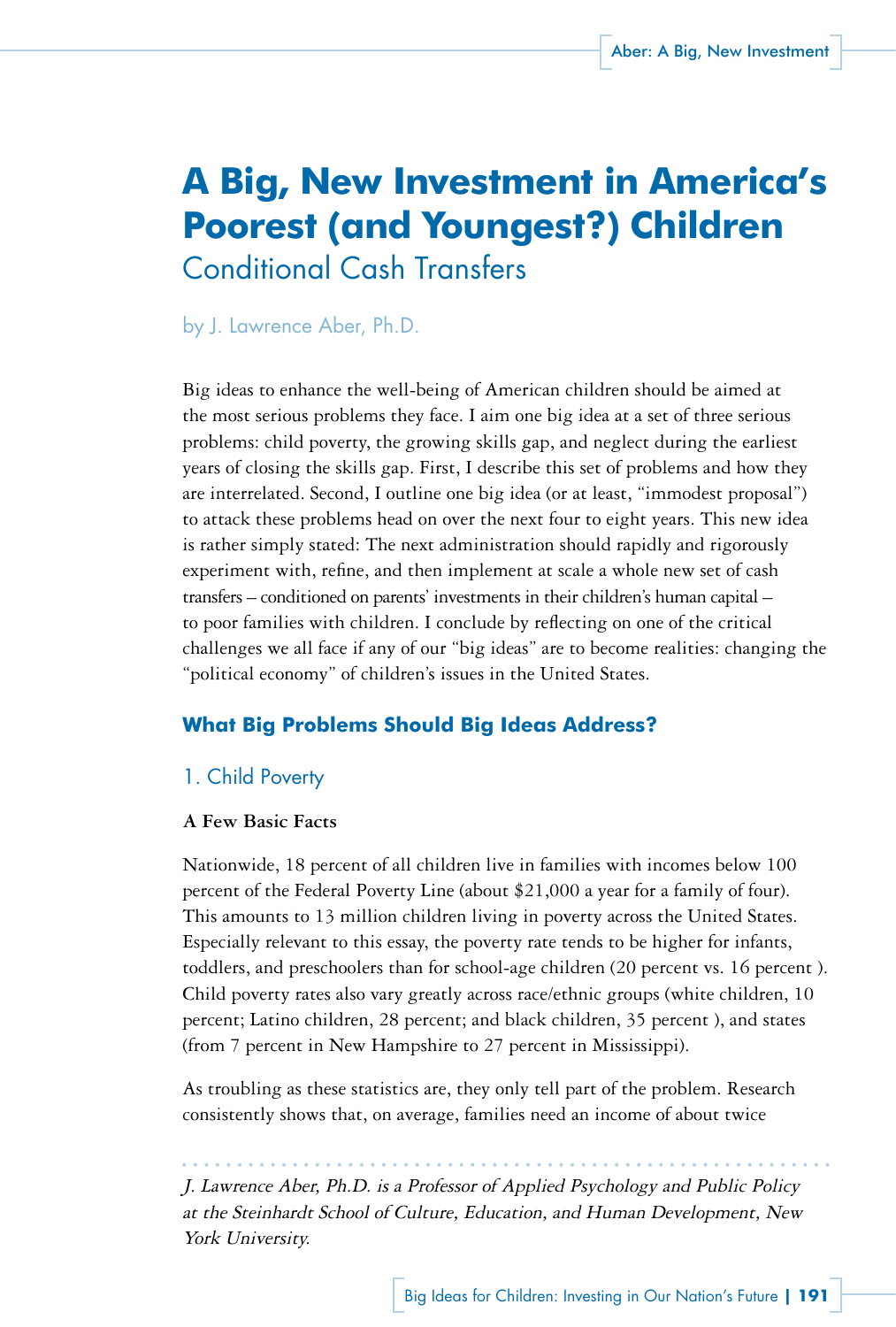# A Big, New Investment in America's Poorest (and Youngest?) Children

## Conditional Cash Transfers

by J. Lawrence Aber, Ph.D.

Big ideas to enhance the well-being of American children should be aimed at the most serious problems they face. I aim one big idea at a set of three serious problems: child poverty, the growing skills gap, and neglect during the earliest years of closing the skills gap. First, I describe this set of problems and how they are interrelated. Second, I outline one big idea (or at least, "immodest proposal") to attack these problems head on over the next four to eight years. This new idea is rather simply stated: The next administration should rapidly and rigorously experiment with, refine, and then implement at scale a whole new set of cash transfers – conditioned on parents' investments in their children's human capital – to poor families with children. I conclude by reflecting on one of the critical challenges we all face if any of our "big ideas" are to become realities: changing the "political economy" of children's issues in the United States.

### What Big Problems Should Big Ideas Address?

#### 1. Child Poverty

**A Few Basic Facts**

Nationwide, 18 percent of all children live in families with incomes below 100 percent of the Federal Poverty Line (about $21,000 a year for a family of four). This amounts to 13 million children living in poverty across the United States. Especially relevant to this essay, the poverty rate tends to be higher for infants, toddlers, and preschoolers than for school-age children (20 percent vs. 16 percent ). Child poverty rates also vary greatly across race/ethnic groups (white children, 10 percent; Latino children, 28 percent; and black children, 35 percent ), and states (from 7 percent in New Hampshire to 27 percent in Mississippi).

As troubling as these statistics are, they only tell part of the problem. Research consistently shows that, on average, families need an income of about twice

*J. Lawrence Aber, Ph.D. is a Professor of Applied Psychology and Public Policy at the Steinhardt School of Culture, Education, and Human Development, New York University.*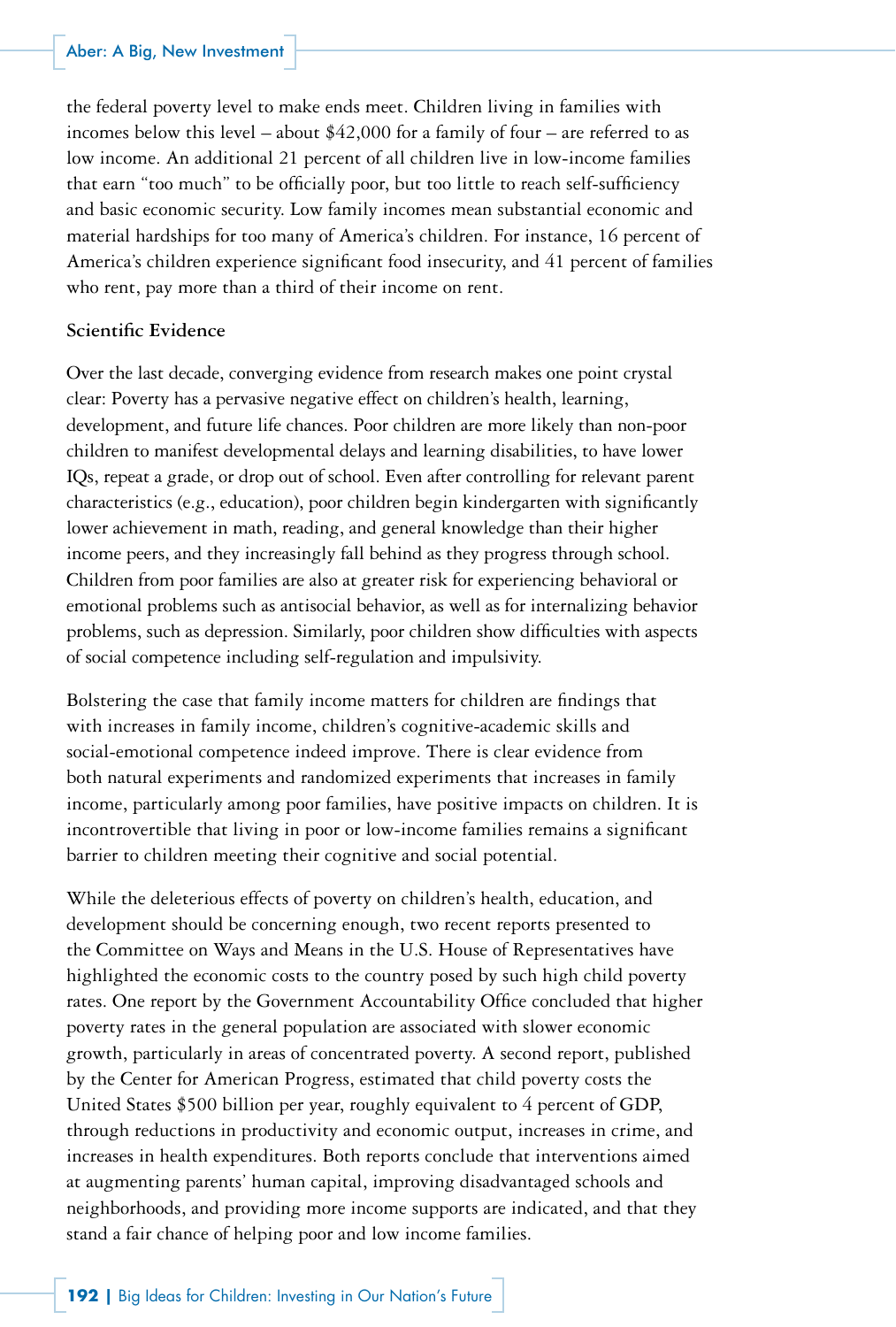the federal poverty level to make ends meet. Children living in families with incomes below this level – about $42,000 for a family of four – are referred to as low income. An additional 21 percent of all children live in low-income families that earn "too much" to be officially poor, but too little to reach self-sufficiency and basic economic security. Low family incomes mean substantial economic and material hardships for too many of America's children. For instance, 16 percent of America's children experience significant food insecurity, and 41 percent of families who rent, pay more than a third of their income on rent.

### Scientific Evidence

Over the last decade, converging evidence from research makes one point crystal clear: Poverty has a pervasive negative effect on children's health, learning, development, and future life chances. Poor children are more likely than non-poor children to manifest developmental delays and learning disabilities, to have lower IQs, repeat a grade, or drop out of school. Even after controlling for relevant parent characteristics (e.g., education), poor children begin kindergarten with significantly lower achievement in math, reading, and general knowledge than their higher income peers, and they increasingly fall behind as they progress through school. Children from poor families are also at greater risk for experiencing behavioral or emotional problems such as antisocial behavior, as well as for internalizing behavior problems, such as depression. Similarly, poor children show difficulties with aspects of social competence including self-regulation and impulsivity.

Bolstering the case that family income matters for children are findings that with increases in family income, children's cognitive-academic skills and social-emotional competence indeed improve. There is clear evidence from both natural experiments and randomized experiments that increases in family income, particularly among poor families, have positive impacts on children. It is incontrovertible that living in poor or low-income families remains a significant barrier to children meeting their cognitive and social potential.

While the deleterious effects of poverty on children's health, education, and development should be concerning enough, two recent reports presented to the Committee on Ways and Means in the U.S. House of Representatives have highlighted the economic costs to the country posed by such high child poverty rates. One report by the Government Accountability Office concluded that higher poverty rates in the general population are associated with slower economic growth, particularly in areas of concentrated poverty. A second report, published by the Center for American Progress, estimated that child poverty costs the United States $500 billion per year, roughly equivalent to 4 percent of GDP, through reductions in productivity and economic output, increases in crime, and increases in health expenditures. Both reports conclude that interventions aimed at augmenting parents' human capital, improving disadvantaged schools and neighborhoods, and providing more income supports are indicated, and that they stand a fair chance of helping poor and low income families.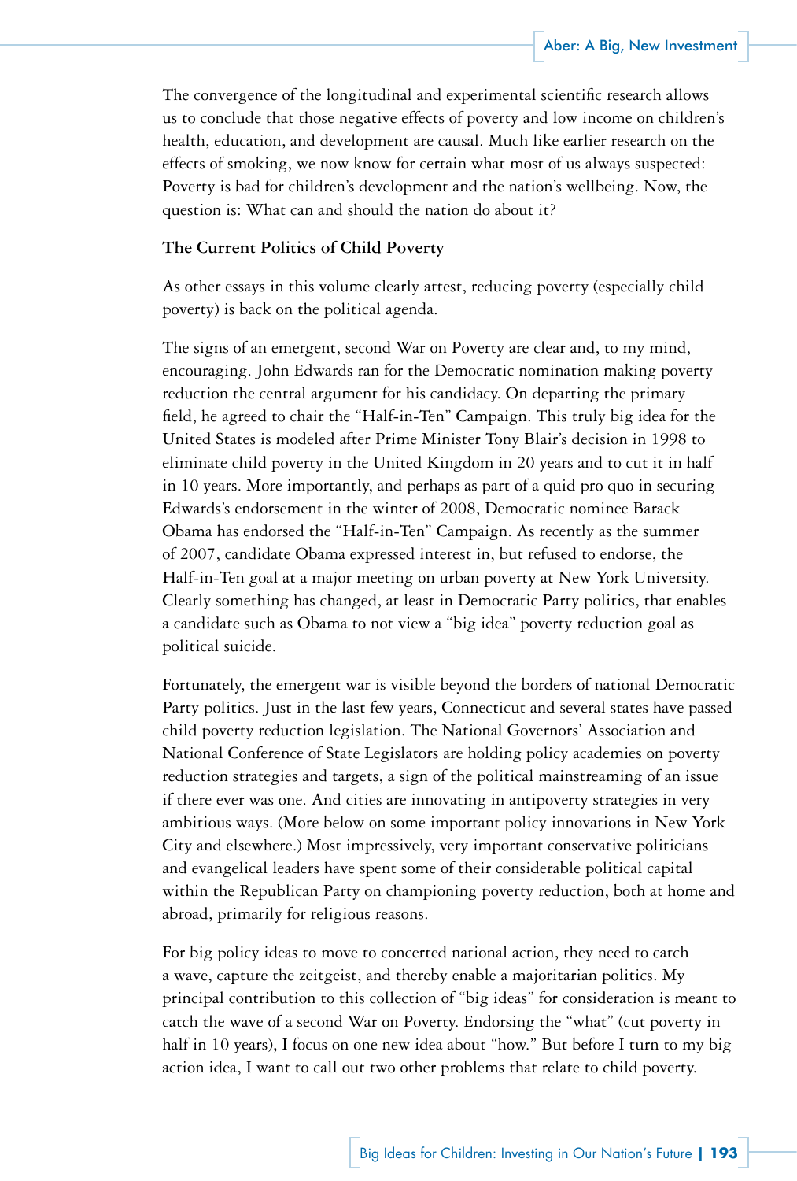The convergence of the longitudinal and experimental scientific research allows us to conclude that those negative effects of poverty and low income on children's health, education, and development are causal. Much like earlier research on the effects of smoking, we now know for certain what most of us always suspected: Poverty is bad for children's development and the nation's wellbeing. Now, the question is: What can and should the nation do about it?

**The Current Politics of Child Poverty**

As other essays in this volume clearly attest, reducing poverty (especially child poverty) is back on the political agenda.

The signs of an emergent, second War on Poverty are clear and, to my mind, encouraging. John Edwards ran for the Democratic nomination making poverty reduction the central argument for his candidacy. On departing the primary field, he agreed to chair the "Half-in-Ten" Campaign. This truly big idea for the United States is modeled after Prime Minister Tony Blair's decision in 1998 to eliminate child poverty in the United Kingdom in 20 years and to cut it in half in 10 years. More importantly, and perhaps as part of a quid pro quo in securing Edwards's endorsement in the winter of 2008, Democratic nominee Barack Obama has endorsed the "Half-in-Ten" Campaign. As recently as the summer of 2007, candidate Obama expressed interest in, but refused to endorse, the Half-in-Ten goal at a major meeting on urban poverty at New York University. Clearly something has changed, at least in Democratic Party politics, that enables a candidate such as Obama to not view a "big idea" poverty reduction goal as political suicide.

Fortunately, the emergent war is visible beyond the borders of national Democratic Party politics. Just in the last few years, Connecticut and several states have passed child poverty reduction legislation. The National Governors' Association and National Conference of State Legislators are holding policy academies on poverty reduction strategies and targets, a sign of the political mainstreaming of an issue if there ever was one. And cities are innovating in antipoverty strategies in very ambitious ways. (More below on some important policy innovations in New York City and elsewhere.) Most impressively, very important conservative politicians and evangelical leaders have spent some of their considerable political capital within the Republican Party on championing poverty reduction, both at home and abroad, primarily for religious reasons.

For big policy ideas to move to concerted national action, they need to catch a wave, capture the zeitgeist, and thereby enable a majoritarian politics. My principal contribution to this collection of "big ideas" for consideration is meant to catch the wave of a second War on Poverty. Endorsing the "what" (cut poverty in half in 10 years), I focus on one new idea about "how." But before I turn to my big action idea, I want to call out two other problems that relate to child poverty.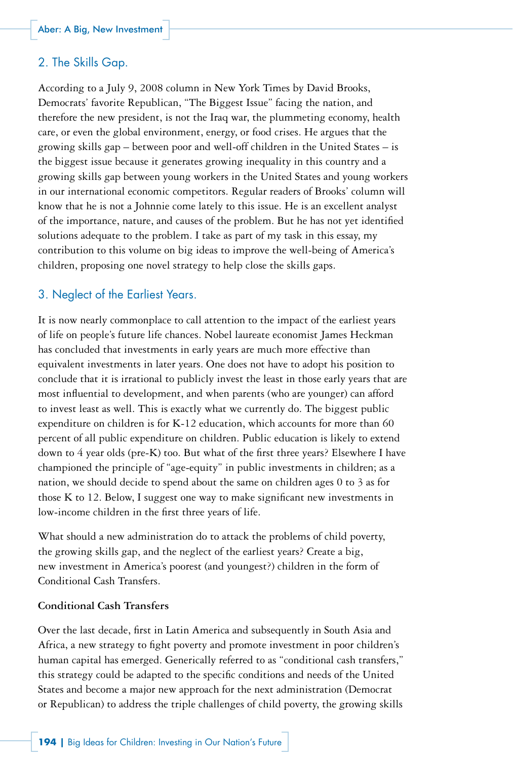## 2. The Skills Gap.

According to a July 9, 2008 column in New York Times by David Brooks, Democrats' favorite Republican, "The Biggest Issue" facing the nation, and therefore the new president, is not the Iraq war, the plummeting economy, health care, or even the global environment, energy, or food crises. He argues that the growing skills gap – between poor and well-off children in the United States – is the biggest issue because it generates growing inequality in this country and a growing skills gap between young workers in the United States and young workers in our international economic competitors. Regular readers of Brooks' column will know that he is not a Johnnie come lately to this issue. He is an excellent analyst of the importance, nature, and causes of the problem. But he has not yet identified solutions adequate to the problem. I take as part of my task in this essay, my contribution to this volume on big ideas to improve the well-being of America's children, proposing one novel strategy to help close the skills gaps.

## 3. Neglect of the Earliest Years.

It is now nearly commonplace to call attention to the impact of the earliest years of life on people's future life chances. Nobel laureate economist James Heckman has concluded that investments in early years are much more effective than equivalent investments in later years. One does not have to adopt his position to conclude that it is irrational to publicly invest the least in those early years that are most influential to development, and when parents (who are younger) can afford to invest least as well. This is exactly what we currently do. The biggest public expenditure on children is for K-12 education, which accounts for more than 60 percent of all public expenditure on children. Public education is likely to extend down to 4 year olds (pre-K) too. But what of the first three years? Elsewhere I have championed the principle of "age-equity" in public investments in children; as a nation, we should decide to spend about the same on children ages 0 to 3 as for those K to 12. Below, I suggest one way to make significant new investments in low-income children in the first three years of life.

What should a new administration do to attack the problems of child poverty, the growing skills gap, and the neglect of the earliest years? Create a big, new investment in America's poorest (and youngest?) children in the form of Conditional Cash Transfers.

**Conditional Cash Transfers**

Over the last decade, first in Latin America and subsequently in South Asia and Africa, a new strategy to fight poverty and promote investment in poor children's human capital has emerged. Generically referred to as "conditional cash transfers," this strategy could be adapted to the specific conditions and needs of the United States and become a major new approach for the next administration (Democrat or Republican) to address the triple challenges of child poverty, the growing skills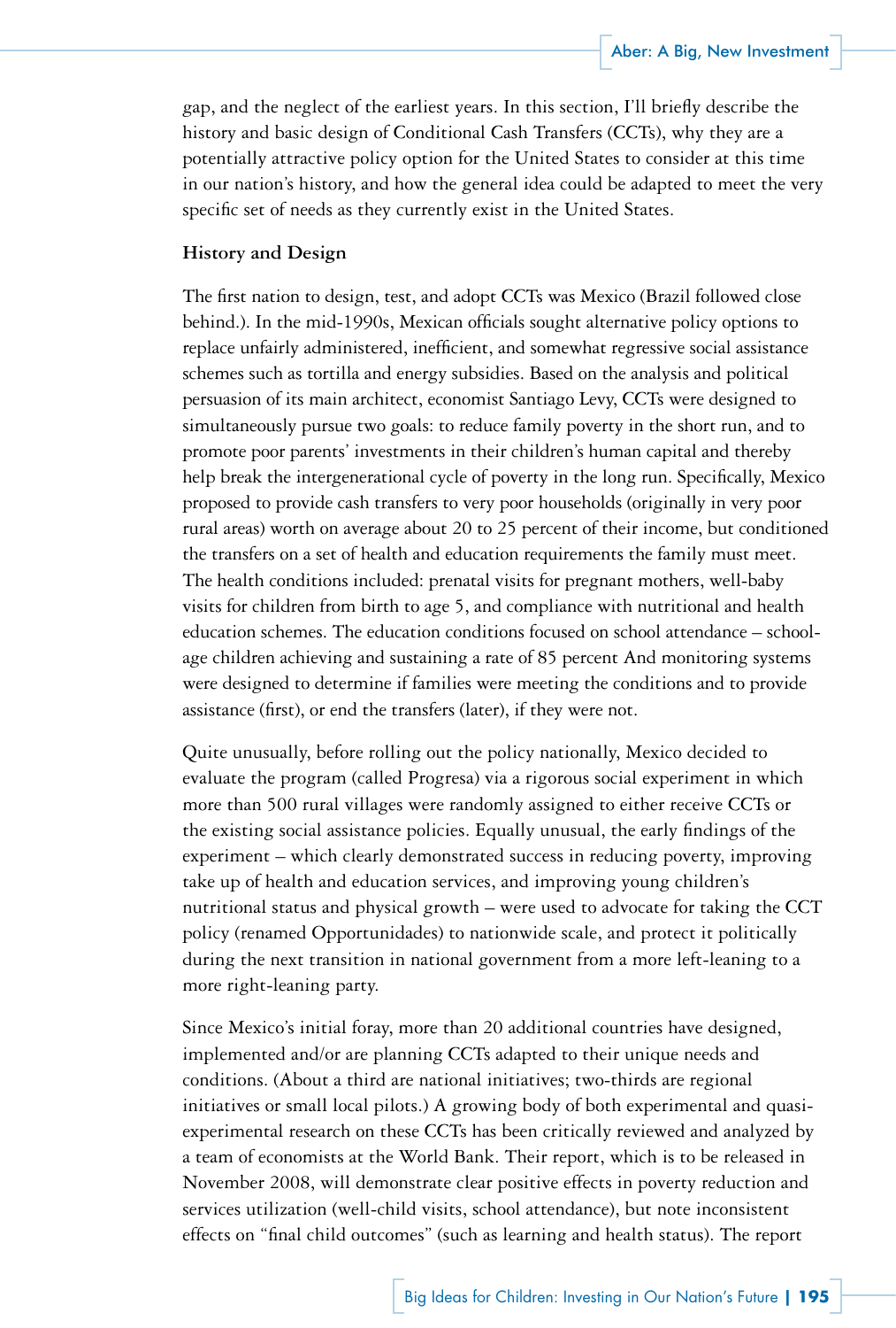gap, and the neglect of the earliest years. In this section, I'll briefly describe the history and basic design of Conditional Cash Transfers (CCTs), why they are a potentially attractive policy option for the United States to consider at this time in our nation's history, and how the general idea could be adapted to meet the very specific set of needs as they currently exist in the United States.

**History and Design**

The first nation to design, test, and adopt CCTs was Mexico (Brazil followed close behind.). In the mid-1990s, Mexican officials sought alternative policy options to replace unfairly administered, inefficient, and somewhat regressive social assistance schemes such as tortilla and energy subsidies. Based on the analysis and political persuasion of its main architect, economist Santiago Levy, CCTs were designed to simultaneously pursue two goals: to reduce family poverty in the short run, and to promote poor parents' investments in their children's human capital and thereby help break the intergenerational cycle of poverty in the long run. Specifically, Mexico proposed to provide cash transfers to very poor households (originally in very poor rural areas) worth on average about 20 to 25 percent of their income, but conditioned the transfers on a set of health and education requirements the family must meet. The health conditions included: prenatal visits for pregnant mothers, well-baby visits for children from birth to age 5, and compliance with nutritional and health education schemes. The education conditions focused on school attendance – school-age children achieving and sustaining a rate of 85 percent And monitoring systems were designed to determine if families were meeting the conditions and to provide assistance (first), or end the transfers (later), if they were not.

Quite unusually, before rolling out the policy nationally, Mexico decided to evaluate the program (called Progresa) via a rigorous social experiment in which more than 500 rural villages were randomly assigned to either receive CCTs or the existing social assistance policies. Equally unusual, the early findings of the experiment – which clearly demonstrated success in reducing poverty, improving take up of health and education services, and improving young children's nutritional status and physical growth – were used to advocate for taking the CCT policy (renamed Opportunidades) to nationwide scale, and protect it politically during the next transition in national government from a more left-leaning to a more right-leaning party.

Since Mexico's initial foray, more than 20 additional countries have designed, implemented and/or are planning CCTs adapted to their unique needs and conditions. (About a third are national initiatives; two-thirds are regional initiatives or small local pilots.) A growing body of both experimental and quasi-experimental research on these CCTs has been critically reviewed and analyzed by a team of economists at the World Bank. Their report, which is to be released in November 2008, will demonstrate clear positive effects in poverty reduction and services utilization (well-child visits, school attendance), but note inconsistent effects on "final child outcomes" (such as learning and health status). The report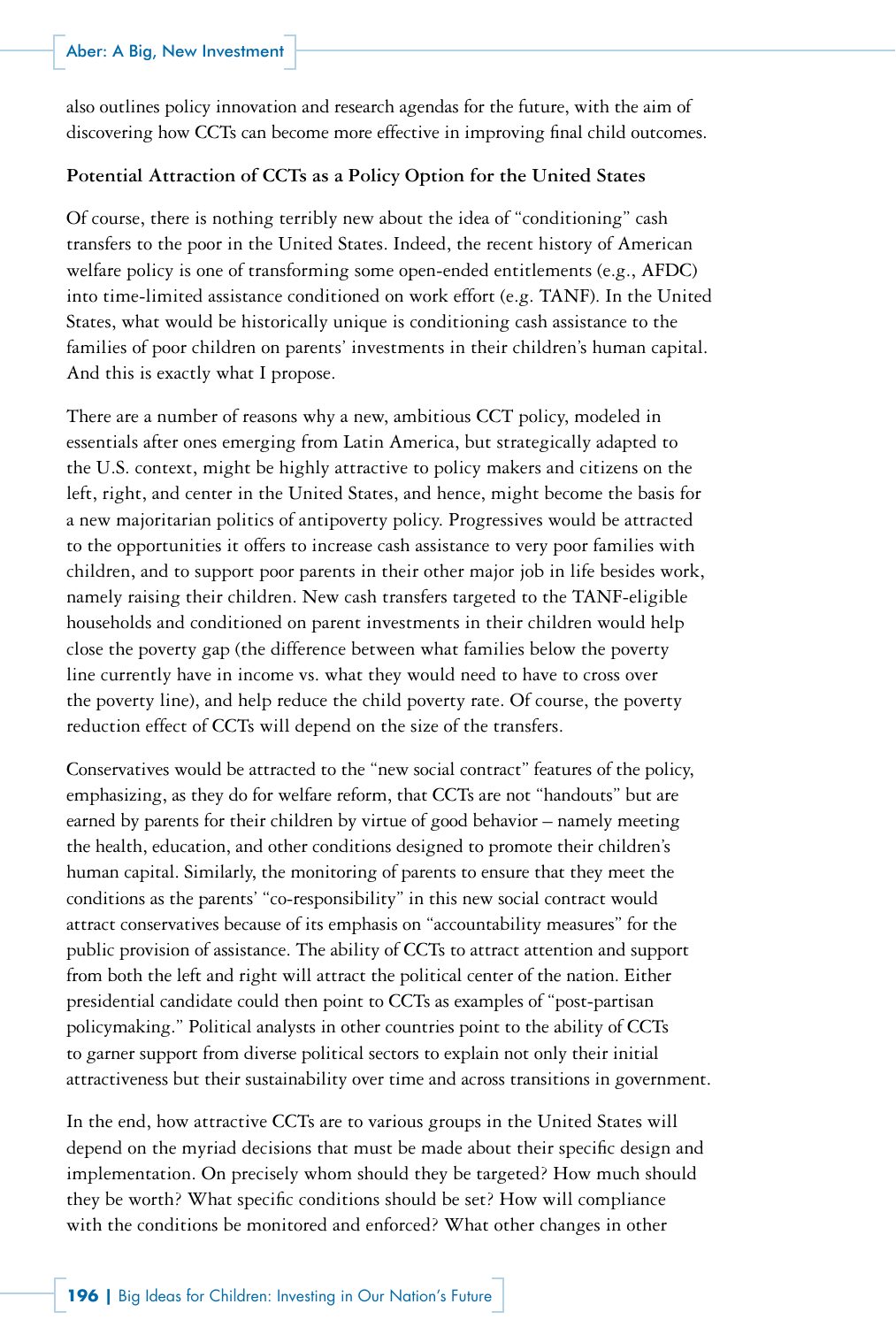also outlines policy innovation and research agendas for the future, with the aim of discovering how CCTs can become more effective in improving final child outcomes.

**Potential Attraction of CCTs as a Policy Option for the United States**

Of course, there is nothing terribly new about the idea of "conditioning" cash transfers to the poor in the United States. Indeed, the recent history of American welfare policy is one of transforming some open-ended entitlements (e.g., AFDC) into time-limited assistance conditioned on work effort (e.g. TANF). In the United States, what would be historically unique is conditioning cash assistance to the families of poor children on parents' investments in their children's human capital. And this is exactly what I propose.

There are a number of reasons why a new, ambitious CCT policy, modeled in essentials after ones emerging from Latin America, but strategically adapted to the U.S. context, might be highly attractive to policy makers and citizens on the left, right, and center in the United States, and hence, might become the basis for a new majoritarian politics of antipoverty policy. Progressives would be attracted to the opportunities it offers to increase cash assistance to very poor families with children, and to support poor parents in their other major job in life besides work, namely raising their children. New cash transfers targeted to the TANF-eligible households and conditioned on parent investments in their children would help close the poverty gap (the difference between what families below the poverty line currently have in income vs. what they would need to have to cross over the poverty line), and help reduce the child poverty rate. Of course, the poverty reduction effect of CCTs will depend on the size of the transfers.

Conservatives would be attracted to the "new social contract" features of the policy, emphasizing, as they do for welfare reform, that CCTs are not "handouts" but are earned by parents for their children by virtue of good behavior – namely meeting the health, education, and other conditions designed to promote their children's human capital. Similarly, the monitoring of parents to ensure that they meet the conditions as the parents' "co-responsibility" in this new social contract would attract conservatives because of its emphasis on "accountability measures" for the public provision of assistance. The ability of CCTs to attract attention and support from both the left and right will attract the political center of the nation. Either presidential candidate could then point to CCTs as examples of "post-partisan policymaking." Political analysts in other countries point to the ability of CCTs to garner support from diverse political sectors to explain not only their initial attractiveness but their sustainability over time and across transitions in government.

In the end, how attractive CCTs are to various groups in the United States will depend on the myriad decisions that must be made about their specific design and implementation. On precisely whom should they be targeted? How much should they be worth? What specific conditions should be set? How will compliance with the conditions be monitored and enforced? What other changes in other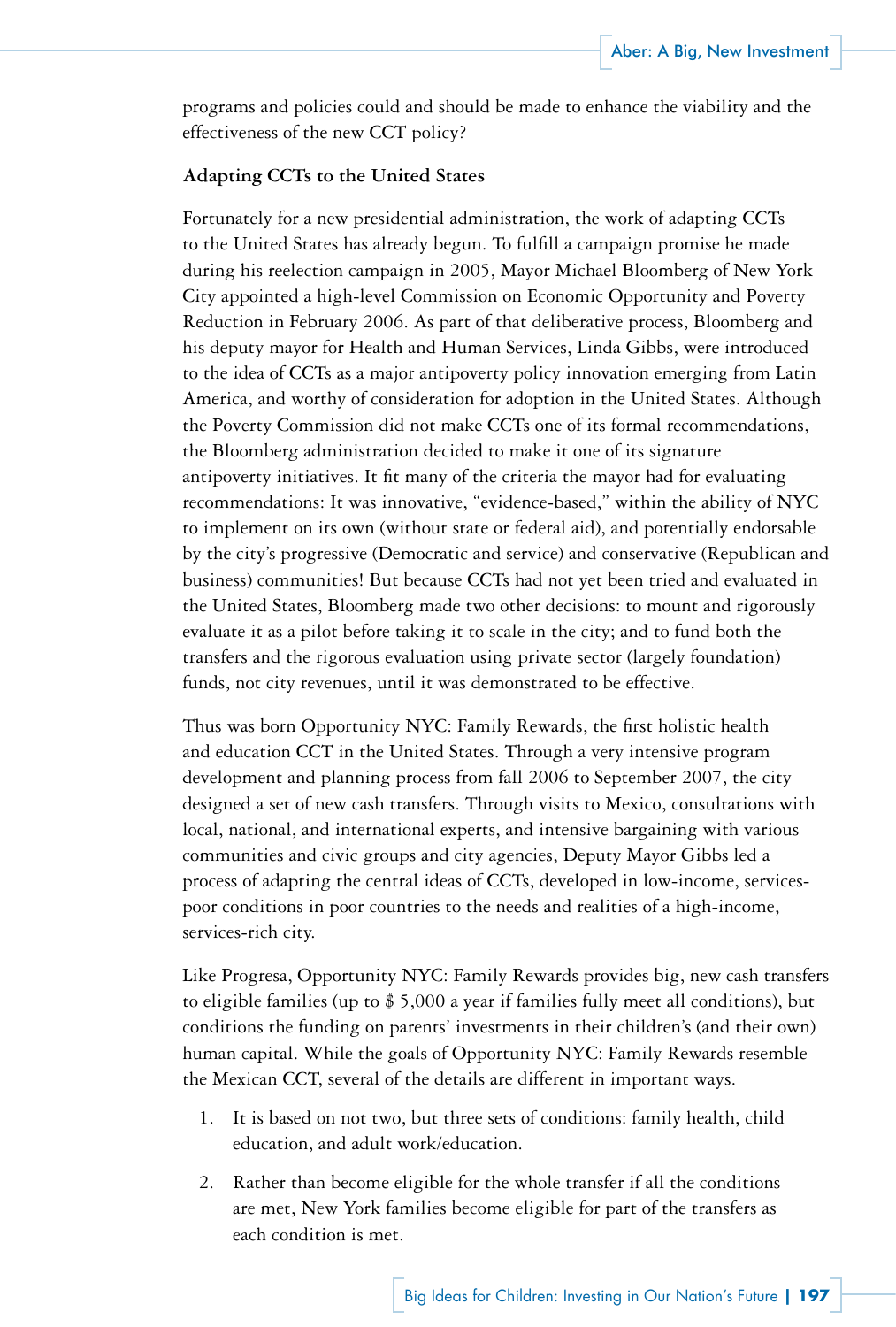programs and policies could and should be made to enhance the viability and the effectiveness of the new CCT policy?

### Adapting CCTs to the United States

Fortunately for a new presidential administration, the work of adapting CCTs to the United States has already begun. To fulfill a campaign promise he made during his reelection campaign in 2005, Mayor Michael Bloomberg of New York City appointed a high-level Commission on Economic Opportunity and Poverty Reduction in February 2006. As part of that deliberative process, Bloomberg and his deputy mayor for Health and Human Services, Linda Gibbs, were introduced to the idea of CCTs as a major antipoverty policy innovation emerging from Latin America, and worthy of consideration for adoption in the United States. Although the Poverty Commission did not make CCTs one of its formal recommendations, the Bloomberg administration decided to make it one of its signature antipoverty initiatives. It fit many of the criteria the mayor had for evaluating recommendations: It was innovative, "evidence-based," within the ability of NYC to implement on its own (without state or federal aid), and potentially endorsable by the city's progressive (Democratic and service) and conservative (Republican and business) communities! But because CCTs had not yet been tried and evaluated in the United States, Bloomberg made two other decisions: to mount and rigorously evaluate it as a pilot before taking it to scale in the city; and to fund both the transfers and the rigorous evaluation using private sector (largely foundation) funds, not city revenues, until it was demonstrated to be effective.

Thus was born Opportunity NYC: Family Rewards, the first holistic health and education CCT in the United States. Through a very intensive program development and planning process from fall 2006 to September 2007, the city designed a set of new cash transfers. Through visits to Mexico, consultations with local, national, and international experts, and intensive bargaining with various communities and civic groups and city agencies, Deputy Mayor Gibbs led a process of adapting the central ideas of CCTs, developed in low-income, services-poor conditions in poor countries to the needs and realities of a high-income, services-rich city.

Like Progresa, Opportunity NYC: Family Rewards provides big, new cash transfers to eligible families (up to $ 5,000 a year if families fully meet all conditions), but conditions the funding on parents' investments in their children's (and their own) human capital. While the goals of Opportunity NYC: Family Rewards resemble the Mexican CCT, several of the details are different in important ways.

1. It is based on not two, but three sets of conditions: family health, child education, and adult work/education.
2. Rather than become eligible for the whole transfer if all the conditions are met, New York families become eligible for part of the transfers as each condition is met.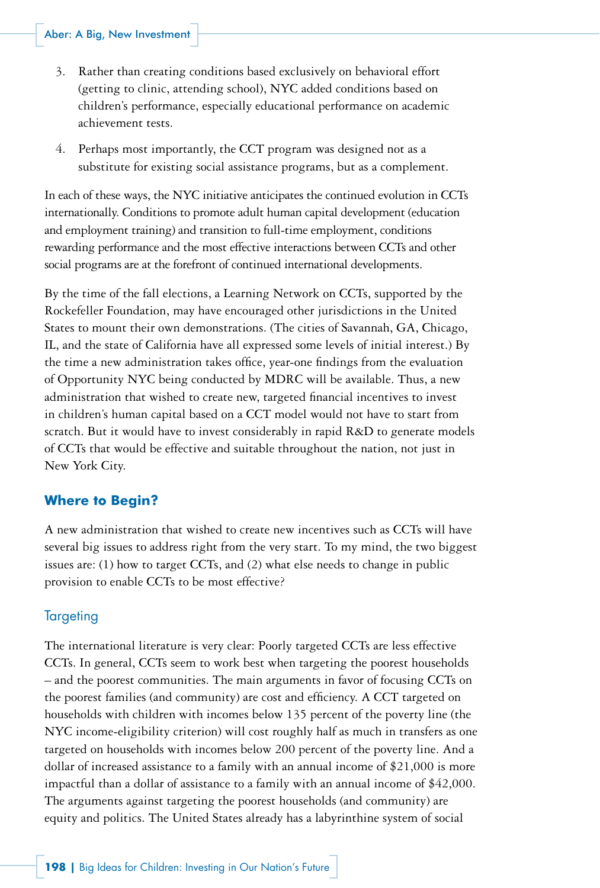3. Rather than creating conditions based exclusively on behavioral effort (getting to clinic, attending school), NYC added conditions based on children's performance, especially educational performance on academic achievement tests.

4. Perhaps most importantly, the CCT program was designed not as a substitute for existing social assistance programs, but as a complement.

In each of these ways, the NYC initiative anticipates the continued evolution in CCTs internationally. Conditions to promote adult human capital development (education and employment training) and transition to full-time employment, conditions rewarding performance and the most effective interactions between CCTs and other social programs are at the forefront of continued international developments.

By the time of the fall elections, a Learning Network on CCTs, supported by the Rockefeller Foundation, may have encouraged other jurisdictions in the United States to mount their own demonstrations. (The cities of Savannah, GA, Chicago, IL, and the state of California have all expressed some levels of initial interest.) By the time a new administration takes office, year-one findings from the evaluation of Opportunity NYC being conducted by MDRC will be available. Thus, a new administration that wished to create new, targeted financial incentives to invest in children's human capital based on a CCT model would not have to start from scratch. But it would have to invest considerably in rapid R&D to generate models of CCTs that would be effective and suitable throughout the nation, not just in New York City.

## Where to Begin?

A new administration that wished to create new incentives such as CCTs will have several big issues to address right from the very start. To my mind, the two biggest issues are: (1) how to target CCTs, and (2) what else needs to change in public provision to enable CCTs to be most effective?

### Targeting

The international literature is very clear: Poorly targeted CCTs are less effective CCTs. In general, CCTs seem to work best when targeting the poorest households – and the poorest communities. The main arguments in favor of focusing CCTs on the poorest families (and community) are cost and efficiency. A CCT targeted on households with children with incomes below 135 percent of the poverty line (the NYC income-eligibility criterion) will cost roughly half as much in transfers as one targeted on households with incomes below 200 percent of the poverty line. And a dollar of increased assistance to a family with an annual income of $21,000 is more impactful than a dollar of assistance to a family with an annual income of $42,000. The arguments against targeting the poorest households (and community) are equity and politics. The United States already has a labyrinthine system of social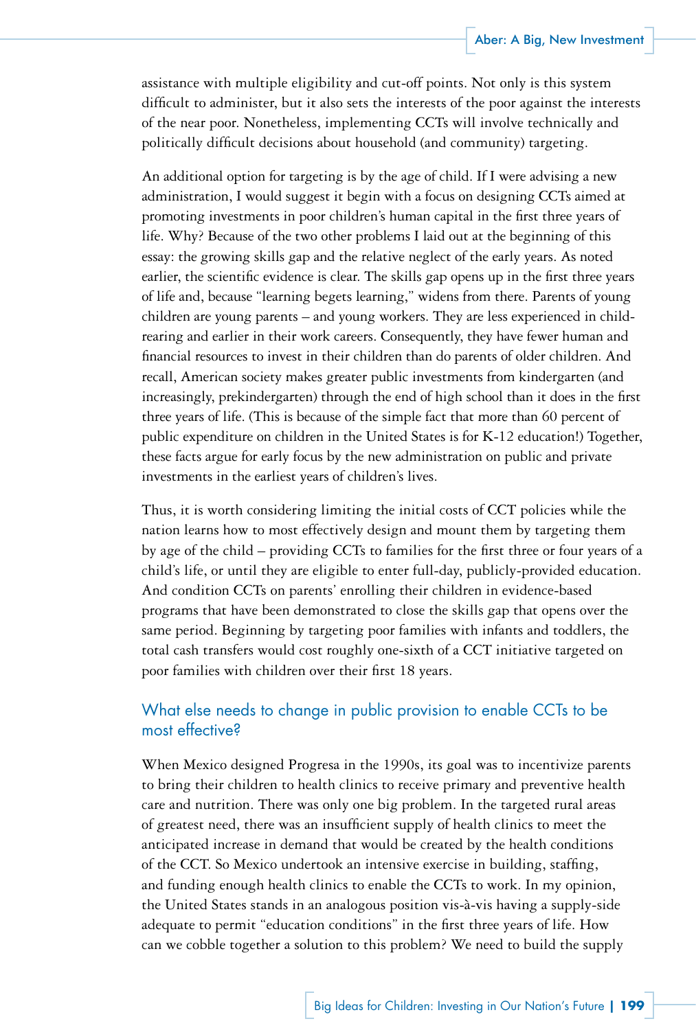assistance with multiple eligibility and cut-off points. Not only is this system difficult to administer, but it also sets the interests of the poor against the interests of the near poor. Nonetheless, implementing CCTs will involve technically and politically difficult decisions about household (and community) targeting.

An additional option for targeting is by the age of child. If I were advising a new administration, I would suggest it begin with a focus on designing CCTs aimed at promoting investments in poor children's human capital in the first three years of life. Why? Because of the two other problems I laid out at the beginning of this essay: the growing skills gap and the relative neglect of the early years. As noted earlier, the scientific evidence is clear. The skills gap opens up in the first three years of life and, because "learning begets learning," widens from there. Parents of young children are young parents – and young workers. They are less experienced in child-rearing and earlier in their work careers. Consequently, they have fewer human and financial resources to invest in their children than do parents of older children. And recall, American society makes greater public investments from kindergarten (and increasingly, prekindergarten) through the end of high school than it does in the first three years of life. (This is because of the simple fact that more than 60 percent of public expenditure on children in the United States is for K-12 education!) Together, these facts argue for early focus by the new administration on public and private investments in the earliest years of children's lives.

Thus, it is worth considering limiting the initial costs of CCT policies while the nation learns how to most effectively design and mount them by targeting them by age of the child – providing CCTs to families for the first three or four years of a child's life, or until they are eligible to enter full-day, publicly-provided education. And condition CCTs on parents' enrolling their children in evidence-based programs that have been demonstrated to close the skills gap that opens over the same period. Beginning by targeting poor families with infants and toddlers, the total cash transfers would cost roughly one-sixth of a CCT initiative targeted on poor families with children over their first 18 years.

## What else needs to change in public provision to enable CCTs to be most effective?

When Mexico designed Progresa in the 1990s, its goal was to incentivize parents to bring their children to health clinics to receive primary and preventive health care and nutrition. There was only one big problem. In the targeted rural areas of greatest need, there was an insufficient supply of health clinics to meet the anticipated increase in demand that would be created by the health conditions of the CCT. So Mexico undertook an intensive exercise in building, staffing, and funding enough health clinics to enable the CCTs to work. In my opinion, the United States stands in an analogous position vis-à-vis having a supply-side adequate to permit "education conditions" in the first three years of life. How can we cobble together a solution to this problem? We need to build the supply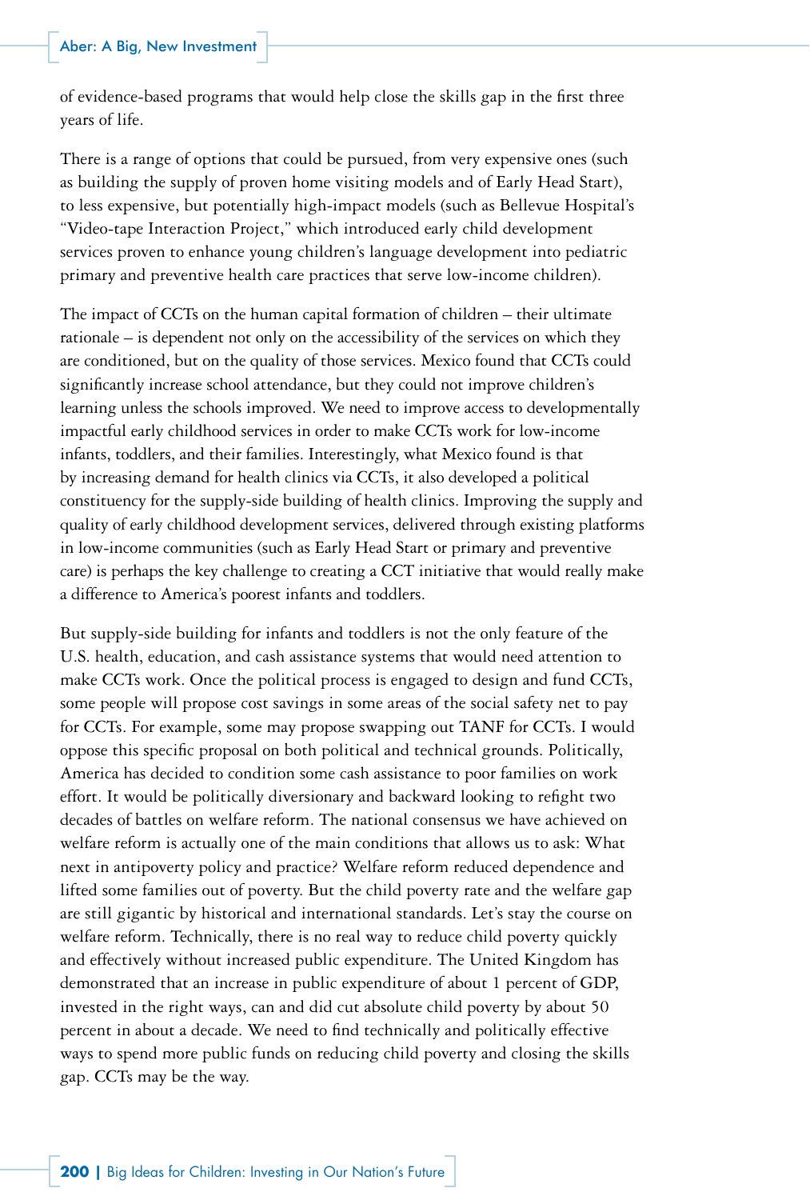of evidence-based programs that would help close the skills gap in the first three years of life.

There is a range of options that could be pursued, from very expensive ones (such as building the supply of proven home visiting models and of Early Head Start), to less expensive, but potentially high-impact models (such as Bellevue Hospital's "Video-tape Interaction Project," which introduced early child development services proven to enhance young children's language development into pediatric primary and preventive health care practices that serve low-income children).

The impact of CCTs on the human capital formation of children – their ultimate rationale – is dependent not only on the accessibility of the services on which they are conditioned, but on the quality of those services. Mexico found that CCTs could significantly increase school attendance, but they could not improve children's learning unless the schools improved. We need to improve access to developmentally impactful early childhood services in order to make CCTs work for low-income infants, toddlers, and their families. Interestingly, what Mexico found is that by increasing demand for health clinics via CCTs, it also developed a political constituency for the supply-side building of health clinics. Improving the supply and quality of early childhood development services, delivered through existing platforms in low-income communities (such as Early Head Start or primary and preventive care) is perhaps the key challenge to creating a CCT initiative that would really make a difference to America's poorest infants and toddlers.

But supply-side building for infants and toddlers is not the only feature of the U.S. health, education, and cash assistance systems that would need attention to make CCTs work. Once the political process is engaged to design and fund CCTs, some people will propose cost savings in some areas of the social safety net to pay for CCTs. For example, some may propose swapping out TANF for CCTs. I would oppose this specific proposal on both political and technical grounds. Politically, America has decided to condition some cash assistance to poor families on work effort. It would be politically diversionary and backward looking to refight two decades of battles on welfare reform. The national consensus we have achieved on welfare reform is actually one of the main conditions that allows us to ask: What next in antipoverty policy and practice? Welfare reform reduced dependence and lifted some families out of poverty. But the child poverty rate and the welfare gap are still gigantic by historical and international standards. Let's stay the course on welfare reform. Technically, there is no real way to reduce child poverty quickly and effectively without increased public expenditure. The United Kingdom has demonstrated that an increase in public expenditure of about 1 percent of GDP, invested in the right ways, can and did cut absolute child poverty by about 50 percent in about a decade. We need to find technically and politically effective ways to spend more public funds on reducing child poverty and closing the skills gap. CCTs may be the way.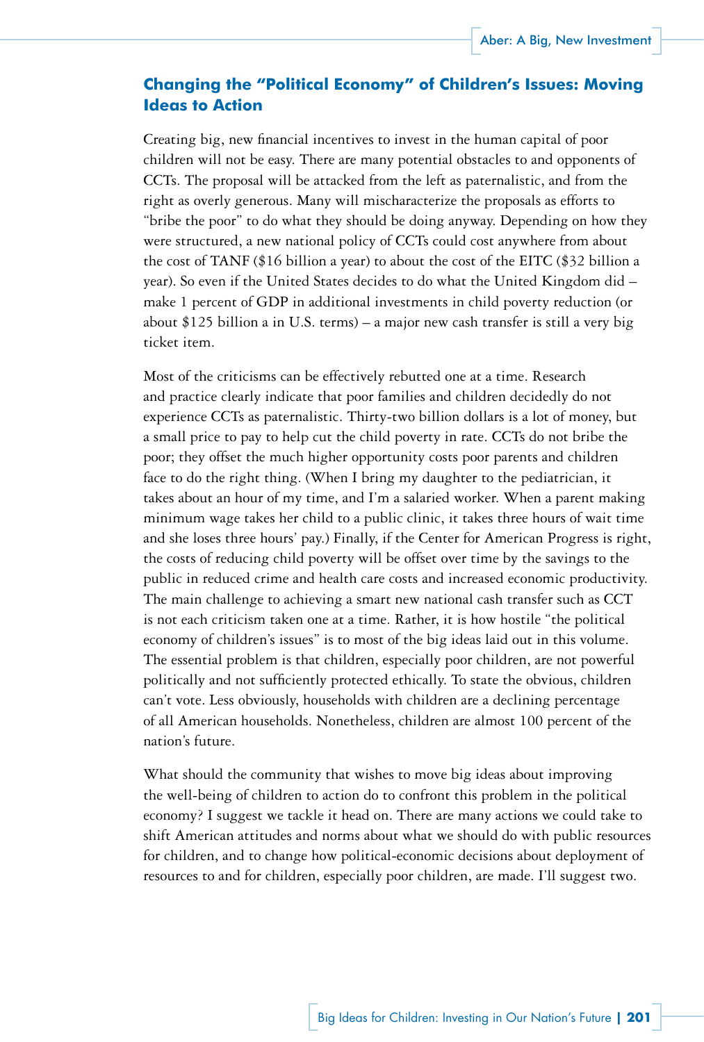## Changing the "Political Economy" of Children's Issues: Moving Ideas to Action

Creating big, new financial incentives to invest in the human capital of poor children will not be easy. There are many potential obstacles to and opponents of CCTs. The proposal will be attacked from the left as paternalistic, and from the right as overly generous. Many will mischaracterize the proposals as efforts to "bribe the poor" to do what they should be doing anyway. Depending on how they were structured, a new national policy of CCTs could cost anywhere from about the cost of TANF ($16 billion a year) to about the cost of the EITC ($32 billion a year). So even if the United States decides to do what the United Kingdom did – make 1 percent of GDP in additional investments in child poverty reduction (or about $125 billion a in U.S. terms) – a major new cash transfer is still a very big ticket item.

Most of the criticisms can be effectively rebutted one at a time. Research and practice clearly indicate that poor families and children decidedly do not experience CCTs as paternalistic. Thirty-two billion dollars is a lot of money, but a small price to pay to help cut the child poverty in rate. CCTs do not bribe the poor; they offset the much higher opportunity costs poor parents and children face to do the right thing. (When I bring my daughter to the pediatrician, it takes about an hour of my time, and I'm a salaried worker. When a parent making minimum wage takes her child to a public clinic, it takes three hours of wait time and she loses three hours' pay.) Finally, if the Center for American Progress is right, the costs of reducing child poverty will be offset over time by the savings to the public in reduced crime and health care costs and increased economic productivity. The main challenge to achieving a smart new national cash transfer such as CCT is not each criticism taken one at a time. Rather, it is how hostile "the political economy of children's issues" is to most of the big ideas laid out in this volume. The essential problem is that children, especially poor children, are not powerful politically and not sufficiently protected ethically. To state the obvious, children can't vote. Less obviously, households with children are a declining percentage of all American households. Nonetheless, children are almost 100 percent of the nation's future.

What should the community that wishes to move big ideas about improving the well-being of children to action do to confront this problem in the political economy? I suggest we tackle it head on. There are many actions we could take to shift American attitudes and norms about what we should do with public resources for children, and to change how political-economic decisions about deployment of resources to and for children, especially poor children, are made. I'll suggest two.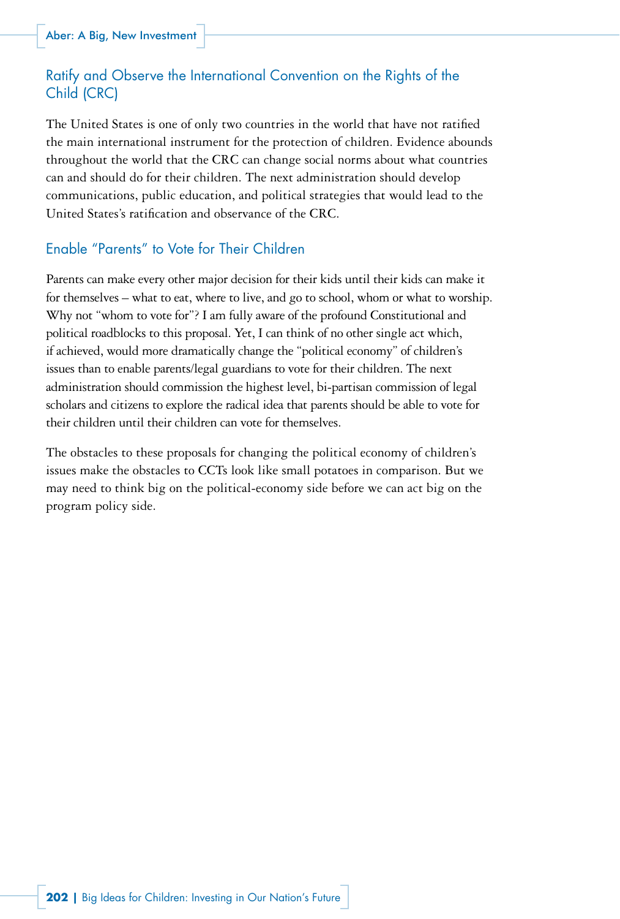## Ratify and Observe the International Convention on the Rights of the Child (CRC)

The United States is one of only two countries in the world that have not ratified the main international instrument for the protection of children. Evidence abounds throughout the world that the CRC can change social norms about what countries can and should do for their children. The next administration should develop communications, public education, and political strategies that would lead to the United States's ratification and observance of the CRC.

## Enable "Parents" to Vote for Their Children

Parents can make every other major decision for their kids until their kids can make it for themselves – what to eat, where to live, and go to school, whom or what to worship. Why not "whom to vote for"? I am fully aware of the profound Constitutional and political roadblocks to this proposal. Yet, I can think of no other single act which, if achieved, would more dramatically change the "political economy" of children's issues than to enable parents/legal guardians to vote for their children. The next administration should commission the highest level, bi-partisan commission of legal scholars and citizens to explore the radical idea that parents should be able to vote for their children until their children can vote for themselves.

The obstacles to these proposals for changing the political economy of children's issues make the obstacles to CCTs look like small potatoes in comparison. But we may need to think big on the political-economy side before we can act big on the program policy side.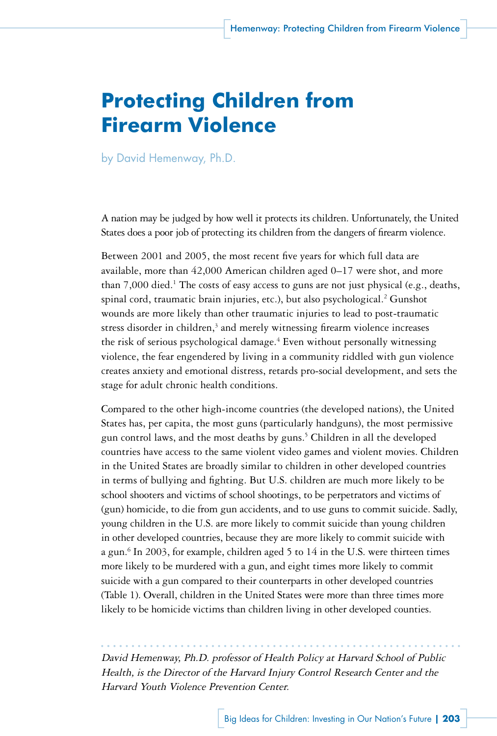# Protecting Children from Firearm Violence

by David Hemenway, Ph.D.

A nation may be judged by how well it protects its children. Unfortunately, the United States does a poor job of protecting its children from the dangers of firearm violence.

Between 2001 and 2005, the most recent five years for which full data are available, more than 42,000 American children aged 0–17 were shot, and more than 7,000 died.[1] The costs of easy access to guns are not just physical (e.g., deaths, spinal cord, traumatic brain injuries, etc.), but also psychological.[2] Gunshot wounds are more likely than other traumatic injuries to lead to post-traumatic stress disorder in children,[3] and merely witnessing firearm violence increases the risk of serious psychological damage.[4] Even without personally witnessing violence, the fear engendered by living in a community riddled with gun violence creates anxiety and emotional distress, retards pro-social development, and sets the stage for adult chronic health conditions.

Compared to the other high-income countries (the developed nations), the United States has, per capita, the most guns (particularly handguns), the most permissive gun control laws, and the most deaths by guns.[5] Children in all the developed countries have access to the same violent video games and violent movies. Children in the United States are broadly similar to children in other developed countries in terms of bullying and fighting. But U.S. children are much more likely to be school shooters and victims of school shootings, to be perpetrators and victims of (gun) homicide, to die from gun accidents, and to use guns to commit suicide. Sadly, young children in the U.S. are more likely to commit suicide than young children in other developed countries, because they are more likely to commit suicide with a gun.[6] In 2003, for example, children aged 5 to 14 in the U.S. were thirteen times more likely to be murdered with a gun, and eight times more likely to commit suicide with a gun compared to their counterparts in other developed countries (Table 1). Overall, children in the United States were more than three times more likely to be homicide victims than children living in other developed counties.

*David Hemenway, Ph.D. professor of Health Policy at Harvard School of Public Health, is the Director of the Harvard Injury Control Research Center and the Harvard Youth Violence Prevention Center.*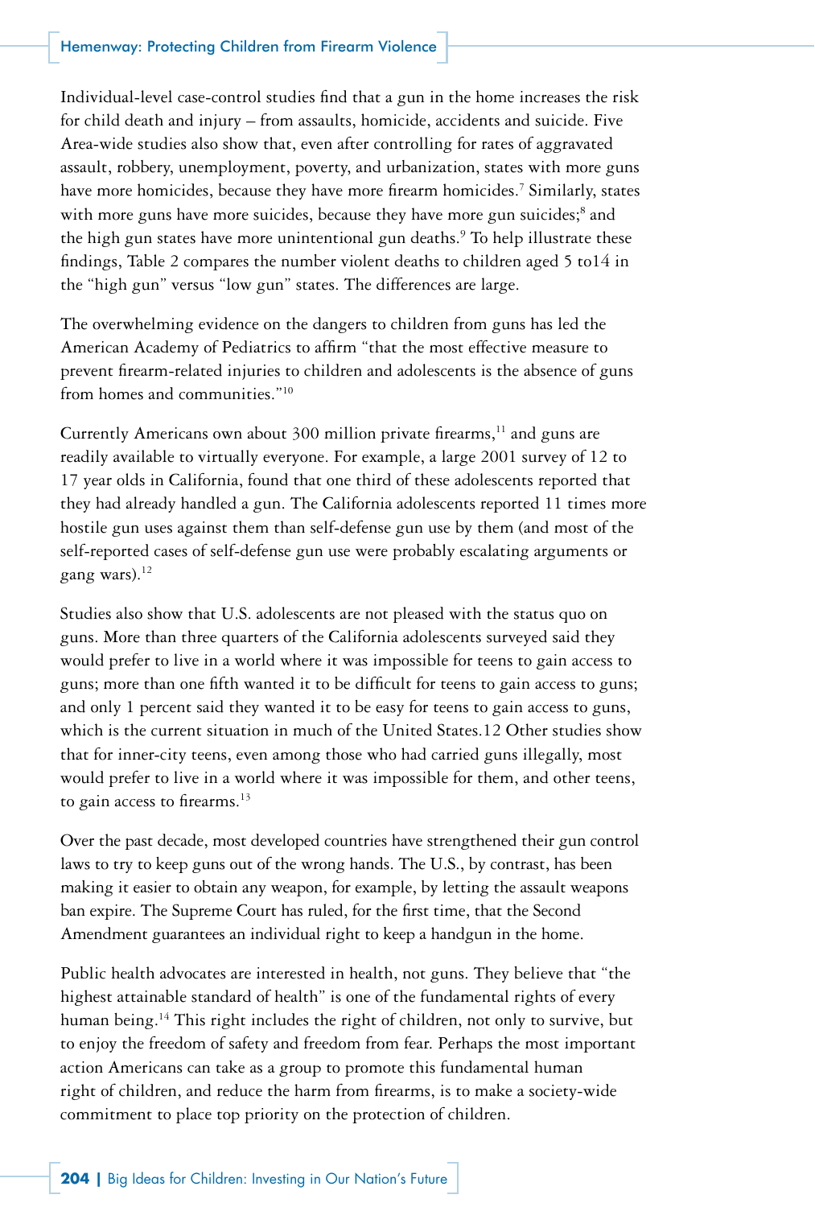Individual-level case-control studies find that a gun in the home increases the risk for child death and injury – from assaults, homicide, accidents and suicide. Five Area-wide studies also show that, even after controlling for rates of aggravated assault, robbery, unemployment, poverty, and urbanization, states with more guns have more homicides, because they have more firearm homicides.[7] Similarly, states with more guns have more suicides, because they have more gun suicides;[8] and the high gun states have more unintentional gun deaths.[9] To help illustrate these findings, Table 2 compares the number violent deaths to children aged 5 to14 in the "high gun" versus "low gun" states. The differences are large.

The overwhelming evidence on the dangers to children from guns has led the American Academy of Pediatrics to affirm "that the most effective measure to prevent firearm-related injuries to children and adolescents is the absence of guns from homes and communities."[10]

Currently Americans own about 300 million private firearms,[11] and guns are readily available to virtually everyone. For example, a large 2001 survey of 12 to 17 year olds in California, found that one third of these adolescents reported that they had already handled a gun. The California adolescents reported 11 times more hostile gun uses against them than self-defense gun use by them (and most of the self-reported cases of self-defense gun use were probably escalating arguments or gang wars).[12]

Studies also show that U.S. adolescents are not pleased with the status quo on guns. More than three quarters of the California adolescents surveyed said they would prefer to live in a world where it was impossible for teens to gain access to guns; more than one fifth wanted it to be difficult for teens to gain access to guns; and only 1 percent said they wanted it to be easy for teens to gain access to guns, which is the current situation in much of the United States.12 Other studies show that for inner-city teens, even among those who had carried guns illegally, most would prefer to live in a world where it was impossible for them, and other teens, to gain access to firearms.[13]

Over the past decade, most developed countries have strengthened their gun control laws to try to keep guns out of the wrong hands. The U.S., by contrast, has been making it easier to obtain any weapon, for example, by letting the assault weapons ban expire. The Supreme Court has ruled, for the first time, that the Second Amendment guarantees an individual right to keep a handgun in the home.

Public health advocates are interested in health, not guns. They believe that "the highest attainable standard of health" is one of the fundamental rights of every human being.[14] This right includes the right of children, not only to survive, but to enjoy the freedom of safety and freedom from fear. Perhaps the most important action Americans can take as a group to promote this fundamental human right of children, and reduce the harm from firearms, is to make a society-wide commitment to place top priority on the protection of children.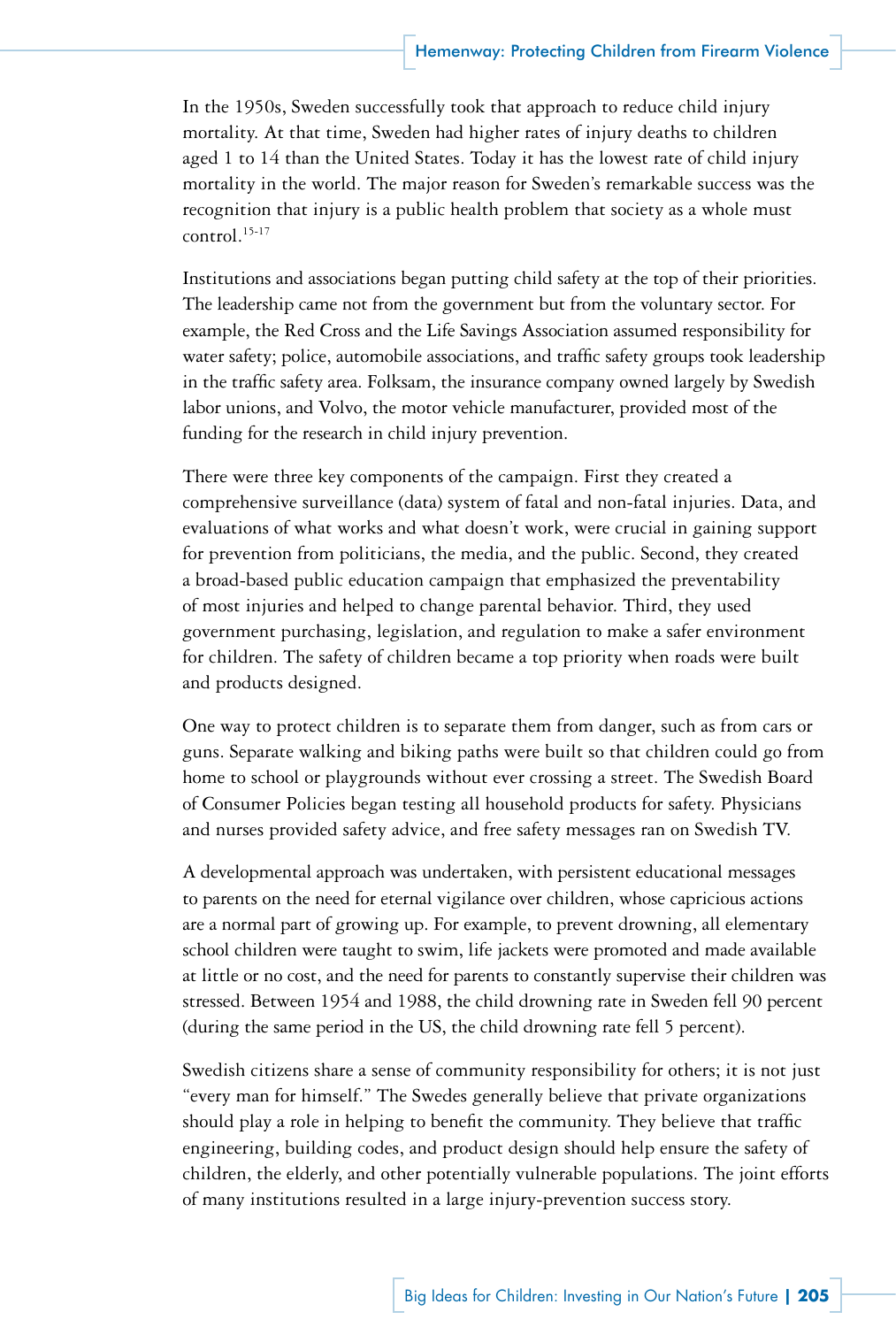In the 1950s, Sweden successfully took that approach to reduce child injury mortality. At that time, Sweden had higher rates of injury deaths to children aged 1 to 14 than the United States. Today it has the lowest rate of child injury mortality in the world. The major reason for Sweden's remarkable success was the recognition that injury is a public health problem that society as a whole must control.[15-17]

Institutions and associations began putting child safety at the top of their priorities. The leadership came not from the government but from the voluntary sector. For example, the Red Cross and the Life Savings Association assumed responsibility for water safety; police, automobile associations, and traffic safety groups took leadership in the traffic safety area. Folksam, the insurance company owned largely by Swedish labor unions, and Volvo, the motor vehicle manufacturer, provided most of the funding for the research in child injury prevention.

There were three key components of the campaign. First they created a comprehensive surveillance (data) system of fatal and non-fatal injuries. Data, and evaluations of what works and what doesn't work, were crucial in gaining support for prevention from politicians, the media, and the public. Second, they created a broad-based public education campaign that emphasized the preventability of most injuries and helped to change parental behavior. Third, they used government purchasing, legislation, and regulation to make a safer environment for children. The safety of children became a top priority when roads were built and products designed.

One way to protect children is to separate them from danger, such as from cars or guns. Separate walking and biking paths were built so that children could go from home to school or playgrounds without ever crossing a street. The Swedish Board of Consumer Policies began testing all household products for safety. Physicians and nurses provided safety advice, and free safety messages ran on Swedish TV.

A developmental approach was undertaken, with persistent educational messages to parents on the need for eternal vigilance over children, whose capricious actions are a normal part of growing up. For example, to prevent drowning, all elementary school children were taught to swim, life jackets were promoted and made available at little or no cost, and the need for parents to constantly supervise their children was stressed. Between 1954 and 1988, the child drowning rate in Sweden fell 90 percent (during the same period in the US, the child drowning rate fell 5 percent).

Swedish citizens share a sense of community responsibility for others; it is not just "every man for himself." The Swedes generally believe that private organizations should play a role in helping to benefit the community. They believe that traffic engineering, building codes, and product design should help ensure the safety of children, the elderly, and other potentially vulnerable populations. The joint efforts of many institutions resulted in a large injury-prevention success story.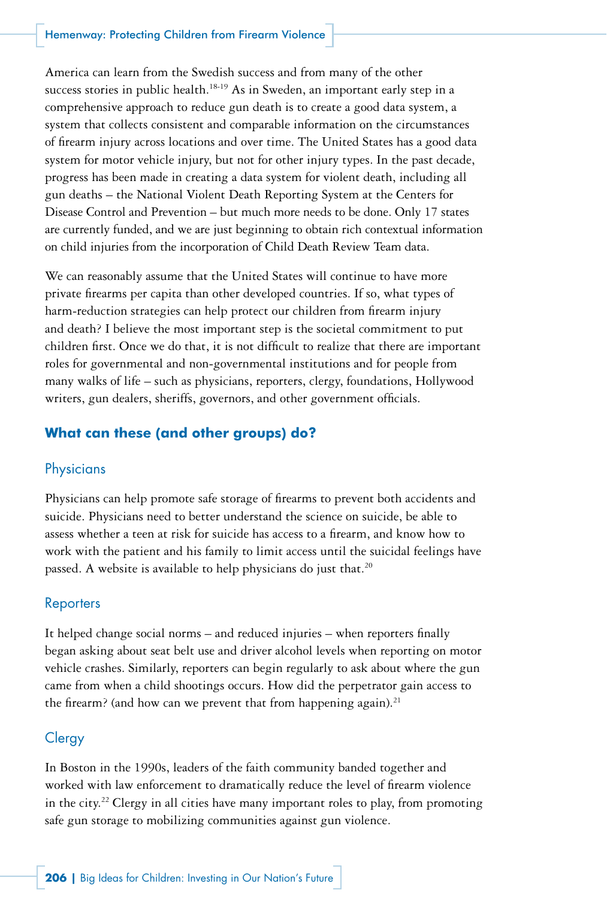America can learn from the Swedish success and from many of the other success stories in public health.[18-19] As in Sweden, an important early step in a comprehensive approach to reduce gun death is to create a good data system, a system that collects consistent and comparable information on the circumstances of firearm injury across locations and over time. The United States has a good data system for motor vehicle injury, but not for other injury types. In the past decade, progress has been made in creating a data system for violent death, including all gun deaths – the National Violent Death Reporting System at the Centers for Disease Control and Prevention – but much more needs to be done. Only 17 states are currently funded, and we are just beginning to obtain rich contextual information on child injuries from the incorporation of Child Death Review Team data.

We can reasonably assume that the United States will continue to have more private firearms per capita than other developed countries. If so, what types of harm-reduction strategies can help protect our children from firearm injury and death? I believe the most important step is the societal commitment to put children first. Once we do that, it is not difficult to realize that there are important roles for governmental and non-governmental institutions and for people from many walks of life – such as physicians, reporters, clergy, foundations, Hollywood writers, gun dealers, sheriffs, governors, and other government officials.

## What can these (and other groups) do?

### Physicians

Physicians can help promote safe storage of firearms to prevent both accidents and suicide. Physicians need to better understand the science on suicide, be able to assess whether a teen at risk for suicide has access to a firearm, and know how to work with the patient and his family to limit access until the suicidal feelings have passed. A website is available to help physicians do just that.[20]

### Reporters

It helped change social norms – and reduced injuries – when reporters finally began asking about seat belt use and driver alcohol levels when reporting on motor vehicle crashes. Similarly, reporters can begin regularly to ask about where the gun came from when a child shootings occurs. How did the perpetrator gain access to the firearm? (and how can we prevent that from happening again).[21]

### Clergy

In Boston in the 1990s, leaders of the faith community banded together and worked with law enforcement to dramatically reduce the level of firearm violence in the city.[22] Clergy in all cities have many important roles to play, from promoting safe gun storage to mobilizing communities against gun violence.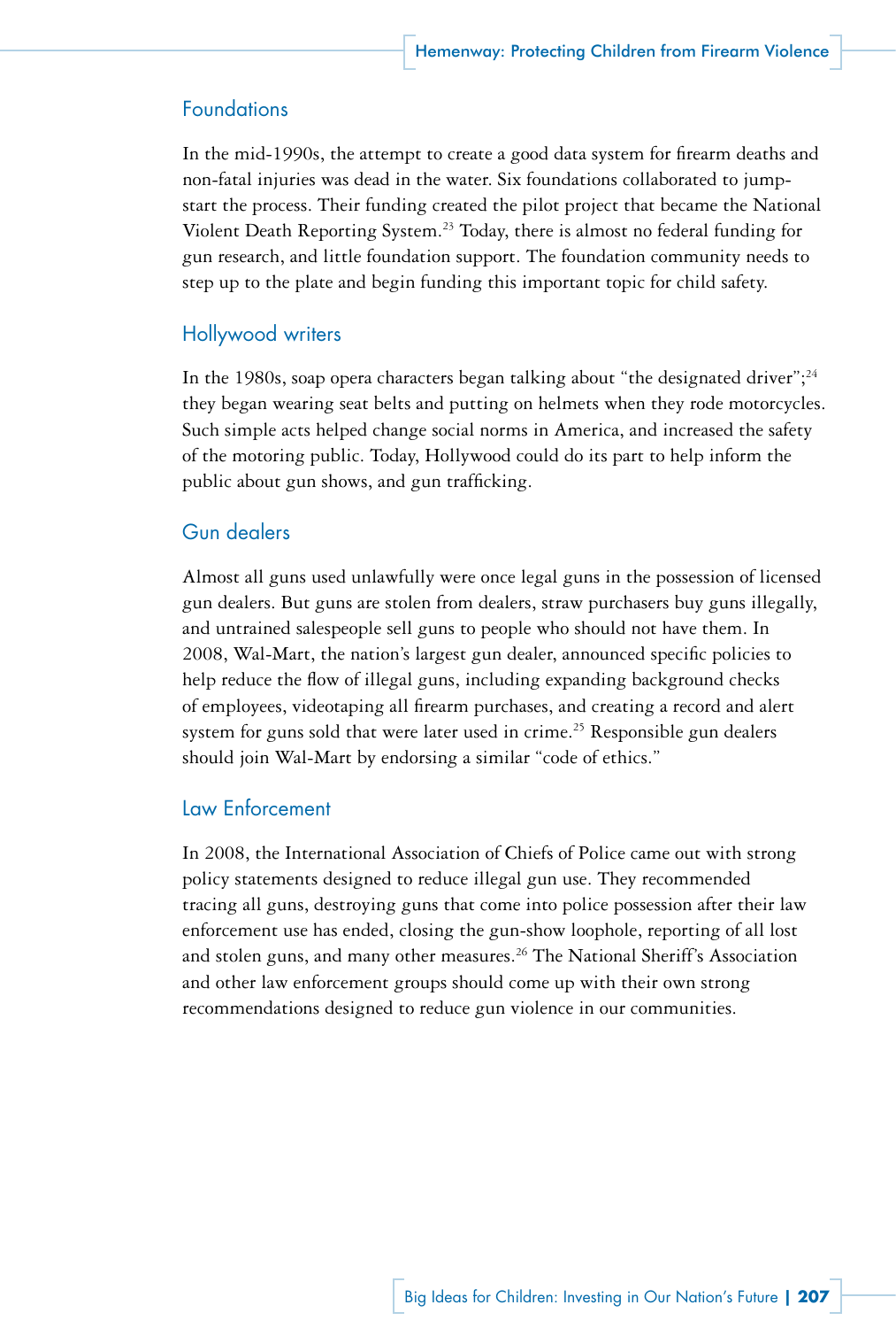## Foundations

In the mid-1990s, the attempt to create a good data system for firearm deaths and non-fatal injuries was dead in the water. Six foundations collaborated to jump-start the process. Their funding created the pilot project that became the National Violent Death Reporting System.[23] Today, there is almost no federal funding for gun research, and little foundation support. The foundation community needs to step up to the plate and begin funding this important topic for child safety.

## Hollywood writers

In the 1980s, soap opera characters began talking about "the designated driver";[24] they began wearing seat belts and putting on helmets when they rode motorcycles. Such simple acts helped change social norms in America, and increased the safety of the motoring public. Today, Hollywood could do its part to help inform the public about gun shows, and gun trafficking.

## Gun dealers

Almost all guns used unlawfully were once legal guns in the possession of licensed gun dealers. But guns are stolen from dealers, straw purchasers buy guns illegally, and untrained salespeople sell guns to people who should not have them. In 2008, Wal-Mart, the nation's largest gun dealer, announced specific policies to help reduce the flow of illegal guns, including expanding background checks of employees, videotaping all firearm purchases, and creating a record and alert system for guns sold that were later used in crime.[25] Responsible gun dealers should join Wal-Mart by endorsing a similar "code of ethics."

## Law Enforcement

In 2008, the International Association of Chiefs of Police came out with strong policy statements designed to reduce illegal gun use. They recommended tracing all guns, destroying guns that come into police possession after their law enforcement use has ended, closing the gun-show loophole, reporting of all lost and stolen guns, and many other measures.[26] The National Sheriff's Association and other law enforcement groups should come up with their own strong recommendations designed to reduce gun violence in our communities.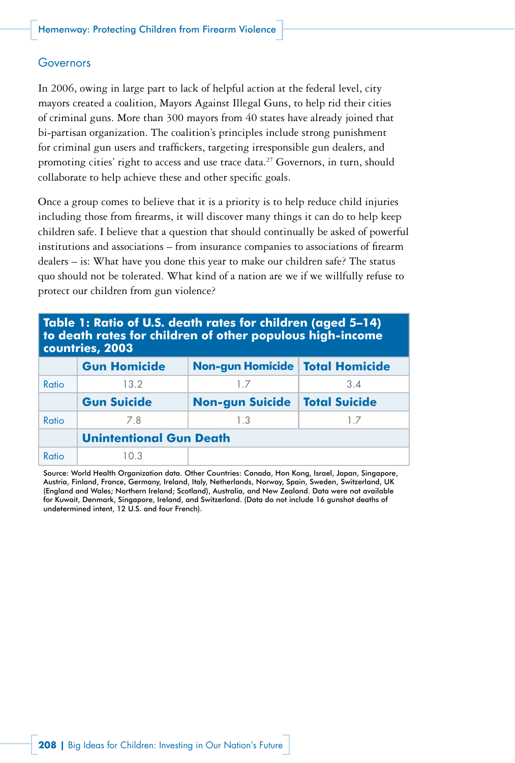## Governors

In 2006, owing in large part to lack of helpful action at the federal level, city mayors created a coalition, Mayors Against Illegal Guns, to help rid their cities of criminal guns. More than 300 mayors from 40 states have already joined that bi-partisan organization. The coalition's principles include strong punishment for criminal gun users and traffickers, targeting irresponsible gun dealers, and promoting cities' right to access and use trace data.[27] Governors, in turn, should collaborate to help achieve these and other specific goals.

Once a group comes to believe that it is a priority is to help reduce child injuries including those from firearms, it will discover many things it can do to help keep children safe. I believe that a question that should continually be asked of powerful institutions and associations – from insurance companies to associations of firearm dealers – is: What have you done this year to make our children safe? The status quo should not be tolerated. What kind of a nation are we if we willfully refuse to protect our children from gun violence?

**Table 1: Ratio of U.S. death rates for children (aged 5–14) to death rates for children of other populous high-income countries, 2003**

| | Gun Homicide | Non-gun Homicide | Total Homicide |
|---|---|---|---|
| Ratio | 13.2 | 1.7 | 3.4 |
| | **Gun Suicide** | **Non-gun Suicide** | **Total Suicide** |
| Ratio | 7.8 | 1.3 | 1.7 |
| | **Unintentional Gun Death** | | |
| Ratio | 10.3 | | |

Source: World Health Organization data. Other Countries: Canada, Hon Kong, Israel, Japan, Singapore, Austria, Finland, France, Germany, Ireland, Italy, Netherlands, Norway, Spain, Sweden, Switzerland, UK (England and Wales; Northern Ireland; Scotland), Australia, and New Zealand. Data were not available for Kuwait, Denmark, Singapore, Ireland, and Switzerland. (Data do not include 16 gunshot deaths of undetermined intent, 12 U.S. and four French).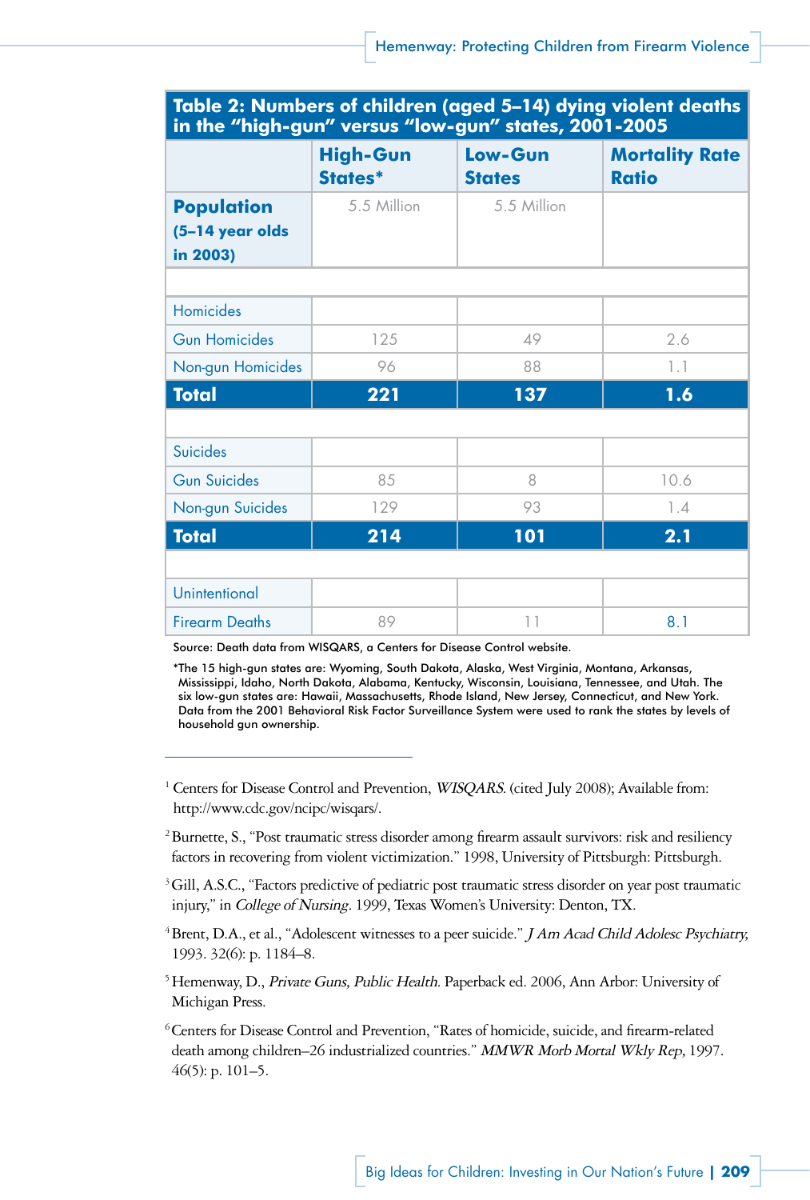**Table 2: Numbers of children (aged 5–14) dying violent deaths in the "high-gun" versus "low-gun" states, 2001-2005**

| | High-Gun States* | Low-Gun States | Mortality Rate Ratio |
|---|---|---|---|
| **Population (5–14 year olds in 2003)** | 5.5 Million | 5.5 Million | |
| | | | |
| Homicides | | | |
| Gun Homicides | 125 | 49 | 2.6 |
| Non-gun Homicides | 96 | 88 | 1.1 |
| **Total** | **221** | **137** | **1.6** |
| | | | |
| Suicides | | | |
| Gun Suicides | 85 | 8 | 10.6 |
| Non-gun Suicides | 129 | 93 | 1.4 |
| **Total** | **214** | **101** | **2.1** |
| | | | |
| Unintentional | | | |
| Firearm Deaths | 89 | 11 | 8.1 |

Source: Death data from WISQARS, a Centers for Disease Control website.

*The 15 high-gun states are: Wyoming, South Dakota, Alaska, West Virginia, Montana, Arkansas, Mississippi, Idaho, North Dakota, Alabama, Kentucky, Wisconsin, Louisiana, Tennessee, and Utah. The six low-gun states are: Hawaii, Massachusetts, Rhode Island, New Jersey, Connecticut, and New York. Data from the 2001 Behavioral Risk Factor Surveillance System were used to rank the states by levels of household gun ownership.

---

[1] Centers for Disease Control and Prevention, *WISQARS*. (cited July 2008); Available from: http://www.cdc.gov/ncipc/wisqars/.

[2] Burnette, S., "Post traumatic stress disorder among firearm assault survivors: risk and resiliency factors in recovering from violent victimization." 1998, University of Pittsburgh: Pittsburgh.

[3] Gill, A.S.C., "Factors predictive of pediatric post traumatic stress disorder on year post traumatic injury," in *College of Nursing*. 1999, Texas Women's University: Denton, TX.

[4] Brent, D.A., et al., "Adolescent witnesses to a peer suicide." *J Am Acad Child Adolesc Psychiatry*, 1993. 32(6): p. 1184–8.

[5] Hemenway, D., *Private Guns, Public Health*. Paperback ed. 2006, Ann Arbor: University of Michigan Press.

[6] Centers for Disease Control and Prevention, "Rates of homicide, suicide, and firearm-related death among children–26 industrialized countries." *MMWR Morb Mortal Wkly Rep*, 1997. 46(5): p. 101–5.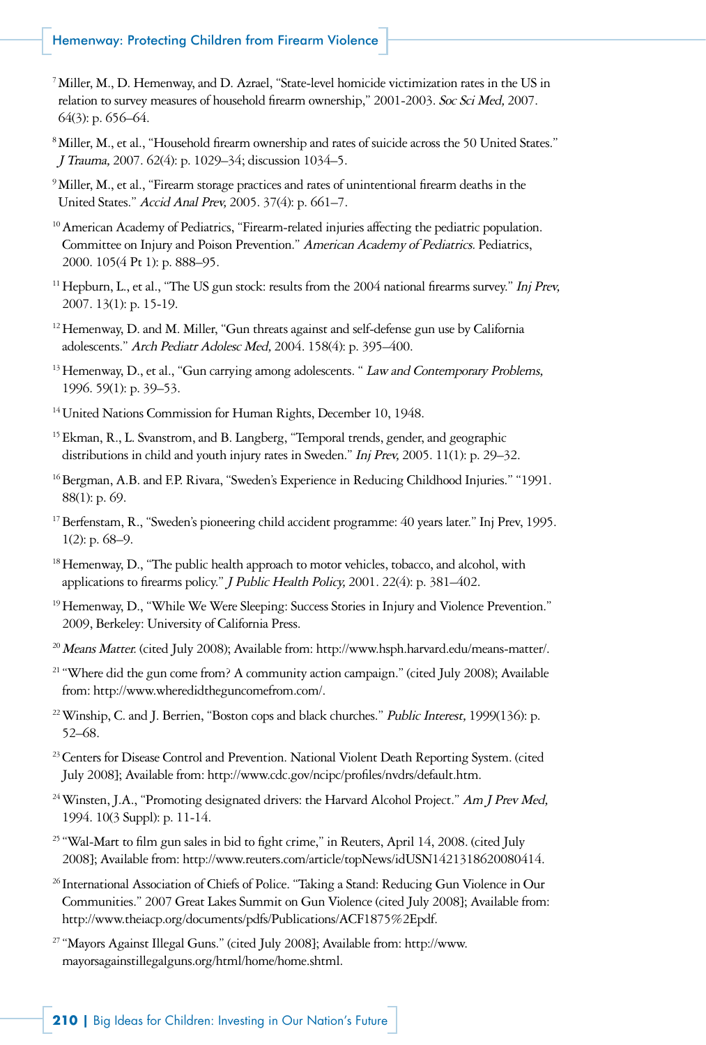[7] Miller, M., D. Hemenway, and D. Azrael, "State-level homicide victimization rates in the US in relation to survey measures of household firearm ownership," 2001-2003. *Soc Sci Med,* 2007. 64(3): p. 656–64.

[8] Miller, M., et al., "Household firearm ownership and rates of suicide across the 50 United States." *J Trauma,* 2007. 62(4): p. 1029–34; discussion 1034–5.

[9] Miller, M., et al., "Firearm storage practices and rates of unintentional firearm deaths in the United States." *Accid Anal Prev,* 2005. 37(4): p. 661–7.

[10] American Academy of Pediatrics, "Firearm-related injuries affecting the pediatric population. Committee on Injury and Poison Prevention." *American Academy of Pediatrics.* Pediatrics, 2000. 105(4 Pt 1): p. 888–95.

[11] Hepburn, L., et al., "The US gun stock: results from the 2004 national firearms survey." *Inj Prev,* 2007. 13(1): p. 15-19.

[12] Hemenway, D. and M. Miller, "Gun threats against and self-defense gun use by California adolescents." *Arch Pediatr Adolesc Med,* 2004. 158(4): p. 395–400.

[13] Hemenway, D., et al., "Gun carrying among adolescents. " *Law and Contemporary Problems,* 1996. 59(1): p. 39–53.

[14] United Nations Commission for Human Rights, December 10, 1948.

[15] Ekman, R., L. Svanstrom, and B. Langberg, "Temporal trends, gender, and geographic distributions in child and youth injury rates in Sweden." *Inj Prev,* 2005. 11(1): p. 29–32.

[16] Bergman, A.B. and F.P. Rivara, "Sweden's Experience in Reducing Childhood Injuries." "1991. 88(1): p. 69.

[17] Berfenstam, R., "Sweden's pioneering child accident programme: 40 years later." Inj Prev, 1995. 1(2): p. 68–9.

[18] Hemenway, D., "The public health approach to motor vehicles, tobacco, and alcohol, with applications to firearms policy." *J Public Health Policy,* 2001. 22(4): p. 381–402.

[19] Hemenway, D., "While We Were Sleeping: Success Stories in Injury and Violence Prevention." 2009, Berkeley: University of California Press.

[20] *Means Matter.* (cited July 2008); Available from: http://www.hsph.harvard.edu/means-matter/.

[21] "Where did the gun come from? A community action campaign." (cited July 2008); Available from: http://www.wheredidtheguncomefrom.com/.

[22] Winship, C. and J. Berrien, "Boston cops and black churches." *Public Interest,* 1999(136): p. 52–68.

[23] Centers for Disease Control and Prevention. National Violent Death Reporting System. (cited July 2008]; Available from: http://www.cdc.gov/ncipc/profiles/nvdrs/default.htm.

[24] Winsten, J.A., "Promoting designated drivers: the Harvard Alcohol Project." *Am J Prev Med,* 1994. 10(3 Suppl): p. 11-14.

[25] "Wal-Mart to film gun sales in bid to fight crime," in Reuters, April 14, 2008. (cited July 2008]; Available from: http://www.reuters.com/article/topNews/idUSN1421318620080414.

[26] International Association of Chiefs of Police. "Taking a Stand: Reducing Gun Violence in Our Communities." 2007 Great Lakes Summit on Gun Violence (cited July 2008]; Available from: http://www.theiacp.org/documents/pdfs/Publications/ACF1875%2Epdf.

[27] "Mayors Against Illegal Guns." (cited July 2008]; Available from: http://www.mayorsagainstillegalguns.org/html/home/home.shtml.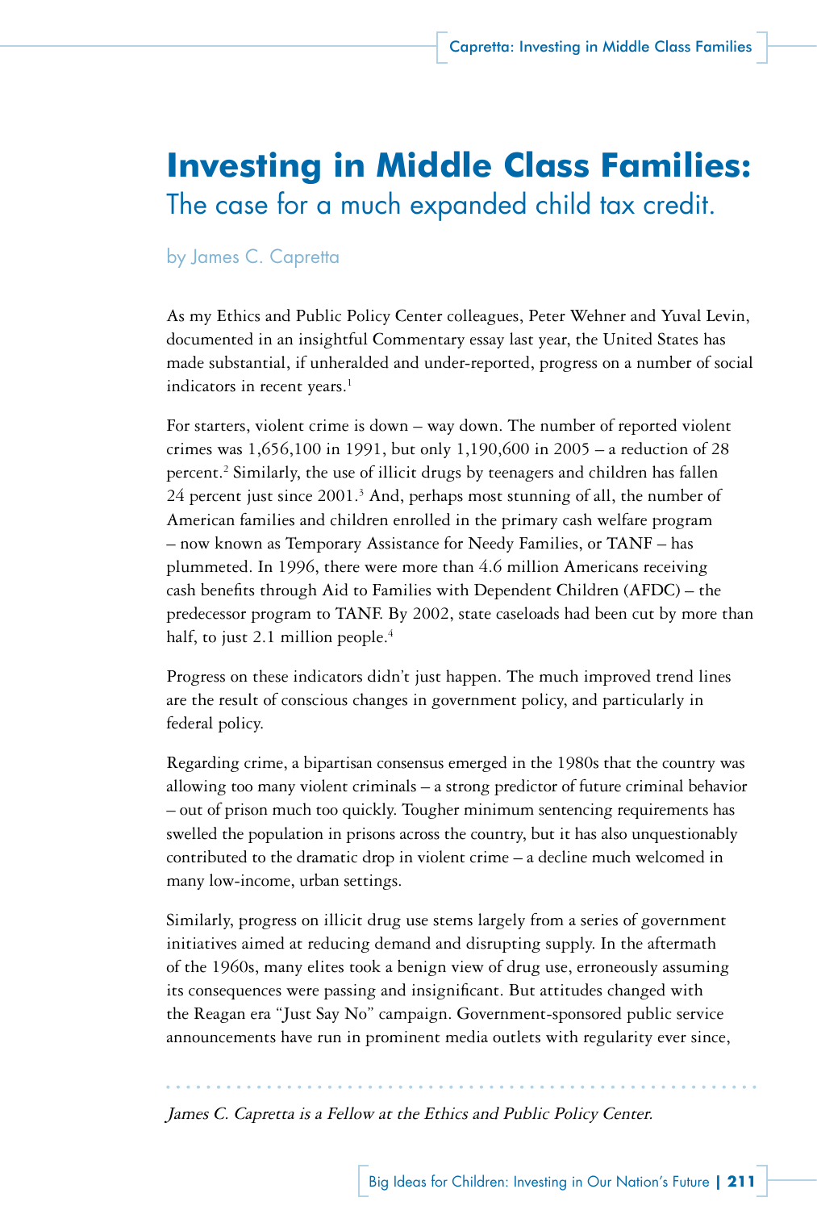# Investing in Middle Class Families:

## The case for a much expanded child tax credit.

by James C. Capretta

As my Ethics and Public Policy Center colleagues, Peter Wehner and Yuval Levin, documented in an insightful Commentary essay last year, the United States has made substantial, if unheralded and under-reported, progress on a number of social indicators in recent years.[1]

For starters, violent crime is down – way down. The number of reported violent crimes was 1,656,100 in 1991, but only 1,190,600 in 2005 – a reduction of 28 percent.[2] Similarly, the use of illicit drugs by teenagers and children has fallen 24 percent just since 2001.[3] And, perhaps most stunning of all, the number of American families and children enrolled in the primary cash welfare program – now known as Temporary Assistance for Needy Families, or TANF – has plummeted. In 1996, there were more than 4.6 million Americans receiving cash benefits through Aid to Families with Dependent Children (AFDC) – the predecessor program to TANF. By 2002, state caseloads had been cut by more than half, to just 2.1 million people.[4]

Progress on these indicators didn't just happen. The much improved trend lines are the result of conscious changes in government policy, and particularly in federal policy.

Regarding crime, a bipartisan consensus emerged in the 1980s that the country was allowing too many violent criminals – a strong predictor of future criminal behavior – out of prison much too quickly. Tougher minimum sentencing requirements has swelled the population in prisons across the country, but it has also unquestionably contributed to the dramatic drop in violent crime – a decline much welcomed in many low-income, urban settings.

Similarly, progress on illicit drug use stems largely from a series of government initiatives aimed at reducing demand and disrupting supply. In the aftermath of the 1960s, many elites took a benign view of drug use, erroneously assuming its consequences were passing and insignificant. But attitudes changed with the Reagan era "Just Say No" campaign. Government-sponsored public service announcements have run in prominent media outlets with regularity ever since,

*James C. Capretta is a Fellow at the Ethics and Public Policy Center.*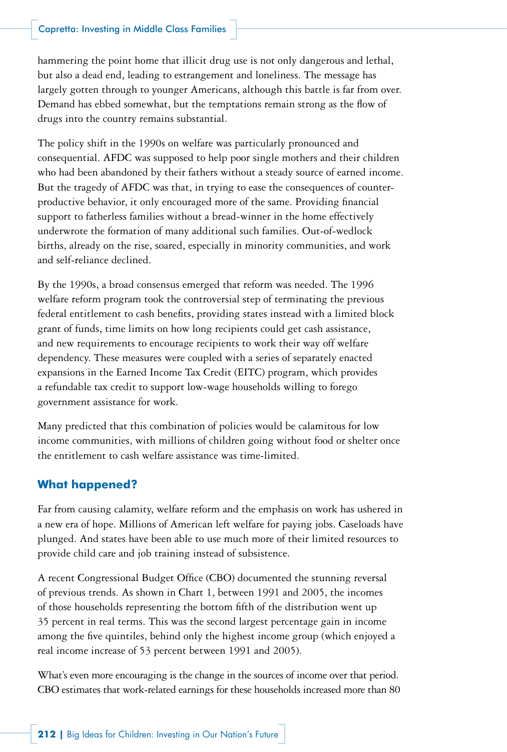hammering the point home that illicit drug use is not only dangerous and lethal, but also a dead end, leading to estrangement and loneliness. The message has largely gotten through to younger Americans, although this battle is far from over. Demand has ebbed somewhat, but the temptations remain strong as the flow of drugs into the country remains substantial.

The policy shift in the 1990s on welfare was particularly pronounced and consequential. AFDC was supposed to help poor single mothers and their children who had been abandoned by their fathers without a steady source of earned income. But the tragedy of AFDC was that, in trying to ease the consequences of counter-productive behavior, it only encouraged more of the same. Providing financial support to fatherless families without a bread-winner in the home effectively underwrote the formation of many additional such families. Out-of-wedlock births, already on the rise, soared, especially in minority communities, and work and self-reliance declined.

By the 1990s, a broad consensus emerged that reform was needed. The 1996 welfare reform program took the controversial step of terminating the previous federal entitlement to cash benefits, providing states instead with a limited block grant of funds, time limits on how long recipients could get cash assistance, and new requirements to encourage recipients to work their way off welfare dependency. These measures were coupled with a series of separately enacted expansions in the Earned Income Tax Credit (EITC) program, which provides a refundable tax credit to support low-wage households willing to forego government assistance for work.

Many predicted that this combination of policies would be calamitous for low income communities, with millions of children going without food or shelter once the entitlement to cash welfare assistance was time-limited.

## What happened?

Far from causing calamity, welfare reform and the emphasis on work has ushered in a new era of hope. Millions of American left welfare for paying jobs. Caseloads have plunged. And states have been able to use much more of their limited resources to provide child care and job training instead of subsistence.

A recent Congressional Budget Office (CBO) documented the stunning reversal of previous trends. As shown in Chart 1, between 1991 and 2005, the incomes of those households representing the bottom fifth of the distribution went up 35 percent in real terms. This was the second largest percentage gain in income among the five quintiles, behind only the highest income group (which enjoyed a real income increase of 53 percent between 1991 and 2005).

What's even more encouraging is the change in the sources of income over that period. CBO estimates that work-related earnings for these households increased more than 80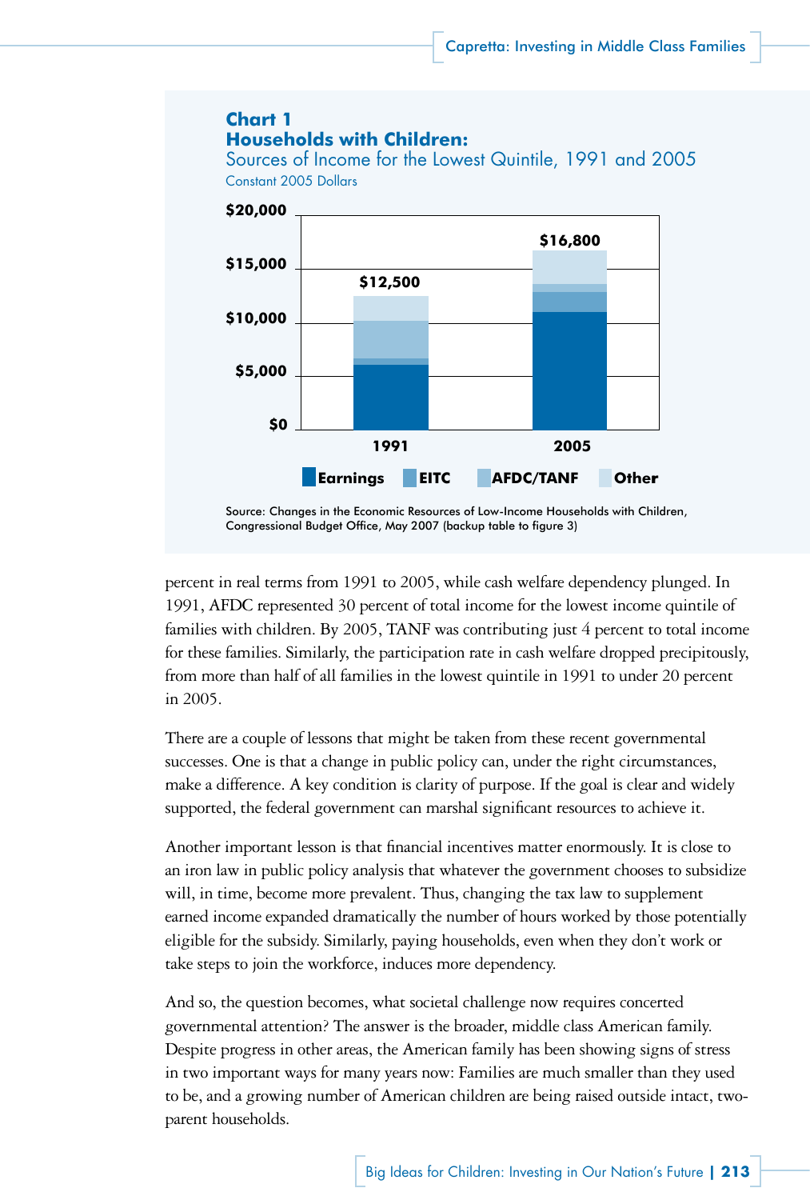**Chart 1**
**Households with Children:**
Sources of Income for the Lowest Quintile, 1991 and 2005
Constant 2005 Dollars

| Year | Total |
|---|---|
| 1991 | $12,500 |
| 2005 | $16,800 |

Earnings | EITC | AFDC/TANF | Other

Source: Changes in the Economic Resources of Low-Income Households with Children, Congressional Budget Office, May 2007 (backup table to figure 3)

percent in real terms from 1991 to 2005, while cash welfare dependency plunged. In 1991, AFDC represented 30 percent of total income for the lowest income quintile of families with children. By 2005, TANF was contributing just 4 percent to total income for these families. Similarly, the participation rate in cash welfare dropped precipitously, from more than half of all families in the lowest quintile in 1991 to under 20 percent in 2005.

There are a couple of lessons that might be taken from these recent governmental successes. One is that a change in public policy can, under the right circumstances, make a difference. A key condition is clarity of purpose. If the goal is clear and widely supported, the federal government can marshal significant resources to achieve it.

Another important lesson is that financial incentives matter enormously. It is close to an iron law in public policy analysis that whatever the government chooses to subsidize will, in time, become more prevalent. Thus, changing the tax law to supplement earned income expanded dramatically the number of hours worked by those potentially eligible for the subsidy. Similarly, paying households, even when they don't work or take steps to join the workforce, induces more dependency.

And so, the question becomes, what societal challenge now requires concerted governmental attention? The answer is the broader, middle class American family. Despite progress in other areas, the American family has been showing signs of stress in two important ways for many years now: Families are much smaller than they used to be, and a growing number of American children are being raised outside intact, two-parent households.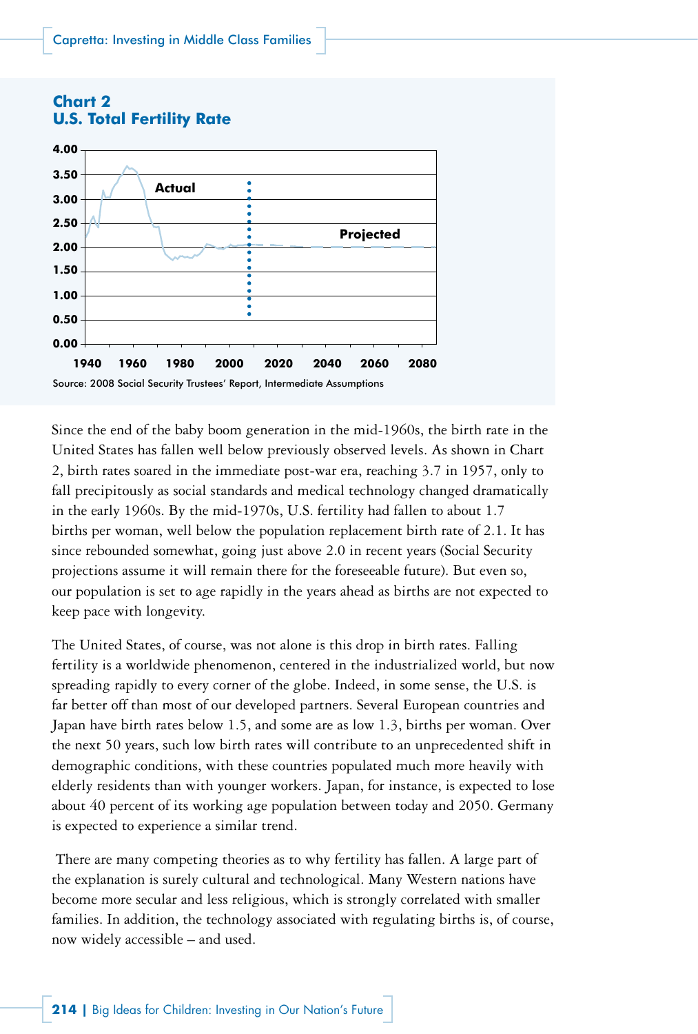**Chart 2**
**U.S. Total Fertility Rate**

Source: 2008 Social Security Trustees' Report, Intermediate Assumptions

Since the end of the baby boom generation in the mid-1960s, the birth rate in the United States has fallen well below previously observed levels. As shown in Chart 2, birth rates soared in the immediate post-war era, reaching 3.7 in 1957, only to fall precipitously as social standards and medical technology changed dramatically in the early 1960s. By the mid-1970s, U.S. fertility had fallen to about 1.7 births per woman, well below the population replacement birth rate of 2.1. It has since rebounded somewhat, going just above 2.0 in recent years (Social Security projections assume it will remain there for the foreseeable future). But even so, our population is set to age rapidly in the years ahead as births are not expected to keep pace with longevity.

The United States, of course, was not alone is this drop in birth rates. Falling fertility is a worldwide phenomenon, centered in the industrialized world, but now spreading rapidly to every corner of the globe. Indeed, in some sense, the U.S. is far better off than most of our developed partners. Several European countries and Japan have birth rates below 1.5, and some are as low 1.3, births per woman. Over the next 50 years, such low birth rates will contribute to an unprecedented shift in demographic conditions, with these countries populated much more heavily with elderly residents than with younger workers. Japan, for instance, is expected to lose about 40 percent of its working age population between today and 2050. Germany is expected to experience a similar trend.

There are many competing theories as to why fertility has fallen. A large part of the explanation is surely cultural and technological. Many Western nations have become more secular and less religious, which is strongly correlated with smaller families. In addition, the technology associated with regulating births is, of course, now widely accessible – and used.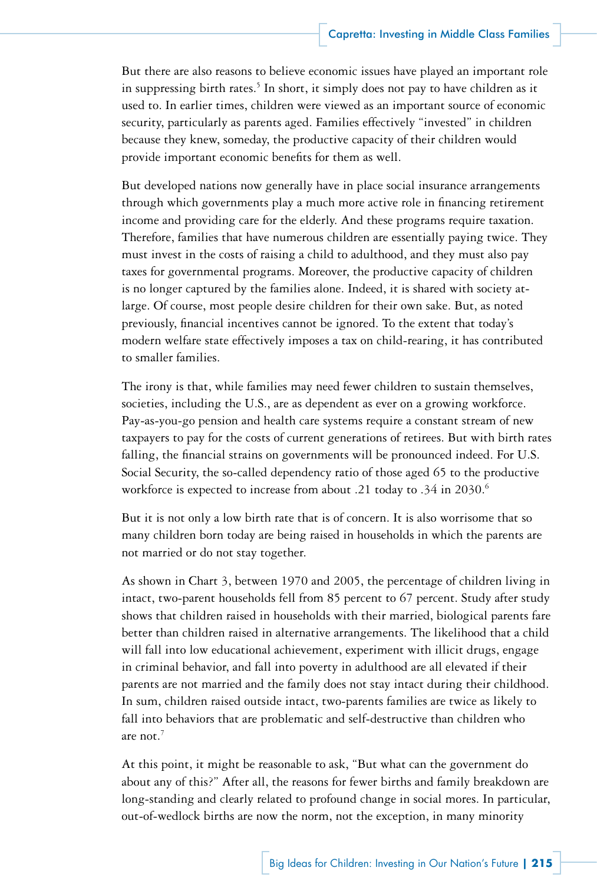But there are also reasons to believe economic issues have played an important role in suppressing birth rates.[5] In short, it simply does not pay to have children as it used to. In earlier times, children were viewed as an important source of economic security, particularly as parents aged. Families effectively "invested" in children because they knew, someday, the productive capacity of their children would provide important economic benefits for them as well.

But developed nations now generally have in place social insurance arrangements through which governments play a much more active role in financing retirement income and providing care for the elderly. And these programs require taxation. Therefore, families that have numerous children are essentially paying twice. They must invest in the costs of raising a child to adulthood, and they must also pay taxes for governmental programs. Moreover, the productive capacity of children is no longer captured by the families alone. Indeed, it is shared with society at-large. Of course, most people desire children for their own sake. But, as noted previously, financial incentives cannot be ignored. To the extent that today's modern welfare state effectively imposes a tax on child-rearing, it has contributed to smaller families.

The irony is that, while families may need fewer children to sustain themselves, societies, including the U.S., are as dependent as ever on a growing workforce. Pay-as-you-go pension and health care systems require a constant stream of new taxpayers to pay for the costs of current generations of retirees. But with birth rates falling, the financial strains on governments will be pronounced indeed. For U.S. Social Security, the so-called dependency ratio of those aged 65 to the productive workforce is expected to increase from about .21 today to .34 in 2030.[6]

But it is not only a low birth rate that is of concern. It is also worrisome that so many children born today are being raised in households in which the parents are not married or do not stay together.

As shown in Chart 3, between 1970 and 2005, the percentage of children living in intact, two-parent households fell from 85 percent to 67 percent. Study after study shows that children raised in households with their married, biological parents fare better than children raised in alternative arrangements. The likelihood that a child will fall into low educational achievement, experiment with illicit drugs, engage in criminal behavior, and fall into poverty in adulthood are all elevated if their parents are not married and the family does not stay intact during their childhood. In sum, children raised outside intact, two-parents families are twice as likely to fall into behaviors that are problematic and self-destructive than children who are not.[7]

At this point, it might be reasonable to ask, "But what can the government do about any of this?" After all, the reasons for fewer births and family breakdown are long-standing and clearly related to profound change in social mores. In particular, out-of-wedlock births are now the norm, not the exception, in many minority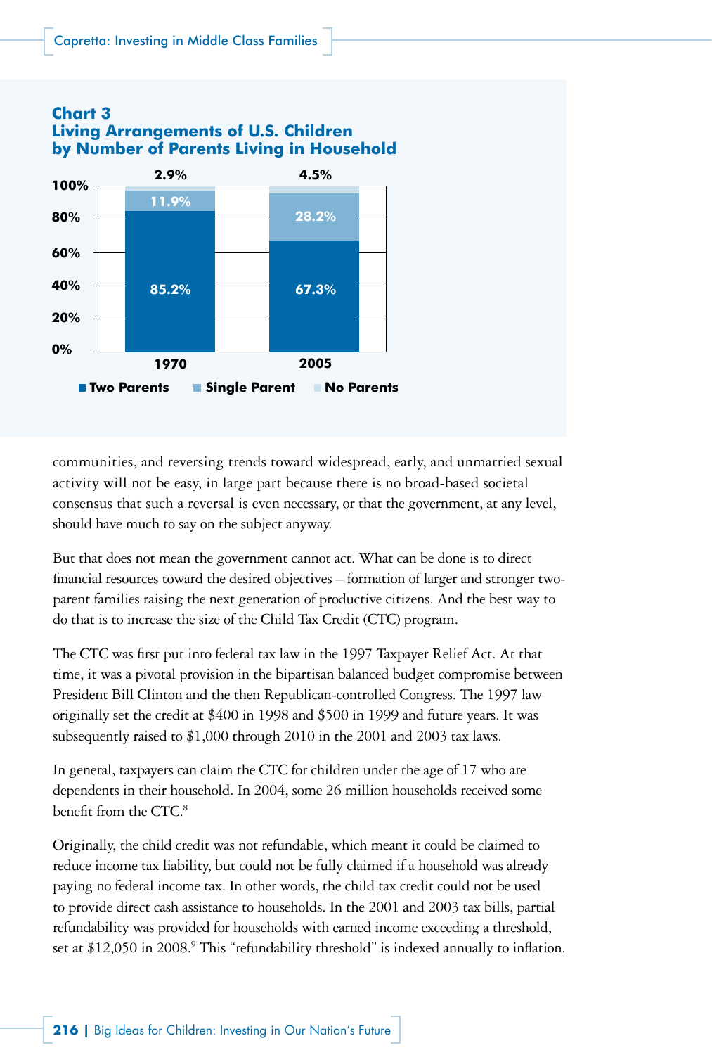**Chart 3**
**Living Arrangements of U.S. Children by Number of Parents Living in Household**

| | 1970 | 2005 |
|---|---|---|
| Two Parents | 85.2% | 67.3% |
| Single Parent | 11.9% | 28.2% |
| No Parents | 2.9% | 4.5% |

communities, and reversing trends toward widespread, early, and unmarried sexual activity will not be easy, in large part because there is no broad-based societal consensus that such a reversal is even necessary, or that the government, at any level, should have much to say on the subject anyway.

But that does not mean the government cannot act. What can be done is to direct financial resources toward the desired objectives – formation of larger and stronger two-parent families raising the next generation of productive citizens. And the best way to do that is to increase the size of the Child Tax Credit (CTC) program.

The CTC was first put into federal tax law in the 1997 Taxpayer Relief Act. At that time, it was a pivotal provision in the bipartisan balanced budget compromise between President Bill Clinton and the then Republican-controlled Congress. The 1997 law originally set the credit at $400 in 1998 and $500 in 1999 and future years. It was subsequently raised to $1,000 through 2010 in the 2001 and 2003 tax laws.

In general, taxpayers can claim the CTC for children under the age of 17 who are dependents in their household. In 2004, some 26 million households received some benefit from the CTC.[8]

Originally, the child credit was not refundable, which meant it could be claimed to reduce income tax liability, but could not be fully claimed if a household was already paying no federal income tax. In other words, the child tax credit could not be used to provide direct cash assistance to households. In the 2001 and 2003 tax bills, partial refundability was provided for households with earned income exceeding a threshold, set at $12,050 in 2008.[9] This "refundability threshold" is indexed annually to inflation.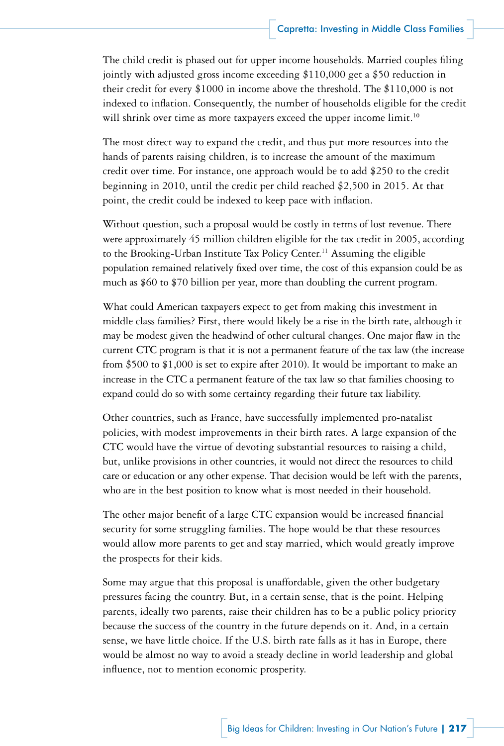The child credit is phased out for upper income households. Married couples filing jointly with adjusted gross income exceeding $110,000 get a $50 reduction in their credit for every $1000 in income above the threshold. The $110,000 is not indexed to inflation. Consequently, the number of households eligible for the credit will shrink over time as more taxpayers exceed the upper income limit.[10]

The most direct way to expand the credit, and thus put more resources into the hands of parents raising children, is to increase the amount of the maximum credit over time. For instance, one approach would be to add $250 to the credit beginning in 2010, until the credit per child reached $2,500 in 2015. At that point, the credit could be indexed to keep pace with inflation.

Without question, such a proposal would be costly in terms of lost revenue. There were approximately 45 million children eligible for the tax credit in 2005, according to the Brooking-Urban Institute Tax Policy Center.[11] Assuming the eligible population remained relatively fixed over time, the cost of this expansion could be as much as $60 to $70 billion per year, more than doubling the current program.

What could American taxpayers expect to get from making this investment in middle class families? First, there would likely be a rise in the birth rate, although it may be modest given the headwind of other cultural changes. One major flaw in the current CTC program is that it is not a permanent feature of the tax law (the increase from $500 to $1,000 is set to expire after 2010). It would be important to make an increase in the CTC a permanent feature of the tax law so that families choosing to expand could do so with some certainty regarding their future tax liability.

Other countries, such as France, have successfully implemented pro-natalist policies, with modest improvements in their birth rates. A large expansion of the CTC would have the virtue of devoting substantial resources to raising a child, but, unlike provisions in other countries, it would not direct the resources to child care or education or any other expense. That decision would be left with the parents, who are in the best position to know what is most needed in their household.

The other major benefit of a large CTC expansion would be increased financial security for some struggling families. The hope would be that these resources would allow more parents to get and stay married, which would greatly improve the prospects for their kids.

Some may argue that this proposal is unaffordable, given the other budgetary pressures facing the country. But, in a certain sense, that is the point. Helping parents, ideally two parents, raise their children has to be a public policy priority because the success of the country in the future depends on it. And, in a certain sense, we have little choice. If the U.S. birth rate falls as it has in Europe, there would be almost no way to avoid a steady decline in world leadership and global influence, not to mention economic prosperity.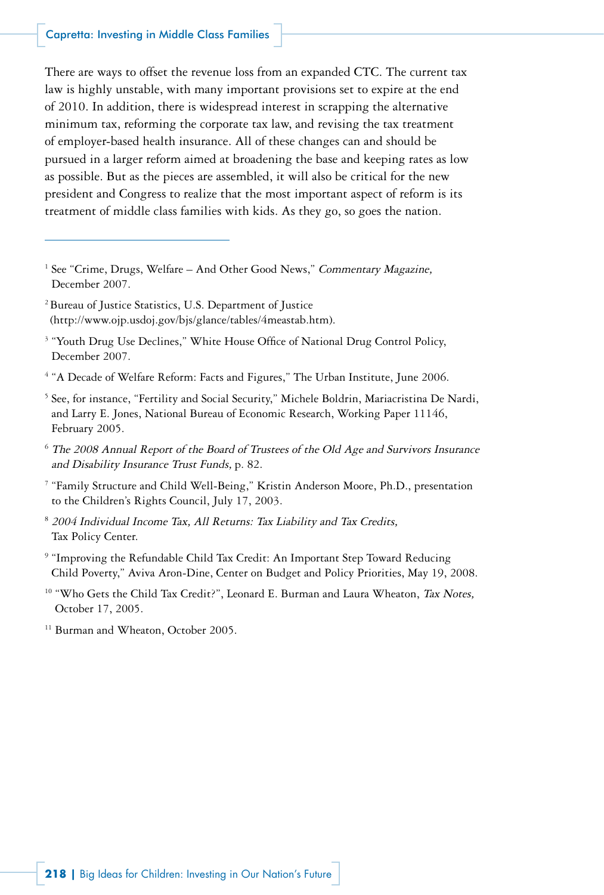There are ways to offset the revenue loss from an expanded CTC. The current tax law is highly unstable, with many important provisions set to expire at the end of 2010. In addition, there is widespread interest in scrapping the alternative minimum tax, reforming the corporate tax law, and revising the tax treatment of employer-based health insurance. All of these changes can and should be pursued in a larger reform aimed at broadening the base and keeping rates as low as possible. But as the pieces are assembled, it will also be critical for the new president and Congress to realize that the most important aspect of reform is its treatment of middle class families with kids. As they go, so goes the nation.

---

[1] See "Crime, Drugs, Welfare – And Other Good News," *Commentary Magazine,* December 2007.

[2] Bureau of Justice Statistics, U.S. Department of Justice (http://www.ojp.usdoj.gov/bjs/glance/tables/4meastab.htm).

[3] "Youth Drug Use Declines," White House Office of National Drug Control Policy, December 2007.

[4] "A Decade of Welfare Reform: Facts and Figures," The Urban Institute, June 2006.

[5] See, for instance, "Fertility and Social Security," Michele Boldrin, Mariacristina De Nardi, and Larry E. Jones, National Bureau of Economic Research, Working Paper 11146, February 2005.

[6] *The 2008 Annual Report of the Board of Trustees of the Old Age and Survivors Insurance and Disability Insurance Trust Funds,* p. 82.

[7] "Family Structure and Child Well-Being," Kristin Anderson Moore, Ph.D., presentation to the Children's Rights Council, July 17, 2003.

[8] *2004 Individual Income Tax, All Returns: Tax Liability and Tax Credits,* Tax Policy Center.

[9] "Improving the Refundable Child Tax Credit: An Important Step Toward Reducing Child Poverty," Aviva Aron-Dine, Center on Budget and Policy Priorities, May 19, 2008.

[10] "Who Gets the Child Tax Credit?", Leonard E. Burman and Laura Wheaton, *Tax Notes,* October 17, 2005.

[11] Burman and Wheaton, October 2005.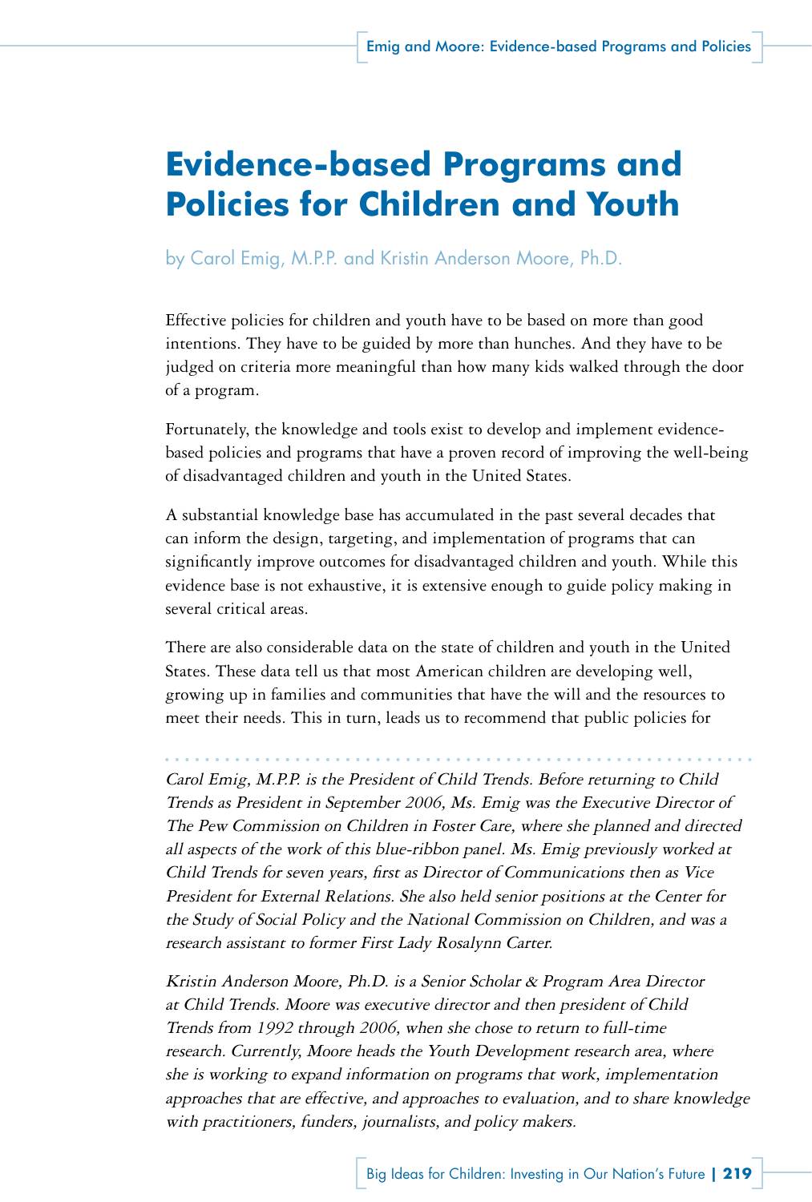# Evidence-based Programs and Policies for Children and Youth

by Carol Emig, M.P.P. and Kristin Anderson Moore, Ph.D.

Effective policies for children and youth have to be based on more than good intentions. They have to be guided by more than hunches. And they have to be judged on criteria more meaningful than how many kids walked through the door of a program.

Fortunately, the knowledge and tools exist to develop and implement evidence-based policies and programs that have a proven record of improving the well-being of disadvantaged children and youth in the United States.

A substantial knowledge base has accumulated in the past several decades that can inform the design, targeting, and implementation of programs that can significantly improve outcomes for disadvantaged children and youth. While this evidence base is not exhaustive, it is extensive enough to guide policy making in several critical areas.

There are also considerable data on the state of children and youth in the United States. These data tell us that most American children are developing well, growing up in families and communities that have the will and the resources to meet their needs. This in turn, leads us to recommend that public policies for

---

*Carol Emig, M.P.P. is the President of Child Trends. Before returning to Child Trends as President in September 2006, Ms. Emig was the Executive Director of The Pew Commission on Children in Foster Care, where she planned and directed all aspects of the work of this blue-ribbon panel. Ms. Emig previously worked at Child Trends for seven years, first as Director of Communications then as Vice President for External Relations. She also held senior positions at the Center for the Study of Social Policy and the National Commission on Children, and was a research assistant to former First Lady Rosalynn Carter.*

*Kristin Anderson Moore, Ph.D. is a Senior Scholar & Program Area Director at Child Trends. Moore was executive director and then president of Child Trends from 1992 through 2006, when she chose to return to full-time research. Currently, Moore heads the Youth Development research area, where she is working to expand information on programs that work, implementation approaches that are effective, and approaches to evaluation, and to share knowledge with practitioners, funders, journalists, and policy makers.*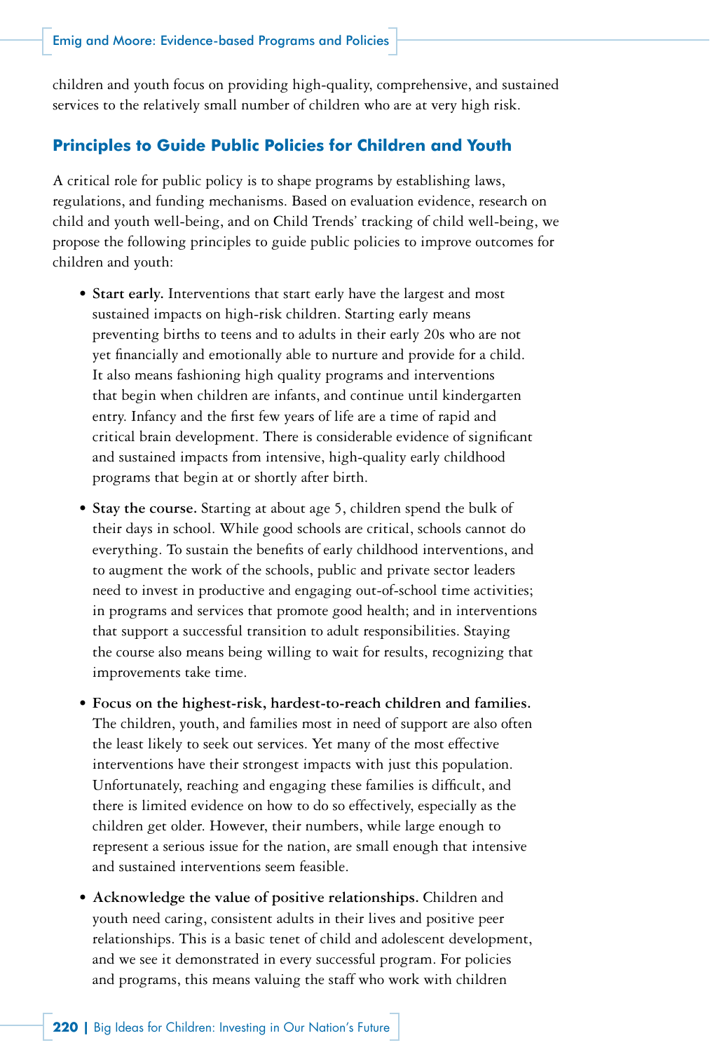children and youth focus on providing high-quality, comprehensive, and sustained services to the relatively small number of children who are at very high risk.

## Principles to Guide Public Policies for Children and Youth

A critical role for public policy is to shape programs by establishing laws, regulations, and funding mechanisms. Based on evaluation evidence, research on child and youth well-being, and on Child Trends' tracking of child well-being, we propose the following principles to guide public policies to improve outcomes for children and youth:

- **Start early.** Interventions that start early have the largest and most sustained impacts on high-risk children. Starting early means preventing births to teens and to adults in their early 20s who are not yet financially and emotionally able to nurture and provide for a child. It also means fashioning high quality programs and interventions that begin when children are infants, and continue until kindergarten entry. Infancy and the first few years of life are a time of rapid and critical brain development. There is considerable evidence of significant and sustained impacts from intensive, high-quality early childhood programs that begin at or shortly after birth.

- **Stay the course.** Starting at about age 5, children spend the bulk of their days in school. While good schools are critical, schools cannot do everything. To sustain the benefits of early childhood interventions, and to augment the work of the schools, public and private sector leaders need to invest in productive and engaging out-of-school time activities; in programs and services that promote good health; and in interventions that support a successful transition to adult responsibilities. Staying the course also means being willing to wait for results, recognizing that improvements take time.

- **Focus on the highest-risk, hardest-to-reach children and families.** The children, youth, and families most in need of support are also often the least likely to seek out services. Yet many of the most effective interventions have their strongest impacts with just this population. Unfortunately, reaching and engaging these families is difficult, and there is limited evidence on how to do so effectively, especially as the children get older. However, their numbers, while large enough to represent a serious issue for the nation, are small enough that intensive and sustained interventions seem feasible.

- **Acknowledge the value of positive relationships.** Children and youth need caring, consistent adults in their lives and positive peer relationships. This is a basic tenet of child and adolescent development, and we see it demonstrated in every successful program. For policies and programs, this means valuing the staff who work with children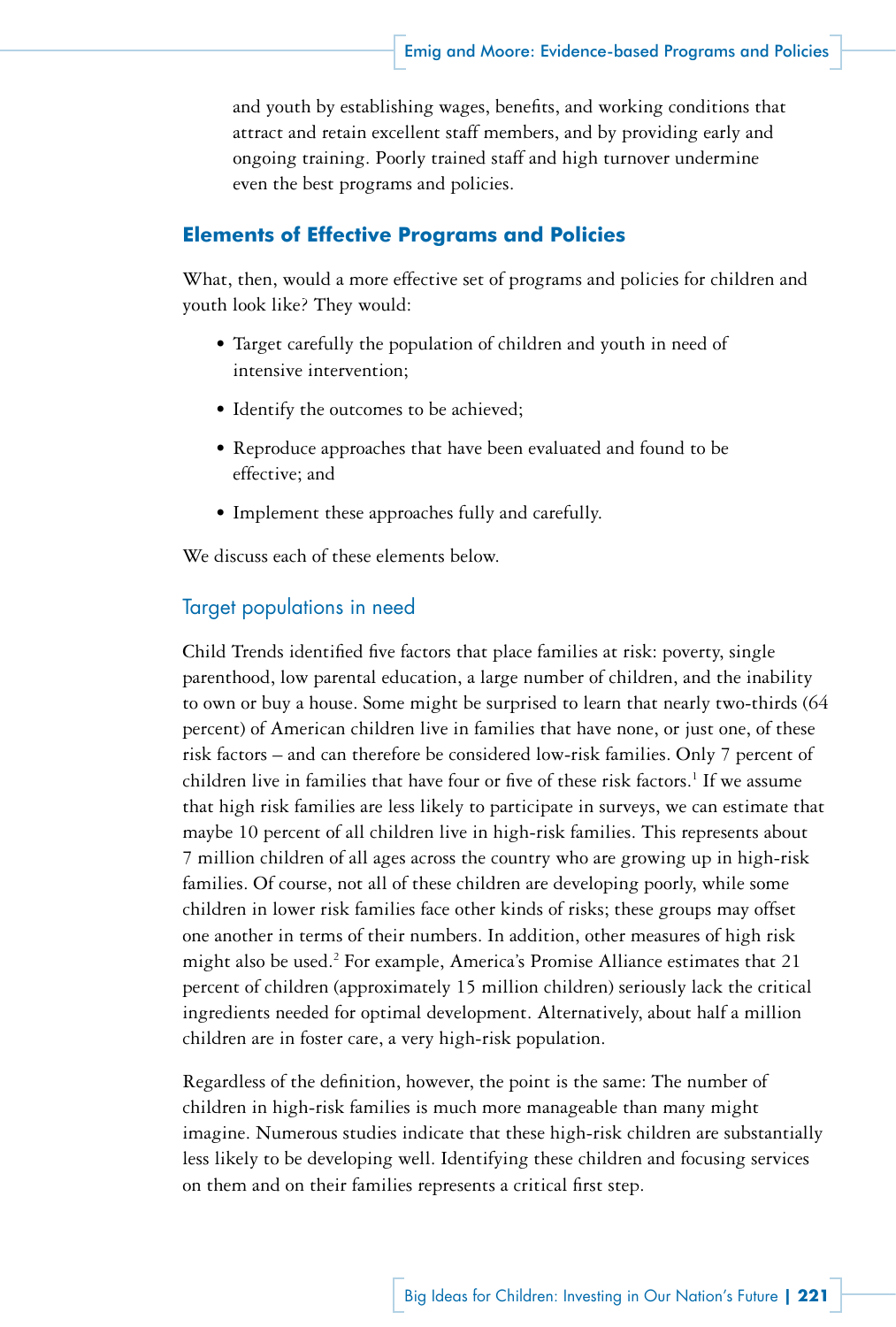and youth by establishing wages, benefits, and working conditions that attract and retain excellent staff members, and by providing early and ongoing training. Poorly trained staff and high turnover undermine even the best programs and policies.

## Elements of Effective Programs and Policies

What, then, would a more effective set of programs and policies for children and youth look like? They would:

- Target carefully the population of children and youth in need of intensive intervention;
- Identify the outcomes to be achieved;
- Reproduce approaches that have been evaluated and found to be effective; and
- Implement these approaches fully and carefully.

We discuss each of these elements below.

### Target populations in need

Child Trends identified five factors that place families at risk: poverty, single parenthood, low parental education, a large number of children, and the inability to own or buy a house. Some might be surprised to learn that nearly two-thirds (64 percent) of American children live in families that have none, or just one, of these risk factors – and can therefore be considered low-risk families. Only 7 percent of children live in families that have four or five of these risk factors.[1] If we assume that high risk families are less likely to participate in surveys, we can estimate that maybe 10 percent of all children live in high-risk families. This represents about 7 million children of all ages across the country who are growing up in high-risk families. Of course, not all of these children are developing poorly, while some children in lower risk families face other kinds of risks; these groups may offset one another in terms of their numbers. In addition, other measures of high risk might also be used.[2] For example, America's Promise Alliance estimates that 21 percent of children (approximately 15 million children) seriously lack the critical ingredients needed for optimal development. Alternatively, about half a million children are in foster care, a very high-risk population.

Regardless of the definition, however, the point is the same: The number of children in high-risk families is much more manageable than many might imagine. Numerous studies indicate that these high-risk children are substantially less likely to be developing well. Identifying these children and focusing services on them and on their families represents a critical first step.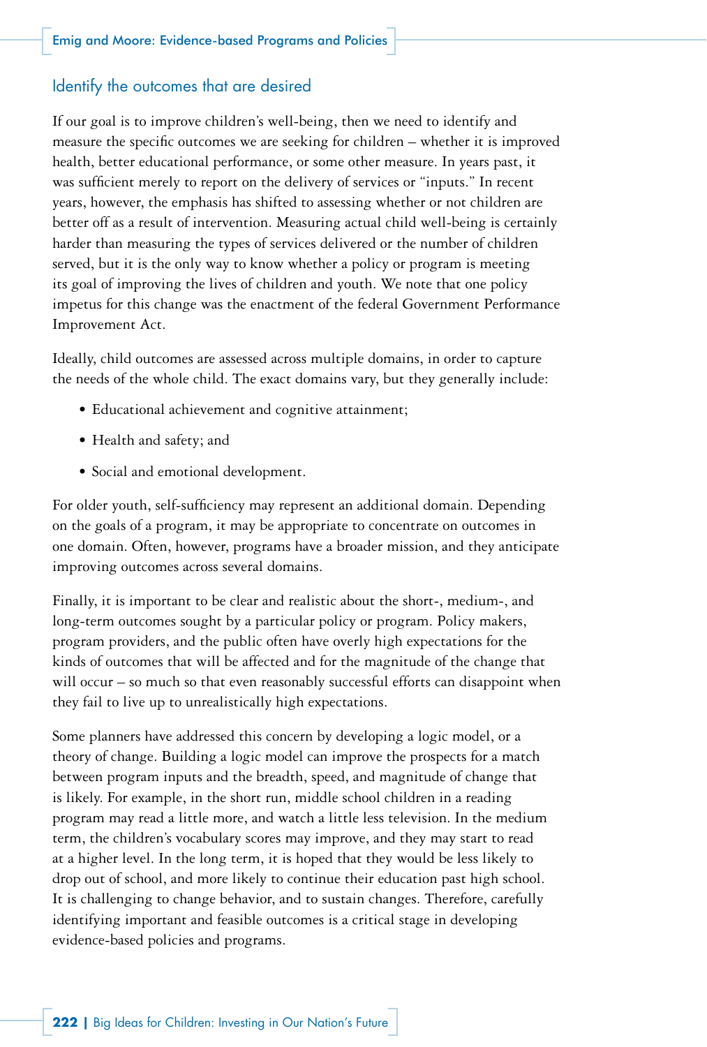## Identify the outcomes that are desired

If our goal is to improve children's well-being, then we need to identify and measure the specific outcomes we are seeking for children – whether it is improved health, better educational performance, or some other measure. In years past, it was sufficient merely to report on the delivery of services or "inputs." In recent years, however, the emphasis has shifted to assessing whether or not children are better off as a result of intervention. Measuring actual child well-being is certainly harder than measuring the types of services delivered or the number of children served, but it is the only way to know whether a policy or program is meeting its goal of improving the lives of children and youth. We note that one policy impetus for this change was the enactment of the federal Government Performance Improvement Act.

Ideally, child outcomes are assessed across multiple domains, in order to capture the needs of the whole child. The exact domains vary, but they generally include:

- Educational achievement and cognitive attainment;
- Health and safety; and
- Social and emotional development.

For older youth, self-sufficiency may represent an additional domain. Depending on the goals of a program, it may be appropriate to concentrate on outcomes in one domain. Often, however, programs have a broader mission, and they anticipate improving outcomes across several domains.

Finally, it is important to be clear and realistic about the short-, medium-, and long-term outcomes sought by a particular policy or program. Policy makers, program providers, and the public often have overly high expectations for the kinds of outcomes that will be affected and for the magnitude of the change that will occur – so much so that even reasonably successful efforts can disappoint when they fail to live up to unrealistically high expectations.

Some planners have addressed this concern by developing a logic model, or a theory of change. Building a logic model can improve the prospects for a match between program inputs and the breadth, speed, and magnitude of change that is likely. For example, in the short run, middle school children in a reading program may read a little more, and watch a little less television. In the medium term, the children's vocabulary scores may improve, and they may start to read at a higher level. In the long term, it is hoped that they would be less likely to drop out of school, and more likely to continue their education past high school. It is challenging to change behavior, and to sustain changes. Therefore, carefully identifying important and feasible outcomes is a critical stage in developing evidence-based policies and programs.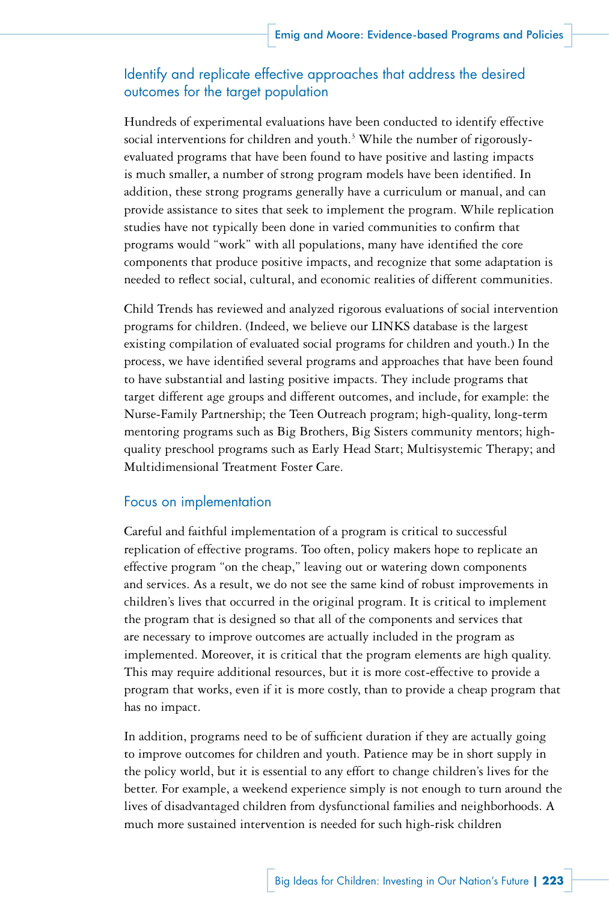## Identify and replicate effective approaches that address the desired outcomes for the target population

Hundreds of experimental evaluations have been conducted to identify effective social interventions for children and youth.[3] While the number of rigorously-evaluated programs that have been found to have positive and lasting impacts is much smaller, a number of strong program models have been identified. In addition, these strong programs generally have a curriculum or manual, and can provide assistance to sites that seek to implement the program. While replication studies have not typically been done in varied communities to confirm that programs would "work" with all populations, many have identified the core components that produce positive impacts, and recognize that some adaptation is needed to reflect social, cultural, and economic realities of different communities.

Child Trends has reviewed and analyzed rigorous evaluations of social intervention programs for children. (Indeed, we believe our LINKS database is the largest existing compilation of evaluated social programs for children and youth.) In the process, we have identified several programs and approaches that have been found to have substantial and lasting positive impacts. They include programs that target different age groups and different outcomes, and include, for example: the Nurse-Family Partnership; the Teen Outreach program; high-quality, long-term mentoring programs such as Big Brothers, Big Sisters community mentors; high-quality preschool programs such as Early Head Start; Multisystemic Therapy; and Multidimensional Treatment Foster Care.

## Focus on implementation

Careful and faithful implementation of a program is critical to successful replication of effective programs. Too often, policy makers hope to replicate an effective program "on the cheap," leaving out or watering down components and services. As a result, we do not see the same kind of robust improvements in children's lives that occurred in the original program. It is critical to implement the program that is designed so that all of the components and services that are necessary to improve outcomes are actually included in the program as implemented. Moreover, it is critical that the program elements are high quality. This may require additional resources, but it is more cost-effective to provide a program that works, even if it is more costly, than to provide a cheap program that has no impact.

In addition, programs need to be of sufficient duration if they are actually going to improve outcomes for children and youth. Patience may be in short supply in the policy world, but it is essential to any effort to change children's lives for the better. For example, a weekend experience simply is not enough to turn around the lives of disadvantaged children from dysfunctional families and neighborhoods. A much more sustained intervention is needed for such high-risk children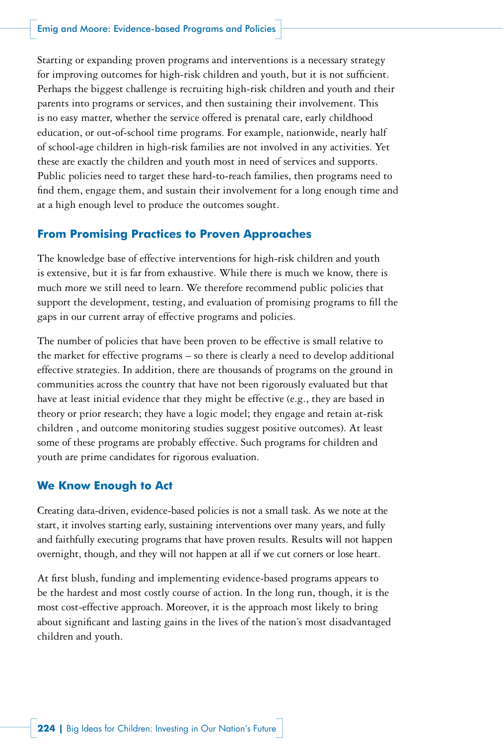Starting or expanding proven programs and interventions is a necessary strategy for improving outcomes for high-risk children and youth, but it is not sufficient. Perhaps the biggest challenge is recruiting high-risk children and youth and their parents into programs or services, and then sustaining their involvement. This is no easy matter, whether the service offered is prenatal care, early childhood education, or out-of-school time programs. For example, nationwide, nearly half of school-age children in high-risk families are not involved in any activities. Yet these are exactly the children and youth most in need of services and supports. Public policies need to target these hard-to-reach families, then programs need to find them, engage them, and sustain their involvement for a long enough time and at a high enough level to produce the outcomes sought.

## From Promising Practices to Proven Approaches

The knowledge base of effective interventions for high-risk children and youth is extensive, but it is far from exhaustive. While there is much we know, there is much more we still need to learn. We therefore recommend public policies that support the development, testing, and evaluation of promising programs to fill the gaps in our current array of effective programs and policies.

The number of policies that have been proven to be effective is small relative to the market for effective programs – so there is clearly a need to develop additional effective strategies. In addition, there are thousands of programs on the ground in communities across the country that have not been rigorously evaluated but that have at least initial evidence that they might be effective (e.g., they are based in theory or prior research; they have a logic model; they engage and retain at-risk children , and outcome monitoring studies suggest positive outcomes). At least some of these programs are probably effective. Such programs for children and youth are prime candidates for rigorous evaluation.

## We Know Enough to Act

Creating data-driven, evidence-based policies is not a small task. As we note at the start, it involves starting early, sustaining interventions over many years, and fully and faithfully executing programs that have proven results. Results will not happen overnight, though, and they will not happen at all if we cut corners or lose heart.

At first blush, funding and implementing evidence-based programs appears to be the hardest and most costly course of action. In the long run, though, it is the most cost-effective approach. Moreover, it is the approach most likely to bring about significant and lasting gains in the lives of the nation's most disadvantaged children and youth.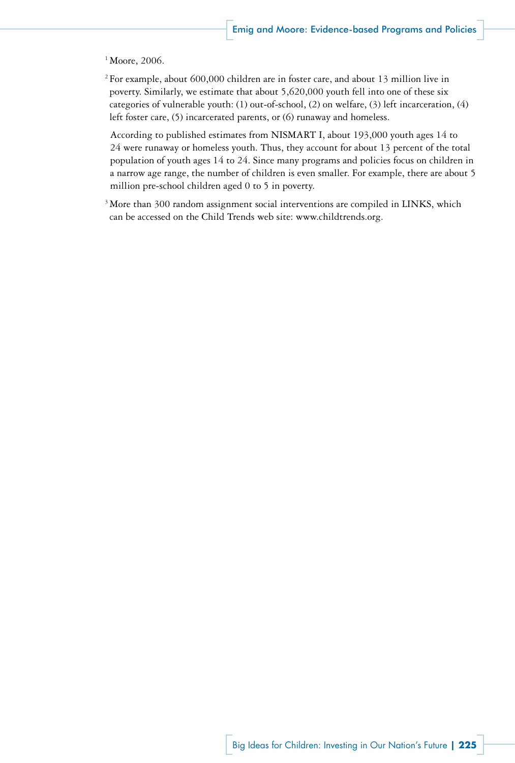[1] Moore, 2006.

[2] For example, about 600,000 children are in foster care, and about 13 million live in poverty. Similarly, we estimate that about 5,620,000 youth fell into one of these six categories of vulnerable youth: (1) out-of-school, (2) on welfare, (3) left incarceration, (4) left foster care, (5) incarcerated parents, or (6) runaway and homeless.

According to published estimates from NISMART I, about 193,000 youth ages 14 to 24 were runaway or homeless youth. Thus, they account for about 13 percent of the total population of youth ages 14 to 24. Since many programs and policies focus on children in a narrow age range, the number of children is even smaller. For example, there are about 5 million pre-school children aged 0 to 5 in poverty.

[3] More than 300 random assignment social interventions are compiled in LINKS, which can be accessed on the Child Trends web site: www.childtrends.org.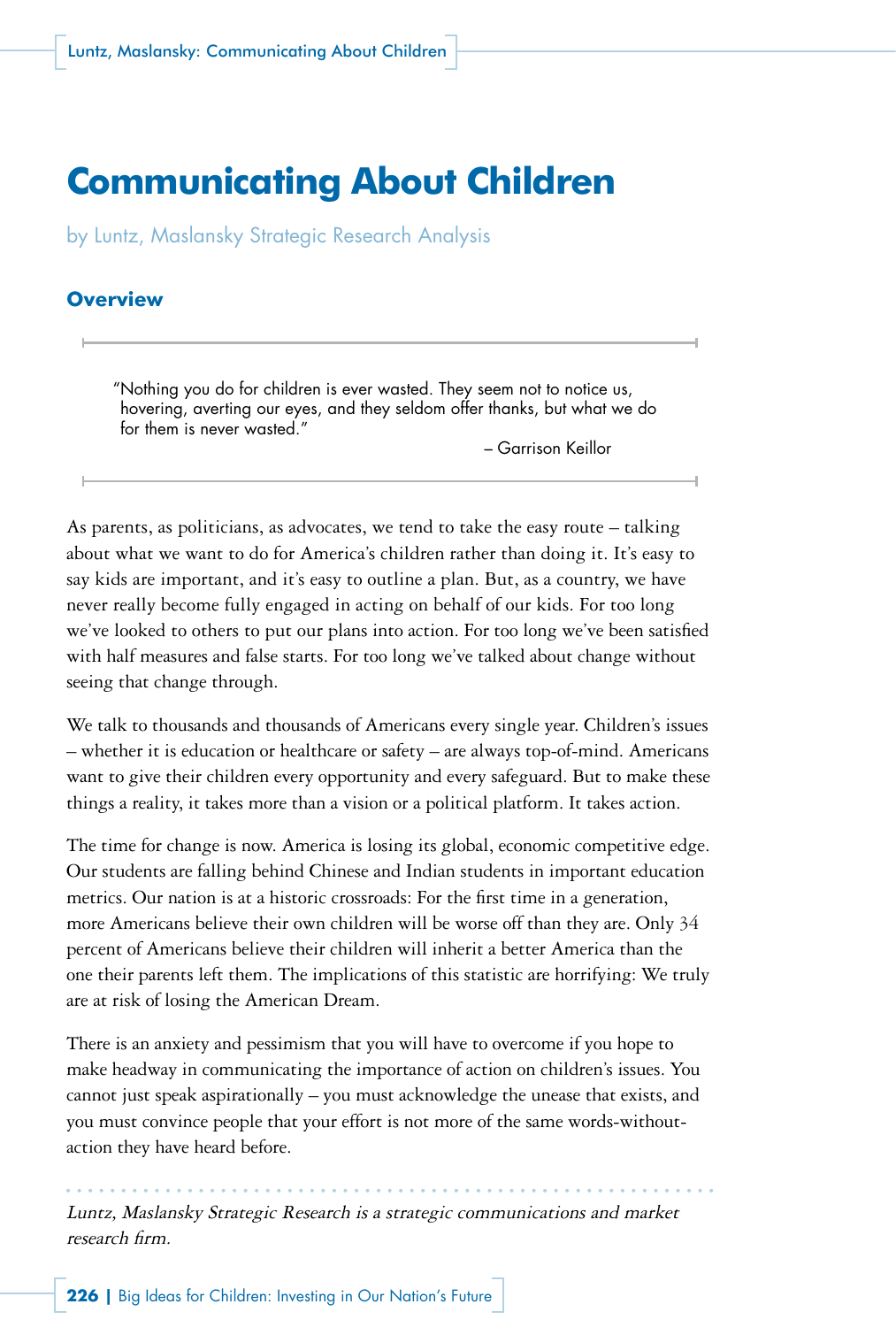# Communicating About Children

by Luntz, Maslansky Strategic Research Analysis

## Overview

> "Nothing you do for children is ever wasted. They seem not to notice us, hovering, averting our eyes, and they seldom offer thanks, but what we do for them is never wasted."
>
> – Garrison Keillor

As parents, as politicians, as advocates, we tend to take the easy route – talking about what we want to do for America's children rather than doing it. It's easy to say kids are important, and it's easy to outline a plan. But, as a country, we have never really become fully engaged in acting on behalf of our kids. For too long we've looked to others to put our plans into action. For too long we've been satisfied with half measures and false starts. For too long we've talked about change without seeing that change through.

We talk to thousands and thousands of Americans every single year. Children's issues – whether it is education or healthcare or safety – are always top-of-mind. Americans want to give their children every opportunity and every safeguard. But to make these things a reality, it takes more than a vision or a political platform. It takes action.

The time for change is now. America is losing its global, economic competitive edge. Our students are falling behind Chinese and Indian students in important education metrics. Our nation is at a historic crossroads: For the first time in a generation, more Americans believe their own children will be worse off than they are. Only 34 percent of Americans believe their children will inherit a better America than the one their parents left them. The implications of this statistic are horrifying: We truly are at risk of losing the American Dream.

There is an anxiety and pessimism that you will have to overcome if you hope to make headway in communicating the importance of action on children's issues. You cannot just speak aspirationally – you must acknowledge the unease that exists, and you must convince people that your effort is not more of the same words-without-action they have heard before.

*Luntz, Maslansky Strategic Research is a strategic communications and market research firm.*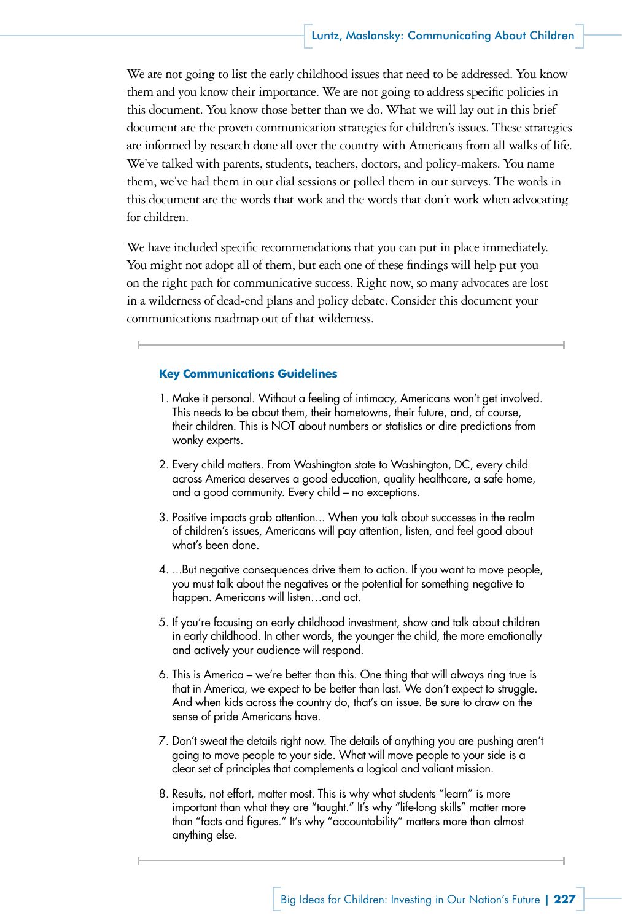We are not going to list the early childhood issues that need to be addressed. You know them and you know their importance. We are not going to address specific policies in this document. You know those better than we do. What we will lay out in this brief document are the proven communication strategies for children's issues. These strategies are informed by research done all over the country with Americans from all walks of life. We've talked with parents, students, teachers, doctors, and policy-makers. You name them, we've had them in our dial sessions or polled them in our surveys. The words in this document are the words that work and the words that don't work when advocating for children.

We have included specific recommendations that you can put in place immediately. You might not adopt all of them, but each one of these findings will help put you on the right path for communicative success. Right now, so many advocates are lost in a wilderness of dead-end plans and policy debate. Consider this document your communications roadmap out of that wilderness.

---

### Key Communications Guidelines

1. Make it personal. Without a feeling of intimacy, Americans won't get involved. This needs to be about them, their hometowns, their future, and, of course, their children. This is NOT about numbers or statistics or dire predictions from wonky experts.
2. Every child matters. From Washington state to Washington, DC, every child across America deserves a good education, quality healthcare, a safe home, and a good community. Every child – no exceptions.
3. Positive impacts grab attention... When you talk about successes in the realm of children's issues, Americans will pay attention, listen, and feel good about what's been done.
4. ...But negative consequences drive them to action. If you want to move people, you must talk about the negatives or the potential for something negative to happen. Americans will listen…and act.
5. If you're focusing on early childhood investment, show and talk about children in early childhood. In other words, the younger the child, the more emotionally and actively your audience will respond.
6. This is America – we're better than this. One thing that will always ring true is that in America, we expect to be better than last. We don't expect to struggle. And when kids across the country do, that's an issue. Be sure to draw on the sense of pride Americans have.
7. Don't sweat the details right now. The details of anything you are pushing aren't going to move people to your side. What will move people to your side is a clear set of principles that complements a logical and valiant mission.
8. Results, not effort, matter most. This is why what students "learn" is more important than what they are "taught." It's why "life-long skills" matter more than "facts and figures." It's why "accountability" matters more than almost anything else.

---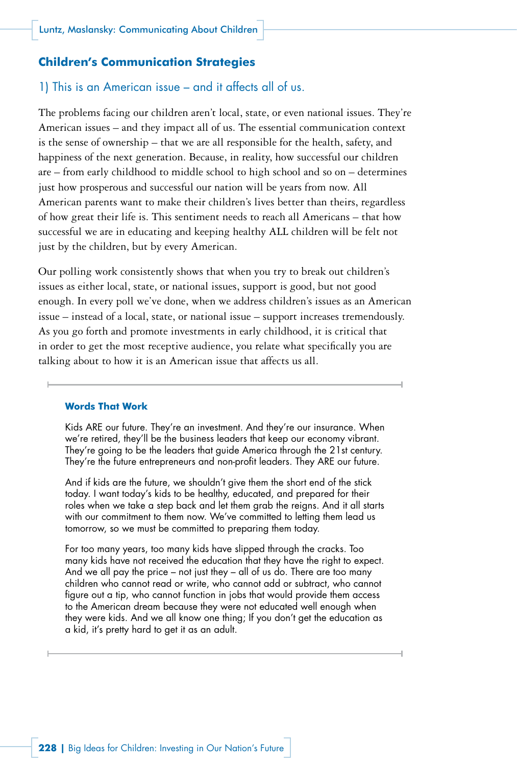## Children's Communication Strategies

### 1) This is an American issue – and it affects all of us.

The problems facing our children aren't local, state, or even national issues. They're American issues – and they impact all of us. The essential communication context is the sense of ownership – that we are all responsible for the health, safety, and happiness of the next generation. Because, in reality, how successful our children are – from early childhood to middle school to high school and so on – determines just how prosperous and successful our nation will be years from now. All American parents want to make their children's lives better than theirs, regardless of how great their life is. This sentiment needs to reach all Americans – that how successful we are in educating and keeping healthy ALL children will be felt not just by the children, but by every American.

Our polling work consistently shows that when you try to break out children's issues as either local, state, or national issues, support is good, but not good enough. In every poll we've done, when we address children's issues as an American issue – instead of a local, state, or national issue – support increases tremendously. As you go forth and promote investments in early childhood, it is critical that in order to get the most receptive audience, you relate what specifically you are talking about to how it is an American issue that affects us all.

---

**Words That Work**

Kids ARE our future. They're an investment. And they're our insurance. When we're retired, they'll be the business leaders that keep our economy vibrant. They're going to be the leaders that guide America through the 21st century. They're the future entrepreneurs and non-profit leaders. They ARE our future.

And if kids are the future, we shouldn't give them the short end of the stick today. I want today's kids to be healthy, educated, and prepared for their roles when we take a step back and let them grab the reigns. And it all starts with our commitment to them now. We've committed to letting them lead us tomorrow, so we must be committed to preparing them today.

For too many years, too many kids have slipped through the cracks. Too many kids have not received the education that they have the right to expect. And we all pay the price – not just they – all of us do. There are too many children who cannot read or write, who cannot add or subtract, who cannot figure out a tip, who cannot function in jobs that would provide them access to the American dream because they were not educated well enough when they were kids. And we all know one thing; If you don't get the education as a kid, it's pretty hard to get it as an adult.

---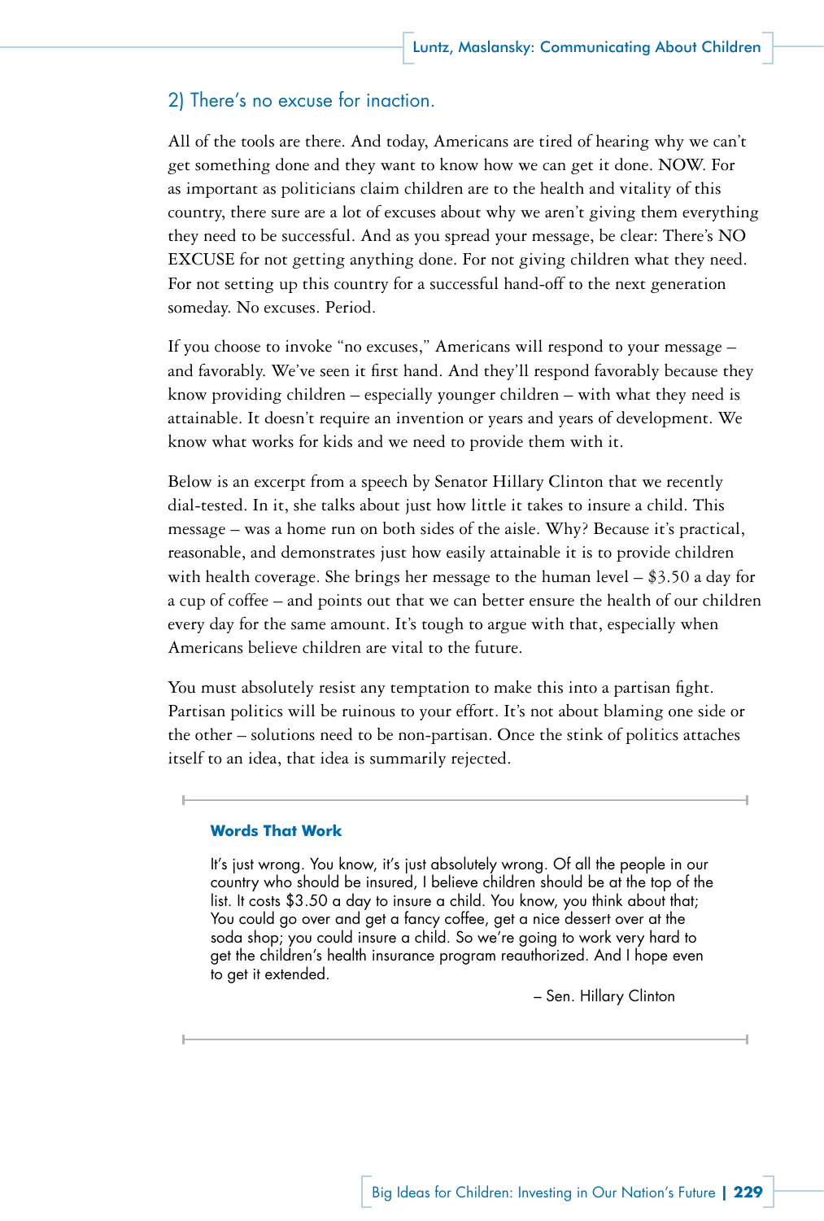## 2) There's no excuse for inaction.

All of the tools are there. And today, Americans are tired of hearing why we can't get something done and they want to know how we can get it done. NOW. For as important as politicians claim children are to the health and vitality of this country, there sure are a lot of excuses about why we aren't giving them everything they need to be successful. And as you spread your message, be clear: There's NO EXCUSE for not getting anything done. For not giving children what they need. For not setting up this country for a successful hand-off to the next generation someday. No excuses. Period.

If you choose to invoke "no excuses," Americans will respond to your message – and favorably. We've seen it first hand. And they'll respond favorably because they know providing children – especially younger children – with what they need is attainable. It doesn't require an invention or years and years of development. We know what works for kids and we need to provide them with it.

Below is an excerpt from a speech by Senator Hillary Clinton that we recently dial-tested. In it, she talks about just how little it takes to insure a child. This message – was a home run on both sides of the aisle. Why? Because it's practical, reasonable, and demonstrates just how easily attainable it is to provide children with health coverage. She brings her message to the human level – $3.50 a day for a cup of coffee – and points out that we can better ensure the health of our children every day for the same amount. It's tough to argue with that, especially when Americans believe children are vital to the future.

You must absolutely resist any temptation to make this into a partisan fight. Partisan politics will be ruinous to your effort. It's not about blaming one side or the other – solutions need to be non-partisan. Once the stink of politics attaches itself to an idea, that idea is summarily rejected.

---

**Words That Work**

It's just wrong. You know, it's just absolutely wrong. Of all the people in our country who should be insured, I believe children should be at the top of the list. It costs $3.50 a day to insure a child. You know, you think about that; You could go over and get a fancy coffee, get a nice dessert over at the soda shop; you could insure a child. So we're going to work very hard to get the children's health insurance program reauthorized. And I hope even to get it extended.

– Sen. Hillary Clinton

---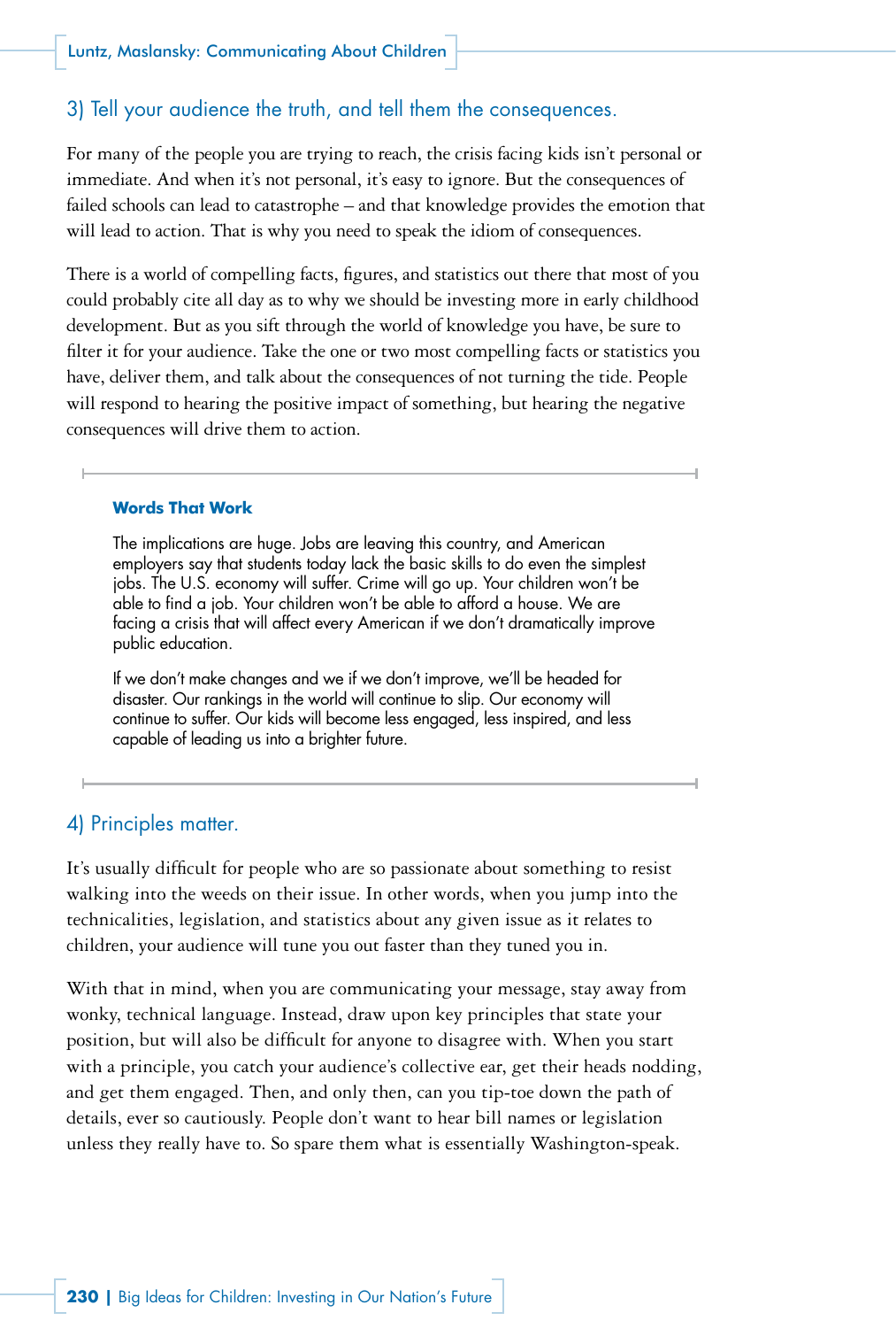### 3) Tell your audience the truth, and tell them the consequences.

For many of the people you are trying to reach, the crisis facing kids isn't personal or immediate. And when it's not personal, it's easy to ignore. But the consequences of failed schools can lead to catastrophe – and that knowledge provides the emotion that will lead to action. That is why you need to speak the idiom of consequences.

There is a world of compelling facts, figures, and statistics out there that most of you could probably cite all day as to why we should be investing more in early childhood development. But as you sift through the world of knowledge you have, be sure to filter it for your audience. Take the one or two most compelling facts or statistics you have, deliver them, and talk about the consequences of not turning the tide. People will respond to hearing the positive impact of something, but hearing the negative consequences will drive them to action.

---

**Words That Work**

The implications are huge. Jobs are leaving this country, and American employers say that students today lack the basic skills to do even the simplest jobs. The U.S. economy will suffer. Crime will go up. Your children won't be able to find a job. Your children won't be able to afford a house. We are facing a crisis that will affect every American if we don't dramatically improve public education.

If we don't make changes and we if we don't improve, we'll be headed for disaster. Our rankings in the world will continue to slip. Our economy will continue to suffer. Our kids will become less engaged, less inspired, and less capable of leading us into a brighter future.

---

### 4) Principles matter.

It's usually difficult for people who are so passionate about something to resist walking into the weeds on their issue. In other words, when you jump into the technicalities, legislation, and statistics about any given issue as it relates to children, your audience will tune you out faster than they tuned you in.

With that in mind, when you are communicating your message, stay away from wonky, technical language. Instead, draw upon key principles that state your position, but will also be difficult for anyone to disagree with. When you start with a principle, you catch your audience's collective ear, get their heads nodding, and get them engaged. Then, and only then, can you tip-toe down the path of details, ever so cautiously. People don't want to hear bill names or legislation unless they really have to. So spare them what is essentially Washington-speak.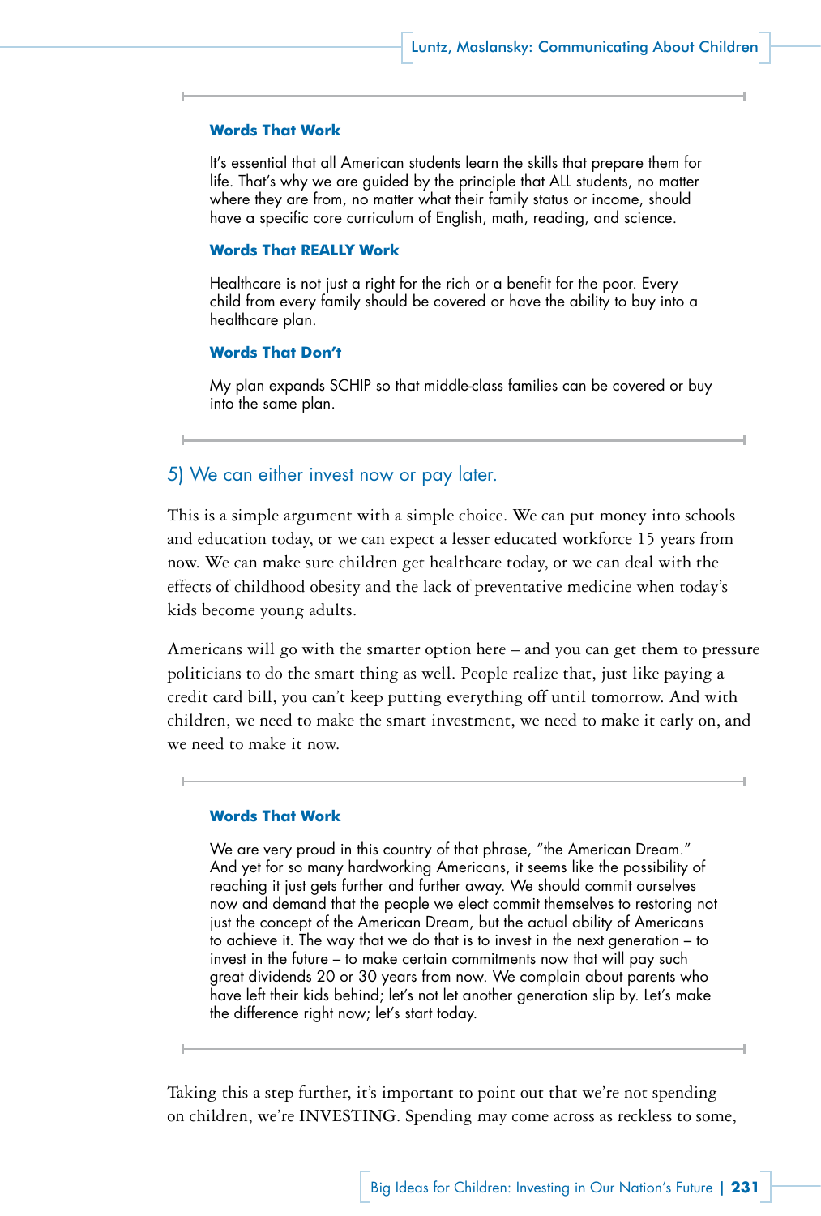**Words That Work**

It's essential that all American students learn the skills that prepare them for life. That's why we are guided by the principle that ALL students, no matter where they are from, no matter what their family status or income, should have a specific core curriculum of English, math, reading, and science.

**Words That REALLY Work**

Healthcare is not just a right for the rich or a benefit for the poor. Every child from every family should be covered or have the ability to buy into a healthcare plan.

**Words That Don't**

My plan expands SCHIP so that middle-class families can be covered or buy into the same plan.

## 5) We can either invest now or pay later.

This is a simple argument with a simple choice. We can put money into schools and education today, or we can expect a lesser educated workforce 15 years from now. We can make sure children get healthcare today, or we can deal with the effects of childhood obesity and the lack of preventative medicine when today's kids become young adults.

Americans will go with the smarter option here – and you can get them to pressure politicians to do the smart thing as well. People realize that, just like paying a credit card bill, you can't keep putting everything off until tomorrow. And with children, we need to make the smart investment, we need to make it early on, and we need to make it now.

**Words That Work**

We are very proud in this country of that phrase, "the American Dream." And yet for so many hardworking Americans, it seems like the possibility of reaching it just gets further and further away. We should commit ourselves now and demand that the people we elect commit themselves to restoring not just the concept of the American Dream, but the actual ability of Americans to achieve it. The way that we do that is to invest in the next generation – to invest in the future – to make certain commitments now that will pay such great dividends 20 or 30 years from now. We complain about parents who have left their kids behind; let's not let another generation slip by. Let's make the difference right now; let's start today.

Taking this a step further, it's important to point out that we're not spending on children, we're INVESTING. Spending may come across as reckless to some,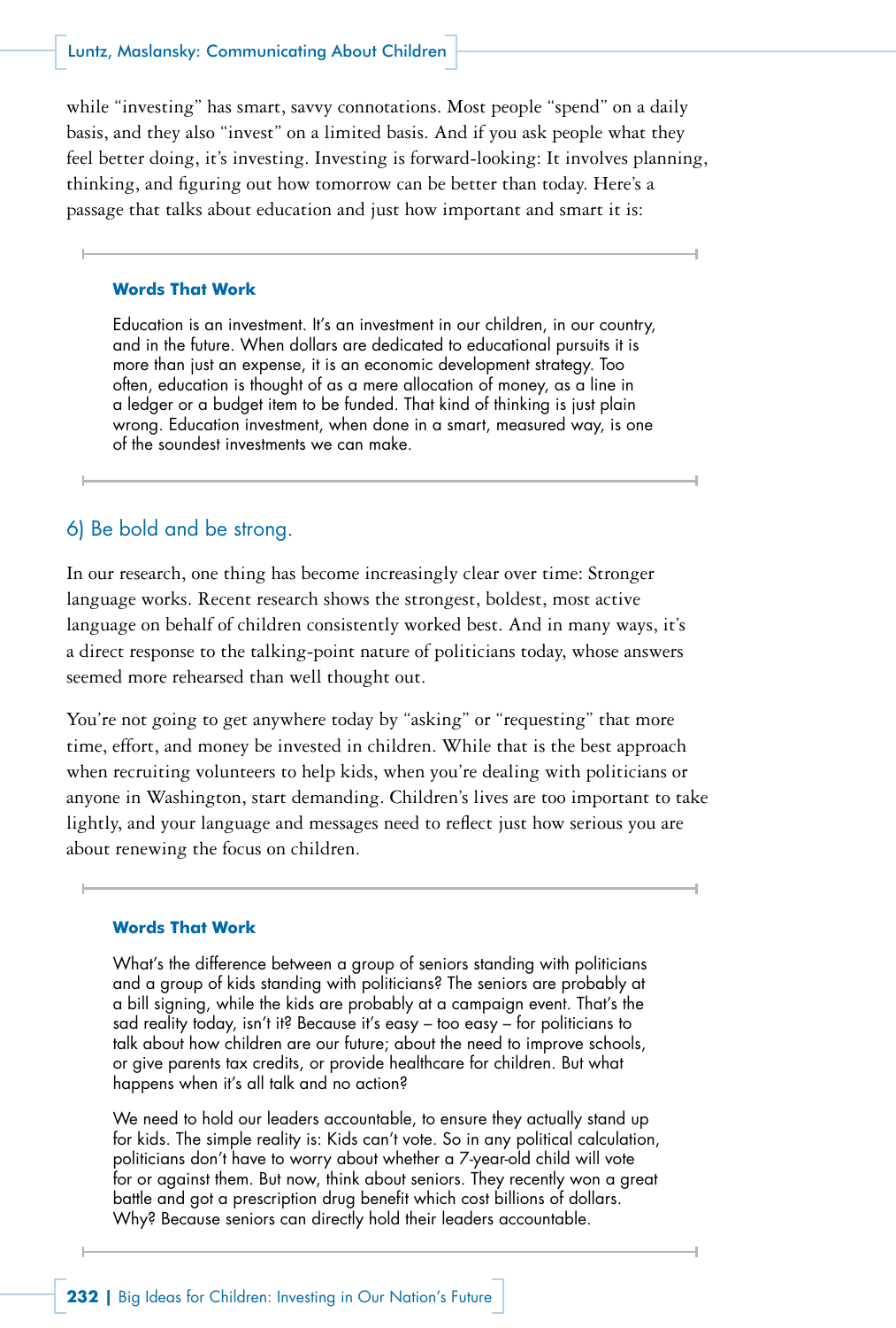while "investing" has smart, savvy connotations. Most people "spend" on a daily basis, and they also "invest" on a limited basis. And if you ask people what they feel better doing, it's investing. Investing is forward-looking: It involves planning, thinking, and figuring out how tomorrow can be better than today. Here's a passage that talks about education and just how important and smart it is:

---

**Words That Work**

Education is an investment. It's an investment in our children, in our country, and in the future. When dollars are dedicated to educational pursuits it is more than just an expense, it is an economic development strategy. Too often, education is thought of as a mere allocation of money, as a line in a ledger or a budget item to be funded. That kind of thinking is just plain wrong. Education investment, when done in a smart, measured way, is one of the soundest investments we can make.

---

## 6) Be bold and be strong.

In our research, one thing has become increasingly clear over time: Stronger language works. Recent research shows the strongest, boldest, most active language on behalf of children consistently worked best. And in many ways, it's a direct response to the talking-point nature of politicians today, whose answers seemed more rehearsed than well thought out.

You're not going to get anywhere today by "asking" or "requesting" that more time, effort, and money be invested in children. While that is the best approach when recruiting volunteers to help kids, when you're dealing with politicians or anyone in Washington, start demanding. Children's lives are too important to take lightly, and your language and messages need to reflect just how serious you are about renewing the focus on children.

---

**Words That Work**

What's the difference between a group of seniors standing with politicians and a group of kids standing with politicians? The seniors are probably at a bill signing, while the kids are probably at a campaign event. That's the sad reality today, isn't it? Because it's easy – too easy – for politicians to talk about how children are our future; about the need to improve schools, or give parents tax credits, or provide healthcare for children. But what happens when it's all talk and no action?

We need to hold our leaders accountable, to ensure they actually stand up for kids. The simple reality is: Kids can't vote. So in any political calculation, politicians don't have to worry about whether a 7-year-old child will vote for or against them. But now, think about seniors. They recently won a great battle and got a prescription drug benefit which cost billions of dollars. Why? Because seniors can directly hold their leaders accountable.

---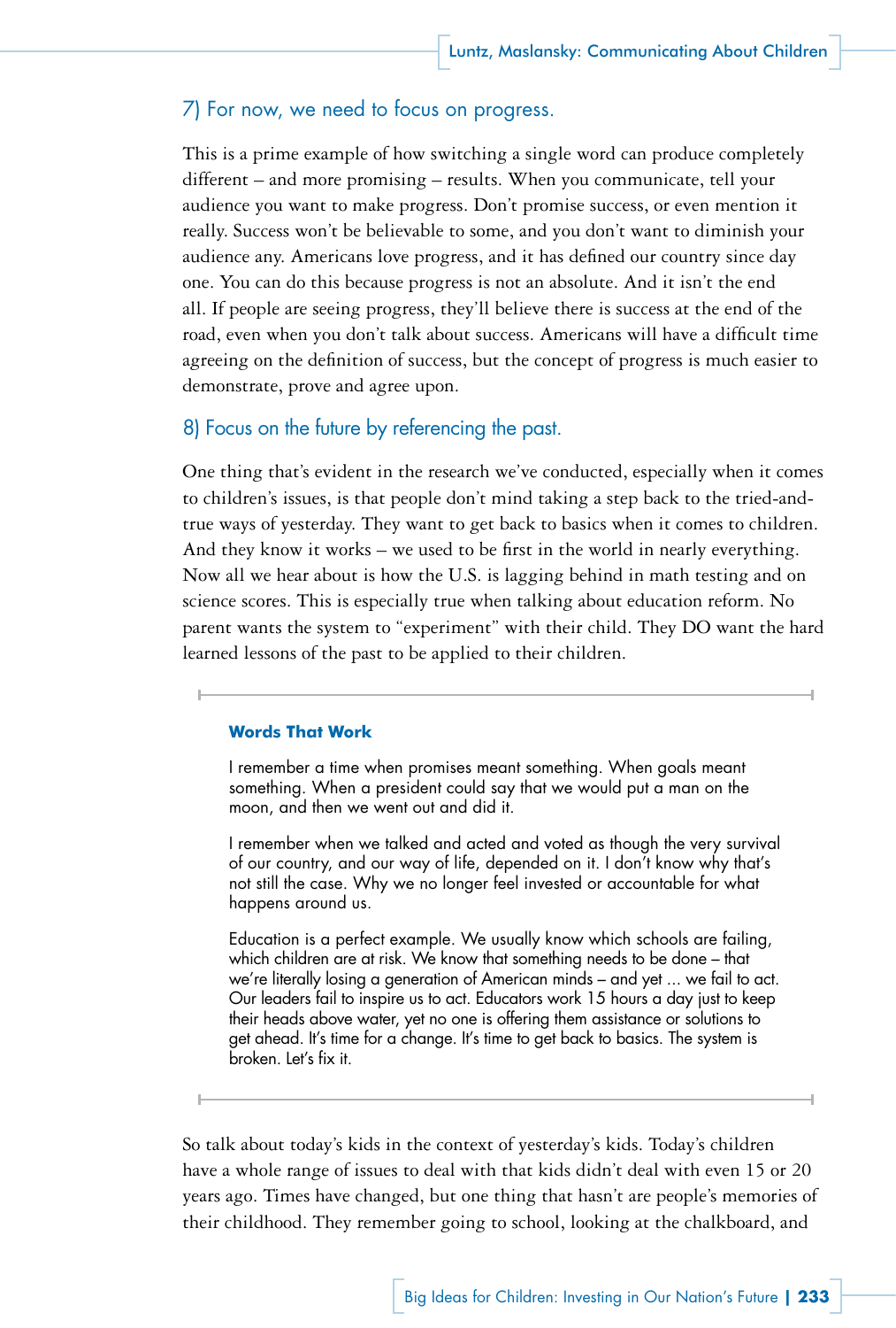### 7) For now, we need to focus on progress.

This is a prime example of how switching a single word can produce completely different – and more promising – results. When you communicate, tell your audience you want to make progress. Don't promise success, or even mention it really. Success won't be believable to some, and you don't want to diminish your audience any. Americans love progress, and it has defined our country since day one. You can do this because progress is not an absolute. And it isn't the end all. If people are seeing progress, they'll believe there is success at the end of the road, even when you don't talk about success. Americans will have a difficult time agreeing on the definition of success, but the concept of progress is much easier to demonstrate, prove and agree upon.

### 8) Focus on the future by referencing the past.

One thing that's evident in the research we've conducted, especially when it comes to children's issues, is that people don't mind taking a step back to the tried-and-true ways of yesterday. They want to get back to basics when it comes to children. And they know it works – we used to be first in the world in nearly everything. Now all we hear about is how the U.S. is lagging behind in math testing and on science scores. This is especially true when talking about education reform. No parent wants the system to "experiment" with their child. They DO want the hard learned lessons of the past to be applied to their children.

**Words That Work**

I remember a time when promises meant something. When goals meant something. When a president could say that we would put a man on the moon, and then we went out and did it.

I remember when we talked and acted and voted as though the very survival of our country, and our way of life, depended on it. I don't know why that's not still the case. Why we no longer feel invested or accountable for what happens around us.

Education is a perfect example. We usually know which schools are failing, which children are at risk. We know that something needs to be done – that we're literally losing a generation of American minds – and yet ... we fail to act. Our leaders fail to inspire us to act. Educators work 15 hours a day just to keep their heads above water, yet no one is offering them assistance or solutions to get ahead. It's time for a change. It's time to get back to basics. The system is broken. Let's fix it.

So talk about today's kids in the context of yesterday's kids. Today's children have a whole range of issues to deal with that kids didn't deal with even 15 or 20 years ago. Times have changed, but one thing that hasn't are people's memories of their childhood. They remember going to school, looking at the chalkboard, and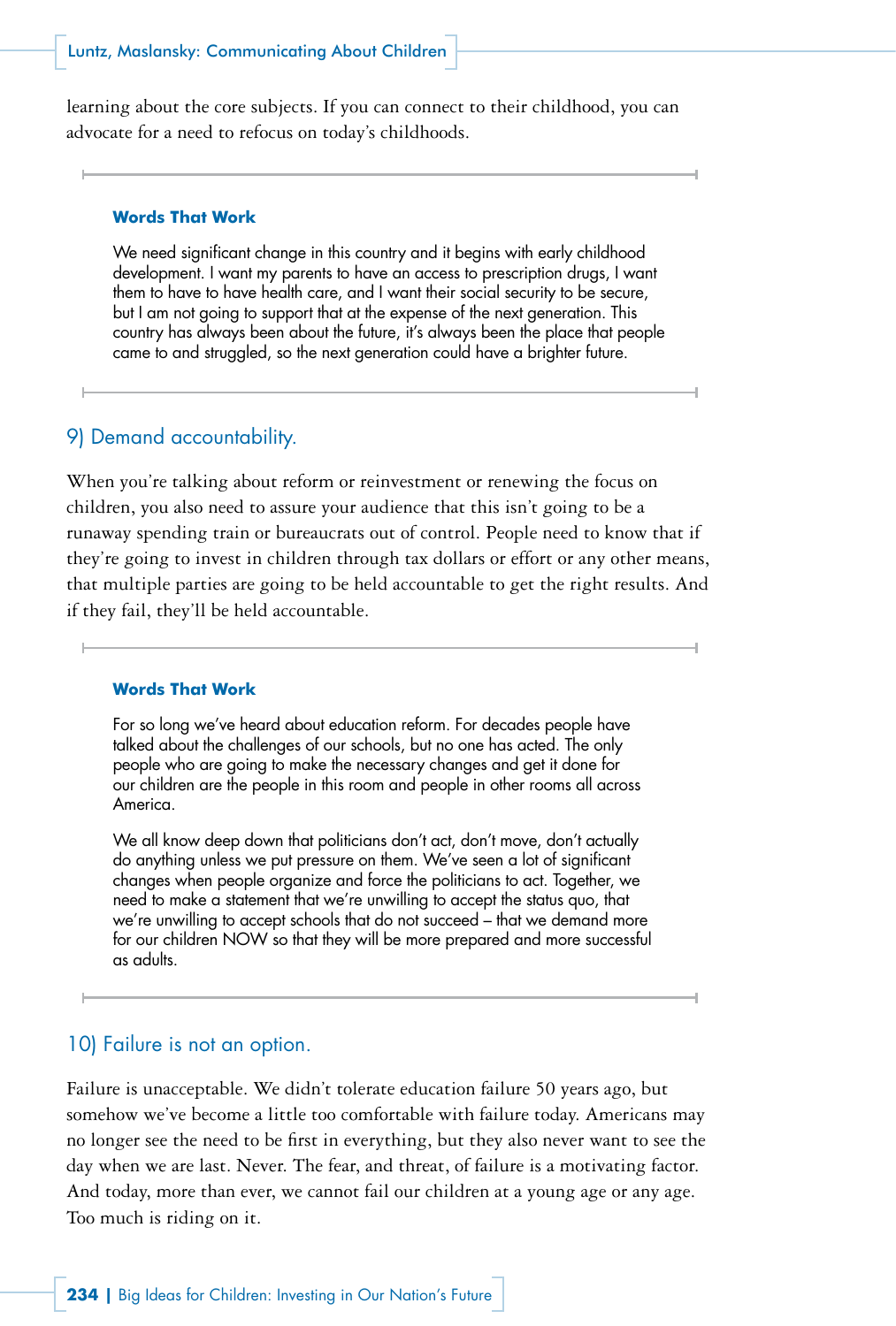learning about the core subjects. If you can connect to their childhood, you can advocate for a need to refocus on today's childhoods.

---

**Words That Work**

We need significant change in this country and it begins with early childhood development. I want my parents to have an access to prescription drugs, I want them to have to have health care, and I want their social security to be secure, but I am not going to support that at the expense of the next generation. This country has always been about the future, it's always been the place that people came to and struggled, so the next generation could have a brighter future.

---

## 9) Demand accountability.

When you're talking about reform or reinvestment or renewing the focus on children, you also need to assure your audience that this isn't going to be a runaway spending train or bureaucrats out of control. People need to know that if they're going to invest in children through tax dollars or effort or any other means, that multiple parties are going to be held accountable to get the right results. And if they fail, they'll be held accountable.

---

**Words That Work**

For so long we've heard about education reform. For decades people have talked about the challenges of our schools, but no one has acted. The only people who are going to make the necessary changes and get it done for our children are the people in this room and people in other rooms all across America.

We all know deep down that politicians don't act, don't move, don't actually do anything unless we put pressure on them. We've seen a lot of significant changes when people organize and force the politicians to act. Together, we need to make a statement that we're unwilling to accept the status quo, that we're unwilling to accept schools that do not succeed – that we demand more for our children NOW so that they will be more prepared and more successful as adults.

---

## 10) Failure is not an option.

Failure is unacceptable. We didn't tolerate education failure 50 years ago, but somehow we've become a little too comfortable with failure today. Americans may no longer see the need to be first in everything, but they also never want to see the day when we are last. Never. The fear, and threat, of failure is a motivating factor. And today, more than ever, we cannot fail our children at a young age or any age. Too much is riding on it.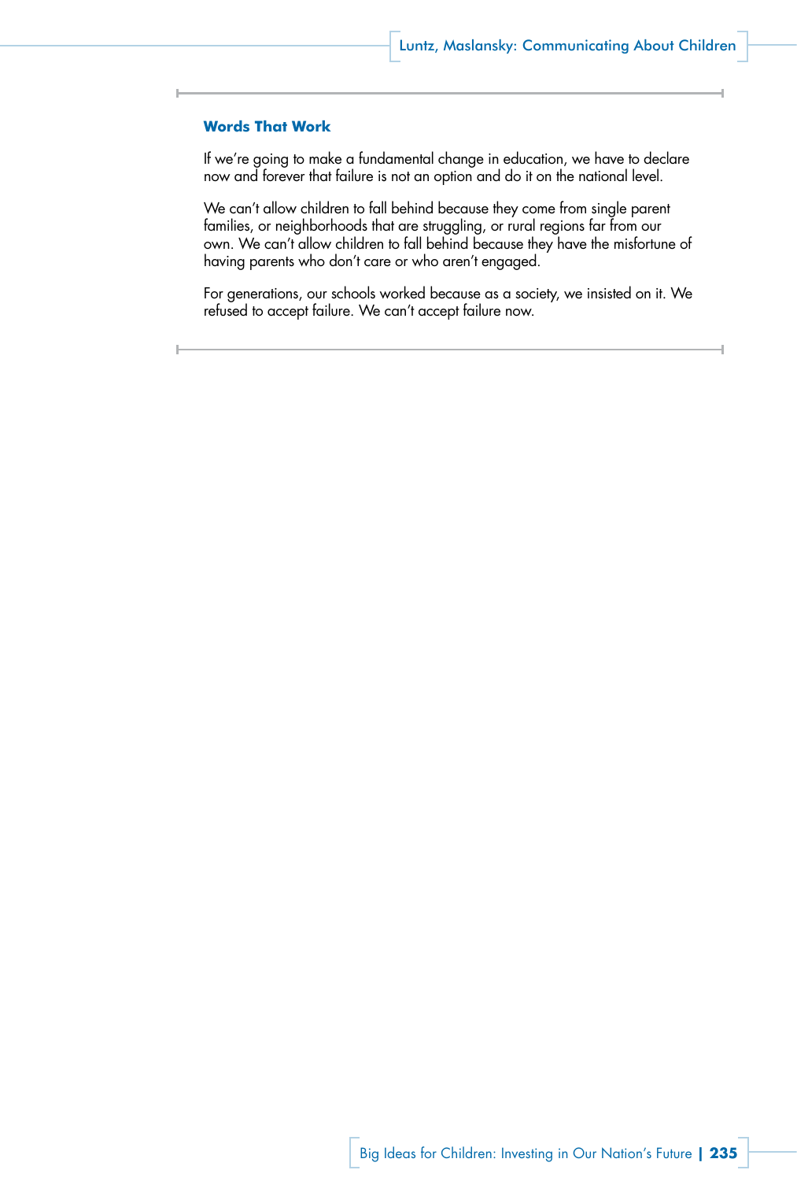**Words That Work**

If we're going to make a fundamental change in education, we have to declare now and forever that failure is not an option and do it on the national level.

We can't allow children to fall behind because they come from single parent families, or neighborhoods that are struggling, or rural regions far from our own. We can't allow children to fall behind because they have the misfortune of having parents who don't care or who aren't engaged.

For generations, our schools worked because as a society, we insisted on it. We refused to accept failure. We can't accept failure now.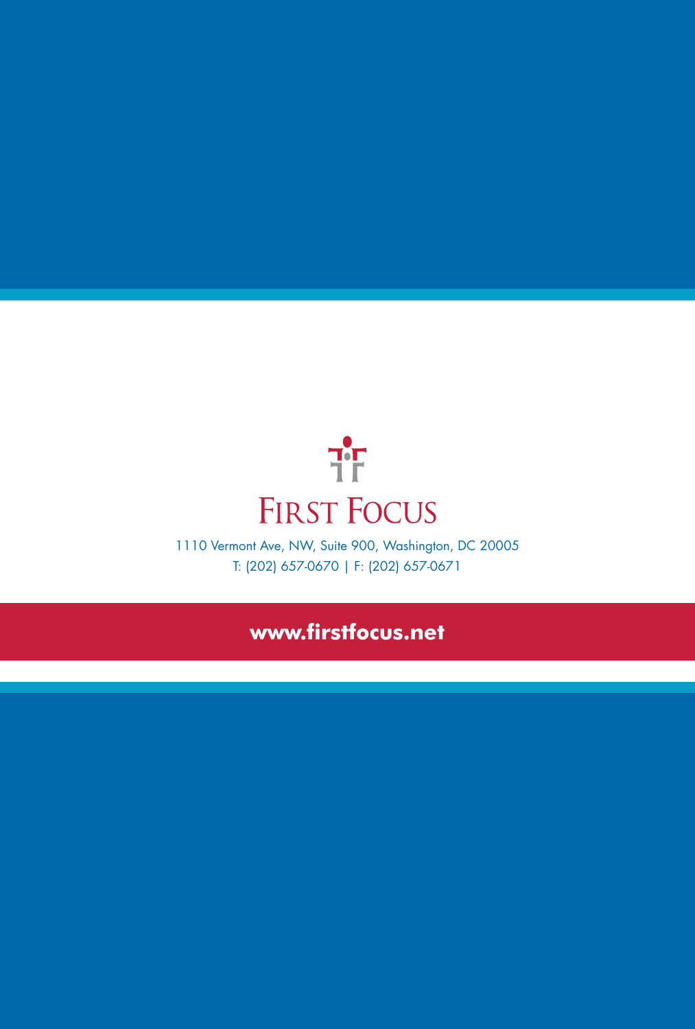First Focus

1110 Vermont Ave, NW, Suite 900, Washington, DC 20005
T: (202) 657-0670 | F: (202) 657-0671

**www.firstfocus.net**